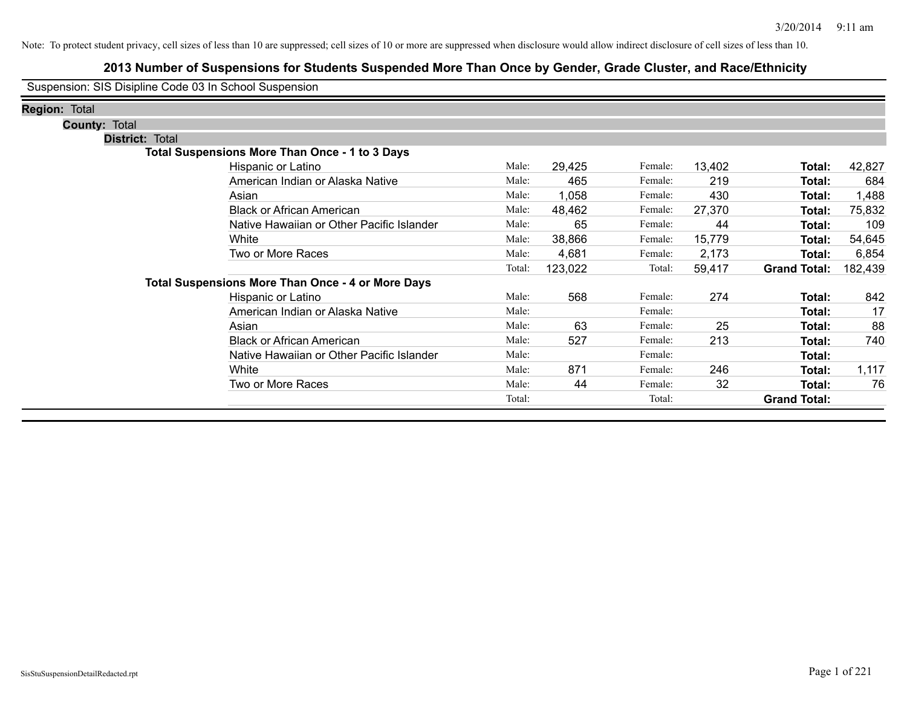Note: To protect student privacy, cell sizes of less than 10 are suppressed; cell sizes of 10 or more are suppressed when disclosure would allow indirect disclosure of cell sizes of less than 10.

# 2013 Number of Suspensions for Students Suspended More Than Once by Gender, Grade Cluster, and Race/Ethnicity

Suspension: SIS Disipline Code 03 In School Suspension

**Region:** Total

**County:** Total

**District:** Total

**Total Suspensions More Than Once - 1 to 3 Days**

| Race/Ethnicity | | Male | | Female | | Total |
|---|---|---|---|---|---|---|
| Hispanic or Latino | Male: | 29,425 | Female: | 13,402 | **Total:** | 42,827 |
| American Indian or Alaska Native | Male: | 465 | Female: | 219 | **Total:** | 684 |
| Asian | Male: | 1,058 | Female: | 430 | **Total:** | 1,488 |
| Black or African American | Male: | 48,462 | Female: | 27,370 | **Total:** | 75,832 |
| Native Hawaiian or Other Pacific Islander | Male: | 65 | Female: | 44 | **Total:** | 109 |
| White | Male: | 38,866 | Female: | 15,779 | **Total:** | 54,645 |
| Two or More Races | Male: | 4,681 | Female: | 2,173 | **Total:** | 6,854 |
| | Total: | 123,022 | Total: | 59,417 | **Grand Total:** | 182,439 |

**Total Suspensions More Than Once - 4 or More Days**

| Race/Ethnicity | | Male | | Female | | Total |
|---|---|---|---|---|---|---|
| Hispanic or Latino | Male: | 568 | Female: | 274 | **Total:** | 842 |
| American Indian or Alaska Native | Male: | | Female: | | **Total:** | 17 |
| Asian | Male: | 63 | Female: | 25 | **Total:** | 88 |
| Black or African American | Male: | 527 | Female: | 213 | **Total:** | 740 |
| Native Hawaiian or Other Pacific Islander | Male: | | Female: | | **Total:** | |
| White | Male: | 871 | Female: | 246 | **Total:** | 1,117 |
| Two or More Races | Male: | 44 | Female: | 32 | **Total:** | 76 |
| | Total: | | Total: | | **Grand Total:** | |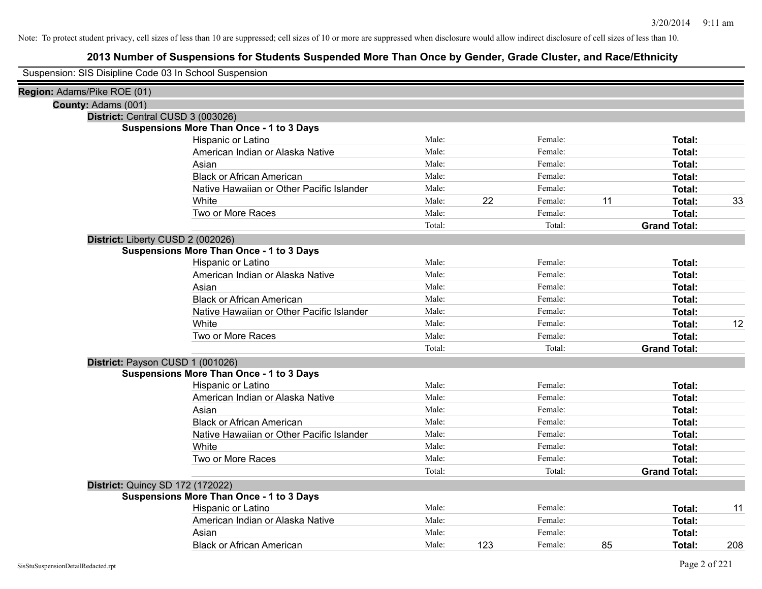Note: To protect student privacy, cell sizes of less than 10 are suppressed; cell sizes of 10 or more are suppressed when disclosure would allow indirect disclosure of cell sizes of less than 10.

# 2013 Number of Suspensions for Students Suspended More Than Once by Gender, Grade Cluster, and Race/Ethnicity

Suspension: SIS Disipline Code 03 In School Suspension

**Region:** Adams/Pike ROE (01)

**County:** Adams (001)

**District:** Central CUSD 3 (003026)

**Suspensions More Than Once - 1 to 3 Days**

| Race/Ethnicity | | Male | | Female | | Total |
|---|---|---|---|---|---|---|
| Hispanic or Latino | Male: | | Female: | | **Total:** | |
| American Indian or Alaska Native | Male: | | Female: | | **Total:** | |
| Asian | Male: | | Female: | | **Total:** | |
| Black or African American | Male: | | Female: | | **Total:** | |
| Native Hawaiian or Other Pacific Islander | Male: | | Female: | | **Total:** | |
| White | Male: | 22 | Female: | 11 | **Total:** | 33 |
| Two or More Races | Male: | | Female: | | **Total:** | |
| | Total: | | Total: | | **Grand Total:** | |

**District:** Liberty CUSD 2 (002026)

**Suspensions More Than Once - 1 to 3 Days**

| Race/Ethnicity | | Male | | Female | | Total |
|---|---|---|---|---|---|---|
| Hispanic or Latino | Male: | | Female: | | **Total:** | |
| American Indian or Alaska Native | Male: | | Female: | | **Total:** | |
| Asian | Male: | | Female: | | **Total:** | |
| Black or African American | Male: | | Female: | | **Total:** | |
| Native Hawaiian or Other Pacific Islander | Male: | | Female: | | **Total:** | |
| White | Male: | | Female: | | **Total:** | 12 |
| Two or More Races | Male: | | Female: | | **Total:** | |
| | Total: | | Total: | | **Grand Total:** | |

**District:** Payson CUSD 1 (001026)

**Suspensions More Than Once - 1 to 3 Days**

| Race/Ethnicity | | Male | | Female | | Total |
|---|---|---|---|---|---|---|
| Hispanic or Latino | Male: | | Female: | | **Total:** | |
| American Indian or Alaska Native | Male: | | Female: | | **Total:** | |
| Asian | Male: | | Female: | | **Total:** | |
| Black or African American | Male: | | Female: | | **Total:** | |
| Native Hawaiian or Other Pacific Islander | Male: | | Female: | | **Total:** | |
| White | Male: | | Female: | | **Total:** | |
| Two or More Races | Male: | | Female: | | **Total:** | |
| | Total: | | Total: | | **Grand Total:** | |

**District:** Quincy SD 172 (172022)

**Suspensions More Than Once - 1 to 3 Days**

| Race/Ethnicity | | Male | | Female | | Total |
|---|---|---|---|---|---|---|
| Hispanic or Latino | Male: | | Female: | | **Total:** | 11 |
| American Indian or Alaska Native | Male: | | Female: | | **Total:** | |
| Asian | Male: | | Female: | | **Total:** | |
| Black or African American | Male: | 123 | Female: | 85 | **Total:** | 208 |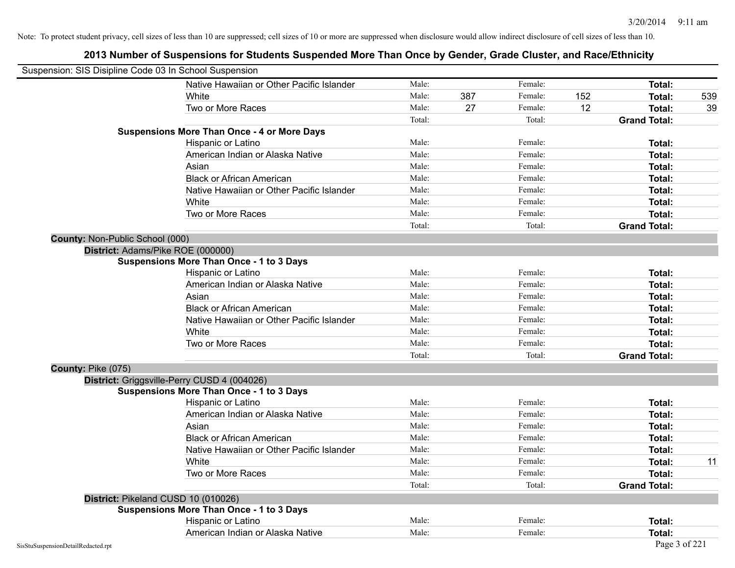Note: To protect student privacy, cell sizes of less than 10 are suppressed; cell sizes of 10 or more are suppressed when disclosure would allow indirect disclosure of cell sizes of less than 10.

# 2013 Number of Suspensions for Students Suspended More Than Once by Gender, Grade Cluster, and Race/Ethnicity

Suspension: SIS Disipline Code 03 In School Suspension

| | | | | | | |
|---|---|---|---|---|---|---|
| Native Hawaiian or Other Pacific Islander | Male: | | Female: | | **Total:** | |
| White | Male: | 387 | Female: | 152 | **Total:** | 539 |
| Two or More Races | Male: | 27 | Female: | 12 | **Total:** | 39 |
| | Total: | | Total: | | **Grand Total:** | |

**Suspensions More Than Once - 4 or More Days**

| | | | | | | |
|---|---|---|---|---|---|---|
| Hispanic or Latino | Male: | | Female: | | **Total:** | |
| American Indian or Alaska Native | Male: | | Female: | | **Total:** | |
| Asian | Male: | | Female: | | **Total:** | |
| Black or African American | Male: | | Female: | | **Total:** | |
| Native Hawaiian or Other Pacific Islander | Male: | | Female: | | **Total:** | |
| White | Male: | | Female: | | **Total:** | |
| Two or More Races | Male: | | Female: | | **Total:** | |
| | Total: | | Total: | | **Grand Total:** | |

**County:** Non-Public School (000)

**District:** Adams/Pike ROE (000000)

**Suspensions More Than Once - 1 to 3 Days**

| | | | | | | |
|---|---|---|---|---|---|---|
| Hispanic or Latino | Male: | | Female: | | **Total:** | |
| American Indian or Alaska Native | Male: | | Female: | | **Total:** | |
| Asian | Male: | | Female: | | **Total:** | |
| Black or African American | Male: | | Female: | | **Total:** | |
| Native Hawaiian or Other Pacific Islander | Male: | | Female: | | **Total:** | |
| White | Male: | | Female: | | **Total:** | |
| Two or More Races | Male: | | Female: | | **Total:** | |
| | Total: | | Total: | | **Grand Total:** | |

**County:** Pike (075)

**District:** Griggsville-Perry CUSD 4 (004026)

**Suspensions More Than Once - 1 to 3 Days**

| | | | | | | |
|---|---|---|---|---|---|---|
| Hispanic or Latino | Male: | | Female: | | **Total:** | |
| American Indian or Alaska Native | Male: | | Female: | | **Total:** | |
| Asian | Male: | | Female: | | **Total:** | |
| Black or African American | Male: | | Female: | | **Total:** | |
| Native Hawaiian or Other Pacific Islander | Male: | | Female: | | **Total:** | |
| White | Male: | | Female: | | **Total:** | 11 |
| Two or More Races | Male: | | Female: | | **Total:** | |
| | Total: | | Total: | | **Grand Total:** | |

**District:** Pikeland CUSD 10 (010026)

**Suspensions More Than Once - 1 to 3 Days**

| | | | | | | |
|---|---|---|---|---|---|---|
| Hispanic or Latino | Male: | | Female: | | **Total:** | |
| American Indian or Alaska Native | Male: | | Female: | | **Total:** | |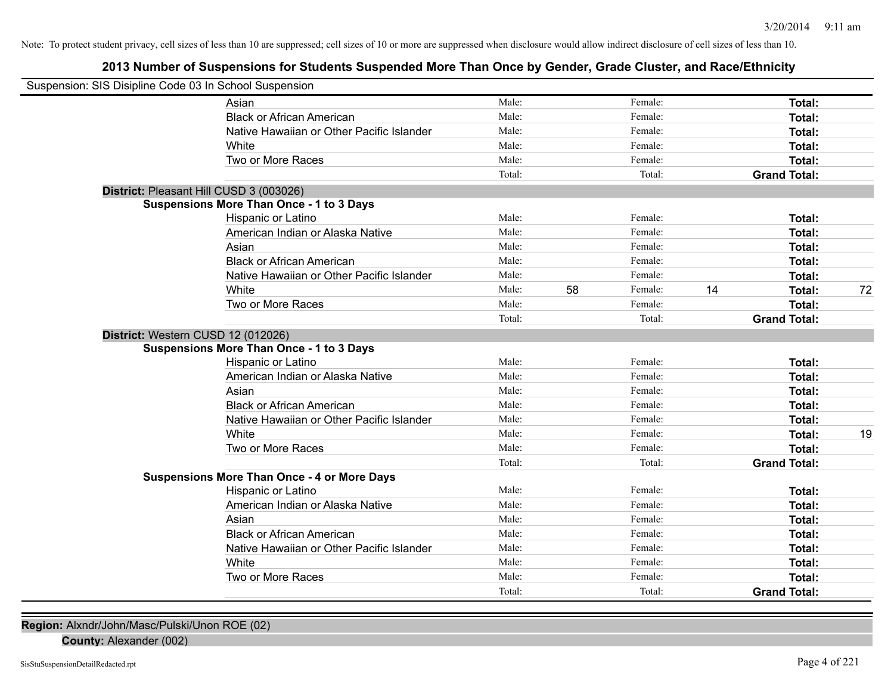Note: To protect student privacy, cell sizes of less than 10 are suppressed; cell sizes of 10 or more are suppressed when disclosure would allow indirect disclosure of cell sizes of less than 10.

## 2013 Number of Suspensions for Students Suspended More Than Once by Gender, Grade Cluster, and Race/Ethnicity

Suspension: SIS Disipline Code 03 In School Suspension

| | Male: | | Female: | | | |
|---|---|---|---|---|---|---|
| Asian | Male: | | Female: | | **Total:** | |
| Black or African American | Male: | | Female: | | **Total:** | |
| Native Hawaiian or Other Pacific Islander | Male: | | Female: | | **Total:** | |
| White | Male: | | Female: | | **Total:** | |
| Two or More Races | Male: | | Female: | | **Total:** | |
| | Total: | | Total: | | **Grand Total:** | |

**District:** Pleasant Hill CUSD 3 (003026)

**Suspensions More Than Once - 1 to 3 Days**

| | | | | | | |
|---|---|---|---|---|---|---|
| Hispanic or Latino | Male: | | Female: | | **Total:** | |
| American Indian or Alaska Native | Male: | | Female: | | **Total:** | |
| Asian | Male: | | Female: | | **Total:** | |
| Black or African American | Male: | | Female: | | **Total:** | |
| Native Hawaiian or Other Pacific Islander | Male: | | Female: | | **Total:** | |
| White | Male: | 58 | Female: | 14 | **Total:** | 72 |
| Two or More Races | Male: | | Female: | | **Total:** | |
| | Total: | | Total: | | **Grand Total:** | |

**District:** Western CUSD 12 (012026)

**Suspensions More Than Once - 1 to 3 Days**

| | | | | | | |
|---|---|---|---|---|---|---|
| Hispanic or Latino | Male: | | Female: | | **Total:** | |
| American Indian or Alaska Native | Male: | | Female: | | **Total:** | |
| Asian | Male: | | Female: | | **Total:** | |
| Black or African American | Male: | | Female: | | **Total:** | |
| Native Hawaiian or Other Pacific Islander | Male: | | Female: | | **Total:** | |
| White | Male: | | Female: | | **Total:** | 19 |
| Two or More Races | Male: | | Female: | | **Total:** | |
| | Total: | | Total: | | **Grand Total:** | |

**Suspensions More Than Once - 4 or More Days**

| | | | | | | |
|---|---|---|---|---|---|---|
| Hispanic or Latino | Male: | | Female: | | **Total:** | |
| American Indian or Alaska Native | Male: | | Female: | | **Total:** | |
| Asian | Male: | | Female: | | **Total:** | |
| Black or African American | Male: | | Female: | | **Total:** | |
| Native Hawaiian or Other Pacific Islander | Male: | | Female: | | **Total:** | |
| White | Male: | | Female: | | **Total:** | |
| Two or More Races | Male: | | Female: | | **Total:** | |
| | Total: | | Total: | | **Grand Total:** | |

**Region:** Alxndr/John/Masc/Pulski/Unon ROE (02)

**County:** Alexander (002)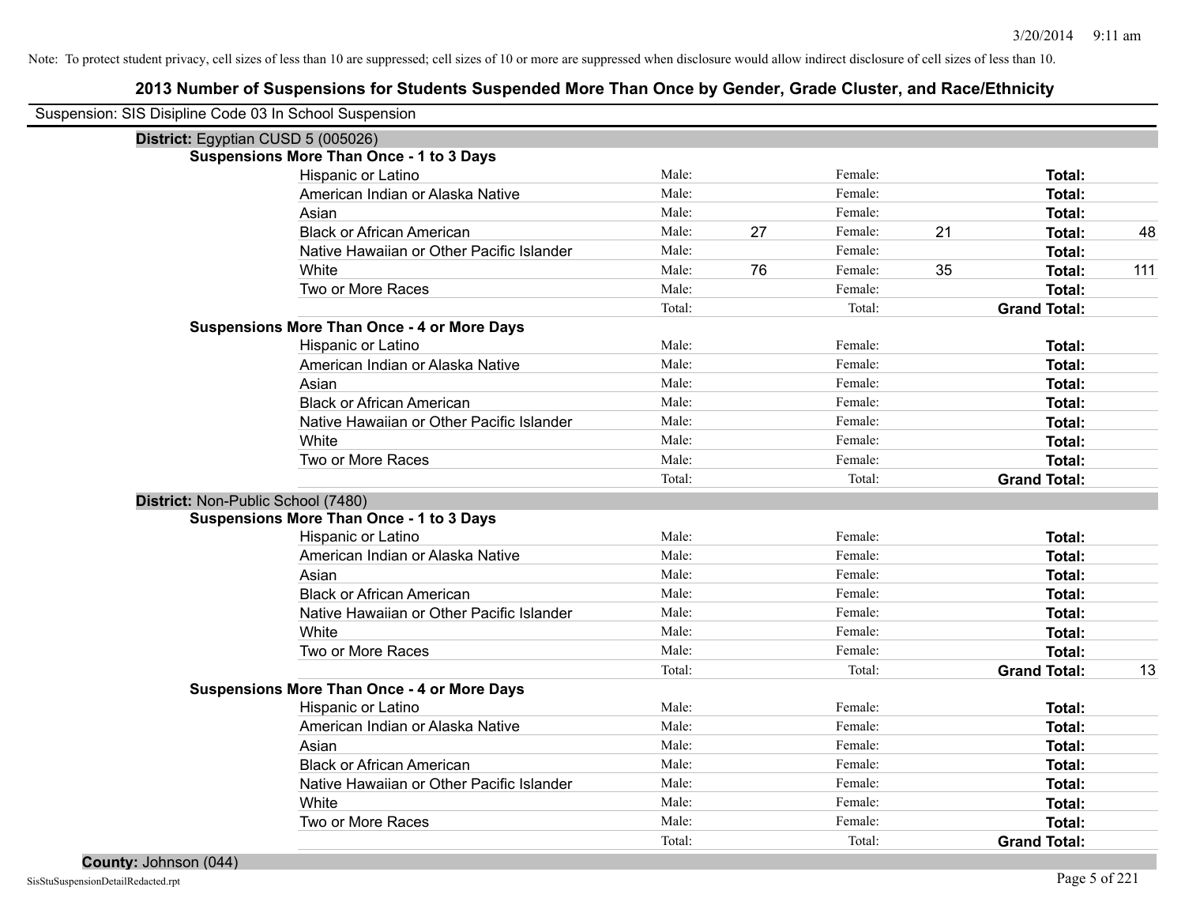Note: To protect student privacy, cell sizes of less than 10 are suppressed; cell sizes of 10 or more are suppressed when disclosure would allow indirect disclosure of cell sizes of less than 10.

## 2013 Number of Suspensions for Students Suspended More Than Once by Gender, Grade Cluster, and Race/Ethnicity

Suspension: SIS Disipline Code 03 In School Suspension

### District: Egyptian CUSD 5 (005026)

**Suspensions More Than Once - 1 to 3 Days**

| Race/Ethnicity | | Male | | Female | | Total |
|---|---|---|---|---|---|---|
| Hispanic or Latino | Male: | | Female: | | **Total:** | |
| American Indian or Alaska Native | Male: | | Female: | | **Total:** | |
| Asian | Male: | | Female: | | **Total:** | |
| Black or African American | Male: | 27 | Female: | 21 | **Total:** | 48 |
| Native Hawaiian or Other Pacific Islander | Male: | | Female: | | **Total:** | |
| White | Male: | 76 | Female: | 35 | **Total:** | 111 |
| Two or More Races | Male: | | Female: | | **Total:** | |
| | Total: | | Total: | | **Grand Total:** | |

**Suspensions More Than Once - 4 or More Days**

| Race/Ethnicity | | Male | | Female | | Total |
|---|---|---|---|---|---|---|
| Hispanic or Latino | Male: | | Female: | | **Total:** | |
| American Indian or Alaska Native | Male: | | Female: | | **Total:** | |
| Asian | Male: | | Female: | | **Total:** | |
| Black or African American | Male: | | Female: | | **Total:** | |
| Native Hawaiian or Other Pacific Islander | Male: | | Female: | | **Total:** | |
| White | Male: | | Female: | | **Total:** | |
| Two or More Races | Male: | | Female: | | **Total:** | |
| | Total: | | Total: | | **Grand Total:** | |

### District: Non-Public School (7480)

**Suspensions More Than Once - 1 to 3 Days**

| Race/Ethnicity | | Male | | Female | | Total |
|---|---|---|---|---|---|---|
| Hispanic or Latino | Male: | | Female: | | **Total:** | |
| American Indian or Alaska Native | Male: | | Female: | | **Total:** | |
| Asian | Male: | | Female: | | **Total:** | |
| Black or African American | Male: | | Female: | | **Total:** | |
| Native Hawaiian or Other Pacific Islander | Male: | | Female: | | **Total:** | |
| White | Male: | | Female: | | **Total:** | |
| Two or More Races | Male: | | Female: | | **Total:** | |
| | Total: | | Total: | | **Grand Total:** | 13 |

**Suspensions More Than Once - 4 or More Days**

| Race/Ethnicity | | Male | | Female | | Total |
|---|---|---|---|---|---|---|
| Hispanic or Latino | Male: | | Female: | | **Total:** | |
| American Indian or Alaska Native | Male: | | Female: | | **Total:** | |
| Asian | Male: | | Female: | | **Total:** | |
| Black or African American | Male: | | Female: | | **Total:** | |
| Native Hawaiian or Other Pacific Islander | Male: | | Female: | | **Total:** | |
| White | Male: | | Female: | | **Total:** | |
| Two or More Races | Male: | | Female: | | **Total:** | |
| | Total: | | Total: | | **Grand Total:** | |

### County: Johnson (044)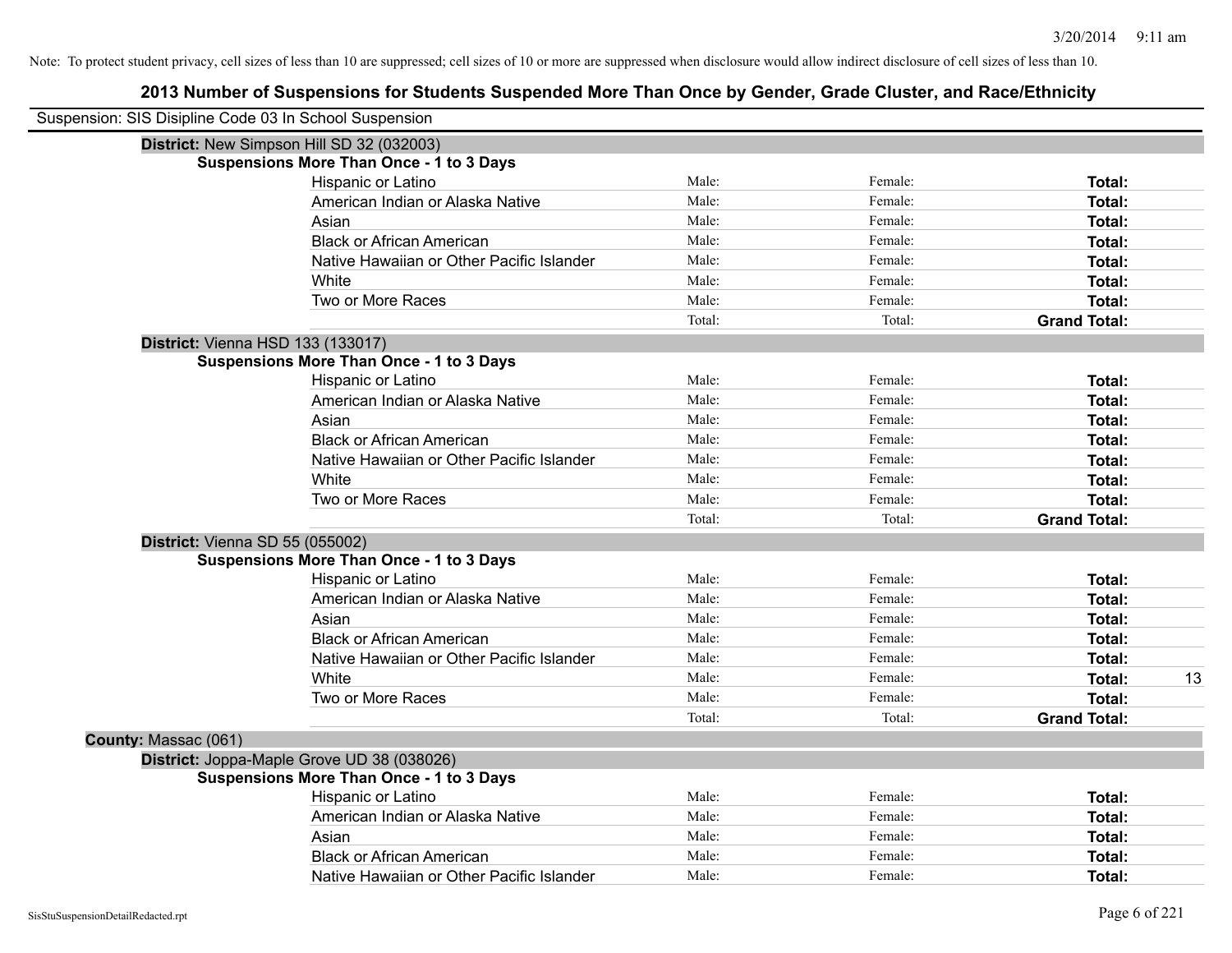Note: To protect student privacy, cell sizes of less than 10 are suppressed; cell sizes of 10 or more are suppressed when disclosure would allow indirect disclosure of cell sizes of less than 10.

# 2013 Number of Suspensions for Students Suspended More Than Once by Gender, Grade Cluster, and Race/Ethnicity

Suspension: SIS Disipline Code 03 In School Suspension

**District:** New Simpson Hill SD 32 (032003)

**Suspensions More Than Once - 1 to 3 Days**

| Race/Ethnicity | Male | Female | Total | |
|---|---|---|---|---|
| Hispanic or Latino | Male: | Female: | **Total:** | |
| American Indian or Alaska Native | Male: | Female: | **Total:** | |
| Asian | Male: | Female: | **Total:** | |
| Black or African American | Male: | Female: | **Total:** | |
| Native Hawaiian or Other Pacific Islander | Male: | Female: | **Total:** | |
| White | Male: | Female: | **Total:** | |
| Two or More Races | Male: | Female: | **Total:** | |
| | Total: | Total: | **Grand Total:** | |

**District:** Vienna HSD 133 (133017)

**Suspensions More Than Once - 1 to 3 Days**

| Race/Ethnicity | Male | Female | Total | |
|---|---|---|---|---|
| Hispanic or Latino | Male: | Female: | **Total:** | |
| American Indian or Alaska Native | Male: | Female: | **Total:** | |
| Asian | Male: | Female: | **Total:** | |
| Black or African American | Male: | Female: | **Total:** | |
| Native Hawaiian or Other Pacific Islander | Male: | Female: | **Total:** | |
| White | Male: | Female: | **Total:** | |
| Two or More Races | Male: | Female: | **Total:** | |
| | Total: | Total: | **Grand Total:** | |

**District:** Vienna SD 55 (055002)

**Suspensions More Than Once - 1 to 3 Days**

| Race/Ethnicity | Male | Female | Total | |
|---|---|---|---|---|
| Hispanic or Latino | Male: | Female: | **Total:** | |
| American Indian or Alaska Native | Male: | Female: | **Total:** | |
| Asian | Male: | Female: | **Total:** | |
| Black or African American | Male: | Female: | **Total:** | |
| Native Hawaiian or Other Pacific Islander | Male: | Female: | **Total:** | |
| White | Male: | Female: | **Total:** | 13 |
| Two or More Races | Male: | Female: | **Total:** | |
| | Total: | Total: | **Grand Total:** | |

**County:** Massac (061)

**District:** Joppa-Maple Grove UD 38 (038026)

**Suspensions More Than Once - 1 to 3 Days**

| Race/Ethnicity | Male | Female | Total | |
|---|---|---|---|---|
| Hispanic or Latino | Male: | Female: | **Total:** | |
| American Indian or Alaska Native | Male: | Female: | **Total:** | |
| Asian | Male: | Female: | **Total:** | |
| Black or African American | Male: | Female: | **Total:** | |
| Native Hawaiian or Other Pacific Islander | Male: | Female: | **Total:** | |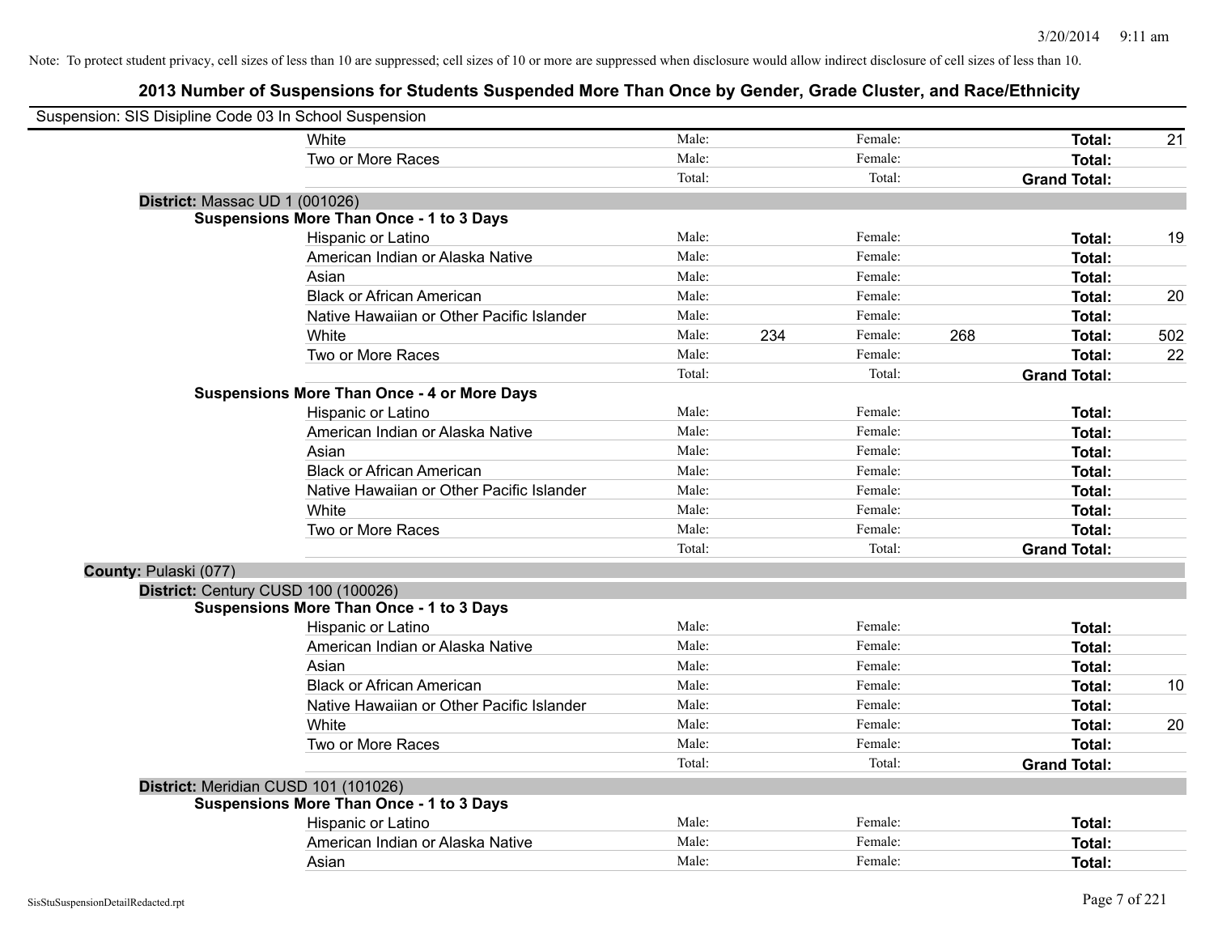Note: To protect student privacy, cell sizes of less than 10 are suppressed; cell sizes of 10 or more are suppressed when disclosure would allow indirect disclosure of cell sizes of less than 10.

## 2013 Number of Suspensions for Students Suspended More Than Once by Gender, Grade Cluster, and Race/Ethnicity

Suspension: SIS Disipline Code 03 In School Suspension

| | | | | | | |
|---|---|---|---|---|---|---|
| White | Male: | | Female: | | **Total:** | 21 |
| Two or More Races | Male: | | Female: | | **Total:** | |
| | Total: | | Total: | | **Grand Total:** | |

**District:** Massac UD 1 (001026)

**Suspensions More Than Once - 1 to 3 Days**

| | | | | | | |
|---|---|---|---|---|---|---|
| Hispanic or Latino | Male: | | Female: | | **Total:** | 19 |
| American Indian or Alaska Native | Male: | | Female: | | **Total:** | |
| Asian | Male: | | Female: | | **Total:** | |
| Black or African American | Male: | | Female: | | **Total:** | 20 |
| Native Hawaiian or Other Pacific Islander | Male: | | Female: | | **Total:** | |
| White | Male: | 234 | Female: | 268 | **Total:** | 502 |
| Two or More Races | Male: | | Female: | | **Total:** | 22 |
| | Total: | | Total: | | **Grand Total:** | |

**Suspensions More Than Once - 4 or More Days**

| | | | | | | |
|---|---|---|---|---|---|---|
| Hispanic or Latino | Male: | | Female: | | **Total:** | |
| American Indian or Alaska Native | Male: | | Female: | | **Total:** | |
| Asian | Male: | | Female: | | **Total:** | |
| Black or African American | Male: | | Female: | | **Total:** | |
| Native Hawaiian or Other Pacific Islander | Male: | | Female: | | **Total:** | |
| White | Male: | | Female: | | **Total:** | |
| Two or More Races | Male: | | Female: | | **Total:** | |
| | Total: | | Total: | | **Grand Total:** | |

**County:** Pulaski (077)

**District:** Century CUSD 100 (100026)

**Suspensions More Than Once - 1 to 3 Days**

| | | | | | | |
|---|---|---|---|---|---|---|
| Hispanic or Latino | Male: | | Female: | | **Total:** | |
| American Indian or Alaska Native | Male: | | Female: | | **Total:** | |
| Asian | Male: | | Female: | | **Total:** | |
| Black or African American | Male: | | Female: | | **Total:** | 10 |
| Native Hawaiian or Other Pacific Islander | Male: | | Female: | | **Total:** | |
| White | Male: | | Female: | | **Total:** | 20 |
| Two or More Races | Male: | | Female: | | **Total:** | |
| | Total: | | Total: | | **Grand Total:** | |

**District:** Meridian CUSD 101 (101026)

**Suspensions More Than Once - 1 to 3 Days**

| | | | | | | |
|---|---|---|---|---|---|---|
| Hispanic or Latino | Male: | | Female: | | **Total:** | |
| American Indian or Alaska Native | Male: | | Female: | | **Total:** | |
| Asian | Male: | | Female: | | **Total:** | |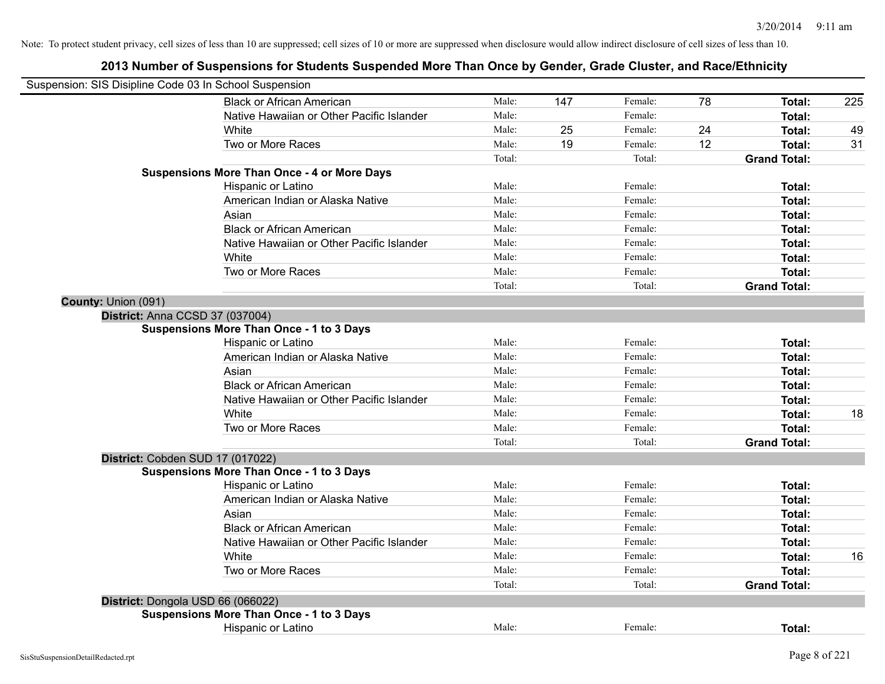Note: To protect student privacy, cell sizes of less than 10 are suppressed; cell sizes of 10 or more are suppressed when disclosure would allow indirect disclosure of cell sizes of less than 10.

## 2013 Number of Suspensions for Students Suspended More Than Once by Gender, Grade Cluster, and Race/Ethnicity

Suspension: SIS Disipline Code 03 In School Suspension

| | | | | | | | |
|---|---|---|---|---|---|---|---|
| Black or African American | Male: | 147 | Female: | 78 | **Total:** | 225 |
| Native Hawaiian or Other Pacific Islander | Male: | | Female: | | **Total:** | |
| White | Male: | 25 | Female: | 24 | **Total:** | 49 |
| Two or More Races | Male: | 19 | Female: | 12 | **Total:** | 31 |
| | Total: | | Total: | | **Grand Total:** | |

**Suspensions More Than Once - 4 or More Days**

| | | | | | | |
|---|---|---|---|---|---|---|
| Hispanic or Latino | Male: | | Female: | | **Total:** | |
| American Indian or Alaska Native | Male: | | Female: | | **Total:** | |
| Asian | Male: | | Female: | | **Total:** | |
| Black or African American | Male: | | Female: | | **Total:** | |
| Native Hawaiian or Other Pacific Islander | Male: | | Female: | | **Total:** | |
| White | Male: | | Female: | | **Total:** | |
| Two or More Races | Male: | | Female: | | **Total:** | |
| | Total: | | Total: | | **Grand Total:** | |

**County:** Union (091)

**District:** Anna CCSD 37 (037004)

**Suspensions More Than Once - 1 to 3 Days**

| | | | | | | |
|---|---|---|---|---|---|---|
| Hispanic or Latino | Male: | | Female: | | **Total:** | |
| American Indian or Alaska Native | Male: | | Female: | | **Total:** | |
| Asian | Male: | | Female: | | **Total:** | |
| Black or African American | Male: | | Female: | | **Total:** | |
| Native Hawaiian or Other Pacific Islander | Male: | | Female: | | **Total:** | |
| White | Male: | | Female: | | **Total:** | 18 |
| Two or More Races | Male: | | Female: | | **Total:** | |
| | Total: | | Total: | | **Grand Total:** | |

**District:** Cobden SUD 17 (017022)

**Suspensions More Than Once - 1 to 3 Days**

| | | | | | | |
|---|---|---|---|---|---|---|
| Hispanic or Latino | Male: | | Female: | | **Total:** | |
| American Indian or Alaska Native | Male: | | Female: | | **Total:** | |
| Asian | Male: | | Female: | | **Total:** | |
| Black or African American | Male: | | Female: | | **Total:** | |
| Native Hawaiian or Other Pacific Islander | Male: | | Female: | | **Total:** | |
| White | Male: | | Female: | | **Total:** | 16 |
| Two or More Races | Male: | | Female: | | **Total:** | |
| | Total: | | Total: | | **Grand Total:** | |

**District:** Dongola USD 66 (066022)

**Suspensions More Than Once - 1 to 3 Days**

| | | | | | | |
|---|---|---|---|---|---|---|
| Hispanic or Latino | Male: | | Female: | | **Total:** | |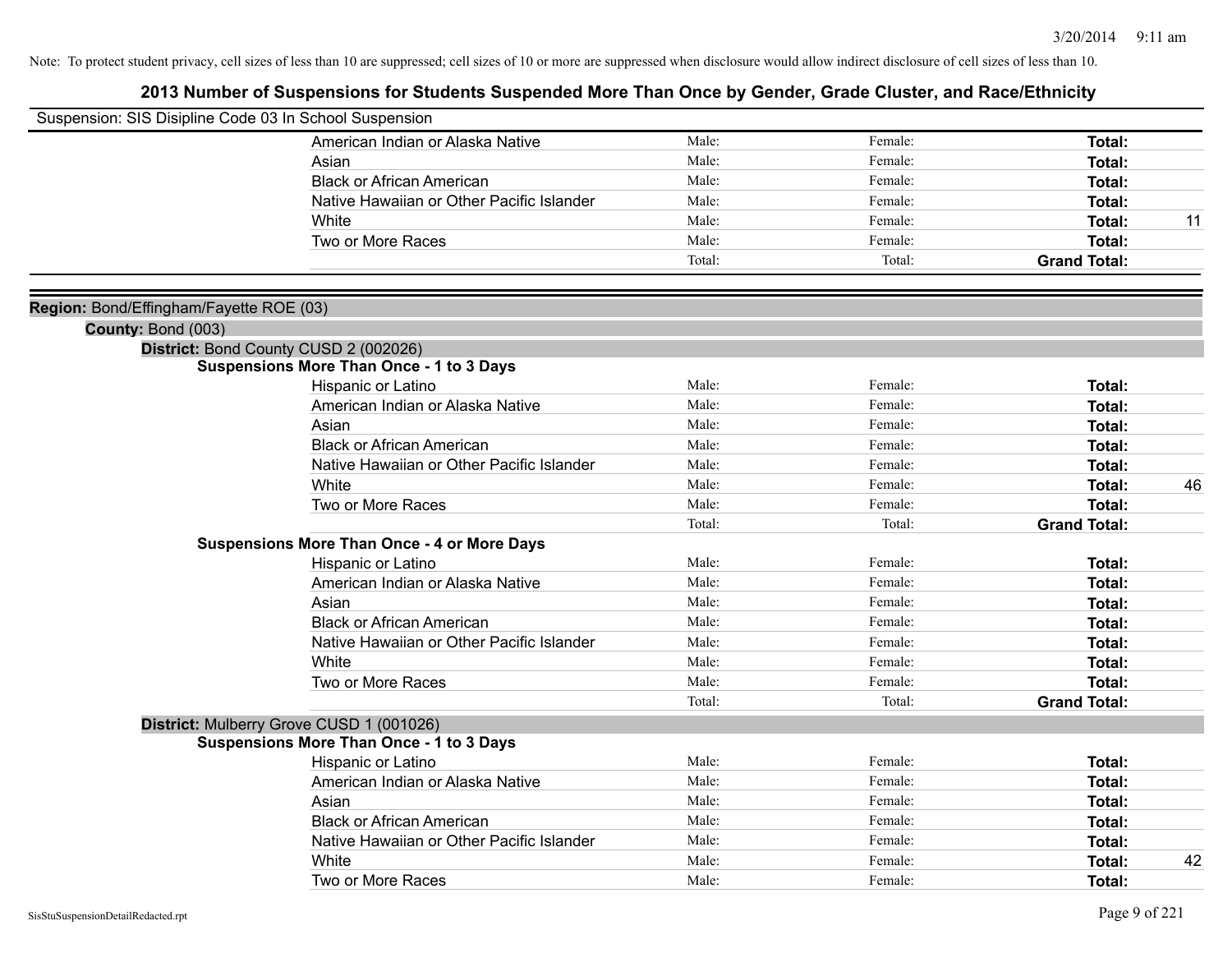Note: To protect student privacy, cell sizes of less than 10 are suppressed; cell sizes of 10 or more are suppressed when disclosure would allow indirect disclosure of cell sizes of less than 10.

# 2013 Number of Suspensions for Students Suspended More Than Once by Gender, Grade Cluster, and Race/Ethnicity

Suspension: SIS Disipline Code 03 In School Suspension

| | | | | |
|---|---|---|---|---|
| American Indian or Alaska Native | Male: | Female: | **Total:** | |
| Asian | Male: | Female: | **Total:** | |
| Black or African American | Male: | Female: | **Total:** | |
| Native Hawaiian or Other Pacific Islander | Male: | Female: | **Total:** | |
| White | Male: | Female: | **Total:** | 11 |
| Two or More Races | Male: | Female: | **Total:** | |
| | Total: | Total: | **Grand Total:** | |

**Region:** Bond/Effingham/Fayette ROE (03)

**County:** Bond (003)

**District:** Bond County CUSD 2 (002026)

**Suspensions More Than Once - 1 to 3 Days**

| | | | | |
|---|---|---|---|---|
| Hispanic or Latino | Male: | Female: | **Total:** | |
| American Indian or Alaska Native | Male: | Female: | **Total:** | |
| Asian | Male: | Female: | **Total:** | |
| Black or African American | Male: | Female: | **Total:** | |
| Native Hawaiian or Other Pacific Islander | Male: | Female: | **Total:** | |
| White | Male: | Female: | **Total:** | 46 |
| Two or More Races | Male: | Female: | **Total:** | |
| | Total: | Total: | **Grand Total:** | |

**Suspensions More Than Once - 4 or More Days**

| | | | | |
|---|---|---|---|---|
| Hispanic or Latino | Male: | Female: | **Total:** | |
| American Indian or Alaska Native | Male: | Female: | **Total:** | |
| Asian | Male: | Female: | **Total:** | |
| Black or African American | Male: | Female: | **Total:** | |
| Native Hawaiian or Other Pacific Islander | Male: | Female: | **Total:** | |
| White | Male: | Female: | **Total:** | |
| Two or More Races | Male: | Female: | **Total:** | |
| | Total: | Total: | **Grand Total:** | |

**District:** Mulberry Grove CUSD 1 (001026)

**Suspensions More Than Once - 1 to 3 Days**

| | | | | |
|---|---|---|---|---|
| Hispanic or Latino | Male: | Female: | **Total:** | |
| American Indian or Alaska Native | Male: | Female: | **Total:** | |
| Asian | Male: | Female: | **Total:** | |
| Black or African American | Male: | Female: | **Total:** | |
| Native Hawaiian or Other Pacific Islander | Male: | Female: | **Total:** | |
| White | Male: | Female: | **Total:** | 42 |
| Two or More Races | Male: | Female: | **Total:** | |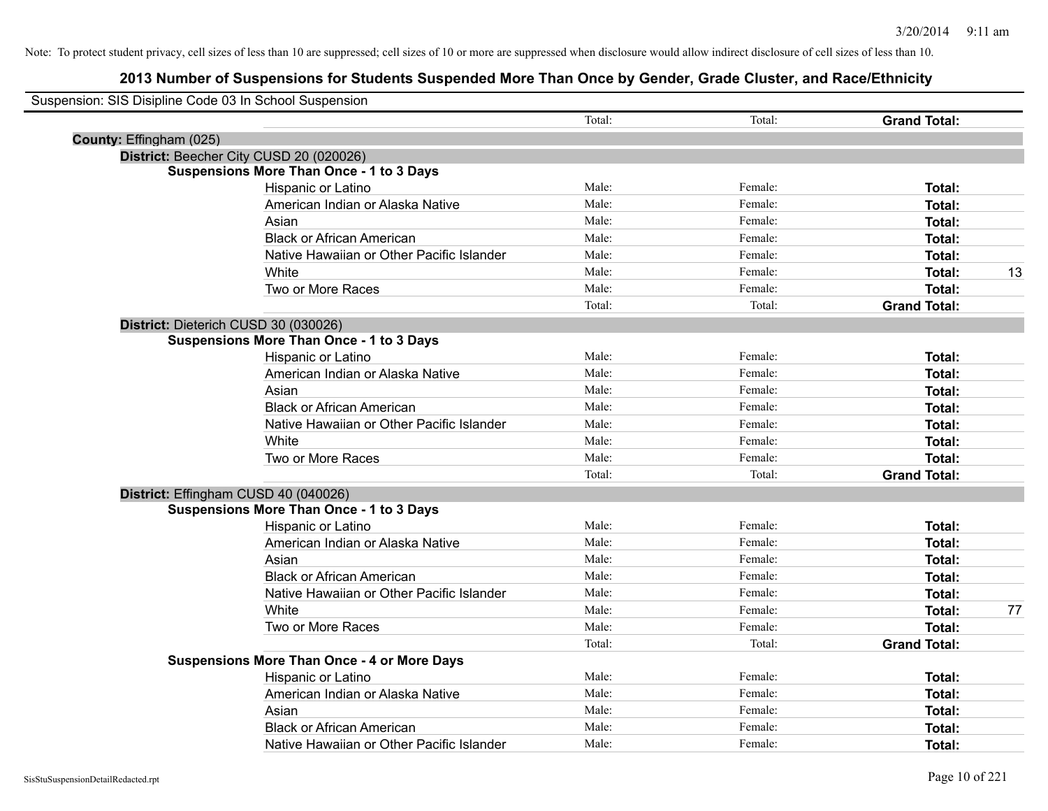Note: To protect student privacy, cell sizes of less than 10 are suppressed; cell sizes of 10 or more are suppressed when disclosure would allow indirect disclosure of cell sizes of less than 10.

## 2013 Number of Suspensions for Students Suspended More Than Once by Gender, Grade Cluster, and Race/Ethnicity

Suspension: SIS Disipline Code 03 In School Suspension

| | | Total: | Total: | **Grand Total:** | |
|---|---|---|---|---|---|
| **County:** Effingham (025) | | | | | |
| **District:** Beecher City CUSD 20 (020026) | | | | | |
| **Suspensions More Than Once - 1 to 3 Days** | | | | | |
| | Hispanic or Latino | Male: | Female: | **Total:** | |
| | American Indian or Alaska Native | Male: | Female: | **Total:** | |
| | Asian | Male: | Female: | **Total:** | |
| | Black or African American | Male: | Female: | **Total:** | |
| | Native Hawaiian or Other Pacific Islander | Male: | Female: | **Total:** | |
| | White | Male: | Female: | **Total:** | 13 |
| | Two or More Races | Male: | Female: | **Total:** | |
| | | Total: | Total: | **Grand Total:** | |
| **District:** Dieterich CUSD 30 (030026) | | | | | |
| **Suspensions More Than Once - 1 to 3 Days** | | | | | |
| | Hispanic or Latino | Male: | Female: | **Total:** | |
| | American Indian or Alaska Native | Male: | Female: | **Total:** | |
| | Asian | Male: | Female: | **Total:** | |
| | Black or African American | Male: | Female: | **Total:** | |
| | Native Hawaiian or Other Pacific Islander | Male: | Female: | **Total:** | |
| | White | Male: | Female: | **Total:** | |
| | Two or More Races | Male: | Female: | **Total:** | |
| | | Total: | Total: | **Grand Total:** | |
| **District:** Effingham CUSD 40 (040026) | | | | | |
| **Suspensions More Than Once - 1 to 3 Days** | | | | | |
| | Hispanic or Latino | Male: | Female: | **Total:** | |
| | American Indian or Alaska Native | Male: | Female: | **Total:** | |
| | Asian | Male: | Female: | **Total:** | |
| | Black or African American | Male: | Female: | **Total:** | |
| | Native Hawaiian or Other Pacific Islander | Male: | Female: | **Total:** | |
| | White | Male: | Female: | **Total:** | 77 |
| | Two or More Races | Male: | Female: | **Total:** | |
| | | Total: | Total: | **Grand Total:** | |
| **Suspensions More Than Once - 4 or More Days** | | | | | |
| | Hispanic or Latino | Male: | Female: | **Total:** | |
| | American Indian or Alaska Native | Male: | Female: | **Total:** | |
| | Asian | Male: | Female: | **Total:** | |
| | Black or African American | Male: | Female: | **Total:** | |
| | Native Hawaiian or Other Pacific Islander | Male: | Female: | **Total:** | |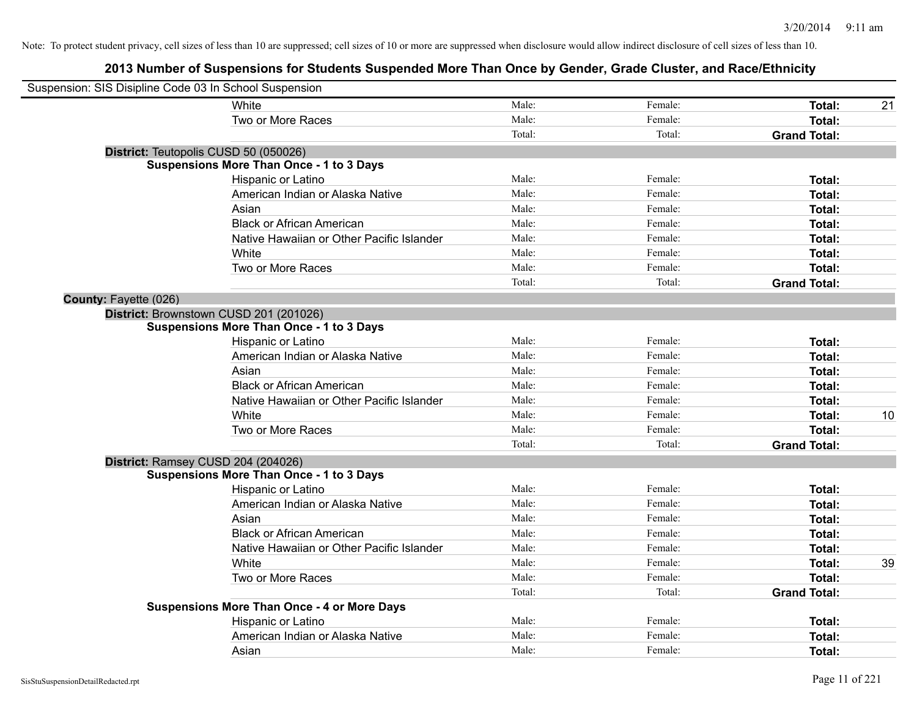Note: To protect student privacy, cell sizes of less than 10 are suppressed; cell sizes of 10 or more are suppressed when disclosure would allow indirect disclosure of cell sizes of less than 10.

# 2013 Number of Suspensions for Students Suspended More Than Once by Gender, Grade Cluster, and Race/Ethnicity

Suspension: SIS Disipline Code 03 In School Suspension

| | Male | Female | Total | |
|---|---|---|---|---|
| White | Male: | Female: | **Total:** | 21 |
| Two or More Races | Male: | Female: | **Total:** | |
| | Total: | Total: | **Grand Total:** | |

**District:** Teutopolis CUSD 50 (050026)

**Suspensions More Than Once - 1 to 3 Days**

| | Male | Female | Total | |
|---|---|---|---|---|
| Hispanic or Latino | Male: | Female: | **Total:** | |
| American Indian or Alaska Native | Male: | Female: | **Total:** | |
| Asian | Male: | Female: | **Total:** | |
| Black or African American | Male: | Female: | **Total:** | |
| Native Hawaiian or Other Pacific Islander | Male: | Female: | **Total:** | |
| White | Male: | Female: | **Total:** | |
| Two or More Races | Male: | Female: | **Total:** | |
| | Total: | Total: | **Grand Total:** | |

**County:** Fayette (026)

**District:** Brownstown CUSD 201 (201026)

**Suspensions More Than Once - 1 to 3 Days**

| | Male | Female | Total | |
|---|---|---|---|---|
| Hispanic or Latino | Male: | Female: | **Total:** | |
| American Indian or Alaska Native | Male: | Female: | **Total:** | |
| Asian | Male: | Female: | **Total:** | |
| Black or African American | Male: | Female: | **Total:** | |
| Native Hawaiian or Other Pacific Islander | Male: | Female: | **Total:** | |
| White | Male: | Female: | **Total:** | 10 |
| Two or More Races | Male: | Female: | **Total:** | |
| | Total: | Total: | **Grand Total:** | |

**District:** Ramsey CUSD 204 (204026)

**Suspensions More Than Once - 1 to 3 Days**

| | Male | Female | Total | |
|---|---|---|---|---|
| Hispanic or Latino | Male: | Female: | **Total:** | |
| American Indian or Alaska Native | Male: | Female: | **Total:** | |
| Asian | Male: | Female: | **Total:** | |
| Black or African American | Male: | Female: | **Total:** | |
| Native Hawaiian or Other Pacific Islander | Male: | Female: | **Total:** | |
| White | Male: | Female: | **Total:** | 39 |
| Two or More Races | Male: | Female: | **Total:** | |
| | Total: | Total: | **Grand Total:** | |

**Suspensions More Than Once - 4 or More Days**

| | Male | Female | Total | |
|---|---|---|---|---|
| Hispanic or Latino | Male: | Female: | **Total:** | |
| American Indian or Alaska Native | Male: | Female: | **Total:** | |
| Asian | Male: | Female: | **Total:** | |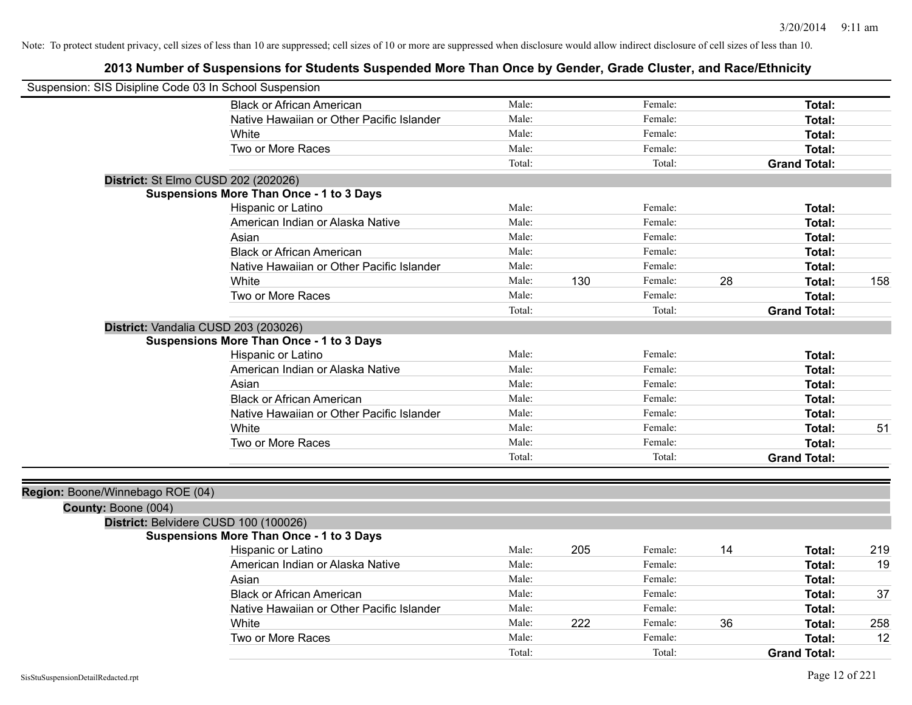Note: To protect student privacy, cell sizes of less than 10 are suppressed; cell sizes of 10 or more are suppressed when disclosure would allow indirect disclosure of cell sizes of less than 10.

## 2013 Number of Suspensions for Students Suspended More Than Once by Gender, Grade Cluster, and Race/Ethnicity

Suspension: SIS Disipline Code 03 In School Suspension

| | | | | | |
|---|---|---|---|---|---|
| Black or African American | Male: | Female: | | **Total:** | |
| Native Hawaiian or Other Pacific Islander | Male: | Female: | | **Total:** | |
| White | Male: | Female: | | **Total:** | |
| Two or More Races | Male: | Female: | | **Total:** | |
| | Total: | Total: | | **Grand Total:** | |

**District:** St Elmo CUSD 202 (202026)

**Suspensions More Than Once - 1 to 3 Days**

| | | | | | | |
|---|---|---|---|---|---|---|
| Hispanic or Latino | Male: | | Female: | | **Total:** | |
| American Indian or Alaska Native | Male: | | Female: | | **Total:** | |
| Asian | Male: | | Female: | | **Total:** | |
| Black or African American | Male: | | Female: | | **Total:** | |
| Native Hawaiian or Other Pacific Islander | Male: | | Female: | | **Total:** | |
| White | Male: | 130 | Female: | 28 | **Total:** | 158 |
| Two or More Races | Male: | | Female: | | **Total:** | |
| | Total: | | Total: | | **Grand Total:** | |

**District:** Vandalia CUSD 203 (203026)

**Suspensions More Than Once - 1 to 3 Days**

| | | | | | | |
|---|---|---|---|---|---|---|
| Hispanic or Latino | Male: | | Female: | | **Total:** | |
| American Indian or Alaska Native | Male: | | Female: | | **Total:** | |
| Asian | Male: | | Female: | | **Total:** | |
| Black or African American | Male: | | Female: | | **Total:** | |
| Native Hawaiian or Other Pacific Islander | Male: | | Female: | | **Total:** | |
| White | Male: | | Female: | | **Total:** | 51 |
| Two or More Races | Male: | | Female: | | **Total:** | |
| | Total: | | Total: | | **Grand Total:** | |

**Region:** Boone/Winnebago ROE (04)

**County:** Boone (004)

**District:** Belvidere CUSD 100 (100026)

**Suspensions More Than Once - 1 to 3 Days**

| | | | | | | |
|---|---|---|---|---|---|---|
| Hispanic or Latino | Male: | 205 | Female: | 14 | **Total:** | 219 |
| American Indian or Alaska Native | Male: | | Female: | | **Total:** | 19 |
| Asian | Male: | | Female: | | **Total:** | |
| Black or African American | Male: | | Female: | | **Total:** | 37 |
| Native Hawaiian or Other Pacific Islander | Male: | | Female: | | **Total:** | |
| White | Male: | 222 | Female: | 36 | **Total:** | 258 |
| Two or More Races | Male: | | Female: | | **Total:** | 12 |
| | Total: | | Total: | | **Grand Total:** | |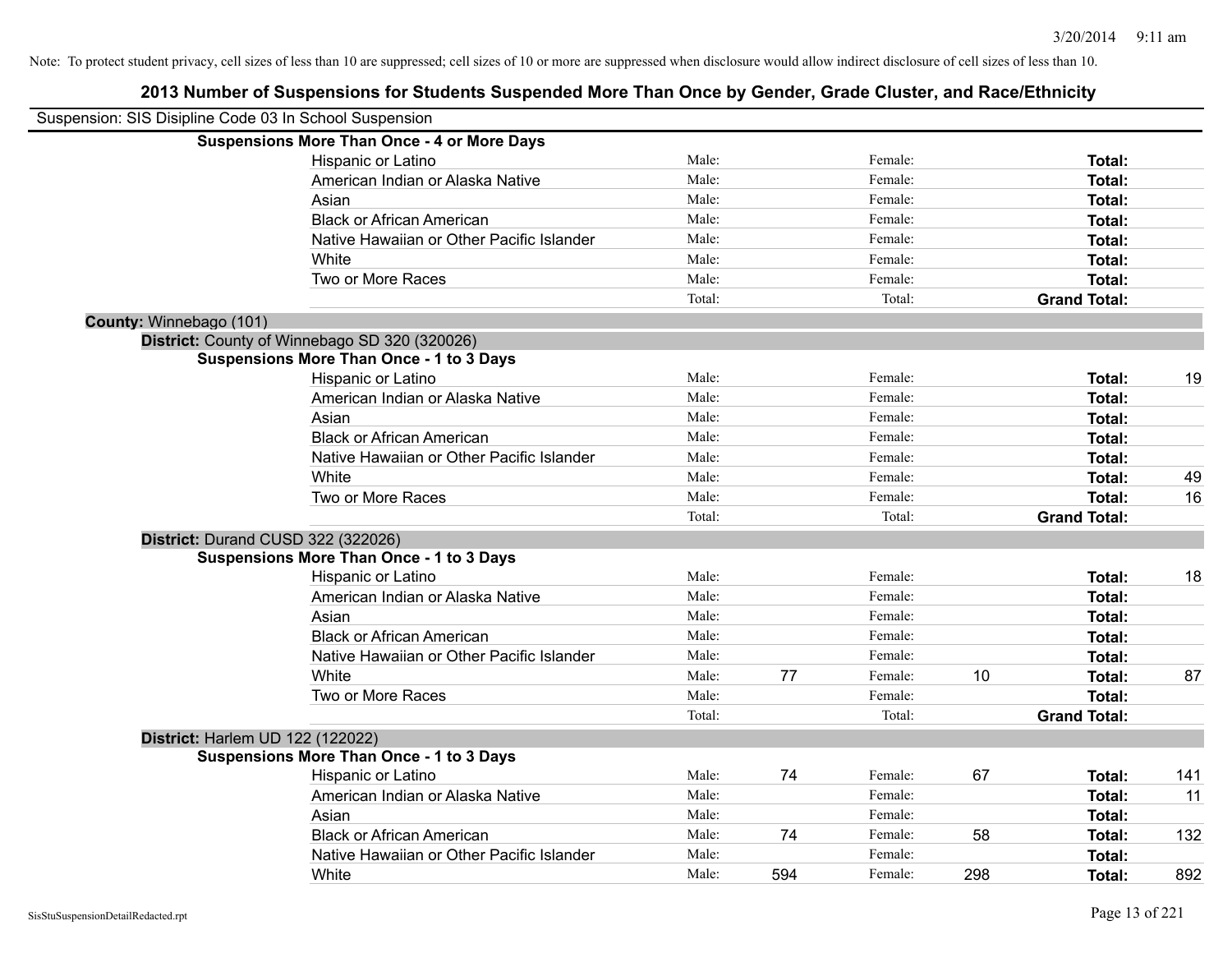Note: To protect student privacy, cell sizes of less than 10 are suppressed; cell sizes of 10 or more are suppressed when disclosure would allow indirect disclosure of cell sizes of less than 10.

# 2013 Number of Suspensions for Students Suspended More Than Once by Gender, Grade Cluster, and Race/Ethnicity

Suspension: SIS Disipline Code 03 In School Suspension

**Suspensions More Than Once - 4 or More Days**

| | | | | | | |
|---|---|---|---|---|---|---|
| Hispanic or Latino | Male: | | Female: | | **Total:** | |
| American Indian or Alaska Native | Male: | | Female: | | **Total:** | |
| Asian | Male: | | Female: | | **Total:** | |
| Black or African American | Male: | | Female: | | **Total:** | |
| Native Hawaiian or Other Pacific Islander | Male: | | Female: | | **Total:** | |
| White | Male: | | Female: | | **Total:** | |
| Two or More Races | Male: | | Female: | | **Total:** | |
| | Total: | | Total: | | **Grand Total:** | |

## County: Winnebago (101)

### District: County of Winnebago SD 320 (320026)

**Suspensions More Than Once - 1 to 3 Days**

| | | | | | | |
|---|---|---|---|---|---|---|
| Hispanic or Latino | Male: | | Female: | | **Total:** | 19 |
| American Indian or Alaska Native | Male: | | Female: | | **Total:** | |
| Asian | Male: | | Female: | | **Total:** | |
| Black or African American | Male: | | Female: | | **Total:** | |
| Native Hawaiian or Other Pacific Islander | Male: | | Female: | | **Total:** | |
| White | Male: | | Female: | | **Total:** | 49 |
| Two or More Races | Male: | | Female: | | **Total:** | 16 |
| | Total: | | Total: | | **Grand Total:** | |

### District: Durand CUSD 322 (322026)

**Suspensions More Than Once - 1 to 3 Days**

| | | | | | | |
|---|---|---|---|---|---|---|
| Hispanic or Latino | Male: | | Female: | | **Total:** | 18 |
| American Indian or Alaska Native | Male: | | Female: | | **Total:** | |
| Asian | Male: | | Female: | | **Total:** | |
| Black or African American | Male: | | Female: | | **Total:** | |
| Native Hawaiian or Other Pacific Islander | Male: | | Female: | | **Total:** | |
| White | Male: | 77 | Female: | 10 | **Total:** | 87 |
| Two or More Races | Male: | | Female: | | **Total:** | |
| | Total: | | Total: | | **Grand Total:** | |

### District: Harlem UD 122 (122022)

**Suspensions More Than Once - 1 to 3 Days**

| | | | | | | |
|---|---|---|---|---|---|---|
| Hispanic or Latino | Male: | 74 | Female: | 67 | **Total:** | 141 |
| American Indian or Alaska Native | Male: | | Female: | | **Total:** | 11 |
| Asian | Male: | | Female: | | **Total:** | |
| Black or African American | Male: | 74 | Female: | 58 | **Total:** | 132 |
| Native Hawaiian or Other Pacific Islander | Male: | | Female: | | **Total:** | |
| White | Male: | 594 | Female: | 298 | **Total:** | 892 |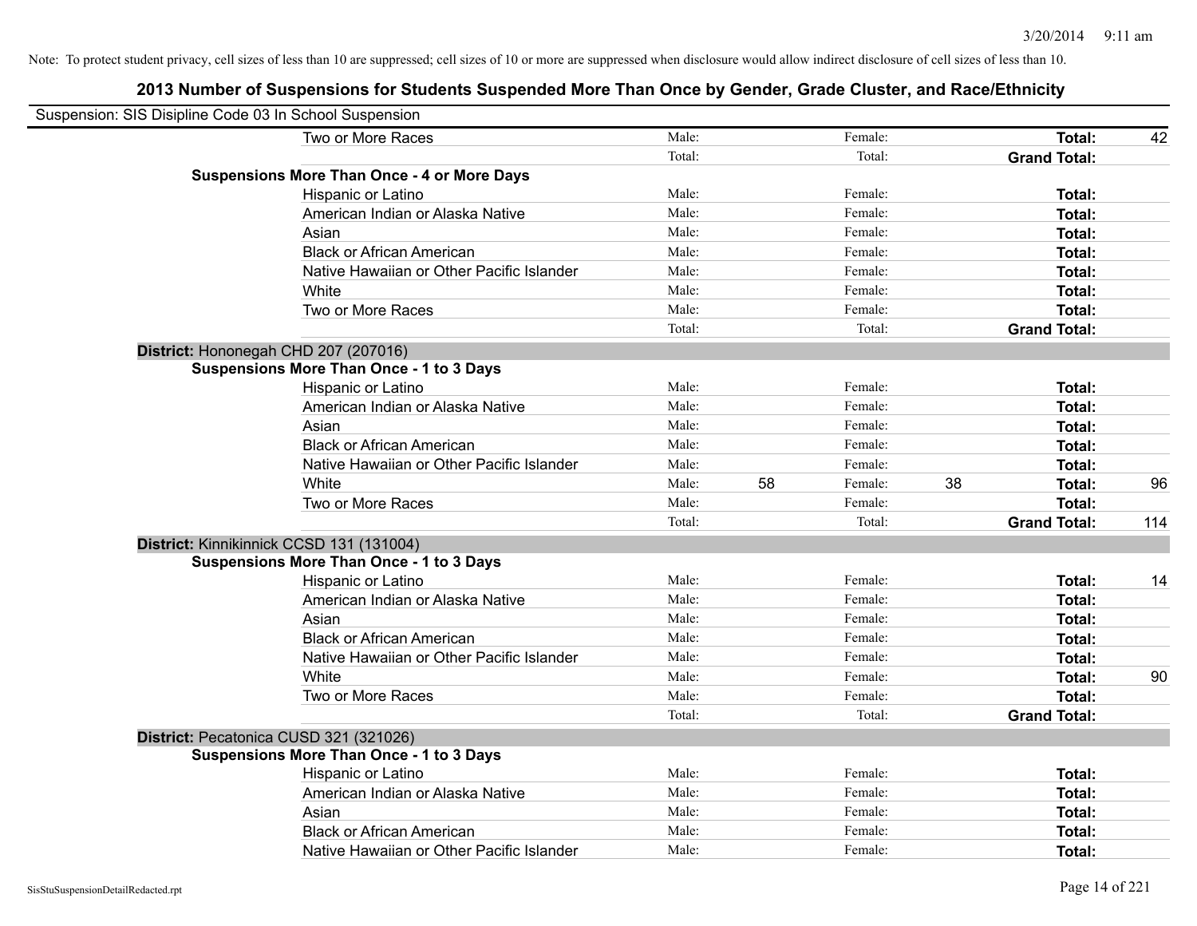Note: To protect student privacy, cell sizes of less than 10 are suppressed; cell sizes of 10 or more are suppressed when disclosure would allow indirect disclosure of cell sizes of less than 10.

# 2013 Number of Suspensions for Students Suspended More Than Once by Gender, Grade Cluster, and Race/Ethnicity

Suspension: SIS Disipline Code 03 In School Suspension

| | | | | | | |
|---|---|---|---|---|---|---|
| Two or More Races | Male: | | Female: | | **Total:** | 42 |
| | Total: | | Total: | | **Grand Total:** | |
| **Suspensions More Than Once - 4 or More Days** | | | | | | |
| Hispanic or Latino | Male: | | Female: | | **Total:** | |
| American Indian or Alaska Native | Male: | | Female: | | **Total:** | |
| Asian | Male: | | Female: | | **Total:** | |
| Black or African American | Male: | | Female: | | **Total:** | |
| Native Hawaiian or Other Pacific Islander | Male: | | Female: | | **Total:** | |
| White | Male: | | Female: | | **Total:** | |
| Two or More Races | Male: | | Female: | | **Total:** | |
| | Total: | | Total: | | **Grand Total:** | |

**District:** Hononegah CHD 207 (207016)

| | | | | | | |
|---|---|---|---|---|---|---|
| **Suspensions More Than Once - 1 to 3 Days** | | | | | | |
| Hispanic or Latino | Male: | | Female: | | **Total:** | |
| American Indian or Alaska Native | Male: | | Female: | | **Total:** | |
| Asian | Male: | | Female: | | **Total:** | |
| Black or African American | Male: | | Female: | | **Total:** | |
| Native Hawaiian or Other Pacific Islander | Male: | | Female: | | **Total:** | |
| White | Male: | 58 | Female: | 38 | **Total:** | 96 |
| Two or More Races | Male: | | Female: | | **Total:** | |
| | Total: | | Total: | | **Grand Total:** | 114 |

**District:** Kinnikinnick CCSD 131 (131004)

| | | | | | | |
|---|---|---|---|---|---|---|
| **Suspensions More Than Once - 1 to 3 Days** | | | | | | |
| Hispanic or Latino | Male: | | Female: | | **Total:** | 14 |
| American Indian or Alaska Native | Male: | | Female: | | **Total:** | |
| Asian | Male: | | Female: | | **Total:** | |
| Black or African American | Male: | | Female: | | **Total:** | |
| Native Hawaiian or Other Pacific Islander | Male: | | Female: | | **Total:** | |
| White | Male: | | Female: | | **Total:** | 90 |
| Two or More Races | Male: | | Female: | | **Total:** | |
| | Total: | | Total: | | **Grand Total:** | |

**District:** Pecatonica CUSD 321 (321026)

| | | | | | | |
|---|---|---|---|---|---|---|
| **Suspensions More Than Once - 1 to 3 Days** | | | | | | |
| Hispanic or Latino | Male: | | Female: | | **Total:** | |
| American Indian or Alaska Native | Male: | | Female: | | **Total:** | |
| Asian | Male: | | Female: | | **Total:** | |
| Black or African American | Male: | | Female: | | **Total:** | |
| Native Hawaiian or Other Pacific Islander | Male: | | Female: | | **Total:** | |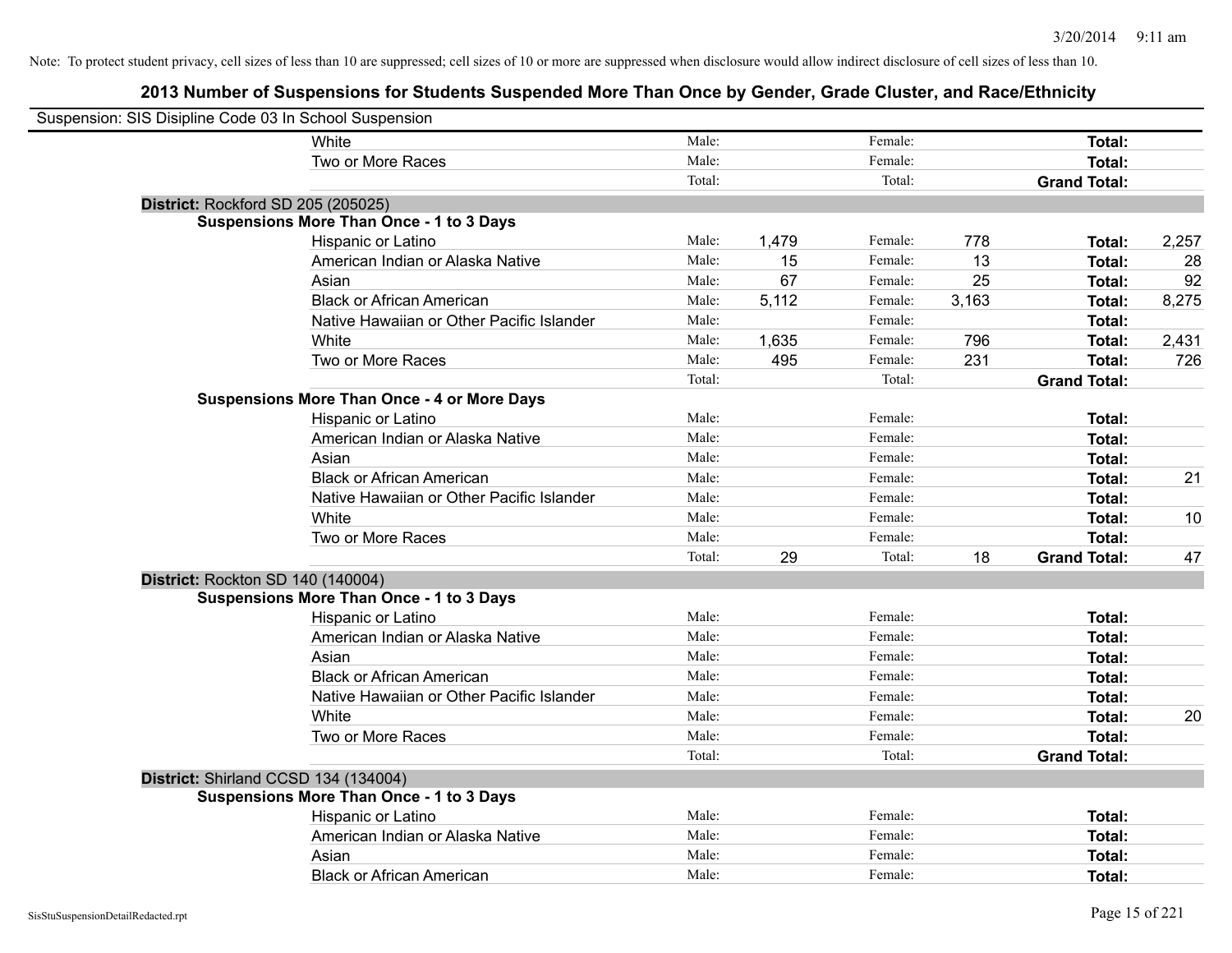Note: To protect student privacy, cell sizes of less than 10 are suppressed; cell sizes of 10 or more are suppressed when disclosure would allow indirect disclosure of cell sizes of less than 10.

# 2013 Number of Suspensions for Students Suspended More Than Once by Gender, Grade Cluster, and Race/Ethnicity

Suspension: SIS Disipline Code 03 In School Suspension

| | | | | | | |
|---|---|---|---|---|---|---|
| White | Male: | | Female: | | **Total:** | |
| Two or More Races | Male: | | Female: | | **Total:** | |
| | Total: | | Total: | | **Grand Total:** | |

**District:** Rockford SD 205 (205025)

**Suspensions More Than Once - 1 to 3 Days**

| | | | | | | |
|---|---|---|---|---|---|---|
| Hispanic or Latino | Male: | 1,479 | Female: | 778 | **Total:** | 2,257 |
| American Indian or Alaska Native | Male: | 15 | Female: | 13 | **Total:** | 28 |
| Asian | Male: | 67 | Female: | 25 | **Total:** | 92 |
| Black or African American | Male: | 5,112 | Female: | 3,163 | **Total:** | 8,275 |
| Native Hawaiian or Other Pacific Islander | Male: | | Female: | | **Total:** | |
| White | Male: | 1,635 | Female: | 796 | **Total:** | 2,431 |
| Two or More Races | Male: | 495 | Female: | 231 | **Total:** | 726 |
| | Total: | | Total: | | **Grand Total:** | |

**Suspensions More Than Once - 4 or More Days**

| | | | | | | |
|---|---|---|---|---|---|---|
| Hispanic or Latino | Male: | | Female: | | **Total:** | |
| American Indian or Alaska Native | Male: | | Female: | | **Total:** | |
| Asian | Male: | | Female: | | **Total:** | |
| Black or African American | Male: | | Female: | | **Total:** | 21 |
| Native Hawaiian or Other Pacific Islander | Male: | | Female: | | **Total:** | |
| White | Male: | | Female: | | **Total:** | 10 |
| Two or More Races | Male: | | Female: | | **Total:** | |
| | Total: | 29 | Total: | 18 | **Grand Total:** | 47 |

**District:** Rockton SD 140 (140004)

**Suspensions More Than Once - 1 to 3 Days**

| | | | | | | |
|---|---|---|---|---|---|---|
| Hispanic or Latino | Male: | | Female: | | **Total:** | |
| American Indian or Alaska Native | Male: | | Female: | | **Total:** | |
| Asian | Male: | | Female: | | **Total:** | |
| Black or African American | Male: | | Female: | | **Total:** | |
| Native Hawaiian or Other Pacific Islander | Male: | | Female: | | **Total:** | |
| White | Male: | | Female: | | **Total:** | 20 |
| Two or More Races | Male: | | Female: | | **Total:** | |
| | Total: | | Total: | | **Grand Total:** | |

**District:** Shirland CCSD 134 (134004)

**Suspensions More Than Once - 1 to 3 Days**

| | | | | | | |
|---|---|---|---|---|---|---|
| Hispanic or Latino | Male: | | Female: | | **Total:** | |
| American Indian or Alaska Native | Male: | | Female: | | **Total:** | |
| Asian | Male: | | Female: | | **Total:** | |
| Black or African American | Male: | | Female: | | **Total:** | |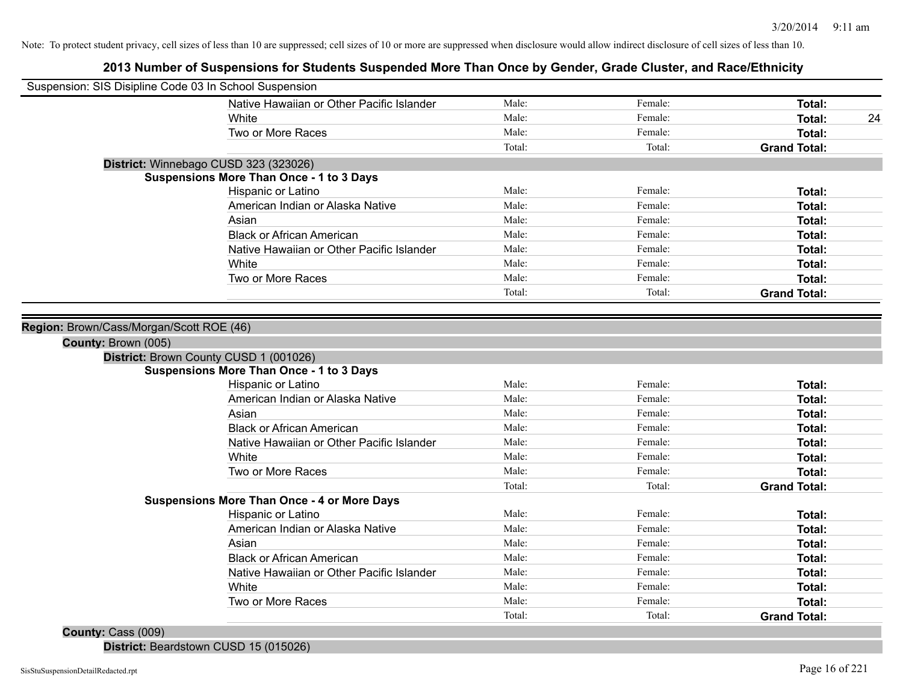Note: To protect student privacy, cell sizes of less than 10 are suppressed; cell sizes of 10 or more are suppressed when disclosure would allow indirect disclosure of cell sizes of less than 10.

## 2013 Number of Suspensions for Students Suspended More Than Once by Gender, Grade Cluster, and Race/Ethnicity

Suspension: SIS Disipline Code 03 In School Suspension

| | Male: | Female: | Total: | |
|---|---|---|---|---|
| Native Hawaiian or Other Pacific Islander | Male: | Female: | **Total:** | |
| White | Male: | Female: | **Total:** | 24 |
| Two or More Races | Male: | Female: | **Total:** | |
| | Total: | Total: | **Grand Total:** | |

**District:** Winnebago CUSD 323 (323026)

**Suspensions More Than Once - 1 to 3 Days**

| | | | | |
|---|---|---|---|---|
| Hispanic or Latino | Male: | Female: | **Total:** | |
| American Indian or Alaska Native | Male: | Female: | **Total:** | |
| Asian | Male: | Female: | **Total:** | |
| Black or African American | Male: | Female: | **Total:** | |
| Native Hawaiian or Other Pacific Islander | Male: | Female: | **Total:** | |
| White | Male: | Female: | **Total:** | |
| Two or More Races | Male: | Female: | **Total:** | |
| | Total: | Total: | **Grand Total:** | |

**Region:** Brown/Cass/Morgan/Scott ROE (46)

**County:** Brown (005)

**District:** Brown County CUSD 1 (001026)

**Suspensions More Than Once - 1 to 3 Days**

| | | | | |
|---|---|---|---|---|
| Hispanic or Latino | Male: | Female: | **Total:** | |
| American Indian or Alaska Native | Male: | Female: | **Total:** | |
| Asian | Male: | Female: | **Total:** | |
| Black or African American | Male: | Female: | **Total:** | |
| Native Hawaiian or Other Pacific Islander | Male: | Female: | **Total:** | |
| White | Male: | Female: | **Total:** | |
| Two or More Races | Male: | Female: | **Total:** | |
| | Total: | Total: | **Grand Total:** | |

**Suspensions More Than Once - 4 or More Days**

| | | | | |
|---|---|---|---|---|
| Hispanic or Latino | Male: | Female: | **Total:** | |
| American Indian or Alaska Native | Male: | Female: | **Total:** | |
| Asian | Male: | Female: | **Total:** | |
| Black or African American | Male: | Female: | **Total:** | |
| Native Hawaiian or Other Pacific Islander | Male: | Female: | **Total:** | |
| White | Male: | Female: | **Total:** | |
| Two or More Races | Male: | Female: | **Total:** | |
| | Total: | Total: | **Grand Total:** | |

**County:** Cass (009)

**District:** Beardstown CUSD 15 (015026)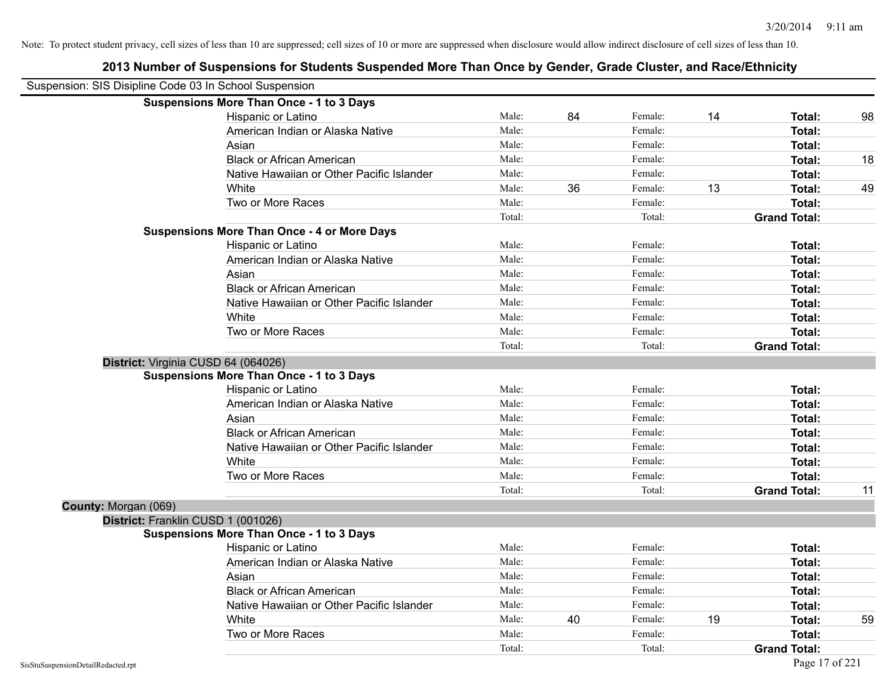Note: To protect student privacy, cell sizes of less than 10 are suppressed; cell sizes of 10 or more are suppressed when disclosure would allow indirect disclosure of cell sizes of less than 10.

## 2013 Number of Suspensions for Students Suspended More Than Once by Gender, Grade Cluster, and Race/Ethnicity

Suspension: SIS Disipline Code 03 In School Suspension

**Suspensions More Than Once - 1 to 3 Days**

| Race/Ethnicity | | Male | | Female | | Total |
|---|---|---|---|---|---|---|
| Hispanic or Latino | Male: | 84 | Female: | 14 | **Total:** | 98 |
| American Indian or Alaska Native | Male: | | Female: | | **Total:** | |
| Asian | Male: | | Female: | | **Total:** | |
| Black or African American | Male: | | Female: | | **Total:** | 18 |
| Native Hawaiian or Other Pacific Islander | Male: | | Female: | | **Total:** | |
| White | Male: | 36 | Female: | 13 | **Total:** | 49 |
| Two or More Races | Male: | | Female: | | **Total:** | |
| | Total: | | Total: | | **Grand Total:** | |

**Suspensions More Than Once - 4 or More Days**

| Race/Ethnicity | | Male | | Female | | Total |
|---|---|---|---|---|---|---|
| Hispanic or Latino | Male: | | Female: | | **Total:** | |
| American Indian or Alaska Native | Male: | | Female: | | **Total:** | |
| Asian | Male: | | Female: | | **Total:** | |
| Black or African American | Male: | | Female: | | **Total:** | |
| Native Hawaiian or Other Pacific Islander | Male: | | Female: | | **Total:** | |
| White | Male: | | Female: | | **Total:** | |
| Two or More Races | Male: | | Female: | | **Total:** | |
| | Total: | | Total: | | **Grand Total:** | |

**District:** Virginia CUSD 64 (064026)

**Suspensions More Than Once - 1 to 3 Days**

| Race/Ethnicity | | Male | | Female | | Total |
|---|---|---|---|---|---|---|
| Hispanic or Latino | Male: | | Female: | | **Total:** | |
| American Indian or Alaska Native | Male: | | Female: | | **Total:** | |
| Asian | Male: | | Female: | | **Total:** | |
| Black or African American | Male: | | Female: | | **Total:** | |
| Native Hawaiian or Other Pacific Islander | Male: | | Female: | | **Total:** | |
| White | Male: | | Female: | | **Total:** | |
| Two or More Races | Male: | | Female: | | **Total:** | |
| | Total: | | Total: | | **Grand Total:** | 11 |

**County:** Morgan (069)

**District:** Franklin CUSD 1 (001026)

**Suspensions More Than Once - 1 to 3 Days**

| Race/Ethnicity | | Male | | Female | | Total |
|---|---|---|---|---|---|---|
| Hispanic or Latino | Male: | | Female: | | **Total:** | |
| American Indian or Alaska Native | Male: | | Female: | | **Total:** | |
| Asian | Male: | | Female: | | **Total:** | |
| Black or African American | Male: | | Female: | | **Total:** | |
| Native Hawaiian or Other Pacific Islander | Male: | | Female: | | **Total:** | |
| White | Male: | 40 | Female: | 19 | **Total:** | 59 |
| Two or More Races | Male: | | Female: | | **Total:** | |
| | Total: | | Total: | | **Grand Total:** | |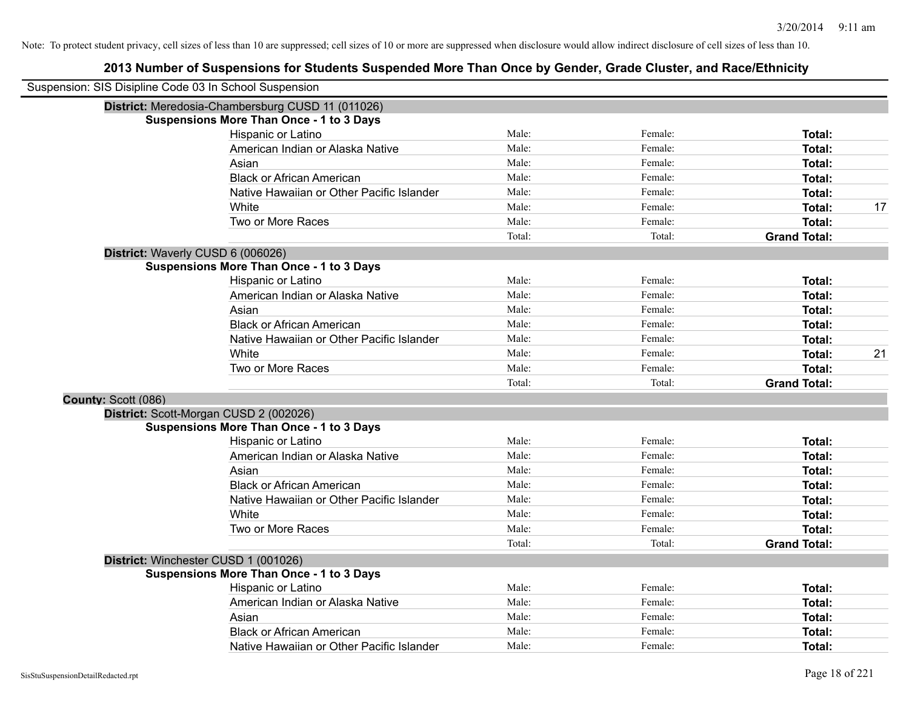Note: To protect student privacy, cell sizes of less than 10 are suppressed; cell sizes of 10 or more are suppressed when disclosure would allow indirect disclosure of cell sizes of less than 10.

# 2013 Number of Suspensions for Students Suspended More Than Once by Gender, Grade Cluster, and Race/Ethnicity

Suspension: SIS Disipline Code 03 In School Suspension

**District:** Meredosia-Chambersburg CUSD 11 (011026)

**Suspensions More Than Once - 1 to 3 Days**

| | | | | |
|---|---|---|---|---|
| Hispanic or Latino | Male: | Female: | **Total:** | |
| American Indian or Alaska Native | Male: | Female: | **Total:** | |
| Asian | Male: | Female: | **Total:** | |
| Black or African American | Male: | Female: | **Total:** | |
| Native Hawaiian or Other Pacific Islander | Male: | Female: | **Total:** | |
| White | Male: | Female: | **Total:** | 17 |
| Two or More Races | Male: | Female: | **Total:** | |
| | Total: | Total: | **Grand Total:** | |

**District:** Waverly CUSD 6 (006026)

**Suspensions More Than Once - 1 to 3 Days**

| | | | | |
|---|---|---|---|---|
| Hispanic or Latino | Male: | Female: | **Total:** | |
| American Indian or Alaska Native | Male: | Female: | **Total:** | |
| Asian | Male: | Female: | **Total:** | |
| Black or African American | Male: | Female: | **Total:** | |
| Native Hawaiian or Other Pacific Islander | Male: | Female: | **Total:** | |
| White | Male: | Female: | **Total:** | 21 |
| Two or More Races | Male: | Female: | **Total:** | |
| | Total: | Total: | **Grand Total:** | |

**County:** Scott (086)

**District:** Scott-Morgan CUSD 2 (002026)

**Suspensions More Than Once - 1 to 3 Days**

| | | | | |
|---|---|---|---|---|
| Hispanic or Latino | Male: | Female: | **Total:** | |
| American Indian or Alaska Native | Male: | Female: | **Total:** | |
| Asian | Male: | Female: | **Total:** | |
| Black or African American | Male: | Female: | **Total:** | |
| Native Hawaiian or Other Pacific Islander | Male: | Female: | **Total:** | |
| White | Male: | Female: | **Total:** | |
| Two or More Races | Male: | Female: | **Total:** | |
| | Total: | Total: | **Grand Total:** | |

**District:** Winchester CUSD 1 (001026)

**Suspensions More Than Once - 1 to 3 Days**

| | | | | |
|---|---|---|---|---|
| Hispanic or Latino | Male: | Female: | **Total:** | |
| American Indian or Alaska Native | Male: | Female: | **Total:** | |
| Asian | Male: | Female: | **Total:** | |
| Black or African American | Male: | Female: | **Total:** | |
| Native Hawaiian or Other Pacific Islander | Male: | Female: | **Total:** | |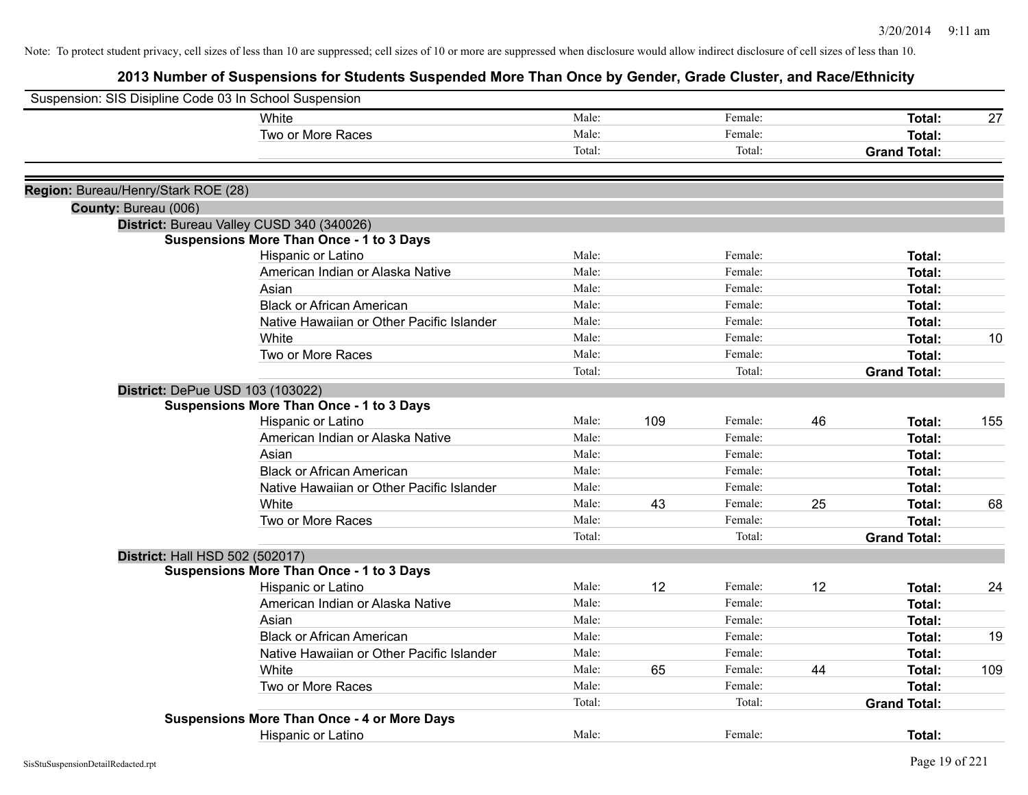Note: To protect student privacy, cell sizes of less than 10 are suppressed; cell sizes of 10 or more are suppressed when disclosure would allow indirect disclosure of cell sizes of less than 10.

# 2013 Number of Suspensions for Students Suspended More Than Once by Gender, Grade Cluster, and Race/Ethnicity

Suspension: SIS Disipline Code 03 In School Suspension

| | | | | | |
|---|---|---|---|---|---|
| White | Male: | | Female: | | **Total:** 27 |
| Two or More Races | Male: | | Female: | | **Total:** |
| | Total: | | Total: | | **Grand Total:** |

**Region:** Bureau/Henry/Stark ROE (28)

**County:** Bureau (006)

**District:** Bureau Valley CUSD 340 (340026)

**Suspensions More Than Once - 1 to 3 Days**

| Race/Ethnicity | Male: | | Female: | | Total: |
|---|---|---|---|---|---|
| Hispanic or Latino | Male: | | Female: | | **Total:** |
| American Indian or Alaska Native | Male: | | Female: | | **Total:** |
| Asian | Male: | | Female: | | **Total:** |
| Black or African American | Male: | | Female: | | **Total:** |
| Native Hawaiian or Other Pacific Islander | Male: | | Female: | | **Total:** |
| White | Male: | | Female: | | **Total:** 10 |
| Two or More Races | Male: | | Female: | | **Total:** |
| | Total: | | Total: | | **Grand Total:** |

**District:** DePue USD 103 (103022)

**Suspensions More Than Once - 1 to 3 Days**

| Race/Ethnicity | Male: | | Female: | | Total: |
|---|---|---|---|---|---|
| Hispanic or Latino | Male: | 109 | Female: | 46 | **Total:** 155 |
| American Indian or Alaska Native | Male: | | Female: | | **Total:** |
| Asian | Male: | | Female: | | **Total:** |
| Black or African American | Male: | | Female: | | **Total:** |
| Native Hawaiian or Other Pacific Islander | Male: | | Female: | | **Total:** |
| White | Male: | 43 | Female: | 25 | **Total:** 68 |
| Two or More Races | Male: | | Female: | | **Total:** |
| | Total: | | Total: | | **Grand Total:** |

**District:** Hall HSD 502 (502017)

**Suspensions More Than Once - 1 to 3 Days**

| Race/Ethnicity | Male: | | Female: | | Total: |
|---|---|---|---|---|---|
| Hispanic or Latino | Male: | 12 | Female: | 12 | **Total:** 24 |
| American Indian or Alaska Native | Male: | | Female: | | **Total:** |
| Asian | Male: | | Female: | | **Total:** |
| Black or African American | Male: | | Female: | | **Total:** 19 |
| Native Hawaiian or Other Pacific Islander | Male: | | Female: | | **Total:** |
| White | Male: | 65 | Female: | 44 | **Total:** 109 |
| Two or More Races | Male: | | Female: | | **Total:** |
| | Total: | | Total: | | **Grand Total:** |

**Suspensions More Than Once - 4 or More Days**

| Race/Ethnicity | Male: | | Female: | | Total: |
|---|---|---|---|---|---|
| Hispanic or Latino | Male: | | Female: | | **Total:** |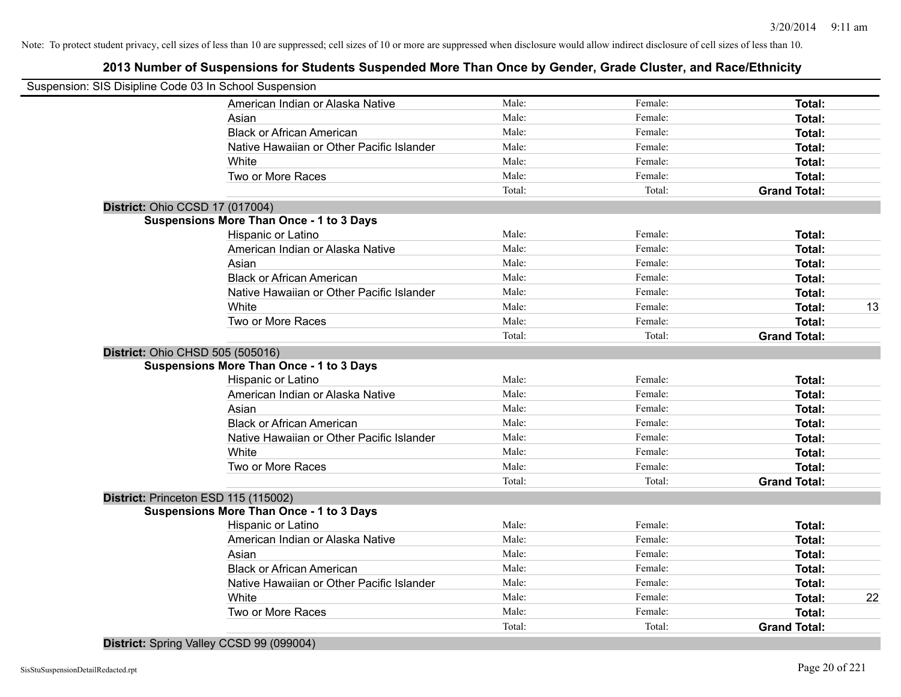Note: To protect student privacy, cell sizes of less than 10 are suppressed; cell sizes of 10 or more are suppressed when disclosure would allow indirect disclosure of cell sizes of less than 10.

## 2013 Number of Suspensions for Students Suspended More Than Once by Gender, Grade Cluster, and Race/Ethnicity

Suspension: SIS Disipline Code 03 In School Suspension

| | Male | Female | Total |
|---|---|---|---|
| American Indian or Alaska Native | Male: | Female: | **Total:** |
| Asian | Male: | Female: | **Total:** |
| Black or African American | Male: | Female: | **Total:** |
| Native Hawaiian or Other Pacific Islander | Male: | Female: | **Total:** |
| White | Male: | Female: | **Total:** |
| Two or More Races | Male: | Female: | **Total:** |
| | Total: | Total: | **Grand Total:** |

**District:** Ohio CCSD 17 (017004)

**Suspensions More Than Once - 1 to 3 Days**

| | Male | Female | Total |
|---|---|---|---|
| Hispanic or Latino | Male: | Female: | **Total:** |
| American Indian or Alaska Native | Male: | Female: | **Total:** |
| Asian | Male: | Female: | **Total:** |
| Black or African American | Male: | Female: | **Total:** |
| Native Hawaiian or Other Pacific Islander | Male: | Female: | **Total:** |
| White | Male: | Female: | **Total:** 13 |
| Two or More Races | Male: | Female: | **Total:** |
| | Total: | Total: | **Grand Total:** |

**District:** Ohio CHSD 505 (505016)

**Suspensions More Than Once - 1 to 3 Days**

| | Male | Female | Total |
|---|---|---|---|
| Hispanic or Latino | Male: | Female: | **Total:** |
| American Indian or Alaska Native | Male: | Female: | **Total:** |
| Asian | Male: | Female: | **Total:** |
| Black or African American | Male: | Female: | **Total:** |
| Native Hawaiian or Other Pacific Islander | Male: | Female: | **Total:** |
| White | Male: | Female: | **Total:** |
| Two or More Races | Male: | Female: | **Total:** |
| | Total: | Total: | **Grand Total:** |

**District:** Princeton ESD 115 (115002)

**Suspensions More Than Once - 1 to 3 Days**

| | Male | Female | Total |
|---|---|---|---|
| Hispanic or Latino | Male: | Female: | **Total:** |
| American Indian or Alaska Native | Male: | Female: | **Total:** |
| Asian | Male: | Female: | **Total:** |
| Black or African American | Male: | Female: | **Total:** |
| Native Hawaiian or Other Pacific Islander | Male: | Female: | **Total:** |
| White | Male: | Female: | **Total:** 22 |
| Two or More Races | Male: | Female: | **Total:** |
| | Total: | Total: | **Grand Total:** |

**District:** Spring Valley CCSD 99 (099004)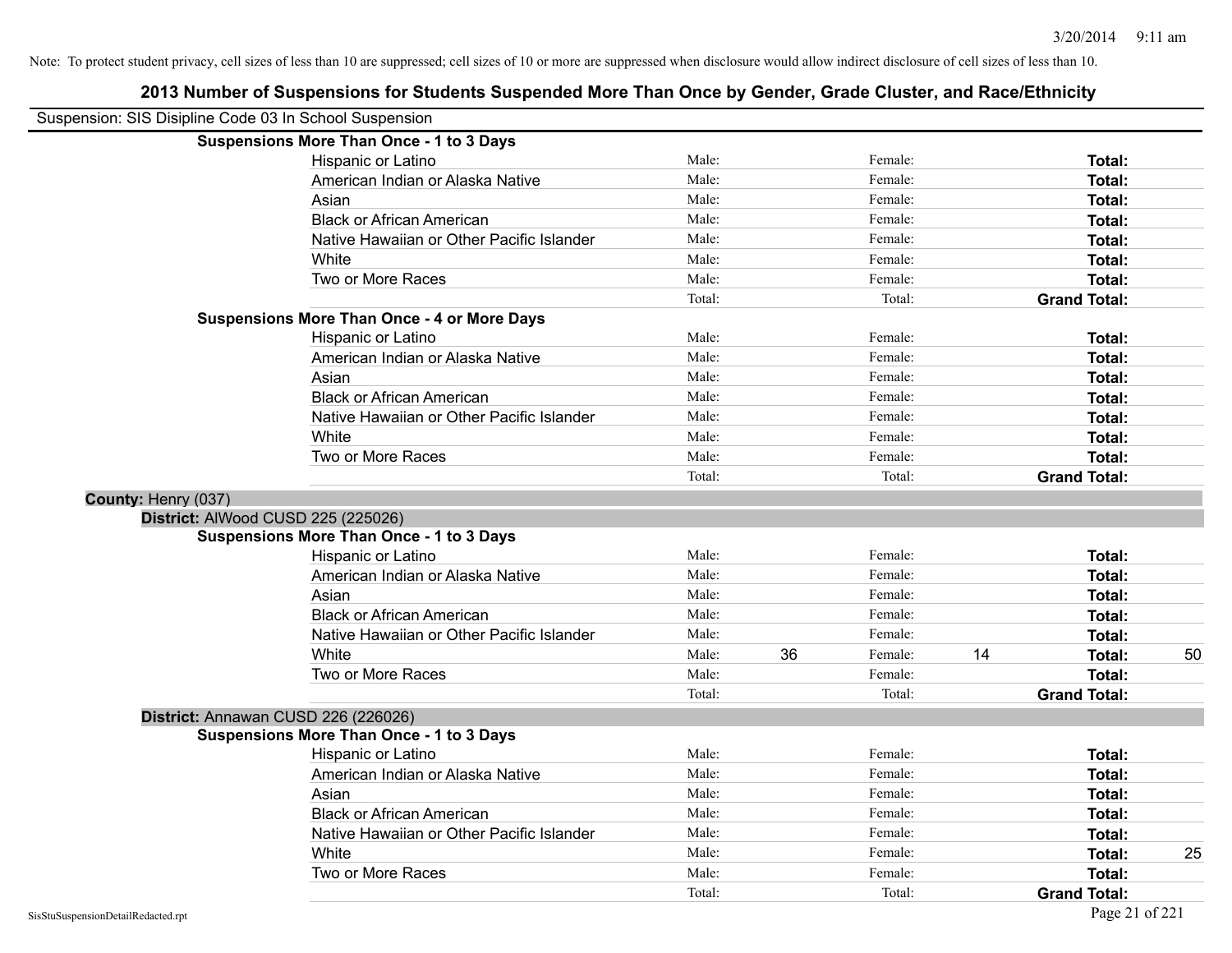Note: To protect student privacy, cell sizes of less than 10 are suppressed; cell sizes of 10 or more are suppressed when disclosure would allow indirect disclosure of cell sizes of less than 10.

# 2013 Number of Suspensions for Students Suspended More Than Once by Gender, Grade Cluster, and Race/Ethnicity

Suspension: SIS Disipline Code 03 In School Suspension

**Suspensions More Than Once - 1 to 3 Days**

| Race/Ethnicity | Male: | | Female: | | Total: | |
|---|---|---|---|---|---|---|
| Hispanic or Latino | Male: | | Female: | | **Total:** | |
| American Indian or Alaska Native | Male: | | Female: | | **Total:** | |
| Asian | Male: | | Female: | | **Total:** | |
| Black or African American | Male: | | Female: | | **Total:** | |
| Native Hawaiian or Other Pacific Islander | Male: | | Female: | | **Total:** | |
| White | Male: | | Female: | | **Total:** | |
| Two or More Races | Male: | | Female: | | **Total:** | |
| | Total: | | Total: | | **Grand Total:** | |

**Suspensions More Than Once - 4 or More Days**

| Race/Ethnicity | Male: | | Female: | | Total: | |
|---|---|---|---|---|---|---|
| Hispanic or Latino | Male: | | Female: | | **Total:** | |
| American Indian or Alaska Native | Male: | | Female: | | **Total:** | |
| Asian | Male: | | Female: | | **Total:** | |
| Black or African American | Male: | | Female: | | **Total:** | |
| Native Hawaiian or Other Pacific Islander | Male: | | Female: | | **Total:** | |
| White | Male: | | Female: | | **Total:** | |
| Two or More Races | Male: | | Female: | | **Total:** | |
| | Total: | | Total: | | **Grand Total:** | |

**County:** Henry (037)

**District:** AlWood CUSD 225 (225026)

**Suspensions More Than Once - 1 to 3 Days**

| Race/Ethnicity | Male: | | Female: | | Total: | |
|---|---|---|---|---|---|---|
| Hispanic or Latino | Male: | | Female: | | **Total:** | |
| American Indian or Alaska Native | Male: | | Female: | | **Total:** | |
| Asian | Male: | | Female: | | **Total:** | |
| Black or African American | Male: | | Female: | | **Total:** | |
| Native Hawaiian or Other Pacific Islander | Male: | | Female: | | **Total:** | |
| White | Male: | 36 | Female: | 14 | **Total:** | 50 |
| Two or More Races | Male: | | Female: | | **Total:** | |
| | Total: | | Total: | | **Grand Total:** | |

**District:** Annawan CUSD 226 (226026)

**Suspensions More Than Once - 1 to 3 Days**

| Race/Ethnicity | Male: | | Female: | | Total: | |
|---|---|---|---|---|---|---|
| Hispanic or Latino | Male: | | Female: | | **Total:** | |
| American Indian or Alaska Native | Male: | | Female: | | **Total:** | |
| Asian | Male: | | Female: | | **Total:** | |
| Black or African American | Male: | | Female: | | **Total:** | |
| Native Hawaiian or Other Pacific Islander | Male: | | Female: | | **Total:** | |
| White | Male: | | Female: | | **Total:** | 25 |
| Two or More Races | Male: | | Female: | | **Total:** | |
| | Total: | | Total: | | **Grand Total:** | |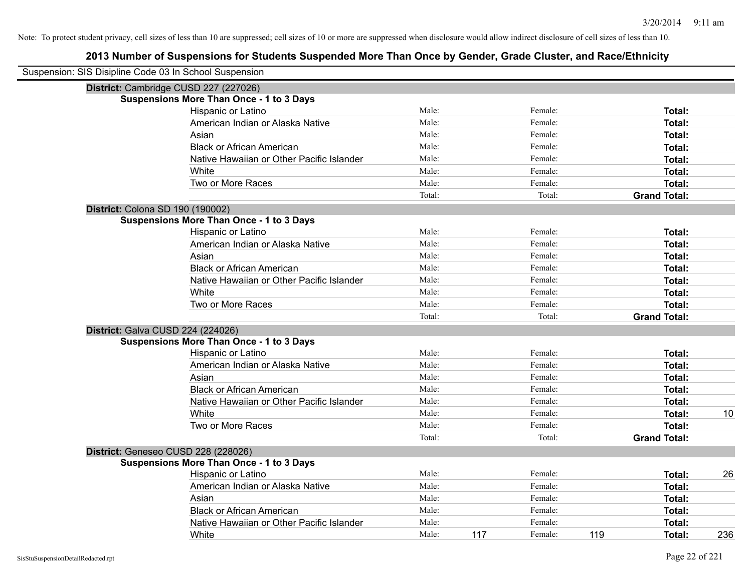Note: To protect student privacy, cell sizes of less than 10 are suppressed; cell sizes of 10 or more are suppressed when disclosure would allow indirect disclosure of cell sizes of less than 10.

## 2013 Number of Suspensions for Students Suspended More Than Once by Gender, Grade Cluster, and Race/Ethnicity

Suspension: SIS Disipline Code 03 In School Suspension

### District: Cambridge CUSD 227 (227026)

**Suspensions More Than Once - 1 to 3 Days**

| | | | | | | |
|---|---|---|---|---|---|---|
| Hispanic or Latino | Male: | | Female: | | **Total:** | |
| American Indian or Alaska Native | Male: | | Female: | | **Total:** | |
| Asian | Male: | | Female: | | **Total:** | |
| Black or African American | Male: | | Female: | | **Total:** | |
| Native Hawaiian or Other Pacific Islander | Male: | | Female: | | **Total:** | |
| White | Male: | | Female: | | **Total:** | |
| Two or More Races | Male: | | Female: | | **Total:** | |
| | Total: | | Total: | | **Grand Total:** | |

### District: Colona SD 190 (190002)

**Suspensions More Than Once - 1 to 3 Days**

| | | | | | | |
|---|---|---|---|---|---|---|
| Hispanic or Latino | Male: | | Female: | | **Total:** | |
| American Indian or Alaska Native | Male: | | Female: | | **Total:** | |
| Asian | Male: | | Female: | | **Total:** | |
| Black or African American | Male: | | Female: | | **Total:** | |
| Native Hawaiian or Other Pacific Islander | Male: | | Female: | | **Total:** | |
| White | Male: | | Female: | | **Total:** | |
| Two or More Races | Male: | | Female: | | **Total:** | |
| | Total: | | Total: | | **Grand Total:** | |

### District: Galva CUSD 224 (224026)

**Suspensions More Than Once - 1 to 3 Days**

| | | | | | | |
|---|---|---|---|---|---|---|
| Hispanic or Latino | Male: | | Female: | | **Total:** | |
| American Indian or Alaska Native | Male: | | Female: | | **Total:** | |
| Asian | Male: | | Female: | | **Total:** | |
| Black or African American | Male: | | Female: | | **Total:** | |
| Native Hawaiian or Other Pacific Islander | Male: | | Female: | | **Total:** | |
| White | Male: | | Female: | | **Total:** | 10 |
| Two or More Races | Male: | | Female: | | **Total:** | |
| | Total: | | Total: | | **Grand Total:** | |

### District: Geneseo CUSD 228 (228026)

**Suspensions More Than Once - 1 to 3 Days**

| | | | | | | |
|---|---|---|---|---|---|---|
| Hispanic or Latino | Male: | | Female: | | **Total:** | 26 |
| American Indian or Alaska Native | Male: | | Female: | | **Total:** | |
| Asian | Male: | | Female: | | **Total:** | |
| Black or African American | Male: | | Female: | | **Total:** | |
| Native Hawaiian or Other Pacific Islander | Male: | | Female: | | **Total:** | |
| White | Male: | 117 | Female: | 119 | **Total:** | 236 |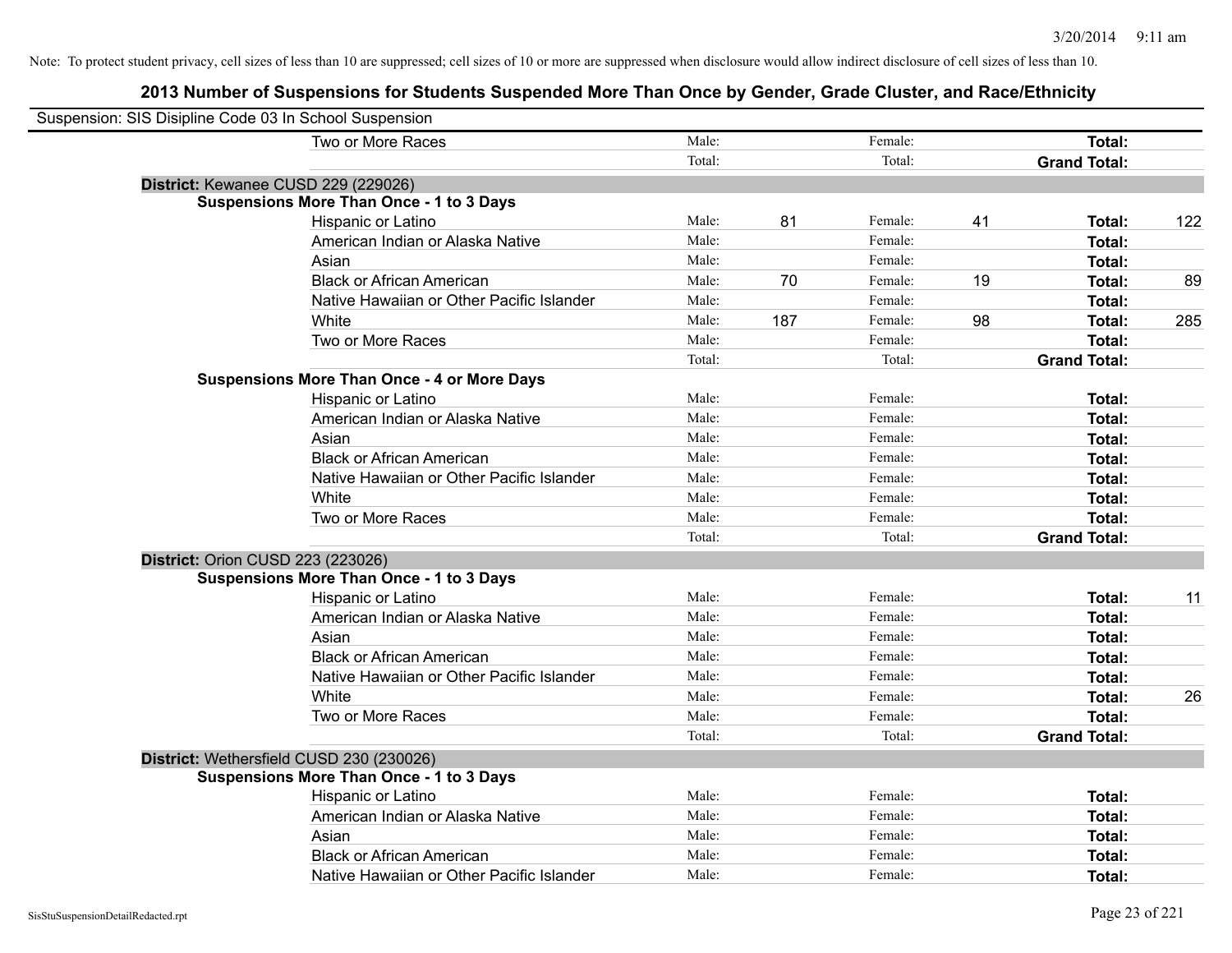Note: To protect student privacy, cell sizes of less than 10 are suppressed; cell sizes of 10 or more are suppressed when disclosure would allow indirect disclosure of cell sizes of less than 10.

## 2013 Number of Suspensions for Students Suspended More Than Once by Gender, Grade Cluster, and Race/Ethnicity

Suspension: SIS Disipline Code 03 In School Suspension

| | | | | | | |
|---|---|---|---|---|---|---|
| Two or More Races | Male: | | Female: | | **Total:** | |
| | Total: | | Total: | | **Grand Total:** | |

**District:** Kewanee CUSD 229 (229026)

**Suspensions More Than Once - 1 to 3 Days**

| | | | | | | |
|---|---|---|---|---|---|---|
| Hispanic or Latino | Male: | 81 | Female: | 41 | **Total:** | 122 |
| American Indian or Alaska Native | Male: | | Female: | | **Total:** | |
| Asian | Male: | | Female: | | **Total:** | |
| Black or African American | Male: | 70 | Female: | 19 | **Total:** | 89 |
| Native Hawaiian or Other Pacific Islander | Male: | | Female: | | **Total:** | |
| White | Male: | 187 | Female: | 98 | **Total:** | 285 |
| Two or More Races | Male: | | Female: | | **Total:** | |
| | Total: | | Total: | | **Grand Total:** | |

**Suspensions More Than Once - 4 or More Days**

| | | | | | | |
|---|---|---|---|---|---|---|
| Hispanic or Latino | Male: | | Female: | | **Total:** | |
| American Indian or Alaska Native | Male: | | Female: | | **Total:** | |
| Asian | Male: | | Female: | | **Total:** | |
| Black or African American | Male: | | Female: | | **Total:** | |
| Native Hawaiian or Other Pacific Islander | Male: | | Female: | | **Total:** | |
| White | Male: | | Female: | | **Total:** | |
| Two or More Races | Male: | | Female: | | **Total:** | |
| | Total: | | Total: | | **Grand Total:** | |

**District:** Orion CUSD 223 (223026)

**Suspensions More Than Once - 1 to 3 Days**

| | | | | | | |
|---|---|---|---|---|---|---|
| Hispanic or Latino | Male: | | Female: | | **Total:** | 11 |
| American Indian or Alaska Native | Male: | | Female: | | **Total:** | |
| Asian | Male: | | Female: | | **Total:** | |
| Black or African American | Male: | | Female: | | **Total:** | |
| Native Hawaiian or Other Pacific Islander | Male: | | Female: | | **Total:** | |
| White | Male: | | Female: | | **Total:** | 26 |
| Two or More Races | Male: | | Female: | | **Total:** | |
| | Total: | | Total: | | **Grand Total:** | |

**District:** Wethersfield CUSD 230 (230026)

**Suspensions More Than Once - 1 to 3 Days**

| | | | | | | |
|---|---|---|---|---|---|---|
| Hispanic or Latino | Male: | | Female: | | **Total:** | |
| American Indian or Alaska Native | Male: | | Female: | | **Total:** | |
| Asian | Male: | | Female: | | **Total:** | |
| Black or African American | Male: | | Female: | | **Total:** | |
| Native Hawaiian or Other Pacific Islander | Male: | | Female: | | **Total:** | |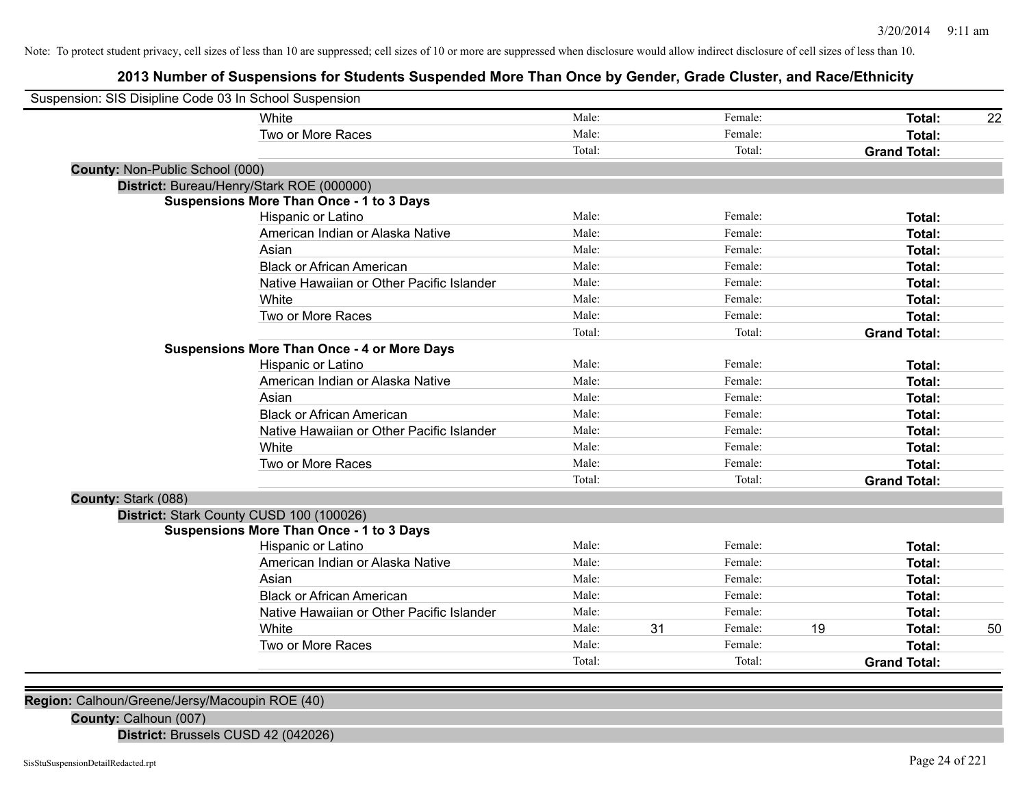Note: To protect student privacy, cell sizes of less than 10 are suppressed; cell sizes of 10 or more are suppressed when disclosure would allow indirect disclosure of cell sizes of less than 10.

## 2013 Number of Suspensions for Students Suspended More Than Once by Gender, Grade Cluster, and Race/Ethnicity

Suspension: SIS Disipline Code 03 In School Suspension

| | | | | | | |
|---|---|---|---|---|---|---|
| White | Male: | | Female: | | **Total:** | 22 |
| Two or More Races | Male: | | Female: | | **Total:** | |
| | Total: | | Total: | | **Grand Total:** | |

**County:** Non-Public School (000)

**District:** Bureau/Henry/Stark ROE (000000)

**Suspensions More Than Once - 1 to 3 Days**

| | | | | | | |
|---|---|---|---|---|---|---|
| Hispanic or Latino | Male: | | Female: | | **Total:** | |
| American Indian or Alaska Native | Male: | | Female: | | **Total:** | |
| Asian | Male: | | Female: | | **Total:** | |
| Black or African American | Male: | | Female: | | **Total:** | |
| Native Hawaiian or Other Pacific Islander | Male: | | Female: | | **Total:** | |
| White | Male: | | Female: | | **Total:** | |
| Two or More Races | Male: | | Female: | | **Total:** | |
| | Total: | | Total: | | **Grand Total:** | |

**Suspensions More Than Once - 4 or More Days**

| | | | | | | |
|---|---|---|---|---|---|---|
| Hispanic or Latino | Male: | | Female: | | **Total:** | |
| American Indian or Alaska Native | Male: | | Female: | | **Total:** | |
| Asian | Male: | | Female: | | **Total:** | |
| Black or African American | Male: | | Female: | | **Total:** | |
| Native Hawaiian or Other Pacific Islander | Male: | | Female: | | **Total:** | |
| White | Male: | | Female: | | **Total:** | |
| Two or More Races | Male: | | Female: | | **Total:** | |
| | Total: | | Total: | | **Grand Total:** | |

**County:** Stark (088)

**District:** Stark County CUSD 100 (100026)

**Suspensions More Than Once - 1 to 3 Days**

| | | | | | | |
|---|---|---|---|---|---|---|
| Hispanic or Latino | Male: | | Female: | | **Total:** | |
| American Indian or Alaska Native | Male: | | Female: | | **Total:** | |
| Asian | Male: | | Female: | | **Total:** | |
| Black or African American | Male: | | Female: | | **Total:** | |
| Native Hawaiian or Other Pacific Islander | Male: | | Female: | | **Total:** | |
| White | Male: | 31 | Female: | 19 | **Total:** | 50 |
| Two or More Races | Male: | | Female: | | **Total:** | |
| | Total: | | Total: | | **Grand Total:** | |

**Region:** Calhoun/Greene/Jersy/Macoupin ROE (40)

**County:** Calhoun (007)

**District:** Brussels CUSD 42 (042026)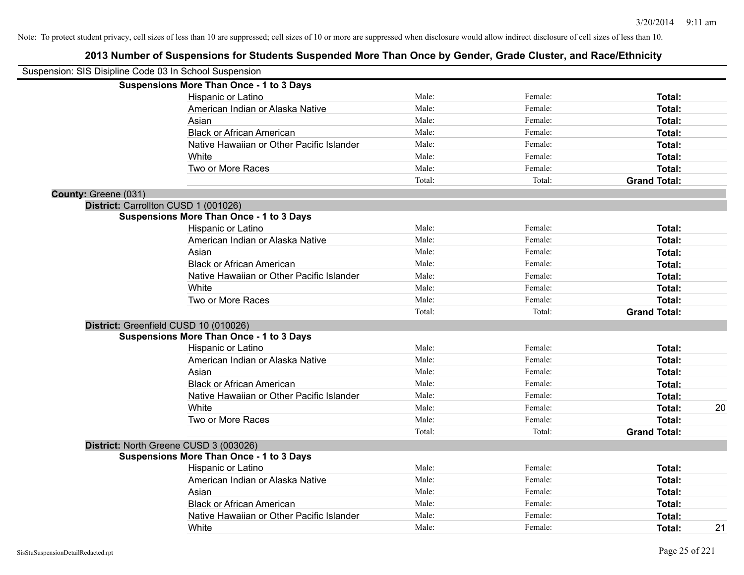Note: To protect student privacy, cell sizes of less than 10 are suppressed; cell sizes of 10 or more are suppressed when disclosure would allow indirect disclosure of cell sizes of less than 10.

## 2013 Number of Suspensions for Students Suspended More Than Once by Gender, Grade Cluster, and Race/Ethnicity

Suspension: SIS Disipline Code 03 In School Suspension

**Suspensions More Than Once - 1 to 3 Days**

| Race/Ethnicity | Male | Female | Total | |
|---|---|---|---|---|
| Hispanic or Latino | Male: | Female: | **Total:** | |
| American Indian or Alaska Native | Male: | Female: | **Total:** | |
| Asian | Male: | Female: | **Total:** | |
| Black or African American | Male: | Female: | **Total:** | |
| Native Hawaiian or Other Pacific Islander | Male: | Female: | **Total:** | |
| White | Male: | Female: | **Total:** | |
| Two or More Races | Male: | Female: | **Total:** | |
| | Total: | Total: | **Grand Total:** | |

**County:** Greene (031)

**District:** Carrollton CUSD 1 (001026)

**Suspensions More Than Once - 1 to 3 Days**

| Race/Ethnicity | Male | Female | Total | |
|---|---|---|---|---|
| Hispanic or Latino | Male: | Female: | **Total:** | |
| American Indian or Alaska Native | Male: | Female: | **Total:** | |
| Asian | Male: | Female: | **Total:** | |
| Black or African American | Male: | Female: | **Total:** | |
| Native Hawaiian or Other Pacific Islander | Male: | Female: | **Total:** | |
| White | Male: | Female: | **Total:** | |
| Two or More Races | Male: | Female: | **Total:** | |
| | Total: | Total: | **Grand Total:** | |

**District:** Greenfield CUSD 10 (010026)

**Suspensions More Than Once - 1 to 3 Days**

| Race/Ethnicity | Male | Female | Total | |
|---|---|---|---|---|
| Hispanic or Latino | Male: | Female: | **Total:** | |
| American Indian or Alaska Native | Male: | Female: | **Total:** | |
| Asian | Male: | Female: | **Total:** | |
| Black or African American | Male: | Female: | **Total:** | |
| Native Hawaiian or Other Pacific Islander | Male: | Female: | **Total:** | |
| White | Male: | Female: | **Total:** | 20 |
| Two or More Races | Male: | Female: | **Total:** | |
| | Total: | Total: | **Grand Total:** | |

**District:** North Greene CUSD 3 (003026)

**Suspensions More Than Once - 1 to 3 Days**

| Race/Ethnicity | Male | Female | Total | |
|---|---|---|---|---|
| Hispanic or Latino | Male: | Female: | **Total:** | |
| American Indian or Alaska Native | Male: | Female: | **Total:** | |
| Asian | Male: | Female: | **Total:** | |
| Black or African American | Male: | Female: | **Total:** | |
| Native Hawaiian or Other Pacific Islander | Male: | Female: | **Total:** | |
| White | Male: | Female: | **Total:** | 21 |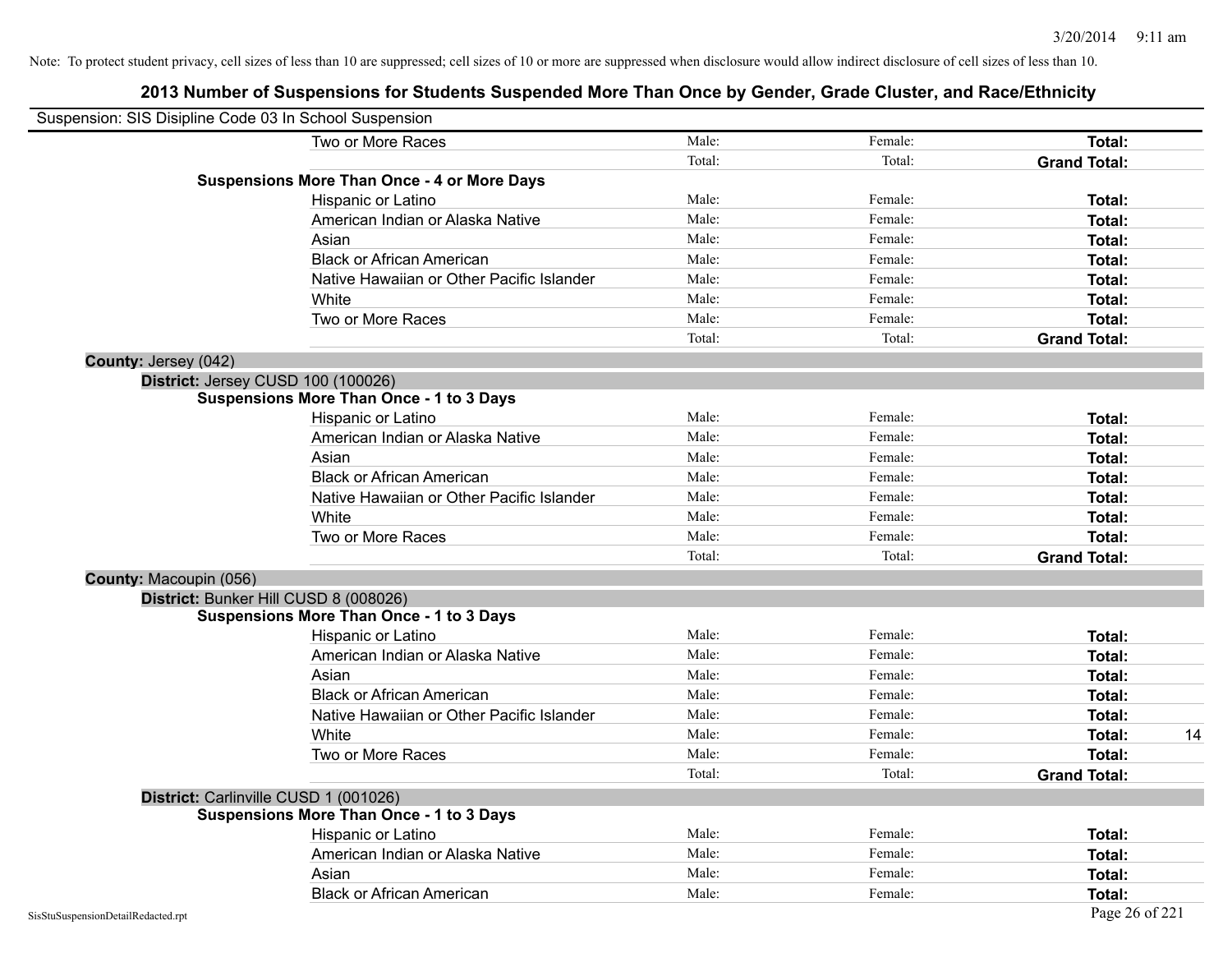Note: To protect student privacy, cell sizes of less than 10 are suppressed; cell sizes of 10 or more are suppressed when disclosure would allow indirect disclosure of cell sizes of less than 10.

# 2013 Number of Suspensions for Students Suspended More Than Once by Gender, Grade Cluster, and Race/Ethnicity

Suspension: SIS Disipline Code 03 In School Suspension

| | | | | |
|---|---|---|---|---|
| Two or More Races | Male: | Female: | **Total:** | |
| | Total: | Total: | **Grand Total:** | |

**Suspensions More Than Once - 4 or More Days**

| | | | | |
|---|---|---|---|---|
| Hispanic or Latino | Male: | Female: | **Total:** | |
| American Indian or Alaska Native | Male: | Female: | **Total:** | |
| Asian | Male: | Female: | **Total:** | |
| Black or African American | Male: | Female: | **Total:** | |
| Native Hawaiian or Other Pacific Islander | Male: | Female: | **Total:** | |
| White | Male: | Female: | **Total:** | |
| Two or More Races | Male: | Female: | **Total:** | |
| | Total: | Total: | **Grand Total:** | |

**County:** Jersey (042)

**District:** Jersey CUSD 100 (100026)

**Suspensions More Than Once - 1 to 3 Days**

| | | | | |
|---|---|---|---|---|
| Hispanic or Latino | Male: | Female: | **Total:** | |
| American Indian or Alaska Native | Male: | Female: | **Total:** | |
| Asian | Male: | Female: | **Total:** | |
| Black or African American | Male: | Female: | **Total:** | |
| Native Hawaiian or Other Pacific Islander | Male: | Female: | **Total:** | |
| White | Male: | Female: | **Total:** | |
| Two or More Races | Male: | Female: | **Total:** | |
| | Total: | Total: | **Grand Total:** | |

**County:** Macoupin (056)

**District:** Bunker Hill CUSD 8 (008026)

**Suspensions More Than Once - 1 to 3 Days**

| | | | | |
|---|---|---|---|---|
| Hispanic or Latino | Male: | Female: | **Total:** | |
| American Indian or Alaska Native | Male: | Female: | **Total:** | |
| Asian | Male: | Female: | **Total:** | |
| Black or African American | Male: | Female: | **Total:** | |
| Native Hawaiian or Other Pacific Islander | Male: | Female: | **Total:** | |
| White | Male: | Female: | **Total:** | 14 |
| Two or More Races | Male: | Female: | **Total:** | |
| | Total: | Total: | **Grand Total:** | |

**District:** Carlinville CUSD 1 (001026)

**Suspensions More Than Once - 1 to 3 Days**

| | | | | |
|---|---|---|---|---|
| Hispanic or Latino | Male: | Female: | **Total:** | |
| American Indian or Alaska Native | Male: | Female: | **Total:** | |
| Asian | Male: | Female: | **Total:** | |
| Black or African American | Male: | Female: | **Total:** | |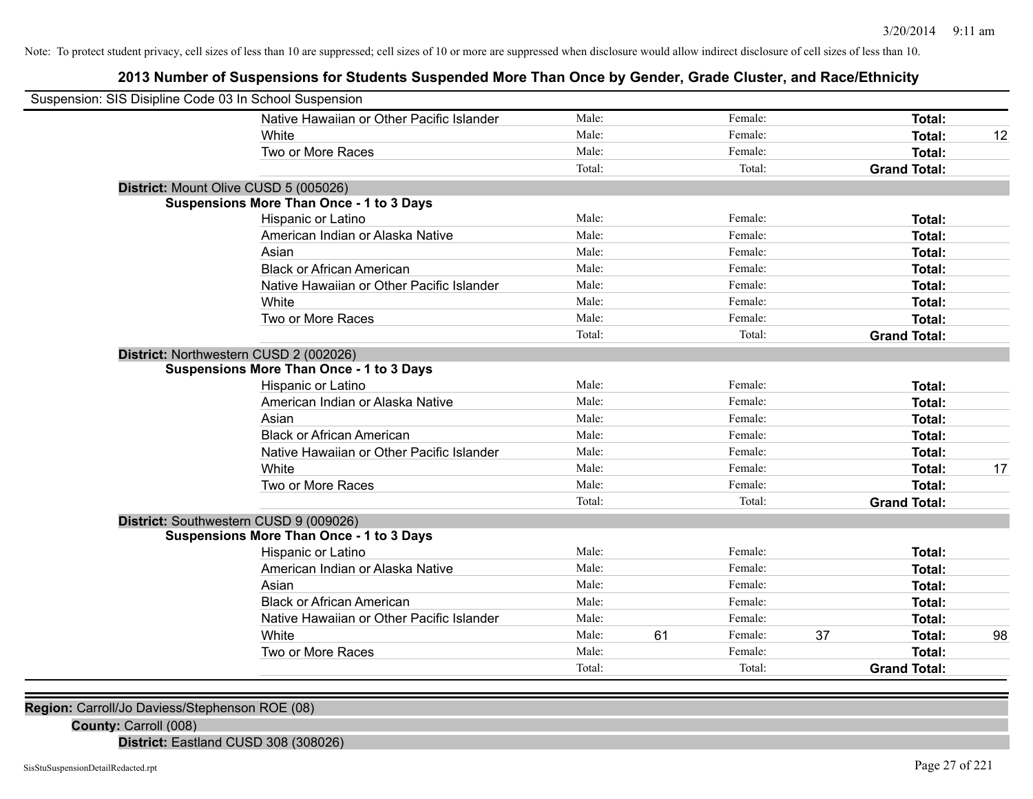Note: To protect student privacy, cell sizes of less than 10 are suppressed; cell sizes of 10 or more are suppressed when disclosure would allow indirect disclosure of cell sizes of less than 10.

## 2013 Number of Suspensions for Students Suspended More Than Once by Gender, Grade Cluster, and Race/Ethnicity

Suspension: SIS Disipline Code 03 In School Suspension

| | Male: | | Female: | | | |
|---|---|---|---|---|---|---|
| Native Hawaiian or Other Pacific Islander | Male: | | Female: | | **Total:** | |
| White | Male: | | Female: | | **Total:** | 12 |
| Two or More Races | Male: | | Female: | | **Total:** | |
| | Total: | | Total: | | **Grand Total:** | |

**District:** Mount Olive CUSD 5 (005026)

**Suspensions More Than Once - 1 to 3 Days**

| | | | | | | |
|---|---|---|---|---|---|---|
| Hispanic or Latino | Male: | | Female: | | **Total:** | |
| American Indian or Alaska Native | Male: | | Female: | | **Total:** | |
| Asian | Male: | | Female: | | **Total:** | |
| Black or African American | Male: | | Female: | | **Total:** | |
| Native Hawaiian or Other Pacific Islander | Male: | | Female: | | **Total:** | |
| White | Male: | | Female: | | **Total:** | |
| Two or More Races | Male: | | Female: | | **Total:** | |
| | Total: | | Total: | | **Grand Total:** | |

**District:** Northwestern CUSD 2 (002026)

**Suspensions More Than Once - 1 to 3 Days**

| | | | | | | |
|---|---|---|---|---|---|---|
| Hispanic or Latino | Male: | | Female: | | **Total:** | |
| American Indian or Alaska Native | Male: | | Female: | | **Total:** | |
| Asian | Male: | | Female: | | **Total:** | |
| Black or African American | Male: | | Female: | | **Total:** | |
| Native Hawaiian or Other Pacific Islander | Male: | | Female: | | **Total:** | |
| White | Male: | | Female: | | **Total:** | 17 |
| Two or More Races | Male: | | Female: | | **Total:** | |
| | Total: | | Total: | | **Grand Total:** | |

**District:** Southwestern CUSD 9 (009026)

**Suspensions More Than Once - 1 to 3 Days**

| | | | | | | |
|---|---|---|---|---|---|---|
| Hispanic or Latino | Male: | | Female: | | **Total:** | |
| American Indian or Alaska Native | Male: | | Female: | | **Total:** | |
| Asian | Male: | | Female: | | **Total:** | |
| Black or African American | Male: | | Female: | | **Total:** | |
| Native Hawaiian or Other Pacific Islander | Male: | | Female: | | **Total:** | |
| White | Male: | 61 | Female: | 37 | **Total:** | 98 |
| Two or More Races | Male: | | Female: | | **Total:** | |
| | Total: | | Total: | | **Grand Total:** | |

**Region:** Carroll/Jo Daviess/Stephenson ROE (08)

**County:** Carroll (008)

**District:** Eastland CUSD 308 (308026)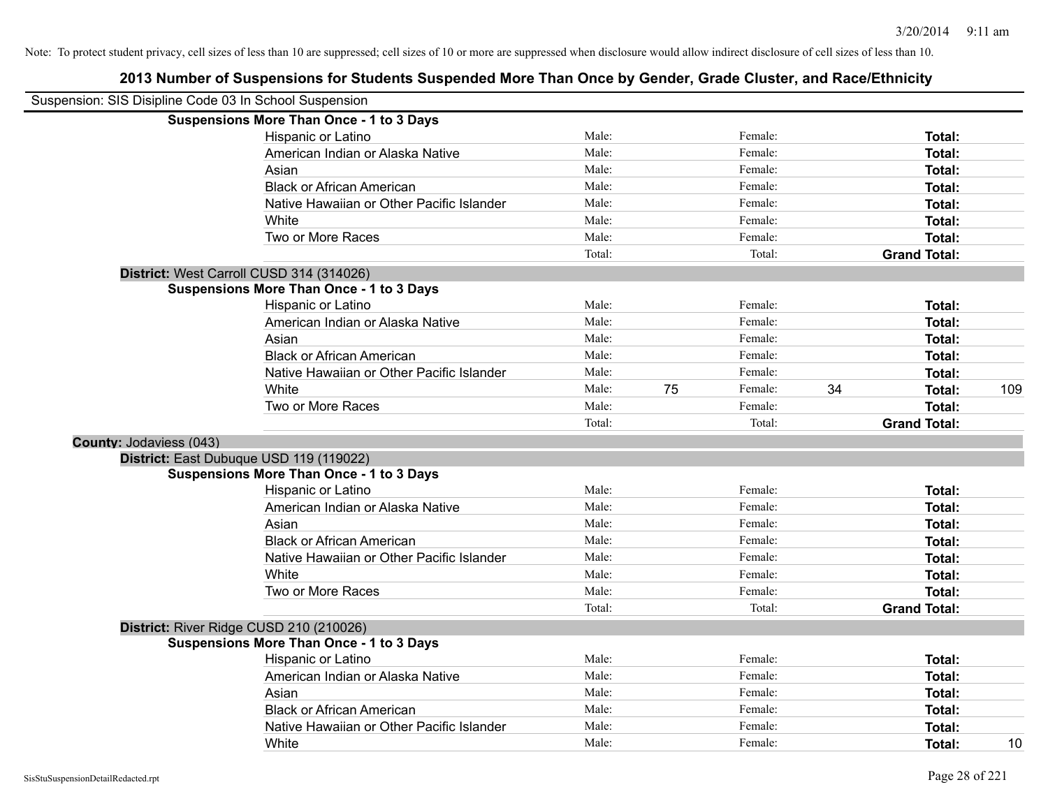Note: To protect student privacy, cell sizes of less than 10 are suppressed; cell sizes of 10 or more are suppressed when disclosure would allow indirect disclosure of cell sizes of less than 10.

## 2013 Number of Suspensions for Students Suspended More Than Once by Gender, Grade Cluster, and Race/Ethnicity

Suspension: SIS Disipline Code 03 In School Suspension

**Suspensions More Than Once - 1 to 3 Days**

| | | | | | | |
|---|---|---|---|---|---|---|
| Hispanic or Latino | Male: | | Female: | | **Total:** | |
| American Indian or Alaska Native | Male: | | Female: | | **Total:** | |
| Asian | Male: | | Female: | | **Total:** | |
| Black or African American | Male: | | Female: | | **Total:** | |
| Native Hawaiian or Other Pacific Islander | Male: | | Female: | | **Total:** | |
| White | Male: | | Female: | | **Total:** | |
| Two or More Races | Male: | | Female: | | **Total:** | |
| | Total: | | Total: | | **Grand Total:** | |

**District:** West Carroll CUSD 314 (314026)

**Suspensions More Than Once - 1 to 3 Days**

| | | | | | | |
|---|---|---|---|---|---|---|
| Hispanic or Latino | Male: | | Female: | | **Total:** | |
| American Indian or Alaska Native | Male: | | Female: | | **Total:** | |
| Asian | Male: | | Female: | | **Total:** | |
| Black or African American | Male: | | Female: | | **Total:** | |
| Native Hawaiian or Other Pacific Islander | Male: | | Female: | | **Total:** | |
| White | Male: | 75 | Female: | 34 | **Total:** | 109 |
| Two or More Races | Male: | | Female: | | **Total:** | |
| | Total: | | Total: | | **Grand Total:** | |

**County:** Jodaviess (043)

**District:** East Dubuque USD 119 (119022)

**Suspensions More Than Once - 1 to 3 Days**

| | | | | | | |
|---|---|---|---|---|---|---|
| Hispanic or Latino | Male: | | Female: | | **Total:** | |
| American Indian or Alaska Native | Male: | | Female: | | **Total:** | |
| Asian | Male: | | Female: | | **Total:** | |
| Black or African American | Male: | | Female: | | **Total:** | |
| Native Hawaiian or Other Pacific Islander | Male: | | Female: | | **Total:** | |
| White | Male: | | Female: | | **Total:** | |
| Two or More Races | Male: | | Female: | | **Total:** | |
| | Total: | | Total: | | **Grand Total:** | |

**District:** River Ridge CUSD 210 (210026)

**Suspensions More Than Once - 1 to 3 Days**

| | | | | | | |
|---|---|---|---|---|---|---|
| Hispanic or Latino | Male: | | Female: | | **Total:** | |
| American Indian or Alaska Native | Male: | | Female: | | **Total:** | |
| Asian | Male: | | Female: | | **Total:** | |
| Black or African American | Male: | | Female: | | **Total:** | |
| Native Hawaiian or Other Pacific Islander | Male: | | Female: | | **Total:** | |
| White | Male: | | Female: | | **Total:** | 10 |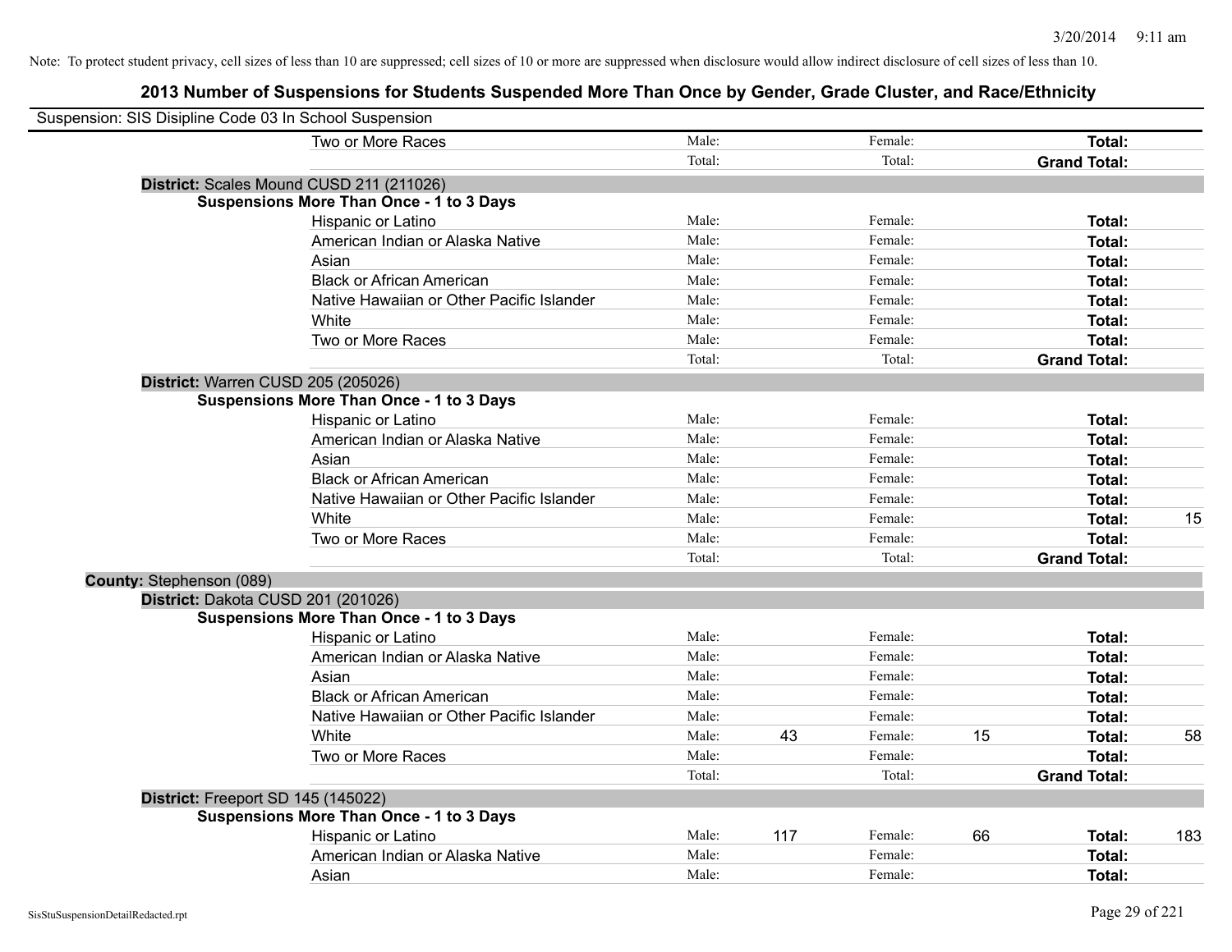Note: To protect student privacy, cell sizes of less than 10 are suppressed; cell sizes of 10 or more are suppressed when disclosure would allow indirect disclosure of cell sizes of less than 10.

## 2013 Number of Suspensions for Students Suspended More Than Once by Gender, Grade Cluster, and Race/Ethnicity

Suspension: SIS Disipline Code 03 In School Suspension

| | | | | | | |
|---|---|---|---|---|---|---|
| Two or More Races | Male: | | Female: | | **Total:** | |
| | Total: | | Total: | | **Grand Total:** | |

**District:** Scales Mound CUSD 211 (211026)

**Suspensions More Than Once - 1 to 3 Days**

| | | | | | | |
|---|---|---|---|---|---|---|
| Hispanic or Latino | Male: | | Female: | | **Total:** | |
| American Indian or Alaska Native | Male: | | Female: | | **Total:** | |
| Asian | Male: | | Female: | | **Total:** | |
| Black or African American | Male: | | Female: | | **Total:** | |
| Native Hawaiian or Other Pacific Islander | Male: | | Female: | | **Total:** | |
| White | Male: | | Female: | | **Total:** | |
| Two or More Races | Male: | | Female: | | **Total:** | |
| | Total: | | Total: | | **Grand Total:** | |

**District:** Warren CUSD 205 (205026)

**Suspensions More Than Once - 1 to 3 Days**

| | | | | | | |
|---|---|---|---|---|---|---|
| Hispanic or Latino | Male: | | Female: | | **Total:** | |
| American Indian or Alaska Native | Male: | | Female: | | **Total:** | |
| Asian | Male: | | Female: | | **Total:** | |
| Black or African American | Male: | | Female: | | **Total:** | |
| Native Hawaiian or Other Pacific Islander | Male: | | Female: | | **Total:** | |
| White | Male: | | Female: | | **Total:** | 15 |
| Two or More Races | Male: | | Female: | | **Total:** | |
| | Total: | | Total: | | **Grand Total:** | |

**County:** Stephenson (089)

**District:** Dakota CUSD 201 (201026)

**Suspensions More Than Once - 1 to 3 Days**

| | | | | | | |
|---|---|---|---|---|---|---|
| Hispanic or Latino | Male: | | Female: | | **Total:** | |
| American Indian or Alaska Native | Male: | | Female: | | **Total:** | |
| Asian | Male: | | Female: | | **Total:** | |
| Black or African American | Male: | | Female: | | **Total:** | |
| Native Hawaiian or Other Pacific Islander | Male: | | Female: | | **Total:** | |
| White | Male: | 43 | Female: | 15 | **Total:** | 58 |
| Two or More Races | Male: | | Female: | | **Total:** | |
| | Total: | | Total: | | **Grand Total:** | |

**District:** Freeport SD 145 (145022)

**Suspensions More Than Once - 1 to 3 Days**

| | | | | | | |
|---|---|---|---|---|---|---|
| Hispanic or Latino | Male: | 117 | Female: | 66 | **Total:** | 183 |
| American Indian or Alaska Native | Male: | | Female: | | **Total:** | |
| Asian | Male: | | Female: | | **Total:** | |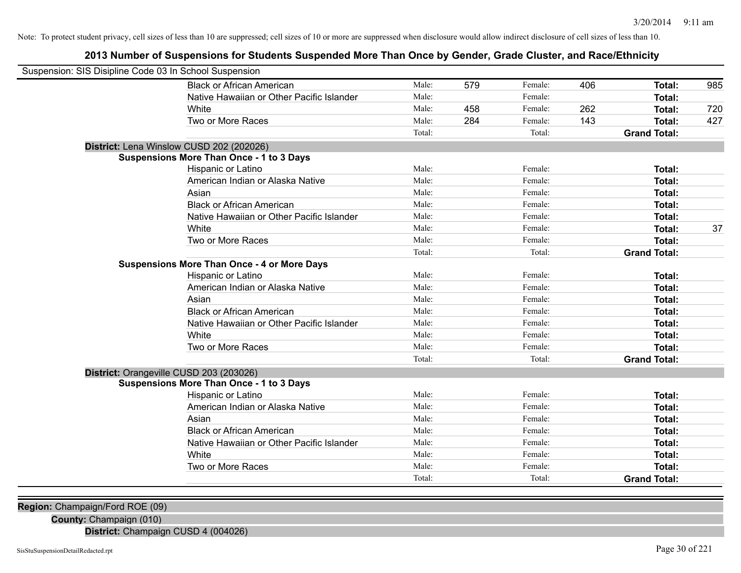Note: To protect student privacy, cell sizes of less than 10 are suppressed; cell sizes of 10 or more are suppressed when disclosure would allow indirect disclosure of cell sizes of less than 10.

# 2013 Number of Suspensions for Students Suspended More Than Once by Gender, Grade Cluster, and Race/Ethnicity

Suspension: SIS Disipline Code 03 In School Suspension

| | | | | | | |
|---|---|---|---|---|---|---|
| Black or African American | Male: | 579 | Female: | 406 | **Total:** | 985 |
| Native Hawaiian or Other Pacific Islander | Male: | | Female: | | **Total:** | |
| White | Male: | 458 | Female: | 262 | **Total:** | 720 |
| Two or More Races | Male: | 284 | Female: | 143 | **Total:** | 427 |
| | Total: | | Total: | | **Grand Total:** | |

**District:** Lena Winslow CUSD 202 (202026)

**Suspensions More Than Once - 1 to 3 Days**

| | | | | | | |
|---|---|---|---|---|---|---|
| Hispanic or Latino | Male: | | Female: | | **Total:** | |
| American Indian or Alaska Native | Male: | | Female: | | **Total:** | |
| Asian | Male: | | Female: | | **Total:** | |
| Black or African American | Male: | | Female: | | **Total:** | |
| Native Hawaiian or Other Pacific Islander | Male: | | Female: | | **Total:** | |
| White | Male: | | Female: | | **Total:** | 37 |
| Two or More Races | Male: | | Female: | | **Total:** | |
| | Total: | | Total: | | **Grand Total:** | |

**Suspensions More Than Once - 4 or More Days**

| | | | | | | |
|---|---|---|---|---|---|---|
| Hispanic or Latino | Male: | | Female: | | **Total:** | |
| American Indian or Alaska Native | Male: | | Female: | | **Total:** | |
| Asian | Male: | | Female: | | **Total:** | |
| Black or African American | Male: | | Female: | | **Total:** | |
| Native Hawaiian or Other Pacific Islander | Male: | | Female: | | **Total:** | |
| White | Male: | | Female: | | **Total:** | |
| Two or More Races | Male: | | Female: | | **Total:** | |
| | Total: | | Total: | | **Grand Total:** | |

**District:** Orangeville CUSD 203 (203026)

**Suspensions More Than Once - 1 to 3 Days**

| | | | | | | |
|---|---|---|---|---|---|---|
| Hispanic or Latino | Male: | | Female: | | **Total:** | |
| American Indian or Alaska Native | Male: | | Female: | | **Total:** | |
| Asian | Male: | | Female: | | **Total:** | |
| Black or African American | Male: | | Female: | | **Total:** | |
| Native Hawaiian or Other Pacific Islander | Male: | | Female: | | **Total:** | |
| White | Male: | | Female: | | **Total:** | |
| Two or More Races | Male: | | Female: | | **Total:** | |
| | Total: | | Total: | | **Grand Total:** | |

**Region:** Champaign/Ford ROE (09)

**County:** Champaign (010)

**District:** Champaign CUSD 4 (004026)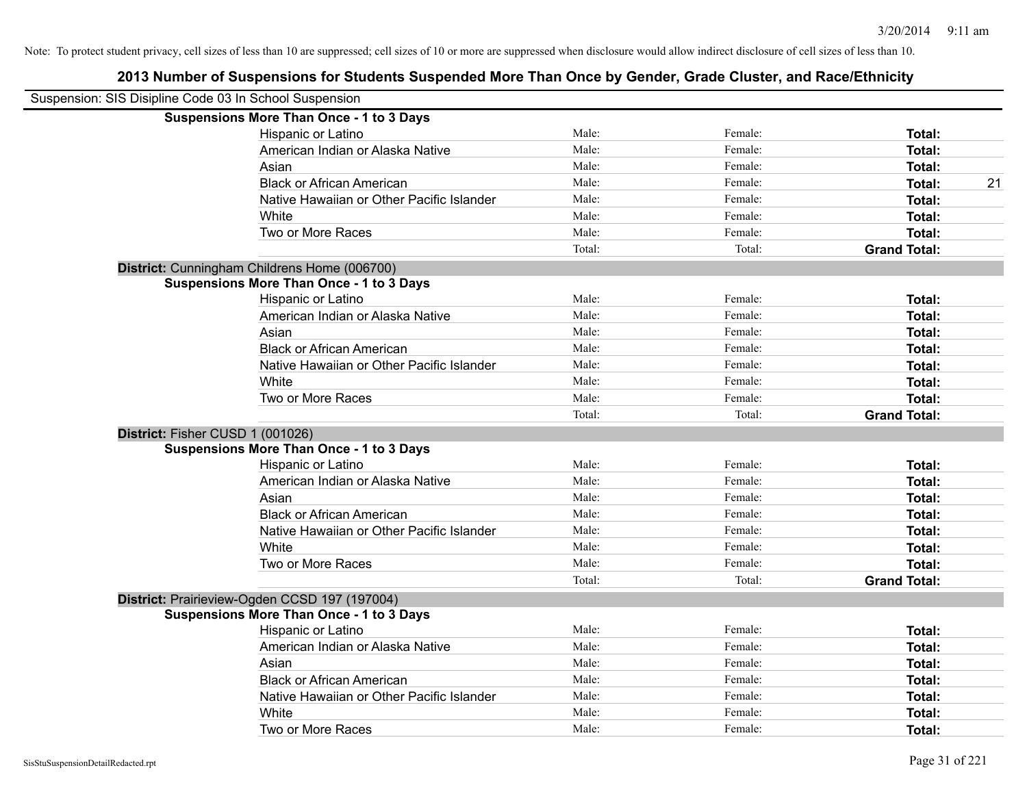Note: To protect student privacy, cell sizes of less than 10 are suppressed; cell sizes of 10 or more are suppressed when disclosure would allow indirect disclosure of cell sizes of less than 10.

# 2013 Number of Suspensions for Students Suspended More Than Once by Gender, Grade Cluster, and Race/Ethnicity

Suspension: SIS Disipline Code 03 In School Suspension

**Suspensions More Than Once - 1 to 3 Days**

| | | | | |
|---|---|---|---|---|
| Hispanic or Latino | Male: | Female: | **Total:** | |
| American Indian or Alaska Native | Male: | Female: | **Total:** | |
| Asian | Male: | Female: | **Total:** | |
| Black or African American | Male: | Female: | **Total:** | 21 |
| Native Hawaiian or Other Pacific Islander | Male: | Female: | **Total:** | |
| White | Male: | Female: | **Total:** | |
| Two or More Races | Male: | Female: | **Total:** | |
| | Total: | Total: | **Grand Total:** | |

**District:** Cunningham Childrens Home (006700)

**Suspensions More Than Once - 1 to 3 Days**

| | | | | |
|---|---|---|---|---|
| Hispanic or Latino | Male: | Female: | **Total:** | |
| American Indian or Alaska Native | Male: | Female: | **Total:** | |
| Asian | Male: | Female: | **Total:** | |
| Black or African American | Male: | Female: | **Total:** | |
| Native Hawaiian or Other Pacific Islander | Male: | Female: | **Total:** | |
| White | Male: | Female: | **Total:** | |
| Two or More Races | Male: | Female: | **Total:** | |
| | Total: | Total: | **Grand Total:** | |

**District:** Fisher CUSD 1 (001026)

**Suspensions More Than Once - 1 to 3 Days**

| | | | | |
|---|---|---|---|---|
| Hispanic or Latino | Male: | Female: | **Total:** | |
| American Indian or Alaska Native | Male: | Female: | **Total:** | |
| Asian | Male: | Female: | **Total:** | |
| Black or African American | Male: | Female: | **Total:** | |
| Native Hawaiian or Other Pacific Islander | Male: | Female: | **Total:** | |
| White | Male: | Female: | **Total:** | |
| Two or More Races | Male: | Female: | **Total:** | |
| | Total: | Total: | **Grand Total:** | |

**District:** Prairieview-Ogden CCSD 197 (197004)

**Suspensions More Than Once - 1 to 3 Days**

| | | | | |
|---|---|---|---|---|
| Hispanic or Latino | Male: | Female: | **Total:** | |
| American Indian or Alaska Native | Male: | Female: | **Total:** | |
| Asian | Male: | Female: | **Total:** | |
| Black or African American | Male: | Female: | **Total:** | |
| Native Hawaiian or Other Pacific Islander | Male: | Female: | **Total:** | |
| White | Male: | Female: | **Total:** | |
| Two or More Races | Male: | Female: | **Total:** | |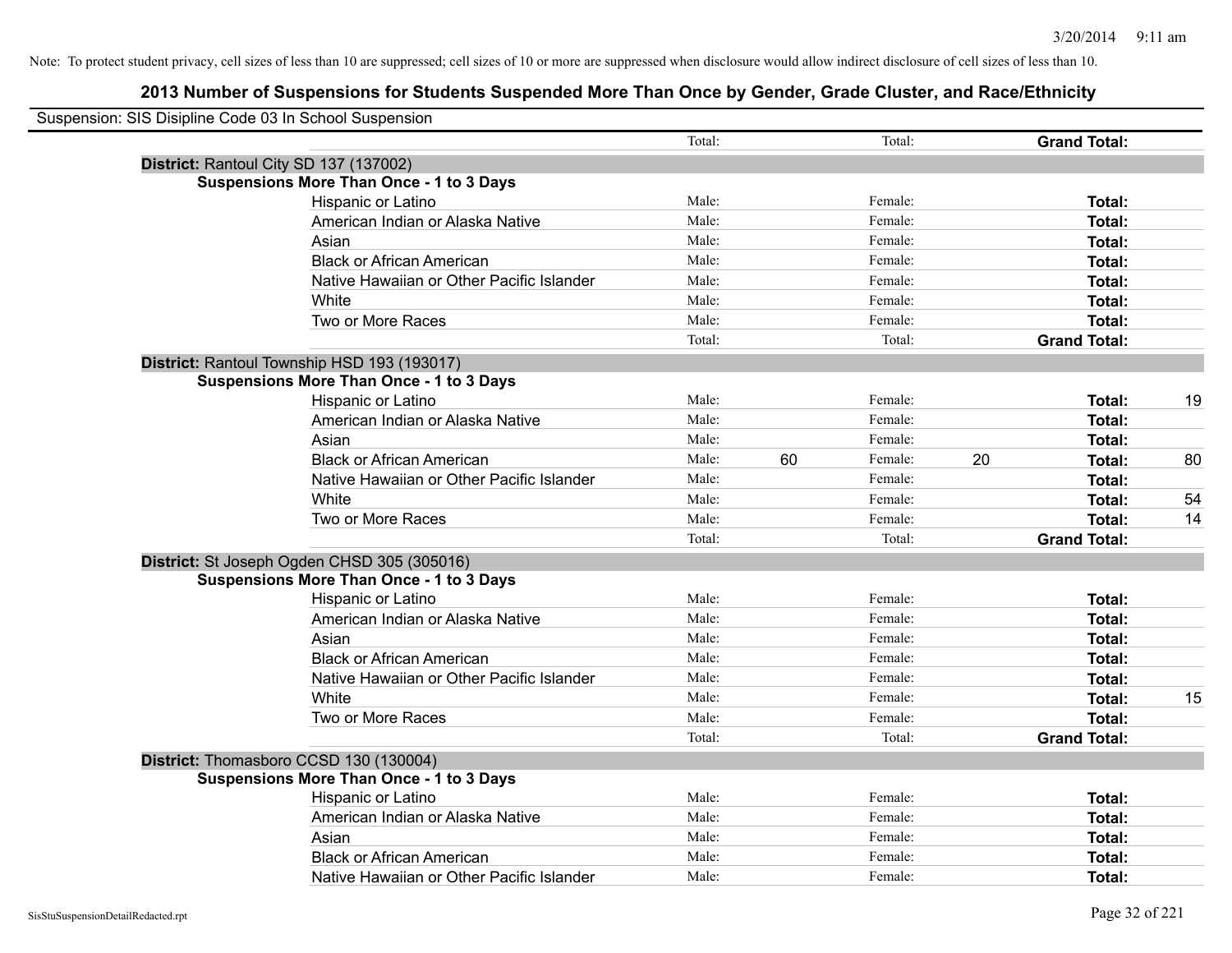Note: To protect student privacy, cell sizes of less than 10 are suppressed; cell sizes of 10 or more are suppressed when disclosure would allow indirect disclosure of cell sizes of less than 10.

# 2013 Number of Suspensions for Students Suspended More Than Once by Gender, Grade Cluster, and Race/Ethnicity

Suspension: SIS Disipline Code 03 In School Suspension

| | | | | | | |
|---|---|---|---|---|---|---|
| | Total: | | Total: | | **Grand Total:** | |
| **District:** Rantoul City SD 137 (137002) | | | | | | |
| **Suspensions More Than Once - 1 to 3 Days** | | | | | | |
| Hispanic or Latino | Male: | | Female: | | **Total:** | |
| American Indian or Alaska Native | Male: | | Female: | | **Total:** | |
| Asian | Male: | | Female: | | **Total:** | |
| Black or African American | Male: | | Female: | | **Total:** | |
| Native Hawaiian or Other Pacific Islander | Male: | | Female: | | **Total:** | |
| White | Male: | | Female: | | **Total:** | |
| Two or More Races | Male: | | Female: | | **Total:** | |
| | Total: | | Total: | | **Grand Total:** | |
| **District:** Rantoul Township HSD 193 (193017) | | | | | | |
| **Suspensions More Than Once - 1 to 3 Days** | | | | | | |
| Hispanic or Latino | Male: | | Female: | | **Total:** | 19 |
| American Indian or Alaska Native | Male: | | Female: | | **Total:** | |
| Asian | Male: | | Female: | | **Total:** | |
| Black or African American | Male: | 60 | Female: | 20 | **Total:** | 80 |
| Native Hawaiian or Other Pacific Islander | Male: | | Female: | | **Total:** | |
| White | Male: | | Female: | | **Total:** | 54 |
| Two or More Races | Male: | | Female: | | **Total:** | 14 |
| | Total: | | Total: | | **Grand Total:** | |
| **District:** St Joseph Ogden CHSD 305 (305016) | | | | | | |
| **Suspensions More Than Once - 1 to 3 Days** | | | | | | |
| Hispanic or Latino | Male: | | Female: | | **Total:** | |
| American Indian or Alaska Native | Male: | | Female: | | **Total:** | |
| Asian | Male: | | Female: | | **Total:** | |
| Black or African American | Male: | | Female: | | **Total:** | |
| Native Hawaiian or Other Pacific Islander | Male: | | Female: | | **Total:** | |
| White | Male: | | Female: | | **Total:** | 15 |
| Two or More Races | Male: | | Female: | | **Total:** | |
| | Total: | | Total: | | **Grand Total:** | |
| **District:** Thomasboro CCSD 130 (130004) | | | | | | |
| **Suspensions More Than Once - 1 to 3 Days** | | | | | | |
| Hispanic or Latino | Male: | | Female: | | **Total:** | |
| American Indian or Alaska Native | Male: | | Female: | | **Total:** | |
| Asian | Male: | | Female: | | **Total:** | |
| Black or African American | Male: | | Female: | | **Total:** | |
| Native Hawaiian or Other Pacific Islander | Male: | | Female: | | **Total:** | |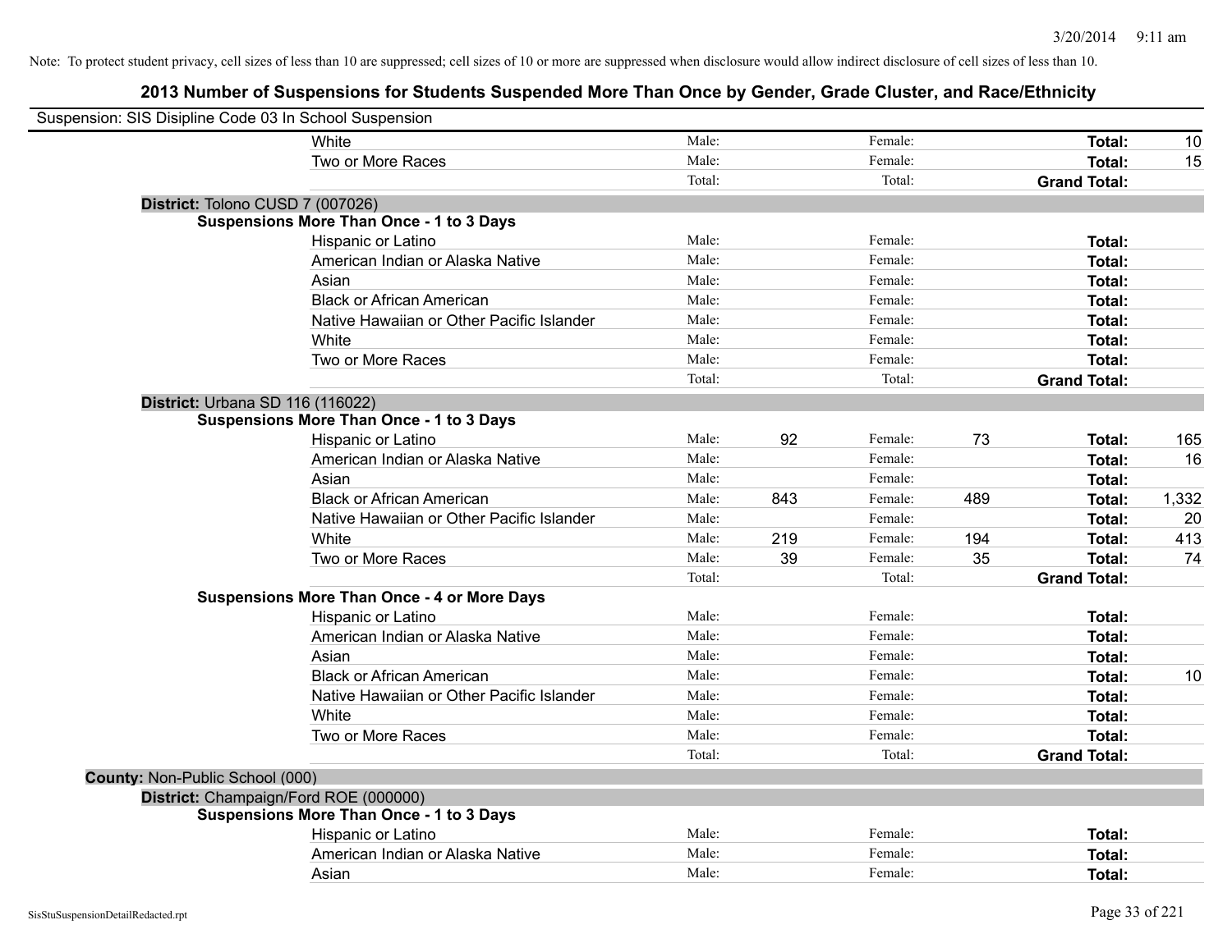Note: To protect student privacy, cell sizes of less than 10 are suppressed; cell sizes of 10 or more are suppressed when disclosure would allow indirect disclosure of cell sizes of less than 10.

## 2013 Number of Suspensions for Students Suspended More Than Once by Gender, Grade Cluster, and Race/Ethnicity

Suspension: SIS Disipline Code 03 In School Suspension

| | | | | | | |
|---|---|---|---|---|---|---|
| White | Male: | | Female: | | **Total:** | 10 |
| Two or More Races | Male: | | Female: | | **Total:** | 15 |
| | Total: | | Total: | | **Grand Total:** | |

**District:** Tolono CUSD 7 (007026)

**Suspensions More Than Once - 1 to 3 Days**

| | | | | | | |
|---|---|---|---|---|---|---|
| Hispanic or Latino | Male: | | Female: | | **Total:** | |
| American Indian or Alaska Native | Male: | | Female: | | **Total:** | |
| Asian | Male: | | Female: | | **Total:** | |
| Black or African American | Male: | | Female: | | **Total:** | |
| Native Hawaiian or Other Pacific Islander | Male: | | Female: | | **Total:** | |
| White | Male: | | Female: | | **Total:** | |
| Two or More Races | Male: | | Female: | | **Total:** | |
| | Total: | | Total: | | **Grand Total:** | |

**District:** Urbana SD 116 (116022)

**Suspensions More Than Once - 1 to 3 Days**

| | | | | | | |
|---|---|---|---|---|---|---|
| Hispanic or Latino | Male: | 92 | Female: | 73 | **Total:** | 165 |
| American Indian or Alaska Native | Male: | | Female: | | **Total:** | 16 |
| Asian | Male: | | Female: | | **Total:** | |
| Black or African American | Male: | 843 | Female: | 489 | **Total:** | 1,332 |
| Native Hawaiian or Other Pacific Islander | Male: | | Female: | | **Total:** | 20 |
| White | Male: | 219 | Female: | 194 | **Total:** | 413 |
| Two or More Races | Male: | 39 | Female: | 35 | **Total:** | 74 |
| | Total: | | Total: | | **Grand Total:** | |

**Suspensions More Than Once - 4 or More Days**

| | | | | | | |
|---|---|---|---|---|---|---|
| Hispanic or Latino | Male: | | Female: | | **Total:** | |
| American Indian or Alaska Native | Male: | | Female: | | **Total:** | |
| Asian | Male: | | Female: | | **Total:** | |
| Black or African American | Male: | | Female: | | **Total:** | 10 |
| Native Hawaiian or Other Pacific Islander | Male: | | Female: | | **Total:** | |
| White | Male: | | Female: | | **Total:** | |
| Two or More Races | Male: | | Female: | | **Total:** | |
| | Total: | | Total: | | **Grand Total:** | |

**County:** Non-Public School (000)

**District:** Champaign/Ford ROE (000000)

**Suspensions More Than Once - 1 to 3 Days**

| | | | | | | |
|---|---|---|---|---|---|---|
| Hispanic or Latino | Male: | | Female: | | **Total:** | |
| American Indian or Alaska Native | Male: | | Female: | | **Total:** | |
| Asian | Male: | | Female: | | **Total:** | |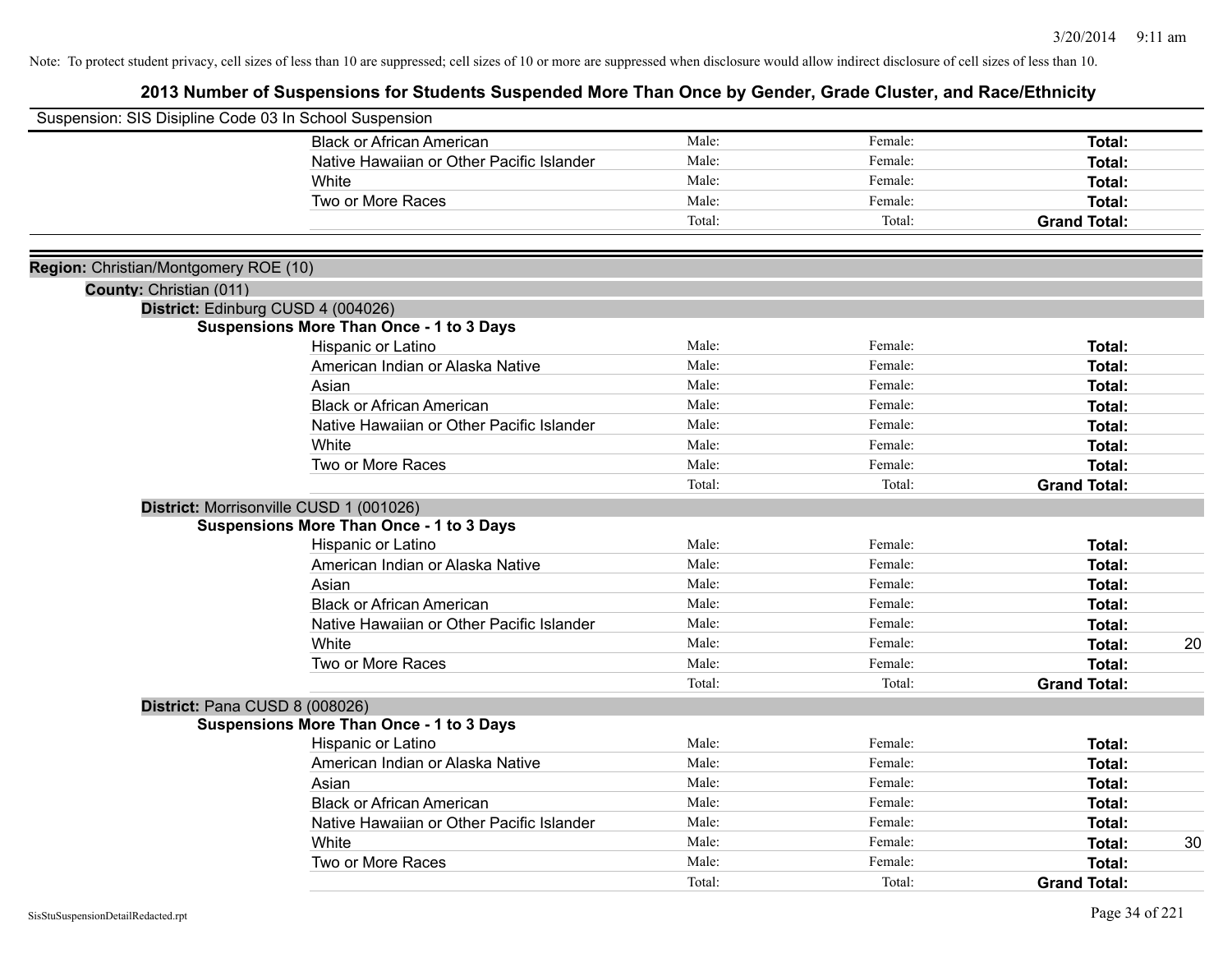Note: To protect student privacy, cell sizes of less than 10 are suppressed; cell sizes of 10 or more are suppressed when disclosure would allow indirect disclosure of cell sizes of less than 10.

# 2013 Number of Suspensions for Students Suspended More Than Once by Gender, Grade Cluster, and Race/Ethnicity

Suspension: SIS Disipline Code 03 In School Suspension

| | | | | |
|---|---|---|---|---|
| Black or African American | Male: | Female: | **Total:** | |
| Native Hawaiian or Other Pacific Islander | Male: | Female: | **Total:** | |
| White | Male: | Female: | **Total:** | |
| Two or More Races | Male: | Female: | **Total:** | |
| | Total: | Total: | **Grand Total:** | |

**Region:** Christian/Montgomery ROE (10)

**County:** Christian (011)

**District:** Edinburg CUSD 4 (004026)

**Suspensions More Than Once - 1 to 3 Days**

| | | | | |
|---|---|---|---|---|
| Hispanic or Latino | Male: | Female: | **Total:** | |
| American Indian or Alaska Native | Male: | Female: | **Total:** | |
| Asian | Male: | Female: | **Total:** | |
| Black or African American | Male: | Female: | **Total:** | |
| Native Hawaiian or Other Pacific Islander | Male: | Female: | **Total:** | |
| White | Male: | Female: | **Total:** | |
| Two or More Races | Male: | Female: | **Total:** | |
| | Total: | Total: | **Grand Total:** | |

**District:** Morrisonville CUSD 1 (001026)

**Suspensions More Than Once - 1 to 3 Days**

| | | | | |
|---|---|---|---|---|
| Hispanic or Latino | Male: | Female: | **Total:** | |
| American Indian or Alaska Native | Male: | Female: | **Total:** | |
| Asian | Male: | Female: | **Total:** | |
| Black or African American | Male: | Female: | **Total:** | |
| Native Hawaiian or Other Pacific Islander | Male: | Female: | **Total:** | |
| White | Male: | Female: | **Total:** | 20 |
| Two or More Races | Male: | Female: | **Total:** | |
| | Total: | Total: | **Grand Total:** | |

**District:** Pana CUSD 8 (008026)

**Suspensions More Than Once - 1 to 3 Days**

| | | | | |
|---|---|---|---|---|
| Hispanic or Latino | Male: | Female: | **Total:** | |
| American Indian or Alaska Native | Male: | Female: | **Total:** | |
| Asian | Male: | Female: | **Total:** | |
| Black or African American | Male: | Female: | **Total:** | |
| Native Hawaiian or Other Pacific Islander | Male: | Female: | **Total:** | |
| White | Male: | Female: | **Total:** | 30 |
| Two or More Races | Male: | Female: | **Total:** | |
| | Total: | Total: | **Grand Total:** | |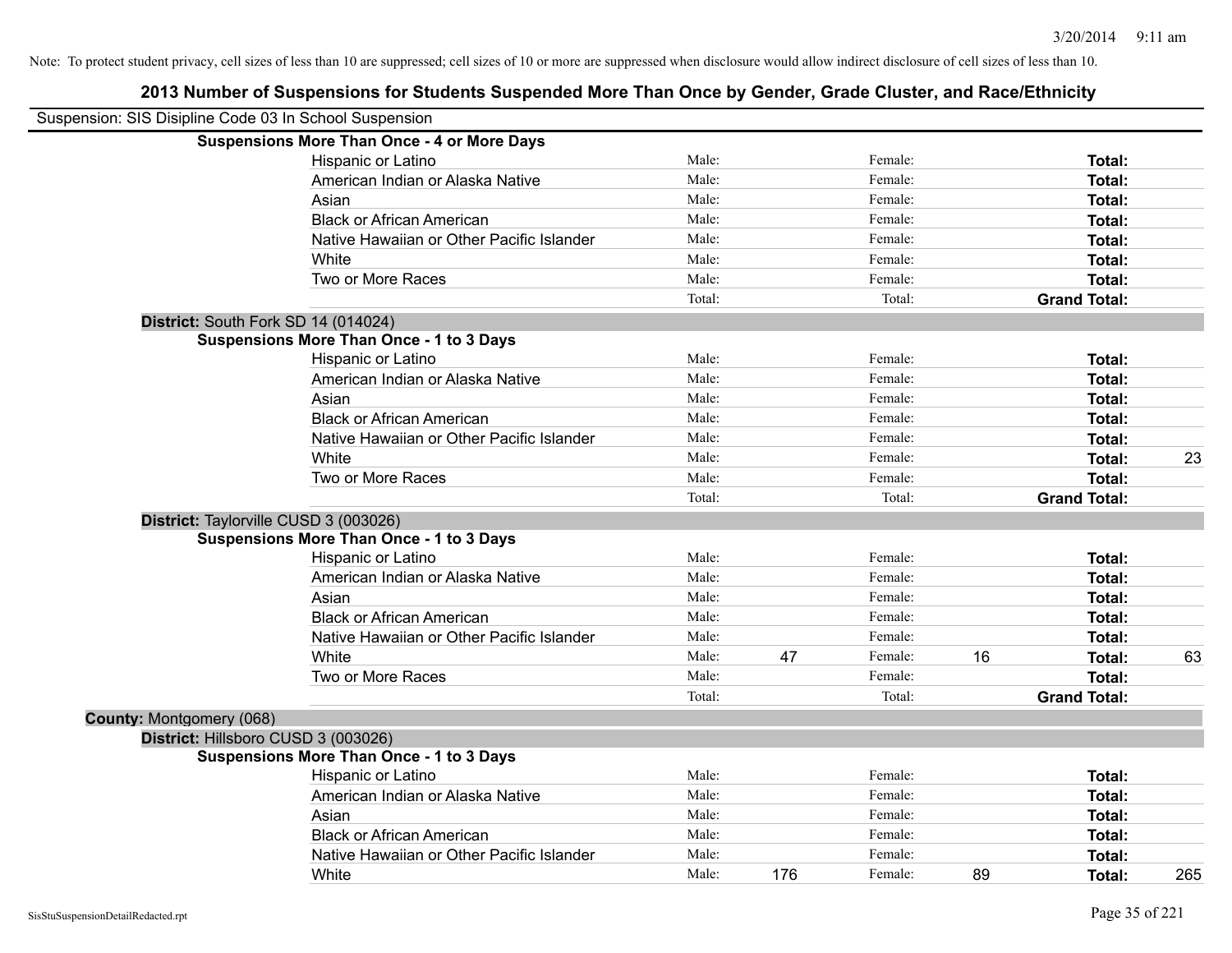Note: To protect student privacy, cell sizes of less than 10 are suppressed; cell sizes of 10 or more are suppressed when disclosure would allow indirect disclosure of cell sizes of less than 10.

# 2013 Number of Suspensions for Students Suspended More Than Once by Gender, Grade Cluster, and Race/Ethnicity

Suspension: SIS Disipline Code 03 In School Suspension

**Suspensions More Than Once - 4 or More Days**

| | | | | | | |
|---|---|---|---|---|---|---|
| Hispanic or Latino | Male: | | Female: | | **Total:** | |
| American Indian or Alaska Native | Male: | | Female: | | **Total:** | |
| Asian | Male: | | Female: | | **Total:** | |
| Black or African American | Male: | | Female: | | **Total:** | |
| Native Hawaiian or Other Pacific Islander | Male: | | Female: | | **Total:** | |
| White | Male: | | Female: | | **Total:** | |
| Two or More Races | Male: | | Female: | | **Total:** | |
| | Total: | | Total: | | **Grand Total:** | |

**District:** South Fork SD 14 (014024)

**Suspensions More Than Once - 1 to 3 Days**

| | | | | | | |
|---|---|---|---|---|---|---|
| Hispanic or Latino | Male: | | Female: | | **Total:** | |
| American Indian or Alaska Native | Male: | | Female: | | **Total:** | |
| Asian | Male: | | Female: | | **Total:** | |
| Black or African American | Male: | | Female: | | **Total:** | |
| Native Hawaiian or Other Pacific Islander | Male: | | Female: | | **Total:** | |
| White | Male: | | Female: | | **Total:** | 23 |
| Two or More Races | Male: | | Female: | | **Total:** | |
| | Total: | | Total: | | **Grand Total:** | |

**District:** Taylorville CUSD 3 (003026)

**Suspensions More Than Once - 1 to 3 Days**

| | | | | | | |
|---|---|---|---|---|---|---|
| Hispanic or Latino | Male: | | Female: | | **Total:** | |
| American Indian or Alaska Native | Male: | | Female: | | **Total:** | |
| Asian | Male: | | Female: | | **Total:** | |
| Black or African American | Male: | | Female: | | **Total:** | |
| Native Hawaiian or Other Pacific Islander | Male: | | Female: | | **Total:** | |
| White | Male: | 47 | Female: | 16 | **Total:** | 63 |
| Two or More Races | Male: | | Female: | | **Total:** | |
| | Total: | | Total: | | **Grand Total:** | |

**County:** Montgomery (068)

**District:** Hillsboro CUSD 3 (003026)

**Suspensions More Than Once - 1 to 3 Days**

| | | | | | | |
|---|---|---|---|---|---|---|
| Hispanic or Latino | Male: | | Female: | | **Total:** | |
| American Indian or Alaska Native | Male: | | Female: | | **Total:** | |
| Asian | Male: | | Female: | | **Total:** | |
| Black or African American | Male: | | Female: | | **Total:** | |
| Native Hawaiian or Other Pacific Islander | Male: | | Female: | | **Total:** | |
| White | Male: | 176 | Female: | 89 | **Total:** | 265 |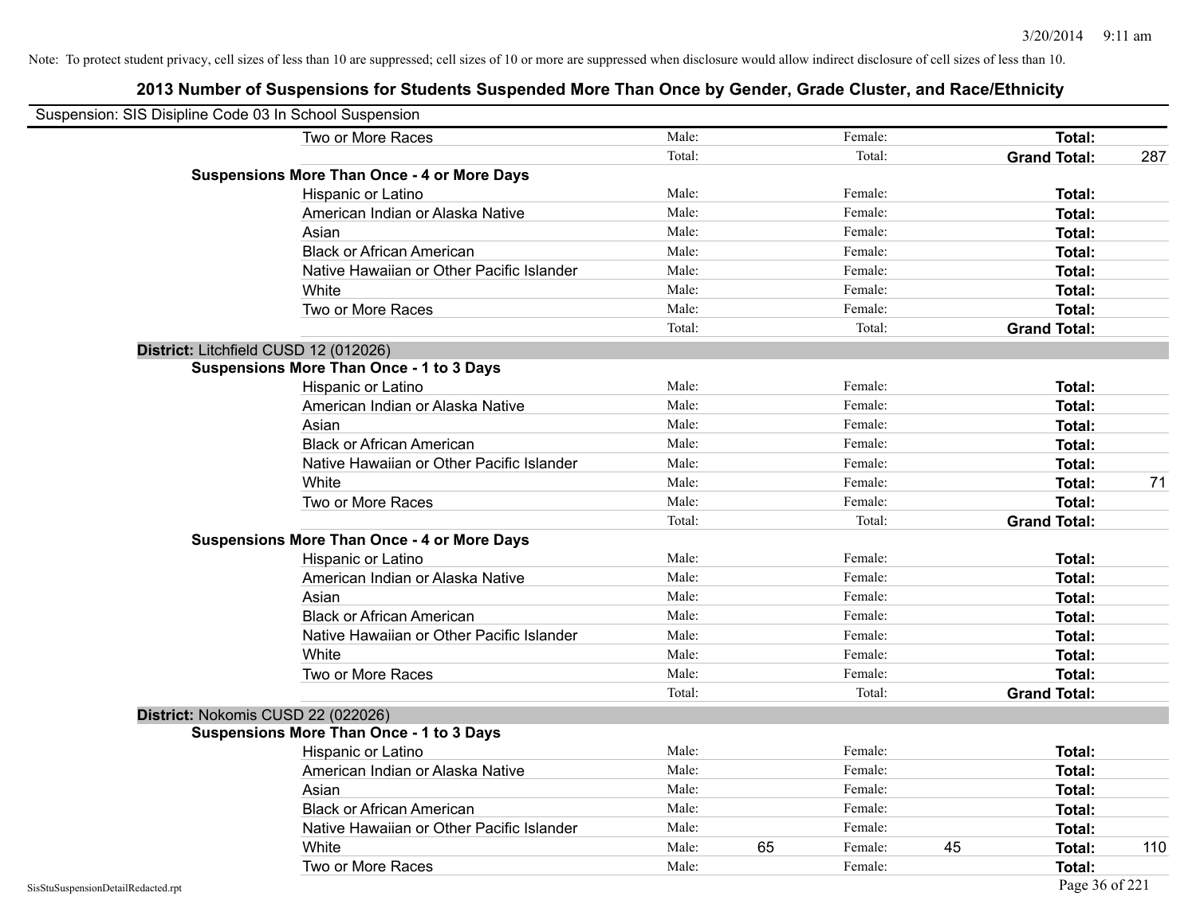Note: To protect student privacy, cell sizes of less than 10 are suppressed; cell sizes of 10 or more are suppressed when disclosure would allow indirect disclosure of cell sizes of less than 10.

## 2013 Number of Suspensions for Students Suspended More Than Once by Gender, Grade Cluster, and Race/Ethnicity

Suspension: SIS Disipline Code 03 In School Suspension

| | | | | | | |
|---|---|---|---|---|---|---|
| Two or More Races | Male: | | Female: | | **Total:** | |
| | Total: | | Total: | | **Grand Total:** | 287 |
| **Suspensions More Than Once - 4 or More Days** | | | | | | |
| Hispanic or Latino | Male: | | Female: | | **Total:** | |
| American Indian or Alaska Native | Male: | | Female: | | **Total:** | |
| Asian | Male: | | Female: | | **Total:** | |
| Black or African American | Male: | | Female: | | **Total:** | |
| Native Hawaiian or Other Pacific Islander | Male: | | Female: | | **Total:** | |
| White | Male: | | Female: | | **Total:** | |
| Two or More Races | Male: | | Female: | | **Total:** | |
| | Total: | | Total: | | **Grand Total:** | |
| **District:** Litchfield CUSD 12 (012026) | | | | | | |
| **Suspensions More Than Once - 1 to 3 Days** | | | | | | |
| Hispanic or Latino | Male: | | Female: | | **Total:** | |
| American Indian or Alaska Native | Male: | | Female: | | **Total:** | |
| Asian | Male: | | Female: | | **Total:** | |
| Black or African American | Male: | | Female: | | **Total:** | |
| Native Hawaiian or Other Pacific Islander | Male: | | Female: | | **Total:** | |
| White | Male: | | Female: | | **Total:** | 71 |
| Two or More Races | Male: | | Female: | | **Total:** | |
| | Total: | | Total: | | **Grand Total:** | |
| **Suspensions More Than Once - 4 or More Days** | | | | | | |
| Hispanic or Latino | Male: | | Female: | | **Total:** | |
| American Indian or Alaska Native | Male: | | Female: | | **Total:** | |
| Asian | Male: | | Female: | | **Total:** | |
| Black or African American | Male: | | Female: | | **Total:** | |
| Native Hawaiian or Other Pacific Islander | Male: | | Female: | | **Total:** | |
| White | Male: | | Female: | | **Total:** | |
| Two or More Races | Male: | | Female: | | **Total:** | |
| | Total: | | Total: | | **Grand Total:** | |
| **District:** Nokomis CUSD 22 (022026) | | | | | | |
| **Suspensions More Than Once - 1 to 3 Days** | | | | | | |
| Hispanic or Latino | Male: | | Female: | | **Total:** | |
| American Indian or Alaska Native | Male: | | Female: | | **Total:** | |
| Asian | Male: | | Female: | | **Total:** | |
| Black or African American | Male: | | Female: | | **Total:** | |
| Native Hawaiian or Other Pacific Islander | Male: | | Female: | | **Total:** | |
| White | Male: | 65 | Female: | 45 | **Total:** | 110 |
| Two or More Races | Male: | | Female: | | **Total:** | |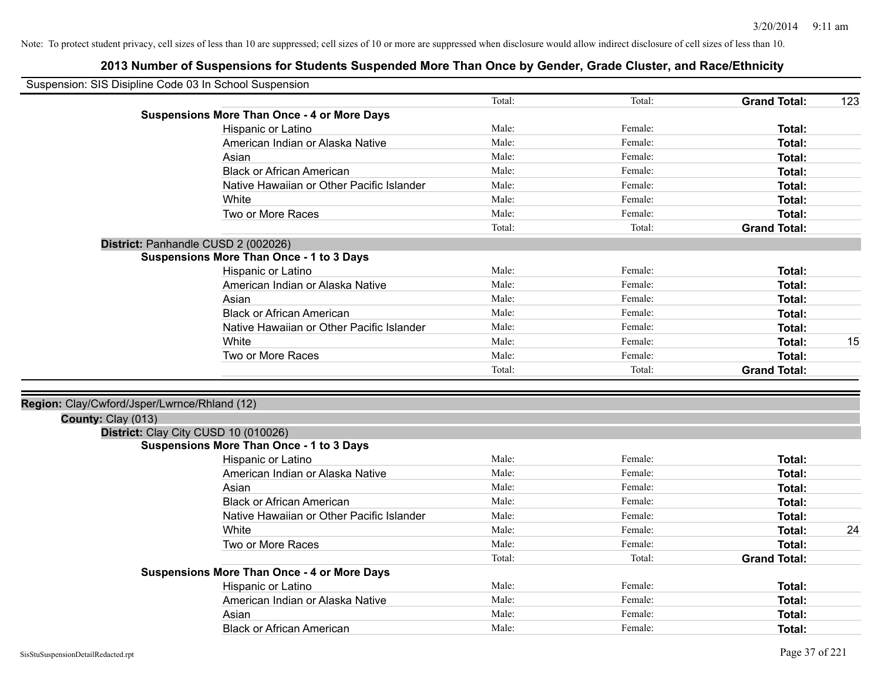Note: To protect student privacy, cell sizes of less than 10 are suppressed; cell sizes of 10 or more are suppressed when disclosure would allow indirect disclosure of cell sizes of less than 10.

# 2013 Number of Suspensions for Students Suspended More Than Once by Gender, Grade Cluster, and Race/Ethnicity

Suspension: SIS Disipline Code 03 In School Suspension

| | Total: | Total: | **Grand Total:** | 123 |
|---|---|---|---|---|
| **Suspensions More Than Once - 4 or More Days** | | | | |
| Hispanic or Latino | Male: | Female: | **Total:** | |
| American Indian or Alaska Native | Male: | Female: | **Total:** | |
| Asian | Male: | Female: | **Total:** | |
| Black or African American | Male: | Female: | **Total:** | |
| Native Hawaiian or Other Pacific Islander | Male: | Female: | **Total:** | |
| White | Male: | Female: | **Total:** | |
| Two or More Races | Male: | Female: | **Total:** | |
| | Total: | Total: | **Grand Total:** | |

**District:** Panhandle CUSD 2 (002026)

| **Suspensions More Than Once - 1 to 3 Days** | | | | |
|---|---|---|---|---|
| Hispanic or Latino | Male: | Female: | **Total:** | |
| American Indian or Alaska Native | Male: | Female: | **Total:** | |
| Asian | Male: | Female: | **Total:** | |
| Black or African American | Male: | Female: | **Total:** | |
| Native Hawaiian or Other Pacific Islander | Male: | Female: | **Total:** | |
| White | Male: | Female: | **Total:** | 15 |
| Two or More Races | Male: | Female: | **Total:** | |
| | Total: | Total: | **Grand Total:** | |

**Region:** Clay/Cwford/Jsper/Lwrnce/Rhland (12)

**County:** Clay (013)

**District:** Clay City CUSD 10 (010026)

| **Suspensions More Than Once - 1 to 3 Days** | | | | |
|---|---|---|---|---|
| Hispanic or Latino | Male: | Female: | **Total:** | |
| American Indian or Alaska Native | Male: | Female: | **Total:** | |
| Asian | Male: | Female: | **Total:** | |
| Black or African American | Male: | Female: | **Total:** | |
| Native Hawaiian or Other Pacific Islander | Male: | Female: | **Total:** | |
| White | Male: | Female: | **Total:** | 24 |
| Two or More Races | Male: | Female: | **Total:** | |
| | Total: | Total: | **Grand Total:** | |
| **Suspensions More Than Once - 4 or More Days** | | | | |
| Hispanic or Latino | Male: | Female: | **Total:** | |
| American Indian or Alaska Native | Male: | Female: | **Total:** | |
| Asian | Male: | Female: | **Total:** | |
| Black or African American | Male: | Female: | **Total:** | |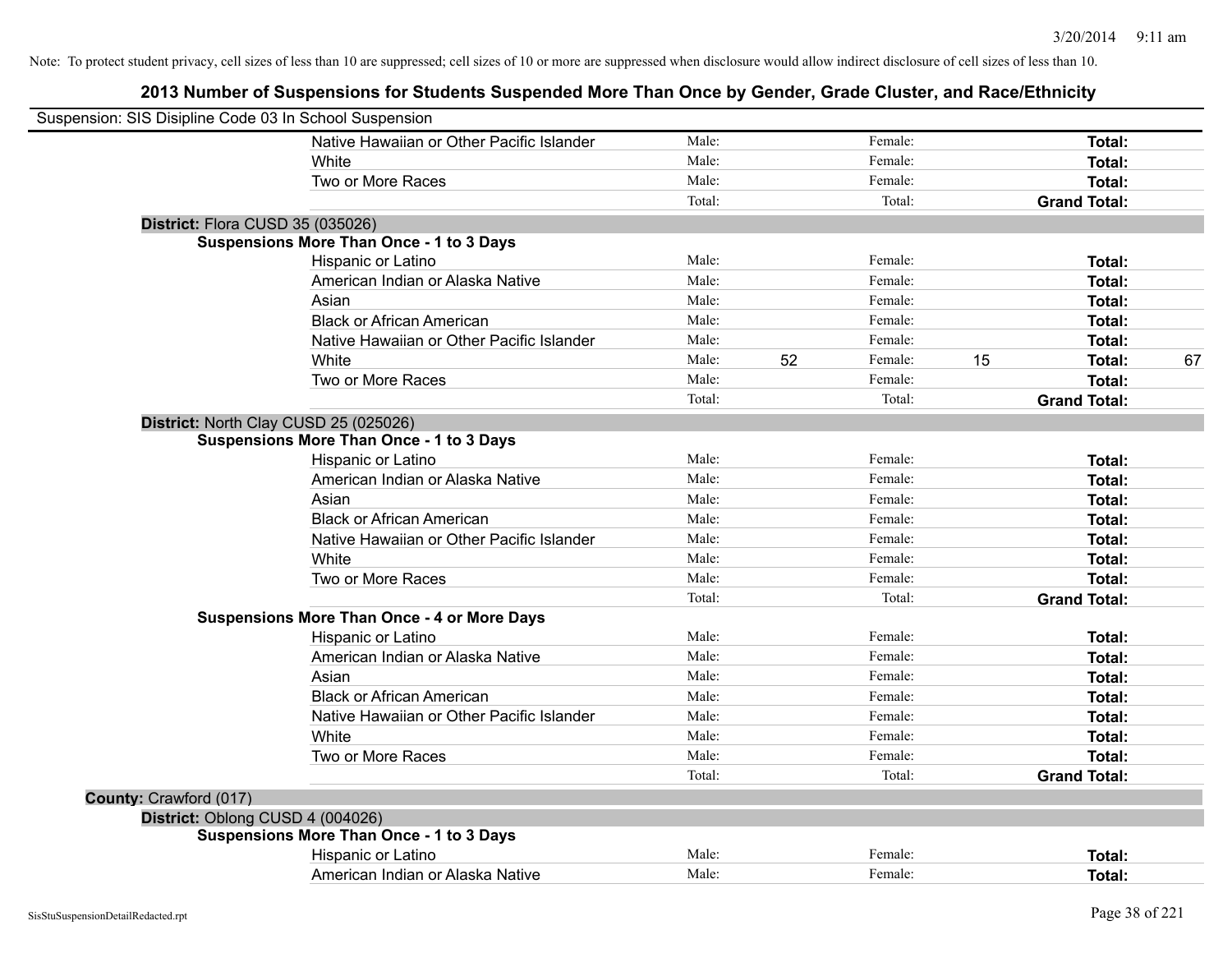Note: To protect student privacy, cell sizes of less than 10 are suppressed; cell sizes of 10 or more are suppressed when disclosure would allow indirect disclosure of cell sizes of less than 10.

# 2013 Number of Suspensions for Students Suspended More Than Once by Gender, Grade Cluster, and Race/Ethnicity

Suspension: SIS Disipline Code 03 In School Suspension

| | | | | | | |
|---|---|---|---|---|---|---|
| Native Hawaiian or Other Pacific Islander | Male: | | Female: | | **Total:** | |
| White | Male: | | Female: | | **Total:** | |
| Two or More Races | Male: | | Female: | | **Total:** | |
| | Total: | | Total: | | **Grand Total:** | |

**District:** Flora CUSD 35 (035026)

**Suspensions More Than Once - 1 to 3 Days**

| | | | | | | |
|---|---|---|---|---|---|---|
| Hispanic or Latino | Male: | | Female: | | **Total:** | |
| American Indian or Alaska Native | Male: | | Female: | | **Total:** | |
| Asian | Male: | | Female: | | **Total:** | |
| Black or African American | Male: | | Female: | | **Total:** | |
| Native Hawaiian or Other Pacific Islander | Male: | | Female: | | **Total:** | |
| White | Male: | 52 | Female: | 15 | **Total:** | 67 |
| Two or More Races | Male: | | Female: | | **Total:** | |
| | Total: | | Total: | | **Grand Total:** | |

**District:** North Clay CUSD 25 (025026)

**Suspensions More Than Once - 1 to 3 Days**

| | | | | | | |
|---|---|---|---|---|---|---|
| Hispanic or Latino | Male: | | Female: | | **Total:** | |
| American Indian or Alaska Native | Male: | | Female: | | **Total:** | |
| Asian | Male: | | Female: | | **Total:** | |
| Black or African American | Male: | | Female: | | **Total:** | |
| Native Hawaiian or Other Pacific Islander | Male: | | Female: | | **Total:** | |
| White | Male: | | Female: | | **Total:** | |
| Two or More Races | Male: | | Female: | | **Total:** | |
| | Total: | | Total: | | **Grand Total:** | |

**Suspensions More Than Once - 4 or More Days**

| | | | | | | |
|---|---|---|---|---|---|---|
| Hispanic or Latino | Male: | | Female: | | **Total:** | |
| American Indian or Alaska Native | Male: | | Female: | | **Total:** | |
| Asian | Male: | | Female: | | **Total:** | |
| Black or African American | Male: | | Female: | | **Total:** | |
| Native Hawaiian or Other Pacific Islander | Male: | | Female: | | **Total:** | |
| White | Male: | | Female: | | **Total:** | |
| Two or More Races | Male: | | Female: | | **Total:** | |
| | Total: | | Total: | | **Grand Total:** | |

**County:** Crawford (017)

**District:** Oblong CUSD 4 (004026)

**Suspensions More Than Once - 1 to 3 Days**

| | | | | | | |
|---|---|---|---|---|---|---|
| Hispanic or Latino | Male: | | Female: | | **Total:** | |
| American Indian or Alaska Native | Male: | | Female: | | **Total:** | |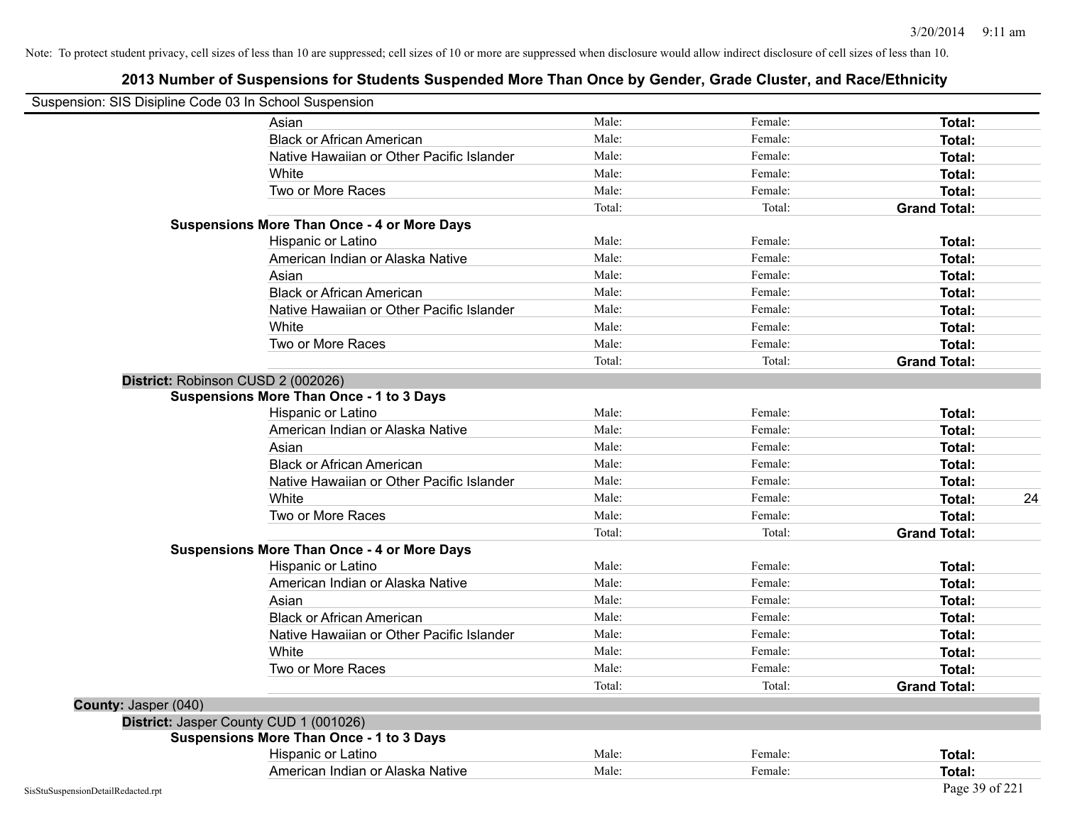Note: To protect student privacy, cell sizes of less than 10 are suppressed; cell sizes of 10 or more are suppressed when disclosure would allow indirect disclosure of cell sizes of less than 10.

## 2013 Number of Suspensions for Students Suspended More Than Once by Gender, Grade Cluster, and Race/Ethnicity

Suspension: SIS Disipline Code 03 In School Suspension

| | | | | |
|---|---|---|---|---|
| Asian | Male: | Female: | **Total:** | |
| Black or African American | Male: | Female: | **Total:** | |
| Native Hawaiian or Other Pacific Islander | Male: | Female: | **Total:** | |
| White | Male: | Female: | **Total:** | |
| Two or More Races | Male: | Female: | **Total:** | |
| | Total: | Total: | **Grand Total:** | |

**Suspensions More Than Once - 4 or More Days**

| | | | | |
|---|---|---|---|---|
| Hispanic or Latino | Male: | Female: | **Total:** | |
| American Indian or Alaska Native | Male: | Female: | **Total:** | |
| Asian | Male: | Female: | **Total:** | |
| Black or African American | Male: | Female: | **Total:** | |
| Native Hawaiian or Other Pacific Islander | Male: | Female: | **Total:** | |
| White | Male: | Female: | **Total:** | |
| Two or More Races | Male: | Female: | **Total:** | |
| | Total: | Total: | **Grand Total:** | |

**District:** Robinson CUSD 2 (002026)

**Suspensions More Than Once - 1 to 3 Days**

| | | | | |
|---|---|---|---|---|
| Hispanic or Latino | Male: | Female: | **Total:** | |
| American Indian or Alaska Native | Male: | Female: | **Total:** | |
| Asian | Male: | Female: | **Total:** | |
| Black or African American | Male: | Female: | **Total:** | |
| Native Hawaiian or Other Pacific Islander | Male: | Female: | **Total:** | |
| White | Male: | Female: | **Total:** | 24 |
| Two or More Races | Male: | Female: | **Total:** | |
| | Total: | Total: | **Grand Total:** | |

**Suspensions More Than Once - 4 or More Days**

| | | | | |
|---|---|---|---|---|
| Hispanic or Latino | Male: | Female: | **Total:** | |
| American Indian or Alaska Native | Male: | Female: | **Total:** | |
| Asian | Male: | Female: | **Total:** | |
| Black or African American | Male: | Female: | **Total:** | |
| Native Hawaiian or Other Pacific Islander | Male: | Female: | **Total:** | |
| White | Male: | Female: | **Total:** | |
| Two or More Races | Male: | Female: | **Total:** | |
| | Total: | Total: | **Grand Total:** | |

**County:** Jasper (040)

**District:** Jasper County CUD 1 (001026)

**Suspensions More Than Once - 1 to 3 Days**

| | | | | |
|---|---|---|---|---|
| Hispanic or Latino | Male: | Female: | **Total:** | |
| American Indian or Alaska Native | Male: | Female: | **Total:** | |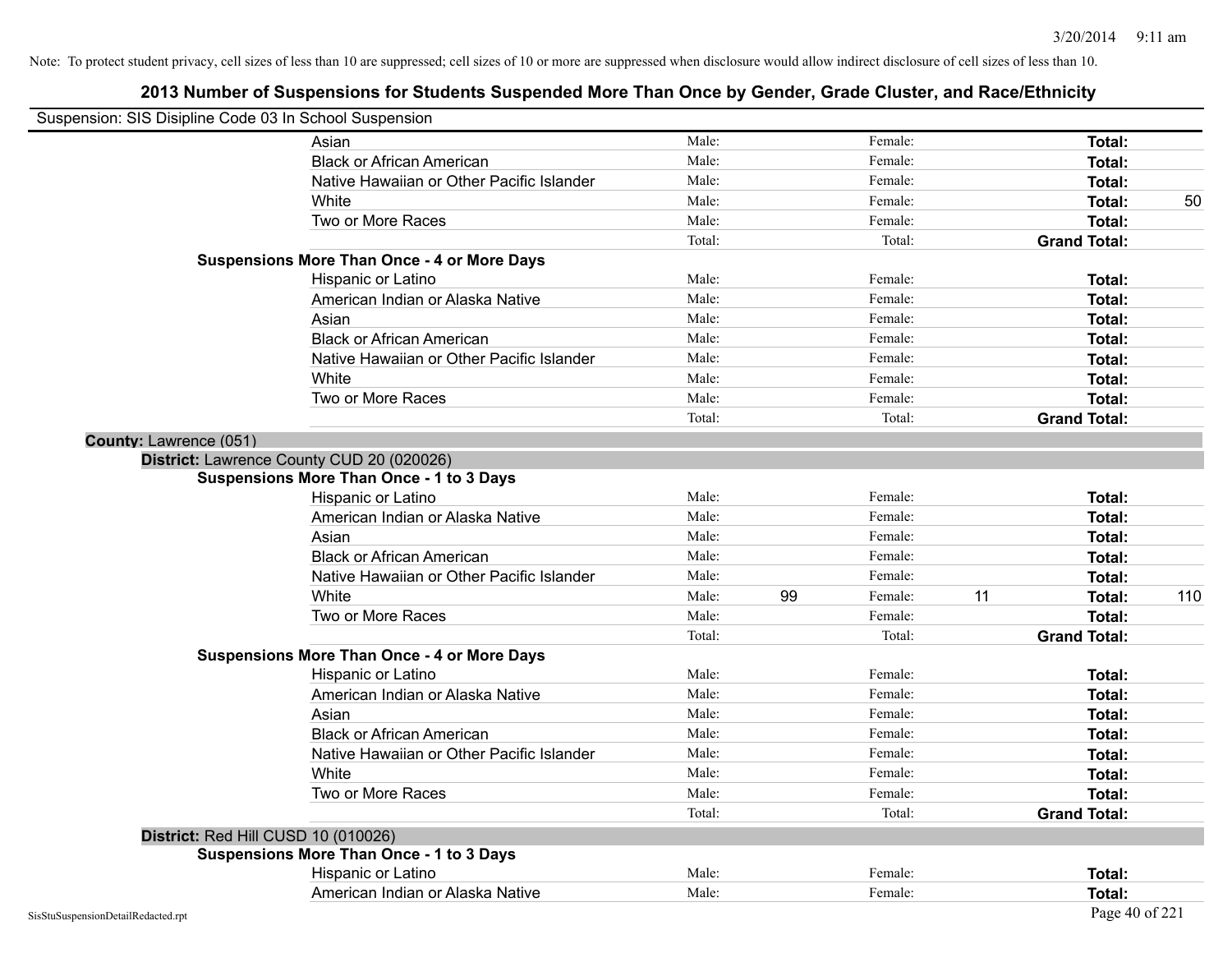Note: To protect student privacy, cell sizes of less than 10 are suppressed; cell sizes of 10 or more are suppressed when disclosure would allow indirect disclosure of cell sizes of less than 10.

## 2013 Number of Suspensions for Students Suspended More Than Once by Gender, Grade Cluster, and Race/Ethnicity

Suspension: SIS Disipline Code 03 In School Suspension

| | | | | | |
|---|---|---|---|---|---|
| Asian | Male: | Female: | | **Total:** | |
| Black or African American | Male: | Female: | | **Total:** | |
| Native Hawaiian or Other Pacific Islander | Male: | Female: | | **Total:** | |
| White | Male: | Female: | | **Total:** | 50 |
| Two or More Races | Male: | Female: | | **Total:** | |
| | Total: | Total: | | **Grand Total:** | |

**Suspensions More Than Once - 4 or More Days**

| | | | | | | |
|---|---|---|---|---|---|---|
| Hispanic or Latino | Male: | | Female: | | **Total:** | |
| American Indian or Alaska Native | Male: | | Female: | | **Total:** | |
| Asian | Male: | | Female: | | **Total:** | |
| Black or African American | Male: | | Female: | | **Total:** | |
| Native Hawaiian or Other Pacific Islander | Male: | | Female: | | **Total:** | |
| White | Male: | | Female: | | **Total:** | |
| Two or More Races | Male: | | Female: | | **Total:** | |
| | Total: | | Total: | | **Grand Total:** | |

**County:** Lawrence (051)

**District:** Lawrence County CUD 20 (020026)

**Suspensions More Than Once - 1 to 3 Days**

| | | | | | | |
|---|---|---|---|---|---|---|
| Hispanic or Latino | Male: | | Female: | | **Total:** | |
| American Indian or Alaska Native | Male: | | Female: | | **Total:** | |
| Asian | Male: | | Female: | | **Total:** | |
| Black or African American | Male: | | Female: | | **Total:** | |
| Native Hawaiian or Other Pacific Islander | Male: | | Female: | | **Total:** | |
| White | Male: | 99 | Female: | 11 | **Total:** | 110 |
| Two or More Races | Male: | | Female: | | **Total:** | |
| | Total: | | Total: | | **Grand Total:** | |

**Suspensions More Than Once - 4 or More Days**

| | | | | | | |
|---|---|---|---|---|---|---|
| Hispanic or Latino | Male: | | Female: | | **Total:** | |
| American Indian or Alaska Native | Male: | | Female: | | **Total:** | |
| Asian | Male: | | Female: | | **Total:** | |
| Black or African American | Male: | | Female: | | **Total:** | |
| Native Hawaiian or Other Pacific Islander | Male: | | Female: | | **Total:** | |
| White | Male: | | Female: | | **Total:** | |
| Two or More Races | Male: | | Female: | | **Total:** | |
| | Total: | | Total: | | **Grand Total:** | |

**District:** Red Hill CUSD 10 (010026)

**Suspensions More Than Once - 1 to 3 Days**

| | | | | | | |
|---|---|---|---|---|---|---|
| Hispanic or Latino | Male: | | Female: | | **Total:** | |
| American Indian or Alaska Native | Male: | | Female: | | **Total:** | |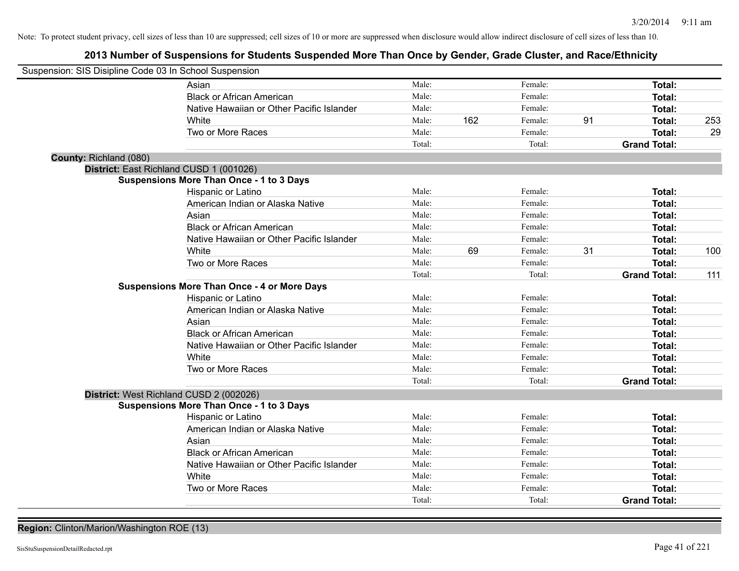Note: To protect student privacy, cell sizes of less than 10 are suppressed; cell sizes of 10 or more are suppressed when disclosure would allow indirect disclosure of cell sizes of less than 10.

## 2013 Number of Suspensions for Students Suspended More Than Once by Gender, Grade Cluster, and Race/Ethnicity

Suspension: SIS Disipline Code 03 In School Suspension

| | Male: | | Female: | | | |
|---|---|---|---|---|---|---|
| Asian | Male: | | Female: | | **Total:** | |
| Black or African American | Male: | | Female: | | **Total:** | |
| Native Hawaiian or Other Pacific Islander | Male: | | Female: | | **Total:** | |
| White | Male: | 162 | Female: | 91 | **Total:** | 253 |
| Two or More Races | Male: | | Female: | | **Total:** | 29 |
| | Total: | | Total: | | **Grand Total:** | |

**County:** Richland (080)

**District:** East Richland CUSD 1 (001026)

**Suspensions More Than Once - 1 to 3 Days**

| | | | | | | |
|---|---|---|---|---|---|---|
| Hispanic or Latino | Male: | | Female: | | **Total:** | |
| American Indian or Alaska Native | Male: | | Female: | | **Total:** | |
| Asian | Male: | | Female: | | **Total:** | |
| Black or African American | Male: | | Female: | | **Total:** | |
| Native Hawaiian or Other Pacific Islander | Male: | | Female: | | **Total:** | |
| White | Male: | 69 | Female: | 31 | **Total:** | 100 |
| Two or More Races | Male: | | Female: | | **Total:** | |
| | Total: | | Total: | | **Grand Total:** | 111 |

**Suspensions More Than Once - 4 or More Days**

| | | | | | | |
|---|---|---|---|---|---|---|
| Hispanic or Latino | Male: | | Female: | | **Total:** | |
| American Indian or Alaska Native | Male: | | Female: | | **Total:** | |
| Asian | Male: | | Female: | | **Total:** | |
| Black or African American | Male: | | Female: | | **Total:** | |
| Native Hawaiian or Other Pacific Islander | Male: | | Female: | | **Total:** | |
| White | Male: | | Female: | | **Total:** | |
| Two or More Races | Male: | | Female: | | **Total:** | |
| | Total: | | Total: | | **Grand Total:** | |

**District:** West Richland CUSD 2 (002026)

**Suspensions More Than Once - 1 to 3 Days**

| | | | | | | |
|---|---|---|---|---|---|---|
| Hispanic or Latino | Male: | | Female: | | **Total:** | |
| American Indian or Alaska Native | Male: | | Female: | | **Total:** | |
| Asian | Male: | | Female: | | **Total:** | |
| Black or African American | Male: | | Female: | | **Total:** | |
| Native Hawaiian or Other Pacific Islander | Male: | | Female: | | **Total:** | |
| White | Male: | | Female: | | **Total:** | |
| Two or More Races | Male: | | Female: | | **Total:** | |
| | Total: | | Total: | | **Grand Total:** | |

**Region:** Clinton/Marion/Washington ROE (13)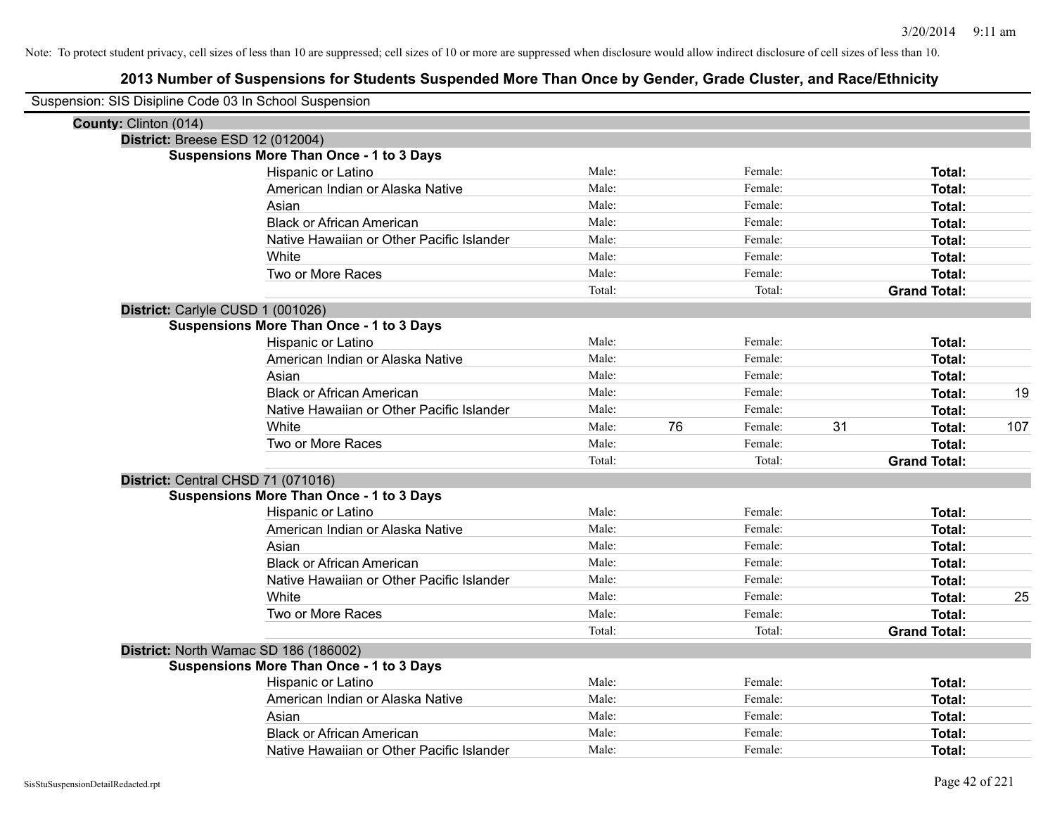Note: To protect student privacy, cell sizes of less than 10 are suppressed; cell sizes of 10 or more are suppressed when disclosure would allow indirect disclosure of cell sizes of less than 10.

# 2013 Number of Suspensions for Students Suspended More Than Once by Gender, Grade Cluster, and Race/Ethnicity

Suspension: SIS Disipline Code 03 In School Suspension

**County:** Clinton (014)

**District:** Breese ESD 12 (012004)

**Suspensions More Than Once - 1 to 3 Days**

| Race/Ethnicity | | Male | | Female | | Total |
|---|---|---|---|---|---|---|
| Hispanic or Latino | Male: | | Female: | | **Total:** | |
| American Indian or Alaska Native | Male: | | Female: | | **Total:** | |
| Asian | Male: | | Female: | | **Total:** | |
| Black or African American | Male: | | Female: | | **Total:** | |
| Native Hawaiian or Other Pacific Islander | Male: | | Female: | | **Total:** | |
| White | Male: | | Female: | | **Total:** | |
| Two or More Races | Male: | | Female: | | **Total:** | |
| | Total: | | Total: | | **Grand Total:** | |

**District:** Carlyle CUSD 1 (001026)

**Suspensions More Than Once - 1 to 3 Days**

| Race/Ethnicity | | Male | | Female | | Total |
|---|---|---|---|---|---|---|
| Hispanic or Latino | Male: | | Female: | | **Total:** | |
| American Indian or Alaska Native | Male: | | Female: | | **Total:** | |
| Asian | Male: | | Female: | | **Total:** | |
| Black or African American | Male: | | Female: | | **Total:** | 19 |
| Native Hawaiian or Other Pacific Islander | Male: | | Female: | | **Total:** | |
| White | Male: | 76 | Female: | 31 | **Total:** | 107 |
| Two or More Races | Male: | | Female: | | **Total:** | |
| | Total: | | Total: | | **Grand Total:** | |

**District:** Central CHSD 71 (071016)

**Suspensions More Than Once - 1 to 3 Days**

| Race/Ethnicity | | Male | | Female | | Total |
|---|---|---|---|---|---|---|
| Hispanic or Latino | Male: | | Female: | | **Total:** | |
| American Indian or Alaska Native | Male: | | Female: | | **Total:** | |
| Asian | Male: | | Female: | | **Total:** | |
| Black or African American | Male: | | Female: | | **Total:** | |
| Native Hawaiian or Other Pacific Islander | Male: | | Female: | | **Total:** | |
| White | Male: | | Female: | | **Total:** | 25 |
| Two or More Races | Male: | | Female: | | **Total:** | |
| | Total: | | Total: | | **Grand Total:** | |

**District:** North Wamac SD 186 (186002)

**Suspensions More Than Once - 1 to 3 Days**

| Race/Ethnicity | | Male | | Female | | Total |
|---|---|---|---|---|---|---|
| Hispanic or Latino | Male: | | Female: | | **Total:** | |
| American Indian or Alaska Native | Male: | | Female: | | **Total:** | |
| Asian | Male: | | Female: | | **Total:** | |
| Black or African American | Male: | | Female: | | **Total:** | |
| Native Hawaiian or Other Pacific Islander | Male: | | Female: | | **Total:** | |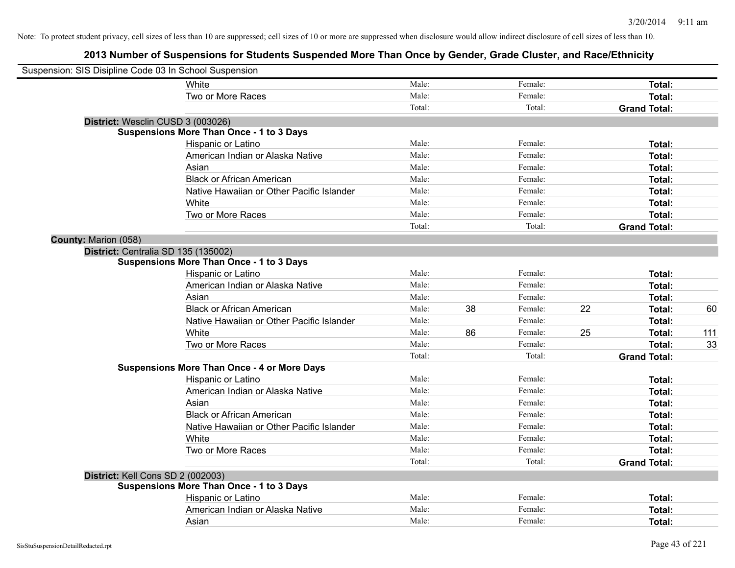Note: To protect student privacy, cell sizes of less than 10 are suppressed; cell sizes of 10 or more are suppressed when disclosure would allow indirect disclosure of cell sizes of less than 10.

# 2013 Number of Suspensions for Students Suspended More Than Once by Gender, Grade Cluster, and Race/Ethnicity

Suspension: SIS Disipline Code 03 In School Suspension

| | | | | | | | |
|---|---|---|---|---|---|---|---|
| | White | Male: | | Female: | | **Total:** | |
| | Two or More Races | Male: | | Female: | | **Total:** | |
| | | Total: | | Total: | | **Grand Total:** | |
| **District:** Wesclin CUSD 3 (003026) | | | | | | | |
| **Suspensions More Than Once - 1 to 3 Days** | | | | | | | |
| | Hispanic or Latino | Male: | | Female: | | **Total:** | |
| | American Indian or Alaska Native | Male: | | Female: | | **Total:** | |
| | Asian | Male: | | Female: | | **Total:** | |
| | Black or African American | Male: | | Female: | | **Total:** | |
| | Native Hawaiian or Other Pacific Islander | Male: | | Female: | | **Total:** | |
| | White | Male: | | Female: | | **Total:** | |
| | Two or More Races | Male: | | Female: | | **Total:** | |
| | | Total: | | Total: | | **Grand Total:** | |
| **County:** Marion (058) | | | | | | | |
| **District:** Centralia SD 135 (135002) | | | | | | | |
| **Suspensions More Than Once - 1 to 3 Days** | | | | | | | |
| | Hispanic or Latino | Male: | | Female: | | **Total:** | |
| | American Indian or Alaska Native | Male: | | Female: | | **Total:** | |
| | Asian | Male: | | Female: | | **Total:** | |
| | Black or African American | Male: | 38 | Female: | 22 | **Total:** | 60 |
| | Native Hawaiian or Other Pacific Islander | Male: | | Female: | | **Total:** | |
| | White | Male: | 86 | Female: | 25 | **Total:** | 111 |
| | Two or More Races | Male: | | Female: | | **Total:** | 33 |
| | | Total: | | Total: | | **Grand Total:** | |
| **Suspensions More Than Once - 4 or More Days** | | | | | | | |
| | Hispanic or Latino | Male: | | Female: | | **Total:** | |
| | American Indian or Alaska Native | Male: | | Female: | | **Total:** | |
| | Asian | Male: | | Female: | | **Total:** | |
| | Black or African American | Male: | | Female: | | **Total:** | |
| | Native Hawaiian or Other Pacific Islander | Male: | | Female: | | **Total:** | |
| | White | Male: | | Female: | | **Total:** | |
| | Two or More Races | Male: | | Female: | | **Total:** | |
| | | Total: | | Total: | | **Grand Total:** | |
| **District:** Kell Cons SD 2 (002003) | | | | | | | |
| **Suspensions More Than Once - 1 to 3 Days** | | | | | | | |
| | Hispanic or Latino | Male: | | Female: | | **Total:** | |
| | American Indian or Alaska Native | Male: | | Female: | | **Total:** | |
| | Asian | Male: | | Female: | | **Total:** | |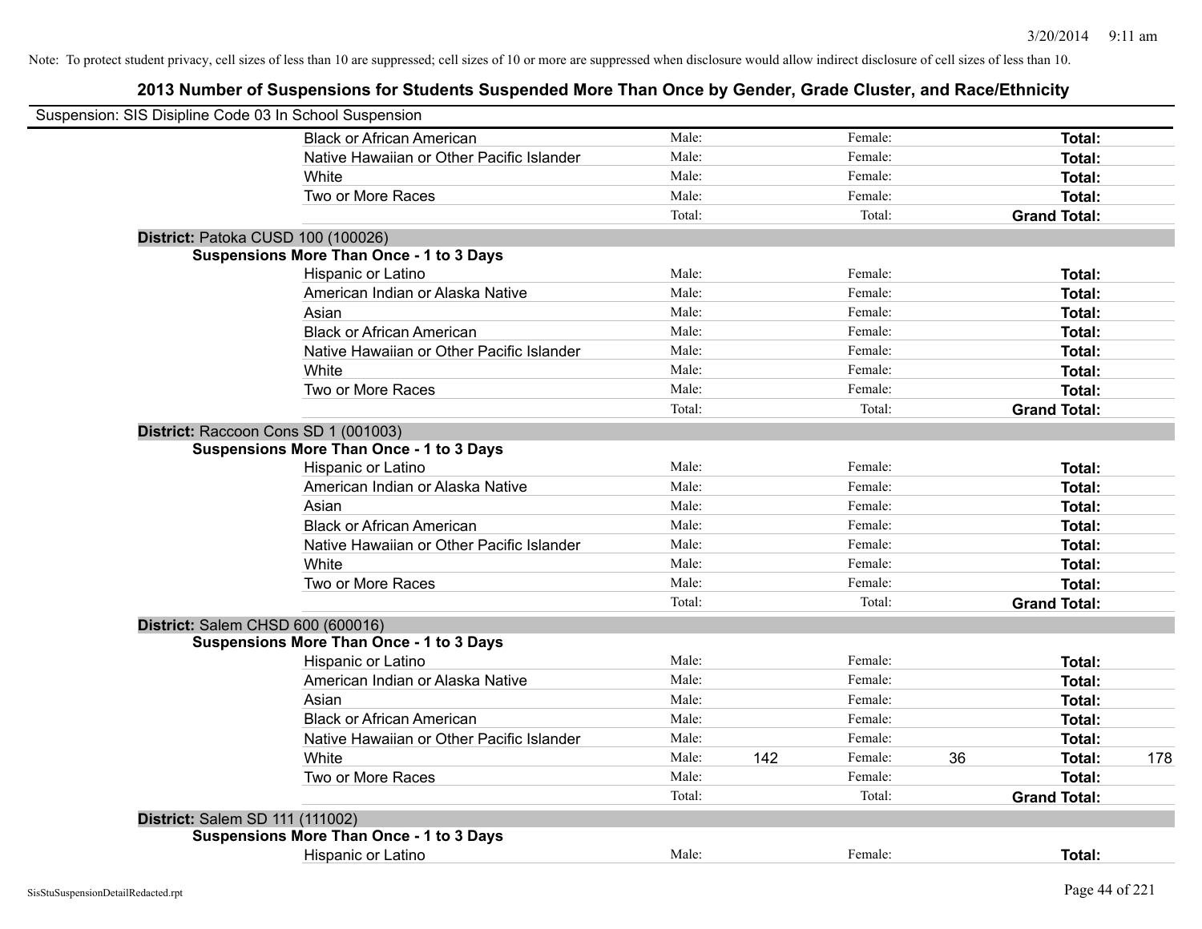Note: To protect student privacy, cell sizes of less than 10 are suppressed; cell sizes of 10 or more are suppressed when disclosure would allow indirect disclosure of cell sizes of less than 10.

## 2013 Number of Suspensions for Students Suspended More Than Once by Gender, Grade Cluster, and Race/Ethnicity

Suspension: SIS Disipline Code 03 In School Suspension

| | | | | | | |
|---|---|---|---|---|---|---|
| Black or African American | Male: | | Female: | | **Total:** | |
| Native Hawaiian or Other Pacific Islander | Male: | | Female: | | **Total:** | |
| White | Male: | | Female: | | **Total:** | |
| Two or More Races | Male: | | Female: | | **Total:** | |
| | Total: | | Total: | | **Grand Total:** | |

**District:** Patoka CUSD 100 (100026)

**Suspensions More Than Once - 1 to 3 Days**

| | | | | | | |
|---|---|---|---|---|---|---|
| Hispanic or Latino | Male: | | Female: | | **Total:** | |
| American Indian or Alaska Native | Male: | | Female: | | **Total:** | |
| Asian | Male: | | Female: | | **Total:** | |
| Black or African American | Male: | | Female: | | **Total:** | |
| Native Hawaiian or Other Pacific Islander | Male: | | Female: | | **Total:** | |
| White | Male: | | Female: | | **Total:** | |
| Two or More Races | Male: | | Female: | | **Total:** | |
| | Total: | | Total: | | **Grand Total:** | |

**District:** Raccoon Cons SD 1 (001003)

**Suspensions More Than Once - 1 to 3 Days**

| | | | | | | |
|---|---|---|---|---|---|---|
| Hispanic or Latino | Male: | | Female: | | **Total:** | |
| American Indian or Alaska Native | Male: | | Female: | | **Total:** | |
| Asian | Male: | | Female: | | **Total:** | |
| Black or African American | Male: | | Female: | | **Total:** | |
| Native Hawaiian or Other Pacific Islander | Male: | | Female: | | **Total:** | |
| White | Male: | | Female: | | **Total:** | |
| Two or More Races | Male: | | Female: | | **Total:** | |
| | Total: | | Total: | | **Grand Total:** | |

**District:** Salem CHSD 600 (600016)

**Suspensions More Than Once - 1 to 3 Days**

| | | | | | | |
|---|---|---|---|---|---|---|
| Hispanic or Latino | Male: | | Female: | | **Total:** | |
| American Indian or Alaska Native | Male: | | Female: | | **Total:** | |
| Asian | Male: | | Female: | | **Total:** | |
| Black or African American | Male: | | Female: | | **Total:** | |
| Native Hawaiian or Other Pacific Islander | Male: | | Female: | | **Total:** | |
| White | Male: | 142 | Female: | 36 | **Total:** | 178 |
| Two or More Races | Male: | | Female: | | **Total:** | |
| | Total: | | Total: | | **Grand Total:** | |

**District:** Salem SD 111 (111002)

**Suspensions More Than Once - 1 to 3 Days**

| | | | | | | |
|---|---|---|---|---|---|---|
| Hispanic or Latino | Male: | | Female: | | **Total:** | |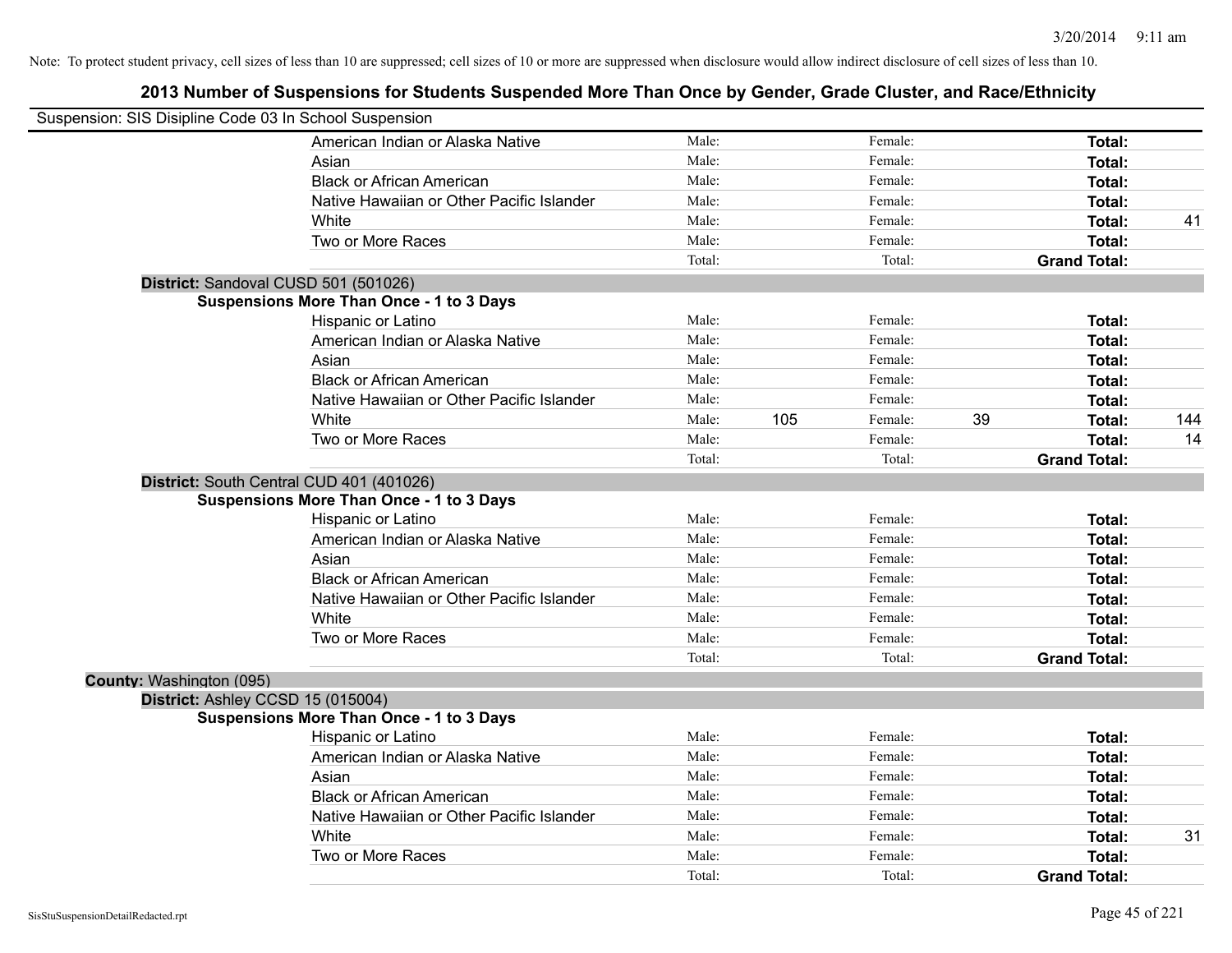Note: To protect student privacy, cell sizes of less than 10 are suppressed; cell sizes of 10 or more are suppressed when disclosure would allow indirect disclosure of cell sizes of less than 10.

# 2013 Number of Suspensions for Students Suspended More Than Once by Gender, Grade Cluster, and Race/Ethnicity

Suspension: SIS Disipline Code 03 In School Suspension

| | | | | | |
|---|---|---|---|---|---|
| American Indian or Alaska Native | Male: | | Female: | | **Total:** | |
| Asian | Male: | | Female: | | **Total:** | |
| Black or African American | Male: | | Female: | | **Total:** | |
| Native Hawaiian or Other Pacific Islander | Male: | | Female: | | **Total:** | |
| White | Male: | | Female: | | **Total:** | 41 |
| Two or More Races | Male: | | Female: | | **Total:** | |
| | Total: | | Total: | | **Grand Total:** | |

**District:** Sandoval CUSD 501 (501026)

**Suspensions More Than Once - 1 to 3 Days**

| | | | | | | |
|---|---|---|---|---|---|---|
| Hispanic or Latino | Male: | | Female: | | **Total:** | |
| American Indian or Alaska Native | Male: | | Female: | | **Total:** | |
| Asian | Male: | | Female: | | **Total:** | |
| Black or African American | Male: | | Female: | | **Total:** | |
| Native Hawaiian or Other Pacific Islander | Male: | | Female: | | **Total:** | |
| White | Male: | 105 | Female: | 39 | **Total:** | 144 |
| Two or More Races | Male: | | Female: | | **Total:** | 14 |
| | Total: | | Total: | | **Grand Total:** | |

**District:** South Central CUD 401 (401026)

**Suspensions More Than Once - 1 to 3 Days**

| | | | | | | |
|---|---|---|---|---|---|---|
| Hispanic or Latino | Male: | | Female: | | **Total:** | |
| American Indian or Alaska Native | Male: | | Female: | | **Total:** | |
| Asian | Male: | | Female: | | **Total:** | |
| Black or African American | Male: | | Female: | | **Total:** | |
| Native Hawaiian or Other Pacific Islander | Male: | | Female: | | **Total:** | |
| White | Male: | | Female: | | **Total:** | |
| Two or More Races | Male: | | Female: | | **Total:** | |
| | Total: | | Total: | | **Grand Total:** | |

**County:** Washington (095)

**District:** Ashley CCSD 15 (015004)

**Suspensions More Than Once - 1 to 3 Days**

| | | | | | | |
|---|---|---|---|---|---|---|
| Hispanic or Latino | Male: | | Female: | | **Total:** | |
| American Indian or Alaska Native | Male: | | Female: | | **Total:** | |
| Asian | Male: | | Female: | | **Total:** | |
| Black or African American | Male: | | Female: | | **Total:** | |
| Native Hawaiian or Other Pacific Islander | Male: | | Female: | | **Total:** | |
| White | Male: | | Female: | | **Total:** | 31 |
| Two or More Races | Male: | | Female: | | **Total:** | |
| | Total: | | Total: | | **Grand Total:** | |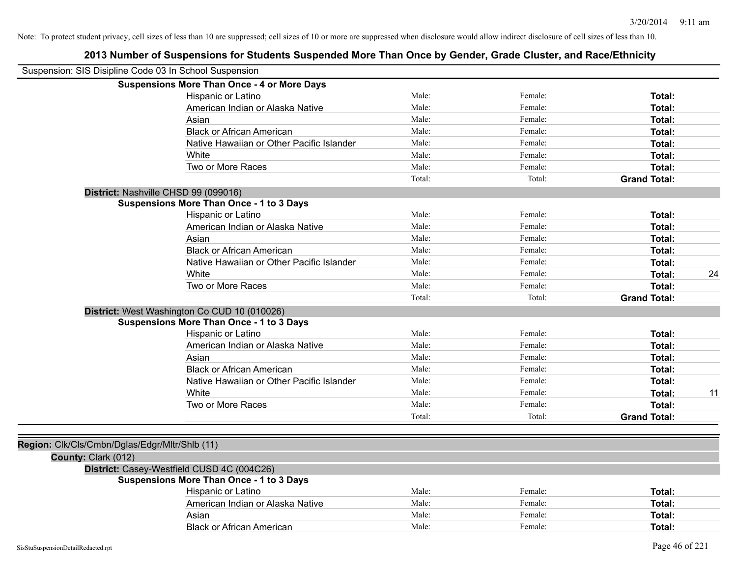Note: To protect student privacy, cell sizes of less than 10 are suppressed; cell sizes of 10 or more are suppressed when disclosure would allow indirect disclosure of cell sizes of less than 10.

## 2013 Number of Suspensions for Students Suspended More Than Once by Gender, Grade Cluster, and Race/Ethnicity

Suspension: SIS Disipline Code 03 In School Suspension

**Suspensions More Than Once - 4 or More Days**

| | | | | |
|---|---|---|---|---|
| Hispanic or Latino | Male: | Female: | **Total:** | |
| American Indian or Alaska Native | Male: | Female: | **Total:** | |
| Asian | Male: | Female: | **Total:** | |
| Black or African American | Male: | Female: | **Total:** | |
| Native Hawaiian or Other Pacific Islander | Male: | Female: | **Total:** | |
| White | Male: | Female: | **Total:** | |
| Two or More Races | Male: | Female: | **Total:** | |
| | Total: | Total: | **Grand Total:** | |

**District:** Nashville CHSD 99 (099016)

**Suspensions More Than Once - 1 to 3 Days**

| | | | | |
|---|---|---|---|---|
| Hispanic or Latino | Male: | Female: | **Total:** | |
| American Indian or Alaska Native | Male: | Female: | **Total:** | |
| Asian | Male: | Female: | **Total:** | |
| Black or African American | Male: | Female: | **Total:** | |
| Native Hawaiian or Other Pacific Islander | Male: | Female: | **Total:** | |
| White | Male: | Female: | **Total:** | 24 |
| Two or More Races | Male: | Female: | **Total:** | |
| | Total: | Total: | **Grand Total:** | |

**District:** West Washington Co CUD 10 (010026)

**Suspensions More Than Once - 1 to 3 Days**

| | | | | |
|---|---|---|---|---|
| Hispanic or Latino | Male: | Female: | **Total:** | |
| American Indian or Alaska Native | Male: | Female: | **Total:** | |
| Asian | Male: | Female: | **Total:** | |
| Black or African American | Male: | Female: | **Total:** | |
| Native Hawaiian or Other Pacific Islander | Male: | Female: | **Total:** | |
| White | Male: | Female: | **Total:** | 11 |
| Two or More Races | Male: | Female: | **Total:** | |
| | Total: | Total: | **Grand Total:** | |

**Region:** Clk/Cls/Cmbn/Dglas/Edgr/Mltr/Shlb (11)

**County:** Clark (012)

**District:** Casey-Westfield CUSD 4C (004C26)

**Suspensions More Than Once - 1 to 3 Days**

| | | | | |
|---|---|---|---|---|
| Hispanic or Latino | Male: | Female: | **Total:** | |
| American Indian or Alaska Native | Male: | Female: | **Total:** | |
| Asian | Male: | Female: | **Total:** | |
| Black or African American | Male: | Female: | **Total:** | |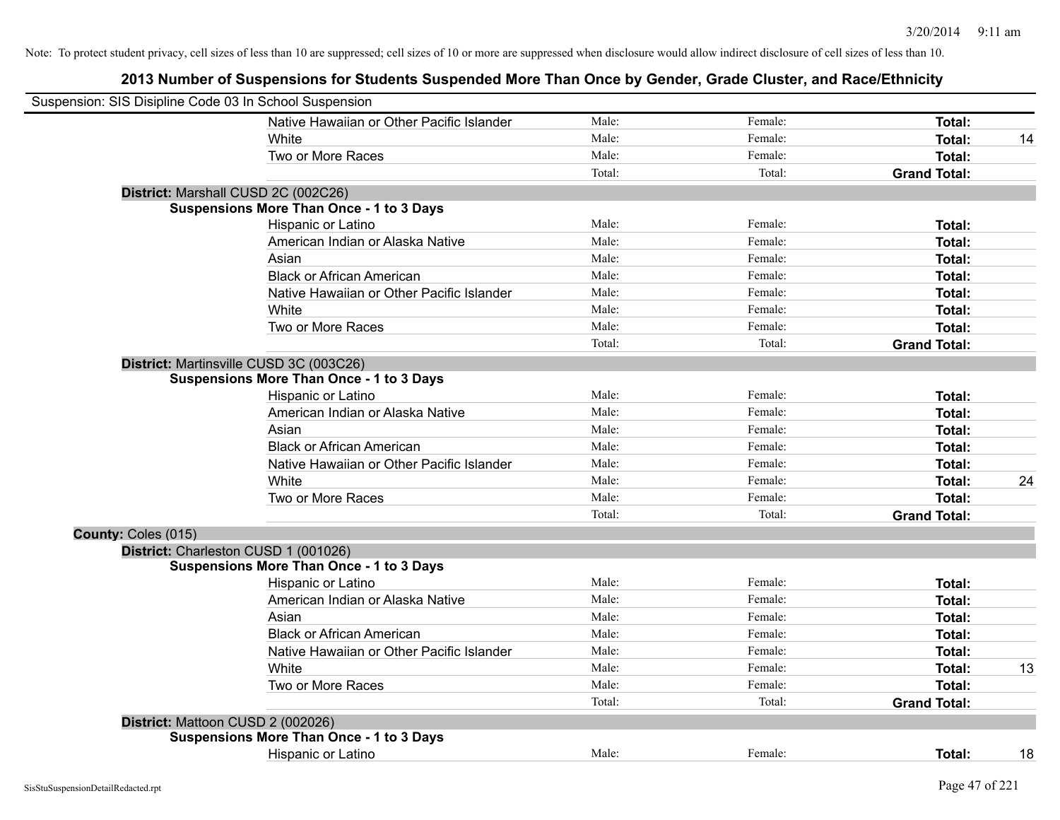Note: To protect student privacy, cell sizes of less than 10 are suppressed; cell sizes of 10 or more are suppressed when disclosure would allow indirect disclosure of cell sizes of less than 10.

# 2013 Number of Suspensions for Students Suspended More Than Once by Gender, Grade Cluster, and Race/Ethnicity

Suspension: SIS Disipline Code 03 In School Suspension

| | | | | |
|---|---|---|---|---|
| Native Hawaiian or Other Pacific Islander | Male: | Female: | **Total:** | |
| White | Male: | Female: | **Total:** | 14 |
| Two or More Races | Male: | Female: | **Total:** | |
| | Total: | Total: | **Grand Total:** | |

**District:** Marshall CUSD 2C (002C26)

**Suspensions More Than Once - 1 to 3 Days**

| | | | | |
|---|---|---|---|---|
| Hispanic or Latino | Male: | Female: | **Total:** | |
| American Indian or Alaska Native | Male: | Female: | **Total:** | |
| Asian | Male: | Female: | **Total:** | |
| Black or African American | Male: | Female: | **Total:** | |
| Native Hawaiian or Other Pacific Islander | Male: | Female: | **Total:** | |
| White | Male: | Female: | **Total:** | |
| Two or More Races | Male: | Female: | **Total:** | |
| | Total: | Total: | **Grand Total:** | |

**District:** Martinsville CUSD 3C (003C26)

**Suspensions More Than Once - 1 to 3 Days**

| | | | | |
|---|---|---|---|---|
| Hispanic or Latino | Male: | Female: | **Total:** | |
| American Indian or Alaska Native | Male: | Female: | **Total:** | |
| Asian | Male: | Female: | **Total:** | |
| Black or African American | Male: | Female: | **Total:** | |
| Native Hawaiian or Other Pacific Islander | Male: | Female: | **Total:** | |
| White | Male: | Female: | **Total:** | 24 |
| Two or More Races | Male: | Female: | **Total:** | |
| | Total: | Total: | **Grand Total:** | |

**County:** Coles (015)

**District:** Charleston CUSD 1 (001026)

**Suspensions More Than Once - 1 to 3 Days**

| | | | | |
|---|---|---|---|---|
| Hispanic or Latino | Male: | Female: | **Total:** | |
| American Indian or Alaska Native | Male: | Female: | **Total:** | |
| Asian | Male: | Female: | **Total:** | |
| Black or African American | Male: | Female: | **Total:** | |
| Native Hawaiian or Other Pacific Islander | Male: | Female: | **Total:** | |
| White | Male: | Female: | **Total:** | 13 |
| Two or More Races | Male: | Female: | **Total:** | |
| | Total: | Total: | **Grand Total:** | |

**District:** Mattoon CUSD 2 (002026)

**Suspensions More Than Once - 1 to 3 Days**

| | | | | |
|---|---|---|---|---|
| Hispanic or Latino | Male: | Female: | **Total:** | 18 |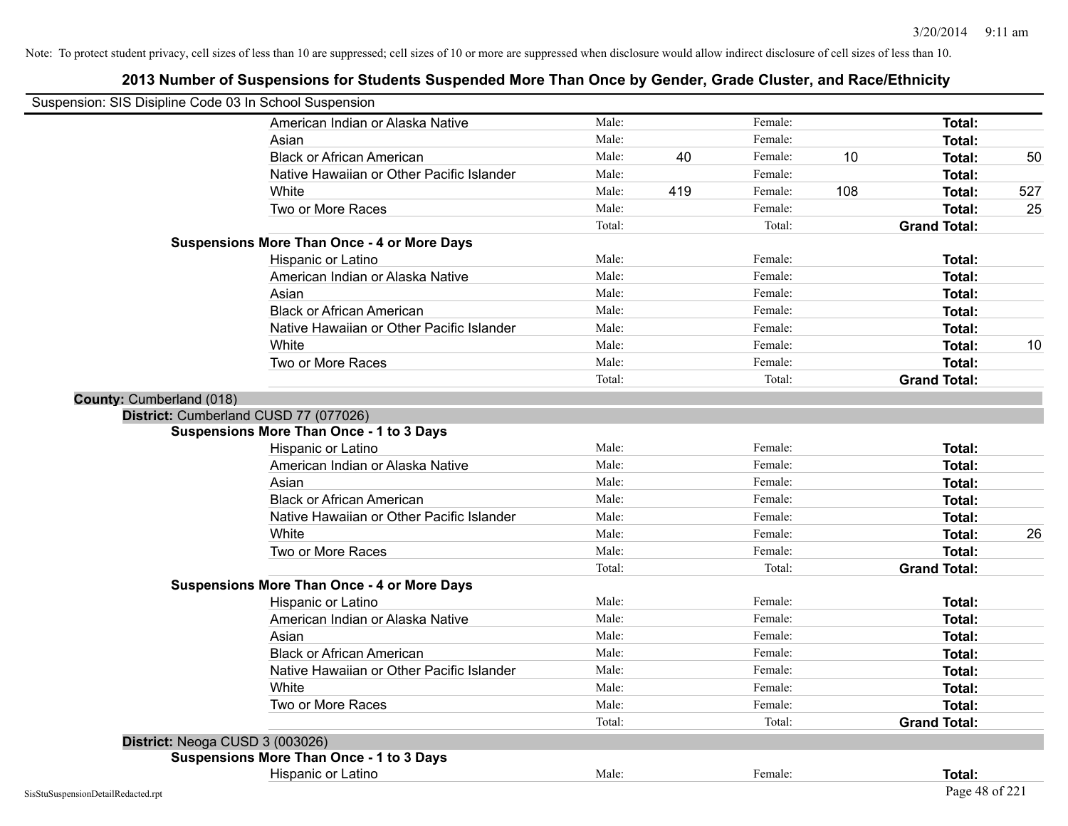Note: To protect student privacy, cell sizes of less than 10 are suppressed; cell sizes of 10 or more are suppressed when disclosure would allow indirect disclosure of cell sizes of less than 10.

# 2013 Number of Suspensions for Students Suspended More Than Once by Gender, Grade Cluster, and Race/Ethnicity

Suspension: SIS Disipline Code 03 In School Suspension

| | | | | | | |
|---|---|---|---|---|---|---|
| American Indian or Alaska Native | Male: | | Female: | | **Total:** | |
| Asian | Male: | | Female: | | **Total:** | |
| Black or African American | Male: | 40 | Female: | 10 | **Total:** | 50 |
| Native Hawaiian or Other Pacific Islander | Male: | | Female: | | **Total:** | |
| White | Male: | 419 | Female: | 108 | **Total:** | 527 |
| Two or More Races | Male: | | Female: | | **Total:** | 25 |
| | Total: | | Total: | | **Grand Total:** | |

**Suspensions More Than Once - 4 or More Days**

| | | | | | | |
|---|---|---|---|---|---|---|
| Hispanic or Latino | Male: | | Female: | | **Total:** | |
| American Indian or Alaska Native | Male: | | Female: | | **Total:** | |
| Asian | Male: | | Female: | | **Total:** | |
| Black or African American | Male: | | Female: | | **Total:** | |
| Native Hawaiian or Other Pacific Islander | Male: | | Female: | | **Total:** | |
| White | Male: | | Female: | | **Total:** | 10 |
| Two or More Races | Male: | | Female: | | **Total:** | |
| | Total: | | Total: | | **Grand Total:** | |

**County:** Cumberland (018)

**District:** Cumberland CUSD 77 (077026)

**Suspensions More Than Once - 1 to 3 Days**

| | | | | | | |
|---|---|---|---|---|---|---|
| Hispanic or Latino | Male: | | Female: | | **Total:** | |
| American Indian or Alaska Native | Male: | | Female: | | **Total:** | |
| Asian | Male: | | Female: | | **Total:** | |
| Black or African American | Male: | | Female: | | **Total:** | |
| Native Hawaiian or Other Pacific Islander | Male: | | Female: | | **Total:** | |
| White | Male: | | Female: | | **Total:** | 26 |
| Two or More Races | Male: | | Female: | | **Total:** | |
| | Total: | | Total: | | **Grand Total:** | |

**Suspensions More Than Once - 4 or More Days**

| | | | | | | |
|---|---|---|---|---|---|---|
| Hispanic or Latino | Male: | | Female: | | **Total:** | |
| American Indian or Alaska Native | Male: | | Female: | | **Total:** | |
| Asian | Male: | | Female: | | **Total:** | |
| Black or African American | Male: | | Female: | | **Total:** | |
| Native Hawaiian or Other Pacific Islander | Male: | | Female: | | **Total:** | |
| White | Male: | | Female: | | **Total:** | |
| Two or More Races | Male: | | Female: | | **Total:** | |
| | Total: | | Total: | | **Grand Total:** | |

**District:** Neoga CUSD 3 (003026)

**Suspensions More Than Once - 1 to 3 Days**

| | | | | | | |
|---|---|---|---|---|---|---|
| Hispanic or Latino | Male: | | Female: | | **Total:** | |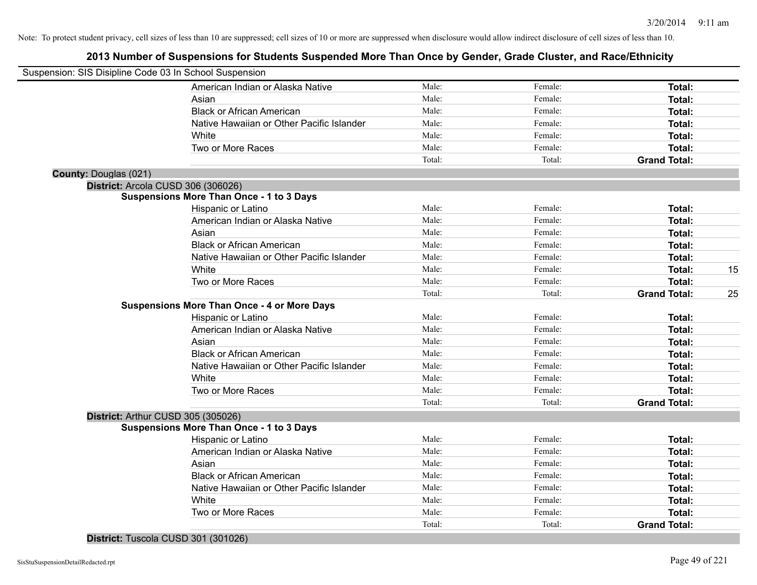Note: To protect student privacy, cell sizes of less than 10 are suppressed; cell sizes of 10 or more are suppressed when disclosure would allow indirect disclosure of cell sizes of less than 10.

## 2013 Number of Suspensions for Students Suspended More Than Once by Gender, Grade Cluster, and Race/Ethnicity

Suspension: SIS Disipline Code 03 In School Suspension

| | Male | Female | Total | |
|---|---|---|---|---|
| American Indian or Alaska Native | Male: | Female: | **Total:** | |
| Asian | Male: | Female: | **Total:** | |
| Black or African American | Male: | Female: | **Total:** | |
| Native Hawaiian or Other Pacific Islander | Male: | Female: | **Total:** | |
| White | Male: | Female: | **Total:** | |
| Two or More Races | Male: | Female: | **Total:** | |
| | Total: | Total: | **Grand Total:** | |

**County:** Douglas (021)

**District:** Arcola CUSD 306 (306026)

**Suspensions More Than Once - 1 to 3 Days**

| | Male | Female | Total | |
|---|---|---|---|---|
| Hispanic or Latino | Male: | Female: | **Total:** | |
| American Indian or Alaska Native | Male: | Female: | **Total:** | |
| Asian | Male: | Female: | **Total:** | |
| Black or African American | Male: | Female: | **Total:** | |
| Native Hawaiian or Other Pacific Islander | Male: | Female: | **Total:** | |
| White | Male: | Female: | **Total:** | 15 |
| Two or More Races | Male: | Female: | **Total:** | |
| | Total: | Total: | **Grand Total:** | 25 |

**Suspensions More Than Once - 4 or More Days**

| | Male | Female | Total | |
|---|---|---|---|---|
| Hispanic or Latino | Male: | Female: | **Total:** | |
| American Indian or Alaska Native | Male: | Female: | **Total:** | |
| Asian | Male: | Female: | **Total:** | |
| Black or African American | Male: | Female: | **Total:** | |
| Native Hawaiian or Other Pacific Islander | Male: | Female: | **Total:** | |
| White | Male: | Female: | **Total:** | |
| Two or More Races | Male: | Female: | **Total:** | |
| | Total: | Total: | **Grand Total:** | |

**District:** Arthur CUSD 305 (305026)

**Suspensions More Than Once - 1 to 3 Days**

| | Male | Female | Total | |
|---|---|---|---|---|
| Hispanic or Latino | Male: | Female: | **Total:** | |
| American Indian or Alaska Native | Male: | Female: | **Total:** | |
| Asian | Male: | Female: | **Total:** | |
| Black or African American | Male: | Female: | **Total:** | |
| Native Hawaiian or Other Pacific Islander | Male: | Female: | **Total:** | |
| White | Male: | Female: | **Total:** | |
| Two or More Races | Male: | Female: | **Total:** | |
| | Total: | Total: | **Grand Total:** | |

**District:** Tuscola CUSD 301 (301026)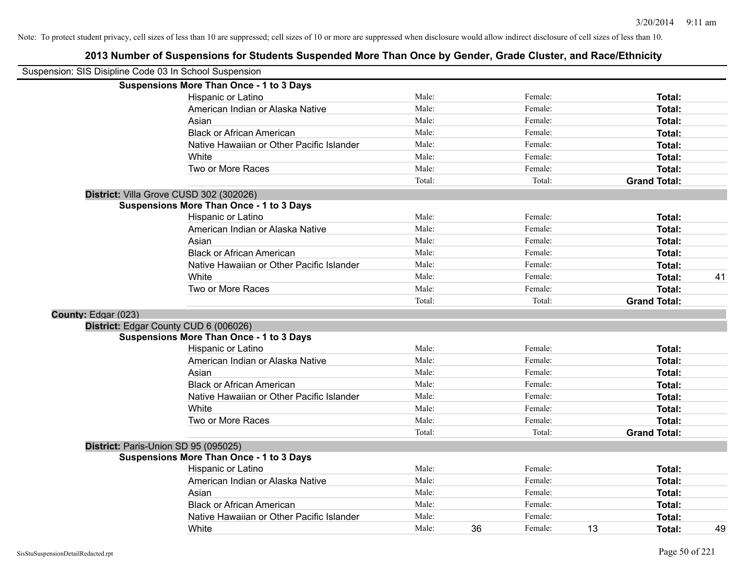Note: To protect student privacy, cell sizes of less than 10 are suppressed; cell sizes of 10 or more are suppressed when disclosure would allow indirect disclosure of cell sizes of less than 10.

## 2013 Number of Suspensions for Students Suspended More Than Once by Gender, Grade Cluster, and Race/Ethnicity

Suspension: SIS Disipline Code 03 In School Suspension

**Suspensions More Than Once - 1 to 3 Days**

| Race/Ethnicity | | | | | | |
|---|---|---|---|---|---|---|
| Hispanic or Latino | Male: | | Female: | | **Total:** | |
| American Indian or Alaska Native | Male: | | Female: | | **Total:** | |
| Asian | Male: | | Female: | | **Total:** | |
| Black or African American | Male: | | Female: | | **Total:** | |
| Native Hawaiian or Other Pacific Islander | Male: | | Female: | | **Total:** | |
| White | Male: | | Female: | | **Total:** | |
| Two or More Races | Male: | | Female: | | **Total:** | |
| | Total: | | Total: | | **Grand Total:** | |

**District:** Villa Grove CUSD 302 (302026)

**Suspensions More Than Once - 1 to 3 Days**

| Race/Ethnicity | | | | | | |
|---|---|---|---|---|---|---|
| Hispanic or Latino | Male: | | Female: | | **Total:** | |
| American Indian or Alaska Native | Male: | | Female: | | **Total:** | |
| Asian | Male: | | Female: | | **Total:** | |
| Black or African American | Male: | | Female: | | **Total:** | |
| Native Hawaiian or Other Pacific Islander | Male: | | Female: | | **Total:** | |
| White | Male: | | Female: | | **Total:** | 41 |
| Two or More Races | Male: | | Female: | | **Total:** | |
| | Total: | | Total: | | **Grand Total:** | |

**County:** Edgar (023)

**District:** Edgar County CUD 6 (006026)

**Suspensions More Than Once - 1 to 3 Days**

| Race/Ethnicity | | | | | | |
|---|---|---|---|---|---|---|
| Hispanic or Latino | Male: | | Female: | | **Total:** | |
| American Indian or Alaska Native | Male: | | Female: | | **Total:** | |
| Asian | Male: | | Female: | | **Total:** | |
| Black or African American | Male: | | Female: | | **Total:** | |
| Native Hawaiian or Other Pacific Islander | Male: | | Female: | | **Total:** | |
| White | Male: | | Female: | | **Total:** | |
| Two or More Races | Male: | | Female: | | **Total:** | |
| | Total: | | Total: | | **Grand Total:** | |

**District:** Paris-Union SD 95 (095025)

**Suspensions More Than Once - 1 to 3 Days**

| Race/Ethnicity | | | | | | |
|---|---|---|---|---|---|---|
| Hispanic or Latino | Male: | | Female: | | **Total:** | |
| American Indian or Alaska Native | Male: | | Female: | | **Total:** | |
| Asian | Male: | | Female: | | **Total:** | |
| Black or African American | Male: | | Female: | | **Total:** | |
| Native Hawaiian or Other Pacific Islander | Male: | | Female: | | **Total:** | |
| White | Male: | 36 | Female: | 13 | **Total:** | 49 |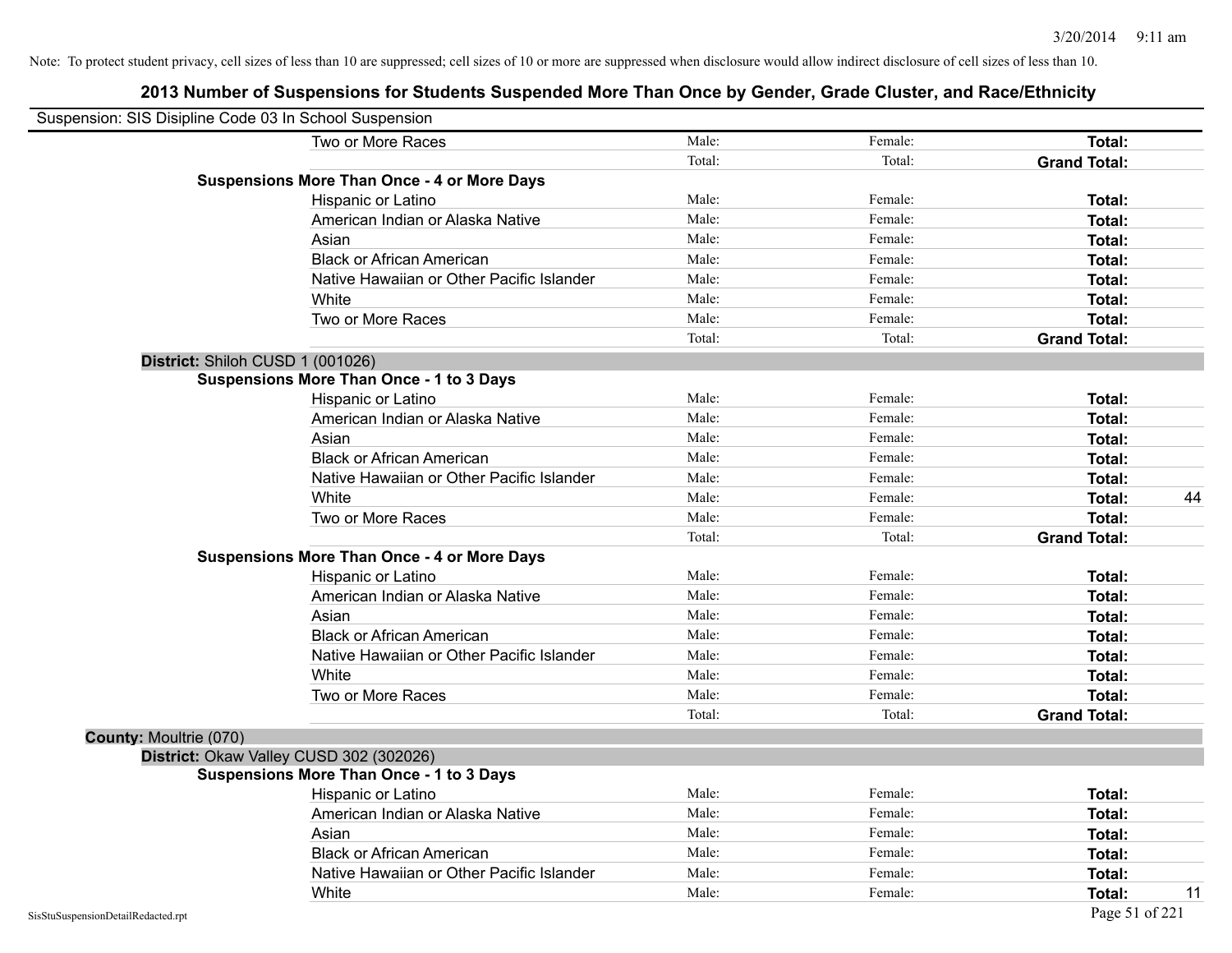Note: To protect student privacy, cell sizes of less than 10 are suppressed; cell sizes of 10 or more are suppressed when disclosure would allow indirect disclosure of cell sizes of less than 10.

# 2013 Number of Suspensions for Students Suspended More Than Once by Gender, Grade Cluster, and Race/Ethnicity

Suspension: SIS Disipline Code 03 In School Suspension

| | | | | |
|---|---|---|---|---|
| Two or More Races | Male: | Female: | **Total:** | |
| | Total: | Total: | **Grand Total:** | |
| **Suspensions More Than Once - 4 or More Days** | | | | |
| Hispanic or Latino | Male: | Female: | **Total:** | |
| American Indian or Alaska Native | Male: | Female: | **Total:** | |
| Asian | Male: | Female: | **Total:** | |
| Black or African American | Male: | Female: | **Total:** | |
| Native Hawaiian or Other Pacific Islander | Male: | Female: | **Total:** | |
| White | Male: | Female: | **Total:** | |
| Two or More Races | Male: | Female: | **Total:** | |
| | Total: | Total: | **Grand Total:** | |
| **District:** Shiloh CUSD 1 (001026) | | | | |
| **Suspensions More Than Once - 1 to 3 Days** | | | | |
| Hispanic or Latino | Male: | Female: | **Total:** | |
| American Indian or Alaska Native | Male: | Female: | **Total:** | |
| Asian | Male: | Female: | **Total:** | |
| Black or African American | Male: | Female: | **Total:** | |
| Native Hawaiian or Other Pacific Islander | Male: | Female: | **Total:** | |
| White | Male: | Female: | **Total:** | 44 |
| Two or More Races | Male: | Female: | **Total:** | |
| | Total: | Total: | **Grand Total:** | |
| **Suspensions More Than Once - 4 or More Days** | | | | |
| Hispanic or Latino | Male: | Female: | **Total:** | |
| American Indian or Alaska Native | Male: | Female: | **Total:** | |
| Asian | Male: | Female: | **Total:** | |
| Black or African American | Male: | Female: | **Total:** | |
| Native Hawaiian or Other Pacific Islander | Male: | Female: | **Total:** | |
| White | Male: | Female: | **Total:** | |
| Two or More Races | Male: | Female: | **Total:** | |
| | Total: | Total: | **Grand Total:** | |
| **County:** Moultrie (070) | | | | |
| **District:** Okaw Valley CUSD 302 (302026) | | | | |
| **Suspensions More Than Once - 1 to 3 Days** | | | | |
| Hispanic or Latino | Male: | Female: | **Total:** | |
| American Indian or Alaska Native | Male: | Female: | **Total:** | |
| Asian | Male: | Female: | **Total:** | |
| Black or African American | Male: | Female: | **Total:** | |
| Native Hawaiian or Other Pacific Islander | Male: | Female: | **Total:** | |
| White | Male: | Female: | **Total:** | 11 |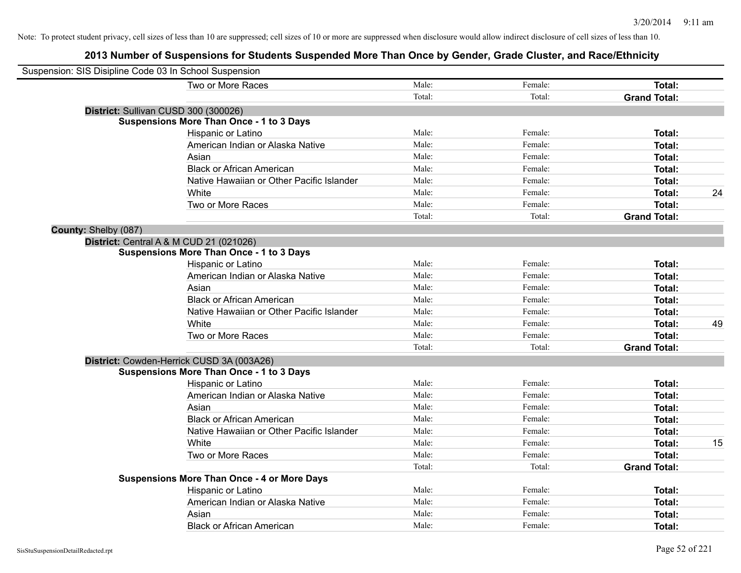Note: To protect student privacy, cell sizes of less than 10 are suppressed; cell sizes of 10 or more are suppressed when disclosure would allow indirect disclosure of cell sizes of less than 10.

# 2013 Number of Suspensions for Students Suspended More Than Once by Gender, Grade Cluster, and Race/Ethnicity

Suspension: SIS Disipline Code 03 In School Suspension

| | Male | Female | Total | |
|---|---|---|---|---|
| Two or More Races | Male: | Female: | **Total:** | |
| | Total: | Total: | **Grand Total:** | |

**District:** Sullivan CUSD 300 (300026)

**Suspensions More Than Once - 1 to 3 Days**

| | Male | Female | Total | |
|---|---|---|---|---|
| Hispanic or Latino | Male: | Female: | **Total:** | |
| American Indian or Alaska Native | Male: | Female: | **Total:** | |
| Asian | Male: | Female: | **Total:** | |
| Black or African American | Male: | Female: | **Total:** | |
| Native Hawaiian or Other Pacific Islander | Male: | Female: | **Total:** | |
| White | Male: | Female: | **Total:** | 24 |
| Two or More Races | Male: | Female: | **Total:** | |
| | Total: | Total: | **Grand Total:** | |

**County:** Shelby (087)

**District:** Central A & M CUD 21 (021026)

**Suspensions More Than Once - 1 to 3 Days**

| | Male | Female | Total | |
|---|---|---|---|---|
| Hispanic or Latino | Male: | Female: | **Total:** | |
| American Indian or Alaska Native | Male: | Female: | **Total:** | |
| Asian | Male: | Female: | **Total:** | |
| Black or African American | Male: | Female: | **Total:** | |
| Native Hawaiian or Other Pacific Islander | Male: | Female: | **Total:** | |
| White | Male: | Female: | **Total:** | 49 |
| Two or More Races | Male: | Female: | **Total:** | |
| | Total: | Total: | **Grand Total:** | |

**District:** Cowden-Herrick CUSD 3A (003A26)

**Suspensions More Than Once - 1 to 3 Days**

| | Male | Female | Total | |
|---|---|---|---|---|
| Hispanic or Latino | Male: | Female: | **Total:** | |
| American Indian or Alaska Native | Male: | Female: | **Total:** | |
| Asian | Male: | Female: | **Total:** | |
| Black or African American | Male: | Female: | **Total:** | |
| Native Hawaiian or Other Pacific Islander | Male: | Female: | **Total:** | |
| White | Male: | Female: | **Total:** | 15 |
| Two or More Races | Male: | Female: | **Total:** | |
| | Total: | Total: | **Grand Total:** | |

**Suspensions More Than Once - 4 or More Days**

| | Male | Female | Total | |
|---|---|---|---|---|
| Hispanic or Latino | Male: | Female: | **Total:** | |
| American Indian or Alaska Native | Male: | Female: | **Total:** | |
| Asian | Male: | Female: | **Total:** | |
| Black or African American | Male: | Female: | **Total:** | |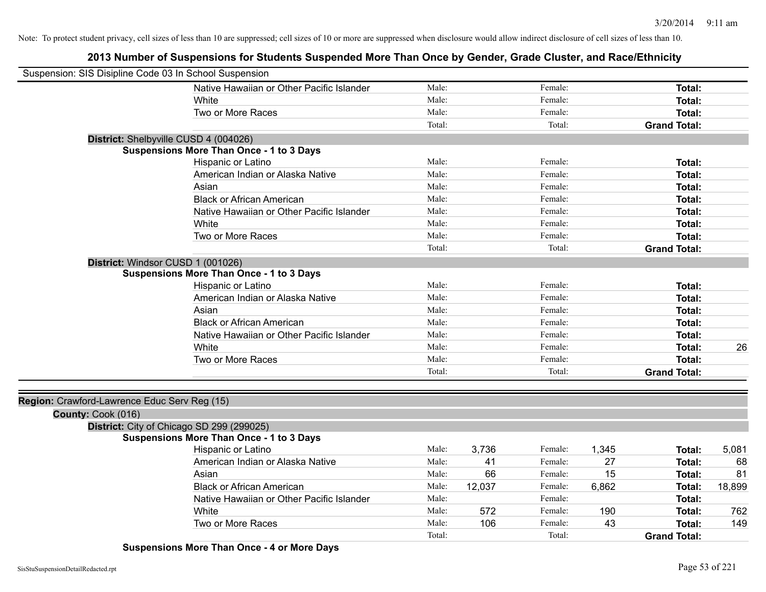Note: To protect student privacy, cell sizes of less than 10 are suppressed; cell sizes of 10 or more are suppressed when disclosure would allow indirect disclosure of cell sizes of less than 10.

# 2013 Number of Suspensions for Students Suspended More Than Once by Gender, Grade Cluster, and Race/Ethnicity

Suspension: SIS Disipline Code 03 In School Suspension

| | | | | | |
|---|---|---|---|---|---|
| Native Hawaiian or Other Pacific Islander | Male: | Female: | | **Total:** | |
| White | Male: | Female: | | **Total:** | |
| Two or More Races | Male: | Female: | | **Total:** | |
| | Total: | Total: | | **Grand Total:** | |

**District:** Shelbyville CUSD 4 (004026)

**Suspensions More Than Once - 1 to 3 Days**

| | | | | | | |
|---|---|---|---|---|---|---|
| Hispanic or Latino | Male: | | Female: | | **Total:** | |
| American Indian or Alaska Native | Male: | | Female: | | **Total:** | |
| Asian | Male: | | Female: | | **Total:** | |
| Black or African American | Male: | | Female: | | **Total:** | |
| Native Hawaiian or Other Pacific Islander | Male: | | Female: | | **Total:** | |
| White | Male: | | Female: | | **Total:** | |
| Two or More Races | Male: | | Female: | | **Total:** | |
| | Total: | | Total: | | **Grand Total:** | |

**District:** Windsor CUSD 1 (001026)

**Suspensions More Than Once - 1 to 3 Days**

| | | | | | | |
|---|---|---|---|---|---|---|
| Hispanic or Latino | Male: | | Female: | | **Total:** | |
| American Indian or Alaska Native | Male: | | Female: | | **Total:** | |
| Asian | Male: | | Female: | | **Total:** | |
| Black or African American | Male: | | Female: | | **Total:** | |
| Native Hawaiian or Other Pacific Islander | Male: | | Female: | | **Total:** | |
| White | Male: | | Female: | | **Total:** | 26 |
| Two or More Races | Male: | | Female: | | **Total:** | |
| | Total: | | Total: | | **Grand Total:** | |

**Region:** Crawford-Lawrence Educ Serv Reg (15)

**County:** Cook (016)

**District:** City of Chicago SD 299 (299025)

**Suspensions More Than Once - 1 to 3 Days**

| | | | | | | |
|---|---|---|---|---|---|---|
| Hispanic or Latino | Male: | 3,736 | Female: | 1,345 | **Total:** | 5,081 |
| American Indian or Alaska Native | Male: | 41 | Female: | 27 | **Total:** | 68 |
| Asian | Male: | 66 | Female: | 15 | **Total:** | 81 |
| Black or African American | Male: | 12,037 | Female: | 6,862 | **Total:** | 18,899 |
| Native Hawaiian or Other Pacific Islander | Male: | | Female: | | **Total:** | |
| White | Male: | 572 | Female: | 190 | **Total:** | 762 |
| Two or More Races | Male: | 106 | Female: | 43 | **Total:** | 149 |
| | Total: | | Total: | | **Grand Total:** | |

**Suspensions More Than Once - 4 or More Days**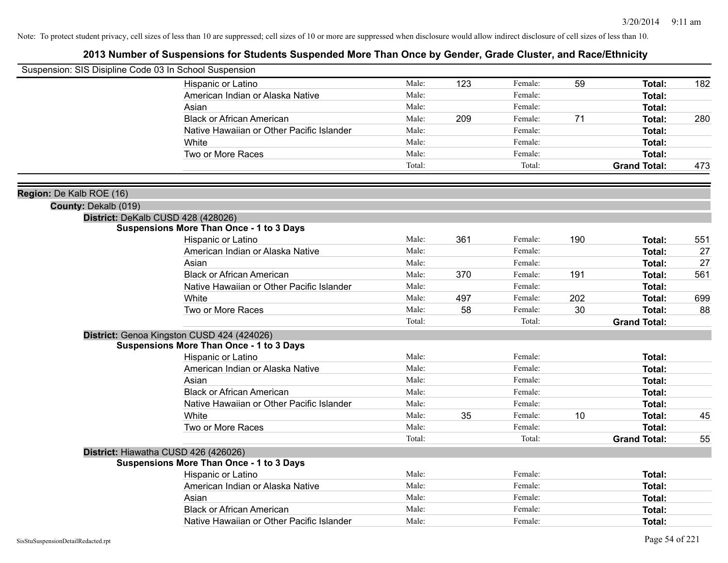Note: To protect student privacy, cell sizes of less than 10 are suppressed; cell sizes of 10 or more are suppressed when disclosure would allow indirect disclosure of cell sizes of less than 10.

# 2013 Number of Suspensions for Students Suspended More Than Once by Gender, Grade Cluster, and Race/Ethnicity

Suspension: SIS Disipline Code 03 In School Suspension

| Race/Ethnicity | | Male | | Female | | Total |
|---|---|---|---|---|---|---|
| Hispanic or Latino | Male: | 123 | Female: | 59 | **Total:** | 182 |
| American Indian or Alaska Native | Male: | | Female: | | **Total:** | |
| Asian | Male: | | Female: | | **Total:** | |
| Black or African American | Male: | 209 | Female: | 71 | **Total:** | 280 |
| Native Hawaiian or Other Pacific Islander | Male: | | Female: | | **Total:** | |
| White | Male: | | Female: | | **Total:** | |
| Two or More Races | Male: | | Female: | | **Total:** | |
| | Total: | | Total: | | **Grand Total:** | 473 |

**Region:** De Kalb ROE (16)

**County:** Dekalb (019)

**District:** DeKalb CUSD 428 (428026)

**Suspensions More Than Once - 1 to 3 Days**

| Race/Ethnicity | | Male | | Female | | Total |
|---|---|---|---|---|---|---|
| Hispanic or Latino | Male: | 361 | Female: | 190 | **Total:** | 551 |
| American Indian or Alaska Native | Male: | | Female: | | **Total:** | 27 |
| Asian | Male: | | Female: | | **Total:** | 27 |
| Black or African American | Male: | 370 | Female: | 191 | **Total:** | 561 |
| Native Hawaiian or Other Pacific Islander | Male: | | Female: | | **Total:** | |
| White | Male: | 497 | Female: | 202 | **Total:** | 699 |
| Two or More Races | Male: | 58 | Female: | 30 | **Total:** | 88 |
| | Total: | | Total: | | **Grand Total:** | |

**District:** Genoa Kingston CUSD 424 (424026)

**Suspensions More Than Once - 1 to 3 Days**

| Race/Ethnicity | | Male | | Female | | Total |
|---|---|---|---|---|---|---|
| Hispanic or Latino | Male: | | Female: | | **Total:** | |
| American Indian or Alaska Native | Male: | | Female: | | **Total:** | |
| Asian | Male: | | Female: | | **Total:** | |
| Black or African American | Male: | | Female: | | **Total:** | |
| Native Hawaiian or Other Pacific Islander | Male: | | Female: | | **Total:** | |
| White | Male: | 35 | Female: | 10 | **Total:** | 45 |
| Two or More Races | Male: | | Female: | | **Total:** | |
| | Total: | | Total: | | **Grand Total:** | 55 |

**District:** Hiawatha CUSD 426 (426026)

**Suspensions More Than Once - 1 to 3 Days**

| Race/Ethnicity | | Male | | Female | | Total |
|---|---|---|---|---|---|---|
| Hispanic or Latino | Male: | | Female: | | **Total:** | |
| American Indian or Alaska Native | Male: | | Female: | | **Total:** | |
| Asian | Male: | | Female: | | **Total:** | |
| Black or African American | Male: | | Female: | | **Total:** | |
| Native Hawaiian or Other Pacific Islander | Male: | | Female: | | **Total:** | |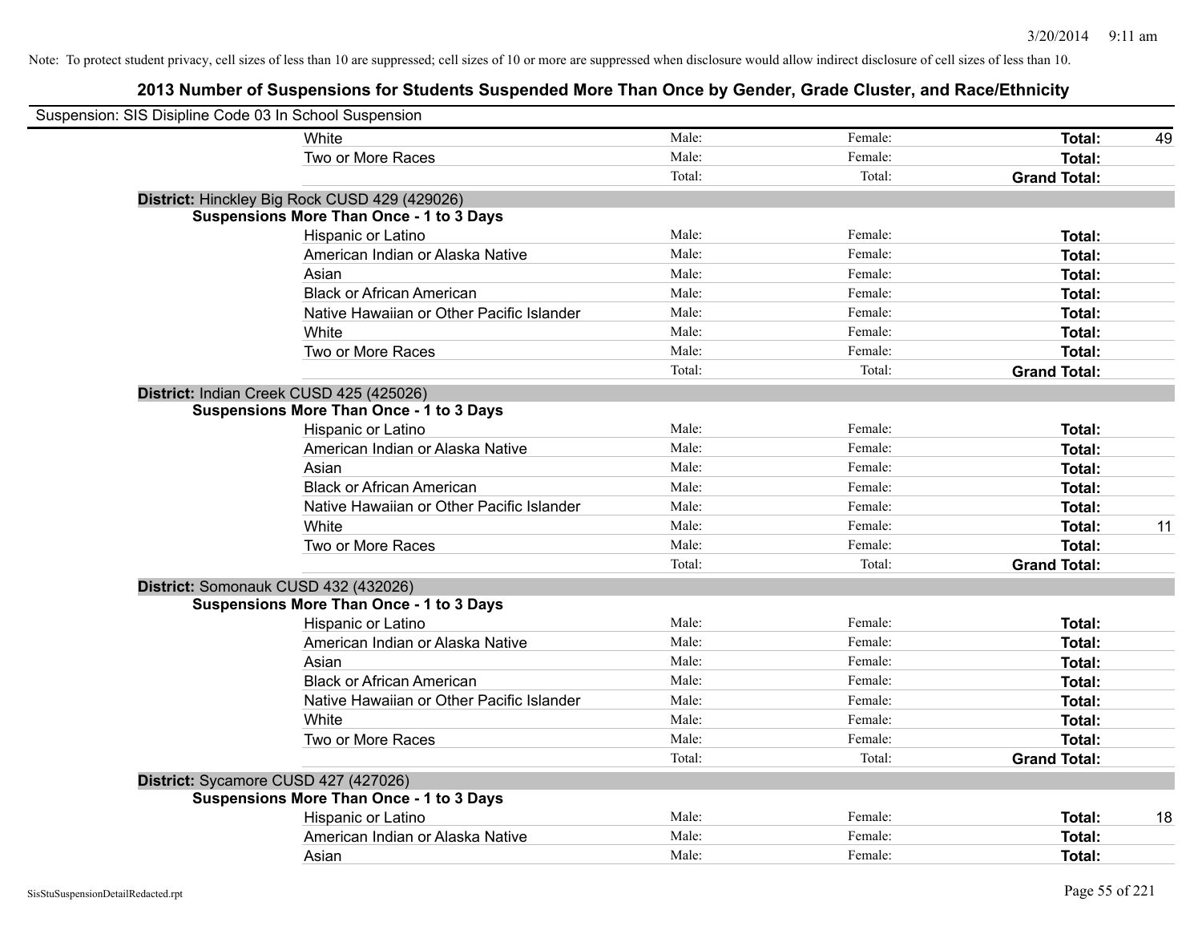Note: To protect student privacy, cell sizes of less than 10 are suppressed; cell sizes of 10 or more are suppressed when disclosure would allow indirect disclosure of cell sizes of less than 10.

## 2013 Number of Suspensions for Students Suspended More Than Once by Gender, Grade Cluster, and Race/Ethnicity

Suspension: SIS Disipline Code 03 In School Suspension

| | Male | Female | Total | |
|---|---|---|---|---|
| White | Male: | Female: | **Total:** | 49 |
| Two or More Races | Male: | Female: | **Total:** | |
| | Total: | Total: | **Grand Total:** | |

**District:** Hinckley Big Rock CUSD 429 (429026)

**Suspensions More Than Once - 1 to 3 Days**

| | Male | Female | Total | |
|---|---|---|---|---|
| Hispanic or Latino | Male: | Female: | **Total:** | |
| American Indian or Alaska Native | Male: | Female: | **Total:** | |
| Asian | Male: | Female: | **Total:** | |
| Black or African American | Male: | Female: | **Total:** | |
| Native Hawaiian or Other Pacific Islander | Male: | Female: | **Total:** | |
| White | Male: | Female: | **Total:** | |
| Two or More Races | Male: | Female: | **Total:** | |
| | Total: | Total: | **Grand Total:** | |

**District:** Indian Creek CUSD 425 (425026)

**Suspensions More Than Once - 1 to 3 Days**

| | Male | Female | Total | |
|---|---|---|---|---|
| Hispanic or Latino | Male: | Female: | **Total:** | |
| American Indian or Alaska Native | Male: | Female: | **Total:** | |
| Asian | Male: | Female: | **Total:** | |
| Black or African American | Male: | Female: | **Total:** | |
| Native Hawaiian or Other Pacific Islander | Male: | Female: | **Total:** | |
| White | Male: | Female: | **Total:** | 11 |
| Two or More Races | Male: | Female: | **Total:** | |
| | Total: | Total: | **Grand Total:** | |

**District:** Somonauk CUSD 432 (432026)

**Suspensions More Than Once - 1 to 3 Days**

| | Male | Female | Total | |
|---|---|---|---|---|
| Hispanic or Latino | Male: | Female: | **Total:** | |
| American Indian or Alaska Native | Male: | Female: | **Total:** | |
| Asian | Male: | Female: | **Total:** | |
| Black or African American | Male: | Female: | **Total:** | |
| Native Hawaiian or Other Pacific Islander | Male: | Female: | **Total:** | |
| White | Male: | Female: | **Total:** | |
| Two or More Races | Male: | Female: | **Total:** | |
| | Total: | Total: | **Grand Total:** | |

**District:** Sycamore CUSD 427 (427026)

**Suspensions More Than Once - 1 to 3 Days**

| | Male | Female | Total | |
|---|---|---|---|---|
| Hispanic or Latino | Male: | Female: | **Total:** | 18 |
| American Indian or Alaska Native | Male: | Female: | **Total:** | |
| Asian | Male: | Female: | **Total:** | |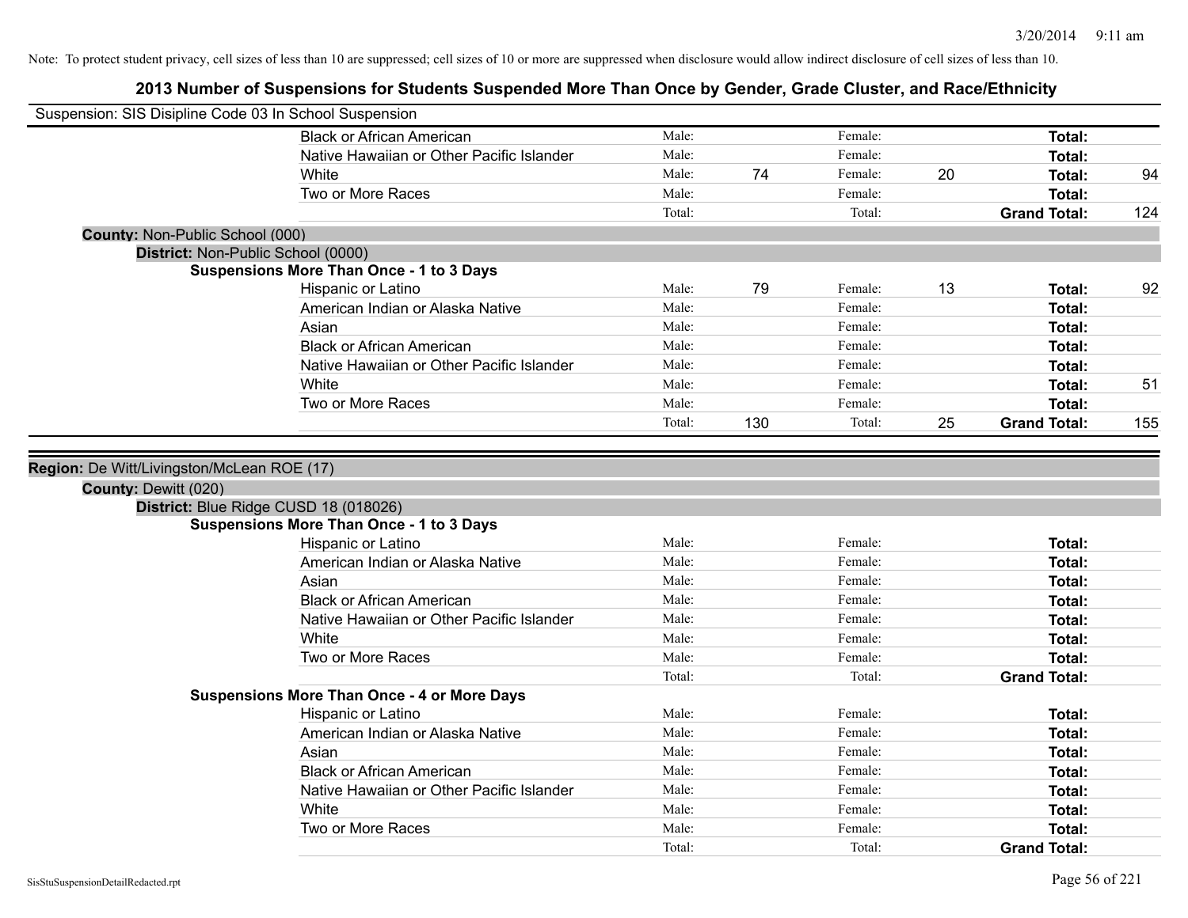Note: To protect student privacy, cell sizes of less than 10 are suppressed; cell sizes of 10 or more are suppressed when disclosure would allow indirect disclosure of cell sizes of less than 10.

# 2013 Number of Suspensions for Students Suspended More Than Once by Gender, Grade Cluster, and Race/Ethnicity

Suspension: SIS Disipline Code 03 In School Suspension

| | | | | | | |
|---|---|---|---|---|---|---|
| Black or African American | Male: | | Female: | | **Total:** | |
| Native Hawaiian or Other Pacific Islander | Male: | | Female: | | **Total:** | |
| White | Male: | 74 | Female: | 20 | **Total:** | 94 |
| Two or More Races | Male: | | Female: | | **Total:** | |
| | Total: | | Total: | | **Grand Total:** | 124 |

**County:** Non-Public School (000)

**District:** Non-Public School (0000)

**Suspensions More Than Once - 1 to 3 Days**

| | | | | | | |
|---|---|---|---|---|---|---|
| Hispanic or Latino | Male: | 79 | Female: | 13 | **Total:** | 92 |
| American Indian or Alaska Native | Male: | | Female: | | **Total:** | |
| Asian | Male: | | Female: | | **Total:** | |
| Black or African American | Male: | | Female: | | **Total:** | |
| Native Hawaiian or Other Pacific Islander | Male: | | Female: | | **Total:** | |
| White | Male: | | Female: | | **Total:** | 51 |
| Two or More Races | Male: | | Female: | | **Total:** | |
| | Total: | 130 | Total: | 25 | **Grand Total:** | 155 |

**Region:** De Witt/Livingston/McLean ROE (17)

**County:** Dewitt (020)

**District:** Blue Ridge CUSD 18 (018026)

**Suspensions More Than Once - 1 to 3 Days**

| | | | | | | |
|---|---|---|---|---|---|---|
| Hispanic or Latino | Male: | | Female: | | **Total:** | |
| American Indian or Alaska Native | Male: | | Female: | | **Total:** | |
| Asian | Male: | | Female: | | **Total:** | |
| Black or African American | Male: | | Female: | | **Total:** | |
| Native Hawaiian or Other Pacific Islander | Male: | | Female: | | **Total:** | |
| White | Male: | | Female: | | **Total:** | |
| Two or More Races | Male: | | Female: | | **Total:** | |
| | Total: | | Total: | | **Grand Total:** | |

**Suspensions More Than Once - 4 or More Days**

| | | | | | | |
|---|---|---|---|---|---|---|
| Hispanic or Latino | Male: | | Female: | | **Total:** | |
| American Indian or Alaska Native | Male: | | Female: | | **Total:** | |
| Asian | Male: | | Female: | | **Total:** | |
| Black or African American | Male: | | Female: | | **Total:** | |
| Native Hawaiian or Other Pacific Islander | Male: | | Female: | | **Total:** | |
| White | Male: | | Female: | | **Total:** | |
| Two or More Races | Male: | | Female: | | **Total:** | |
| | Total: | | Total: | | **Grand Total:** | |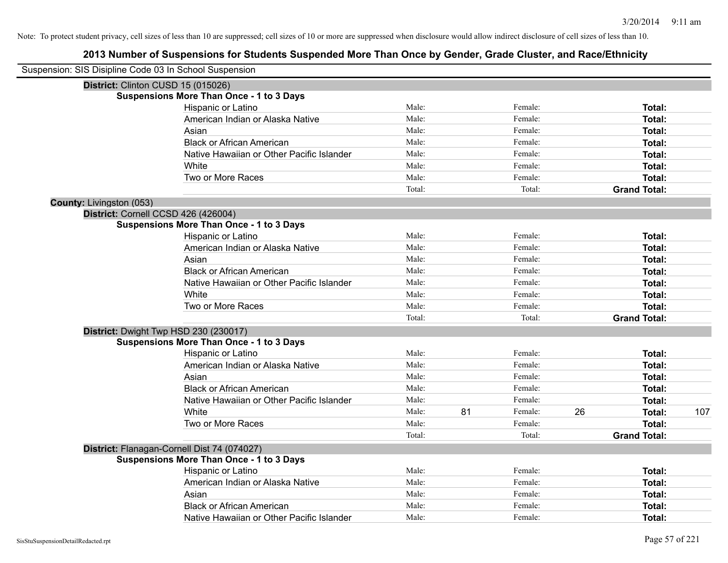Note: To protect student privacy, cell sizes of less than 10 are suppressed; cell sizes of 10 or more are suppressed when disclosure would allow indirect disclosure of cell sizes of less than 10.

# 2013 Number of Suspensions for Students Suspended More Than Once by Gender, Grade Cluster, and Race/Ethnicity

Suspension: SIS Disipline Code 03 In School Suspension

**District:** Clinton CUSD 15 (015026)

**Suspensions More Than Once - 1 to 3 Days**

| Race/Ethnicity | | | | | | |
|---|---|---|---|---|---|---|
| Hispanic or Latino | Male: | | Female: | | **Total:** | |
| American Indian or Alaska Native | Male: | | Female: | | **Total:** | |
| Asian | Male: | | Female: | | **Total:** | |
| Black or African American | Male: | | Female: | | **Total:** | |
| Native Hawaiian or Other Pacific Islander | Male: | | Female: | | **Total:** | |
| White | Male: | | Female: | | **Total:** | |
| Two or More Races | Male: | | Female: | | **Total:** | |
| | Total: | | Total: | | **Grand Total:** | |

**County:** Livingston (053)

**District:** Cornell CCSD 426 (426004)

**Suspensions More Than Once - 1 to 3 Days**

| Race/Ethnicity | | | | | | |
|---|---|---|---|---|---|---|
| Hispanic or Latino | Male: | | Female: | | **Total:** | |
| American Indian or Alaska Native | Male: | | Female: | | **Total:** | |
| Asian | Male: | | Female: | | **Total:** | |
| Black or African American | Male: | | Female: | | **Total:** | |
| Native Hawaiian or Other Pacific Islander | Male: | | Female: | | **Total:** | |
| White | Male: | | Female: | | **Total:** | |
| Two or More Races | Male: | | Female: | | **Total:** | |
| | Total: | | Total: | | **Grand Total:** | |

**District:** Dwight Twp HSD 230 (230017)

**Suspensions More Than Once - 1 to 3 Days**

| Race/Ethnicity | | | | | | |
|---|---|---|---|---|---|---|
| Hispanic or Latino | Male: | | Female: | | **Total:** | |
| American Indian or Alaska Native | Male: | | Female: | | **Total:** | |
| Asian | Male: | | Female: | | **Total:** | |
| Black or African American | Male: | | Female: | | **Total:** | |
| Native Hawaiian or Other Pacific Islander | Male: | | Female: | | **Total:** | |
| White | Male: | 81 | Female: | 26 | **Total:** | 107 |
| Two or More Races | Male: | | Female: | | **Total:** | |
| | Total: | | Total: | | **Grand Total:** | |

**District:** Flanagan-Cornell Dist 74 (074027)

**Suspensions More Than Once - 1 to 3 Days**

| Race/Ethnicity | | | | | | |
|---|---|---|---|---|---|---|
| Hispanic or Latino | Male: | | Female: | | **Total:** | |
| American Indian or Alaska Native | Male: | | Female: | | **Total:** | |
| Asian | Male: | | Female: | | **Total:** | |
| Black or African American | Male: | | Female: | | **Total:** | |
| Native Hawaiian or Other Pacific Islander | Male: | | Female: | | **Total:** | |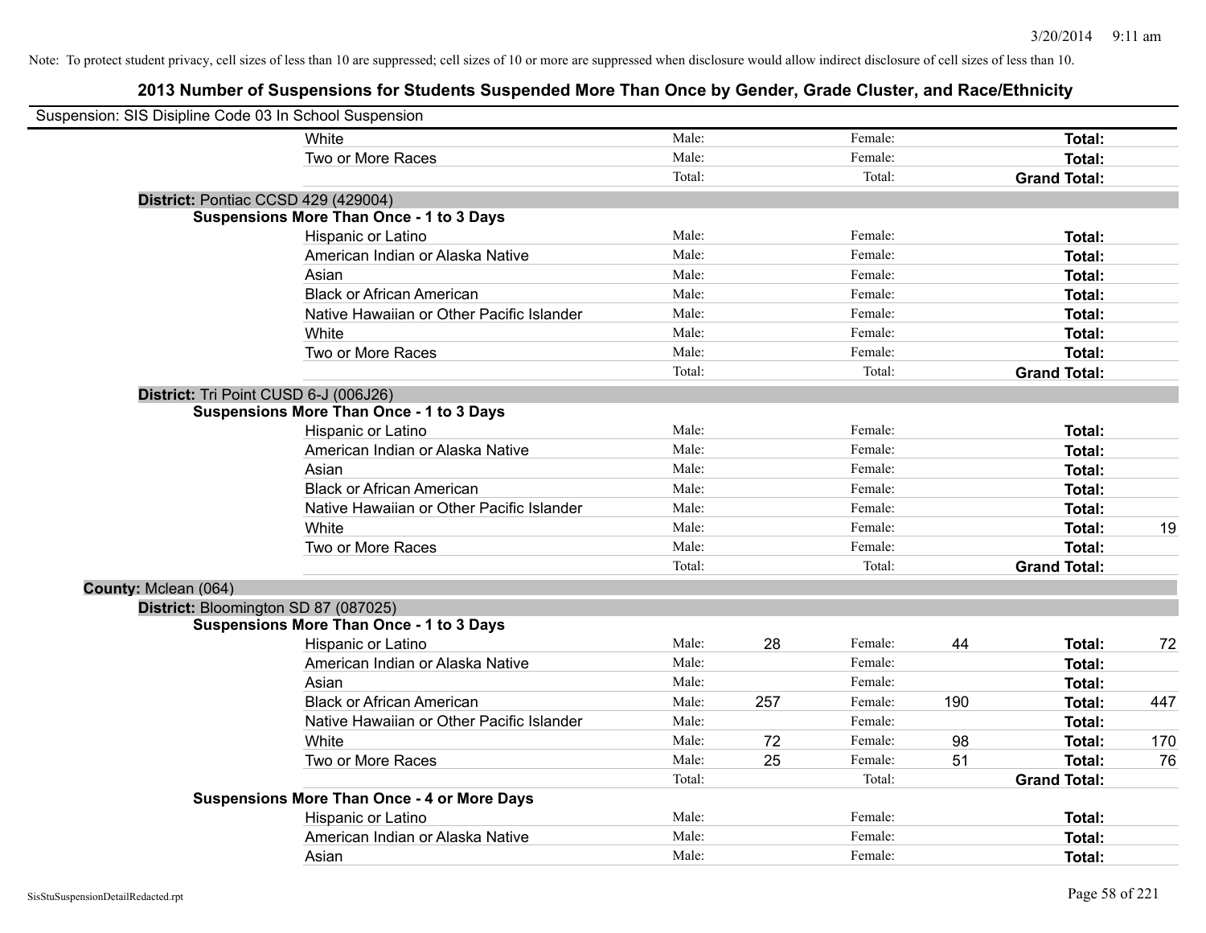Note: To protect student privacy, cell sizes of less than 10 are suppressed; cell sizes of 10 or more are suppressed when disclosure would allow indirect disclosure of cell sizes of less than 10.

## 2013 Number of Suspensions for Students Suspended More Than Once by Gender, Grade Cluster, and Race/Ethnicity

Suspension: SIS Disipline Code 03 In School Suspension

| | | | | | |
|---|---|---|---|---|---|
| White | Male: | | Female: | | **Total:** |
| Two or More Races | Male: | | Female: | | **Total:** |
| | Total: | | Total: | | **Grand Total:** |

**District:** Pontiac CCSD 429 (429004)

**Suspensions More Than Once - 1 to 3 Days**

| | | | | | | |
|---|---|---|---|---|---|---|
| Hispanic or Latino | Male: | | Female: | | **Total:** | |
| American Indian or Alaska Native | Male: | | Female: | | **Total:** | |
| Asian | Male: | | Female: | | **Total:** | |
| Black or African American | Male: | | Female: | | **Total:** | |
| Native Hawaiian or Other Pacific Islander | Male: | | Female: | | **Total:** | |
| White | Male: | | Female: | | **Total:** | |
| Two or More Races | Male: | | Female: | | **Total:** | |
| | Total: | | Total: | | **Grand Total:** | |

**District:** Tri Point CUSD 6-J (006J26)

**Suspensions More Than Once - 1 to 3 Days**

| | | | | | | |
|---|---|---|---|---|---|---|
| Hispanic or Latino | Male: | | Female: | | **Total:** | |
| American Indian or Alaska Native | Male: | | Female: | | **Total:** | |
| Asian | Male: | | Female: | | **Total:** | |
| Black or African American | Male: | | Female: | | **Total:** | |
| Native Hawaiian or Other Pacific Islander | Male: | | Female: | | **Total:** | |
| White | Male: | | Female: | | **Total:** | 19 |
| Two or More Races | Male: | | Female: | | **Total:** | |
| | Total: | | Total: | | **Grand Total:** | |

**County:** Mclean (064)

**District:** Bloomington SD 87 (087025)

**Suspensions More Than Once - 1 to 3 Days**

| | | | | | | |
|---|---|---|---|---|---|---|
| Hispanic or Latino | Male: | 28 | Female: | 44 | **Total:** | 72 |
| American Indian or Alaska Native | Male: | | Female: | | **Total:** | |
| Asian | Male: | | Female: | | **Total:** | |
| Black or African American | Male: | 257 | Female: | 190 | **Total:** | 447 |
| Native Hawaiian or Other Pacific Islander | Male: | | Female: | | **Total:** | |
| White | Male: | 72 | Female: | 98 | **Total:** | 170 |
| Two or More Races | Male: | 25 | Female: | 51 | **Total:** | 76 |
| | Total: | | Total: | | **Grand Total:** | |

**Suspensions More Than Once - 4 or More Days**

| | | | | | | |
|---|---|---|---|---|---|---|
| Hispanic or Latino | Male: | | Female: | | **Total:** | |
| American Indian or Alaska Native | Male: | | Female: | | **Total:** | |
| Asian | Male: | | Female: | | **Total:** | |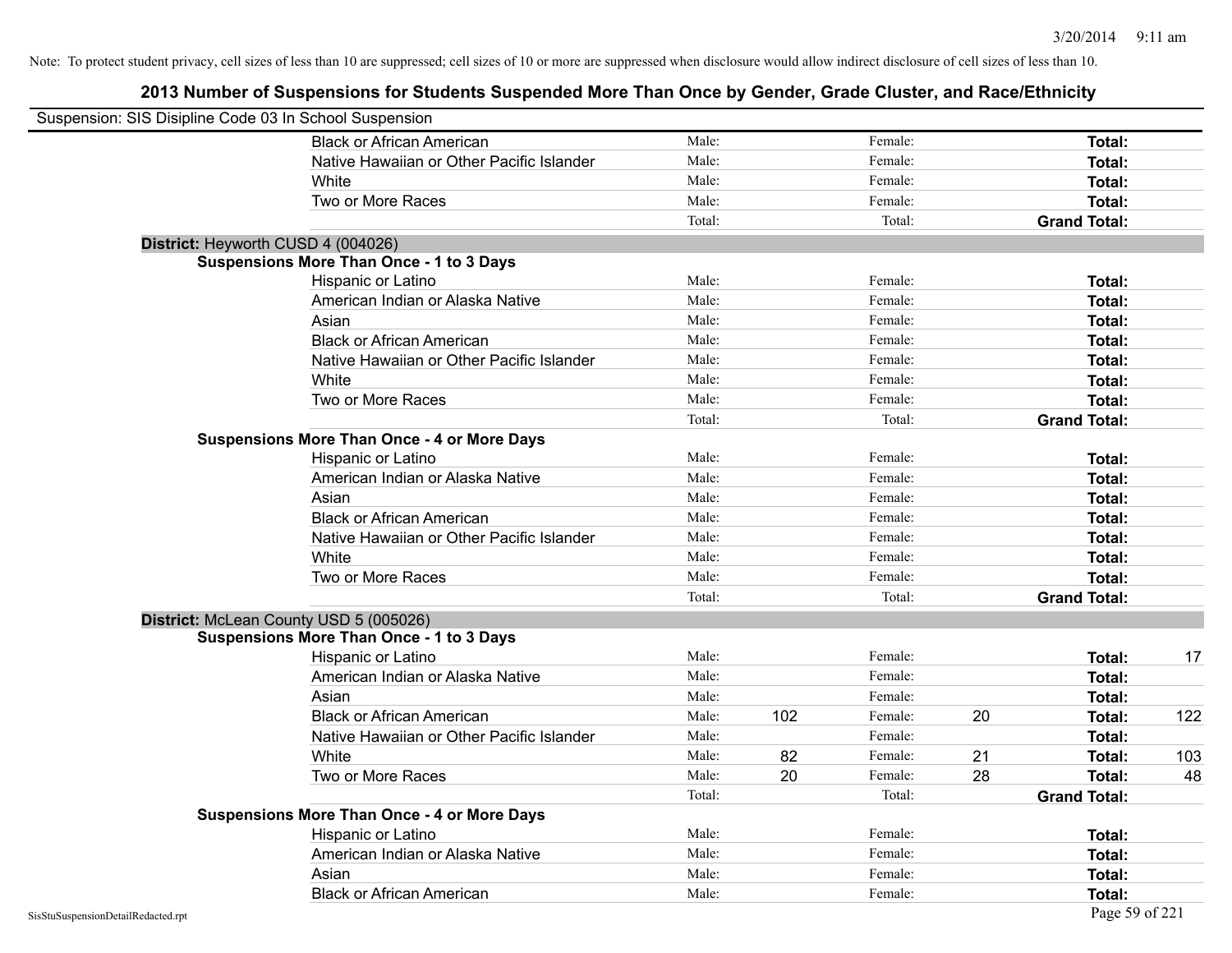Note: To protect student privacy, cell sizes of less than 10 are suppressed; cell sizes of 10 or more are suppressed when disclosure would allow indirect disclosure of cell sizes of less than 10.

## 2013 Number of Suspensions for Students Suspended More Than Once by Gender, Grade Cluster, and Race/Ethnicity

Suspension: SIS Disipline Code 03 In School Suspension

| | | | | | | |
|---|---|---|---|---|---|---|
| Black or African American | Male: | | Female: | | **Total:** | |
| Native Hawaiian or Other Pacific Islander | Male: | | Female: | | **Total:** | |
| White | Male: | | Female: | | **Total:** | |
| Two or More Races | Male: | | Female: | | **Total:** | |
| | Total: | | Total: | | **Grand Total:** | |

**District:** Heyworth CUSD 4 (004026)

**Suspensions More Than Once - 1 to 3 Days**

| | | | | | | |
|---|---|---|---|---|---|---|
| Hispanic or Latino | Male: | | Female: | | **Total:** | |
| American Indian or Alaska Native | Male: | | Female: | | **Total:** | |
| Asian | Male: | | Female: | | **Total:** | |
| Black or African American | Male: | | Female: | | **Total:** | |
| Native Hawaiian or Other Pacific Islander | Male: | | Female: | | **Total:** | |
| White | Male: | | Female: | | **Total:** | |
| Two or More Races | Male: | | Female: | | **Total:** | |
| | Total: | | Total: | | **Grand Total:** | |

**Suspensions More Than Once - 4 or More Days**

| | | | | | | |
|---|---|---|---|---|---|---|
| Hispanic or Latino | Male: | | Female: | | **Total:** | |
| American Indian or Alaska Native | Male: | | Female: | | **Total:** | |
| Asian | Male: | | Female: | | **Total:** | |
| Black or African American | Male: | | Female: | | **Total:** | |
| Native Hawaiian or Other Pacific Islander | Male: | | Female: | | **Total:** | |
| White | Male: | | Female: | | **Total:** | |
| Two or More Races | Male: | | Female: | | **Total:** | |
| | Total: | | Total: | | **Grand Total:** | |

**District:** McLean County USD 5 (005026)

**Suspensions More Than Once - 1 to 3 Days**

| | | | | | | |
|---|---|---|---|---|---|---|
| Hispanic or Latino | Male: | | Female: | | **Total:** | 17 |
| American Indian or Alaska Native | Male: | | Female: | | **Total:** | |
| Asian | Male: | | Female: | | **Total:** | |
| Black or African American | Male: | 102 | Female: | 20 | **Total:** | 122 |
| Native Hawaiian or Other Pacific Islander | Male: | | Female: | | **Total:** | |
| White | Male: | 82 | Female: | 21 | **Total:** | 103 |
| Two or More Races | Male: | 20 | Female: | 28 | **Total:** | 48 |
| | Total: | | Total: | | **Grand Total:** | |

**Suspensions More Than Once - 4 or More Days**

| | | | | | | |
|---|---|---|---|---|---|---|
| Hispanic or Latino | Male: | | Female: | | **Total:** | |
| American Indian or Alaska Native | Male: | | Female: | | **Total:** | |
| Asian | Male: | | Female: | | **Total:** | |
| Black or African American | Male: | | Female: | | **Total:** | |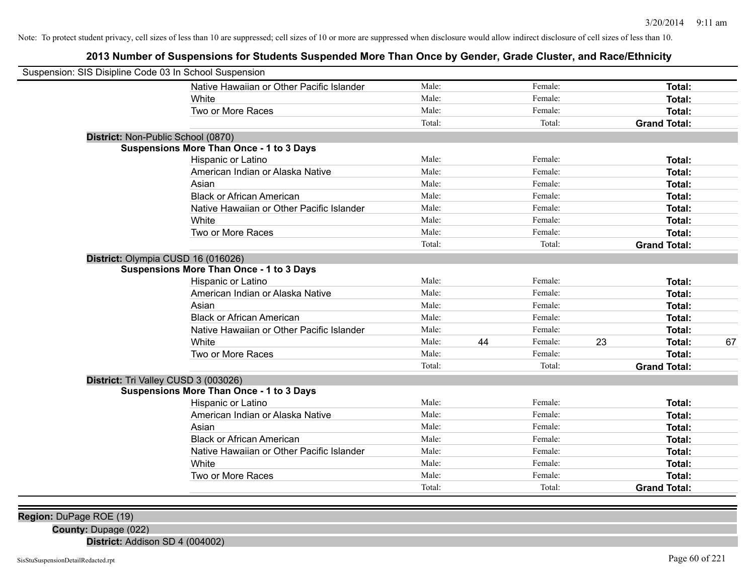Note: To protect student privacy, cell sizes of less than 10 are suppressed; cell sizes of 10 or more are suppressed when disclosure would allow indirect disclosure of cell sizes of less than 10.

## 2013 Number of Suspensions for Students Suspended More Than Once by Gender, Grade Cluster, and Race/Ethnicity

Suspension: SIS Disipline Code 03 In School Suspension

| | | | | | | |
|---|---|---|---|---|---|---|
| Native Hawaiian or Other Pacific Islander | Male: | | Female: | | **Total:** | |
| White | Male: | | Female: | | **Total:** | |
| Two or More Races | Male: | | Female: | | **Total:** | |
| | Total: | | Total: | | **Grand Total:** | |

**District:** Non-Public School (0870)

**Suspensions More Than Once - 1 to 3 Days**

| | | | | | | |
|---|---|---|---|---|---|---|
| Hispanic or Latino | Male: | | Female: | | **Total:** | |
| American Indian or Alaska Native | Male: | | Female: | | **Total:** | |
| Asian | Male: | | Female: | | **Total:** | |
| Black or African American | Male: | | Female: | | **Total:** | |
| Native Hawaiian or Other Pacific Islander | Male: | | Female: | | **Total:** | |
| White | Male: | | Female: | | **Total:** | |
| Two or More Races | Male: | | Female: | | **Total:** | |
| | Total: | | Total: | | **Grand Total:** | |

**District:** Olympia CUSD 16 (016026)

**Suspensions More Than Once - 1 to 3 Days**

| | | | | | | |
|---|---|---|---|---|---|---|
| Hispanic or Latino | Male: | | Female: | | **Total:** | |
| American Indian or Alaska Native | Male: | | Female: | | **Total:** | |
| Asian | Male: | | Female: | | **Total:** | |
| Black or African American | Male: | | Female: | | **Total:** | |
| Native Hawaiian or Other Pacific Islander | Male: | | Female: | | **Total:** | |
| White | Male: | 44 | Female: | 23 | **Total:** | 67 |
| Two or More Races | Male: | | Female: | | **Total:** | |
| | Total: | | Total: | | **Grand Total:** | |

**District:** Tri Valley CUSD 3 (003026)

**Suspensions More Than Once - 1 to 3 Days**

| | | | | | | |
|---|---|---|---|---|---|---|
| Hispanic or Latino | Male: | | Female: | | **Total:** | |
| American Indian or Alaska Native | Male: | | Female: | | **Total:** | |
| Asian | Male: | | Female: | | **Total:** | |
| Black or African American | Male: | | Female: | | **Total:** | |
| Native Hawaiian or Other Pacific Islander | Male: | | Female: | | **Total:** | |
| White | Male: | | Female: | | **Total:** | |
| Two or More Races | Male: | | Female: | | **Total:** | |
| | Total: | | Total: | | **Grand Total:** | |

**Region:** DuPage ROE (19)

**County:** Dupage (022)

**District:** Addison SD 4 (004002)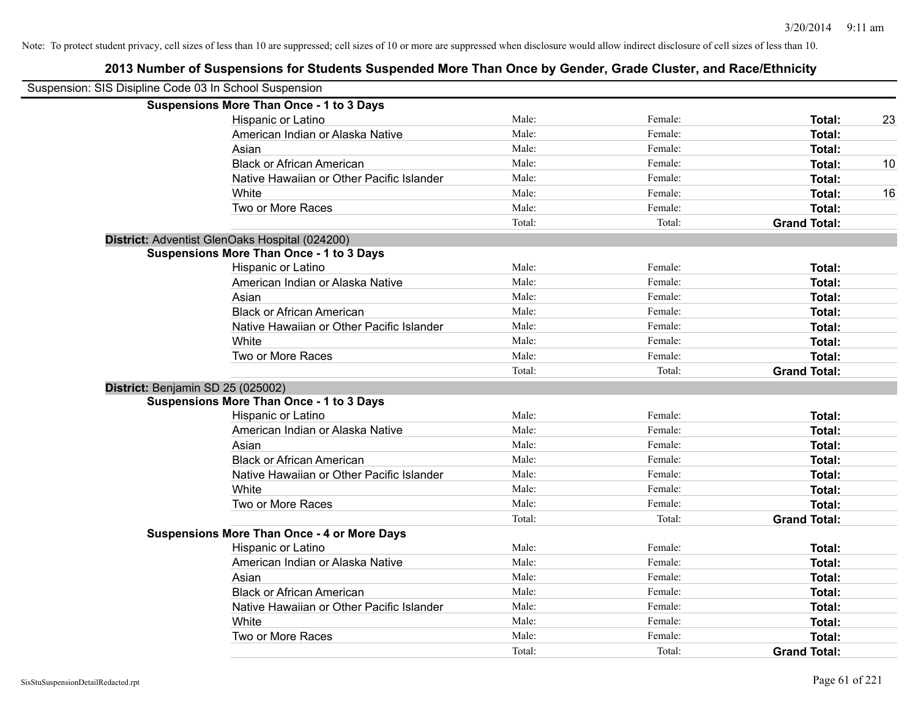Note: To protect student privacy, cell sizes of less than 10 are suppressed; cell sizes of 10 or more are suppressed when disclosure would allow indirect disclosure of cell sizes of less than 10.

# 2013 Number of Suspensions for Students Suspended More Than Once by Gender, Grade Cluster, and Race/Ethnicity

Suspension: SIS Disipline Code 03 In School Suspension

**Suspensions More Than Once - 1 to 3 Days**

| | | | | |
|---|---|---|---|---|
| Hispanic or Latino | Male: | Female: | **Total:** | 23 |
| American Indian or Alaska Native | Male: | Female: | **Total:** | |
| Asian | Male: | Female: | **Total:** | |
| Black or African American | Male: | Female: | **Total:** | 10 |
| Native Hawaiian or Other Pacific Islander | Male: | Female: | **Total:** | |
| White | Male: | Female: | **Total:** | 16 |
| Two or More Races | Male: | Female: | **Total:** | |
| | Total: | Total: | **Grand Total:** | |

**District:** Adventist GlenOaks Hospital (024200)

**Suspensions More Than Once - 1 to 3 Days**

| | | | | |
|---|---|---|---|---|
| Hispanic or Latino | Male: | Female: | **Total:** | |
| American Indian or Alaska Native | Male: | Female: | **Total:** | |
| Asian | Male: | Female: | **Total:** | |
| Black or African American | Male: | Female: | **Total:** | |
| Native Hawaiian or Other Pacific Islander | Male: | Female: | **Total:** | |
| White | Male: | Female: | **Total:** | |
| Two or More Races | Male: | Female: | **Total:** | |
| | Total: | Total: | **Grand Total:** | |

**District:** Benjamin SD 25 (025002)

**Suspensions More Than Once - 1 to 3 Days**

| | | | | |
|---|---|---|---|---|
| Hispanic or Latino | Male: | Female: | **Total:** | |
| American Indian or Alaska Native | Male: | Female: | **Total:** | |
| Asian | Male: | Female: | **Total:** | |
| Black or African American | Male: | Female: | **Total:** | |
| Native Hawaiian or Other Pacific Islander | Male: | Female: | **Total:** | |
| White | Male: | Female: | **Total:** | |
| Two or More Races | Male: | Female: | **Total:** | |
| | Total: | Total: | **Grand Total:** | |

**Suspensions More Than Once - 4 or More Days**

| | | | | |
|---|---|---|---|---|
| Hispanic or Latino | Male: | Female: | **Total:** | |
| American Indian or Alaska Native | Male: | Female: | **Total:** | |
| Asian | Male: | Female: | **Total:** | |
| Black or African American | Male: | Female: | **Total:** | |
| Native Hawaiian or Other Pacific Islander | Male: | Female: | **Total:** | |
| White | Male: | Female: | **Total:** | |
| Two or More Races | Male: | Female: | **Total:** | |
| | Total: | Total: | **Grand Total:** | |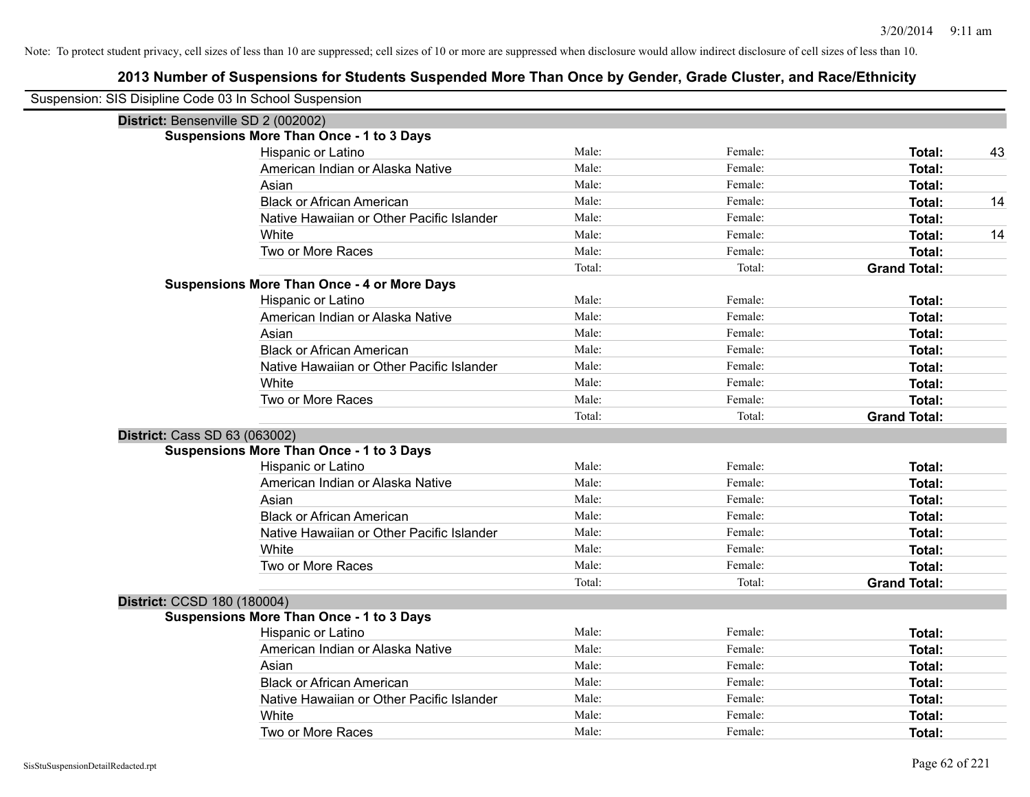Note: To protect student privacy, cell sizes of less than 10 are suppressed; cell sizes of 10 or more are suppressed when disclosure would allow indirect disclosure of cell sizes of less than 10.

# 2013 Number of Suspensions for Students Suspended More Than Once by Gender, Grade Cluster, and Race/Ethnicity

Suspension: SIS Disipline Code 03 In School Suspension

## District: Bensenville SD 2 (002002)

### Suspensions More Than Once - 1 to 3 Days

| Race/Ethnicity | Male | Female | Total |
|---|---|---|---|
| Hispanic or Latino | Male: | Female: | Total: 43 |
| American Indian or Alaska Native | Male: | Female: | Total: |
| Asian | Male: | Female: | Total: |
| Black or African American | Male: | Female: | Total: 14 |
| Native Hawaiian or Other Pacific Islander | Male: | Female: | Total: |
| White | Male: | Female: | Total: 14 |
| Two or More Races | Male: | Female: | Total: |
| | Total: | Total: | Grand Total: |

### Suspensions More Than Once - 4 or More Days

| Race/Ethnicity | Male | Female | Total |
|---|---|---|---|
| Hispanic or Latino | Male: | Female: | Total: |
| American Indian or Alaska Native | Male: | Female: | Total: |
| Asian | Male: | Female: | Total: |
| Black or African American | Male: | Female: | Total: |
| Native Hawaiian or Other Pacific Islander | Male: | Female: | Total: |
| White | Male: | Female: | Total: |
| Two or More Races | Male: | Female: | Total: |
| | Total: | Total: | Grand Total: |

## District: Cass SD 63 (063002)

### Suspensions More Than Once - 1 to 3 Days

| Race/Ethnicity | Male | Female | Total |
|---|---|---|---|
| Hispanic or Latino | Male: | Female: | Total: |
| American Indian or Alaska Native | Male: | Female: | Total: |
| Asian | Male: | Female: | Total: |
| Black or African American | Male: | Female: | Total: |
| Native Hawaiian or Other Pacific Islander | Male: | Female: | Total: |
| White | Male: | Female: | Total: |
| Two or More Races | Male: | Female: | Total: |
| | Total: | Total: | Grand Total: |

## District: CCSD 180 (180004)

### Suspensions More Than Once - 1 to 3 Days

| Race/Ethnicity | Male | Female | Total |
|---|---|---|---|
| Hispanic or Latino | Male: | Female: | Total: |
| American Indian or Alaska Native | Male: | Female: | Total: |
| Asian | Male: | Female: | Total: |
| Black or African American | Male: | Female: | Total: |
| Native Hawaiian or Other Pacific Islander | Male: | Female: | Total: |
| White | Male: | Female: | Total: |
| Two or More Races | Male: | Female: | Total: |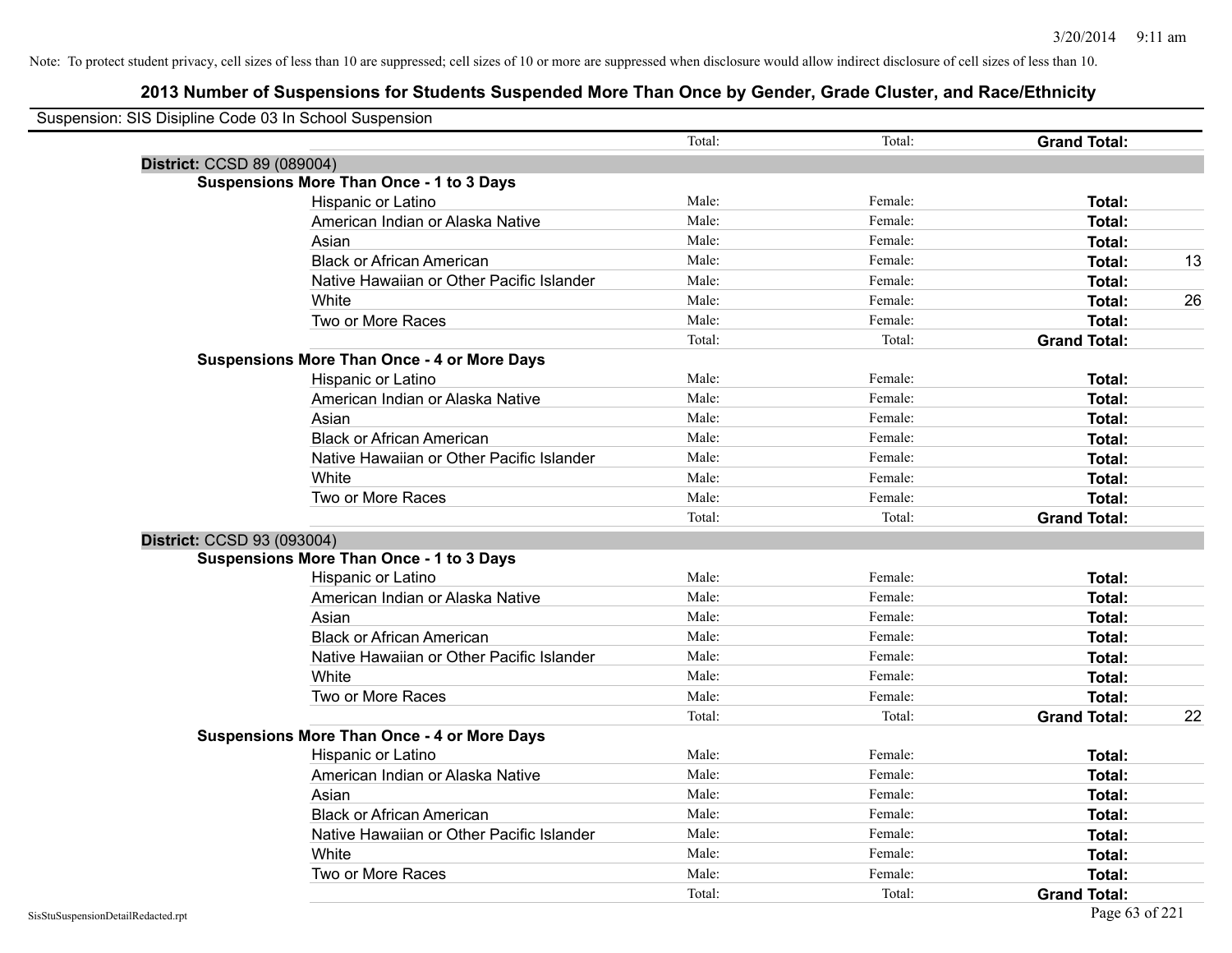Note: To protect student privacy, cell sizes of less than 10 are suppressed; cell sizes of 10 or more are suppressed when disclosure would allow indirect disclosure of cell sizes of less than 10.

## 2013 Number of Suspensions for Students Suspended More Than Once by Gender, Grade Cluster, and Race/Ethnicity

Suspension: SIS Disipline Code 03 In School Suspension

| | | | | |
|---|---|---|---|---|
| | Total: | Total: | **Grand Total:** | |
| **District:** CCSD 89 (089004) | | | | |
| **Suspensions More Than Once - 1 to 3 Days** | | | | |
| Hispanic or Latino | Male: | Female: | **Total:** | |
| American Indian or Alaska Native | Male: | Female: | **Total:** | |
| Asian | Male: | Female: | **Total:** | |
| Black or African American | Male: | Female: | **Total:** | 13 |
| Native Hawaiian or Other Pacific Islander | Male: | Female: | **Total:** | |
| White | Male: | Female: | **Total:** | 26 |
| Two or More Races | Male: | Female: | **Total:** | |
| | Total: | Total: | **Grand Total:** | |
| **Suspensions More Than Once - 4 or More Days** | | | | |
| Hispanic or Latino | Male: | Female: | **Total:** | |
| American Indian or Alaska Native | Male: | Female: | **Total:** | |
| Asian | Male: | Female: | **Total:** | |
| Black or African American | Male: | Female: | **Total:** | |
| Native Hawaiian or Other Pacific Islander | Male: | Female: | **Total:** | |
| White | Male: | Female: | **Total:** | |
| Two or More Races | Male: | Female: | **Total:** | |
| | Total: | Total: | **Grand Total:** | |
| **District:** CCSD 93 (093004) | | | | |
| **Suspensions More Than Once - 1 to 3 Days** | | | | |
| Hispanic or Latino | Male: | Female: | **Total:** | |
| American Indian or Alaska Native | Male: | Female: | **Total:** | |
| Asian | Male: | Female: | **Total:** | |
| Black or African American | Male: | Female: | **Total:** | |
| Native Hawaiian or Other Pacific Islander | Male: | Female: | **Total:** | |
| White | Male: | Female: | **Total:** | |
| Two or More Races | Male: | Female: | **Total:** | |
| | Total: | Total: | **Grand Total:** | 22 |
| **Suspensions More Than Once - 4 or More Days** | | | | |
| Hispanic or Latino | Male: | Female: | **Total:** | |
| American Indian or Alaska Native | Male: | Female: | **Total:** | |
| Asian | Male: | Female: | **Total:** | |
| Black or African American | Male: | Female: | **Total:** | |
| Native Hawaiian or Other Pacific Islander | Male: | Female: | **Total:** | |
| White | Male: | Female: | **Total:** | |
| Two or More Races | Male: | Female: | **Total:** | |
| | Total: | Total: | **Grand Total:** | |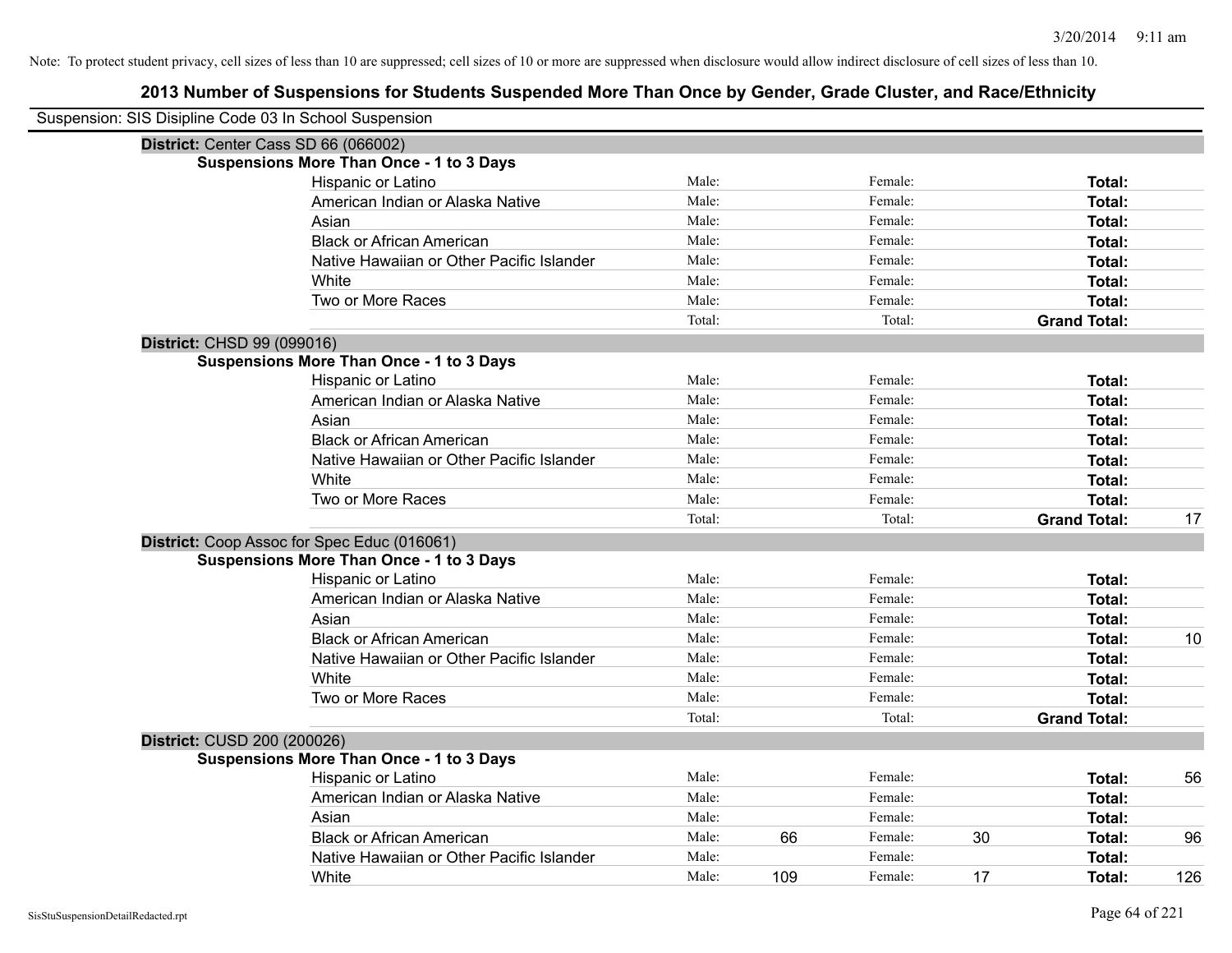Note: To protect student privacy, cell sizes of less than 10 are suppressed; cell sizes of 10 or more are suppressed when disclosure would allow indirect disclosure of cell sizes of less than 10.

## 2013 Number of Suspensions for Students Suspended More Than Once by Gender, Grade Cluster, and Race/Ethnicity

Suspension: SIS Disipline Code 03 In School Suspension

### District: Center Cass SD 66 (066002)

**Suspensions More Than Once - 1 to 3 Days**

| Race/Ethnicity | | Male | | Female | | Total |
|---|---|---|---|---|---|---|
| Hispanic or Latino | Male: | | Female: | | **Total:** | |
| American Indian or Alaska Native | Male: | | Female: | | **Total:** | |
| Asian | Male: | | Female: | | **Total:** | |
| Black or African American | Male: | | Female: | | **Total:** | |
| Native Hawaiian or Other Pacific Islander | Male: | | Female: | | **Total:** | |
| White | Male: | | Female: | | **Total:** | |
| Two or More Races | Male: | | Female: | | **Total:** | |
| | Total: | | Total: | | **Grand Total:** | |

### District: CHSD 99 (099016)

**Suspensions More Than Once - 1 to 3 Days**

| Race/Ethnicity | | Male | | Female | | Total |
|---|---|---|---|---|---|---|
| Hispanic or Latino | Male: | | Female: | | **Total:** | |
| American Indian or Alaska Native | Male: | | Female: | | **Total:** | |
| Asian | Male: | | Female: | | **Total:** | |
| Black or African American | Male: | | Female: | | **Total:** | |
| Native Hawaiian or Other Pacific Islander | Male: | | Female: | | **Total:** | |
| White | Male: | | Female: | | **Total:** | |
| Two or More Races | Male: | | Female: | | **Total:** | |
| | Total: | | Total: | | **Grand Total:** | 17 |

### District: Coop Assoc for Spec Educ (016061)

**Suspensions More Than Once - 1 to 3 Days**

| Race/Ethnicity | | Male | | Female | | Total |
|---|---|---|---|---|---|---|
| Hispanic or Latino | Male: | | Female: | | **Total:** | |
| American Indian or Alaska Native | Male: | | Female: | | **Total:** | |
| Asian | Male: | | Female: | | **Total:** | |
| Black or African American | Male: | | Female: | | **Total:** | 10 |
| Native Hawaiian or Other Pacific Islander | Male: | | Female: | | **Total:** | |
| White | Male: | | Female: | | **Total:** | |
| Two or More Races | Male: | | Female: | | **Total:** | |
| | Total: | | Total: | | **Grand Total:** | |

### District: CUSD 200 (200026)

**Suspensions More Than Once - 1 to 3 Days**

| Race/Ethnicity | | Male | | Female | | Total |
|---|---|---|---|---|---|---|
| Hispanic or Latino | Male: | | Female: | | **Total:** | 56 |
| American Indian or Alaska Native | Male: | | Female: | | **Total:** | |
| Asian | Male: | | Female: | | **Total:** | |
| Black or African American | Male: | 66 | Female: | 30 | **Total:** | 96 |
| Native Hawaiian or Other Pacific Islander | Male: | | Female: | | **Total:** | |
| White | Male: | 109 | Female: | 17 | **Total:** | 126 |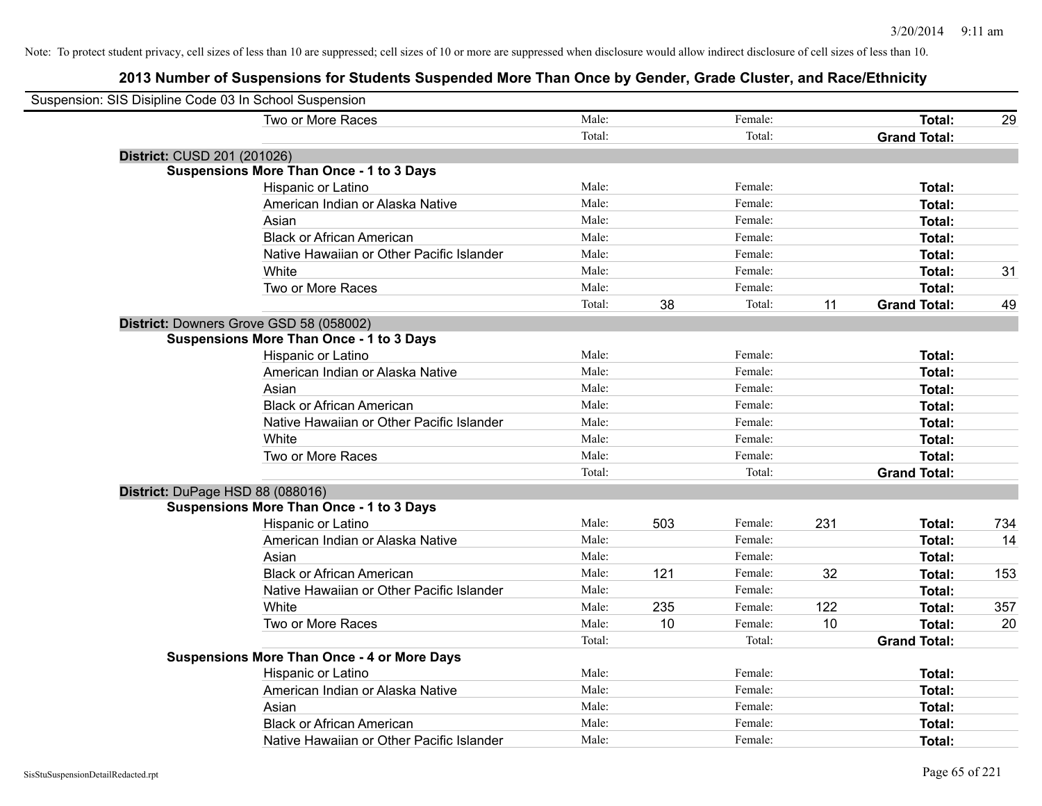Note: To protect student privacy, cell sizes of less than 10 are suppressed; cell sizes of 10 or more are suppressed when disclosure would allow indirect disclosure of cell sizes of less than 10.

## 2013 Number of Suspensions for Students Suspended More Than Once by Gender, Grade Cluster, and Race/Ethnicity

Suspension: SIS Disipline Code 03 In School Suspension

| | | | | | | |
|---|---|---|---|---|---|---|
| Two or More Races | Male: | | Female: | | **Total:** | 29 |
| | Total: | | Total: | | **Grand Total:** | |

**District:** CUSD 201 (201026)

**Suspensions More Than Once - 1 to 3 Days**

| | | | | | | |
|---|---|---|---|---|---|---|
| Hispanic or Latino | Male: | | Female: | | **Total:** | |
| American Indian or Alaska Native | Male: | | Female: | | **Total:** | |
| Asian | Male: | | Female: | | **Total:** | |
| Black or African American | Male: | | Female: | | **Total:** | |
| Native Hawaiian or Other Pacific Islander | Male: | | Female: | | **Total:** | |
| White | Male: | | Female: | | **Total:** | 31 |
| Two or More Races | Male: | | Female: | | **Total:** | |
| | Total: | 38 | Total: | 11 | **Grand Total:** | 49 |

**District:** Downers Grove GSD 58 (058002)

**Suspensions More Than Once - 1 to 3 Days**

| | | | | | | |
|---|---|---|---|---|---|---|
| Hispanic or Latino | Male: | | Female: | | **Total:** | |
| American Indian or Alaska Native | Male: | | Female: | | **Total:** | |
| Asian | Male: | | Female: | | **Total:** | |
| Black or African American | Male: | | Female: | | **Total:** | |
| Native Hawaiian or Other Pacific Islander | Male: | | Female: | | **Total:** | |
| White | Male: | | Female: | | **Total:** | |
| Two or More Races | Male: | | Female: | | **Total:** | |
| | Total: | | Total: | | **Grand Total:** | |

**District:** DuPage HSD 88 (088016)

**Suspensions More Than Once - 1 to 3 Days**

| | | | | | | |
|---|---|---|---|---|---|---|
| Hispanic or Latino | Male: | 503 | Female: | 231 | **Total:** | 734 |
| American Indian or Alaska Native | Male: | | Female: | | **Total:** | 14 |
| Asian | Male: | | Female: | | **Total:** | |
| Black or African American | Male: | 121 | Female: | 32 | **Total:** | 153 |
| Native Hawaiian or Other Pacific Islander | Male: | | Female: | | **Total:** | |
| White | Male: | 235 | Female: | 122 | **Total:** | 357 |
| Two or More Races | Male: | 10 | Female: | 10 | **Total:** | 20 |
| | Total: | | Total: | | **Grand Total:** | |

**Suspensions More Than Once - 4 or More Days**

| | | | | | | |
|---|---|---|---|---|---|---|
| Hispanic or Latino | Male: | | Female: | | **Total:** | |
| American Indian or Alaska Native | Male: | | Female: | | **Total:** | |
| Asian | Male: | | Female: | | **Total:** | |
| Black or African American | Male: | | Female: | | **Total:** | |
| Native Hawaiian or Other Pacific Islander | Male: | | Female: | | **Total:** | |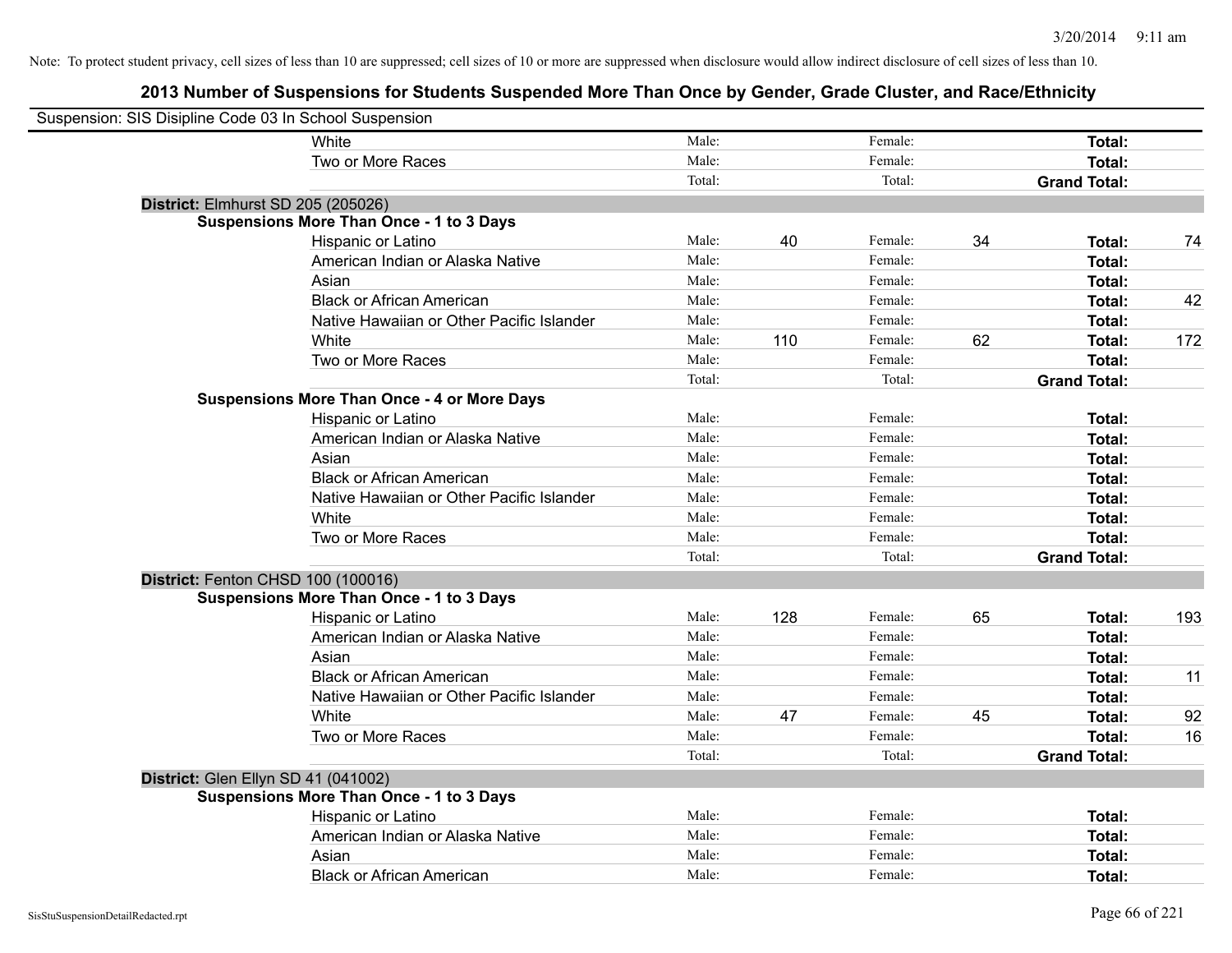Note: To protect student privacy, cell sizes of less than 10 are suppressed; cell sizes of 10 or more are suppressed when disclosure would allow indirect disclosure of cell sizes of less than 10.

## 2013 Number of Suspensions for Students Suspended More Than Once by Gender, Grade Cluster, and Race/Ethnicity

Suspension: SIS Disipline Code 03 In School Suspension

| | | | | | | |
|---|---|---|---|---|---|---|
| White | Male: | | Female: | | **Total:** | |
| Two or More Races | Male: | | Female: | | **Total:** | |
| | Total: | | Total: | | **Grand Total:** | |

**District:** Elmhurst SD 205 (205026)

**Suspensions More Than Once - 1 to 3 Days**

| | | | | | | |
|---|---|---|---|---|---|---|
| Hispanic or Latino | Male: | 40 | Female: | 34 | **Total:** | 74 |
| American Indian or Alaska Native | Male: | | Female: | | **Total:** | |
| Asian | Male: | | Female: | | **Total:** | |
| Black or African American | Male: | | Female: | | **Total:** | 42 |
| Native Hawaiian or Other Pacific Islander | Male: | | Female: | | **Total:** | |
| White | Male: | 110 | Female: | 62 | **Total:** | 172 |
| Two or More Races | Male: | | Female: | | **Total:** | |
| | Total: | | Total: | | **Grand Total:** | |

**Suspensions More Than Once - 4 or More Days**

| | | | | | | |
|---|---|---|---|---|---|---|
| Hispanic or Latino | Male: | | Female: | | **Total:** | |
| American Indian or Alaska Native | Male: | | Female: | | **Total:** | |
| Asian | Male: | | Female: | | **Total:** | |
| Black or African American | Male: | | Female: | | **Total:** | |
| Native Hawaiian or Other Pacific Islander | Male: | | Female: | | **Total:** | |
| White | Male: | | Female: | | **Total:** | |
| Two or More Races | Male: | | Female: | | **Total:** | |
| | Total: | | Total: | | **Grand Total:** | |

**District:** Fenton CHSD 100 (100016)

**Suspensions More Than Once - 1 to 3 Days**

| | | | | | | |
|---|---|---|---|---|---|---|
| Hispanic or Latino | Male: | 128 | Female: | 65 | **Total:** | 193 |
| American Indian or Alaska Native | Male: | | Female: | | **Total:** | |
| Asian | Male: | | Female: | | **Total:** | |
| Black or African American | Male: | | Female: | | **Total:** | 11 |
| Native Hawaiian or Other Pacific Islander | Male: | | Female: | | **Total:** | |
| White | Male: | 47 | Female: | 45 | **Total:** | 92 |
| Two or More Races | Male: | | Female: | | **Total:** | 16 |
| | Total: | | Total: | | **Grand Total:** | |

**District:** Glen Ellyn SD 41 (041002)

**Suspensions More Than Once - 1 to 3 Days**

| | | | | | | |
|---|---|---|---|---|---|---|
| Hispanic or Latino | Male: | | Female: | | **Total:** | |
| American Indian or Alaska Native | Male: | | Female: | | **Total:** | |
| Asian | Male: | | Female: | | **Total:** | |
| Black or African American | Male: | | Female: | | **Total:** | |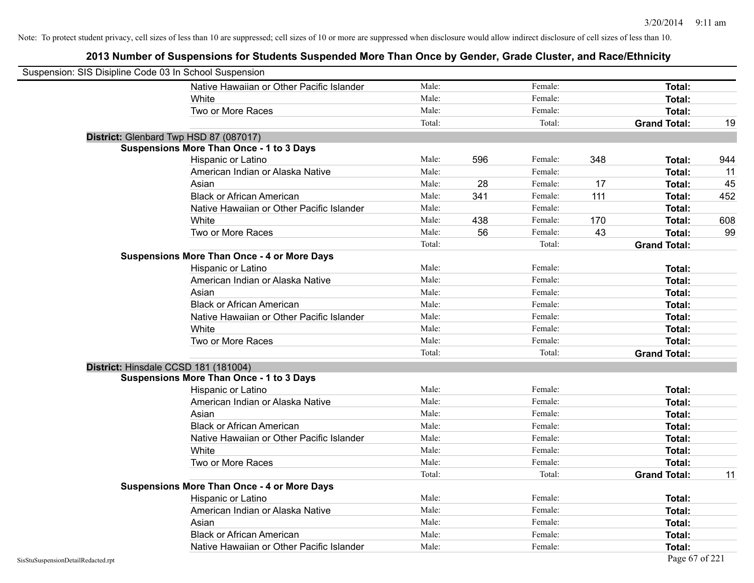Note: To protect student privacy, cell sizes of less than 10 are suppressed; cell sizes of 10 or more are suppressed when disclosure would allow indirect disclosure of cell sizes of less than 10.

## 2013 Number of Suspensions for Students Suspended More Than Once by Gender, Grade Cluster, and Race/Ethnicity

Suspension: SIS Disipline Code 03 In School Suspension

| | | | | | | | |
|---|---|---|---|---|---|---|---|
| Native Hawaiian or Other Pacific Islander | Male: | | Female: | | **Total:** | |
| White | Male: | | Female: | | **Total:** | |
| Two or More Races | Male: | | Female: | | **Total:** | |
| | Total: | | Total: | | **Grand Total:** | 19 |

**District:** Glenbard Twp HSD 87 (087017)

**Suspensions More Than Once - 1 to 3 Days**

| | | | | | | |
|---|---|---|---|---|---|---|
| Hispanic or Latino | Male: | 596 | Female: | 348 | **Total:** | 944 |
| American Indian or Alaska Native | Male: | | Female: | | **Total:** | 11 |
| Asian | Male: | 28 | Female: | 17 | **Total:** | 45 |
| Black or African American | Male: | 341 | Female: | 111 | **Total:** | 452 |
| Native Hawaiian or Other Pacific Islander | Male: | | Female: | | **Total:** | |
| White | Male: | 438 | Female: | 170 | **Total:** | 608 |
| Two or More Races | Male: | 56 | Female: | 43 | **Total:** | 99 |
| | Total: | | Total: | | **Grand Total:** | |

**Suspensions More Than Once - 4 or More Days**

| | | | | | | |
|---|---|---|---|---|---|---|
| Hispanic or Latino | Male: | | Female: | | **Total:** | |
| American Indian or Alaska Native | Male: | | Female: | | **Total:** | |
| Asian | Male: | | Female: | | **Total:** | |
| Black or African American | Male: | | Female: | | **Total:** | |
| Native Hawaiian or Other Pacific Islander | Male: | | Female: | | **Total:** | |
| White | Male: | | Female: | | **Total:** | |
| Two or More Races | Male: | | Female: | | **Total:** | |
| | Total: | | Total: | | **Grand Total:** | |

**District:** Hinsdale CCSD 181 (181004)

**Suspensions More Than Once - 1 to 3 Days**

| | | | | | | |
|---|---|---|---|---|---|---|
| Hispanic or Latino | Male: | | Female: | | **Total:** | |
| American Indian or Alaska Native | Male: | | Female: | | **Total:** | |
| Asian | Male: | | Female: | | **Total:** | |
| Black or African American | Male: | | Female: | | **Total:** | |
| Native Hawaiian or Other Pacific Islander | Male: | | Female: | | **Total:** | |
| White | Male: | | Female: | | **Total:** | |
| Two or More Races | Male: | | Female: | | **Total:** | |
| | Total: | | Total: | | **Grand Total:** | 11 |

**Suspensions More Than Once - 4 or More Days**

| | | | | | | |
|---|---|---|---|---|---|---|
| Hispanic or Latino | Male: | | Female: | | **Total:** | |
| American Indian or Alaska Native | Male: | | Female: | | **Total:** | |
| Asian | Male: | | Female: | | **Total:** | |
| Black or African American | Male: | | Female: | | **Total:** | |
| Native Hawaiian or Other Pacific Islander | Male: | | Female: | | **Total:** | |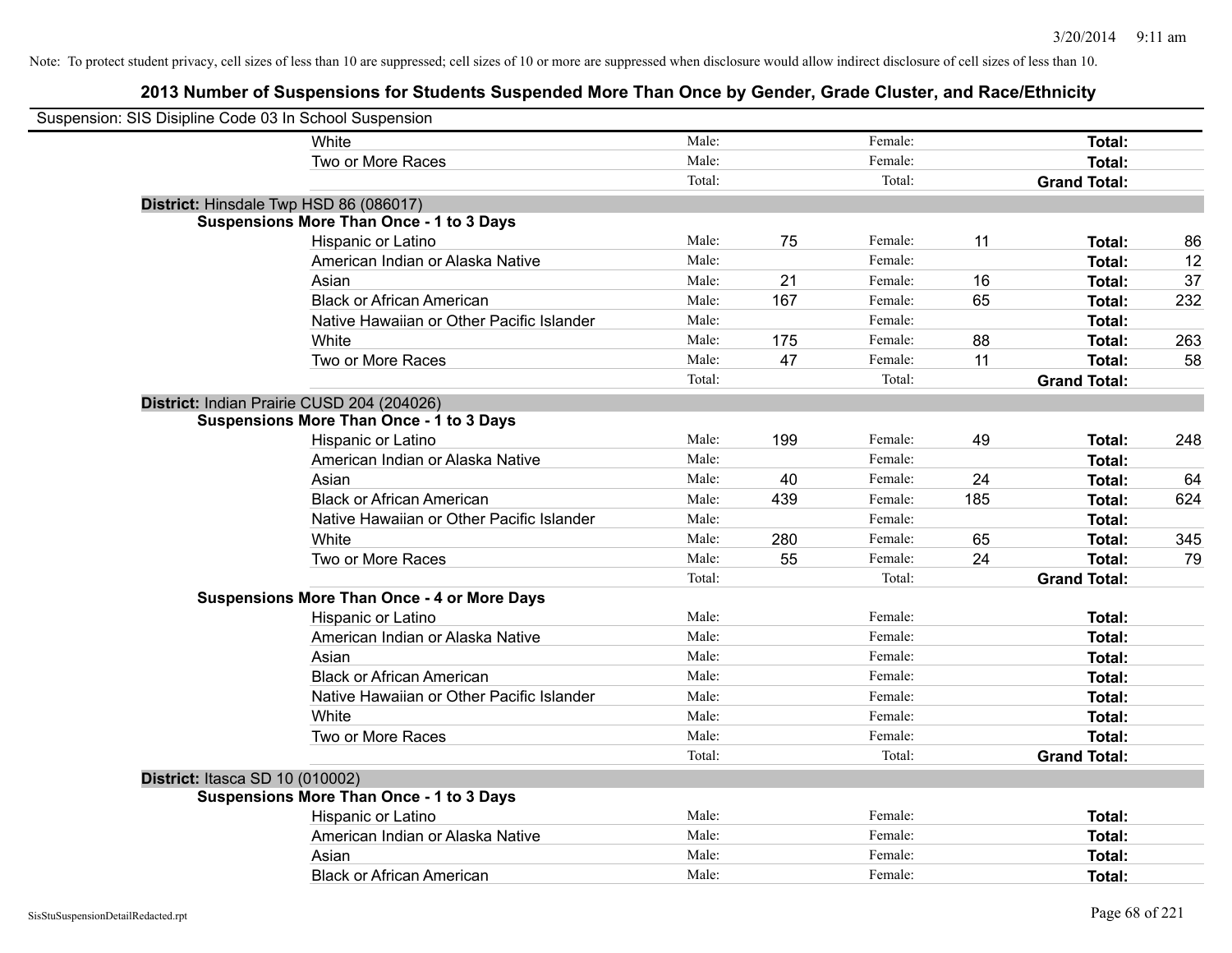Note: To protect student privacy, cell sizes of less than 10 are suppressed; cell sizes of 10 or more are suppressed when disclosure would allow indirect disclosure of cell sizes of less than 10.

# 2013 Number of Suspensions for Students Suspended More Than Once by Gender, Grade Cluster, and Race/Ethnicity

Suspension: SIS Disipline Code 03 In School Suspension

| | | | | | | | |
|---|---|---|---|---|---|---|---|
| White | Male: | | Female: | | **Total:** | |
| Two or More Races | Male: | | Female: | | **Total:** | |
| | Total: | | Total: | | **Grand Total:** | |

**District:** Hinsdale Twp HSD 86 (086017)

**Suspensions More Than Once - 1 to 3 Days**

| | | | | | | |
|---|---|---|---|---|---|---|
| Hispanic or Latino | Male: | 75 | Female: | 11 | **Total:** | 86 |
| American Indian or Alaska Native | Male: | | Female: | | **Total:** | 12 |
| Asian | Male: | 21 | Female: | 16 | **Total:** | 37 |
| Black or African American | Male: | 167 | Female: | 65 | **Total:** | 232 |
| Native Hawaiian or Other Pacific Islander | Male: | | Female: | | **Total:** | |
| White | Male: | 175 | Female: | 88 | **Total:** | 263 |
| Two or More Races | Male: | 47 | Female: | 11 | **Total:** | 58 |
| | Total: | | Total: | | **Grand Total:** | |

**District:** Indian Prairie CUSD 204 (204026)

**Suspensions More Than Once - 1 to 3 Days**

| | | | | | | |
|---|---|---|---|---|---|---|
| Hispanic or Latino | Male: | 199 | Female: | 49 | **Total:** | 248 |
| American Indian or Alaska Native | Male: | | Female: | | **Total:** | |
| Asian | Male: | 40 | Female: | 24 | **Total:** | 64 |
| Black or African American | Male: | 439 | Female: | 185 | **Total:** | 624 |
| Native Hawaiian or Other Pacific Islander | Male: | | Female: | | **Total:** | |
| White | Male: | 280 | Female: | 65 | **Total:** | 345 |
| Two or More Races | Male: | 55 | Female: | 24 | **Total:** | 79 |
| | Total: | | Total: | | **Grand Total:** | |

**Suspensions More Than Once - 4 or More Days**

| | | | | | | |
|---|---|---|---|---|---|---|
| Hispanic or Latino | Male: | | Female: | | **Total:** | |
| American Indian or Alaska Native | Male: | | Female: | | **Total:** | |
| Asian | Male: | | Female: | | **Total:** | |
| Black or African American | Male: | | Female: | | **Total:** | |
| Native Hawaiian or Other Pacific Islander | Male: | | Female: | | **Total:** | |
| White | Male: | | Female: | | **Total:** | |
| Two or More Races | Male: | | Female: | | **Total:** | |
| | Total: | | Total: | | **Grand Total:** | |

**District:** Itasca SD 10 (010002)

**Suspensions More Than Once - 1 to 3 Days**

| | | | | | | |
|---|---|---|---|---|---|---|
| Hispanic or Latino | Male: | | Female: | | **Total:** | |
| American Indian or Alaska Native | Male: | | Female: | | **Total:** | |
| Asian | Male: | | Female: | | **Total:** | |
| Black or African American | Male: | | Female: | | **Total:** | |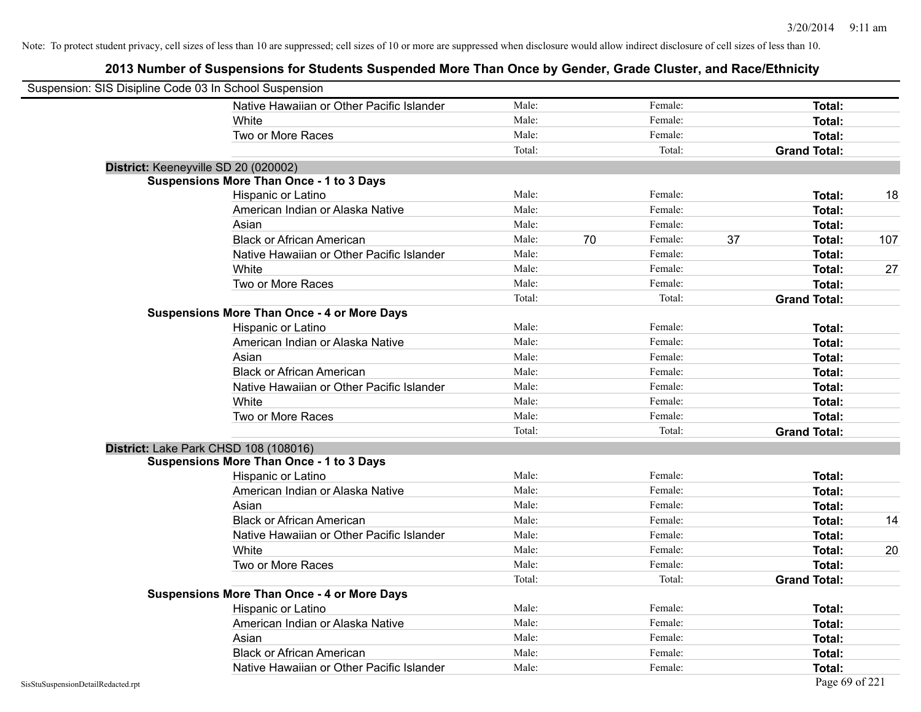Note: To protect student privacy, cell sizes of less than 10 are suppressed; cell sizes of 10 or more are suppressed when disclosure would allow indirect disclosure of cell sizes of less than 10.

## 2013 Number of Suspensions for Students Suspended More Than Once by Gender, Grade Cluster, and Race/Ethnicity

Suspension: SIS Disipline Code 03 In School Suspension

| | | | | | | | |
|---|---|---|---|---|---|---|---|
| Native Hawaiian or Other Pacific Islander | Male: | | Female: | | **Total:** | |
| White | Male: | | Female: | | **Total:** | |
| Two or More Races | Male: | | Female: | | **Total:** | |
| | Total: | | Total: | | **Grand Total:** | |

**District:** Keeneyville SD 20 (020002)

**Suspensions More Than Once - 1 to 3 Days**

| | | | | | | |
|---|---|---|---|---|---|---|
| Hispanic or Latino | Male: | | Female: | | **Total:** | 18 |
| American Indian or Alaska Native | Male: | | Female: | | **Total:** | |
| Asian | Male: | | Female: | | **Total:** | |
| Black or African American | Male: | 70 | Female: | 37 | **Total:** | 107 |
| Native Hawaiian or Other Pacific Islander | Male: | | Female: | | **Total:** | |
| White | Male: | | Female: | | **Total:** | 27 |
| Two or More Races | Male: | | Female: | | **Total:** | |
| | Total: | | Total: | | **Grand Total:** | |

**Suspensions More Than Once - 4 or More Days**

| | | | | | | |
|---|---|---|---|---|---|---|
| Hispanic or Latino | Male: | | Female: | | **Total:** | |
| American Indian or Alaska Native | Male: | | Female: | | **Total:** | |
| Asian | Male: | | Female: | | **Total:** | |
| Black or African American | Male: | | Female: | | **Total:** | |
| Native Hawaiian or Other Pacific Islander | Male: | | Female: | | **Total:** | |
| White | Male: | | Female: | | **Total:** | |
| Two or More Races | Male: | | Female: | | **Total:** | |
| | Total: | | Total: | | **Grand Total:** | |

**District:** Lake Park CHSD 108 (108016)

**Suspensions More Than Once - 1 to 3 Days**

| | | | | | | |
|---|---|---|---|---|---|---|
| Hispanic or Latino | Male: | | Female: | | **Total:** | |
| American Indian or Alaska Native | Male: | | Female: | | **Total:** | |
| Asian | Male: | | Female: | | **Total:** | |
| Black or African American | Male: | | Female: | | **Total:** | 14 |
| Native Hawaiian or Other Pacific Islander | Male: | | Female: | | **Total:** | |
| White | Male: | | Female: | | **Total:** | 20 |
| Two or More Races | Male: | | Female: | | **Total:** | |
| | Total: | | Total: | | **Grand Total:** | |

**Suspensions More Than Once - 4 or More Days**

| | | | | | | |
|---|---|---|---|---|---|---|
| Hispanic or Latino | Male: | | Female: | | **Total:** | |
| American Indian or Alaska Native | Male: | | Female: | | **Total:** | |
| Asian | Male: | | Female: | | **Total:** | |
| Black or African American | Male: | | Female: | | **Total:** | |
| Native Hawaiian or Other Pacific Islander | Male: | | Female: | | **Total:** | |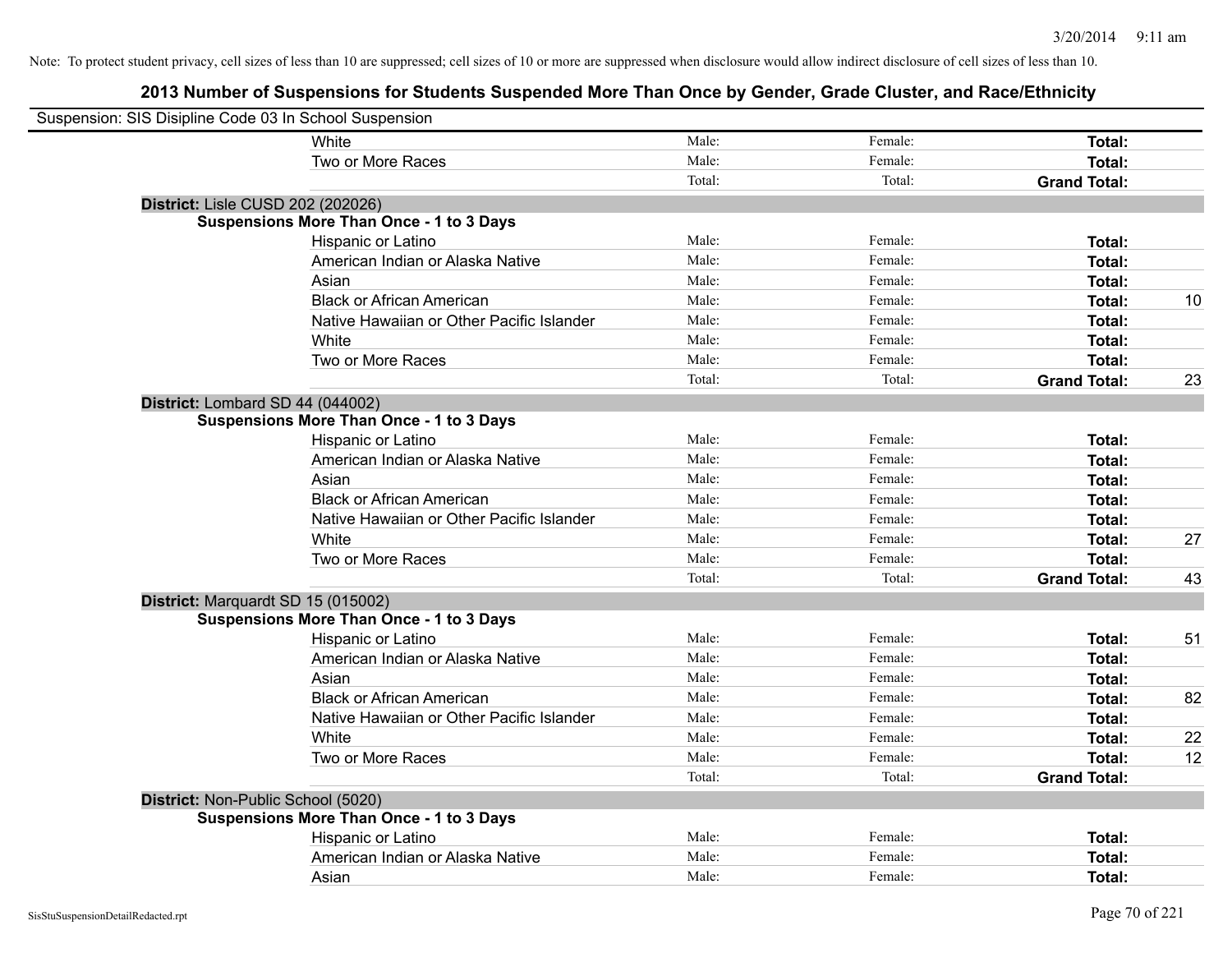Note: To protect student privacy, cell sizes of less than 10 are suppressed; cell sizes of 10 or more are suppressed when disclosure would allow indirect disclosure of cell sizes of less than 10.

## 2013 Number of Suspensions for Students Suspended More Than Once by Gender, Grade Cluster, and Race/Ethnicity

Suspension: SIS Disipline Code 03 In School Suspension

| | | | | |
|---|---|---|---|---|
| White | Male: | Female: | **Total:** | |
| Two or More Races | Male: | Female: | **Total:** | |
| | Total: | Total: | **Grand Total:** | |

**District:** Lisle CUSD 202 (202026)

**Suspensions More Than Once - 1 to 3 Days**

| | | | | |
|---|---|---|---|---|
| Hispanic or Latino | Male: | Female: | **Total:** | |
| American Indian or Alaska Native | Male: | Female: | **Total:** | |
| Asian | Male: | Female: | **Total:** | |
| Black or African American | Male: | Female: | **Total:** | 10 |
| Native Hawaiian or Other Pacific Islander | Male: | Female: | **Total:** | |
| White | Male: | Female: | **Total:** | |
| Two or More Races | Male: | Female: | **Total:** | |
| | Total: | Total: | **Grand Total:** | 23 |

**District:** Lombard SD 44 (044002)

**Suspensions More Than Once - 1 to 3 Days**

| | | | | |
|---|---|---|---|---|
| Hispanic or Latino | Male: | Female: | **Total:** | |
| American Indian or Alaska Native | Male: | Female: | **Total:** | |
| Asian | Male: | Female: | **Total:** | |
| Black or African American | Male: | Female: | **Total:** | |
| Native Hawaiian or Other Pacific Islander | Male: | Female: | **Total:** | |
| White | Male: | Female: | **Total:** | 27 |
| Two or More Races | Male: | Female: | **Total:** | |
| | Total: | Total: | **Grand Total:** | 43 |

**District:** Marquardt SD 15 (015002)

**Suspensions More Than Once - 1 to 3 Days**

| | | | | |
|---|---|---|---|---|
| Hispanic or Latino | Male: | Female: | **Total:** | 51 |
| American Indian or Alaska Native | Male: | Female: | **Total:** | |
| Asian | Male: | Female: | **Total:** | |
| Black or African American | Male: | Female: | **Total:** | 82 |
| Native Hawaiian or Other Pacific Islander | Male: | Female: | **Total:** | |
| White | Male: | Female: | **Total:** | 22 |
| Two or More Races | Male: | Female: | **Total:** | 12 |
| | Total: | Total: | **Grand Total:** | |

**District:** Non-Public School (5020)

**Suspensions More Than Once - 1 to 3 Days**

| | | | | |
|---|---|---|---|---|
| Hispanic or Latino | Male: | Female: | **Total:** | |
| American Indian or Alaska Native | Male: | Female: | **Total:** | |
| Asian | Male: | Female: | **Total:** | |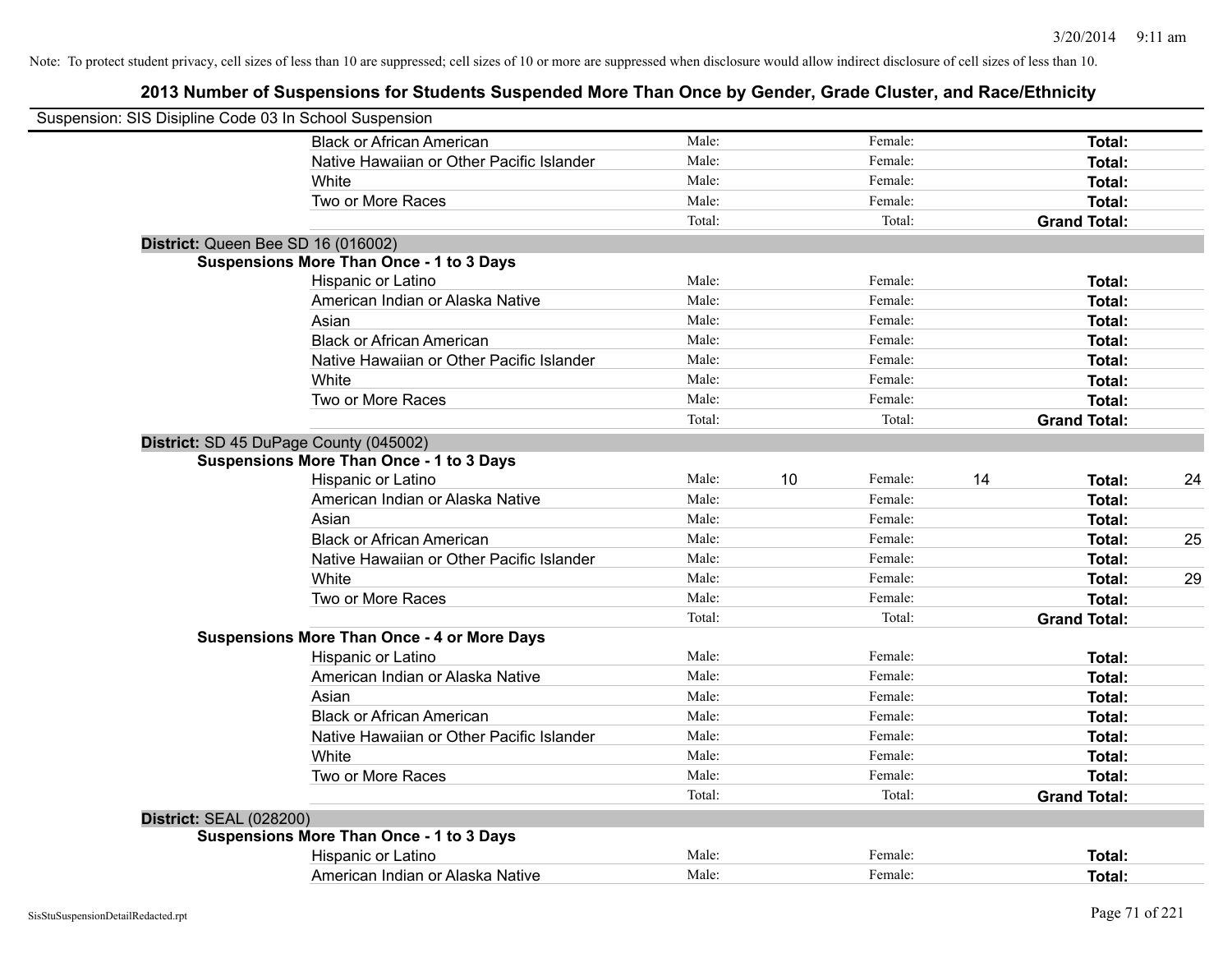Note: To protect student privacy, cell sizes of less than 10 are suppressed; cell sizes of 10 or more are suppressed when disclosure would allow indirect disclosure of cell sizes of less than 10.

## 2013 Number of Suspensions for Students Suspended More Than Once by Gender, Grade Cluster, and Race/Ethnicity

Suspension: SIS Disipline Code 03 In School Suspension

| | | | | | | |
|---|---|---|---|---|---|---|
| Black or African American | Male: | | Female: | | **Total:** | |
| Native Hawaiian or Other Pacific Islander | Male: | | Female: | | **Total:** | |
| White | Male: | | Female: | | **Total:** | |
| Two or More Races | Male: | | Female: | | **Total:** | |
| | Total: | | Total: | | **Grand Total:** | |

**District:** Queen Bee SD 16 (016002)

**Suspensions More Than Once - 1 to 3 Days**

| | | | | | | |
|---|---|---|---|---|---|---|
| Hispanic or Latino | Male: | | Female: | | **Total:** | |
| American Indian or Alaska Native | Male: | | Female: | | **Total:** | |
| Asian | Male: | | Female: | | **Total:** | |
| Black or African American | Male: | | Female: | | **Total:** | |
| Native Hawaiian or Other Pacific Islander | Male: | | Female: | | **Total:** | |
| White | Male: | | Female: | | **Total:** | |
| Two or More Races | Male: | | Female: | | **Total:** | |
| | Total: | | Total: | | **Grand Total:** | |

**District:** SD 45 DuPage County (045002)

**Suspensions More Than Once - 1 to 3 Days**

| | | | | | | |
|---|---|---|---|---|---|---|
| Hispanic or Latino | Male: | 10 | Female: | 14 | **Total:** | 24 |
| American Indian or Alaska Native | Male: | | Female: | | **Total:** | |
| Asian | Male: | | Female: | | **Total:** | |
| Black or African American | Male: | | Female: | | **Total:** | 25 |
| Native Hawaiian or Other Pacific Islander | Male: | | Female: | | **Total:** | |
| White | Male: | | Female: | | **Total:** | 29 |
| Two or More Races | Male: | | Female: | | **Total:** | |
| | Total: | | Total: | | **Grand Total:** | |

**Suspensions More Than Once - 4 or More Days**

| | | | | | | |
|---|---|---|---|---|---|---|
| Hispanic or Latino | Male: | | Female: | | **Total:** | |
| American Indian or Alaska Native | Male: | | Female: | | **Total:** | |
| Asian | Male: | | Female: | | **Total:** | |
| Black or African American | Male: | | Female: | | **Total:** | |
| Native Hawaiian or Other Pacific Islander | Male: | | Female: | | **Total:** | |
| White | Male: | | Female: | | **Total:** | |
| Two or More Races | Male: | | Female: | | **Total:** | |
| | Total: | | Total: | | **Grand Total:** | |

**District:** SEAL (028200)

**Suspensions More Than Once - 1 to 3 Days**

| | | | | | | |
|---|---|---|---|---|---|---|
| Hispanic or Latino | Male: | | Female: | | **Total:** | |
| American Indian or Alaska Native | Male: | | Female: | | **Total:** | |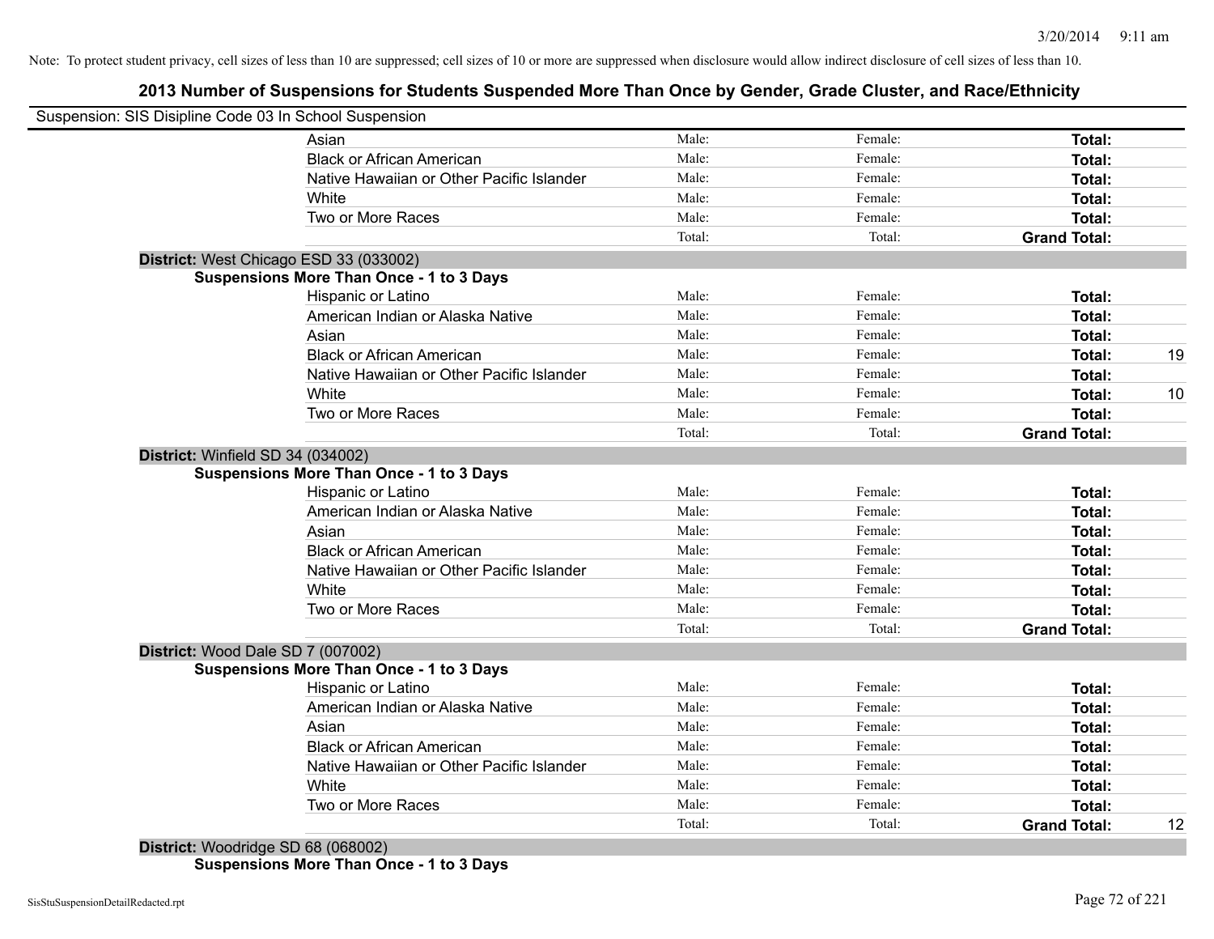Note: To protect student privacy, cell sizes of less than 10 are suppressed; cell sizes of 10 or more are suppressed when disclosure would allow indirect disclosure of cell sizes of less than 10.

## 2013 Number of Suspensions for Students Suspended More Than Once by Gender, Grade Cluster, and Race/Ethnicity

Suspension: SIS Disipline Code 03 In School Suspension

| | Male: | Female: | Total: | |
|---|---|---|---|---|
| Asian | Male: | Female: | **Total:** | |
| Black or African American | Male: | Female: | **Total:** | |
| Native Hawaiian or Other Pacific Islander | Male: | Female: | **Total:** | |
| White | Male: | Female: | **Total:** | |
| Two or More Races | Male: | Female: | **Total:** | |
| | Total: | Total: | **Grand Total:** | |

**District:** West Chicago ESD 33 (033002)

**Suspensions More Than Once - 1 to 3 Days**

| | | | | |
|---|---|---|---|---|
| Hispanic or Latino | Male: | Female: | **Total:** | |
| American Indian or Alaska Native | Male: | Female: | **Total:** | |
| Asian | Male: | Female: | **Total:** | |
| Black or African American | Male: | Female: | **Total:** | 19 |
| Native Hawaiian or Other Pacific Islander | Male: | Female: | **Total:** | |
| White | Male: | Female: | **Total:** | 10 |
| Two or More Races | Male: | Female: | **Total:** | |
| | Total: | Total: | **Grand Total:** | |

**District:** Winfield SD 34 (034002)

**Suspensions More Than Once - 1 to 3 Days**

| | | | | |
|---|---|---|---|---|
| Hispanic or Latino | Male: | Female: | **Total:** | |
| American Indian or Alaska Native | Male: | Female: | **Total:** | |
| Asian | Male: | Female: | **Total:** | |
| Black or African American | Male: | Female: | **Total:** | |
| Native Hawaiian or Other Pacific Islander | Male: | Female: | **Total:** | |
| White | Male: | Female: | **Total:** | |
| Two or More Races | Male: | Female: | **Total:** | |
| | Total: | Total: | **Grand Total:** | |

**District:** Wood Dale SD 7 (007002)

**Suspensions More Than Once - 1 to 3 Days**

| | | | | |
|---|---|---|---|---|
| Hispanic or Latino | Male: | Female: | **Total:** | |
| American Indian or Alaska Native | Male: | Female: | **Total:** | |
| Asian | Male: | Female: | **Total:** | |
| Black or African American | Male: | Female: | **Total:** | |
| Native Hawaiian or Other Pacific Islander | Male: | Female: | **Total:** | |
| White | Male: | Female: | **Total:** | |
| Two or More Races | Male: | Female: | **Total:** | |
| | Total: | Total: | **Grand Total:** | 12 |

**District:** Woodridge SD 68 (068002)

**Suspensions More Than Once - 1 to 3 Days**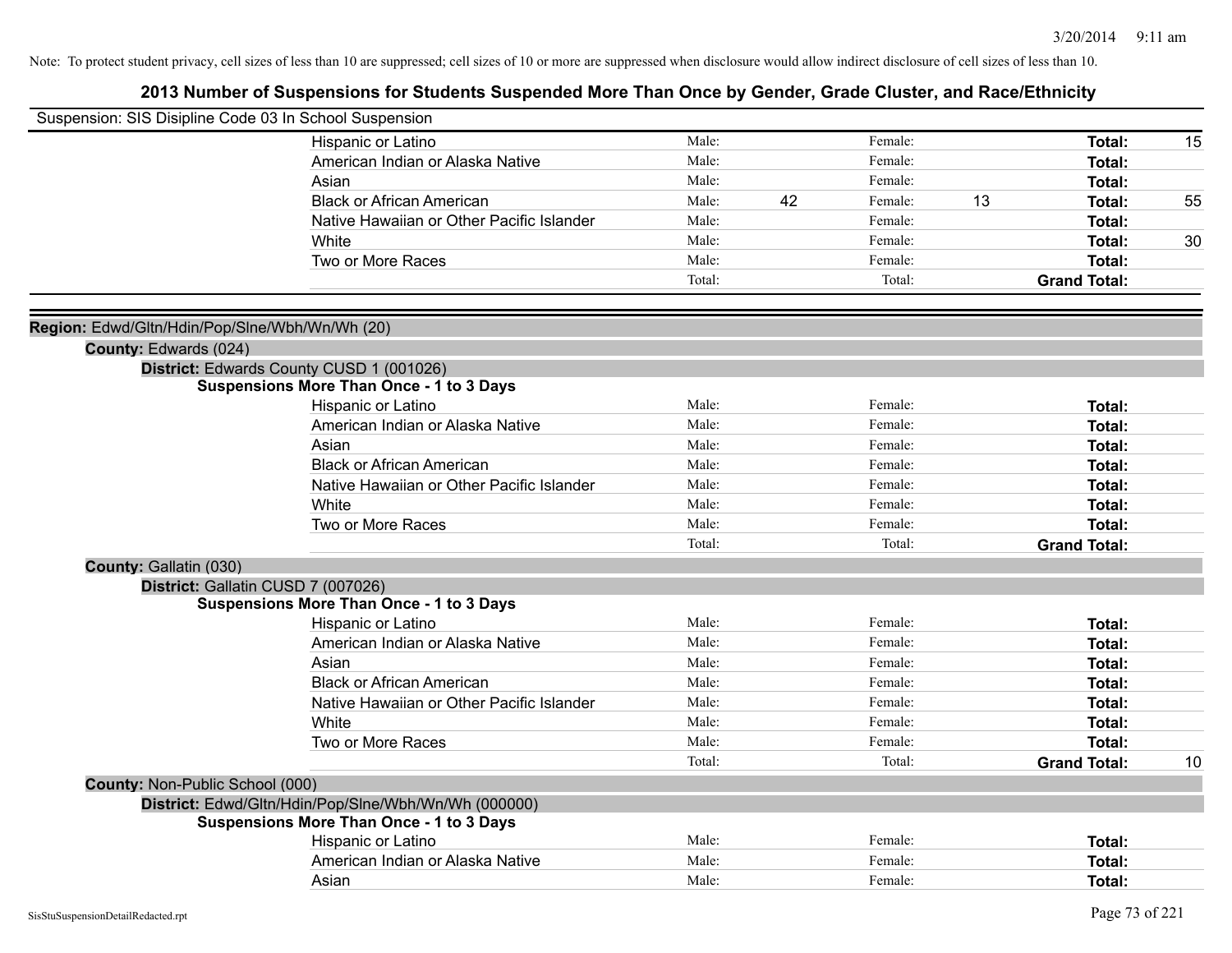Note: To protect student privacy, cell sizes of less than 10 are suppressed; cell sizes of 10 or more are suppressed when disclosure would allow indirect disclosure of cell sizes of less than 10.

# 2013 Number of Suspensions for Students Suspended More Than Once by Gender, Grade Cluster, and Race/Ethnicity

Suspension: SIS Disipline Code 03 In School Suspension

| | | | | | | |
|---|---|---|---|---|---|---|
| Hispanic or Latino | Male: | | Female: | | **Total:** | 15 |
| American Indian or Alaska Native | Male: | | Female: | | **Total:** | |
| Asian | Male: | | Female: | | **Total:** | |
| Black or African American | Male: | 42 | Female: | 13 | **Total:** | 55 |
| Native Hawaiian or Other Pacific Islander | Male: | | Female: | | **Total:** | |
| White | Male: | | Female: | | **Total:** | 30 |
| Two or More Races | Male: | | Female: | | **Total:** | |
| | Total: | | Total: | | **Grand Total:** | |

**Region:** Edwd/Gltn/Hdin/Pop/Slne/Wbh/Wn/Wh (20)

**County:** Edwards (024)

**District:** Edwards County CUSD 1 (001026)

**Suspensions More Than Once - 1 to 3 Days**

| | | | | | | |
|---|---|---|---|---|---|---|
| Hispanic or Latino | Male: | | Female: | | **Total:** | |
| American Indian or Alaska Native | Male: | | Female: | | **Total:** | |
| Asian | Male: | | Female: | | **Total:** | |
| Black or African American | Male: | | Female: | | **Total:** | |
| Native Hawaiian or Other Pacific Islander | Male: | | Female: | | **Total:** | |
| White | Male: | | Female: | | **Total:** | |
| Two or More Races | Male: | | Female: | | **Total:** | |
| | Total: | | Total: | | **Grand Total:** | |

**County:** Gallatin (030)

**District:** Gallatin CUSD 7 (007026)

**Suspensions More Than Once - 1 to 3 Days**

| | | | | | | |
|---|---|---|---|---|---|---|
| Hispanic or Latino | Male: | | Female: | | **Total:** | |
| American Indian or Alaska Native | Male: | | Female: | | **Total:** | |
| Asian | Male: | | Female: | | **Total:** | |
| Black or African American | Male: | | Female: | | **Total:** | |
| Native Hawaiian or Other Pacific Islander | Male: | | Female: | | **Total:** | |
| White | Male: | | Female: | | **Total:** | |
| Two or More Races | Male: | | Female: | | **Total:** | |
| | Total: | | Total: | | **Grand Total:** | 10 |

**County:** Non-Public School (000)

**District:** Edwd/Gltn/Hdin/Pop/Slne/Wbh/Wn/Wh (000000)

**Suspensions More Than Once - 1 to 3 Days**

| | | | | | | |
|---|---|---|---|---|---|---|
| Hispanic or Latino | Male: | | Female: | | **Total:** | |
| American Indian or Alaska Native | Male: | | Female: | | **Total:** | |
| Asian | Male: | | Female: | | **Total:** | |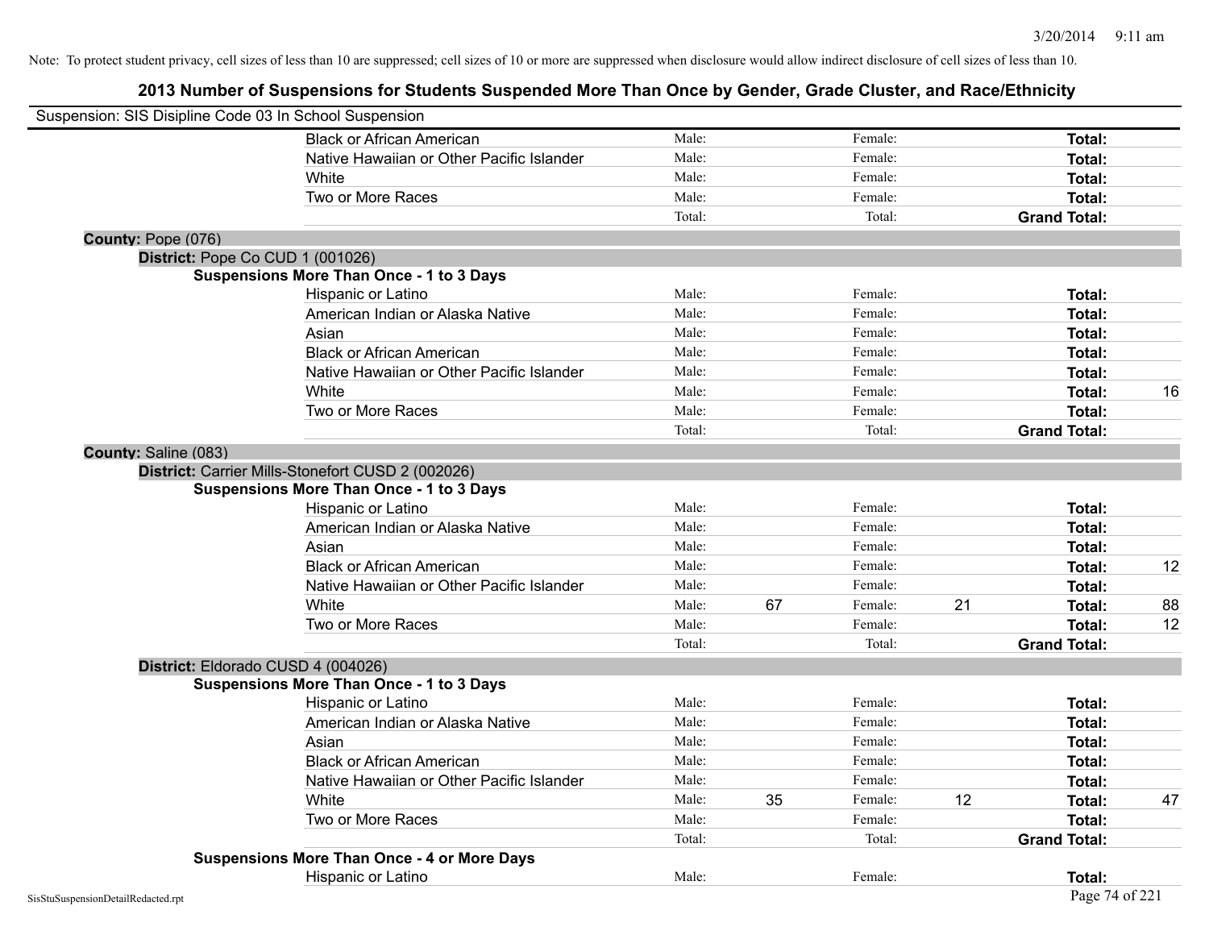Note: To protect student privacy, cell sizes of less than 10 are suppressed; cell sizes of 10 or more are suppressed when disclosure would allow indirect disclosure of cell sizes of less than 10.

# 2013 Number of Suspensions for Students Suspended More Than Once by Gender, Grade Cluster, and Race/Ethnicity

Suspension: SIS Disipline Code 03 In School Suspension

| | | | | | |
|---|---|---|---|---|---|
| Black or African American | Male: | | Female: | | **Total:** | |
| Native Hawaiian or Other Pacific Islander | Male: | | Female: | | **Total:** | |
| White | Male: | | Female: | | **Total:** | |
| Two or More Races | Male: | | Female: | | **Total:** | |
| | Total: | | Total: | | **Grand Total:** | |

**County:** Pope (076)

**District:** Pope Co CUD 1 (001026)

**Suspensions More Than Once - 1 to 3 Days**

| | | | | | | |
|---|---|---|---|---|---|---|
| Hispanic or Latino | Male: | | Female: | | **Total:** | |
| American Indian or Alaska Native | Male: | | Female: | | **Total:** | |
| Asian | Male: | | Female: | | **Total:** | |
| Black or African American | Male: | | Female: | | **Total:** | |
| Native Hawaiian or Other Pacific Islander | Male: | | Female: | | **Total:** | |
| White | Male: | | Female: | | **Total:** | 16 |
| Two or More Races | Male: | | Female: | | **Total:** | |
| | Total: | | Total: | | **Grand Total:** | |

**County:** Saline (083)

**District:** Carrier Mills-Stonefort CUSD 2 (002026)

**Suspensions More Than Once - 1 to 3 Days**

| | | | | | | |
|---|---|---|---|---|---|---|
| Hispanic or Latino | Male: | | Female: | | **Total:** | |
| American Indian or Alaska Native | Male: | | Female: | | **Total:** | |
| Asian | Male: | | Female: | | **Total:** | |
| Black or African American | Male: | | Female: | | **Total:** | 12 |
| Native Hawaiian or Other Pacific Islander | Male: | | Female: | | **Total:** | |
| White | Male: | 67 | Female: | 21 | **Total:** | 88 |
| Two or More Races | Male: | | Female: | | **Total:** | 12 |
| | Total: | | Total: | | **Grand Total:** | |

**District:** Eldorado CUSD 4 (004026)

**Suspensions More Than Once - 1 to 3 Days**

| | | | | | | |
|---|---|---|---|---|---|---|
| Hispanic or Latino | Male: | | Female: | | **Total:** | |
| American Indian or Alaska Native | Male: | | Female: | | **Total:** | |
| Asian | Male: | | Female: | | **Total:** | |
| Black or African American | Male: | | Female: | | **Total:** | |
| Native Hawaiian or Other Pacific Islander | Male: | | Female: | | **Total:** | |
| White | Male: | 35 | Female: | 12 | **Total:** | 47 |
| Two or More Races | Male: | | Female: | | **Total:** | |
| | Total: | | Total: | | **Grand Total:** | |

**Suspensions More Than Once - 4 or More Days**

| | | | | | | |
|---|---|---|---|---|---|---|
| Hispanic or Latino | Male: | | Female: | | **Total:** | |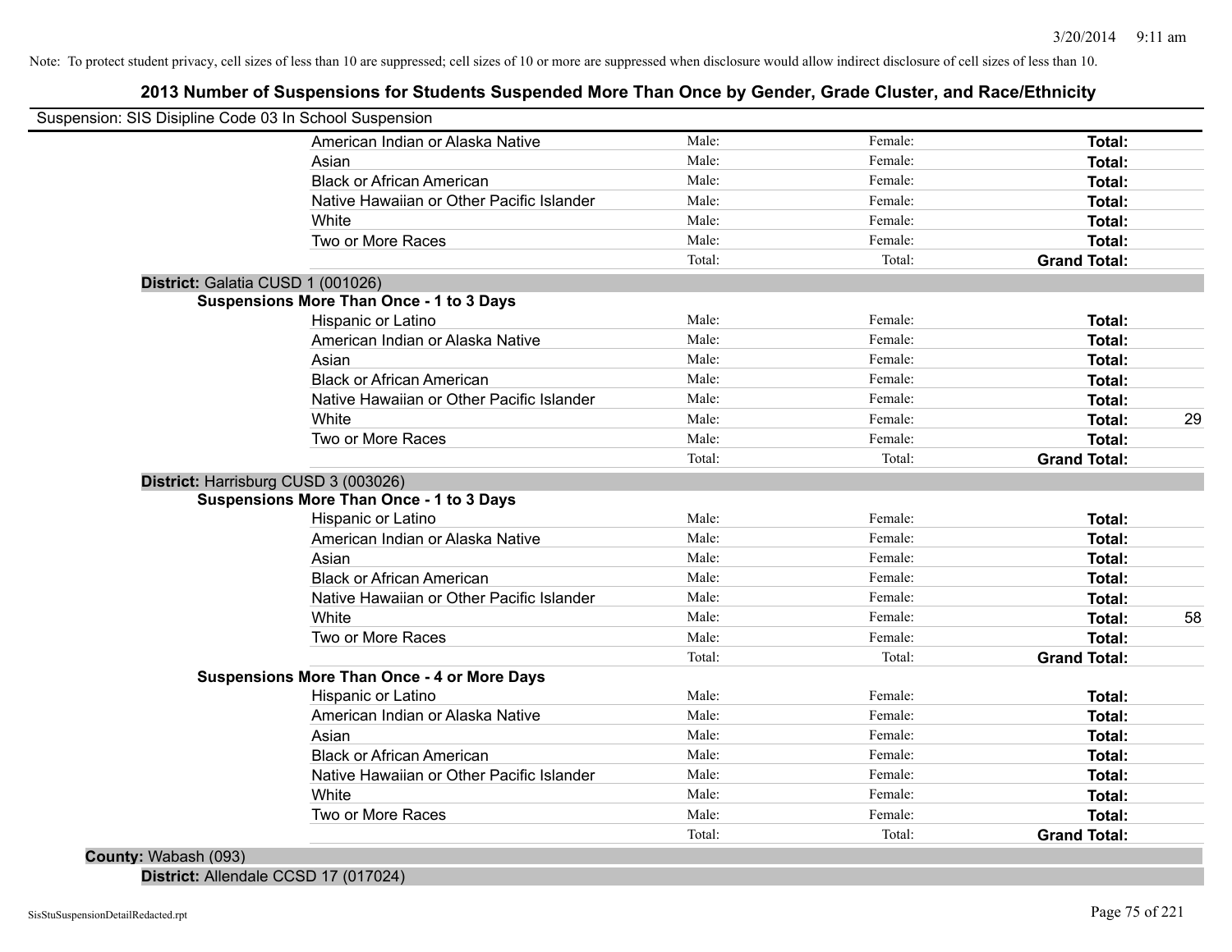Note: To protect student privacy, cell sizes of less than 10 are suppressed; cell sizes of 10 or more are suppressed when disclosure would allow indirect disclosure of cell sizes of less than 10.

## 2013 Number of Suspensions for Students Suspended More Than Once by Gender, Grade Cluster, and Race/Ethnicity

Suspension: SIS Disipline Code 03 In School Suspension

| | Male | Female | Total |
|---|---|---|---|
| American Indian or Alaska Native | Male: | Female: | **Total:** |
| Asian | Male: | Female: | **Total:** |
| Black or African American | Male: | Female: | **Total:** |
| Native Hawaiian or Other Pacific Islander | Male: | Female: | **Total:** |
| White | Male: | Female: | **Total:** |
| Two or More Races | Male: | Female: | **Total:** |
| | Total: | Total: | **Grand Total:** |

**District:** Galatia CUSD 1 (001026)

**Suspensions More Than Once - 1 to 3 Days**

| | Male | Female | Total |
|---|---|---|---|
| Hispanic or Latino | Male: | Female: | **Total:** |
| American Indian or Alaska Native | Male: | Female: | **Total:** |
| Asian | Male: | Female: | **Total:** |
| Black or African American | Male: | Female: | **Total:** |
| Native Hawaiian or Other Pacific Islander | Male: | Female: | **Total:** |
| White | Male: | Female: | **Total:** 29 |
| Two or More Races | Male: | Female: | **Total:** |
| | Total: | Total: | **Grand Total:** |

**District:** Harrisburg CUSD 3 (003026)

**Suspensions More Than Once - 1 to 3 Days**

| | Male | Female | Total |
|---|---|---|---|
| Hispanic or Latino | Male: | Female: | **Total:** |
| American Indian or Alaska Native | Male: | Female: | **Total:** |
| Asian | Male: | Female: | **Total:** |
| Black or African American | Male: | Female: | **Total:** |
| Native Hawaiian or Other Pacific Islander | Male: | Female: | **Total:** |
| White | Male: | Female: | **Total:** 58 |
| Two or More Races | Male: | Female: | **Total:** |
| | Total: | Total: | **Grand Total:** |

**Suspensions More Than Once - 4 or More Days**

| | Male | Female | Total |
|---|---|---|---|
| Hispanic or Latino | Male: | Female: | **Total:** |
| American Indian or Alaska Native | Male: | Female: | **Total:** |
| Asian | Male: | Female: | **Total:** |
| Black or African American | Male: | Female: | **Total:** |
| Native Hawaiian or Other Pacific Islander | Male: | Female: | **Total:** |
| White | Male: | Female: | **Total:** |
| Two or More Races | Male: | Female: | **Total:** |
| | Total: | Total: | **Grand Total:** |

**County:** Wabash (093)

**District:** Allendale CCSD 17 (017024)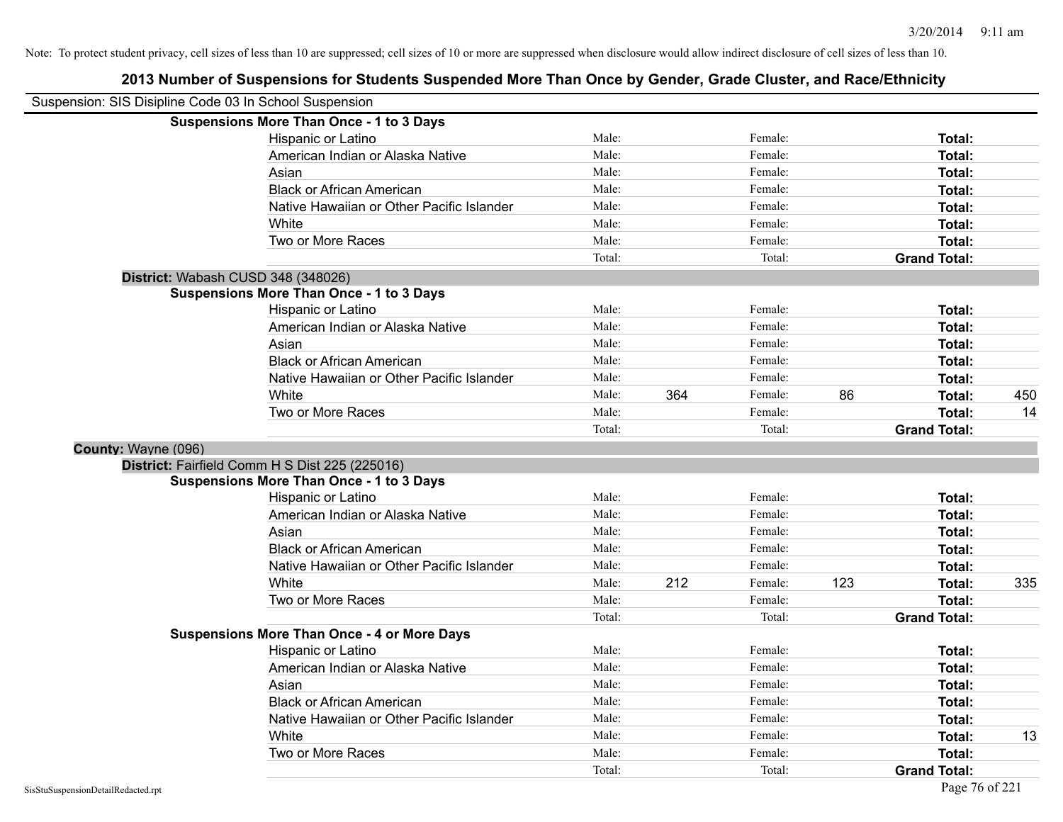Note: To protect student privacy, cell sizes of less than 10 are suppressed; cell sizes of 10 or more are suppressed when disclosure would allow indirect disclosure of cell sizes of less than 10.

## 2013 Number of Suspensions for Students Suspended More Than Once by Gender, Grade Cluster, and Race/Ethnicity

Suspension: SIS Disipline Code 03 In School Suspension

**Suspensions More Than Once - 1 to 3 Days**

| Race/Ethnicity | Male: | | Female: | | Total: | |
|---|---|---|---|---|---|---|
| Hispanic or Latino | Male: | | Female: | | **Total:** | |
| American Indian or Alaska Native | Male: | | Female: | | **Total:** | |
| Asian | Male: | | Female: | | **Total:** | |
| Black or African American | Male: | | Female: | | **Total:** | |
| Native Hawaiian or Other Pacific Islander | Male: | | Female: | | **Total:** | |
| White | Male: | | Female: | | **Total:** | |
| Two or More Races | Male: | | Female: | | **Total:** | |
| | Total: | | Total: | | **Grand Total:** | |

**District:** Wabash CUSD 348 (348026)

**Suspensions More Than Once - 1 to 3 Days**

| Race/Ethnicity | Male: | | Female: | | Total: | |
|---|---|---|---|---|---|---|
| Hispanic or Latino | Male: | | Female: | | **Total:** | |
| American Indian or Alaska Native | Male: | | Female: | | **Total:** | |
| Asian | Male: | | Female: | | **Total:** | |
| Black or African American | Male: | | Female: | | **Total:** | |
| Native Hawaiian or Other Pacific Islander | Male: | | Female: | | **Total:** | |
| White | Male: | 364 | Female: | 86 | **Total:** | 450 |
| Two or More Races | Male: | | Female: | | **Total:** | 14 |
| | Total: | | Total: | | **Grand Total:** | |

**County:** Wayne (096)

**District:** Fairfield Comm H S Dist 225 (225016)

**Suspensions More Than Once - 1 to 3 Days**

| Race/Ethnicity | Male: | | Female: | | Total: | |
|---|---|---|---|---|---|---|
| Hispanic or Latino | Male: | | Female: | | **Total:** | |
| American Indian or Alaska Native | Male: | | Female: | | **Total:** | |
| Asian | Male: | | Female: | | **Total:** | |
| Black or African American | Male: | | Female: | | **Total:** | |
| Native Hawaiian or Other Pacific Islander | Male: | | Female: | | **Total:** | |
| White | Male: | 212 | Female: | 123 | **Total:** | 335 |
| Two or More Races | Male: | | Female: | | **Total:** | |
| | Total: | | Total: | | **Grand Total:** | |

**Suspensions More Than Once - 4 or More Days**

| Race/Ethnicity | Male: | | Female: | | Total: | |
|---|---|---|---|---|---|---|
| Hispanic or Latino | Male: | | Female: | | **Total:** | |
| American Indian or Alaska Native | Male: | | Female: | | **Total:** | |
| Asian | Male: | | Female: | | **Total:** | |
| Black or African American | Male: | | Female: | | **Total:** | |
| Native Hawaiian or Other Pacific Islander | Male: | | Female: | | **Total:** | |
| White | Male: | | Female: | | **Total:** | 13 |
| Two or More Races | Male: | | Female: | | **Total:** | |
| | Total: | | Total: | | **Grand Total:** | |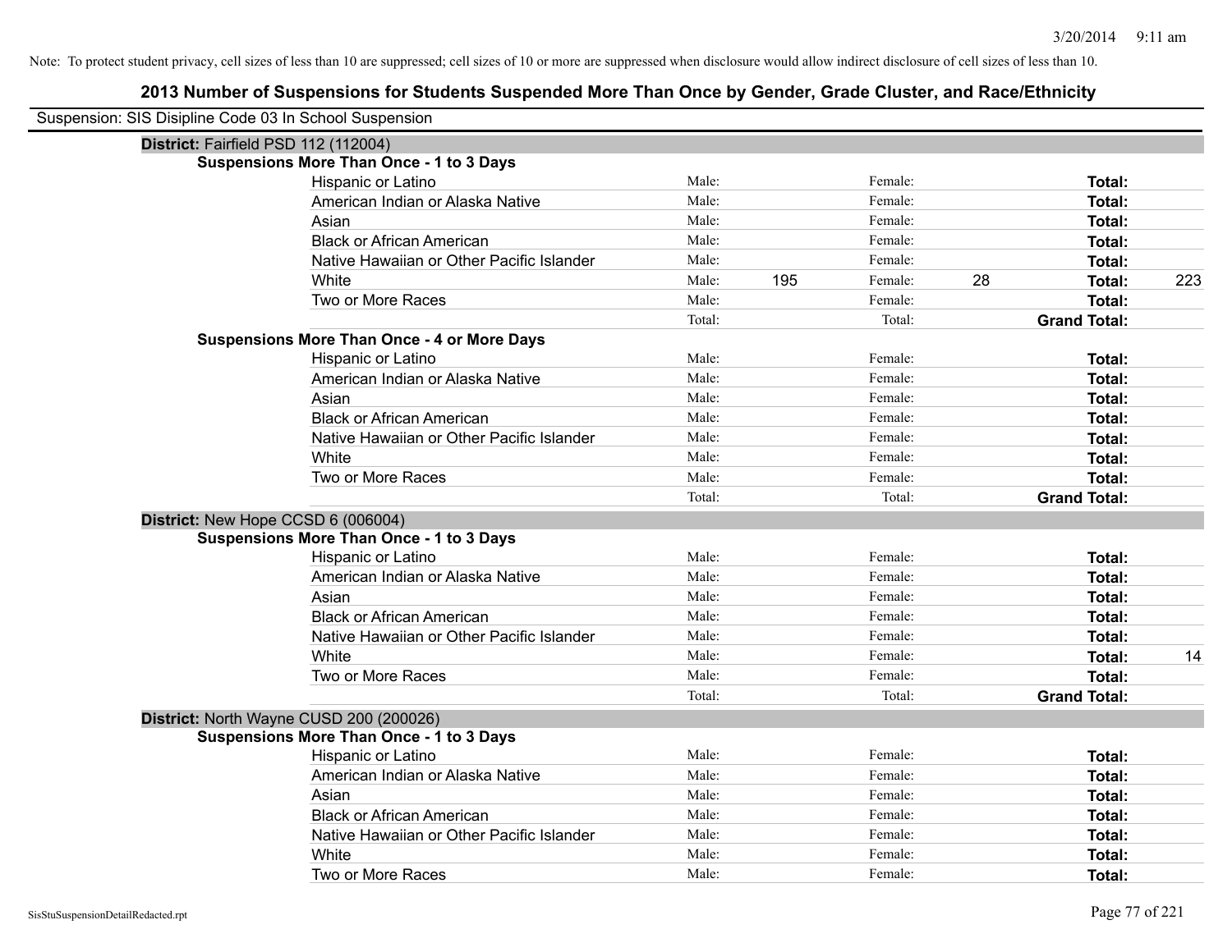Note: To protect student privacy, cell sizes of less than 10 are suppressed; cell sizes of 10 or more are suppressed when disclosure would allow indirect disclosure of cell sizes of less than 10.

# 2013 Number of Suspensions for Students Suspended More Than Once by Gender, Grade Cluster, and Race/Ethnicity

Suspension: SIS Disipline Code 03 In School Suspension

## District: Fairfield PSD 112 (112004)

### Suspensions More Than Once - 1 to 3 Days

| Race/Ethnicity | | Male | | Female | | Total |
|---|---|---|---|---|---|---|
| Hispanic or Latino | Male: | | Female: | | **Total:** | |
| American Indian or Alaska Native | Male: | | Female: | | **Total:** | |
| Asian | Male: | | Female: | | **Total:** | |
| Black or African American | Male: | | Female: | | **Total:** | |
| Native Hawaiian or Other Pacific Islander | Male: | | Female: | | **Total:** | |
| White | Male: | 195 | Female: | 28 | **Total:** | 223 |
| Two or More Races | Male: | | Female: | | **Total:** | |
| | Total: | | Total: | | **Grand Total:** | |

### Suspensions More Than Once - 4 or More Days

| Race/Ethnicity | | Male | | Female | | Total |
|---|---|---|---|---|---|---|
| Hispanic or Latino | Male: | | Female: | | **Total:** | |
| American Indian or Alaska Native | Male: | | Female: | | **Total:** | |
| Asian | Male: | | Female: | | **Total:** | |
| Black or African American | Male: | | Female: | | **Total:** | |
| Native Hawaiian or Other Pacific Islander | Male: | | Female: | | **Total:** | |
| White | Male: | | Female: | | **Total:** | |
| Two or More Races | Male: | | Female: | | **Total:** | |
| | Total: | | Total: | | **Grand Total:** | |

## District: New Hope CCSD 6 (006004)

### Suspensions More Than Once - 1 to 3 Days

| Race/Ethnicity | | Male | | Female | | Total |
|---|---|---|---|---|---|---|
| Hispanic or Latino | Male: | | Female: | | **Total:** | |
| American Indian or Alaska Native | Male: | | Female: | | **Total:** | |
| Asian | Male: | | Female: | | **Total:** | |
| Black or African American | Male: | | Female: | | **Total:** | |
| Native Hawaiian or Other Pacific Islander | Male: | | Female: | | **Total:** | |
| White | Male: | | Female: | | **Total:** | 14 |
| Two or More Races | Male: | | Female: | | **Total:** | |
| | Total: | | Total: | | **Grand Total:** | |

## District: North Wayne CUSD 200 (200026)

### Suspensions More Than Once - 1 to 3 Days

| Race/Ethnicity | | Male | | Female | | Total |
|---|---|---|---|---|---|---|
| Hispanic or Latino | Male: | | Female: | | **Total:** | |
| American Indian or Alaska Native | Male: | | Female: | | **Total:** | |
| Asian | Male: | | Female: | | **Total:** | |
| Black or African American | Male: | | Female: | | **Total:** | |
| Native Hawaiian or Other Pacific Islander | Male: | | Female: | | **Total:** | |
| White | Male: | | Female: | | **Total:** | |
| Two or More Races | Male: | | Female: | | **Total:** | |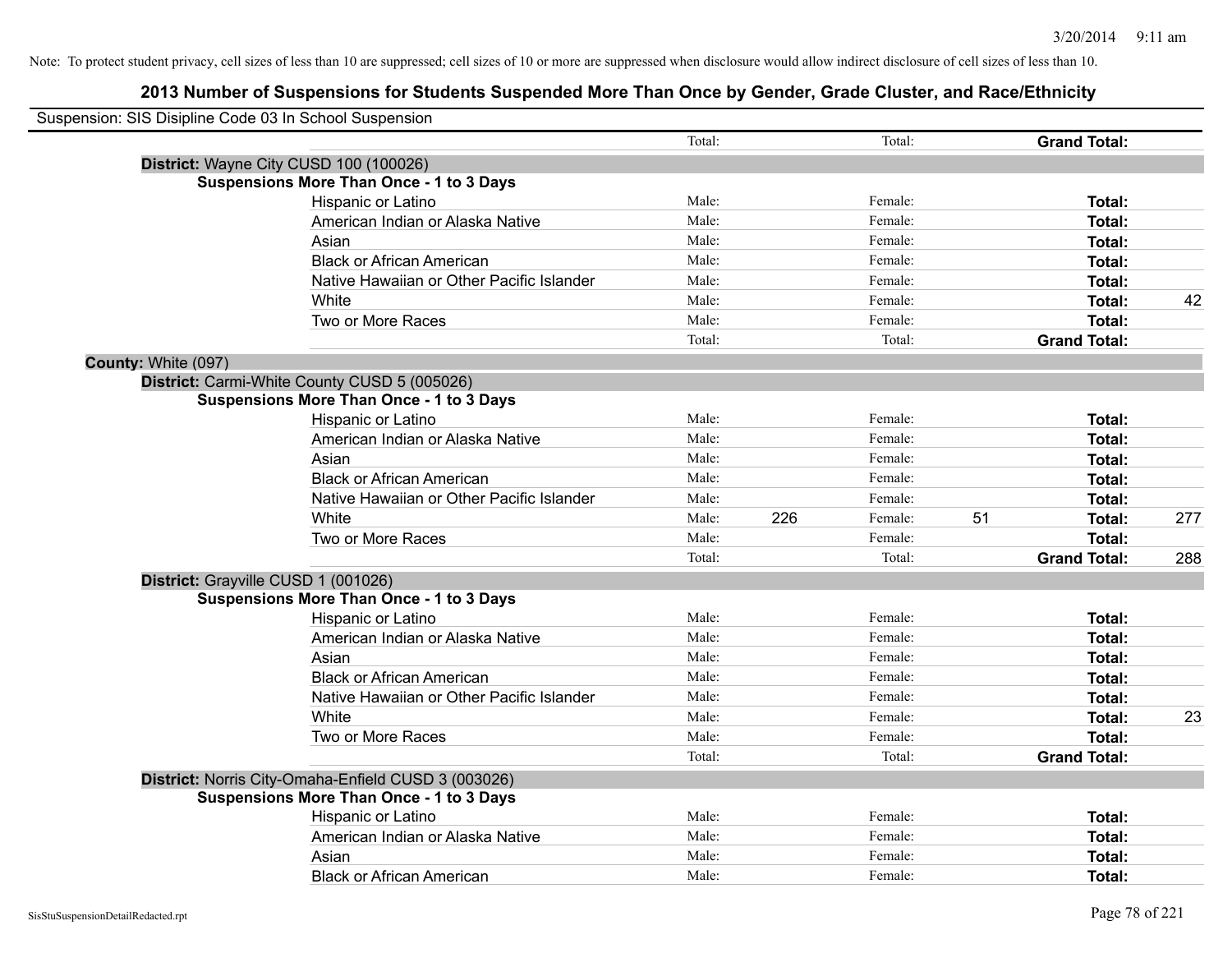Note: To protect student privacy, cell sizes of less than 10 are suppressed; cell sizes of 10 or more are suppressed when disclosure would allow indirect disclosure of cell sizes of less than 10.

# 2013 Number of Suspensions for Students Suspended More Than Once by Gender, Grade Cluster, and Race/Ethnicity

Suspension: SIS Disipline Code 03 In School Suspension

| | | | | | | | |
|---|---|---|---|---|---|---|---|
| | | Total: | | Total: | | **Grand Total:** | |
| **District:** Wayne City CUSD 100 (100026) | | | | | | | |
| **Suspensions More Than Once - 1 to 3 Days** | | | | | | | |
| | Hispanic or Latino | Male: | | Female: | | **Total:** | |
| | American Indian or Alaska Native | Male: | | Female: | | **Total:** | |
| | Asian | Male: | | Female: | | **Total:** | |
| | Black or African American | Male: | | Female: | | **Total:** | |
| | Native Hawaiian or Other Pacific Islander | Male: | | Female: | | **Total:** | |
| | White | Male: | | Female: | | **Total:** | 42 |
| | Two or More Races | Male: | | Female: | | **Total:** | |
| | | Total: | | Total: | | **Grand Total:** | |
| **County:** White (097) | | | | | | | |
| **District:** Carmi-White County CUSD 5 (005026) | | | | | | | |
| **Suspensions More Than Once - 1 to 3 Days** | | | | | | | |
| | Hispanic or Latino | Male: | | Female: | | **Total:** | |
| | American Indian or Alaska Native | Male: | | Female: | | **Total:** | |
| | Asian | Male: | | Female: | | **Total:** | |
| | Black or African American | Male: | | Female: | | **Total:** | |
| | Native Hawaiian or Other Pacific Islander | Male: | | Female: | | **Total:** | |
| | White | Male: | 226 | Female: | 51 | **Total:** | 277 |
| | Two or More Races | Male: | | Female: | | **Total:** | |
| | | Total: | | Total: | | **Grand Total:** | 288 |
| **District:** Grayville CUSD 1 (001026) | | | | | | | |
| **Suspensions More Than Once - 1 to 3 Days** | | | | | | | |
| | Hispanic or Latino | Male: | | Female: | | **Total:** | |
| | American Indian or Alaska Native | Male: | | Female: | | **Total:** | |
| | Asian | Male: | | Female: | | **Total:** | |
| | Black or African American | Male: | | Female: | | **Total:** | |
| | Native Hawaiian or Other Pacific Islander | Male: | | Female: | | **Total:** | |
| | White | Male: | | Female: | | **Total:** | 23 |
| | Two or More Races | Male: | | Female: | | **Total:** | |
| | | Total: | | Total: | | **Grand Total:** | |
| **District:** Norris City-Omaha-Enfield CUSD 3 (003026) | | | | | | | |
| **Suspensions More Than Once - 1 to 3 Days** | | | | | | | |
| | Hispanic or Latino | Male: | | Female: | | **Total:** | |
| | American Indian or Alaska Native | Male: | | Female: | | **Total:** | |
| | Asian | Male: | | Female: | | **Total:** | |
| | Black or African American | Male: | | Female: | | **Total:** | |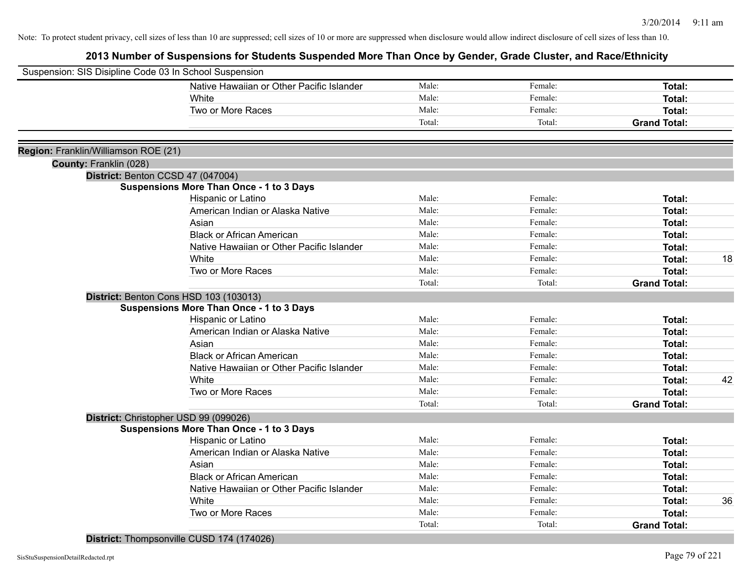Note: To protect student privacy, cell sizes of less than 10 are suppressed; cell sizes of 10 or more are suppressed when disclosure would allow indirect disclosure of cell sizes of less than 10.

## 2013 Number of Suspensions for Students Suspended More Than Once by Gender, Grade Cluster, and Race/Ethnicity

Suspension: SIS Disipline Code 03 In School Suspension

| | Male | Female | Total | |
|---|---|---|---|---|
| Native Hawaiian or Other Pacific Islander | Male: | Female: | **Total:** | |
| White | Male: | Female: | **Total:** | |
| Two or More Races | Male: | Female: | **Total:** | |
| | Total: | Total: | **Grand Total:** | |

**Region:** Franklin/Williamson ROE (21)

**County:** Franklin (028)

**District:** Benton CCSD 47 (047004)

**Suspensions More Than Once - 1 to 3 Days**

| | Male | Female | Total | |
|---|---|---|---|---|
| Hispanic or Latino | Male: | Female: | **Total:** | |
| American Indian or Alaska Native | Male: | Female: | **Total:** | |
| Asian | Male: | Female: | **Total:** | |
| Black or African American | Male: | Female: | **Total:** | |
| Native Hawaiian or Other Pacific Islander | Male: | Female: | **Total:** | |
| White | Male: | Female: | **Total:** | 18 |
| Two or More Races | Male: | Female: | **Total:** | |
| | Total: | Total: | **Grand Total:** | |

**District:** Benton Cons HSD 103 (103013)

**Suspensions More Than Once - 1 to 3 Days**

| | Male | Female | Total | |
|---|---|---|---|---|
| Hispanic or Latino | Male: | Female: | **Total:** | |
| American Indian or Alaska Native | Male: | Female: | **Total:** | |
| Asian | Male: | Female: | **Total:** | |
| Black or African American | Male: | Female: | **Total:** | |
| Native Hawaiian or Other Pacific Islander | Male: | Female: | **Total:** | |
| White | Male: | Female: | **Total:** | 42 |
| Two or More Races | Male: | Female: | **Total:** | |
| | Total: | Total: | **Grand Total:** | |

**District:** Christopher USD 99 (099026)

**Suspensions More Than Once - 1 to 3 Days**

| | Male | Female | Total | |
|---|---|---|---|---|
| Hispanic or Latino | Male: | Female: | **Total:** | |
| American Indian or Alaska Native | Male: | Female: | **Total:** | |
| Asian | Male: | Female: | **Total:** | |
| Black or African American | Male: | Female: | **Total:** | |
| Native Hawaiian or Other Pacific Islander | Male: | Female: | **Total:** | |
| White | Male: | Female: | **Total:** | 36 |
| Two or More Races | Male: | Female: | **Total:** | |
| | Total: | Total: | **Grand Total:** | |

**District:** Thompsonville CUSD 174 (174026)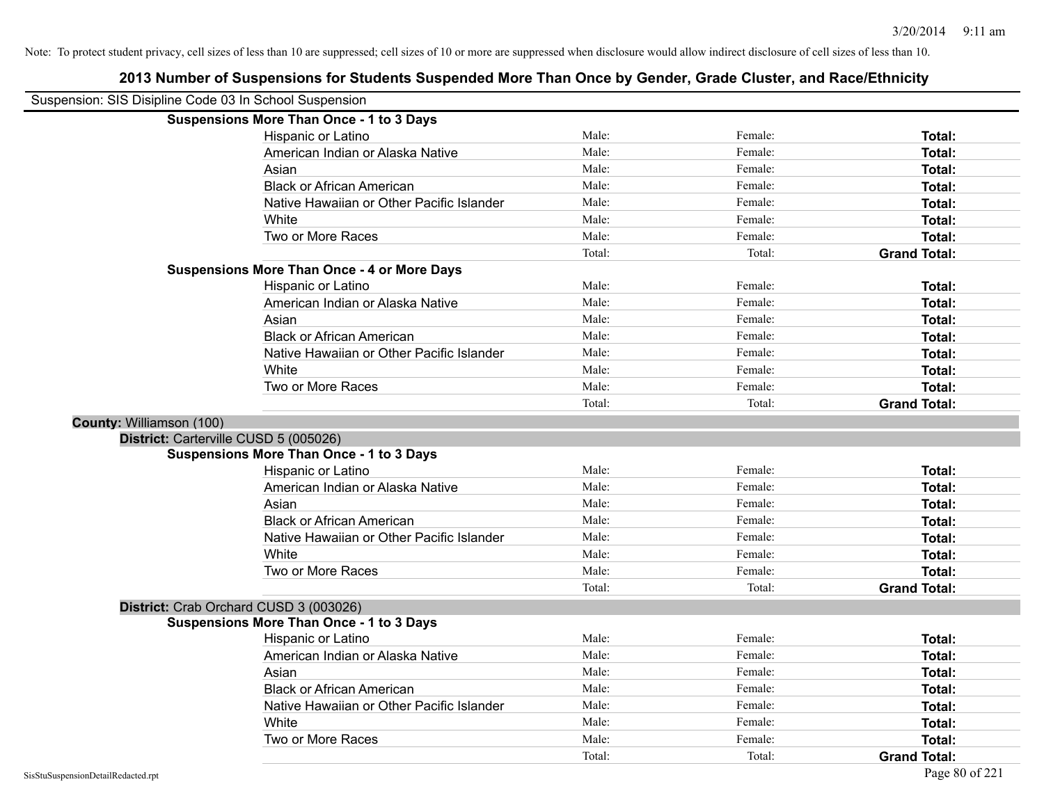Note: To protect student privacy, cell sizes of less than 10 are suppressed; cell sizes of 10 or more are suppressed when disclosure would allow indirect disclosure of cell sizes of less than 10.

# 2013 Number of Suspensions for Students Suspended More Than Once by Gender, Grade Cluster, and Race/Ethnicity

Suspension: SIS Disipline Code 03 In School Suspension

**Suspensions More Than Once - 1 to 3 Days**

| | | | |
|---|---|---|---|
| Hispanic or Latino | Male: | Female: | **Total:** |
| American Indian or Alaska Native | Male: | Female: | **Total:** |
| Asian | Male: | Female: | **Total:** |
| Black or African American | Male: | Female: | **Total:** |
| Native Hawaiian or Other Pacific Islander | Male: | Female: | **Total:** |
| White | Male: | Female: | **Total:** |
| Two or More Races | Male: | Female: | **Total:** |
| | Total: | Total: | **Grand Total:** |

**Suspensions More Than Once - 4 or More Days**

| | | | |
|---|---|---|---|
| Hispanic or Latino | Male: | Female: | **Total:** |
| American Indian or Alaska Native | Male: | Female: | **Total:** |
| Asian | Male: | Female: | **Total:** |
| Black or African American | Male: | Female: | **Total:** |
| Native Hawaiian or Other Pacific Islander | Male: | Female: | **Total:** |
| White | Male: | Female: | **Total:** |
| Two or More Races | Male: | Female: | **Total:** |
| | Total: | Total: | **Grand Total:** |

**County:** Williamson (100)

**District:** Carterville CUSD 5 (005026)

**Suspensions More Than Once - 1 to 3 Days**

| | | | |
|---|---|---|---|
| Hispanic or Latino | Male: | Female: | **Total:** |
| American Indian or Alaska Native | Male: | Female: | **Total:** |
| Asian | Male: | Female: | **Total:** |
| Black or African American | Male: | Female: | **Total:** |
| Native Hawaiian or Other Pacific Islander | Male: | Female: | **Total:** |
| White | Male: | Female: | **Total:** |
| Two or More Races | Male: | Female: | **Total:** |
| | Total: | Total: | **Grand Total:** |

**District:** Crab Orchard CUSD 3 (003026)

**Suspensions More Than Once - 1 to 3 Days**

| | | | |
|---|---|---|---|
| Hispanic or Latino | Male: | Female: | **Total:** |
| American Indian or Alaska Native | Male: | Female: | **Total:** |
| Asian | Male: | Female: | **Total:** |
| Black or African American | Male: | Female: | **Total:** |
| Native Hawaiian or Other Pacific Islander | Male: | Female: | **Total:** |
| White | Male: | Female: | **Total:** |
| Two or More Races | Male: | Female: | **Total:** |
| | Total: | Total: | **Grand Total:** |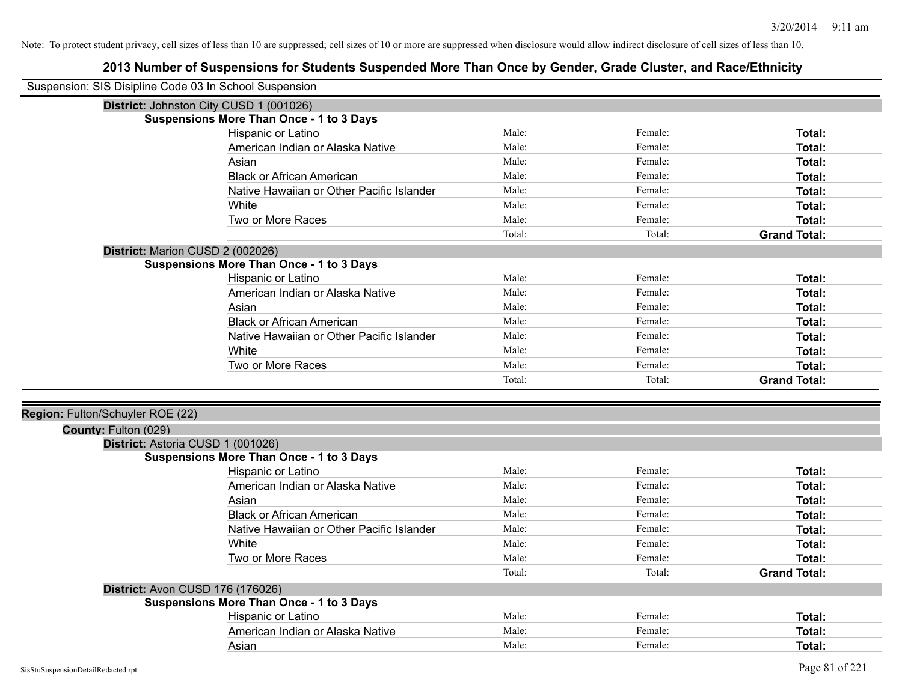Note: To protect student privacy, cell sizes of less than 10 are suppressed; cell sizes of 10 or more are suppressed when disclosure would allow indirect disclosure of cell sizes of less than 10.

# 2013 Number of Suspensions for Students Suspended More Than Once by Gender, Grade Cluster, and Race/Ethnicity

Suspension: SIS Disipline Code 03 In School Suspension

**District:** Johnston City CUSD 1 (001026)

**Suspensions More Than Once - 1 to 3 Days**

| | | | |
|---|---|---|---|
| Hispanic or Latino | Male: | Female: | **Total:** |
| American Indian or Alaska Native | Male: | Female: | **Total:** |
| Asian | Male: | Female: | **Total:** |
| Black or African American | Male: | Female: | **Total:** |
| Native Hawaiian or Other Pacific Islander | Male: | Female: | **Total:** |
| White | Male: | Female: | **Total:** |
| Two or More Races | Male: | Female: | **Total:** |
| | Total: | Total: | **Grand Total:** |

**District:** Marion CUSD 2 (002026)

**Suspensions More Than Once - 1 to 3 Days**

| | | | |
|---|---|---|---|
| Hispanic or Latino | Male: | Female: | **Total:** |
| American Indian or Alaska Native | Male: | Female: | **Total:** |
| Asian | Male: | Female: | **Total:** |
| Black or African American | Male: | Female: | **Total:** |
| Native Hawaiian or Other Pacific Islander | Male: | Female: | **Total:** |
| White | Male: | Female: | **Total:** |
| Two or More Races | Male: | Female: | **Total:** |
| | Total: | Total: | **Grand Total:** |

**Region:** Fulton/Schuyler ROE (22)

**County:** Fulton (029)

**District:** Astoria CUSD 1 (001026)

**Suspensions More Than Once - 1 to 3 Days**

| | | | |
|---|---|---|---|
| Hispanic or Latino | Male: | Female: | **Total:** |
| American Indian or Alaska Native | Male: | Female: | **Total:** |
| Asian | Male: | Female: | **Total:** |
| Black or African American | Male: | Female: | **Total:** |
| Native Hawaiian or Other Pacific Islander | Male: | Female: | **Total:** |
| White | Male: | Female: | **Total:** |
| Two or More Races | Male: | Female: | **Total:** |
| | Total: | Total: | **Grand Total:** |

**District:** Avon CUSD 176 (176026)

**Suspensions More Than Once - 1 to 3 Days**

| | | | |
|---|---|---|---|
| Hispanic or Latino | Male: | Female: | **Total:** |
| American Indian or Alaska Native | Male: | Female: | **Total:** |
| Asian | Male: | Female: | **Total:** |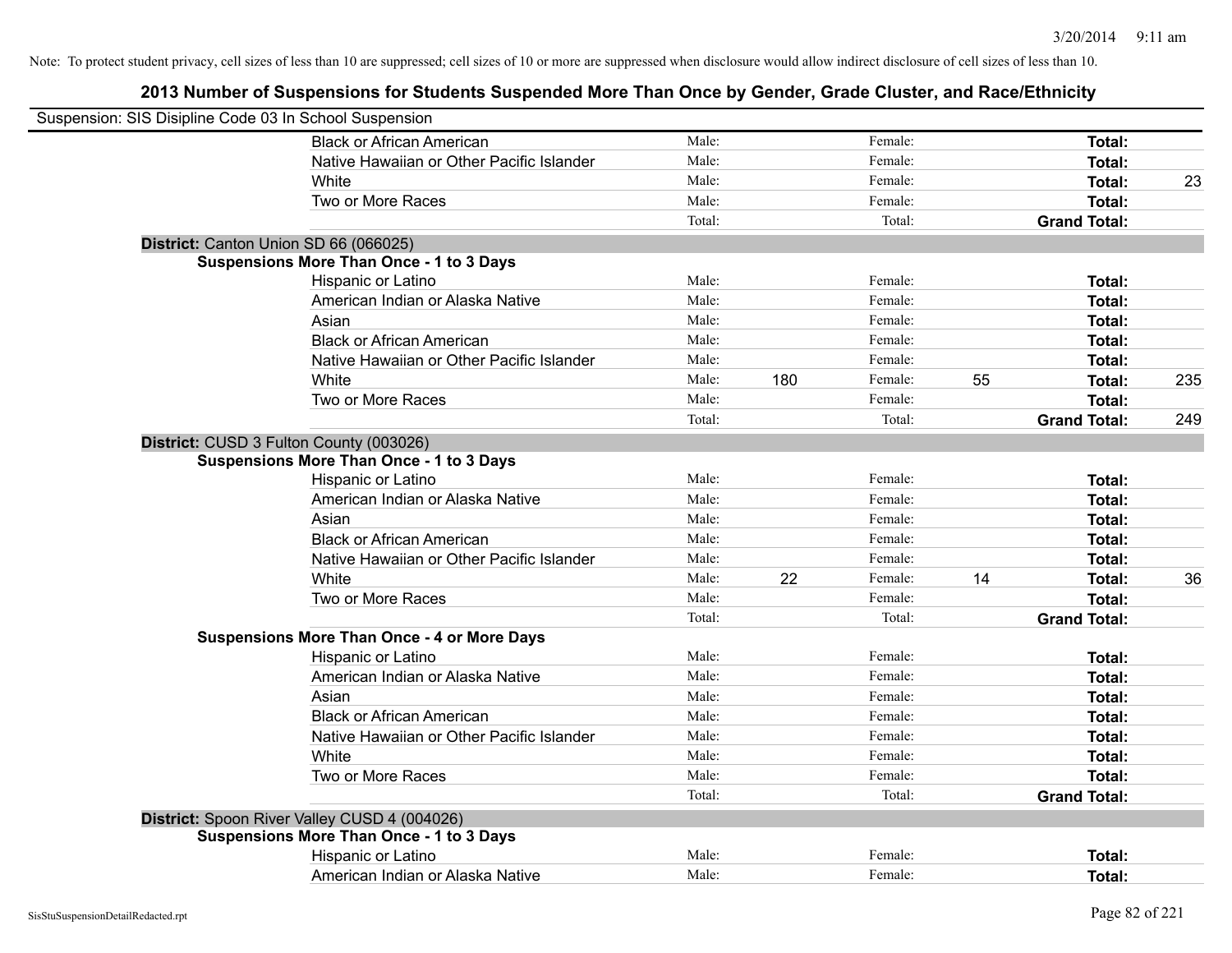Note: To protect student privacy, cell sizes of less than 10 are suppressed; cell sizes of 10 or more are suppressed when disclosure would allow indirect disclosure of cell sizes of less than 10.

# 2013 Number of Suspensions for Students Suspended More Than Once by Gender, Grade Cluster, and Race/Ethnicity

Suspension: SIS Disipline Code 03 In School Suspension

| | | | | | | |
|---|---|---|---|---|---|---|
| Black or African American | Male: | | Female: | | **Total:** | |
| Native Hawaiian or Other Pacific Islander | Male: | | Female: | | **Total:** | |
| White | Male: | | Female: | | **Total:** | 23 |
| Two or More Races | Male: | | Female: | | **Total:** | |
| | Total: | | Total: | | **Grand Total:** | |

**District:** Canton Union SD 66 (066025)

**Suspensions More Than Once - 1 to 3 Days**

| | | | | | | |
|---|---|---|---|---|---|---|
| Hispanic or Latino | Male: | | Female: | | **Total:** | |
| American Indian or Alaska Native | Male: | | Female: | | **Total:** | |
| Asian | Male: | | Female: | | **Total:** | |
| Black or African American | Male: | | Female: | | **Total:** | |
| Native Hawaiian or Other Pacific Islander | Male: | | Female: | | **Total:** | |
| White | Male: | 180 | Female: | 55 | **Total:** | 235 |
| Two or More Races | Male: | | Female: | | **Total:** | |
| | Total: | | Total: | | **Grand Total:** | 249 |

**District:** CUSD 3 Fulton County (003026)

**Suspensions More Than Once - 1 to 3 Days**

| | | | | | | |
|---|---|---|---|---|---|---|
| Hispanic or Latino | Male: | | Female: | | **Total:** | |
| American Indian or Alaska Native | Male: | | Female: | | **Total:** | |
| Asian | Male: | | Female: | | **Total:** | |
| Black or African American | Male: | | Female: | | **Total:** | |
| Native Hawaiian or Other Pacific Islander | Male: | | Female: | | **Total:** | |
| White | Male: | 22 | Female: | 14 | **Total:** | 36 |
| Two or More Races | Male: | | Female: | | **Total:** | |
| | Total: | | Total: | | **Grand Total:** | |

**Suspensions More Than Once - 4 or More Days**

| | | | | | | |
|---|---|---|---|---|---|---|
| Hispanic or Latino | Male: | | Female: | | **Total:** | |
| American Indian or Alaska Native | Male: | | Female: | | **Total:** | |
| Asian | Male: | | Female: | | **Total:** | |
| Black or African American | Male: | | Female: | | **Total:** | |
| Native Hawaiian or Other Pacific Islander | Male: | | Female: | | **Total:** | |
| White | Male: | | Female: | | **Total:** | |
| Two or More Races | Male: | | Female: | | **Total:** | |
| | Total: | | Total: | | **Grand Total:** | |

**District:** Spoon River Valley CUSD 4 (004026)

**Suspensions More Than Once - 1 to 3 Days**

| | | | | | | |
|---|---|---|---|---|---|---|
| Hispanic or Latino | Male: | | Female: | | **Total:** | |
| American Indian or Alaska Native | Male: | | Female: | | **Total:** | |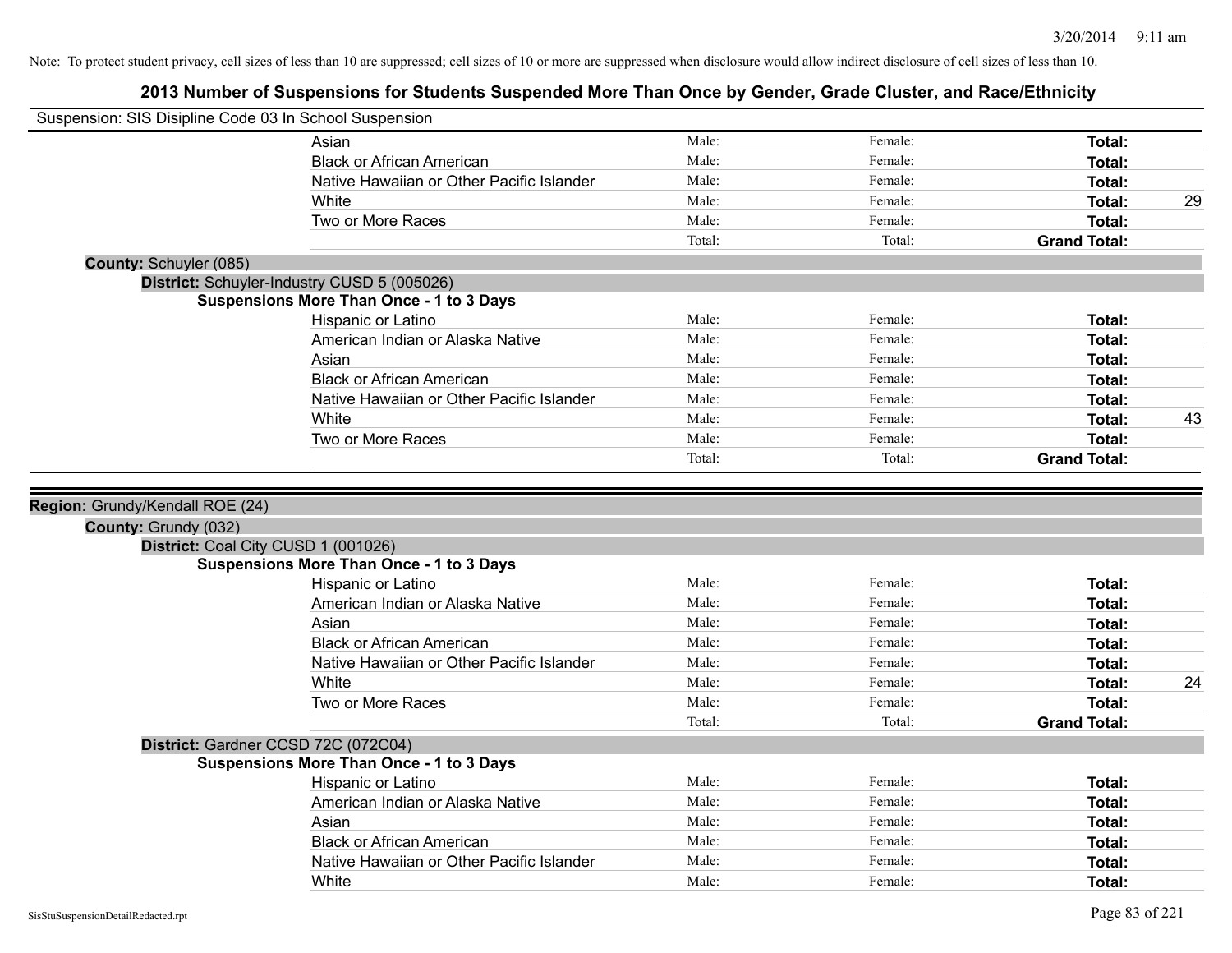Note: To protect student privacy, cell sizes of less than 10 are suppressed; cell sizes of 10 or more are suppressed when disclosure would allow indirect disclosure of cell sizes of less than 10.

## 2013 Number of Suspensions for Students Suspended More Than Once by Gender, Grade Cluster, and Race/Ethnicity

Suspension: SIS Disipline Code 03 In School Suspension

| | | | | |
|---|---|---|---|---|
| Asian | Male: | Female: | **Total:** | |
| Black or African American | Male: | Female: | **Total:** | |
| Native Hawaiian or Other Pacific Islander | Male: | Female: | **Total:** | |
| White | Male: | Female: | **Total:** | 29 |
| Two or More Races | Male: | Female: | **Total:** | |
| | Total: | Total: | **Grand Total:** | |

**County:** Schuyler (085)

**District:** Schuyler-Industry CUSD 5 (005026)

**Suspensions More Than Once - 1 to 3 Days**

| | | | | |
|---|---|---|---|---|
| Hispanic or Latino | Male: | Female: | **Total:** | |
| American Indian or Alaska Native | Male: | Female: | **Total:** | |
| Asian | Male: | Female: | **Total:** | |
| Black or African American | Male: | Female: | **Total:** | |
| Native Hawaiian or Other Pacific Islander | Male: | Female: | **Total:** | |
| White | Male: | Female: | **Total:** | 43 |
| Two or More Races | Male: | Female: | **Total:** | |
| | Total: | Total: | **Grand Total:** | |

**Region:** Grundy/Kendall ROE (24)

**County:** Grundy (032)

**District:** Coal City CUSD 1 (001026)

**Suspensions More Than Once - 1 to 3 Days**

| | | | | |
|---|---|---|---|---|
| Hispanic or Latino | Male: | Female: | **Total:** | |
| American Indian or Alaska Native | Male: | Female: | **Total:** | |
| Asian | Male: | Female: | **Total:** | |
| Black or African American | Male: | Female: | **Total:** | |
| Native Hawaiian or Other Pacific Islander | Male: | Female: | **Total:** | |
| White | Male: | Female: | **Total:** | 24 |
| Two or More Races | Male: | Female: | **Total:** | |
| | Total: | Total: | **Grand Total:** | |

**District:** Gardner CCSD 72C (072C04)

**Suspensions More Than Once - 1 to 3 Days**

| | | | | |
|---|---|---|---|---|
| Hispanic or Latino | Male: | Female: | **Total:** | |
| American Indian or Alaska Native | Male: | Female: | **Total:** | |
| Asian | Male: | Female: | **Total:** | |
| Black or African American | Male: | Female: | **Total:** | |
| Native Hawaiian or Other Pacific Islander | Male: | Female: | **Total:** | |
| White | Male: | Female: | **Total:** | |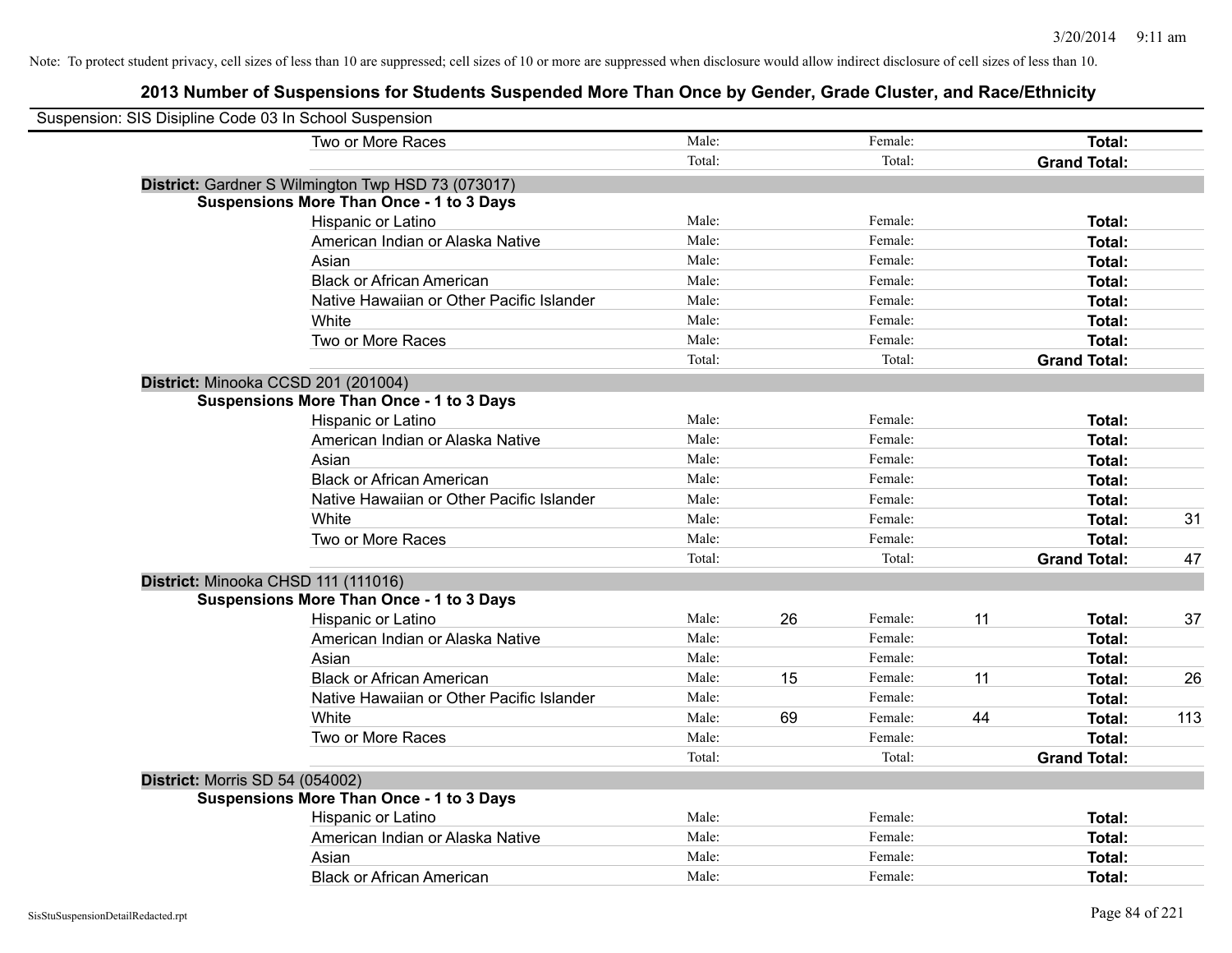Note: To protect student privacy, cell sizes of less than 10 are suppressed; cell sizes of 10 or more are suppressed when disclosure would allow indirect disclosure of cell sizes of less than 10.

## 2013 Number of Suspensions for Students Suspended More Than Once by Gender, Grade Cluster, and Race/Ethnicity

Suspension: SIS Disipline Code 03 In School Suspension

| | | | | | | |
|---|---|---|---|---|---|---|
| Two or More Races | Male: | | Female: | | **Total:** | |
| | Total: | | Total: | | **Grand Total:** | |

**District:** Gardner S Wilmington Twp HSD 73 (073017)

**Suspensions More Than Once - 1 to 3 Days**

| | | | | | | |
|---|---|---|---|---|---|---|
| Hispanic or Latino | Male: | | Female: | | **Total:** | |
| American Indian or Alaska Native | Male: | | Female: | | **Total:** | |
| Asian | Male: | | Female: | | **Total:** | |
| Black or African American | Male: | | Female: | | **Total:** | |
| Native Hawaiian or Other Pacific Islander | Male: | | Female: | | **Total:** | |
| White | Male: | | Female: | | **Total:** | |
| Two or More Races | Male: | | Female: | | **Total:** | |
| | Total: | | Total: | | **Grand Total:** | |

**District:** Minooka CCSD 201 (201004)

**Suspensions More Than Once - 1 to 3 Days**

| | | | | | | |
|---|---|---|---|---|---|---|
| Hispanic or Latino | Male: | | Female: | | **Total:** | |
| American Indian or Alaska Native | Male: | | Female: | | **Total:** | |
| Asian | Male: | | Female: | | **Total:** | |
| Black or African American | Male: | | Female: | | **Total:** | |
| Native Hawaiian or Other Pacific Islander | Male: | | Female: | | **Total:** | |
| White | Male: | | Female: | | **Total:** | 31 |
| Two or More Races | Male: | | Female: | | **Total:** | |
| | Total: | | Total: | | **Grand Total:** | 47 |

**District:** Minooka CHSD 111 (111016)

**Suspensions More Than Once - 1 to 3 Days**

| | | | | | | |
|---|---|---|---|---|---|---|
| Hispanic or Latino | Male: | 26 | Female: | 11 | **Total:** | 37 |
| American Indian or Alaska Native | Male: | | Female: | | **Total:** | |
| Asian | Male: | | Female: | | **Total:** | |
| Black or African American | Male: | 15 | Female: | 11 | **Total:** | 26 |
| Native Hawaiian or Other Pacific Islander | Male: | | Female: | | **Total:** | |
| White | Male: | 69 | Female: | 44 | **Total:** | 113 |
| Two or More Races | Male: | | Female: | | **Total:** | |
| | Total: | | Total: | | **Grand Total:** | |

**District:** Morris SD 54 (054002)

**Suspensions More Than Once - 1 to 3 Days**

| | | | | | | |
|---|---|---|---|---|---|---|
| Hispanic or Latino | Male: | | Female: | | **Total:** | |
| American Indian or Alaska Native | Male: | | Female: | | **Total:** | |
| Asian | Male: | | Female: | | **Total:** | |
| Black or African American | Male: | | Female: | | **Total:** | |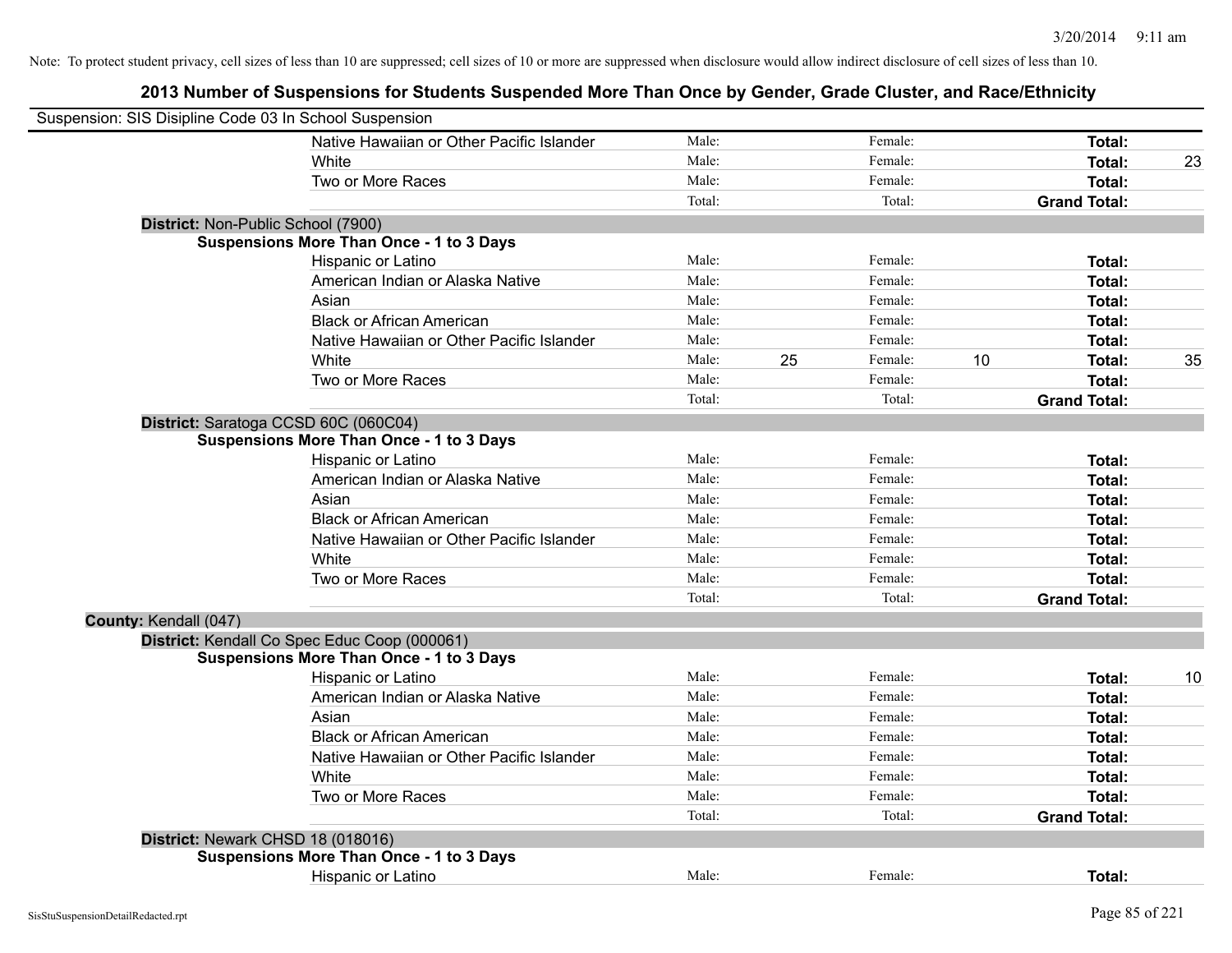Note: To protect student privacy, cell sizes of less than 10 are suppressed; cell sizes of 10 or more are suppressed when disclosure would allow indirect disclosure of cell sizes of less than 10.

## 2013 Number of Suspensions for Students Suspended More Than Once by Gender, Grade Cluster, and Race/Ethnicity

Suspension: SIS Disipline Code 03 In School Suspension

| | | | | | | |
|---|---|---|---|---|---|---|
| Native Hawaiian or Other Pacific Islander | Male: | | Female: | | **Total:** | |
| White | Male: | | Female: | | **Total:** | 23 |
| Two or More Races | Male: | | Female: | | **Total:** | |
| | Total: | | Total: | | **Grand Total:** | |

**District:** Non-Public School (7900)

**Suspensions More Than Once - 1 to 3 Days**

| | | | | | | |
|---|---|---|---|---|---|---|
| Hispanic or Latino | Male: | | Female: | | **Total:** | |
| American Indian or Alaska Native | Male: | | Female: | | **Total:** | |
| Asian | Male: | | Female: | | **Total:** | |
| Black or African American | Male: | | Female: | | **Total:** | |
| Native Hawaiian or Other Pacific Islander | Male: | | Female: | | **Total:** | |
| White | Male: | 25 | Female: | 10 | **Total:** | 35 |
| Two or More Races | Male: | | Female: | | **Total:** | |
| | Total: | | Total: | | **Grand Total:** | |

**District:** Saratoga CCSD 60C (060C04)

**Suspensions More Than Once - 1 to 3 Days**

| | | | | | | |
|---|---|---|---|---|---|---|
| Hispanic or Latino | Male: | | Female: | | **Total:** | |
| American Indian or Alaska Native | Male: | | Female: | | **Total:** | |
| Asian | Male: | | Female: | | **Total:** | |
| Black or African American | Male: | | Female: | | **Total:** | |
| Native Hawaiian or Other Pacific Islander | Male: | | Female: | | **Total:** | |
| White | Male: | | Female: | | **Total:** | |
| Two or More Races | Male: | | Female: | | **Total:** | |
| | Total: | | Total: | | **Grand Total:** | |

**County:** Kendall (047)

**District:** Kendall Co Spec Educ Coop (000061)

**Suspensions More Than Once - 1 to 3 Days**

| | | | | | | |
|---|---|---|---|---|---|---|
| Hispanic or Latino | Male: | | Female: | | **Total:** | 10 |
| American Indian or Alaska Native | Male: | | Female: | | **Total:** | |
| Asian | Male: | | Female: | | **Total:** | |
| Black or African American | Male: | | Female: | | **Total:** | |
| Native Hawaiian or Other Pacific Islander | Male: | | Female: | | **Total:** | |
| White | Male: | | Female: | | **Total:** | |
| Two or More Races | Male: | | Female: | | **Total:** | |
| | Total: | | Total: | | **Grand Total:** | |

**District:** Newark CHSD 18 (018016)

**Suspensions More Than Once - 1 to 3 Days**

| | | | | | | |
|---|---|---|---|---|---|---|
| Hispanic or Latino | Male: | | Female: | | **Total:** | |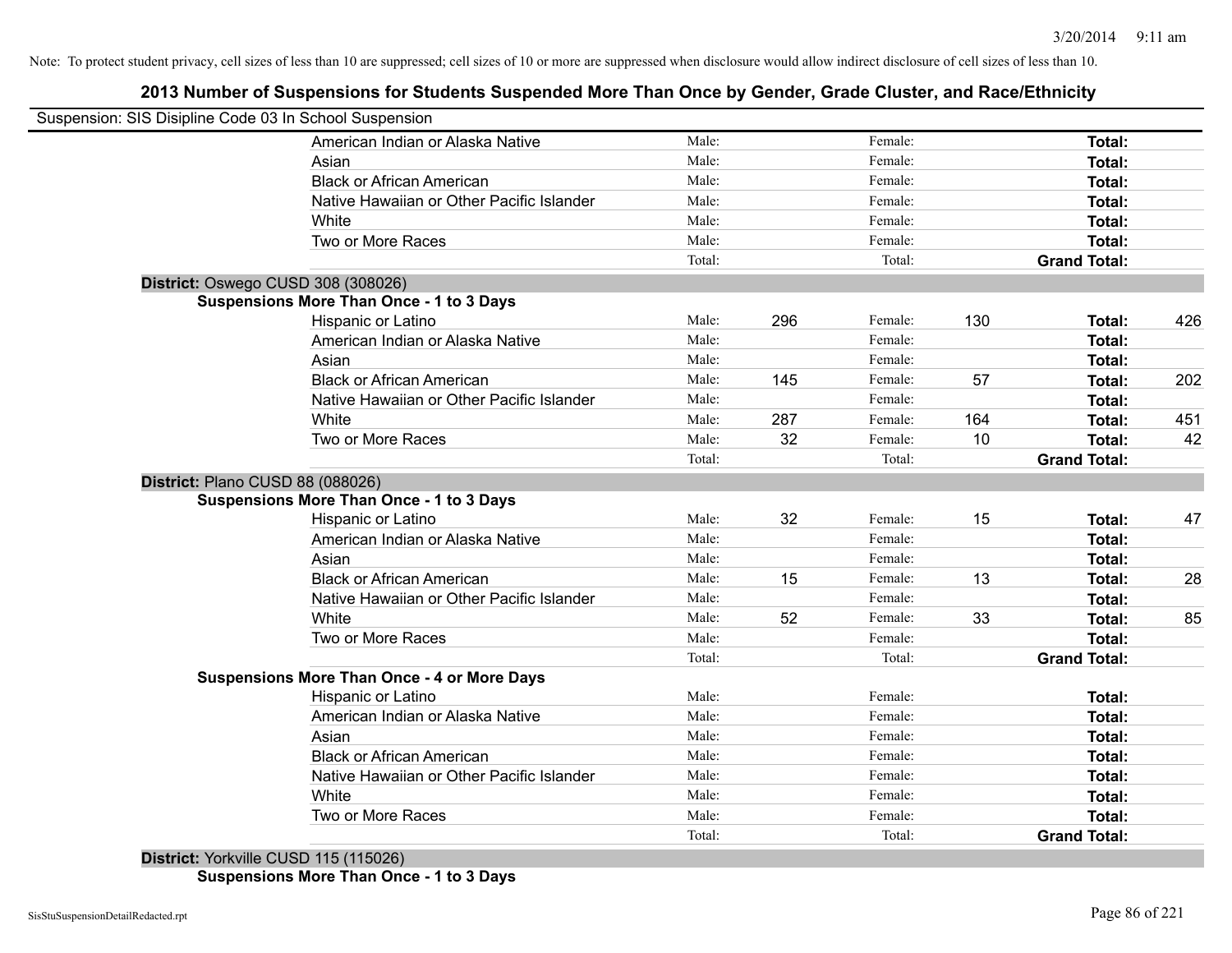Note: To protect student privacy, cell sizes of less than 10 are suppressed; cell sizes of 10 or more are suppressed when disclosure would allow indirect disclosure of cell sizes of less than 10.

## 2013 Number of Suspensions for Students Suspended More Than Once by Gender, Grade Cluster, and Race/Ethnicity

Suspension: SIS Disipline Code 03 In School Suspension

| | | | | | | |
|---|---|---|---|---|---|---|
| American Indian or Alaska Native | Male: | | Female: | | **Total:** | |
| Asian | Male: | | Female: | | **Total:** | |
| Black or African American | Male: | | Female: | | **Total:** | |
| Native Hawaiian or Other Pacific Islander | Male: | | Female: | | **Total:** | |
| White | Male: | | Female: | | **Total:** | |
| Two or More Races | Male: | | Female: | | **Total:** | |
| | Total: | | Total: | | **Grand Total:** | |

**District:** Oswego CUSD 308 (308026)

**Suspensions More Than Once - 1 to 3 Days**

| | | | | | | |
|---|---|---|---|---|---|---|
| Hispanic or Latino | Male: | 296 | Female: | 130 | **Total:** | 426 |
| American Indian or Alaska Native | Male: | | Female: | | **Total:** | |
| Asian | Male: | | Female: | | **Total:** | |
| Black or African American | Male: | 145 | Female: | 57 | **Total:** | 202 |
| Native Hawaiian or Other Pacific Islander | Male: | | Female: | | **Total:** | |
| White | Male: | 287 | Female: | 164 | **Total:** | 451 |
| Two or More Races | Male: | 32 | Female: | 10 | **Total:** | 42 |
| | Total: | | Total: | | **Grand Total:** | |

**District:** Plano CUSD 88 (088026)

**Suspensions More Than Once - 1 to 3 Days**

| | | | | | | |
|---|---|---|---|---|---|---|
| Hispanic or Latino | Male: | 32 | Female: | 15 | **Total:** | 47 |
| American Indian or Alaska Native | Male: | | Female: | | **Total:** | |
| Asian | Male: | | Female: | | **Total:** | |
| Black or African American | Male: | 15 | Female: | 13 | **Total:** | 28 |
| Native Hawaiian or Other Pacific Islander | Male: | | Female: | | **Total:** | |
| White | Male: | 52 | Female: | 33 | **Total:** | 85 |
| Two or More Races | Male: | | Female: | | **Total:** | |
| | Total: | | Total: | | **Grand Total:** | |

**Suspensions More Than Once - 4 or More Days**

| | | | | | | |
|---|---|---|---|---|---|---|
| Hispanic or Latino | Male: | | Female: | | **Total:** | |
| American Indian or Alaska Native | Male: | | Female: | | **Total:** | |
| Asian | Male: | | Female: | | **Total:** | |
| Black or African American | Male: | | Female: | | **Total:** | |
| Native Hawaiian or Other Pacific Islander | Male: | | Female: | | **Total:** | |
| White | Male: | | Female: | | **Total:** | |
| Two or More Races | Male: | | Female: | | **Total:** | |
| | Total: | | Total: | | **Grand Total:** | |

**District:** Yorkville CUSD 115 (115026)

**Suspensions More Than Once - 1 to 3 Days**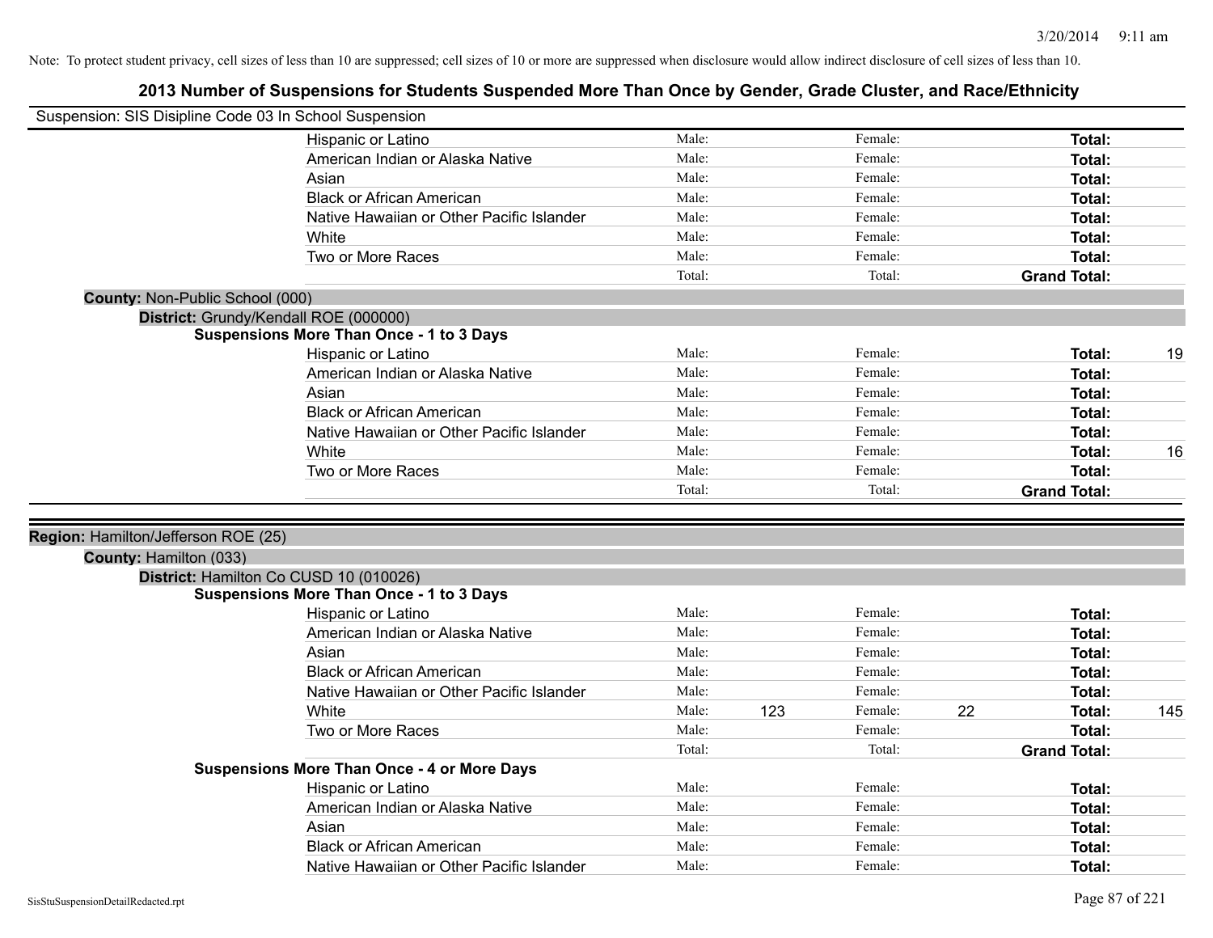Note: To protect student privacy, cell sizes of less than 10 are suppressed; cell sizes of 10 or more are suppressed when disclosure would allow indirect disclosure of cell sizes of less than 10.

# 2013 Number of Suspensions for Students Suspended More Than Once by Gender, Grade Cluster, and Race/Ethnicity

Suspension: SIS Disipline Code 03 In School Suspension

| | Male: | | Female: | | Total: | |
|---|---|---|---|---|---|---|
| Hispanic or Latino | Male: | | Female: | | **Total:** | |
| American Indian or Alaska Native | Male: | | Female: | | **Total:** | |
| Asian | Male: | | Female: | | **Total:** | |
| Black or African American | Male: | | Female: | | **Total:** | |
| Native Hawaiian or Other Pacific Islander | Male: | | Female: | | **Total:** | |
| White | Male: | | Female: | | **Total:** | |
| Two or More Races | Male: | | Female: | | **Total:** | |
| | Total: | | Total: | | **Grand Total:** | |

**County:** Non-Public School (000)

**District:** Grundy/Kendall ROE (000000)

**Suspensions More Than Once - 1 to 3 Days**

| | Male: | | Female: | | Total: | |
|---|---|---|---|---|---|---|
| Hispanic or Latino | Male: | | Female: | | **Total:** | 19 |
| American Indian or Alaska Native | Male: | | Female: | | **Total:** | |
| Asian | Male: | | Female: | | **Total:** | |
| Black or African American | Male: | | Female: | | **Total:** | |
| Native Hawaiian or Other Pacific Islander | Male: | | Female: | | **Total:** | |
| White | Male: | | Female: | | **Total:** | 16 |
| Two or More Races | Male: | | Female: | | **Total:** | |
| | Total: | | Total: | | **Grand Total:** | |

**Region:** Hamilton/Jefferson ROE (25)

**County:** Hamilton (033)

**District:** Hamilton Co CUSD 10 (010026)

**Suspensions More Than Once - 1 to 3 Days**

| | Male: | | Female: | | Total: | |
|---|---|---|---|---|---|---|
| Hispanic or Latino | Male: | | Female: | | **Total:** | |
| American Indian or Alaska Native | Male: | | Female: | | **Total:** | |
| Asian | Male: | | Female: | | **Total:** | |
| Black or African American | Male: | | Female: | | **Total:** | |
| Native Hawaiian or Other Pacific Islander | Male: | | Female: | | **Total:** | |
| White | Male: | 123 | Female: | 22 | **Total:** | 145 |
| Two or More Races | Male: | | Female: | | **Total:** | |
| | Total: | | Total: | | **Grand Total:** | |

**Suspensions More Than Once - 4 or More Days**

| | Male: | | Female: | | Total: | |
|---|---|---|---|---|---|---|
| Hispanic or Latino | Male: | | Female: | | **Total:** | |
| American Indian or Alaska Native | Male: | | Female: | | **Total:** | |
| Asian | Male: | | Female: | | **Total:** | |
| Black or African American | Male: | | Female: | | **Total:** | |
| Native Hawaiian or Other Pacific Islander | Male: | | Female: | | **Total:** | |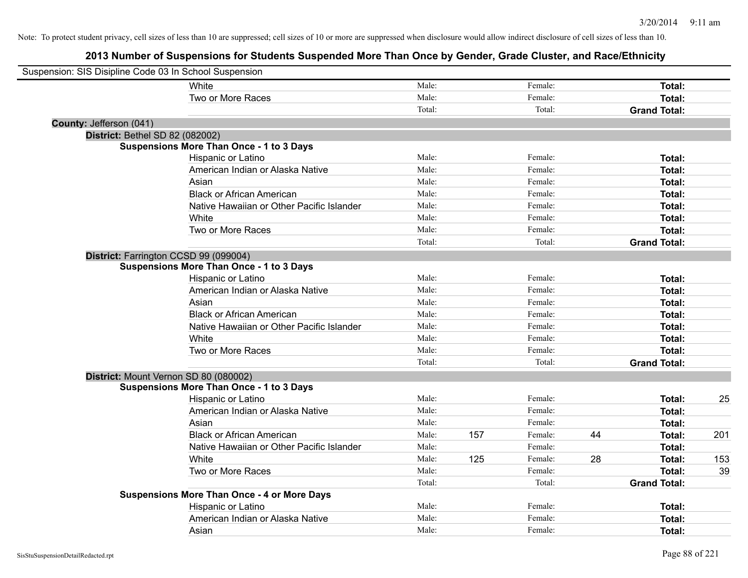Note: To protect student privacy, cell sizes of less than 10 are suppressed; cell sizes of 10 or more are suppressed when disclosure would allow indirect disclosure of cell sizes of less than 10.

# 2013 Number of Suspensions for Students Suspended More Than Once by Gender, Grade Cluster, and Race/Ethnicity

Suspension: SIS Disipline Code 03 In School Suspension

| | | | | | | |
|---|---|---|---|---|---|---|
| White | Male: | | Female: | | **Total:** | |
| Two or More Races | Male: | | Female: | | **Total:** | |
| | Total: | | Total: | | **Grand Total:** | |

**County:** Jefferson (041)

**District:** Bethel SD 82 (082002)

**Suspensions More Than Once - 1 to 3 Days**

| | | | | | | |
|---|---|---|---|---|---|---|
| Hispanic or Latino | Male: | | Female: | | **Total:** | |
| American Indian or Alaska Native | Male: | | Female: | | **Total:** | |
| Asian | Male: | | Female: | | **Total:** | |
| Black or African American | Male: | | Female: | | **Total:** | |
| Native Hawaiian or Other Pacific Islander | Male: | | Female: | | **Total:** | |
| White | Male: | | Female: | | **Total:** | |
| Two or More Races | Male: | | Female: | | **Total:** | |
| | Total: | | Total: | | **Grand Total:** | |

**District:** Farrington CCSD 99 (099004)

**Suspensions More Than Once - 1 to 3 Days**

| | | | | | | |
|---|---|---|---|---|---|---|
| Hispanic or Latino | Male: | | Female: | | **Total:** | |
| American Indian or Alaska Native | Male: | | Female: | | **Total:** | |
| Asian | Male: | | Female: | | **Total:** | |
| Black or African American | Male: | | Female: | | **Total:** | |
| Native Hawaiian or Other Pacific Islander | Male: | | Female: | | **Total:** | |
| White | Male: | | Female: | | **Total:** | |
| Two or More Races | Male: | | Female: | | **Total:** | |
| | Total: | | Total: | | **Grand Total:** | |

**District:** Mount Vernon SD 80 (080002)

**Suspensions More Than Once - 1 to 3 Days**

| | | | | | | |
|---|---|---|---|---|---|---|
| Hispanic or Latino | Male: | | Female: | | **Total:** | 25 |
| American Indian or Alaska Native | Male: | | Female: | | **Total:** | |
| Asian | Male: | | Female: | | **Total:** | |
| Black or African American | Male: | 157 | Female: | 44 | **Total:** | 201 |
| Native Hawaiian or Other Pacific Islander | Male: | | Female: | | **Total:** | |
| White | Male: | 125 | Female: | 28 | **Total:** | 153 |
| Two or More Races | Male: | | Female: | | **Total:** | 39 |
| | Total: | | Total: | | **Grand Total:** | |

**Suspensions More Than Once - 4 or More Days**

| | | | | | | |
|---|---|---|---|---|---|---|
| Hispanic or Latino | Male: | | Female: | | **Total:** | |
| American Indian or Alaska Native | Male: | | Female: | | **Total:** | |
| Asian | Male: | | Female: | | **Total:** | |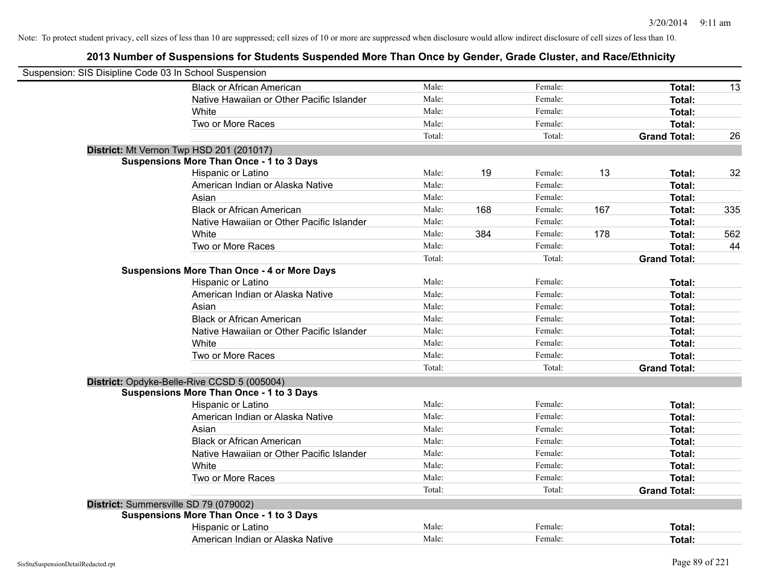Note: To protect student privacy, cell sizes of less than 10 are suppressed; cell sizes of 10 or more are suppressed when disclosure would allow indirect disclosure of cell sizes of less than 10.

## 2013 Number of Suspensions for Students Suspended More Than Once by Gender, Grade Cluster, and Race/Ethnicity

Suspension: SIS Disipline Code 03 In School Suspension

| | | | | | | |
|---|---|---|---|---|---|---|
| Black or African American | Male: | | Female: | | **Total:** | 13 |
| Native Hawaiian or Other Pacific Islander | Male: | | Female: | | **Total:** | |
| White | Male: | | Female: | | **Total:** | |
| Two or More Races | Male: | | Female: | | **Total:** | |
| | Total: | | Total: | | **Grand Total:** | 26 |

**District:** Mt Vernon Twp HSD 201 (201017)

**Suspensions More Than Once - 1 to 3 Days**

| | | | | | | |
|---|---|---|---|---|---|---|
| Hispanic or Latino | Male: | 19 | Female: | 13 | **Total:** | 32 |
| American Indian or Alaska Native | Male: | | Female: | | **Total:** | |
| Asian | Male: | | Female: | | **Total:** | |
| Black or African American | Male: | 168 | Female: | 167 | **Total:** | 335 |
| Native Hawaiian or Other Pacific Islander | Male: | | Female: | | **Total:** | |
| White | Male: | 384 | Female: | 178 | **Total:** | 562 |
| Two or More Races | Male: | | Female: | | **Total:** | 44 |
| | Total: | | Total: | | **Grand Total:** | |

**Suspensions More Than Once - 4 or More Days**

| | | | | | | |
|---|---|---|---|---|---|---|
| Hispanic or Latino | Male: | | Female: | | **Total:** | |
| American Indian or Alaska Native | Male: | | Female: | | **Total:** | |
| Asian | Male: | | Female: | | **Total:** | |
| Black or African American | Male: | | Female: | | **Total:** | |
| Native Hawaiian or Other Pacific Islander | Male: | | Female: | | **Total:** | |
| White | Male: | | Female: | | **Total:** | |
| Two or More Races | Male: | | Female: | | **Total:** | |
| | Total: | | Total: | | **Grand Total:** | |

**District:** Opdyke-Belle-Rive CCSD 5 (005004)

**Suspensions More Than Once - 1 to 3 Days**

| | | | | | | |
|---|---|---|---|---|---|---|
| Hispanic or Latino | Male: | | Female: | | **Total:** | |
| American Indian or Alaska Native | Male: | | Female: | | **Total:** | |
| Asian | Male: | | Female: | | **Total:** | |
| Black or African American | Male: | | Female: | | **Total:** | |
| Native Hawaiian or Other Pacific Islander | Male: | | Female: | | **Total:** | |
| White | Male: | | Female: | | **Total:** | |
| Two or More Races | Male: | | Female: | | **Total:** | |
| | Total: | | Total: | | **Grand Total:** | |

**District:** Summersville SD 79 (079002)

**Suspensions More Than Once - 1 to 3 Days**

| | | | | | | |
|---|---|---|---|---|---|---|
| Hispanic or Latino | Male: | | Female: | | **Total:** | |
| American Indian or Alaska Native | Male: | | Female: | | **Total:** | |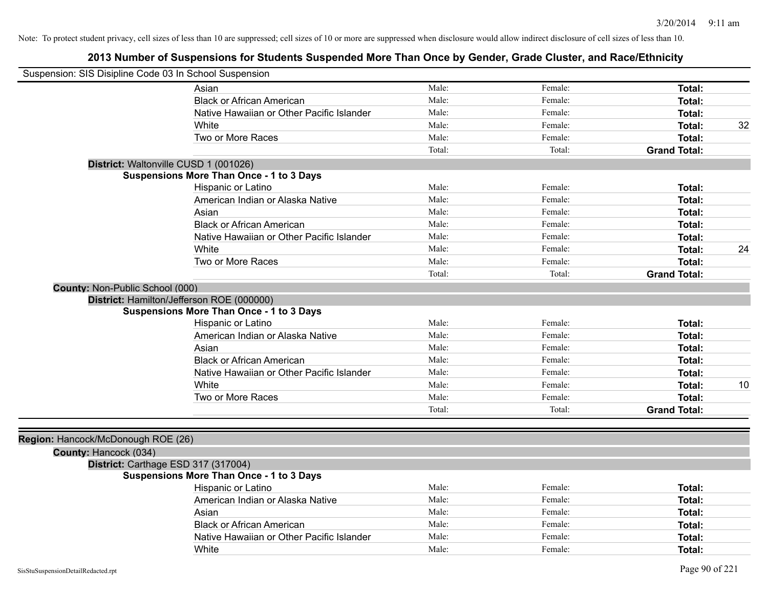Note: To protect student privacy, cell sizes of less than 10 are suppressed; cell sizes of 10 or more are suppressed when disclosure would allow indirect disclosure of cell sizes of less than 10.

## 2013 Number of Suspensions for Students Suspended More Than Once by Gender, Grade Cluster, and Race/Ethnicity

Suspension: SIS Disipline Code 03 In School Suspension

| | Male | Female | Total | |
|---|---|---|---|---|
| Asian | Male: | Female: | **Total:** | |
| Black or African American | Male: | Female: | **Total:** | |
| Native Hawaiian or Other Pacific Islander | Male: | Female: | **Total:** | |
| White | Male: | Female: | **Total:** | 32 |
| Two or More Races | Male: | Female: | **Total:** | |
| | Total: | Total: | **Grand Total:** | |

**District:** Waltonville CUSD 1 (001026)

**Suspensions More Than Once - 1 to 3 Days**

| | Male | Female | Total | |
|---|---|---|---|---|
| Hispanic or Latino | Male: | Female: | **Total:** | |
| American Indian or Alaska Native | Male: | Female: | **Total:** | |
| Asian | Male: | Female: | **Total:** | |
| Black or African American | Male: | Female: | **Total:** | |
| Native Hawaiian or Other Pacific Islander | Male: | Female: | **Total:** | |
| White | Male: | Female: | **Total:** | 24 |
| Two or More Races | Male: | Female: | **Total:** | |
| | Total: | Total: | **Grand Total:** | |

**County:** Non-Public School (000)

**District:** Hamilton/Jefferson ROE (000000)

**Suspensions More Than Once - 1 to 3 Days**

| | Male | Female | Total | |
|---|---|---|---|---|
| Hispanic or Latino | Male: | Female: | **Total:** | |
| American Indian or Alaska Native | Male: | Female: | **Total:** | |
| Asian | Male: | Female: | **Total:** | |
| Black or African American | Male: | Female: | **Total:** | |
| Native Hawaiian or Other Pacific Islander | Male: | Female: | **Total:** | |
| White | Male: | Female: | **Total:** | 10 |
| Two or More Races | Male: | Female: | **Total:** | |
| | Total: | Total: | **Grand Total:** | |

**Region:** Hancock/McDonough ROE (26)

**County:** Hancock (034)

**District:** Carthage ESD 317 (317004)

**Suspensions More Than Once - 1 to 3 Days**

| | Male | Female | Total | |
|---|---|---|---|---|
| Hispanic or Latino | Male: | Female: | **Total:** | |
| American Indian or Alaska Native | Male: | Female: | **Total:** | |
| Asian | Male: | Female: | **Total:** | |
| Black or African American | Male: | Female: | **Total:** | |
| Native Hawaiian or Other Pacific Islander | Male: | Female: | **Total:** | |
| White | Male: | Female: | **Total:** | |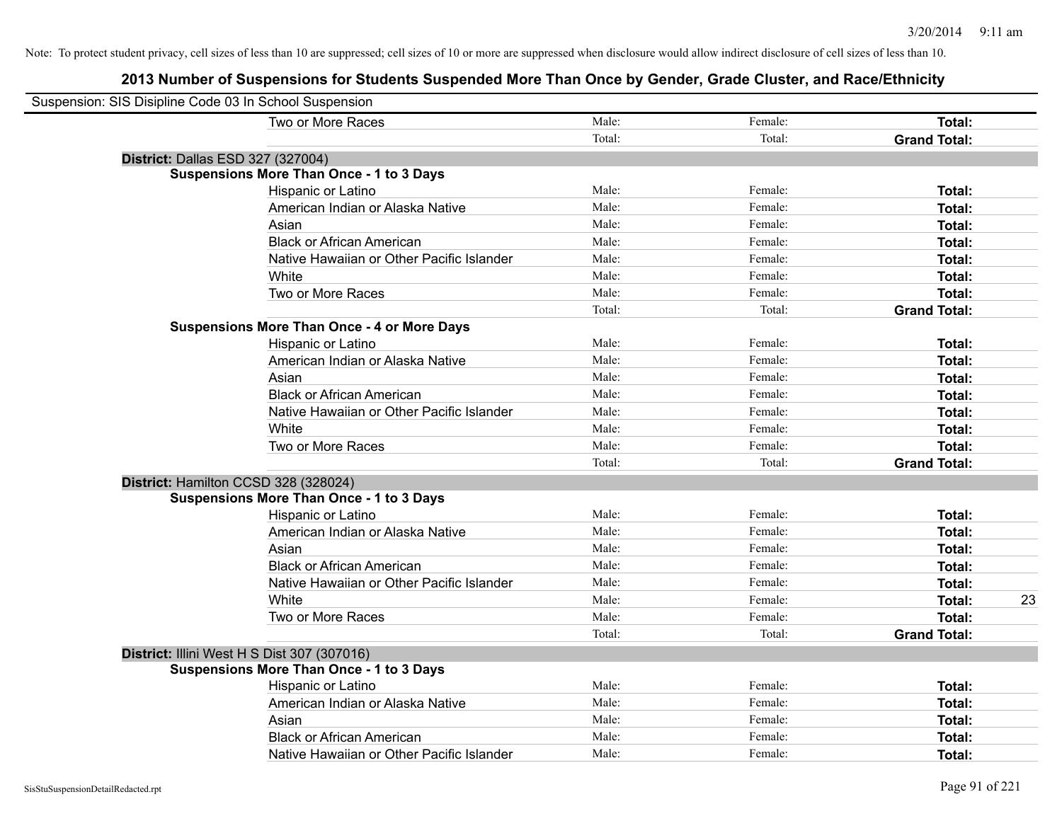Note: To protect student privacy, cell sizes of less than 10 are suppressed; cell sizes of 10 or more are suppressed when disclosure would allow indirect disclosure of cell sizes of less than 10.

# 2013 Number of Suspensions for Students Suspended More Than Once by Gender, Grade Cluster, and Race/Ethnicity

Suspension: SIS Disipline Code 03 In School Suspension

| | Male | Female | Total | |
|---|---|---|---|---|
| Two or More Races | Male: | Female: | **Total:** | |
| | Total: | Total: | **Grand Total:** | |

**District:** Dallas ESD 327 (327004)

**Suspensions More Than Once - 1 to 3 Days**

| | Male | Female | Total | |
|---|---|---|---|---|
| Hispanic or Latino | Male: | Female: | **Total:** | |
| American Indian or Alaska Native | Male: | Female: | **Total:** | |
| Asian | Male: | Female: | **Total:** | |
| Black or African American | Male: | Female: | **Total:** | |
| Native Hawaiian or Other Pacific Islander | Male: | Female: | **Total:** | |
| White | Male: | Female: | **Total:** | |
| Two or More Races | Male: | Female: | **Total:** | |
| | Total: | Total: | **Grand Total:** | |

**Suspensions More Than Once - 4 or More Days**

| | Male | Female | Total | |
|---|---|---|---|---|
| Hispanic or Latino | Male: | Female: | **Total:** | |
| American Indian or Alaska Native | Male: | Female: | **Total:** | |
| Asian | Male: | Female: | **Total:** | |
| Black or African American | Male: | Female: | **Total:** | |
| Native Hawaiian or Other Pacific Islander | Male: | Female: | **Total:** | |
| White | Male: | Female: | **Total:** | |
| Two or More Races | Male: | Female: | **Total:** | |
| | Total: | Total: | **Grand Total:** | |

**District:** Hamilton CCSD 328 (328024)

**Suspensions More Than Once - 1 to 3 Days**

| | Male | Female | Total | |
|---|---|---|---|---|
| Hispanic or Latino | Male: | Female: | **Total:** | |
| American Indian or Alaska Native | Male: | Female: | **Total:** | |
| Asian | Male: | Female: | **Total:** | |
| Black or African American | Male: | Female: | **Total:** | |
| Native Hawaiian or Other Pacific Islander | Male: | Female: | **Total:** | |
| White | Male: | Female: | **Total:** | 23 |
| Two or More Races | Male: | Female: | **Total:** | |
| | Total: | Total: | **Grand Total:** | |

**District:** Illini West H S Dist 307 (307016)

**Suspensions More Than Once - 1 to 3 Days**

| | Male | Female | Total | |
|---|---|---|---|---|
| Hispanic or Latino | Male: | Female: | **Total:** | |
| American Indian or Alaska Native | Male: | Female: | **Total:** | |
| Asian | Male: | Female: | **Total:** | |
| Black or African American | Male: | Female: | **Total:** | |
| Native Hawaiian or Other Pacific Islander | Male: | Female: | **Total:** | |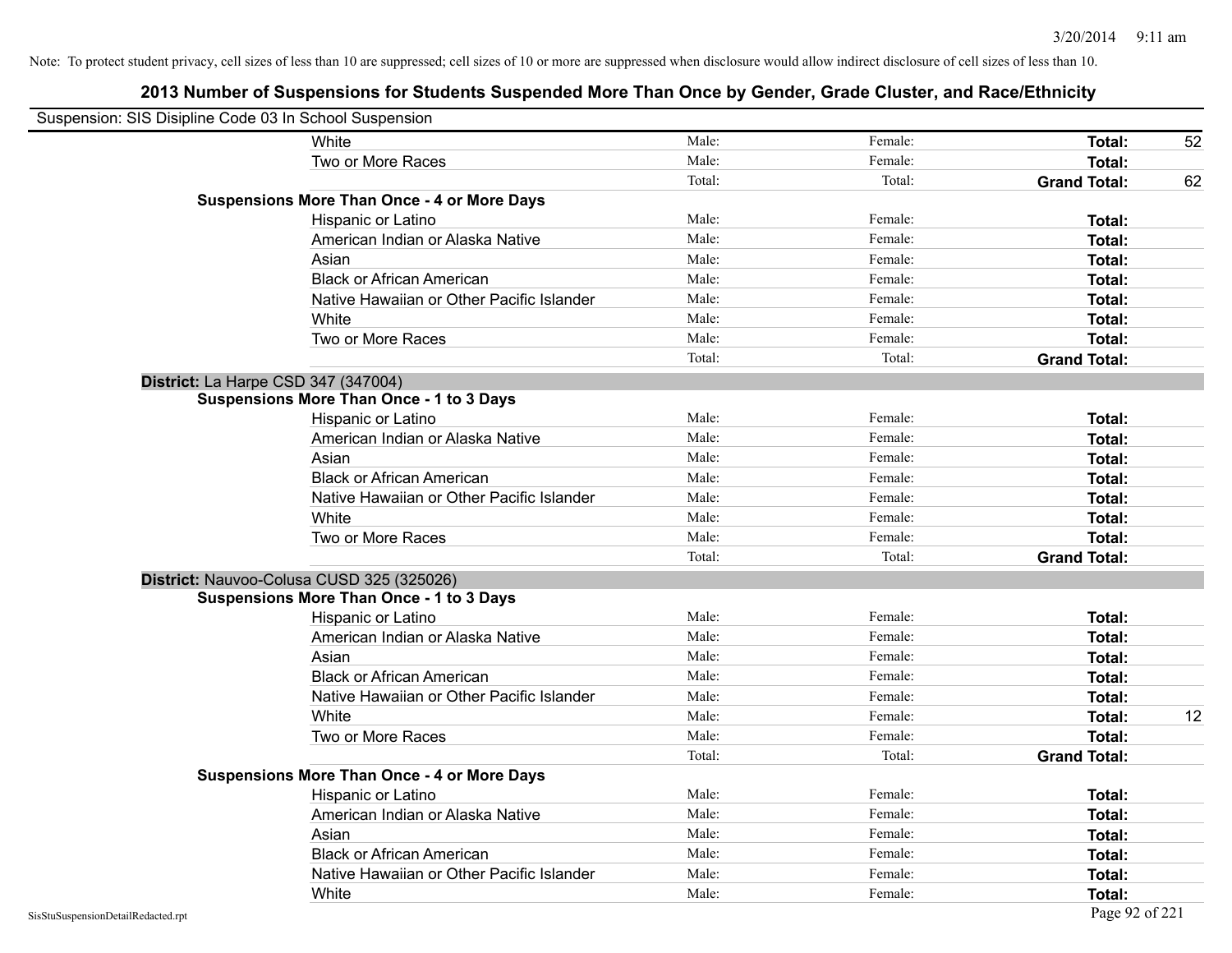Note: To protect student privacy, cell sizes of less than 10 are suppressed; cell sizes of 10 or more are suppressed when disclosure would allow indirect disclosure of cell sizes of less than 10.

# 2013 Number of Suspensions for Students Suspended More Than Once by Gender, Grade Cluster, and Race/Ethnicity

Suspension: SIS Disipline Code 03 In School Suspension

| | | | | | |
|---|---|---|---|---|---|
| | White | Male: | Female: | **Total:** | 52 |
| | Two or More Races | Male: | Female: | **Total:** | |
| | | Total: | Total: | **Grand Total:** | 62 |
| **Suspensions More Than Once - 4 or More Days** | | | | | |
| | Hispanic or Latino | Male: | Female: | **Total:** | |
| | American Indian or Alaska Native | Male: | Female: | **Total:** | |
| | Asian | Male: | Female: | **Total:** | |
| | Black or African American | Male: | Female: | **Total:** | |
| | Native Hawaiian or Other Pacific Islander | Male: | Female: | **Total:** | |
| | White | Male: | Female: | **Total:** | |
| | Two or More Races | Male: | Female: | **Total:** | |
| | | Total: | Total: | **Grand Total:** | |
| **District:** La Harpe CSD 347 (347004) | | | | | |
| **Suspensions More Than Once - 1 to 3 Days** | | | | | |
| | Hispanic or Latino | Male: | Female: | **Total:** | |
| | American Indian or Alaska Native | Male: | Female: | **Total:** | |
| | Asian | Male: | Female: | **Total:** | |
| | Black or African American | Male: | Female: | **Total:** | |
| | Native Hawaiian or Other Pacific Islander | Male: | Female: | **Total:** | |
| | White | Male: | Female: | **Total:** | |
| | Two or More Races | Male: | Female: | **Total:** | |
| | | Total: | Total: | **Grand Total:** | |
| **District:** Nauvoo-Colusa CUSD 325 (325026) | | | | | |
| **Suspensions More Than Once - 1 to 3 Days** | | | | | |
| | Hispanic or Latino | Male: | Female: | **Total:** | |
| | American Indian or Alaska Native | Male: | Female: | **Total:** | |
| | Asian | Male: | Female: | **Total:** | |
| | Black or African American | Male: | Female: | **Total:** | |
| | Native Hawaiian or Other Pacific Islander | Male: | Female: | **Total:** | |
| | White | Male: | Female: | **Total:** | 12 |
| | Two or More Races | Male: | Female: | **Total:** | |
| | | Total: | Total: | **Grand Total:** | |
| **Suspensions More Than Once - 4 or More Days** | | | | | |
| | Hispanic or Latino | Male: | Female: | **Total:** | |
| | American Indian or Alaska Native | Male: | Female: | **Total:** | |
| | Asian | Male: | Female: | **Total:** | |
| | Black or African American | Male: | Female: | **Total:** | |
| | Native Hawaiian or Other Pacific Islander | Male: | Female: | **Total:** | |
| | White | Male: | Female: | **Total:** | |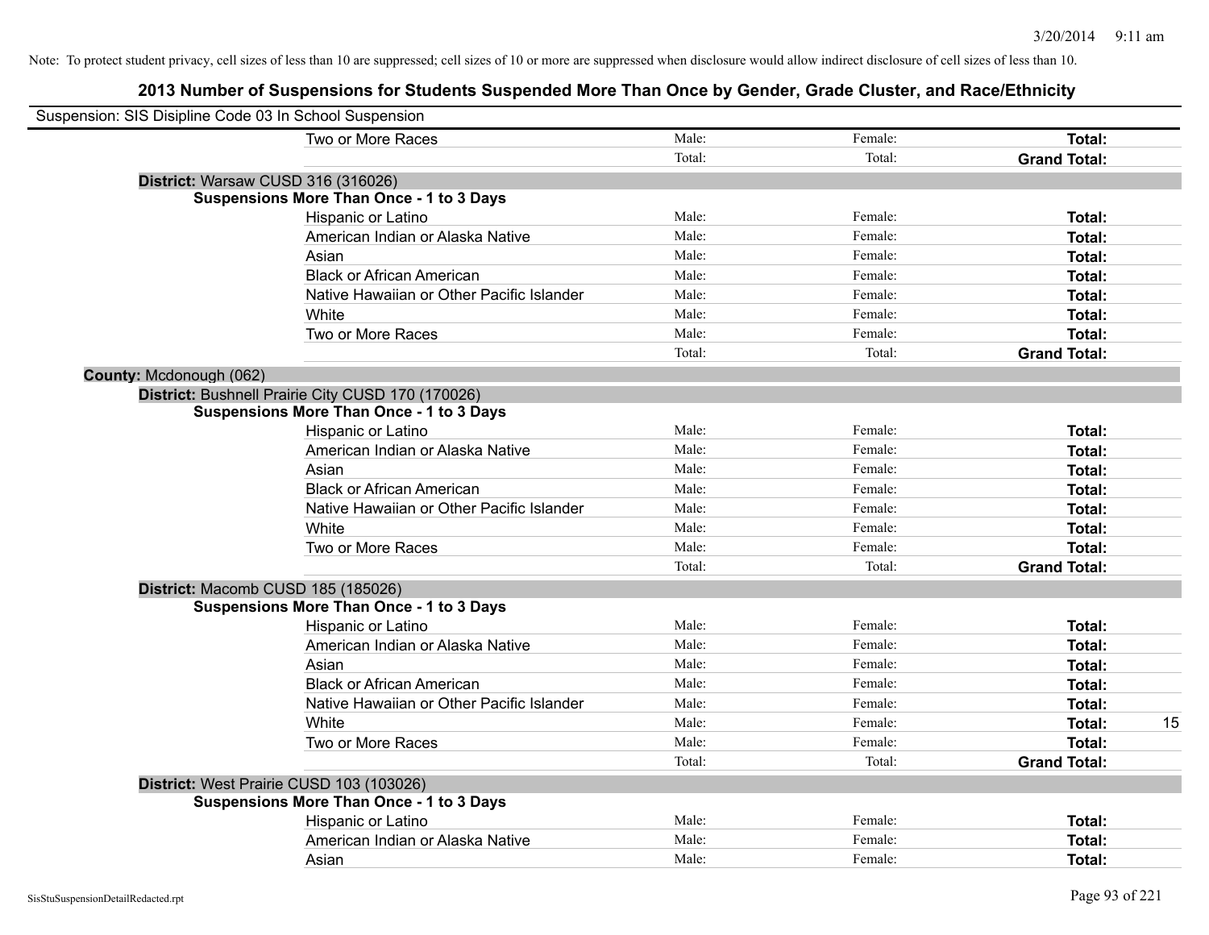Note: To protect student privacy, cell sizes of less than 10 are suppressed; cell sizes of 10 or more are suppressed when disclosure would allow indirect disclosure of cell sizes of less than 10.

## 2013 Number of Suspensions for Students Suspended More Than Once by Gender, Grade Cluster, and Race/Ethnicity

Suspension: SIS Disipline Code 03 In School Suspension

| | | | | |
|---|---|---|---|---|
| Two or More Races | Male: | Female: | **Total:** | |
| | Total: | Total: | **Grand Total:** | |

**District:** Warsaw CUSD 316 (316026)

**Suspensions More Than Once - 1 to 3 Days**

| | | | | |
|---|---|---|---|---|
| Hispanic or Latino | Male: | Female: | **Total:** | |
| American Indian or Alaska Native | Male: | Female: | **Total:** | |
| Asian | Male: | Female: | **Total:** | |
| Black or African American | Male: | Female: | **Total:** | |
| Native Hawaiian or Other Pacific Islander | Male: | Female: | **Total:** | |
| White | Male: | Female: | **Total:** | |
| Two or More Races | Male: | Female: | **Total:** | |
| | Total: | Total: | **Grand Total:** | |

**County:** Mcdonough (062)

**District:** Bushnell Prairie City CUSD 170 (170026)

**Suspensions More Than Once - 1 to 3 Days**

| | | | | |
|---|---|---|---|---|
| Hispanic or Latino | Male: | Female: | **Total:** | |
| American Indian or Alaska Native | Male: | Female: | **Total:** | |
| Asian | Male: | Female: | **Total:** | |
| Black or African American | Male: | Female: | **Total:** | |
| Native Hawaiian or Other Pacific Islander | Male: | Female: | **Total:** | |
| White | Male: | Female: | **Total:** | |
| Two or More Races | Male: | Female: | **Total:** | |
| | Total: | Total: | **Grand Total:** | |

**District:** Macomb CUSD 185 (185026)

**Suspensions More Than Once - 1 to 3 Days**

| | | | | |
|---|---|---|---|---|
| Hispanic or Latino | Male: | Female: | **Total:** | |
| American Indian or Alaska Native | Male: | Female: | **Total:** | |
| Asian | Male: | Female: | **Total:** | |
| Black or African American | Male: | Female: | **Total:** | |
| Native Hawaiian or Other Pacific Islander | Male: | Female: | **Total:** | |
| White | Male: | Female: | **Total:** | 15 |
| Two or More Races | Male: | Female: | **Total:** | |
| | Total: | Total: | **Grand Total:** | |

**District:** West Prairie CUSD 103 (103026)

**Suspensions More Than Once - 1 to 3 Days**

| | | | | |
|---|---|---|---|---|
| Hispanic or Latino | Male: | Female: | **Total:** | |
| American Indian or Alaska Native | Male: | Female: | **Total:** | |
| Asian | Male: | Female: | **Total:** | |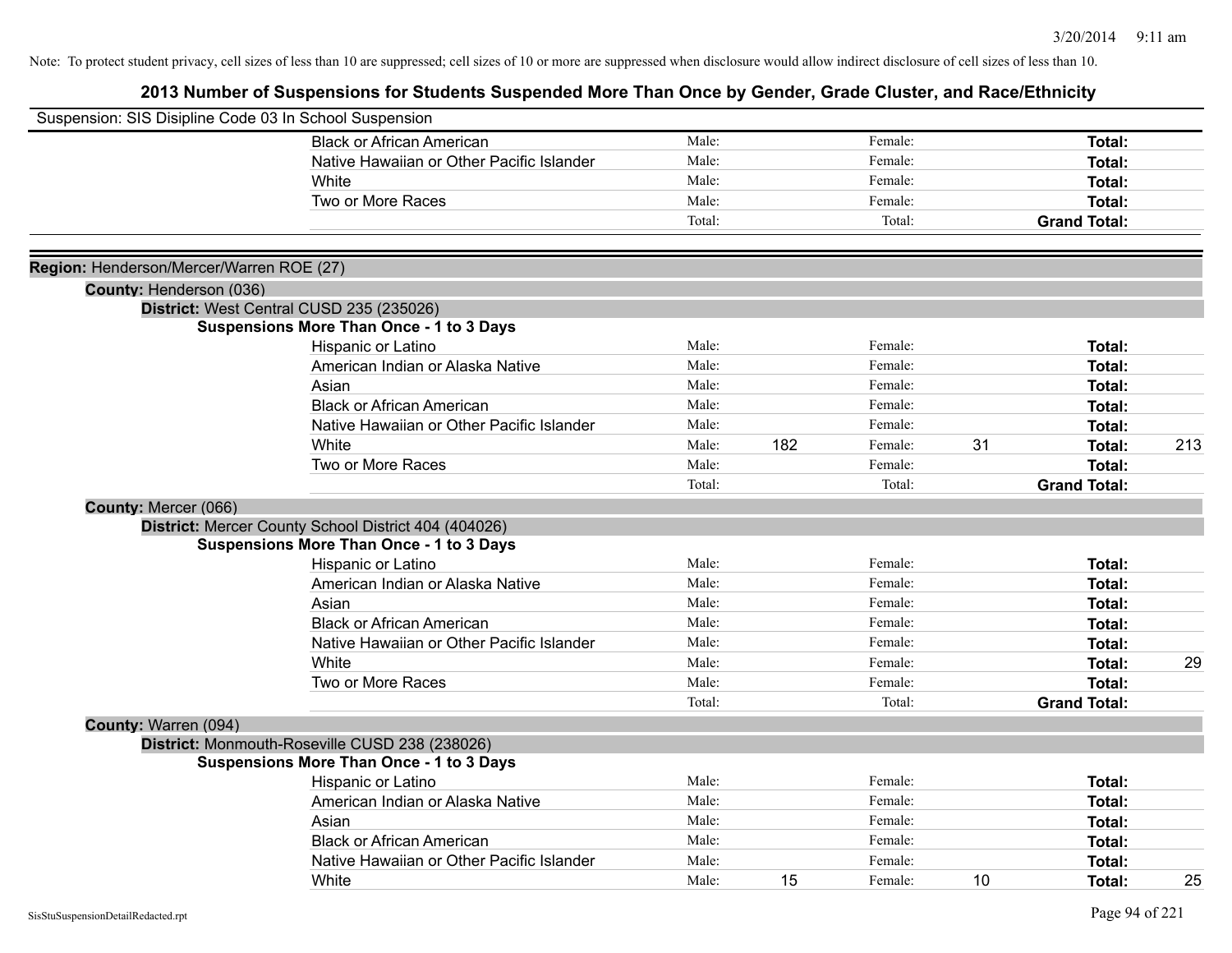Note: To protect student privacy, cell sizes of less than 10 are suppressed; cell sizes of 10 or more are suppressed when disclosure would allow indirect disclosure of cell sizes of less than 10.

## 2013 Number of Suspensions for Students Suspended More Than Once by Gender, Grade Cluster, and Race/Ethnicity

Suspension: SIS Disipline Code 03 In School Suspension

| | Male: | | Female: | | | |
|---|---|---|---|---|---|---|
| Black or African American | Male: | | Female: | | **Total:** | |
| Native Hawaiian or Other Pacific Islander | Male: | | Female: | | **Total:** | |
| White | Male: | | Female: | | **Total:** | |
| Two or More Races | Male: | | Female: | | **Total:** | |
| | Total: | | Total: | | **Grand Total:** | |

**Region:** Henderson/Mercer/Warren ROE (27)

**County:** Henderson (036)

**District:** West Central CUSD 235 (235026)

**Suspensions More Than Once - 1 to 3 Days**

| | | | | | | |
|---|---|---|---|---|---|---|
| Hispanic or Latino | Male: | | Female: | | **Total:** | |
| American Indian or Alaska Native | Male: | | Female: | | **Total:** | |
| Asian | Male: | | Female: | | **Total:** | |
| Black or African American | Male: | | Female: | | **Total:** | |
| Native Hawaiian or Other Pacific Islander | Male: | | Female: | | **Total:** | |
| White | Male: | 182 | Female: | 31 | **Total:** | 213 |
| Two or More Races | Male: | | Female: | | **Total:** | |
| | Total: | | Total: | | **Grand Total:** | |

**County:** Mercer (066)

**District:** Mercer County School District 404 (404026)

**Suspensions More Than Once - 1 to 3 Days**

| | | | | | | |
|---|---|---|---|---|---|---|
| Hispanic or Latino | Male: | | Female: | | **Total:** | |
| American Indian or Alaska Native | Male: | | Female: | | **Total:** | |
| Asian | Male: | | Female: | | **Total:** | |
| Black or African American | Male: | | Female: | | **Total:** | |
| Native Hawaiian or Other Pacific Islander | Male: | | Female: | | **Total:** | |
| White | Male: | | Female: | | **Total:** | 29 |
| Two or More Races | Male: | | Female: | | **Total:** | |
| | Total: | | Total: | | **Grand Total:** | |

**County:** Warren (094)

**District:** Monmouth-Roseville CUSD 238 (238026)

**Suspensions More Than Once - 1 to 3 Days**

| | | | | | | |
|---|---|---|---|---|---|---|
| Hispanic or Latino | Male: | | Female: | | **Total:** | |
| American Indian or Alaska Native | Male: | | Female: | | **Total:** | |
| Asian | Male: | | Female: | | **Total:** | |
| Black or African American | Male: | | Female: | | **Total:** | |
| Native Hawaiian or Other Pacific Islander | Male: | | Female: | | **Total:** | |
| White | Male: | 15 | Female: | 10 | **Total:** | 25 |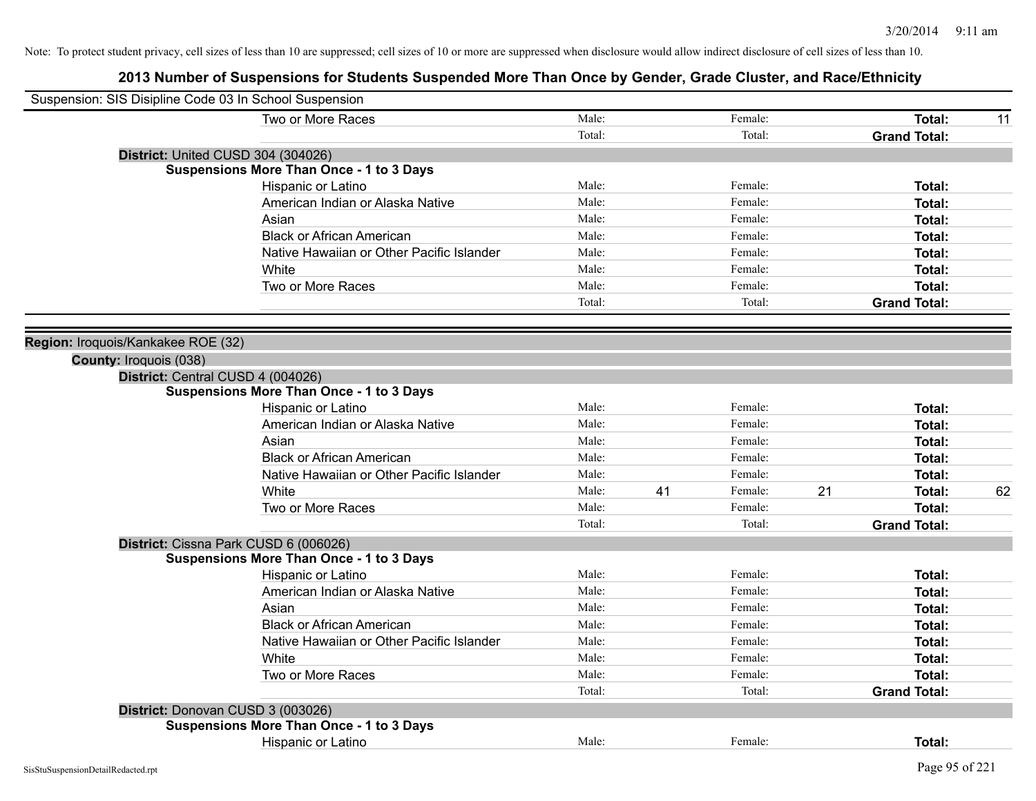Note: To protect student privacy, cell sizes of less than 10 are suppressed; cell sizes of 10 or more are suppressed when disclosure would allow indirect disclosure of cell sizes of less than 10.

## 2013 Number of Suspensions for Students Suspended More Than Once by Gender, Grade Cluster, and Race/Ethnicity

Suspension: SIS Disipline Code 03 In School Suspension

| | | | | | |
|---|---|---|---|---|---|
| Two or More Races | Male: | | Female: | | **Total:** 11 |
| | Total: | | Total: | | **Grand Total:** |

**District:** United CUSD 304 (304026)

**Suspensions More Than Once - 1 to 3 Days**

| | | | | | |
|---|---|---|---|---|---|
| Hispanic or Latino | Male: | | Female: | | **Total:** |
| American Indian or Alaska Native | Male: | | Female: | | **Total:** |
| Asian | Male: | | Female: | | **Total:** |
| Black or African American | Male: | | Female: | | **Total:** |
| Native Hawaiian or Other Pacific Islander | Male: | | Female: | | **Total:** |
| White | Male: | | Female: | | **Total:** |
| Two or More Races | Male: | | Female: | | **Total:** |
| | Total: | | Total: | | **Grand Total:** |

**Region:** Iroquois/Kankakee ROE (32)

**County:** Iroquois (038)

**District:** Central CUSD 4 (004026)

**Suspensions More Than Once - 1 to 3 Days**

| | | | | | |
|---|---|---|---|---|---|
| Hispanic or Latino | Male: | | Female: | | **Total:** |
| American Indian or Alaska Native | Male: | | Female: | | **Total:** |
| Asian | Male: | | Female: | | **Total:** |
| Black or African American | Male: | | Female: | | **Total:** |
| Native Hawaiian or Other Pacific Islander | Male: | | Female: | | **Total:** |
| White | Male: | 41 | Female: | 21 | **Total:** 62 |
| Two or More Races | Male: | | Female: | | **Total:** |
| | Total: | | Total: | | **Grand Total:** |

**District:** Cissna Park CUSD 6 (006026)

**Suspensions More Than Once - 1 to 3 Days**

| | | | | | |
|---|---|---|---|---|---|
| Hispanic or Latino | Male: | | Female: | | **Total:** |
| American Indian or Alaska Native | Male: | | Female: | | **Total:** |
| Asian | Male: | | Female: | | **Total:** |
| Black or African American | Male: | | Female: | | **Total:** |
| Native Hawaiian or Other Pacific Islander | Male: | | Female: | | **Total:** |
| White | Male: | | Female: | | **Total:** |
| Two or More Races | Male: | | Female: | | **Total:** |
| | Total: | | Total: | | **Grand Total:** |

**District:** Donovan CUSD 3 (003026)

**Suspensions More Than Once - 1 to 3 Days**

| | | | | | |
|---|---|---|---|---|---|
| Hispanic or Latino | Male: | | Female: | | **Total:** |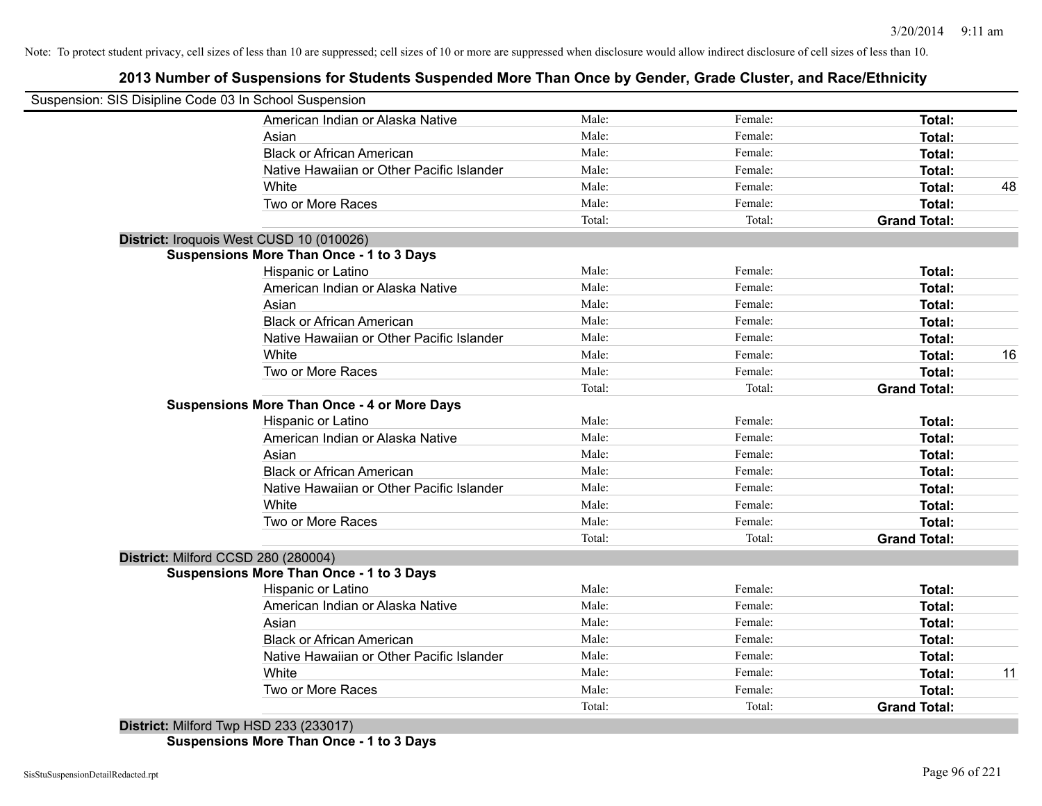Note: To protect student privacy, cell sizes of less than 10 are suppressed; cell sizes of 10 or more are suppressed when disclosure would allow indirect disclosure of cell sizes of less than 10.

## 2013 Number of Suspensions for Students Suspended More Than Once by Gender, Grade Cluster, and Race/Ethnicity

Suspension: SIS Disipline Code 03 In School Suspension

| | | | | |
|---|---|---|---|---|
| American Indian or Alaska Native | Male: | Female: | **Total:** | |
| Asian | Male: | Female: | **Total:** | |
| Black or African American | Male: | Female: | **Total:** | |
| Native Hawaiian or Other Pacific Islander | Male: | Female: | **Total:** | |
| White | Male: | Female: | **Total:** | 48 |
| Two or More Races | Male: | Female: | **Total:** | |
| | Total: | Total: | **Grand Total:** | |

**District:** Iroquois West CUSD 10 (010026)

**Suspensions More Than Once - 1 to 3 Days**

| | | | | |
|---|---|---|---|---|
| Hispanic or Latino | Male: | Female: | **Total:** | |
| American Indian or Alaska Native | Male: | Female: | **Total:** | |
| Asian | Male: | Female: | **Total:** | |
| Black or African American | Male: | Female: | **Total:** | |
| Native Hawaiian or Other Pacific Islander | Male: | Female: | **Total:** | |
| White | Male: | Female: | **Total:** | 16 |
| Two or More Races | Male: | Female: | **Total:** | |
| | Total: | Total: | **Grand Total:** | |

**Suspensions More Than Once - 4 or More Days**

| | | | | |
|---|---|---|---|---|
| Hispanic or Latino | Male: | Female: | **Total:** | |
| American Indian or Alaska Native | Male: | Female: | **Total:** | |
| Asian | Male: | Female: | **Total:** | |
| Black or African American | Male: | Female: | **Total:** | |
| Native Hawaiian or Other Pacific Islander | Male: | Female: | **Total:** | |
| White | Male: | Female: | **Total:** | |
| Two or More Races | Male: | Female: | **Total:** | |
| | Total: | Total: | **Grand Total:** | |

**District:** Milford CCSD 280 (280004)

**Suspensions More Than Once - 1 to 3 Days**

| | | | | |
|---|---|---|---|---|
| Hispanic or Latino | Male: | Female: | **Total:** | |
| American Indian or Alaska Native | Male: | Female: | **Total:** | |
| Asian | Male: | Female: | **Total:** | |
| Black or African American | Male: | Female: | **Total:** | |
| Native Hawaiian or Other Pacific Islander | Male: | Female: | **Total:** | |
| White | Male: | Female: | **Total:** | 11 |
| Two or More Races | Male: | Female: | **Total:** | |
| | Total: | Total: | **Grand Total:** | |

**District:** Milford Twp HSD 233 (233017)

**Suspensions More Than Once - 1 to 3 Days**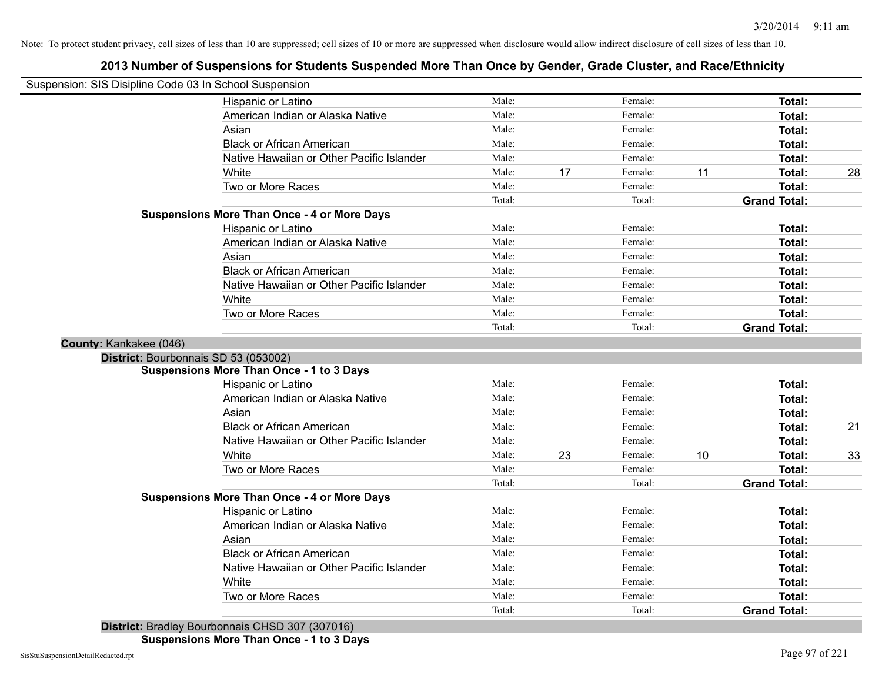Note: To protect student privacy, cell sizes of less than 10 are suppressed; cell sizes of 10 or more are suppressed when disclosure would allow indirect disclosure of cell sizes of less than 10.

## 2013 Number of Suspensions for Students Suspended More Than Once by Gender, Grade Cluster, and Race/Ethnicity

Suspension: SIS Disipline Code 03 In School Suspension

| | Race/Ethnicity | | | | | | |
|---|---|---|---|---|---|---|---|
| | Hispanic or Latino | Male: | | Female: | | **Total:** | |
| | American Indian or Alaska Native | Male: | | Female: | | **Total:** | |
| | Asian | Male: | | Female: | | **Total:** | |
| | Black or African American | Male: | | Female: | | **Total:** | |
| | Native Hawaiian or Other Pacific Islander | Male: | | Female: | | **Total:** | |
| | White | Male: | 17 | Female: | 11 | **Total:** | 28 |
| | Two or More Races | Male: | | Female: | | **Total:** | |
| | | Total: | | Total: | | **Grand Total:** | |
| **Suspensions More Than Once - 4 or More Days** | | | | | | | |
| | Hispanic or Latino | Male: | | Female: | | **Total:** | |
| | American Indian or Alaska Native | Male: | | Female: | | **Total:** | |
| | Asian | Male: | | Female: | | **Total:** | |
| | Black or African American | Male: | | Female: | | **Total:** | |
| | Native Hawaiian or Other Pacific Islander | Male: | | Female: | | **Total:** | |
| | White | Male: | | Female: | | **Total:** | |
| | Two or More Races | Male: | | Female: | | **Total:** | |
| | | Total: | | Total: | | **Grand Total:** | |

**County:** Kankakee (046)

**District:** Bourbonnais SD 53 (053002)

| | Race/Ethnicity | | | | | | |
|---|---|---|---|---|---|---|---|
| **Suspensions More Than Once - 1 to 3 Days** | | | | | | | |
| | Hispanic or Latino | Male: | | Female: | | **Total:** | |
| | American Indian or Alaska Native | Male: | | Female: | | **Total:** | |
| | Asian | Male: | | Female: | | **Total:** | |
| | Black or African American | Male: | | Female: | | **Total:** | 21 |
| | Native Hawaiian or Other Pacific Islander | Male: | | Female: | | **Total:** | |
| | White | Male: | 23 | Female: | 10 | **Total:** | 33 |
| | Two or More Races | Male: | | Female: | | **Total:** | |
| | | Total: | | Total: | | **Grand Total:** | |
| **Suspensions More Than Once - 4 or More Days** | | | | | | | |
| | Hispanic or Latino | Male: | | Female: | | **Total:** | |
| | American Indian or Alaska Native | Male: | | Female: | | **Total:** | |
| | Asian | Male: | | Female: | | **Total:** | |
| | Black or African American | Male: | | Female: | | **Total:** | |
| | Native Hawaiian or Other Pacific Islander | Male: | | Female: | | **Total:** | |
| | White | Male: | | Female: | | **Total:** | |
| | Two or More Races | Male: | | Female: | | **Total:** | |
| | | Total: | | Total: | | **Grand Total:** | |

**District:** Bradley Bourbonnais CHSD 307 (307016)

**Suspensions More Than Once - 1 to 3 Days**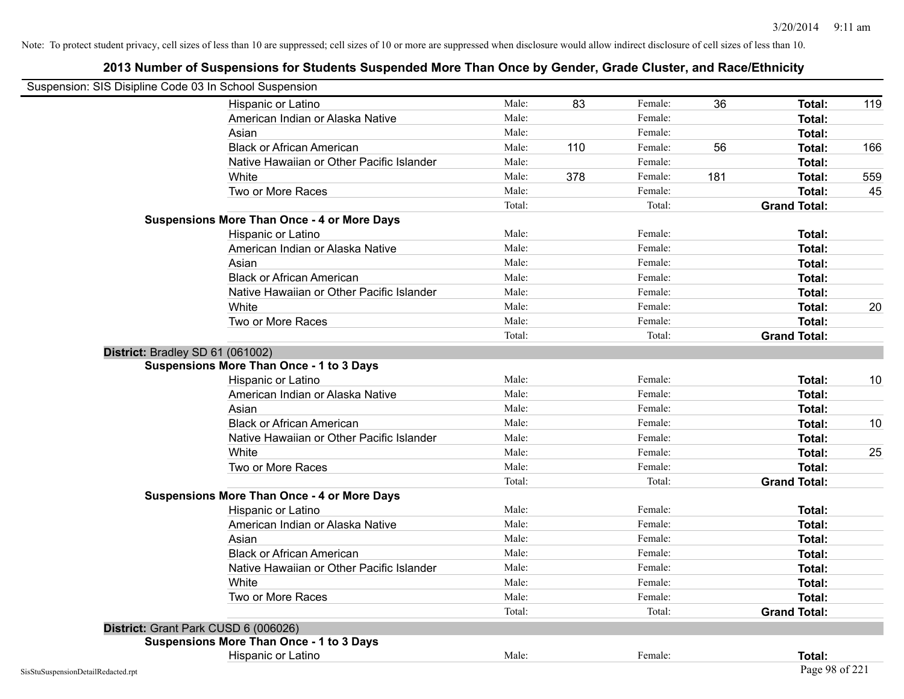Note: To protect student privacy, cell sizes of less than 10 are suppressed; cell sizes of 10 or more are suppressed when disclosure would allow indirect disclosure of cell sizes of less than 10.

## 2013 Number of Suspensions for Students Suspended More Than Once by Gender, Grade Cluster, and Race/Ethnicity

Suspension: SIS Disipline Code 03 In School Suspension

| | | | | | | | |
|---|---|---|---|---|---|---|---|
| Hispanic or Latino | Male: | 83 | Female: | 36 | **Total:** | 119 |
| American Indian or Alaska Native | Male: | | Female: | | **Total:** | |
| Asian | Male: | | Female: | | **Total:** | |
| Black or African American | Male: | 110 | Female: | 56 | **Total:** | 166 |
| Native Hawaiian or Other Pacific Islander | Male: | | Female: | | **Total:** | |
| White | Male: | 378 | Female: | 181 | **Total:** | 559 |
| Two or More Races | Male: | | Female: | | **Total:** | 45 |
| | Total: | | Total: | | **Grand Total:** | |

**Suspensions More Than Once - 4 or More Days**

| | | | | | | |
|---|---|---|---|---|---|---|
| Hispanic or Latino | Male: | | Female: | | **Total:** | |
| American Indian or Alaska Native | Male: | | Female: | | **Total:** | |
| Asian | Male: | | Female: | | **Total:** | |
| Black or African American | Male: | | Female: | | **Total:** | |
| Native Hawaiian or Other Pacific Islander | Male: | | Female: | | **Total:** | |
| White | Male: | | Female: | | **Total:** | 20 |
| Two or More Races | Male: | | Female: | | **Total:** | |
| | Total: | | Total: | | **Grand Total:** | |

**District:** Bradley SD 61 (061002)

**Suspensions More Than Once - 1 to 3 Days**

| | | | | | | |
|---|---|---|---|---|---|---|
| Hispanic or Latino | Male: | | Female: | | **Total:** | 10 |
| American Indian or Alaska Native | Male: | | Female: | | **Total:** | |
| Asian | Male: | | Female: | | **Total:** | |
| Black or African American | Male: | | Female: | | **Total:** | 10 |
| Native Hawaiian or Other Pacific Islander | Male: | | Female: | | **Total:** | |
| White | Male: | | Female: | | **Total:** | 25 |
| Two or More Races | Male: | | Female: | | **Total:** | |
| | Total: | | Total: | | **Grand Total:** | |

**Suspensions More Than Once - 4 or More Days**

| | | | | | | |
|---|---|---|---|---|---|---|
| Hispanic or Latino | Male: | | Female: | | **Total:** | |
| American Indian or Alaska Native | Male: | | Female: | | **Total:** | |
| Asian | Male: | | Female: | | **Total:** | |
| Black or African American | Male: | | Female: | | **Total:** | |
| Native Hawaiian or Other Pacific Islander | Male: | | Female: | | **Total:** | |
| White | Male: | | Female: | | **Total:** | |
| Two or More Races | Male: | | Female: | | **Total:** | |
| | Total: | | Total: | | **Grand Total:** | |

**District:** Grant Park CUSD 6 (006026)

**Suspensions More Than Once - 1 to 3 Days**

| | | | | | | |
|---|---|---|---|---|---|---|
| Hispanic or Latino | Male: | | Female: | | **Total:** | |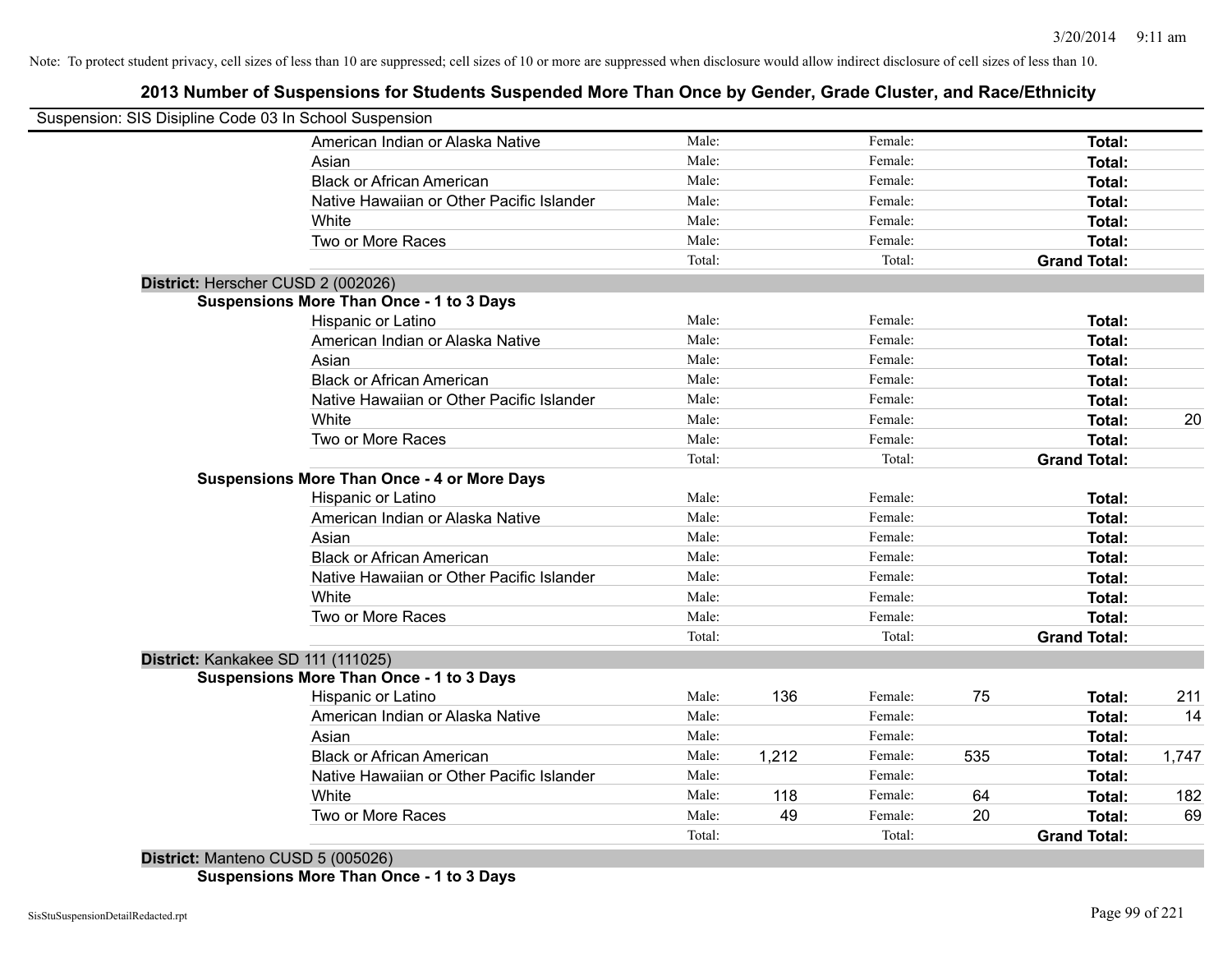Note: To protect student privacy, cell sizes of less than 10 are suppressed; cell sizes of 10 or more are suppressed when disclosure would allow indirect disclosure of cell sizes of less than 10.

## 2013 Number of Suspensions for Students Suspended More Than Once by Gender, Grade Cluster, and Race/Ethnicity

Suspension: SIS Disipline Code 03 In School Suspension

| | | | | | | |
|---|---|---|---|---|---|---|
| American Indian or Alaska Native | Male: | | Female: | | **Total:** | |
| Asian | Male: | | Female: | | **Total:** | |
| Black or African American | Male: | | Female: | | **Total:** | |
| Native Hawaiian or Other Pacific Islander | Male: | | Female: | | **Total:** | |
| White | Male: | | Female: | | **Total:** | |
| Two or More Races | Male: | | Female: | | **Total:** | |
| | Total: | | Total: | | **Grand Total:** | |

**District:** Herscher CUSD 2 (002026)

**Suspensions More Than Once - 1 to 3 Days**

| | | | | | | |
|---|---|---|---|---|---|---|
| Hispanic or Latino | Male: | | Female: | | **Total:** | |
| American Indian or Alaska Native | Male: | | Female: | | **Total:** | |
| Asian | Male: | | Female: | | **Total:** | |
| Black or African American | Male: | | Female: | | **Total:** | |
| Native Hawaiian or Other Pacific Islander | Male: | | Female: | | **Total:** | |
| White | Male: | | Female: | | **Total:** | 20 |
| Two or More Races | Male: | | Female: | | **Total:** | |
| | Total: | | Total: | | **Grand Total:** | |

**Suspensions More Than Once - 4 or More Days**

| | | | | | | |
|---|---|---|---|---|---|---|
| Hispanic or Latino | Male: | | Female: | | **Total:** | |
| American Indian or Alaska Native | Male: | | Female: | | **Total:** | |
| Asian | Male: | | Female: | | **Total:** | |
| Black or African American | Male: | | Female: | | **Total:** | |
| Native Hawaiian or Other Pacific Islander | Male: | | Female: | | **Total:** | |
| White | Male: | | Female: | | **Total:** | |
| Two or More Races | Male: | | Female: | | **Total:** | |
| | Total: | | Total: | | **Grand Total:** | |

**District:** Kankakee SD 111 (111025)

**Suspensions More Than Once - 1 to 3 Days**

| | | | | | | |
|---|---|---|---|---|---|---|
| Hispanic or Latino | Male: | 136 | Female: | 75 | **Total:** | 211 |
| American Indian or Alaska Native | Male: | | Female: | | **Total:** | 14 |
| Asian | Male: | | Female: | | **Total:** | |
| Black or African American | Male: | 1,212 | Female: | 535 | **Total:** | 1,747 |
| Native Hawaiian or Other Pacific Islander | Male: | | Female: | | **Total:** | |
| White | Male: | 118 | Female: | 64 | **Total:** | 182 |
| Two or More Races | Male: | 49 | Female: | 20 | **Total:** | 69 |
| | Total: | | Total: | | **Grand Total:** | |

**District:** Manteno CUSD 5 (005026)

**Suspensions More Than Once - 1 to 3 Days**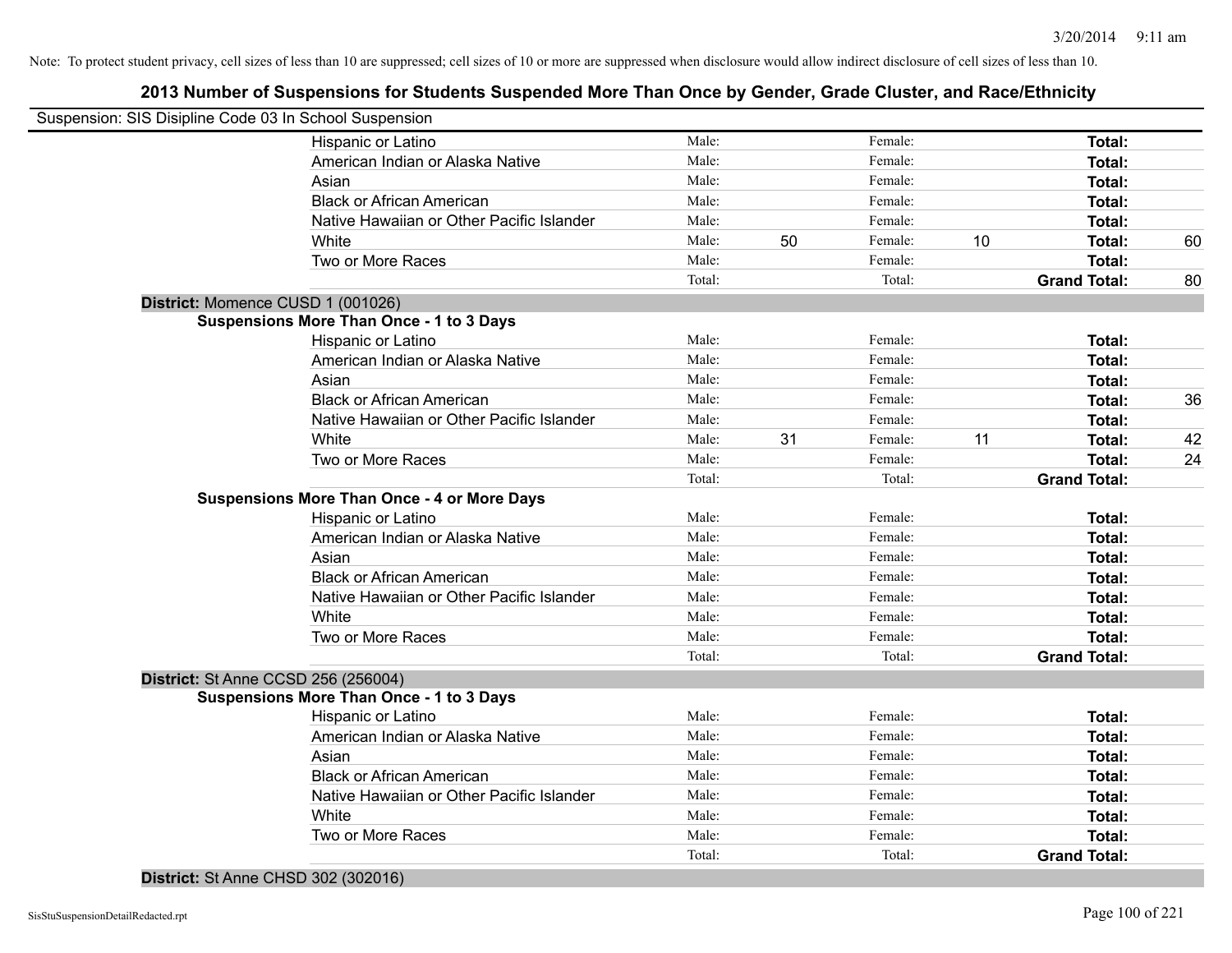Note: To protect student privacy, cell sizes of less than 10 are suppressed; cell sizes of 10 or more are suppressed when disclosure would allow indirect disclosure of cell sizes of less than 10.

## 2013 Number of Suspensions for Students Suspended More Than Once by Gender, Grade Cluster, and Race/Ethnicity

Suspension: SIS Disipline Code 03 In School Suspension

| | | | | | | |
|---|---|---|---|---|---|---|
| Hispanic or Latino | Male: | | Female: | | **Total:** | |
| American Indian or Alaska Native | Male: | | Female: | | **Total:** | |
| Asian | Male: | | Female: | | **Total:** | |
| Black or African American | Male: | | Female: | | **Total:** | |
| Native Hawaiian or Other Pacific Islander | Male: | | Female: | | **Total:** | |
| White | Male: | 50 | Female: | 10 | **Total:** | 60 |
| Two or More Races | Male: | | Female: | | **Total:** | |
| | Total: | | Total: | | **Grand Total:** | 80 |

**District:** Momence CUSD 1 (001026)

**Suspensions More Than Once - 1 to 3 Days**

| | | | | | | |
|---|---|---|---|---|---|---|
| Hispanic or Latino | Male: | | Female: | | **Total:** | |
| American Indian or Alaska Native | Male: | | Female: | | **Total:** | |
| Asian | Male: | | Female: | | **Total:** | |
| Black or African American | Male: | | Female: | | **Total:** | 36 |
| Native Hawaiian or Other Pacific Islander | Male: | | Female: | | **Total:** | |
| White | Male: | 31 | Female: | 11 | **Total:** | 42 |
| Two or More Races | Male: | | Female: | | **Total:** | 24 |
| | Total: | | Total: | | **Grand Total:** | |

**Suspensions More Than Once - 4 or More Days**

| | | | | | | |
|---|---|---|---|---|---|---|
| Hispanic or Latino | Male: | | Female: | | **Total:** | |
| American Indian or Alaska Native | Male: | | Female: | | **Total:** | |
| Asian | Male: | | Female: | | **Total:** | |
| Black or African American | Male: | | Female: | | **Total:** | |
| Native Hawaiian or Other Pacific Islander | Male: | | Female: | | **Total:** | |
| White | Male: | | Female: | | **Total:** | |
| Two or More Races | Male: | | Female: | | **Total:** | |
| | Total: | | Total: | | **Grand Total:** | |

**District:** St Anne CCSD 256 (256004)

**Suspensions More Than Once - 1 to 3 Days**

| | | | | | | |
|---|---|---|---|---|---|---|
| Hispanic or Latino | Male: | | Female: | | **Total:** | |
| American Indian or Alaska Native | Male: | | Female: | | **Total:** | |
| Asian | Male: | | Female: | | **Total:** | |
| Black or African American | Male: | | Female: | | **Total:** | |
| Native Hawaiian or Other Pacific Islander | Male: | | Female: | | **Total:** | |
| White | Male: | | Female: | | **Total:** | |
| Two or More Races | Male: | | Female: | | **Total:** | |
| | Total: | | Total: | | **Grand Total:** | |

**District:** St Anne CHSD 302 (302016)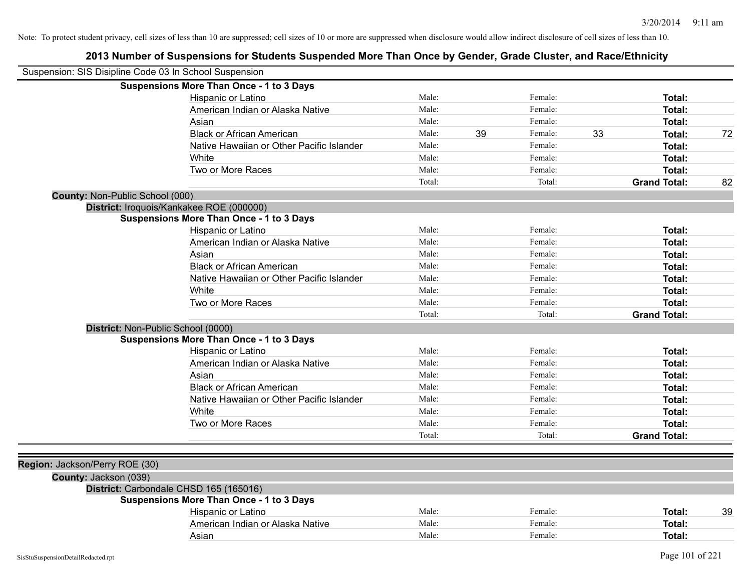Note: To protect student privacy, cell sizes of less than 10 are suppressed; cell sizes of 10 or more are suppressed when disclosure would allow indirect disclosure of cell sizes of less than 10.

## 2013 Number of Suspensions for Students Suspended More Than Once by Gender, Grade Cluster, and Race/Ethnicity

Suspension: SIS Disipline Code 03 In School Suspension

**Suspensions More Than Once - 1 to 3 Days**

| | | | | | | |
|---|---|---|---|---|---|---|
| Hispanic or Latino | Male: | | Female: | | **Total:** | |
| American Indian or Alaska Native | Male: | | Female: | | **Total:** | |
| Asian | Male: | | Female: | | **Total:** | |
| Black or African American | Male: | 39 | Female: | 33 | **Total:** | 72 |
| Native Hawaiian or Other Pacific Islander | Male: | | Female: | | **Total:** | |
| White | Male: | | Female: | | **Total:** | |
| Two or More Races | Male: | | Female: | | **Total:** | |
| | Total: | | Total: | | **Grand Total:** | 82 |

**County:** Non-Public School (000)

**District:** Iroquois/Kankakee ROE (000000)

**Suspensions More Than Once - 1 to 3 Days**

| | | | | | | |
|---|---|---|---|---|---|---|
| Hispanic or Latino | Male: | | Female: | | **Total:** | |
| American Indian or Alaska Native | Male: | | Female: | | **Total:** | |
| Asian | Male: | | Female: | | **Total:** | |
| Black or African American | Male: | | Female: | | **Total:** | |
| Native Hawaiian or Other Pacific Islander | Male: | | Female: | | **Total:** | |
| White | Male: | | Female: | | **Total:** | |
| Two or More Races | Male: | | Female: | | **Total:** | |
| | Total: | | Total: | | **Grand Total:** | |

**District:** Non-Public School (0000)

**Suspensions More Than Once - 1 to 3 Days**

| | | | | | | |
|---|---|---|---|---|---|---|
| Hispanic or Latino | Male: | | Female: | | **Total:** | |
| American Indian or Alaska Native | Male: | | Female: | | **Total:** | |
| Asian | Male: | | Female: | | **Total:** | |
| Black or African American | Male: | | Female: | | **Total:** | |
| Native Hawaiian or Other Pacific Islander | Male: | | Female: | | **Total:** | |
| White | Male: | | Female: | | **Total:** | |
| Two or More Races | Male: | | Female: | | **Total:** | |
| | Total: | | Total: | | **Grand Total:** | |

**Region:** Jackson/Perry ROE (30)

**County:** Jackson (039)

**District:** Carbondale CHSD 165 (165016)

**Suspensions More Than Once - 1 to 3 Days**

| | | | | | | |
|---|---|---|---|---|---|---|
| Hispanic or Latino | Male: | | Female: | | **Total:** | 39 |
| American Indian or Alaska Native | Male: | | Female: | | **Total:** | |
| Asian | Male: | | Female: | | **Total:** | |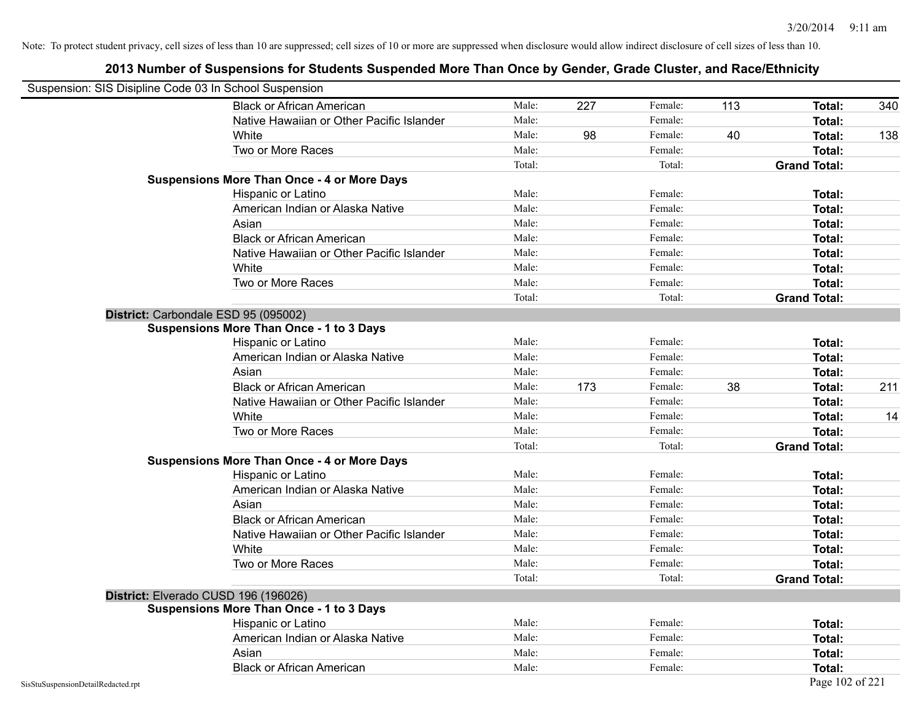Note: To protect student privacy, cell sizes of less than 10 are suppressed; cell sizes of 10 or more are suppressed when disclosure would allow indirect disclosure of cell sizes of less than 10.

## 2013 Number of Suspensions for Students Suspended More Than Once by Gender, Grade Cluster, and Race/Ethnicity

Suspension: SIS Disipline Code 03 In School Suspension

| | | | | | | |
|---|---|---|---|---|---|---|
| Black or African American | Male: | 227 | Female: | 113 | **Total:** | 340 |
| Native Hawaiian or Other Pacific Islander | Male: | | Female: | | **Total:** | |
| White | Male: | 98 | Female: | 40 | **Total:** | 138 |
| Two or More Races | Male: | | Female: | | **Total:** | |
| | Total: | | Total: | | **Grand Total:** | |

**Suspensions More Than Once - 4 or More Days**

| | | | | | | |
|---|---|---|---|---|---|---|
| Hispanic or Latino | Male: | | Female: | | **Total:** | |
| American Indian or Alaska Native | Male: | | Female: | | **Total:** | |
| Asian | Male: | | Female: | | **Total:** | |
| Black or African American | Male: | | Female: | | **Total:** | |
| Native Hawaiian or Other Pacific Islander | Male: | | Female: | | **Total:** | |
| White | Male: | | Female: | | **Total:** | |
| Two or More Races | Male: | | Female: | | **Total:** | |
| | Total: | | Total: | | **Grand Total:** | |

**District:** Carbondale ESD 95 (095002)

**Suspensions More Than Once - 1 to 3 Days**

| | | | | | | |
|---|---|---|---|---|---|---|
| Hispanic or Latino | Male: | | Female: | | **Total:** | |
| American Indian or Alaska Native | Male: | | Female: | | **Total:** | |
| Asian | Male: | | Female: | | **Total:** | |
| Black or African American | Male: | 173 | Female: | 38 | **Total:** | 211 |
| Native Hawaiian or Other Pacific Islander | Male: | | Female: | | **Total:** | |
| White | Male: | | Female: | | **Total:** | 14 |
| Two or More Races | Male: | | Female: | | **Total:** | |
| | Total: | | Total: | | **Grand Total:** | |

**Suspensions More Than Once - 4 or More Days**

| | | | | | | |
|---|---|---|---|---|---|---|
| Hispanic or Latino | Male: | | Female: | | **Total:** | |
| American Indian or Alaska Native | Male: | | Female: | | **Total:** | |
| Asian | Male: | | Female: | | **Total:** | |
| Black or African American | Male: | | Female: | | **Total:** | |
| Native Hawaiian or Other Pacific Islander | Male: | | Female: | | **Total:** | |
| White | Male: | | Female: | | **Total:** | |
| Two or More Races | Male: | | Female: | | **Total:** | |
| | Total: | | Total: | | **Grand Total:** | |

**District:** Elverado CUSD 196 (196026)

**Suspensions More Than Once - 1 to 3 Days**

| | | | | | | |
|---|---|---|---|---|---|---|
| Hispanic or Latino | Male: | | Female: | | **Total:** | |
| American Indian or Alaska Native | Male: | | Female: | | **Total:** | |
| Asian | Male: | | Female: | | **Total:** | |
| Black or African American | Male: | | Female: | | **Total:** | |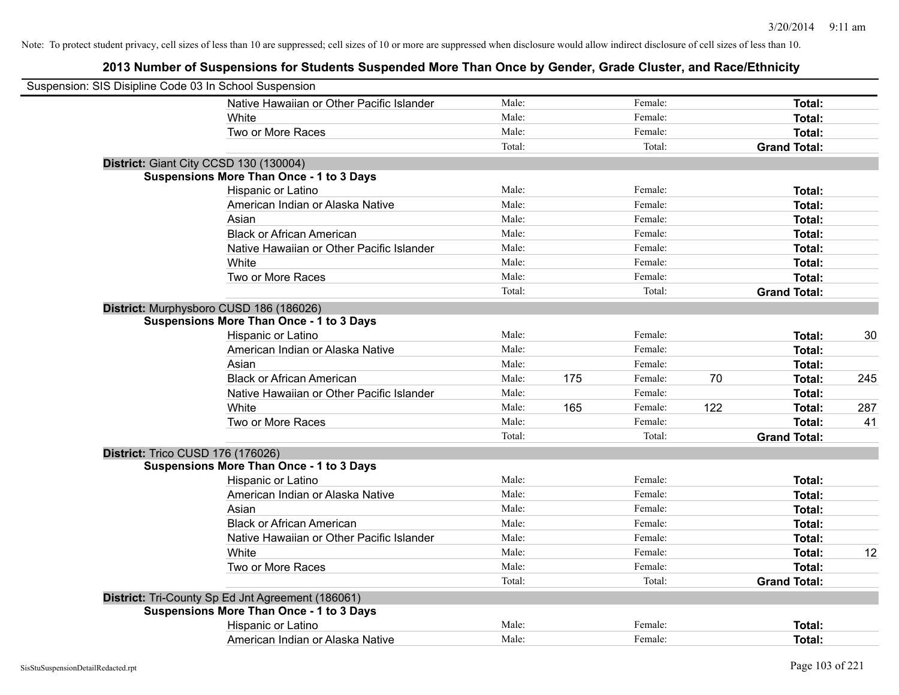Note: To protect student privacy, cell sizes of less than 10 are suppressed; cell sizes of 10 or more are suppressed when disclosure would allow indirect disclosure of cell sizes of less than 10.

## 2013 Number of Suspensions for Students Suspended More Than Once by Gender, Grade Cluster, and Race/Ethnicity

Suspension: SIS Disipline Code 03 In School Suspension

| | | | | | | |
|---|---|---|---|---|---|---|
| Native Hawaiian or Other Pacific Islander | Male: | | Female: | | **Total:** | |
| White | Male: | | Female: | | **Total:** | |
| Two or More Races | Male: | | Female: | | **Total:** | |
| | Total: | | Total: | | **Grand Total:** | |

**District:** Giant City CCSD 130 (130004)

**Suspensions More Than Once - 1 to 3 Days**

| | | | | | | |
|---|---|---|---|---|---|---|
| Hispanic or Latino | Male: | | Female: | | **Total:** | |
| American Indian or Alaska Native | Male: | | Female: | | **Total:** | |
| Asian | Male: | | Female: | | **Total:** | |
| Black or African American | Male: | | Female: | | **Total:** | |
| Native Hawaiian or Other Pacific Islander | Male: | | Female: | | **Total:** | |
| White | Male: | | Female: | | **Total:** | |
| Two or More Races | Male: | | Female: | | **Total:** | |
| | Total: | | Total: | | **Grand Total:** | |

**District:** Murphysboro CUSD 186 (186026)

**Suspensions More Than Once - 1 to 3 Days**

| | | | | | | |
|---|---|---|---|---|---|---|
| Hispanic or Latino | Male: | | Female: | | **Total:** | 30 |
| American Indian or Alaska Native | Male: | | Female: | | **Total:** | |
| Asian | Male: | | Female: | | **Total:** | |
| Black or African American | Male: | 175 | Female: | 70 | **Total:** | 245 |
| Native Hawaiian or Other Pacific Islander | Male: | | Female: | | **Total:** | |
| White | Male: | 165 | Female: | 122 | **Total:** | 287 |
| Two or More Races | Male: | | Female: | | **Total:** | 41 |
| | Total: | | Total: | | **Grand Total:** | |

**District:** Trico CUSD 176 (176026)

**Suspensions More Than Once - 1 to 3 Days**

| | | | | | | |
|---|---|---|---|---|---|---|
| Hispanic or Latino | Male: | | Female: | | **Total:** | |
| American Indian or Alaska Native | Male: | | Female: | | **Total:** | |
| Asian | Male: | | Female: | | **Total:** | |
| Black or African American | Male: | | Female: | | **Total:** | |
| Native Hawaiian or Other Pacific Islander | Male: | | Female: | | **Total:** | |
| White | Male: | | Female: | | **Total:** | 12 |
| Two or More Races | Male: | | Female: | | **Total:** | |
| | Total: | | Total: | | **Grand Total:** | |

**District:** Tri-County Sp Ed Jnt Agreement (186061)

**Suspensions More Than Once - 1 to 3 Days**

| | | | | | | |
|---|---|---|---|---|---|---|
| Hispanic or Latino | Male: | | Female: | | **Total:** | |
| American Indian or Alaska Native | Male: | | Female: | | **Total:** | |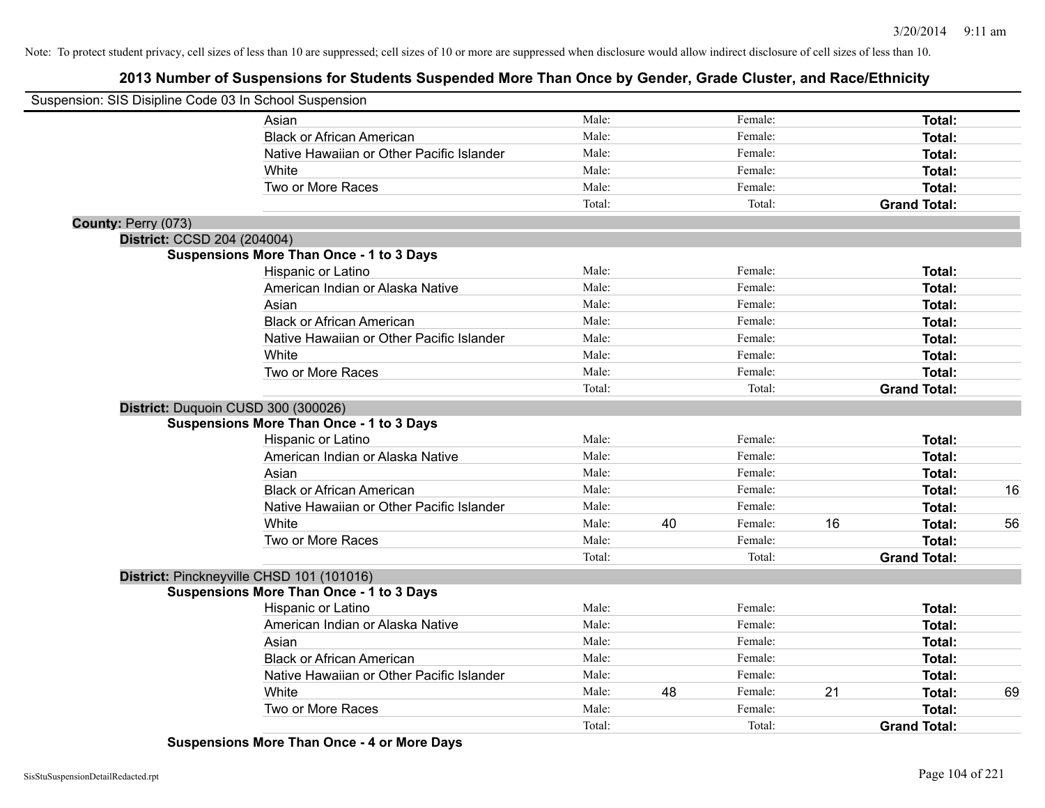Note: To protect student privacy, cell sizes of less than 10 are suppressed; cell sizes of 10 or more are suppressed when disclosure would allow indirect disclosure of cell sizes of less than 10.

## 2013 Number of Suspensions for Students Suspended More Than Once by Gender, Grade Cluster, and Race/Ethnicity

Suspension: SIS Disipline Code 03 In School Suspension

| | | | | | |
|---|---|---|---|---|---|
| Asian | Male: | Female: | | **Total:** | |
| Black or African American | Male: | Female: | | **Total:** | |
| Native Hawaiian or Other Pacific Islander | Male: | Female: | | **Total:** | |
| White | Male: | Female: | | **Total:** | |
| Two or More Races | Male: | Female: | | **Total:** | |
| | Total: | Total: | | **Grand Total:** | |

**County:** Perry (073)

**District:** CCSD 204 (204004)

**Suspensions More Than Once - 1 to 3 Days**

| | | | | | | |
|---|---|---|---|---|---|---|
| Hispanic or Latino | Male: | | Female: | | **Total:** | |
| American Indian or Alaska Native | Male: | | Female: | | **Total:** | |
| Asian | Male: | | Female: | | **Total:** | |
| Black or African American | Male: | | Female: | | **Total:** | |
| Native Hawaiian or Other Pacific Islander | Male: | | Female: | | **Total:** | |
| White | Male: | | Female: | | **Total:** | |
| Two or More Races | Male: | | Female: | | **Total:** | |
| | Total: | | Total: | | **Grand Total:** | |

**District:** Duquoin CUSD 300 (300026)

**Suspensions More Than Once - 1 to 3 Days**

| | | | | | | |
|---|---|---|---|---|---|---|
| Hispanic or Latino | Male: | | Female: | | **Total:** | |
| American Indian or Alaska Native | Male: | | Female: | | **Total:** | |
| Asian | Male: | | Female: | | **Total:** | |
| Black or African American | Male: | | Female: | | **Total:** | 16 |
| Native Hawaiian or Other Pacific Islander | Male: | | Female: | | **Total:** | |
| White | Male: | 40 | Female: | 16 | **Total:** | 56 |
| Two or More Races | Male: | | Female: | | **Total:** | |
| | Total: | | Total: | | **Grand Total:** | |

**District:** Pinckneyville CHSD 101 (101016)

**Suspensions More Than Once - 1 to 3 Days**

| | | | | | | |
|---|---|---|---|---|---|---|
| Hispanic or Latino | Male: | | Female: | | **Total:** | |
| American Indian or Alaska Native | Male: | | Female: | | **Total:** | |
| Asian | Male: | | Female: | | **Total:** | |
| Black or African American | Male: | | Female: | | **Total:** | |
| Native Hawaiian or Other Pacific Islander | Male: | | Female: | | **Total:** | |
| White | Male: | 48 | Female: | 21 | **Total:** | 69 |
| Two or More Races | Male: | | Female: | | **Total:** | |
| | Total: | | Total: | | **Grand Total:** | |

**Suspensions More Than Once - 4 or More Days**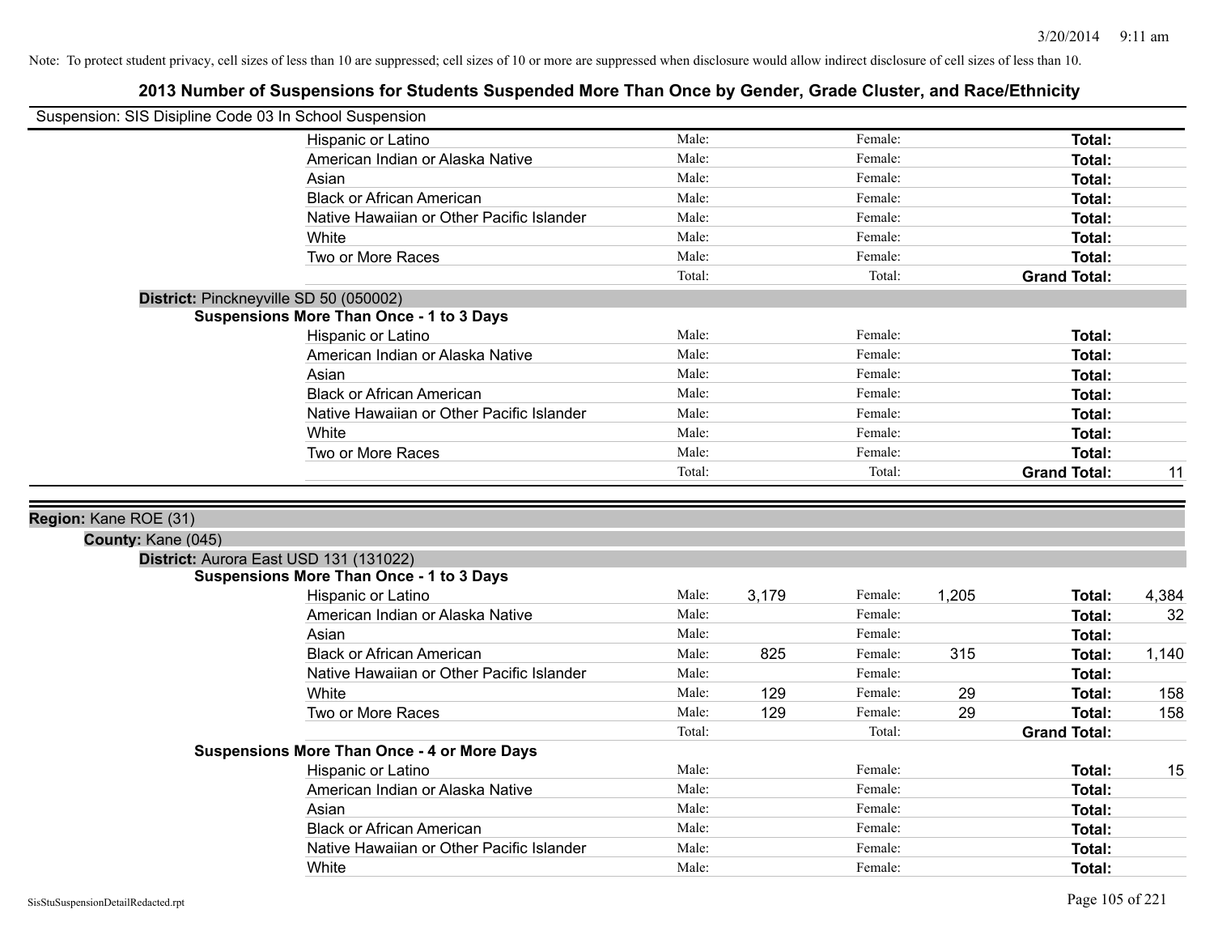Note: To protect student privacy, cell sizes of less than 10 are suppressed; cell sizes of 10 or more are suppressed when disclosure would allow indirect disclosure of cell sizes of less than 10.

## 2013 Number of Suspensions for Students Suspended More Than Once by Gender, Grade Cluster, and Race/Ethnicity

Suspension: SIS Disipline Code 03 In School Suspension

| | | | | | | |
|---|---|---|---|---|---|---|
| Hispanic or Latino | Male: | | Female: | | **Total:** | |
| American Indian or Alaska Native | Male: | | Female: | | **Total:** | |
| Asian | Male: | | Female: | | **Total:** | |
| Black or African American | Male: | | Female: | | **Total:** | |
| Native Hawaiian or Other Pacific Islander | Male: | | Female: | | **Total:** | |
| White | Male: | | Female: | | **Total:** | |
| Two or More Races | Male: | | Female: | | **Total:** | |
| | Total: | | Total: | | **Grand Total:** | |

**District:** Pinckneyville SD 50 (050002)

**Suspensions More Than Once - 1 to 3 Days**

| | | | | | | |
|---|---|---|---|---|---|---|
| Hispanic or Latino | Male: | | Female: | | **Total:** | |
| American Indian or Alaska Native | Male: | | Female: | | **Total:** | |
| Asian | Male: | | Female: | | **Total:** | |
| Black or African American | Male: | | Female: | | **Total:** | |
| Native Hawaiian or Other Pacific Islander | Male: | | Female: | | **Total:** | |
| White | Male: | | Female: | | **Total:** | |
| Two or More Races | Male: | | Female: | | **Total:** | |
| | Total: | | Total: | | **Grand Total:** | 11 |

**Region:** Kane ROE (31)

**County:** Kane (045)

**District:** Aurora East USD 131 (131022)

**Suspensions More Than Once - 1 to 3 Days**

| | | | | | | |
|---|---|---|---|---|---|---|
| Hispanic or Latino | Male: | 3,179 | Female: | 1,205 | **Total:** | 4,384 |
| American Indian or Alaska Native | Male: | | Female: | | **Total:** | 32 |
| Asian | Male: | | Female: | | **Total:** | |
| Black or African American | Male: | 825 | Female: | 315 | **Total:** | 1,140 |
| Native Hawaiian or Other Pacific Islander | Male: | | Female: | | **Total:** | |
| White | Male: | 129 | Female: | 29 | **Total:** | 158 |
| Two or More Races | Male: | 129 | Female: | 29 | **Total:** | 158 |
| | Total: | | Total: | | **Grand Total:** | |

**Suspensions More Than Once - 4 or More Days**

| | | | | | | |
|---|---|---|---|---|---|---|
| Hispanic or Latino | Male: | | Female: | | **Total:** | 15 |
| American Indian or Alaska Native | Male: | | Female: | | **Total:** | |
| Asian | Male: | | Female: | | **Total:** | |
| Black or African American | Male: | | Female: | | **Total:** | |
| Native Hawaiian or Other Pacific Islander | Male: | | Female: | | **Total:** | |
| White | Male: | | Female: | | **Total:** | |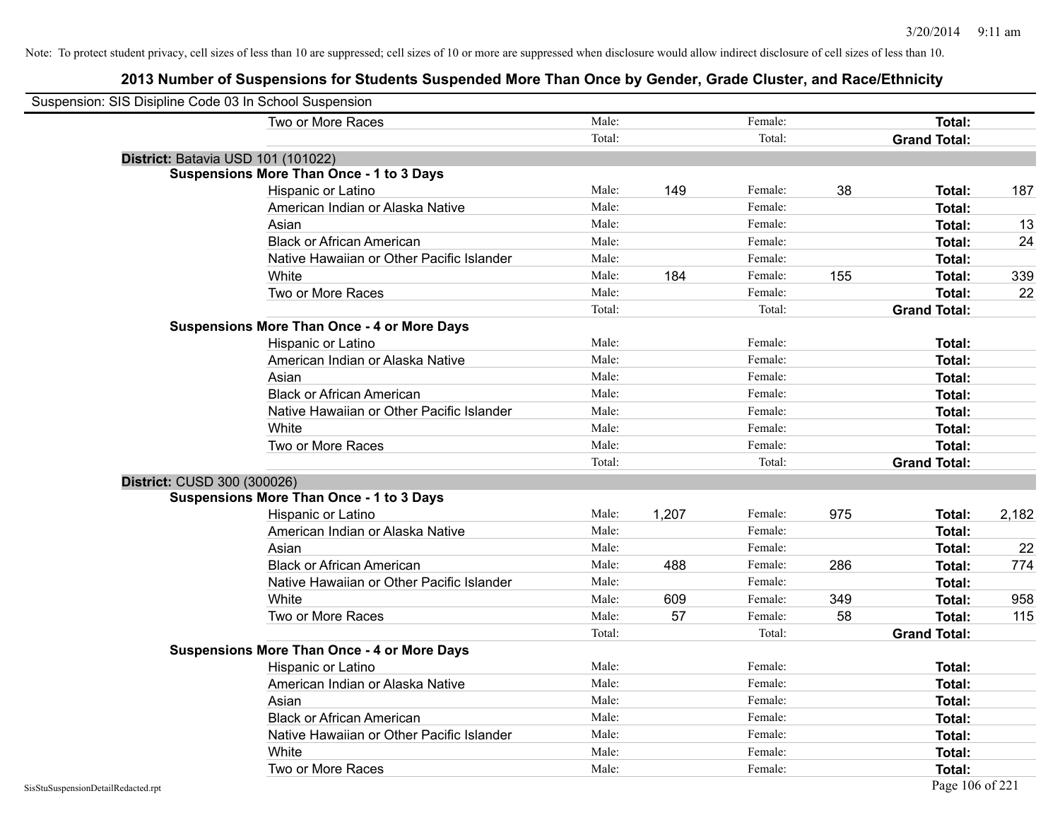Note: To protect student privacy, cell sizes of less than 10 are suppressed; cell sizes of 10 or more are suppressed when disclosure would allow indirect disclosure of cell sizes of less than 10.

## 2013 Number of Suspensions for Students Suspended More Than Once by Gender, Grade Cluster, and Race/Ethnicity

Suspension: SIS Disipline Code 03 In School Suspension

| | | | | | | |
|---|---|---|---|---|---|---|
| Two or More Races | Male: | | Female: | | **Total:** | |
| | Total: | | Total: | | **Grand Total:** | |

**District:** Batavia USD 101 (101022)

**Suspensions More Than Once - 1 to 3 Days**

| | | | | | | |
|---|---|---|---|---|---|---|
| Hispanic or Latino | Male: | 149 | Female: | 38 | **Total:** | 187 |
| American Indian or Alaska Native | Male: | | Female: | | **Total:** | |
| Asian | Male: | | Female: | | **Total:** | 13 |
| Black or African American | Male: | | Female: | | **Total:** | 24 |
| Native Hawaiian or Other Pacific Islander | Male: | | Female: | | **Total:** | |
| White | Male: | 184 | Female: | 155 | **Total:** | 339 |
| Two or More Races | Male: | | Female: | | **Total:** | 22 |
| | Total: | | Total: | | **Grand Total:** | |

**Suspensions More Than Once - 4 or More Days**

| | | | | | | |
|---|---|---|---|---|---|---|
| Hispanic or Latino | Male: | | Female: | | **Total:** | |
| American Indian or Alaska Native | Male: | | Female: | | **Total:** | |
| Asian | Male: | | Female: | | **Total:** | |
| Black or African American | Male: | | Female: | | **Total:** | |
| Native Hawaiian or Other Pacific Islander | Male: | | Female: | | **Total:** | |
| White | Male: | | Female: | | **Total:** | |
| Two or More Races | Male: | | Female: | | **Total:** | |
| | Total: | | Total: | | **Grand Total:** | |

**District:** CUSD 300 (300026)

**Suspensions More Than Once - 1 to 3 Days**

| | | | | | | |
|---|---|---|---|---|---|---|
| Hispanic or Latino | Male: | 1,207 | Female: | 975 | **Total:** | 2,182 |
| American Indian or Alaska Native | Male: | | Female: | | **Total:** | |
| Asian | Male: | | Female: | | **Total:** | 22 |
| Black or African American | Male: | 488 | Female: | 286 | **Total:** | 774 |
| Native Hawaiian or Other Pacific Islander | Male: | | Female: | | **Total:** | |
| White | Male: | 609 | Female: | 349 | **Total:** | 958 |
| Two or More Races | Male: | 57 | Female: | 58 | **Total:** | 115 |
| | Total: | | Total: | | **Grand Total:** | |

**Suspensions More Than Once - 4 or More Days**

| | | | | | | |
|---|---|---|---|---|---|---|
| Hispanic or Latino | Male: | | Female: | | **Total:** | |
| American Indian or Alaska Native | Male: | | Female: | | **Total:** | |
| Asian | Male: | | Female: | | **Total:** | |
| Black or African American | Male: | | Female: | | **Total:** | |
| Native Hawaiian or Other Pacific Islander | Male: | | Female: | | **Total:** | |
| White | Male: | | Female: | | **Total:** | |
| Two or More Races | Male: | | Female: | | **Total:** | |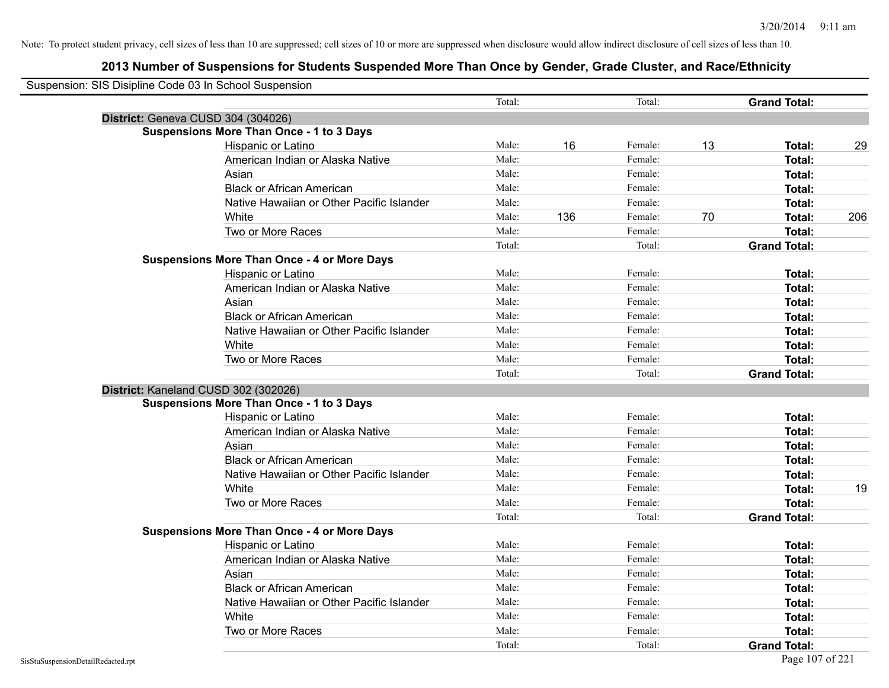Note: To protect student privacy, cell sizes of less than 10 are suppressed; cell sizes of 10 or more are suppressed when disclosure would allow indirect disclosure of cell sizes of less than 10.

# 2013 Number of Suspensions for Students Suspended More Than Once by Gender, Grade Cluster, and Race/Ethnicity

Suspension: SIS Disipline Code 03 In School Suspension

| | | | | | | | |
|---|---|---|---|---|---|---|---|
| | Total: | | Total: | | **Grand Total:** | |

**District:** Geneva CUSD 304 (304026)

**Suspensions More Than Once - 1 to 3 Days**

| Race/Ethnicity | | Male | | Female | | Total |
|---|---|---|---|---|---|---|
| Hispanic or Latino | Male: | 16 | Female: | 13 | **Total:** | 29 |
| American Indian or Alaska Native | Male: | | Female: | | **Total:** | |
| Asian | Male: | | Female: | | **Total:** | |
| Black or African American | Male: | | Female: | | **Total:** | |
| Native Hawaiian or Other Pacific Islander | Male: | | Female: | | **Total:** | |
| White | Male: | 136 | Female: | 70 | **Total:** | 206 |
| Two or More Races | Male: | | Female: | | **Total:** | |
| | Total: | | Total: | | **Grand Total:** | |

**Suspensions More Than Once - 4 or More Days**

| Race/Ethnicity | | Male | | Female | | Total |
|---|---|---|---|---|---|---|
| Hispanic or Latino | Male: | | Female: | | **Total:** | |
| American Indian or Alaska Native | Male: | | Female: | | **Total:** | |
| Asian | Male: | | Female: | | **Total:** | |
| Black or African American | Male: | | Female: | | **Total:** | |
| Native Hawaiian or Other Pacific Islander | Male: | | Female: | | **Total:** | |
| White | Male: | | Female: | | **Total:** | |
| Two or More Races | Male: | | Female: | | **Total:** | |
| | Total: | | Total: | | **Grand Total:** | |

**District:** Kaneland CUSD 302 (302026)

**Suspensions More Than Once - 1 to 3 Days**

| Race/Ethnicity | | Male | | Female | | Total |
|---|---|---|---|---|---|---|
| Hispanic or Latino | Male: | | Female: | | **Total:** | |
| American Indian or Alaska Native | Male: | | Female: | | **Total:** | |
| Asian | Male: | | Female: | | **Total:** | |
| Black or African American | Male: | | Female: | | **Total:** | |
| Native Hawaiian or Other Pacific Islander | Male: | | Female: | | **Total:** | |
| White | Male: | | Female: | | **Total:** | 19 |
| Two or More Races | Male: | | Female: | | **Total:** | |
| | Total: | | Total: | | **Grand Total:** | |

**Suspensions More Than Once - 4 or More Days**

| Race/Ethnicity | | Male | | Female | | Total |
|---|---|---|---|---|---|---|
| Hispanic or Latino | Male: | | Female: | | **Total:** | |
| American Indian or Alaska Native | Male: | | Female: | | **Total:** | |
| Asian | Male: | | Female: | | **Total:** | |
| Black or African American | Male: | | Female: | | **Total:** | |
| Native Hawaiian or Other Pacific Islander | Male: | | Female: | | **Total:** | |
| White | Male: | | Female: | | **Total:** | |
| Two or More Races | Male: | | Female: | | **Total:** | |
| | Total: | | Total: | | **Grand Total:** | |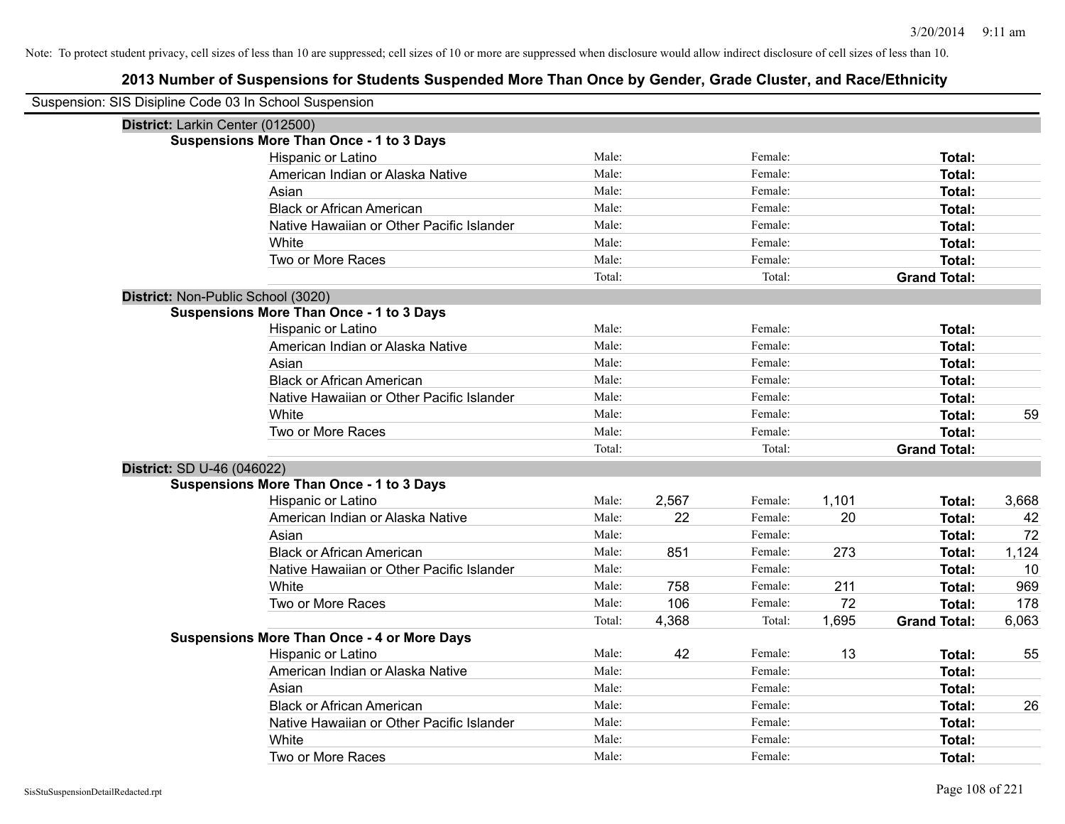Note: To protect student privacy, cell sizes of less than 10 are suppressed; cell sizes of 10 or more are suppressed when disclosure would allow indirect disclosure of cell sizes of less than 10.

## 2013 Number of Suspensions for Students Suspended More Than Once by Gender, Grade Cluster, and Race/Ethnicity

Suspension: SIS Disipline Code 03 In School Suspension

**District:** Larkin Center (012500)

**Suspensions More Than Once - 1 to 3 Days**

| Race/Ethnicity | | Male | | Female | | Total |
|---|---|---|---|---|---|---|
| Hispanic or Latino | Male: | | Female: | | **Total:** | |
| American Indian or Alaska Native | Male: | | Female: | | **Total:** | |
| Asian | Male: | | Female: | | **Total:** | |
| Black or African American | Male: | | Female: | | **Total:** | |
| Native Hawaiian or Other Pacific Islander | Male: | | Female: | | **Total:** | |
| White | Male: | | Female: | | **Total:** | |
| Two or More Races | Male: | | Female: | | **Total:** | |
| | Total: | | Total: | | **Grand Total:** | |

**District:** Non-Public School (3020)

**Suspensions More Than Once - 1 to 3 Days**

| Race/Ethnicity | | Male | | Female | | Total |
|---|---|---|---|---|---|---|
| Hispanic or Latino | Male: | | Female: | | **Total:** | |
| American Indian or Alaska Native | Male: | | Female: | | **Total:** | |
| Asian | Male: | | Female: | | **Total:** | |
| Black or African American | Male: | | Female: | | **Total:** | |
| Native Hawaiian or Other Pacific Islander | Male: | | Female: | | **Total:** | |
| White | Male: | | Female: | | **Total:** | 59 |
| Two or More Races | Male: | | Female: | | **Total:** | |
| | Total: | | Total: | | **Grand Total:** | |

**District:** SD U-46 (046022)

**Suspensions More Than Once - 1 to 3 Days**

| Race/Ethnicity | | Male | | Female | | Total |
|---|---|---|---|---|---|---|
| Hispanic or Latino | Male: | 2,567 | Female: | 1,101 | **Total:** | 3,668 |
| American Indian or Alaska Native | Male: | 22 | Female: | 20 | **Total:** | 42 |
| Asian | Male: | | Female: | | **Total:** | 72 |
| Black or African American | Male: | 851 | Female: | 273 | **Total:** | 1,124 |
| Native Hawaiian or Other Pacific Islander | Male: | | Female: | | **Total:** | 10 |
| White | Male: | 758 | Female: | 211 | **Total:** | 969 |
| Two or More Races | Male: | 106 | Female: | 72 | **Total:** | 178 |
| | Total: | 4,368 | Total: | 1,695 | **Grand Total:** | 6,063 |

**Suspensions More Than Once - 4 or More Days**

| Race/Ethnicity | | Male | | Female | | Total |
|---|---|---|---|---|---|---|
| Hispanic or Latino | Male: | 42 | Female: | 13 | **Total:** | 55 |
| American Indian or Alaska Native | Male: | | Female: | | **Total:** | |
| Asian | Male: | | Female: | | **Total:** | |
| Black or African American | Male: | | Female: | | **Total:** | 26 |
| Native Hawaiian or Other Pacific Islander | Male: | | Female: | | **Total:** | |
| White | Male: | | Female: | | **Total:** | |
| Two or More Races | Male: | | Female: | | **Total:** | |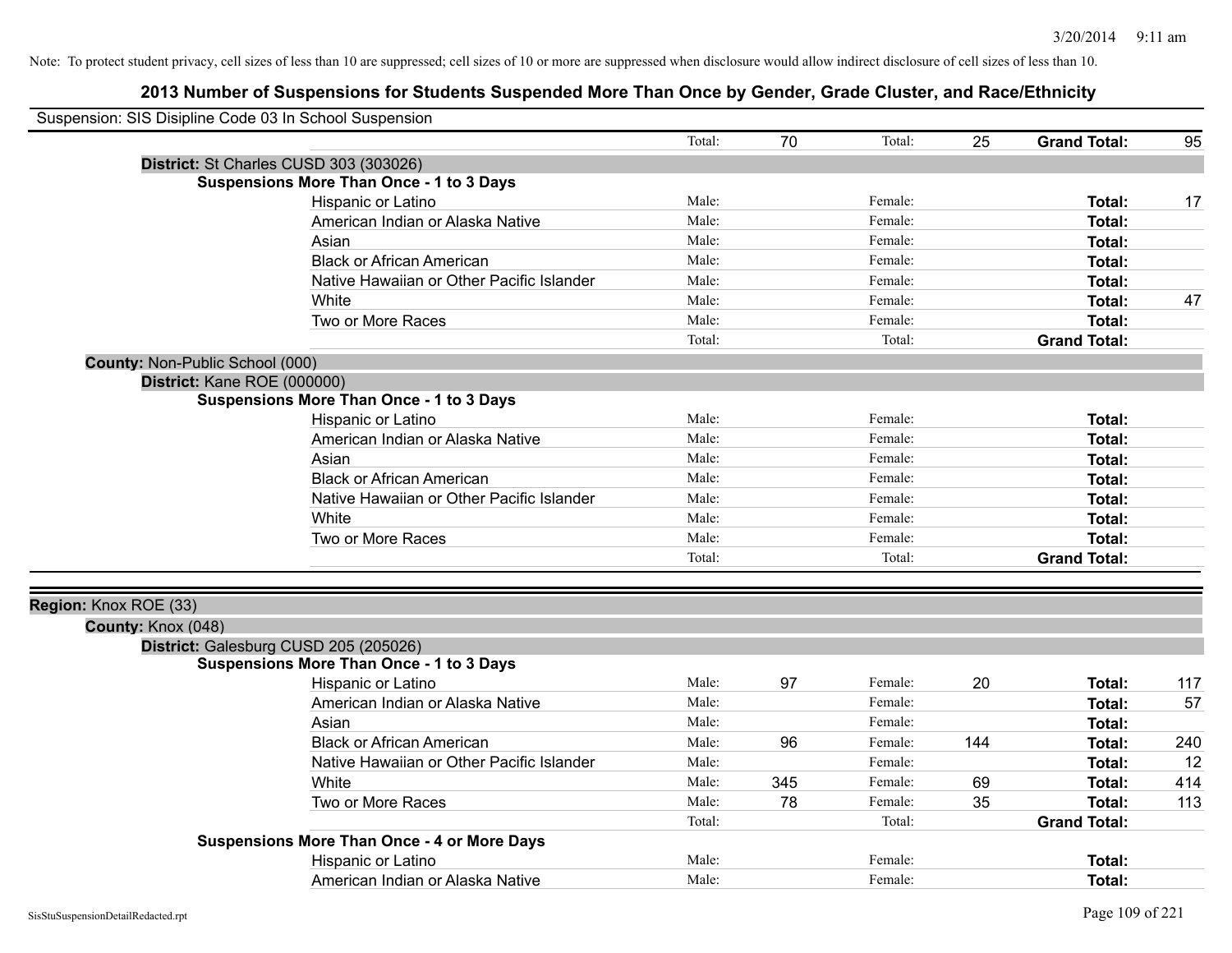Note: To protect student privacy, cell sizes of less than 10 are suppressed; cell sizes of 10 or more are suppressed when disclosure would allow indirect disclosure of cell sizes of less than 10.

# 2013 Number of Suspensions for Students Suspended More Than Once by Gender, Grade Cluster, and Race/Ethnicity

Suspension: SIS Disipline Code 03 In School Suspension

| | | | | | | |
|---|---|---|---|---|---|---|
| | Total: | 70 | Total: | 25 | **Grand Total:** | 95 |

**District:** St Charles CUSD 303 (303026)

**Suspensions More Than Once - 1 to 3 Days**

| Race/Ethnicity | Male: | | Female: | | Total: | |
|---|---|---|---|---|---|---|
| Hispanic or Latino | Male: | | Female: | | **Total:** | 17 |
| American Indian or Alaska Native | Male: | | Female: | | **Total:** | |
| Asian | Male: | | Female: | | **Total:** | |
| Black or African American | Male: | | Female: | | **Total:** | |
| Native Hawaiian or Other Pacific Islander | Male: | | Female: | | **Total:** | |
| White | Male: | | Female: | | **Total:** | 47 |
| Two or More Races | Male: | | Female: | | **Total:** | |
| | Total: | | Total: | | **Grand Total:** | |

**County:** Non-Public School (000)

**District:** Kane ROE (000000)

**Suspensions More Than Once - 1 to 3 Days**

| Race/Ethnicity | Male: | | Female: | | Total: | |
|---|---|---|---|---|---|---|
| Hispanic or Latino | Male: | | Female: | | **Total:** | |
| American Indian or Alaska Native | Male: | | Female: | | **Total:** | |
| Asian | Male: | | Female: | | **Total:** | |
| Black or African American | Male: | | Female: | | **Total:** | |
| Native Hawaiian or Other Pacific Islander | Male: | | Female: | | **Total:** | |
| White | Male: | | Female: | | **Total:** | |
| Two or More Races | Male: | | Female: | | **Total:** | |
| | Total: | | Total: | | **Grand Total:** | |

**Region:** Knox ROE (33)

**County:** Knox (048)

**District:** Galesburg CUSD 205 (205026)

**Suspensions More Than Once - 1 to 3 Days**

| Race/Ethnicity | Male: | | Female: | | Total: | |
|---|---|---|---|---|---|---|
| Hispanic or Latino | Male: | 97 | Female: | 20 | **Total:** | 117 |
| American Indian or Alaska Native | Male: | | Female: | | **Total:** | 57 |
| Asian | Male: | | Female: | | **Total:** | |
| Black or African American | Male: | 96 | Female: | 144 | **Total:** | 240 |
| Native Hawaiian or Other Pacific Islander | Male: | | Female: | | **Total:** | 12 |
| White | Male: | 345 | Female: | 69 | **Total:** | 414 |
| Two or More Races | Male: | 78 | Female: | 35 | **Total:** | 113 |
| | Total: | | Total: | | **Grand Total:** | |

**Suspensions More Than Once - 4 or More Days**

| Race/Ethnicity | Male: | | Female: | | Total: | |
|---|---|---|---|---|---|---|
| Hispanic or Latino | Male: | | Female: | | **Total:** | |
| American Indian or Alaska Native | Male: | | Female: | | **Total:** | |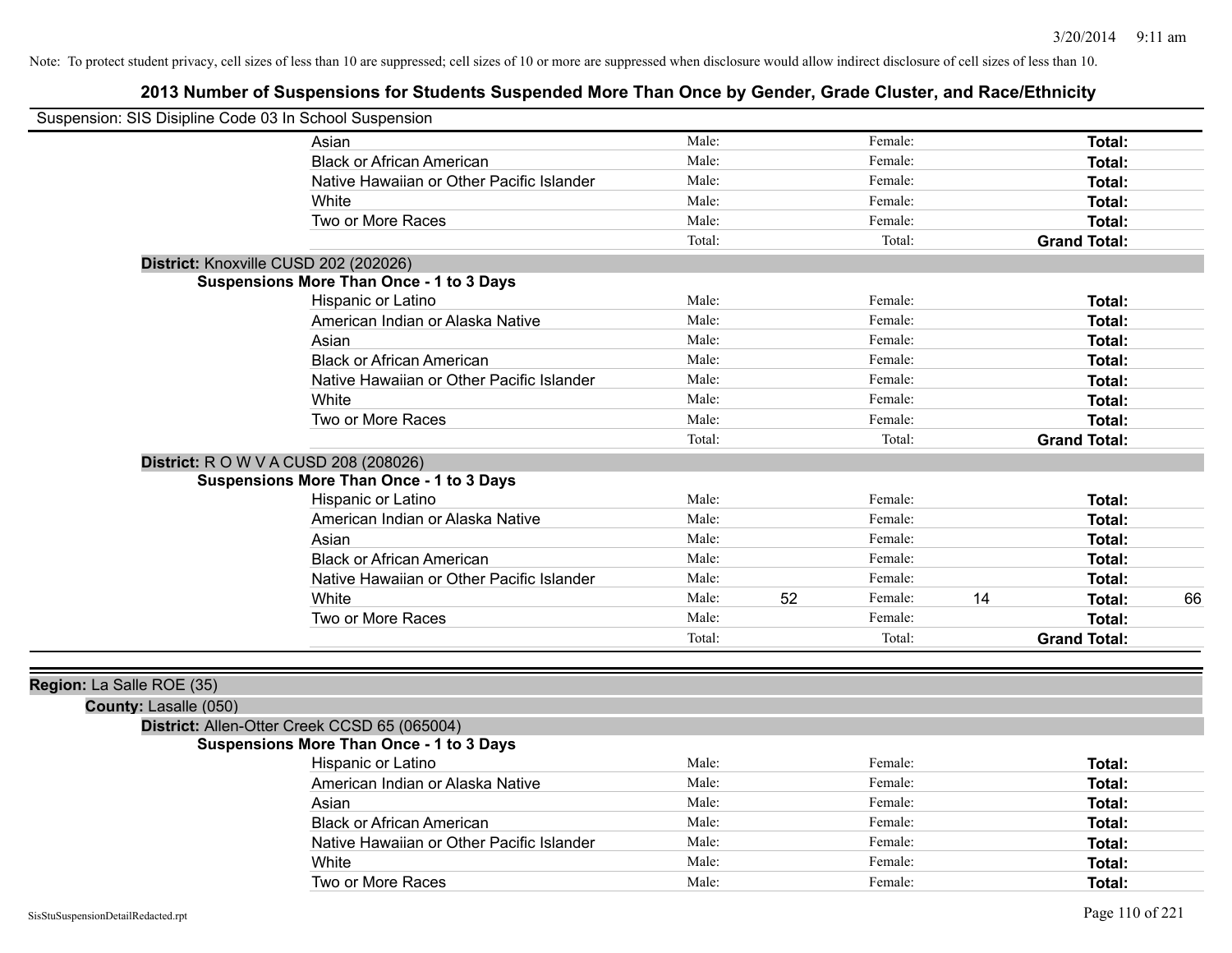Note: To protect student privacy, cell sizes of less than 10 are suppressed; cell sizes of 10 or more are suppressed when disclosure would allow indirect disclosure of cell sizes of less than 10.

## 2013 Number of Suspensions for Students Suspended More Than Once by Gender, Grade Cluster, and Race/Ethnicity

Suspension: SIS Disipline Code 03 In School Suspension

| | Male: | | Female: | | | |
|---|---|---|---|---|---|---|
| Asian | Male: | | Female: | | **Total:** | |
| Black or African American | Male: | | Female: | | **Total:** | |
| Native Hawaiian or Other Pacific Islander | Male: | | Female: | | **Total:** | |
| White | Male: | | Female: | | **Total:** | |
| Two or More Races | Male: | | Female: | | **Total:** | |
| | Total: | | Total: | | **Grand Total:** | |

**District:** Knoxville CUSD 202 (202026)

**Suspensions More Than Once - 1 to 3 Days**

| | | | | | | |
|---|---|---|---|---|---|---|
| Hispanic or Latino | Male: | | Female: | | **Total:** | |
| American Indian or Alaska Native | Male: | | Female: | | **Total:** | |
| Asian | Male: | | Female: | | **Total:** | |
| Black or African American | Male: | | Female: | | **Total:** | |
| Native Hawaiian or Other Pacific Islander | Male: | | Female: | | **Total:** | |
| White | Male: | | Female: | | **Total:** | |
| Two or More Races | Male: | | Female: | | **Total:** | |
| | Total: | | Total: | | **Grand Total:** | |

**District:** R O W V A CUSD 208 (208026)

**Suspensions More Than Once - 1 to 3 Days**

| | | | | | | |
|---|---|---|---|---|---|---|
| Hispanic or Latino | Male: | | Female: | | **Total:** | |
| American Indian or Alaska Native | Male: | | Female: | | **Total:** | |
| Asian | Male: | | Female: | | **Total:** | |
| Black or African American | Male: | | Female: | | **Total:** | |
| Native Hawaiian or Other Pacific Islander | Male: | | Female: | | **Total:** | |
| White | Male: | 52 | Female: | 14 | **Total:** | 66 |
| Two or More Races | Male: | | Female: | | **Total:** | |
| | Total: | | Total: | | **Grand Total:** | |

**Region:** La Salle ROE (35)

**County:** Lasalle (050)

**District:** Allen-Otter Creek CCSD 65 (065004)

**Suspensions More Than Once - 1 to 3 Days**

| | | | | | | |
|---|---|---|---|---|---|---|
| Hispanic or Latino | Male: | | Female: | | **Total:** | |
| American Indian or Alaska Native | Male: | | Female: | | **Total:** | |
| Asian | Male: | | Female: | | **Total:** | |
| Black or African American | Male: | | Female: | | **Total:** | |
| Native Hawaiian or Other Pacific Islander | Male: | | Female: | | **Total:** | |
| White | Male: | | Female: | | **Total:** | |
| Two or More Races | Male: | | Female: | | **Total:** | |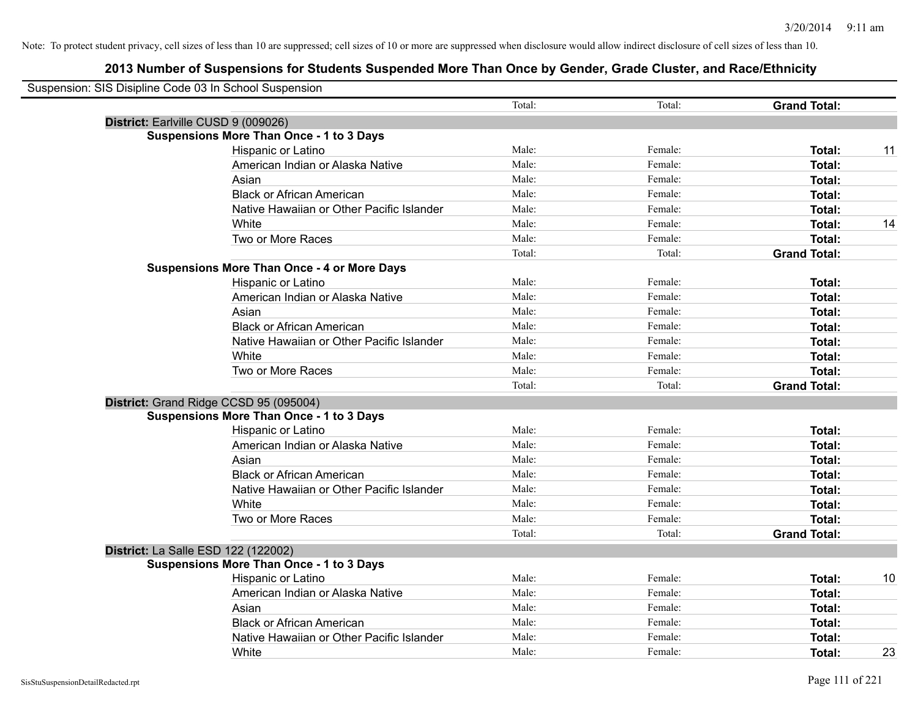Note: To protect student privacy, cell sizes of less than 10 are suppressed; cell sizes of 10 or more are suppressed when disclosure would allow indirect disclosure of cell sizes of less than 10.

## 2013 Number of Suspensions for Students Suspended More Than Once by Gender, Grade Cluster, and Race/Ethnicity

Suspension: SIS Disipline Code 03 In School Suspension

| | | | | |
|---|---|---|---|---|
| | Total: | Total: | **Grand Total:** | |
| **District:** Earlville CUSD 9 (009026) | | | | |
| **Suspensions More Than Once - 1 to 3 Days** | | | | |
| Hispanic or Latino | Male: | Female: | **Total:** | 11 |
| American Indian or Alaska Native | Male: | Female: | **Total:** | |
| Asian | Male: | Female: | **Total:** | |
| Black or African American | Male: | Female: | **Total:** | |
| Native Hawaiian or Other Pacific Islander | Male: | Female: | **Total:** | |
| White | Male: | Female: | **Total:** | 14 |
| Two or More Races | Male: | Female: | **Total:** | |
| | Total: | Total: | **Grand Total:** | |
| **Suspensions More Than Once - 4 or More Days** | | | | |
| Hispanic or Latino | Male: | Female: | **Total:** | |
| American Indian or Alaska Native | Male: | Female: | **Total:** | |
| Asian | Male: | Female: | **Total:** | |
| Black or African American | Male: | Female: | **Total:** | |
| Native Hawaiian or Other Pacific Islander | Male: | Female: | **Total:** | |
| White | Male: | Female: | **Total:** | |
| Two or More Races | Male: | Female: | **Total:** | |
| | Total: | Total: | **Grand Total:** | |
| **District:** Grand Ridge CCSD 95 (095004) | | | | |
| **Suspensions More Than Once - 1 to 3 Days** | | | | |
| Hispanic or Latino | Male: | Female: | **Total:** | |
| American Indian or Alaska Native | Male: | Female: | **Total:** | |
| Asian | Male: | Female: | **Total:** | |
| Black or African American | Male: | Female: | **Total:** | |
| Native Hawaiian or Other Pacific Islander | Male: | Female: | **Total:** | |
| White | Male: | Female: | **Total:** | |
| Two or More Races | Male: | Female: | **Total:** | |
| | Total: | Total: | **Grand Total:** | |
| **District:** La Salle ESD 122 (122002) | | | | |
| **Suspensions More Than Once - 1 to 3 Days** | | | | |
| Hispanic or Latino | Male: | Female: | **Total:** | 10 |
| American Indian or Alaska Native | Male: | Female: | **Total:** | |
| Asian | Male: | Female: | **Total:** | |
| Black or African American | Male: | Female: | **Total:** | |
| Native Hawaiian or Other Pacific Islander | Male: | Female: | **Total:** | |
| White | Male: | Female: | **Total:** | 23 |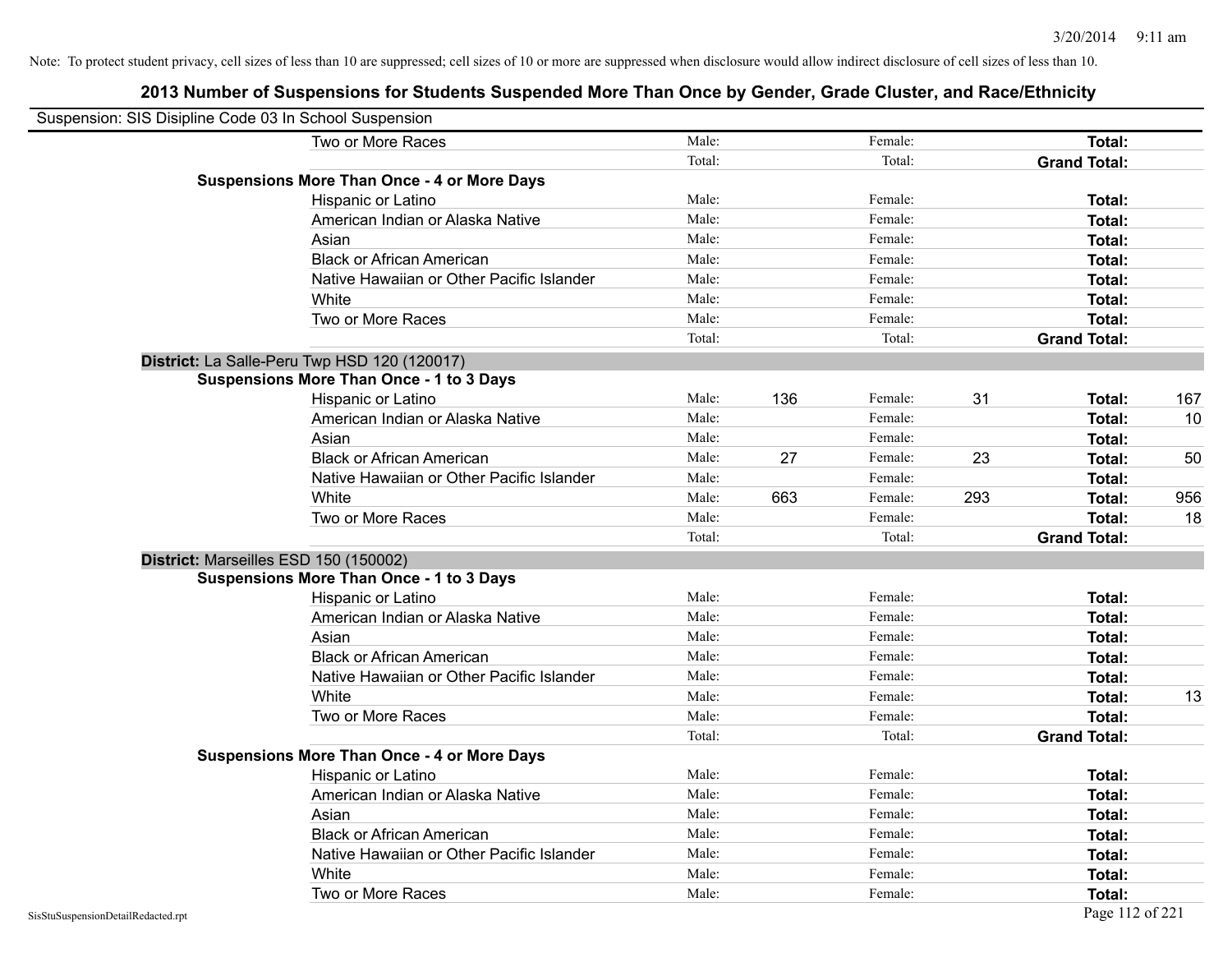Note: To protect student privacy, cell sizes of less than 10 are suppressed; cell sizes of 10 or more are suppressed when disclosure would allow indirect disclosure of cell sizes of less than 10.

## 2013 Number of Suspensions for Students Suspended More Than Once by Gender, Grade Cluster, and Race/Ethnicity

Suspension: SIS Disipline Code 03 In School Suspension

| | | | | | | |
|---|---|---|---|---|---|---|
| Two or More Races | Male: | | Female: | | **Total:** | |
| | Total: | | Total: | | **Grand Total:** | |
| **Suspensions More Than Once - 4 or More Days** | | | | | | |
| Hispanic or Latino | Male: | | Female: | | **Total:** | |
| American Indian or Alaska Native | Male: | | Female: | | **Total:** | |
| Asian | Male: | | Female: | | **Total:** | |
| Black or African American | Male: | | Female: | | **Total:** | |
| Native Hawaiian or Other Pacific Islander | Male: | | Female: | | **Total:** | |
| White | Male: | | Female: | | **Total:** | |
| Two or More Races | Male: | | Female: | | **Total:** | |
| | Total: | | Total: | | **Grand Total:** | |

**District:** La Salle-Peru Twp HSD 120 (120017)

| | | | | | | |
|---|---|---|---|---|---|---|
| **Suspensions More Than Once - 1 to 3 Days** | | | | | | |
| Hispanic or Latino | Male: | 136 | Female: | 31 | **Total:** | 167 |
| American Indian or Alaska Native | Male: | | Female: | | **Total:** | 10 |
| Asian | Male: | | Female: | | **Total:** | |
| Black or African American | Male: | 27 | Female: | 23 | **Total:** | 50 |
| Native Hawaiian or Other Pacific Islander | Male: | | Female: | | **Total:** | |
| White | Male: | 663 | Female: | 293 | **Total:** | 956 |
| Two or More Races | Male: | | Female: | | **Total:** | 18 |
| | Total: | | Total: | | **Grand Total:** | |

**District:** Marseilles ESD 150 (150002)

| | | | | | | |
|---|---|---|---|---|---|---|
| **Suspensions More Than Once - 1 to 3 Days** | | | | | | |
| Hispanic or Latino | Male: | | Female: | | **Total:** | |
| American Indian or Alaska Native | Male: | | Female: | | **Total:** | |
| Asian | Male: | | Female: | | **Total:** | |
| Black or African American | Male: | | Female: | | **Total:** | |
| Native Hawaiian or Other Pacific Islander | Male: | | Female: | | **Total:** | |
| White | Male: | | Female: | | **Total:** | 13 |
| Two or More Races | Male: | | Female: | | **Total:** | |
| | Total: | | Total: | | **Grand Total:** | |
| **Suspensions More Than Once - 4 or More Days** | | | | | | |
| Hispanic or Latino | Male: | | Female: | | **Total:** | |
| American Indian or Alaska Native | Male: | | Female: | | **Total:** | |
| Asian | Male: | | Female: | | **Total:** | |
| Black or African American | Male: | | Female: | | **Total:** | |
| Native Hawaiian or Other Pacific Islander | Male: | | Female: | | **Total:** | |
| White | Male: | | Female: | | **Total:** | |
| Two or More Races | Male: | | Female: | | **Total:** | |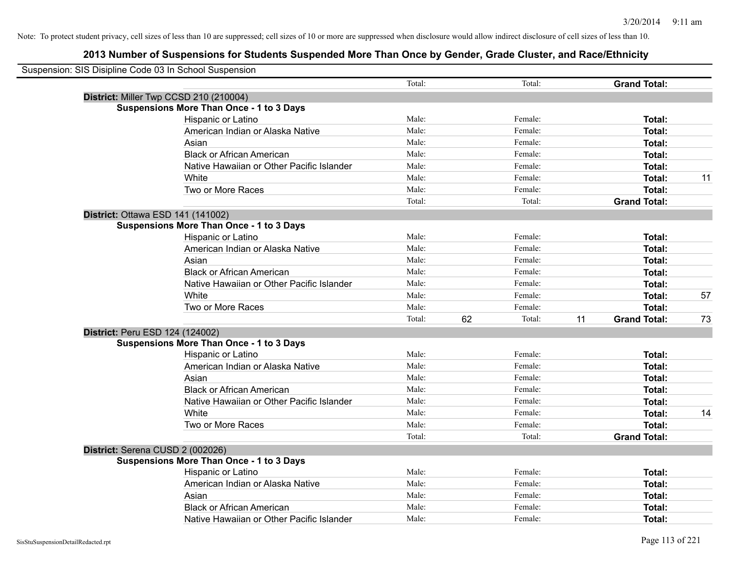Note: To protect student privacy, cell sizes of less than 10 are suppressed; cell sizes of 10 or more are suppressed when disclosure would allow indirect disclosure of cell sizes of less than 10.

## 2013 Number of Suspensions for Students Suspended More Than Once by Gender, Grade Cluster, and Race/Ethnicity

Suspension: SIS Disipline Code 03 In School Suspension

| | | | | | | |
|---|---|---|---|---|---|---|
| | Total: | | Total: | | **Grand Total:** | |
| **District:** Miller Twp CCSD 210 (210004) | | | | | | |
| **Suspensions More Than Once - 1 to 3 Days** | | | | | | |
| Hispanic or Latino | Male: | | Female: | | **Total:** | |
| American Indian or Alaska Native | Male: | | Female: | | **Total:** | |
| Asian | Male: | | Female: | | **Total:** | |
| Black or African American | Male: | | Female: | | **Total:** | |
| Native Hawaiian or Other Pacific Islander | Male: | | Female: | | **Total:** | |
| White | Male: | | Female: | | **Total:** | 11 |
| Two or More Races | Male: | | Female: | | **Total:** | |
| | Total: | | Total: | | **Grand Total:** | |
| **District:** Ottawa ESD 141 (141002) | | | | | | |
| **Suspensions More Than Once - 1 to 3 Days** | | | | | | |
| Hispanic or Latino | Male: | | Female: | | **Total:** | |
| American Indian or Alaska Native | Male: | | Female: | | **Total:** | |
| Asian | Male: | | Female: | | **Total:** | |
| Black or African American | Male: | | Female: | | **Total:** | |
| Native Hawaiian or Other Pacific Islander | Male: | | Female: | | **Total:** | |
| White | Male: | | Female: | | **Total:** | 57 |
| Two or More Races | Male: | | Female: | | **Total:** | |
| | Total: | 62 | Total: | 11 | **Grand Total:** | 73 |
| **District:** Peru ESD 124 (124002) | | | | | | |
| **Suspensions More Than Once - 1 to 3 Days** | | | | | | |
| Hispanic or Latino | Male: | | Female: | | **Total:** | |
| American Indian or Alaska Native | Male: | | Female: | | **Total:** | |
| Asian | Male: | | Female: | | **Total:** | |
| Black or African American | Male: | | Female: | | **Total:** | |
| Native Hawaiian or Other Pacific Islander | Male: | | Female: | | **Total:** | |
| White | Male: | | Female: | | **Total:** | 14 |
| Two or More Races | Male: | | Female: | | **Total:** | |
| | Total: | | Total: | | **Grand Total:** | |
| **District:** Serena CUSD 2 (002026) | | | | | | |
| **Suspensions More Than Once - 1 to 3 Days** | | | | | | |
| Hispanic or Latino | Male: | | Female: | | **Total:** | |
| American Indian or Alaska Native | Male: | | Female: | | **Total:** | |
| Asian | Male: | | Female: | | **Total:** | |
| Black or African American | Male: | | Female: | | **Total:** | |
| Native Hawaiian or Other Pacific Islander | Male: | | Female: | | **Total:** | |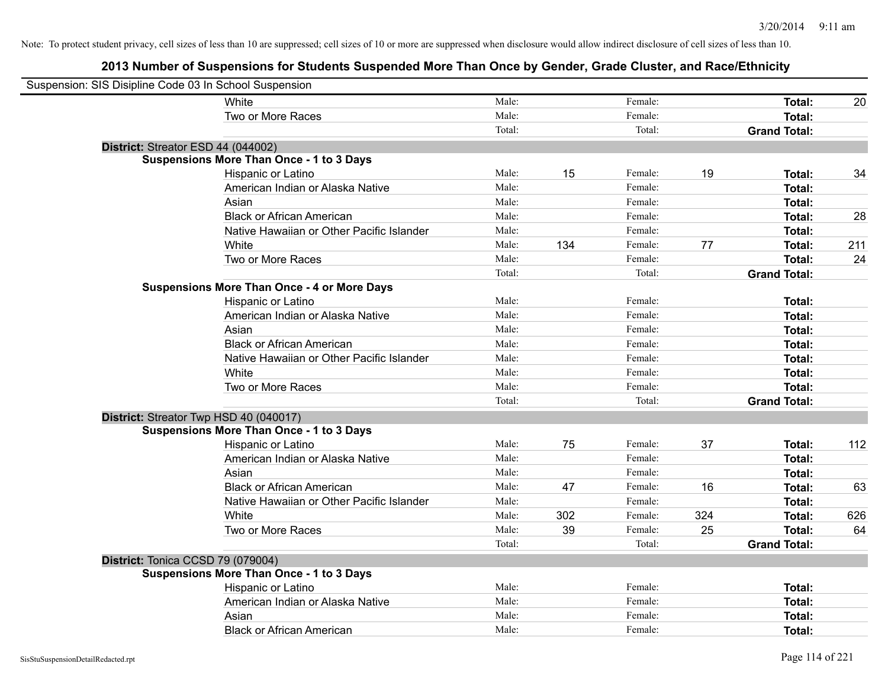Note: To protect student privacy, cell sizes of less than 10 are suppressed; cell sizes of 10 or more are suppressed when disclosure would allow indirect disclosure of cell sizes of less than 10.

## 2013 Number of Suspensions for Students Suspended More Than Once by Gender, Grade Cluster, and Race/Ethnicity

Suspension: SIS Disipline Code 03 In School Suspension

| | | | | | | | |
|---|---|---|---|---|---|---|---|
| White | Male: | | Female: | | **Total:** | 20 |
| Two or More Races | Male: | | Female: | | **Total:** | |
| | Total: | | Total: | | **Grand Total:** | |

**District:** Streator ESD 44 (044002)

**Suspensions More Than Once - 1 to 3 Days**

| | | | | | | |
|---|---|---|---|---|---|---|
| Hispanic or Latino | Male: | 15 | Female: | 19 | **Total:** | 34 |
| American Indian or Alaska Native | Male: | | Female: | | **Total:** | |
| Asian | Male: | | Female: | | **Total:** | |
| Black or African American | Male: | | Female: | | **Total:** | 28 |
| Native Hawaiian or Other Pacific Islander | Male: | | Female: | | **Total:** | |
| White | Male: | 134 | Female: | 77 | **Total:** | 211 |
| Two or More Races | Male: | | Female: | | **Total:** | 24 |
| | Total: | | Total: | | **Grand Total:** | |

**Suspensions More Than Once - 4 or More Days**

| | | | | | | |
|---|---|---|---|---|---|---|
| Hispanic or Latino | Male: | | Female: | | **Total:** | |
| American Indian or Alaska Native | Male: | | Female: | | **Total:** | |
| Asian | Male: | | Female: | | **Total:** | |
| Black or African American | Male: | | Female: | | **Total:** | |
| Native Hawaiian or Other Pacific Islander | Male: | | Female: | | **Total:** | |
| White | Male: | | Female: | | **Total:** | |
| Two or More Races | Male: | | Female: | | **Total:** | |
| | Total: | | Total: | | **Grand Total:** | |

**District:** Streator Twp HSD 40 (040017)

**Suspensions More Than Once - 1 to 3 Days**

| | | | | | | |
|---|---|---|---|---|---|---|
| Hispanic or Latino | Male: | 75 | Female: | 37 | **Total:** | 112 |
| American Indian or Alaska Native | Male: | | Female: | | **Total:** | |
| Asian | Male: | | Female: | | **Total:** | |
| Black or African American | Male: | 47 | Female: | 16 | **Total:** | 63 |
| Native Hawaiian or Other Pacific Islander | Male: | | Female: | | **Total:** | |
| White | Male: | 302 | Female: | 324 | **Total:** | 626 |
| Two or More Races | Male: | 39 | Female: | 25 | **Total:** | 64 |
| | Total: | | Total: | | **Grand Total:** | |

**District:** Tonica CCSD 79 (079004)

**Suspensions More Than Once - 1 to 3 Days**

| | | | | | | |
|---|---|---|---|---|---|---|
| Hispanic or Latino | Male: | | Female: | | **Total:** | |
| American Indian or Alaska Native | Male: | | Female: | | **Total:** | |
| Asian | Male: | | Female: | | **Total:** | |
| Black or African American | Male: | | Female: | | **Total:** | |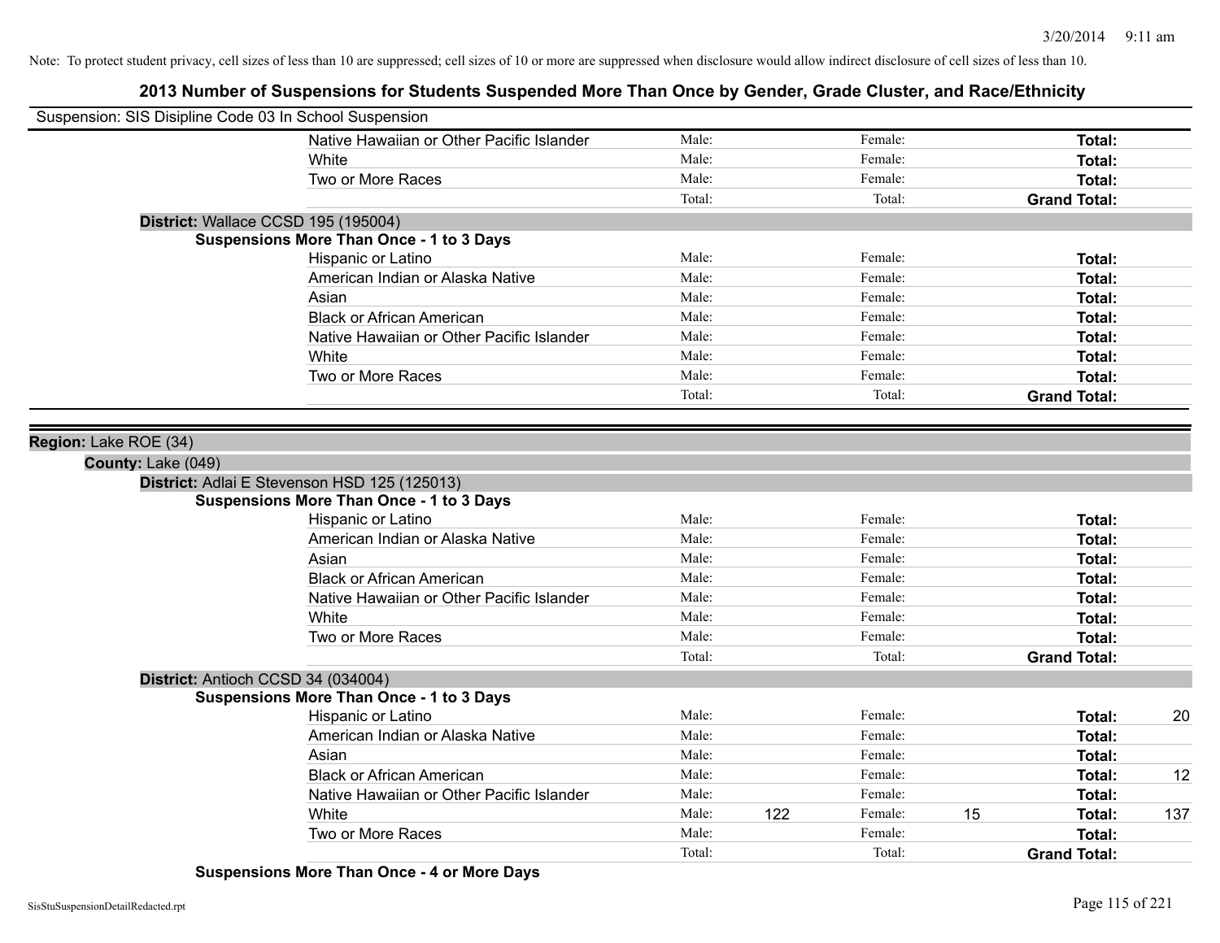Note: To protect student privacy, cell sizes of less than 10 are suppressed; cell sizes of 10 or more are suppressed when disclosure would allow indirect disclosure of cell sizes of less than 10.

# 2013 Number of Suspensions for Students Suspended More Than Once by Gender, Grade Cluster, and Race/Ethnicity

Suspension: SIS Disipline Code 03 In School Suspension

| | Male: | | Female: | | | |
|---|---|---|---|---|---|---|
| Native Hawaiian or Other Pacific Islander | Male: | | Female: | | **Total:** | |
| White | Male: | | Female: | | **Total:** | |
| Two or More Races | Male: | | Female: | | **Total:** | |
| | Total: | | Total: | | **Grand Total:** | |

**District:** Wallace CCSD 195 (195004)

**Suspensions More Than Once - 1 to 3 Days**

| | | | | | | |
|---|---|---|---|---|---|---|
| Hispanic or Latino | Male: | | Female: | | **Total:** | |
| American Indian or Alaska Native | Male: | | Female: | | **Total:** | |
| Asian | Male: | | Female: | | **Total:** | |
| Black or African American | Male: | | Female: | | **Total:** | |
| Native Hawaiian or Other Pacific Islander | Male: | | Female: | | **Total:** | |
| White | Male: | | Female: | | **Total:** | |
| Two or More Races | Male: | | Female: | | **Total:** | |
| | Total: | | Total: | | **Grand Total:** | |

**Region:** Lake ROE (34)

**County:** Lake (049)

**District:** Adlai E Stevenson HSD 125 (125013)

**Suspensions More Than Once - 1 to 3 Days**

| | | | | | | |
|---|---|---|---|---|---|---|
| Hispanic or Latino | Male: | | Female: | | **Total:** | |
| American Indian or Alaska Native | Male: | | Female: | | **Total:** | |
| Asian | Male: | | Female: | | **Total:** | |
| Black or African American | Male: | | Female: | | **Total:** | |
| Native Hawaiian or Other Pacific Islander | Male: | | Female: | | **Total:** | |
| White | Male: | | Female: | | **Total:** | |
| Two or More Races | Male: | | Female: | | **Total:** | |
| | Total: | | Total: | | **Grand Total:** | |

**District:** Antioch CCSD 34 (034004)

**Suspensions More Than Once - 1 to 3 Days**

| | | | | | | |
|---|---|---|---|---|---|---|
| Hispanic or Latino | Male: | | Female: | | **Total:** | 20 |
| American Indian or Alaska Native | Male: | | Female: | | **Total:** | |
| Asian | Male: | | Female: | | **Total:** | |
| Black or African American | Male: | | Female: | | **Total:** | 12 |
| Native Hawaiian or Other Pacific Islander | Male: | | Female: | | **Total:** | |
| White | Male: | 122 | Female: | 15 | **Total:** | 137 |
| Two or More Races | Male: | | Female: | | **Total:** | |
| | Total: | | Total: | | **Grand Total:** | |

**Suspensions More Than Once - 4 or More Days**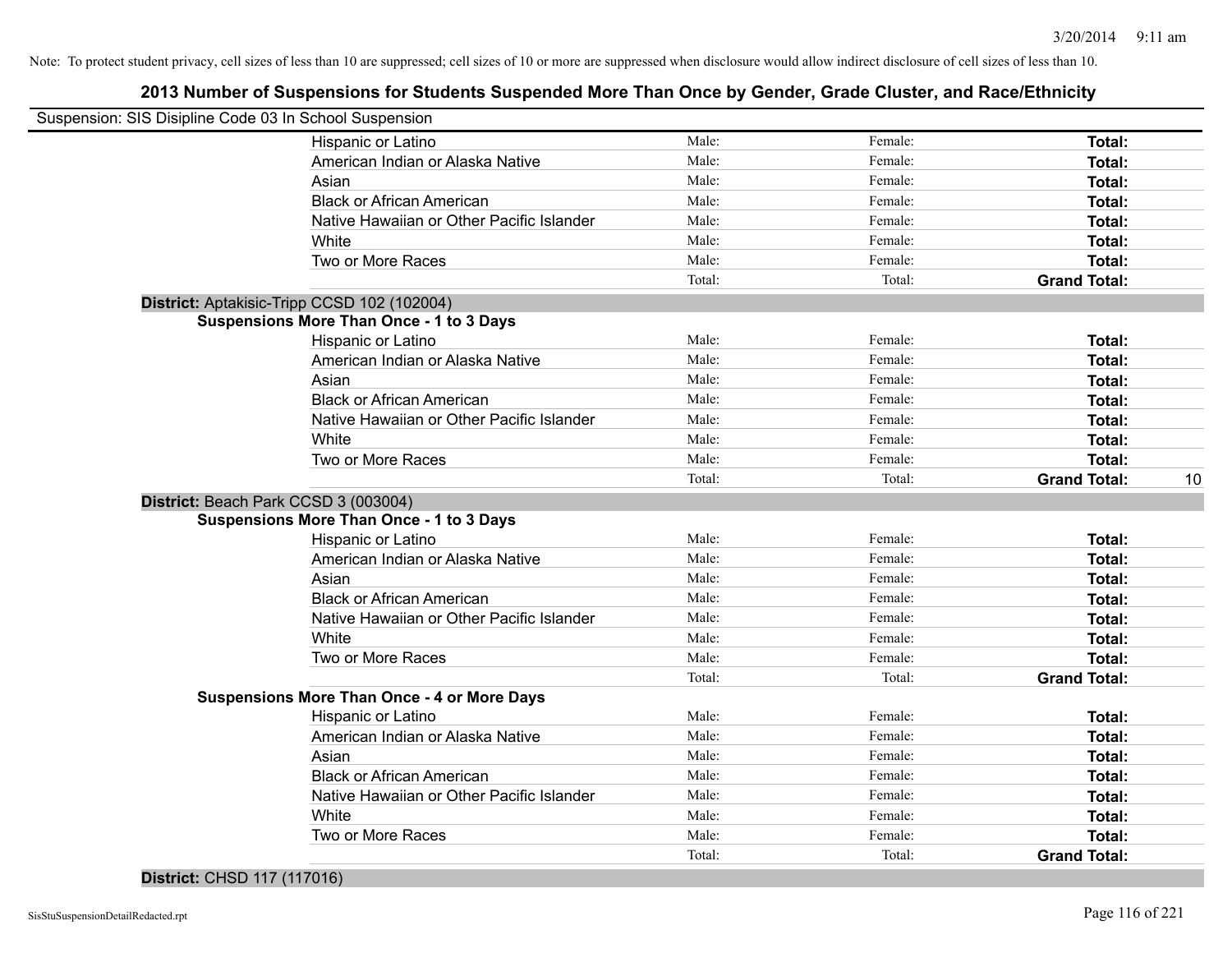Note: To protect student privacy, cell sizes of less than 10 are suppressed; cell sizes of 10 or more are suppressed when disclosure would allow indirect disclosure of cell sizes of less than 10.

# 2013 Number of Suspensions for Students Suspended More Than Once by Gender, Grade Cluster, and Race/Ethnicity

Suspension: SIS Disipline Code 03 In School Suspension

| | | | | |
|---|---|---|---|---|
| Hispanic or Latino | Male: | Female: | **Total:** | |
| American Indian or Alaska Native | Male: | Female: | **Total:** | |
| Asian | Male: | Female: | **Total:** | |
| Black or African American | Male: | Female: | **Total:** | |
| Native Hawaiian or Other Pacific Islander | Male: | Female: | **Total:** | |
| White | Male: | Female: | **Total:** | |
| Two or More Races | Male: | Female: | **Total:** | |
| | Total: | Total: | **Grand Total:** | |

**District:** Aptakisic-Tripp CCSD 102 (102004)

**Suspensions More Than Once - 1 to 3 Days**

| | | | | |
|---|---|---|---|---|
| Hispanic or Latino | Male: | Female: | **Total:** | |
| American Indian or Alaska Native | Male: | Female: | **Total:** | |
| Asian | Male: | Female: | **Total:** | |
| Black or African American | Male: | Female: | **Total:** | |
| Native Hawaiian or Other Pacific Islander | Male: | Female: | **Total:** | |
| White | Male: | Female: | **Total:** | |
| Two or More Races | Male: | Female: | **Total:** | |
| | Total: | Total: | **Grand Total:** | 10 |

**District:** Beach Park CCSD 3 (003004)

**Suspensions More Than Once - 1 to 3 Days**

| | | | | |
|---|---|---|---|---|
| Hispanic or Latino | Male: | Female: | **Total:** | |
| American Indian or Alaska Native | Male: | Female: | **Total:** | |
| Asian | Male: | Female: | **Total:** | |
| Black or African American | Male: | Female: | **Total:** | |
| Native Hawaiian or Other Pacific Islander | Male: | Female: | **Total:** | |
| White | Male: | Female: | **Total:** | |
| Two or More Races | Male: | Female: | **Total:** | |
| | Total: | Total: | **Grand Total:** | |

**Suspensions More Than Once - 4 or More Days**

| | | | | |
|---|---|---|---|---|
| Hispanic or Latino | Male: | Female: | **Total:** | |
| American Indian or Alaska Native | Male: | Female: | **Total:** | |
| Asian | Male: | Female: | **Total:** | |
| Black or African American | Male: | Female: | **Total:** | |
| Native Hawaiian or Other Pacific Islander | Male: | Female: | **Total:** | |
| White | Male: | Female: | **Total:** | |
| Two or More Races | Male: | Female: | **Total:** | |
| | Total: | Total: | **Grand Total:** | |

**District:** CHSD 117 (117016)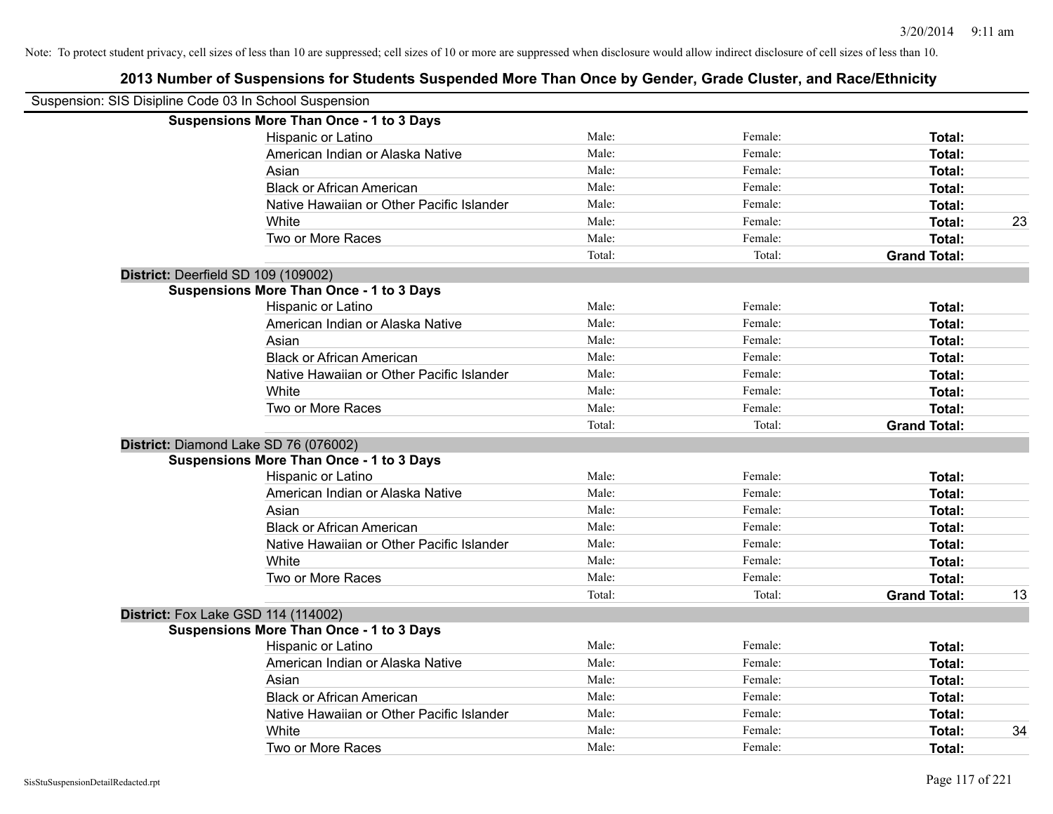Note: To protect student privacy, cell sizes of less than 10 are suppressed; cell sizes of 10 or more are suppressed when disclosure would allow indirect disclosure of cell sizes of less than 10.

# 2013 Number of Suspensions for Students Suspended More Than Once by Gender, Grade Cluster, and Race/Ethnicity

Suspension: SIS Disipline Code 03 In School Suspension

**Suspensions More Than Once - 1 to 3 Days**

| | | | | |
|---|---|---|---|---|
| Hispanic or Latino | Male: | Female: | **Total:** | |
| American Indian or Alaska Native | Male: | Female: | **Total:** | |
| Asian | Male: | Female: | **Total:** | |
| Black or African American | Male: | Female: | **Total:** | |
| Native Hawaiian or Other Pacific Islander | Male: | Female: | **Total:** | |
| White | Male: | Female: | **Total:** | 23 |
| Two or More Races | Male: | Female: | **Total:** | |
| | Total: | Total: | **Grand Total:** | |

**District:** Deerfield SD 109 (109002)

**Suspensions More Than Once - 1 to 3 Days**

| | | | | |
|---|---|---|---|---|
| Hispanic or Latino | Male: | Female: | **Total:** | |
| American Indian or Alaska Native | Male: | Female: | **Total:** | |
| Asian | Male: | Female: | **Total:** | |
| Black or African American | Male: | Female: | **Total:** | |
| Native Hawaiian or Other Pacific Islander | Male: | Female: | **Total:** | |
| White | Male: | Female: | **Total:** | |
| Two or More Races | Male: | Female: | **Total:** | |
| | Total: | Total: | **Grand Total:** | |

**District:** Diamond Lake SD 76 (076002)

**Suspensions More Than Once - 1 to 3 Days**

| | | | | |
|---|---|---|---|---|
| Hispanic or Latino | Male: | Female: | **Total:** | |
| American Indian or Alaska Native | Male: | Female: | **Total:** | |
| Asian | Male: | Female: | **Total:** | |
| Black or African American | Male: | Female: | **Total:** | |
| Native Hawaiian or Other Pacific Islander | Male: | Female: | **Total:** | |
| White | Male: | Female: | **Total:** | |
| Two or More Races | Male: | Female: | **Total:** | |
| | Total: | Total: | **Grand Total:** | 13 |

**District:** Fox Lake GSD 114 (114002)

**Suspensions More Than Once - 1 to 3 Days**

| | | | | |
|---|---|---|---|---|
| Hispanic or Latino | Male: | Female: | **Total:** | |
| American Indian or Alaska Native | Male: | Female: | **Total:** | |
| Asian | Male: | Female: | **Total:** | |
| Black or African American | Male: | Female: | **Total:** | |
| Native Hawaiian or Other Pacific Islander | Male: | Female: | **Total:** | |
| White | Male: | Female: | **Total:** | 34 |
| Two or More Races | Male: | Female: | **Total:** | |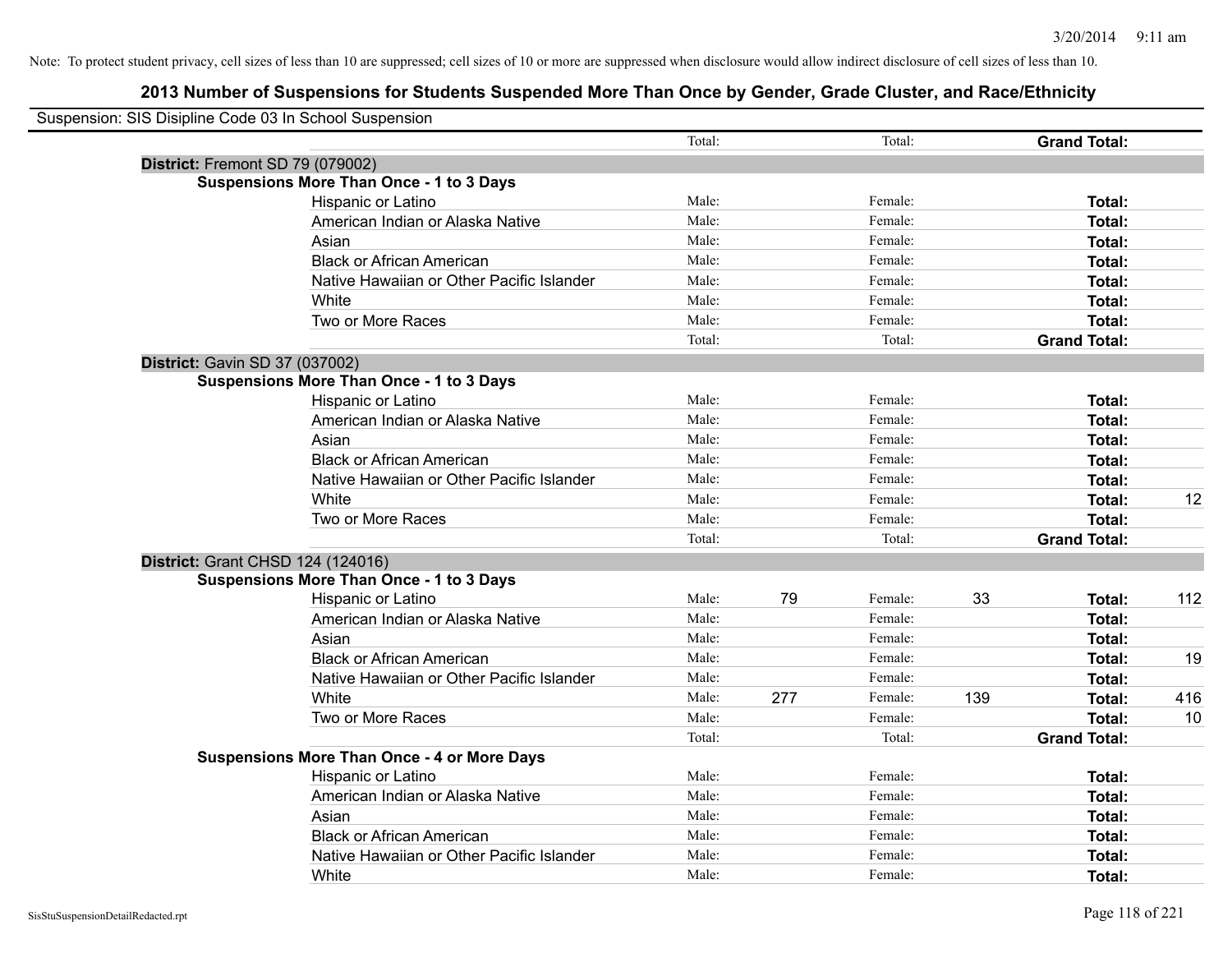Note: To protect student privacy, cell sizes of less than 10 are suppressed; cell sizes of 10 or more are suppressed when disclosure would allow indirect disclosure of cell sizes of less than 10.

# 2013 Number of Suspensions for Students Suspended More Than Once by Gender, Grade Cluster, and Race/Ethnicity

Suspension: SIS Disipline Code 03 In School Suspension

| | | | | | | | |
|---|---|---|---|---|---|---|---|
| | | Total: | | Total: | | **Grand Total:** | |
| **District:** Fremont SD 79 (079002) | | | | | | | |
| **Suspensions More Than Once - 1 to 3 Days** | | | | | | | |
| | Hispanic or Latino | Male: | | Female: | | **Total:** | |
| | American Indian or Alaska Native | Male: | | Female: | | **Total:** | |
| | Asian | Male: | | Female: | | **Total:** | |
| | Black or African American | Male: | | Female: | | **Total:** | |
| | Native Hawaiian or Other Pacific Islander | Male: | | Female: | | **Total:** | |
| | White | Male: | | Female: | | **Total:** | |
| | Two or More Races | Male: | | Female: | | **Total:** | |
| | | Total: | | Total: | | **Grand Total:** | |
| **District:** Gavin SD 37 (037002) | | | | | | | |
| **Suspensions More Than Once - 1 to 3 Days** | | | | | | | |
| | Hispanic or Latino | Male: | | Female: | | **Total:** | |
| | American Indian or Alaska Native | Male: | | Female: | | **Total:** | |
| | Asian | Male: | | Female: | | **Total:** | |
| | Black or African American | Male: | | Female: | | **Total:** | |
| | Native Hawaiian or Other Pacific Islander | Male: | | Female: | | **Total:** | |
| | White | Male: | | Female: | | **Total:** | 12 |
| | Two or More Races | Male: | | Female: | | **Total:** | |
| | | Total: | | Total: | | **Grand Total:** | |
| **District:** Grant CHSD 124 (124016) | | | | | | | |
| **Suspensions More Than Once - 1 to 3 Days** | | | | | | | |
| | Hispanic or Latino | Male: | 79 | Female: | 33 | **Total:** | 112 |
| | American Indian or Alaska Native | Male: | | Female: | | **Total:** | |
| | Asian | Male: | | Female: | | **Total:** | |
| | Black or African American | Male: | | Female: | | **Total:** | 19 |
| | Native Hawaiian or Other Pacific Islander | Male: | | Female: | | **Total:** | |
| | White | Male: | 277 | Female: | 139 | **Total:** | 416 |
| | Two or More Races | Male: | | Female: | | **Total:** | 10 |
| | | Total: | | Total: | | **Grand Total:** | |
| **Suspensions More Than Once - 4 or More Days** | | | | | | | |
| | Hispanic or Latino | Male: | | Female: | | **Total:** | |
| | American Indian or Alaska Native | Male: | | Female: | | **Total:** | |
| | Asian | Male: | | Female: | | **Total:** | |
| | Black or African American | Male: | | Female: | | **Total:** | |
| | Native Hawaiian or Other Pacific Islander | Male: | | Female: | | **Total:** | |
| | White | Male: | | Female: | | **Total:** | |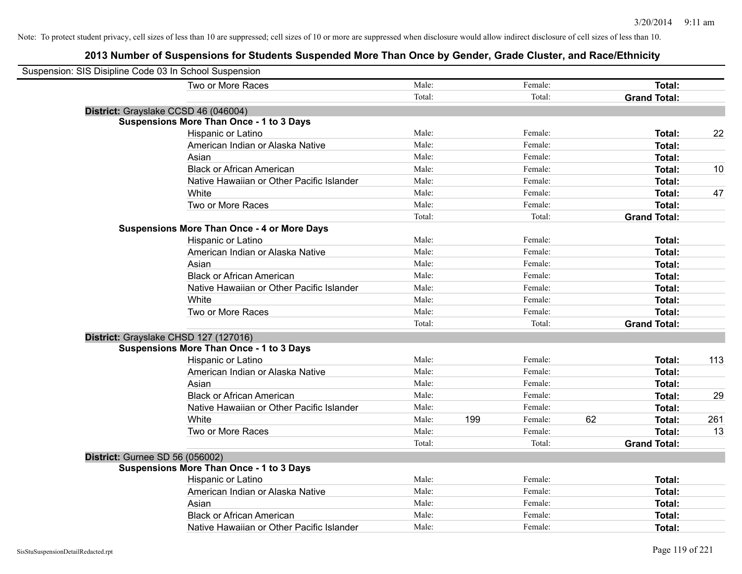Note: To protect student privacy, cell sizes of less than 10 are suppressed; cell sizes of 10 or more are suppressed when disclosure would allow indirect disclosure of cell sizes of less than 10.

# 2013 Number of Suspensions for Students Suspended More Than Once by Gender, Grade Cluster, and Race/Ethnicity

Suspension: SIS Disipline Code 03 In School Suspension

| | | | | | | |
|---|---|---|---|---|---|---|
| Two or More Races | Male: | | Female: | | **Total:** | |
| | Total: | | Total: | | **Grand Total:** | |

**District:** Grayslake CCSD 46 (046004)

**Suspensions More Than Once - 1 to 3 Days**

| | | | | | | |
|---|---|---|---|---|---|---|
| Hispanic or Latino | Male: | | Female: | | **Total:** | 22 |
| American Indian or Alaska Native | Male: | | Female: | | **Total:** | |
| Asian | Male: | | Female: | | **Total:** | |
| Black or African American | Male: | | Female: | | **Total:** | 10 |
| Native Hawaiian or Other Pacific Islander | Male: | | Female: | | **Total:** | |
| White | Male: | | Female: | | **Total:** | 47 |
| Two or More Races | Male: | | Female: | | **Total:** | |
| | Total: | | Total: | | **Grand Total:** | |

**Suspensions More Than Once - 4 or More Days**

| | | | | | | |
|---|---|---|---|---|---|---|
| Hispanic or Latino | Male: | | Female: | | **Total:** | |
| American Indian or Alaska Native | Male: | | Female: | | **Total:** | |
| Asian | Male: | | Female: | | **Total:** | |
| Black or African American | Male: | | Female: | | **Total:** | |
| Native Hawaiian or Other Pacific Islander | Male: | | Female: | | **Total:** | |
| White | Male: | | Female: | | **Total:** | |
| Two or More Races | Male: | | Female: | | **Total:** | |
| | Total: | | Total: | | **Grand Total:** | |

**District:** Grayslake CHSD 127 (127016)

**Suspensions More Than Once - 1 to 3 Days**

| | | | | | | |
|---|---|---|---|---|---|---|
| Hispanic or Latino | Male: | | Female: | | **Total:** | 113 |
| American Indian or Alaska Native | Male: | | Female: | | **Total:** | |
| Asian | Male: | | Female: | | **Total:** | |
| Black or African American | Male: | | Female: | | **Total:** | 29 |
| Native Hawaiian or Other Pacific Islander | Male: | | Female: | | **Total:** | |
| White | Male: | 199 | Female: | 62 | **Total:** | 261 |
| Two or More Races | Male: | | Female: | | **Total:** | 13 |
| | Total: | | Total: | | **Grand Total:** | |

**District:** Gurnee SD 56 (056002)

**Suspensions More Than Once - 1 to 3 Days**

| | | | | | | |
|---|---|---|---|---|---|---|
| Hispanic or Latino | Male: | | Female: | | **Total:** | |
| American Indian or Alaska Native | Male: | | Female: | | **Total:** | |
| Asian | Male: | | Female: | | **Total:** | |
| Black or African American | Male: | | Female: | | **Total:** | |
| Native Hawaiian or Other Pacific Islander | Male: | | Female: | | **Total:** | |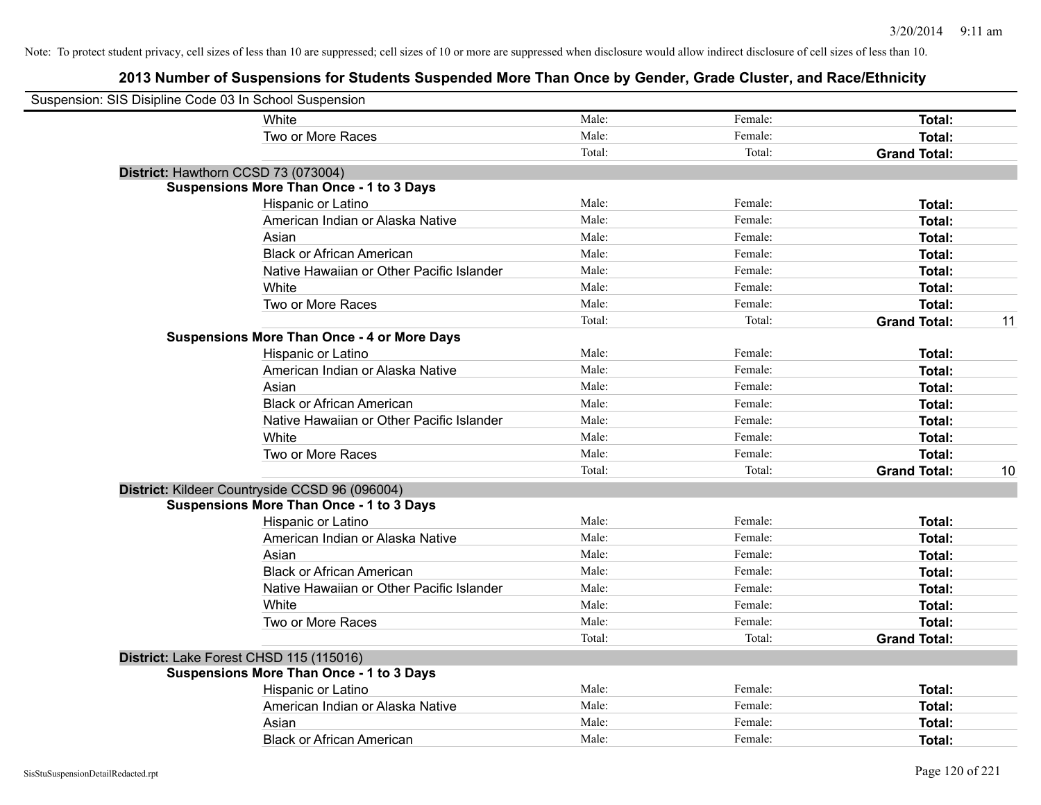Note: To protect student privacy, cell sizes of less than 10 are suppressed; cell sizes of 10 or more are suppressed when disclosure would allow indirect disclosure of cell sizes of less than 10.

## 2013 Number of Suspensions for Students Suspended More Than Once by Gender, Grade Cluster, and Race/Ethnicity

Suspension: SIS Disipline Code 03 In School Suspension

| | | | | |
|---|---|---|---|---|
| White | Male: | Female: | **Total:** | |
| Two or More Races | Male: | Female: | **Total:** | |
| | Total: | Total: | **Grand Total:** | |

**District:** Hawthorn CCSD 73 (073004)

**Suspensions More Than Once - 1 to 3 Days**

| | | | | |
|---|---|---|---|---|
| Hispanic or Latino | Male: | Female: | **Total:** | |
| American Indian or Alaska Native | Male: | Female: | **Total:** | |
| Asian | Male: | Female: | **Total:** | |
| Black or African American | Male: | Female: | **Total:** | |
| Native Hawaiian or Other Pacific Islander | Male: | Female: | **Total:** | |
| White | Male: | Female: | **Total:** | |
| Two or More Races | Male: | Female: | **Total:** | |
| | Total: | Total: | **Grand Total:** | 11 |

**Suspensions More Than Once - 4 or More Days**

| | | | | |
|---|---|---|---|---|
| Hispanic or Latino | Male: | Female: | **Total:** | |
| American Indian or Alaska Native | Male: | Female: | **Total:** | |
| Asian | Male: | Female: | **Total:** | |
| Black or African American | Male: | Female: | **Total:** | |
| Native Hawaiian or Other Pacific Islander | Male: | Female: | **Total:** | |
| White | Male: | Female: | **Total:** | |
| Two or More Races | Male: | Female: | **Total:** | |
| | Total: | Total: | **Grand Total:** | 10 |

**District:** Kildeer Countryside CCSD 96 (096004)

**Suspensions More Than Once - 1 to 3 Days**

| | | | | |
|---|---|---|---|---|
| Hispanic or Latino | Male: | Female: | **Total:** | |
| American Indian or Alaska Native | Male: | Female: | **Total:** | |
| Asian | Male: | Female: | **Total:** | |
| Black or African American | Male: | Female: | **Total:** | |
| Native Hawaiian or Other Pacific Islander | Male: | Female: | **Total:** | |
| White | Male: | Female: | **Total:** | |
| Two or More Races | Male: | Female: | **Total:** | |
| | Total: | Total: | **Grand Total:** | |

**District:** Lake Forest CHSD 115 (115016)

**Suspensions More Than Once - 1 to 3 Days**

| | | | | |
|---|---|---|---|---|
| Hispanic or Latino | Male: | Female: | **Total:** | |
| American Indian or Alaska Native | Male: | Female: | **Total:** | |
| Asian | Male: | Female: | **Total:** | |
| Black or African American | Male: | Female: | **Total:** | |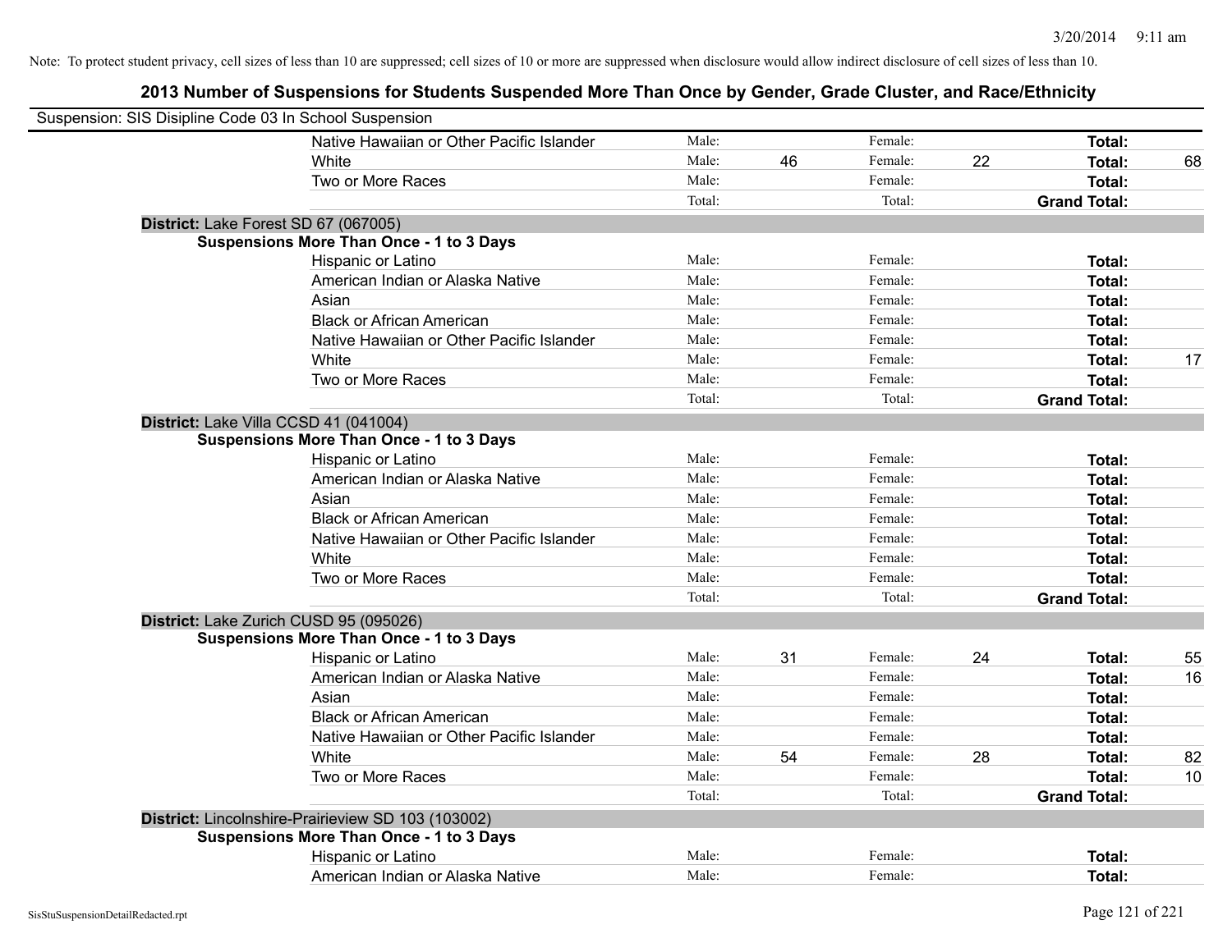Note: To protect student privacy, cell sizes of less than 10 are suppressed; cell sizes of 10 or more are suppressed when disclosure would allow indirect disclosure of cell sizes of less than 10.

## 2013 Number of Suspensions for Students Suspended More Than Once by Gender, Grade Cluster, and Race/Ethnicity

Suspension: SIS Disipline Code 03 In School Suspension

| | | | | | | |
|---|---|---|---|---|---|---|
| Native Hawaiian or Other Pacific Islander | Male: | | Female: | | **Total:** | |
| White | Male: | 46 | Female: | 22 | **Total:** | 68 |
| Two or More Races | Male: | | Female: | | **Total:** | |
| | Total: | | Total: | | **Grand Total:** | |

**District:** Lake Forest SD 67 (067005)

**Suspensions More Than Once - 1 to 3 Days**

| | | | | | | |
|---|---|---|---|---|---|---|
| Hispanic or Latino | Male: | | Female: | | **Total:** | |
| American Indian or Alaska Native | Male: | | Female: | | **Total:** | |
| Asian | Male: | | Female: | | **Total:** | |
| Black or African American | Male: | | Female: | | **Total:** | |
| Native Hawaiian or Other Pacific Islander | Male: | | Female: | | **Total:** | |
| White | Male: | | Female: | | **Total:** | 17 |
| Two or More Races | Male: | | Female: | | **Total:** | |
| | Total: | | Total: | | **Grand Total:** | |

**District:** Lake Villa CCSD 41 (041004)

**Suspensions More Than Once - 1 to 3 Days**

| | | | | | | |
|---|---|---|---|---|---|---|
| Hispanic or Latino | Male: | | Female: | | **Total:** | |
| American Indian or Alaska Native | Male: | | Female: | | **Total:** | |
| Asian | Male: | | Female: | | **Total:** | |
| Black or African American | Male: | | Female: | | **Total:** | |
| Native Hawaiian or Other Pacific Islander | Male: | | Female: | | **Total:** | |
| White | Male: | | Female: | | **Total:** | |
| Two or More Races | Male: | | Female: | | **Total:** | |
| | Total: | | Total: | | **Grand Total:** | |

**District:** Lake Zurich CUSD 95 (095026)

**Suspensions More Than Once - 1 to 3 Days**

| | | | | | | |
|---|---|---|---|---|---|---|
| Hispanic or Latino | Male: | 31 | Female: | 24 | **Total:** | 55 |
| American Indian or Alaska Native | Male: | | Female: | | **Total:** | 16 |
| Asian | Male: | | Female: | | **Total:** | |
| Black or African American | Male: | | Female: | | **Total:** | |
| Native Hawaiian or Other Pacific Islander | Male: | | Female: | | **Total:** | |
| White | Male: | 54 | Female: | 28 | **Total:** | 82 |
| Two or More Races | Male: | | Female: | | **Total:** | 10 |
| | Total: | | Total: | | **Grand Total:** | |

**District:** Lincolnshire-Prairieview SD 103 (103002)

**Suspensions More Than Once - 1 to 3 Days**

| | | | | | | |
|---|---|---|---|---|---|---|
| Hispanic or Latino | Male: | | Female: | | **Total:** | |
| American Indian or Alaska Native | Male: | | Female: | | **Total:** | |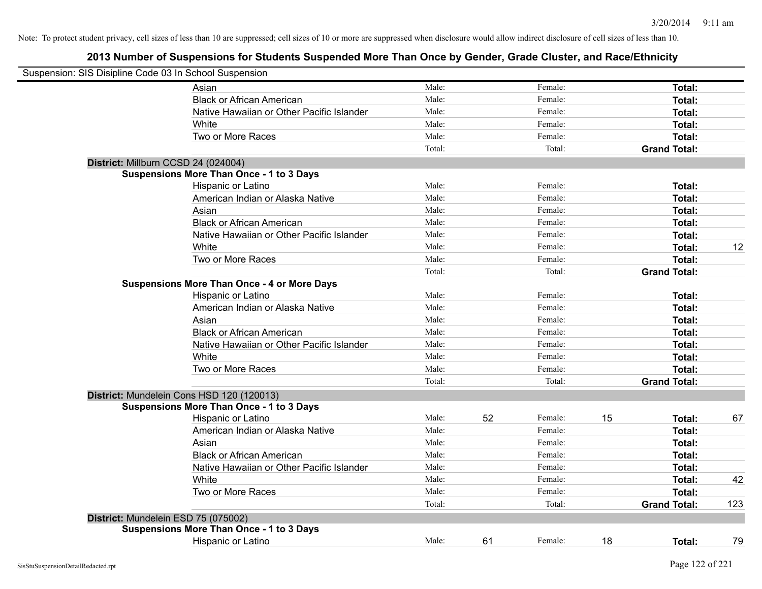Note: To protect student privacy, cell sizes of less than 10 are suppressed; cell sizes of 10 or more are suppressed when disclosure would allow indirect disclosure of cell sizes of less than 10.

## 2013 Number of Suspensions for Students Suspended More Than Once by Gender, Grade Cluster, and Race/Ethnicity

Suspension: SIS Disipline Code 03 In School Suspension

| | | | | | | |
|---|---|---|---|---|---|---|
| Asian | Male: | | Female: | | **Total:** | |
| Black or African American | Male: | | Female: | | **Total:** | |
| Native Hawaiian or Other Pacific Islander | Male: | | Female: | | **Total:** | |
| White | Male: | | Female: | | **Total:** | |
| Two or More Races | Male: | | Female: | | **Total:** | |
| | Total: | | Total: | | **Grand Total:** | |

**District:** Millburn CCSD 24 (024004)

**Suspensions More Than Once - 1 to 3 Days**

| | | | | | | |
|---|---|---|---|---|---|---|
| Hispanic or Latino | Male: | | Female: | | **Total:** | |
| American Indian or Alaska Native | Male: | | Female: | | **Total:** | |
| Asian | Male: | | Female: | | **Total:** | |
| Black or African American | Male: | | Female: | | **Total:** | |
| Native Hawaiian or Other Pacific Islander | Male: | | Female: | | **Total:** | |
| White | Male: | | Female: | | **Total:** | 12 |
| Two or More Races | Male: | | Female: | | **Total:** | |
| | Total: | | Total: | | **Grand Total:** | |

**Suspensions More Than Once - 4 or More Days**

| | | | | | | |
|---|---|---|---|---|---|---|
| Hispanic or Latino | Male: | | Female: | | **Total:** | |
| American Indian or Alaska Native | Male: | | Female: | | **Total:** | |
| Asian | Male: | | Female: | | **Total:** | |
| Black or African American | Male: | | Female: | | **Total:** | |
| Native Hawaiian or Other Pacific Islander | Male: | | Female: | | **Total:** | |
| White | Male: | | Female: | | **Total:** | |
| Two or More Races | Male: | | Female: | | **Total:** | |
| | Total: | | Total: | | **Grand Total:** | |

**District:** Mundelein Cons HSD 120 (120013)

**Suspensions More Than Once - 1 to 3 Days**

| | | | | | | |
|---|---|---|---|---|---|---|
| Hispanic or Latino | Male: | 52 | Female: | 15 | **Total:** | 67 |
| American Indian or Alaska Native | Male: | | Female: | | **Total:** | |
| Asian | Male: | | Female: | | **Total:** | |
| Black or African American | Male: | | Female: | | **Total:** | |
| Native Hawaiian or Other Pacific Islander | Male: | | Female: | | **Total:** | |
| White | Male: | | Female: | | **Total:** | 42 |
| Two or More Races | Male: | | Female: | | **Total:** | |
| | Total: | | Total: | | **Grand Total:** | 123 |

**District:** Mundelein ESD 75 (075002)

**Suspensions More Than Once - 1 to 3 Days**

| | | | | | | |
|---|---|---|---|---|---|---|
| Hispanic or Latino | Male: | 61 | Female: | 18 | **Total:** | 79 |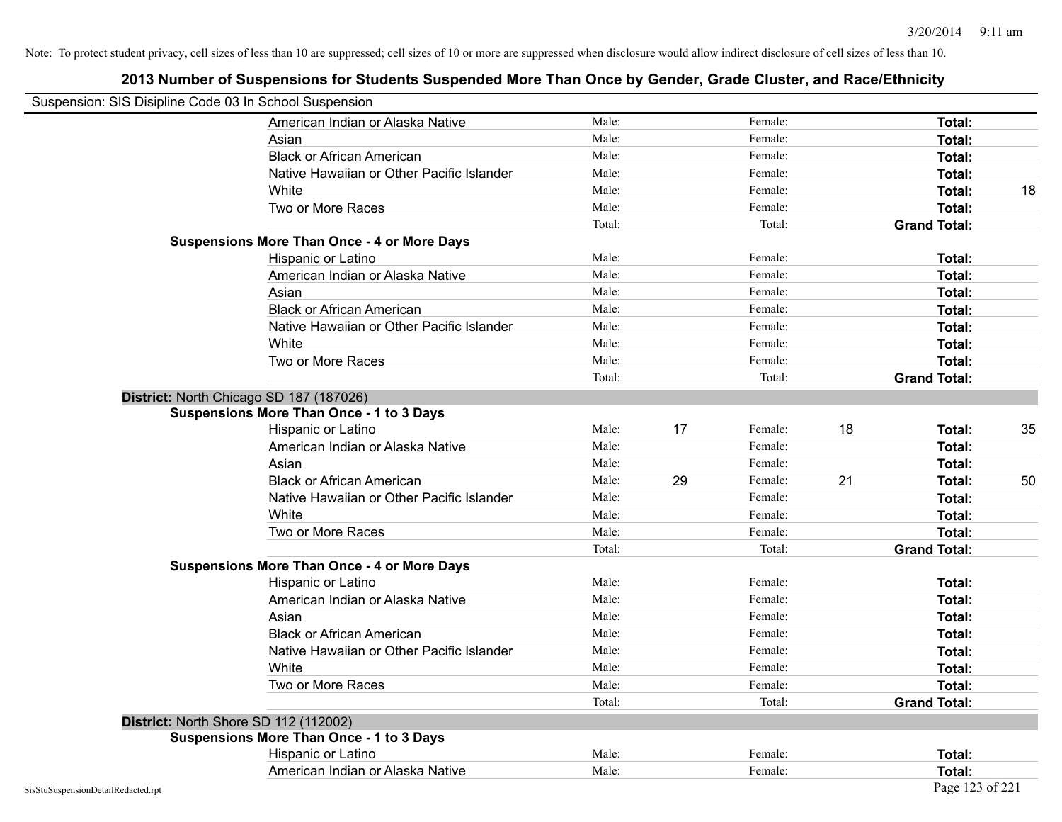Note: To protect student privacy, cell sizes of less than 10 are suppressed; cell sizes of 10 or more are suppressed when disclosure would allow indirect disclosure of cell sizes of less than 10.

## 2013 Number of Suspensions for Students Suspended More Than Once by Gender, Grade Cluster, and Race/Ethnicity

Suspension: SIS Disipline Code 03 In School Suspension

| | | | | | | |
|---|---|---|---|---|---|---|
| American Indian or Alaska Native | Male: | | Female: | | **Total:** | |
| Asian | Male: | | Female: | | **Total:** | |
| Black or African American | Male: | | Female: | | **Total:** | |
| Native Hawaiian or Other Pacific Islander | Male: | | Female: | | **Total:** | |
| White | Male: | | Female: | | **Total:** | 18 |
| Two or More Races | Male: | | Female: | | **Total:** | |
| | Total: | | Total: | | **Grand Total:** | |

**Suspensions More Than Once - 4 or More Days**

| | | | | | | |
|---|---|---|---|---|---|---|
| Hispanic or Latino | Male: | | Female: | | **Total:** | |
| American Indian or Alaska Native | Male: | | Female: | | **Total:** | |
| Asian | Male: | | Female: | | **Total:** | |
| Black or African American | Male: | | Female: | | **Total:** | |
| Native Hawaiian or Other Pacific Islander | Male: | | Female: | | **Total:** | |
| White | Male: | | Female: | | **Total:** | |
| Two or More Races | Male: | | Female: | | **Total:** | |
| | Total: | | Total: | | **Grand Total:** | |

### District: North Chicago SD 187 (187026)

**Suspensions More Than Once - 1 to 3 Days**

| | | | | | | |
|---|---|---|---|---|---|---|
| Hispanic or Latino | Male: | 17 | Female: | 18 | **Total:** | 35 |
| American Indian or Alaska Native | Male: | | Female: | | **Total:** | |
| Asian | Male: | | Female: | | **Total:** | |
| Black or African American | Male: | 29 | Female: | 21 | **Total:** | 50 |
| Native Hawaiian or Other Pacific Islander | Male: | | Female: | | **Total:** | |
| White | Male: | | Female: | | **Total:** | |
| Two or More Races | Male: | | Female: | | **Total:** | |
| | Total: | | Total: | | **Grand Total:** | |

**Suspensions More Than Once - 4 or More Days**

| | | | | | | |
|---|---|---|---|---|---|---|
| Hispanic or Latino | Male: | | Female: | | **Total:** | |
| American Indian or Alaska Native | Male: | | Female: | | **Total:** | |
| Asian | Male: | | Female: | | **Total:** | |
| Black or African American | Male: | | Female: | | **Total:** | |
| Native Hawaiian or Other Pacific Islander | Male: | | Female: | | **Total:** | |
| White | Male: | | Female: | | **Total:** | |
| Two or More Races | Male: | | Female: | | **Total:** | |
| | Total: | | Total: | | **Grand Total:** | |

### District: North Shore SD 112 (112002)

**Suspensions More Than Once - 1 to 3 Days**

| | | | | | | |
|---|---|---|---|---|---|---|
| Hispanic or Latino | Male: | | Female: | | **Total:** | |
| American Indian or Alaska Native | Male: | | Female: | | **Total:** | |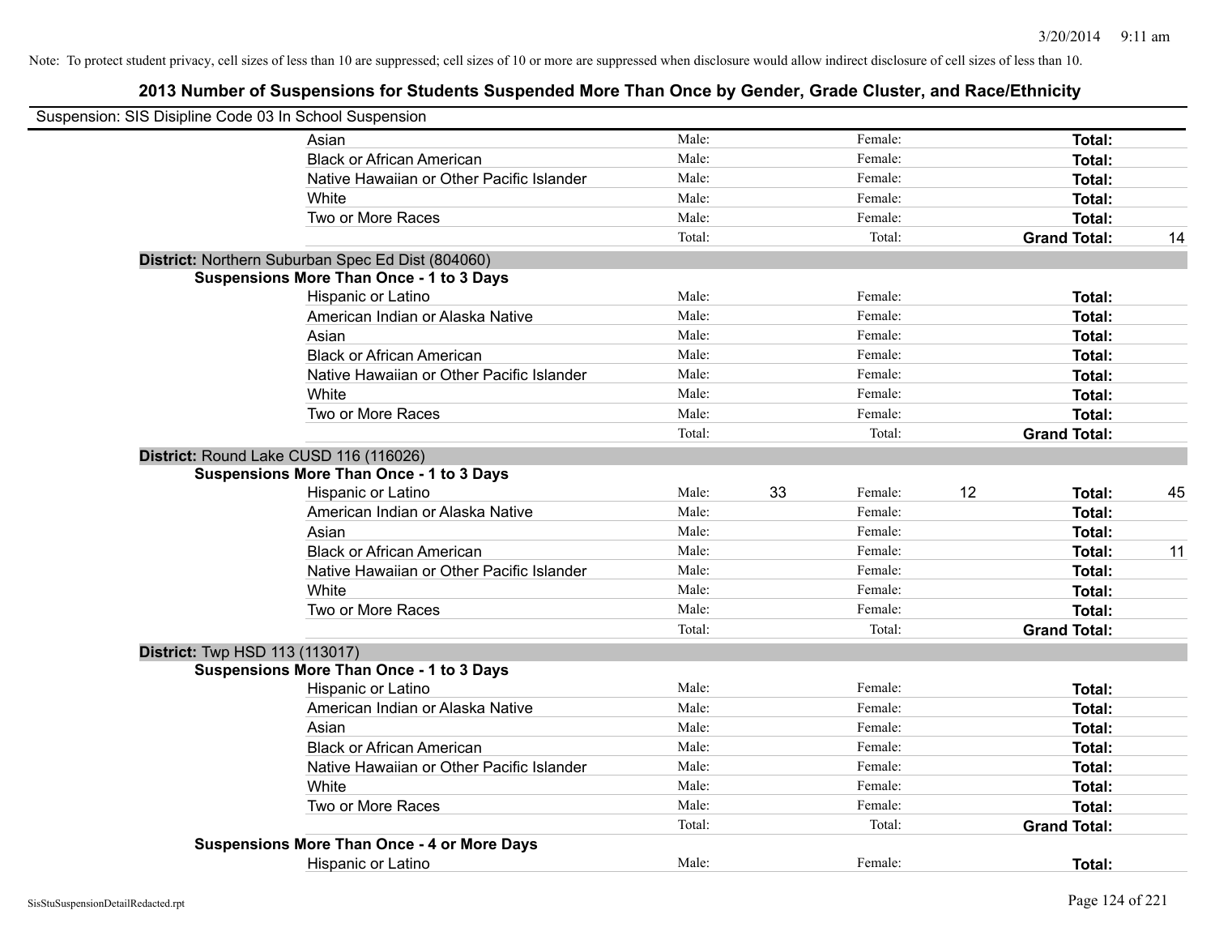Note: To protect student privacy, cell sizes of less than 10 are suppressed; cell sizes of 10 or more are suppressed when disclosure would allow indirect disclosure of cell sizes of less than 10.

# 2013 Number of Suspensions for Students Suspended More Than Once by Gender, Grade Cluster, and Race/Ethnicity

Suspension: SIS Disipline Code 03 In School Suspension

| | | | | | | |
|---|---|---|---|---|---|---|
| Asian | Male: | | Female: | | **Total:** | |
| Black or African American | Male: | | Female: | | **Total:** | |
| Native Hawaiian or Other Pacific Islander | Male: | | Female: | | **Total:** | |
| White | Male: | | Female: | | **Total:** | |
| Two or More Races | Male: | | Female: | | **Total:** | |
| | Total: | | Total: | | **Grand Total:** | 14 |

**District:** Northern Suburban Spec Ed Dist (804060)

**Suspensions More Than Once - 1 to 3 Days**

| | | | | | | |
|---|---|---|---|---|---|---|
| Hispanic or Latino | Male: | | Female: | | **Total:** | |
| American Indian or Alaska Native | Male: | | Female: | | **Total:** | |
| Asian | Male: | | Female: | | **Total:** | |
| Black or African American | Male: | | Female: | | **Total:** | |
| Native Hawaiian or Other Pacific Islander | Male: | | Female: | | **Total:** | |
| White | Male: | | Female: | | **Total:** | |
| Two or More Races | Male: | | Female: | | **Total:** | |
| | Total: | | Total: | | **Grand Total:** | |

**District:** Round Lake CUSD 116 (116026)

**Suspensions More Than Once - 1 to 3 Days**

| | | | | | | |
|---|---|---|---|---|---|---|
| Hispanic or Latino | Male: | 33 | Female: | 12 | **Total:** | 45 |
| American Indian or Alaska Native | Male: | | Female: | | **Total:** | |
| Asian | Male: | | Female: | | **Total:** | |
| Black or African American | Male: | | Female: | | **Total:** | 11 |
| Native Hawaiian or Other Pacific Islander | Male: | | Female: | | **Total:** | |
| White | Male: | | Female: | | **Total:** | |
| Two or More Races | Male: | | Female: | | **Total:** | |
| | Total: | | Total: | | **Grand Total:** | |

**District:** Twp HSD 113 (113017)

**Suspensions More Than Once - 1 to 3 Days**

| | | | | | | |
|---|---|---|---|---|---|---|
| Hispanic or Latino | Male: | | Female: | | **Total:** | |
| American Indian or Alaska Native | Male: | | Female: | | **Total:** | |
| Asian | Male: | | Female: | | **Total:** | |
| Black or African American | Male: | | Female: | | **Total:** | |
| Native Hawaiian or Other Pacific Islander | Male: | | Female: | | **Total:** | |
| White | Male: | | Female: | | **Total:** | |
| Two or More Races | Male: | | Female: | | **Total:** | |
| | Total: | | Total: | | **Grand Total:** | |

**Suspensions More Than Once - 4 or More Days**

| | | | | | | |
|---|---|---|---|---|---|---|
| Hispanic or Latino | Male: | | Female: | | **Total:** | |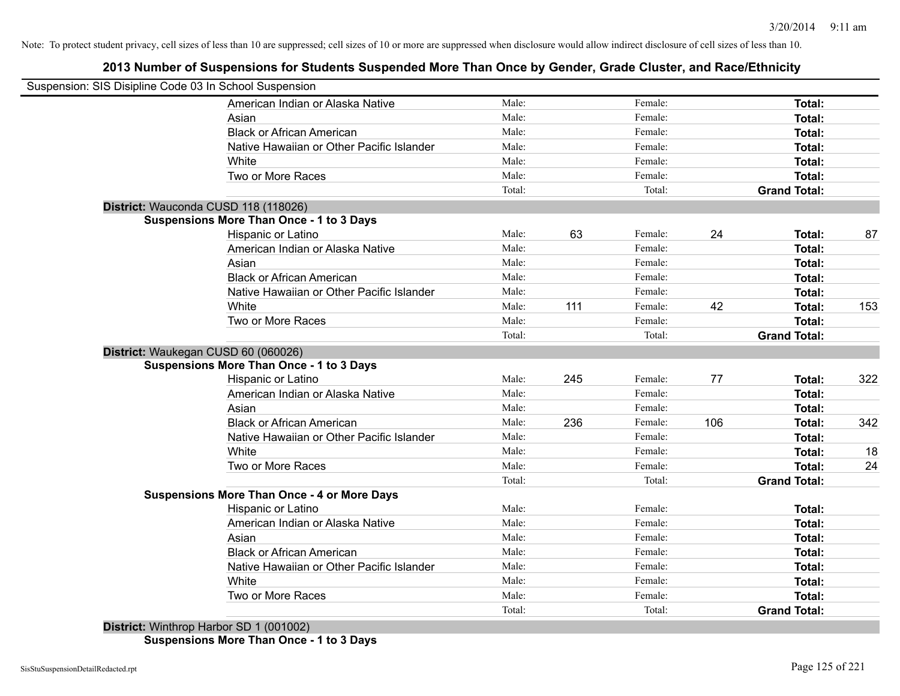Note: To protect student privacy, cell sizes of less than 10 are suppressed; cell sizes of 10 or more are suppressed when disclosure would allow indirect disclosure of cell sizes of less than 10.

# 2013 Number of Suspensions for Students Suspended More Than Once by Gender, Grade Cluster, and Race/Ethnicity

Suspension: SIS Disipline Code 03 In School Suspension

| | | | | | | |
|---|---|---|---|---|---|---|
| American Indian or Alaska Native | Male: | | Female: | | **Total:** | |
| Asian | Male: | | Female: | | **Total:** | |
| Black or African American | Male: | | Female: | | **Total:** | |
| Native Hawaiian or Other Pacific Islander | Male: | | Female: | | **Total:** | |
| White | Male: | | Female: | | **Total:** | |
| Two or More Races | Male: | | Female: | | **Total:** | |
| | Total: | | Total: | | **Grand Total:** | |

**District:** Wauconda CUSD 118 (118026)

**Suspensions More Than Once - 1 to 3 Days**

| | | | | | | |
|---|---|---|---|---|---|---|
| Hispanic or Latino | Male: | 63 | Female: | 24 | **Total:** | 87 |
| American Indian or Alaska Native | Male: | | Female: | | **Total:** | |
| Asian | Male: | | Female: | | **Total:** | |
| Black or African American | Male: | | Female: | | **Total:** | |
| Native Hawaiian or Other Pacific Islander | Male: | | Female: | | **Total:** | |
| White | Male: | 111 | Female: | 42 | **Total:** | 153 |
| Two or More Races | Male: | | Female: | | **Total:** | |
| | Total: | | Total: | | **Grand Total:** | |

**District:** Waukegan CUSD 60 (060026)

**Suspensions More Than Once - 1 to 3 Days**

| | | | | | | |
|---|---|---|---|---|---|---|
| Hispanic or Latino | Male: | 245 | Female: | 77 | **Total:** | 322 |
| American Indian or Alaska Native | Male: | | Female: | | **Total:** | |
| Asian | Male: | | Female: | | **Total:** | |
| Black or African American | Male: | 236 | Female: | 106 | **Total:** | 342 |
| Native Hawaiian or Other Pacific Islander | Male: | | Female: | | **Total:** | |
| White | Male: | | Female: | | **Total:** | 18 |
| Two or More Races | Male: | | Female: | | **Total:** | 24 |
| | Total: | | Total: | | **Grand Total:** | |

**Suspensions More Than Once - 4 or More Days**

| | | | | | | |
|---|---|---|---|---|---|---|
| Hispanic or Latino | Male: | | Female: | | **Total:** | |
| American Indian or Alaska Native | Male: | | Female: | | **Total:** | |
| Asian | Male: | | Female: | | **Total:** | |
| Black or African American | Male: | | Female: | | **Total:** | |
| Native Hawaiian or Other Pacific Islander | Male: | | Female: | | **Total:** | |
| White | Male: | | Female: | | **Total:** | |
| Two or More Races | Male: | | Female: | | **Total:** | |
| | Total: | | Total: | | **Grand Total:** | |

**District:** Winthrop Harbor SD 1 (001002)

**Suspensions More Than Once - 1 to 3 Days**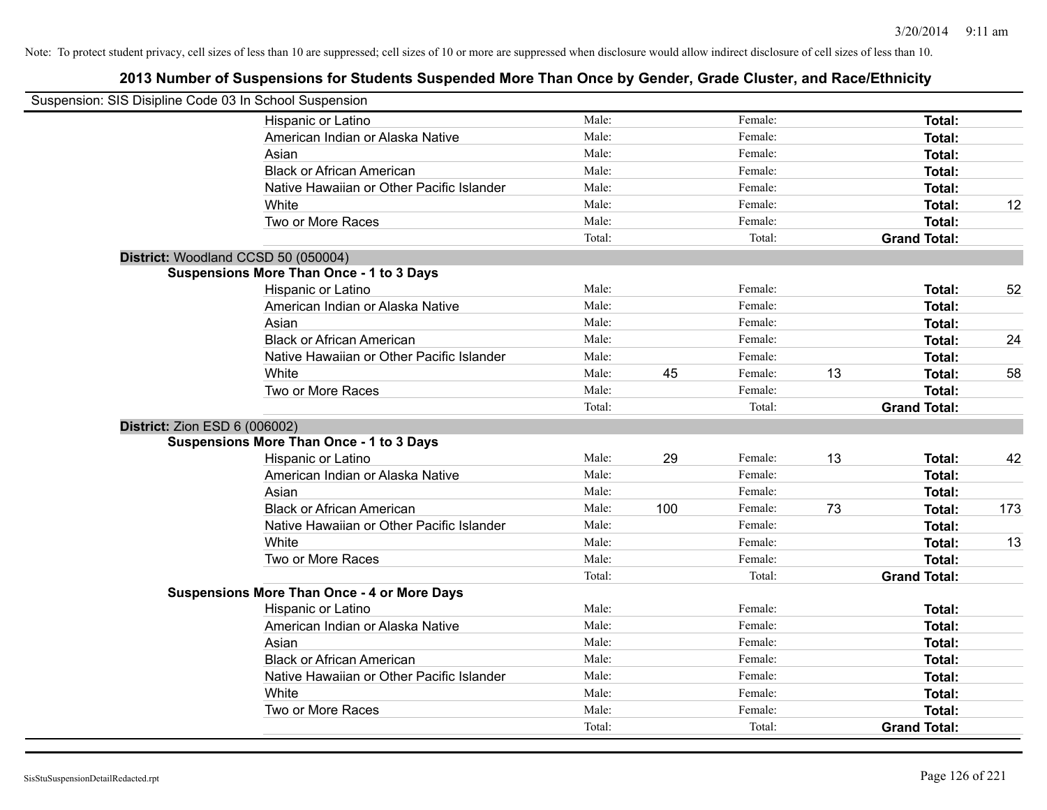Note: To protect student privacy, cell sizes of less than 10 are suppressed; cell sizes of 10 or more are suppressed when disclosure would allow indirect disclosure of cell sizes of less than 10.

# 2013 Number of Suspensions for Students Suspended More Than Once by Gender, Grade Cluster, and Race/Ethnicity

Suspension: SIS Disipline Code 03 In School Suspension

| | | | | | | |
|---|---|---|---|---|---|---|
| Hispanic or Latino | Male: | | Female: | | **Total:** | |
| American Indian or Alaska Native | Male: | | Female: | | **Total:** | |
| Asian | Male: | | Female: | | **Total:** | |
| Black or African American | Male: | | Female: | | **Total:** | |
| Native Hawaiian or Other Pacific Islander | Male: | | Female: | | **Total:** | |
| White | Male: | | Female: | | **Total:** | 12 |
| Two or More Races | Male: | | Female: | | **Total:** | |
| | Total: | | Total: | | **Grand Total:** | |

**District:** Woodland CCSD 50 (050004)

**Suspensions More Than Once - 1 to 3 Days**

| | | | | | | |
|---|---|---|---|---|---|---|
| Hispanic or Latino | Male: | | Female: | | **Total:** | 52 |
| American Indian or Alaska Native | Male: | | Female: | | **Total:** | |
| Asian | Male: | | Female: | | **Total:** | |
| Black or African American | Male: | | Female: | | **Total:** | 24 |
| Native Hawaiian or Other Pacific Islander | Male: | | Female: | | **Total:** | |
| White | Male: | 45 | Female: | 13 | **Total:** | 58 |
| Two or More Races | Male: | | Female: | | **Total:** | |
| | Total: | | Total: | | **Grand Total:** | |

**District:** Zion ESD 6 (006002)

**Suspensions More Than Once - 1 to 3 Days**

| | | | | | | |
|---|---|---|---|---|---|---|
| Hispanic or Latino | Male: | 29 | Female: | 13 | **Total:** | 42 |
| American Indian or Alaska Native | Male: | | Female: | | **Total:** | |
| Asian | Male: | | Female: | | **Total:** | |
| Black or African American | Male: | 100 | Female: | 73 | **Total:** | 173 |
| Native Hawaiian or Other Pacific Islander | Male: | | Female: | | **Total:** | |
| White | Male: | | Female: | | **Total:** | 13 |
| Two or More Races | Male: | | Female: | | **Total:** | |
| | Total: | | Total: | | **Grand Total:** | |

**Suspensions More Than Once - 4 or More Days**

| | | | | | | |
|---|---|---|---|---|---|---|
| Hispanic or Latino | Male: | | Female: | | **Total:** | |
| American Indian or Alaska Native | Male: | | Female: | | **Total:** | |
| Asian | Male: | | Female: | | **Total:** | |
| Black or African American | Male: | | Female: | | **Total:** | |
| Native Hawaiian or Other Pacific Islander | Male: | | Female: | | **Total:** | |
| White | Male: | | Female: | | **Total:** | |
| Two or More Races | Male: | | Female: | | **Total:** | |
| | Total: | | Total: | | **Grand Total:** | |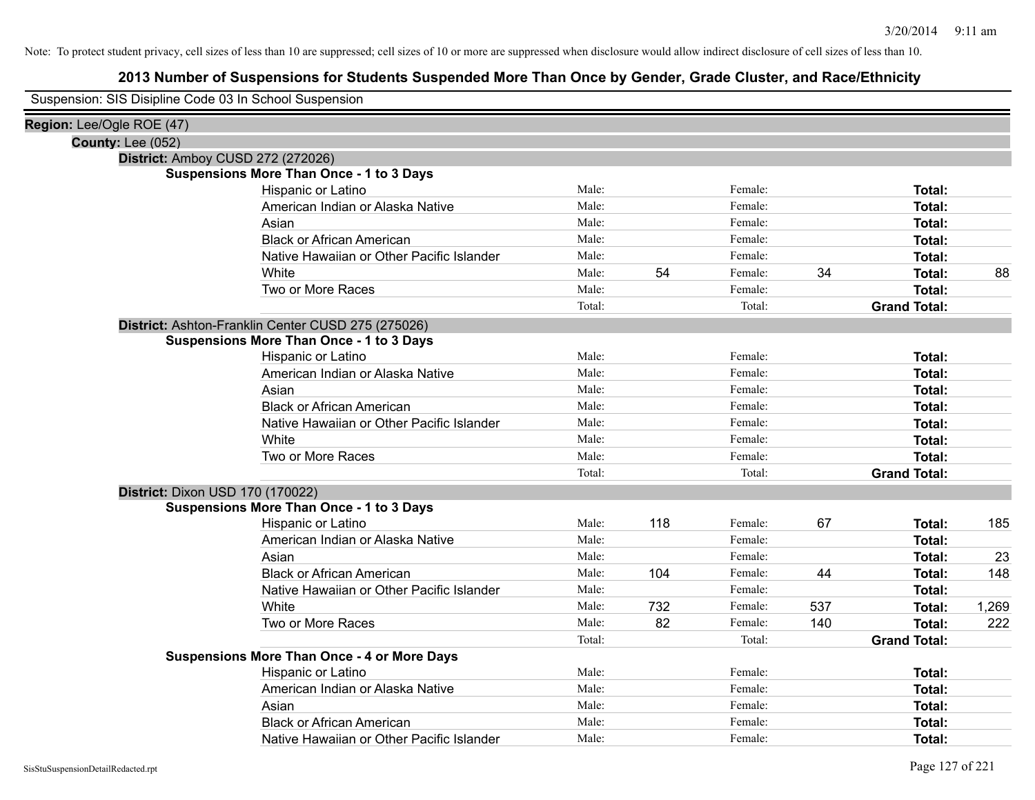Note: To protect student privacy, cell sizes of less than 10 are suppressed; cell sizes of 10 or more are suppressed when disclosure would allow indirect disclosure of cell sizes of less than 10.

# 2013 Number of Suspensions for Students Suspended More Than Once by Gender, Grade Cluster, and Race/Ethnicity

Suspension: SIS Disipline Code 03 In School Suspension

**Region:** Lee/Ogle ROE (47)

**County:** Lee (052)

**District:** Amboy CUSD 272 (272026)

**Suspensions More Than Once - 1 to 3 Days**

| Race/Ethnicity | | Male | | Female | | Total |
|---|---|---|---|---|---|---|
| Hispanic or Latino | Male: | | Female: | | **Total:** | |
| American Indian or Alaska Native | Male: | | Female: | | **Total:** | |
| Asian | Male: | | Female: | | **Total:** | |
| Black or African American | Male: | | Female: | | **Total:** | |
| Native Hawaiian or Other Pacific Islander | Male: | | Female: | | **Total:** | |
| White | Male: | 54 | Female: | 34 | **Total:** | 88 |
| Two or More Races | Male: | | Female: | | **Total:** | |
| | Total: | | Total: | | **Grand Total:** | |

**District:** Ashton-Franklin Center CUSD 275 (275026)

**Suspensions More Than Once - 1 to 3 Days**

| Race/Ethnicity | | Male | | Female | | Total |
|---|---|---|---|---|---|---|
| Hispanic or Latino | Male: | | Female: | | **Total:** | |
| American Indian or Alaska Native | Male: | | Female: | | **Total:** | |
| Asian | Male: | | Female: | | **Total:** | |
| Black or African American | Male: | | Female: | | **Total:** | |
| Native Hawaiian or Other Pacific Islander | Male: | | Female: | | **Total:** | |
| White | Male: | | Female: | | **Total:** | |
| Two or More Races | Male: | | Female: | | **Total:** | |
| | Total: | | Total: | | **Grand Total:** | |

**District:** Dixon USD 170 (170022)

**Suspensions More Than Once - 1 to 3 Days**

| Race/Ethnicity | | Male | | Female | | Total |
|---|---|---|---|---|---|---|
| Hispanic or Latino | Male: | 118 | Female: | 67 | **Total:** | 185 |
| American Indian or Alaska Native | Male: | | Female: | | **Total:** | |
| Asian | Male: | | Female: | | **Total:** | 23 |
| Black or African American | Male: | 104 | Female: | 44 | **Total:** | 148 |
| Native Hawaiian or Other Pacific Islander | Male: | | Female: | | **Total:** | |
| White | Male: | 732 | Female: | 537 | **Total:** | 1,269 |
| Two or More Races | Male: | 82 | Female: | 140 | **Total:** | 222 |
| | Total: | | Total: | | **Grand Total:** | |

**Suspensions More Than Once - 4 or More Days**

| Race/Ethnicity | | Male | | Female | | Total |
|---|---|---|---|---|---|---|
| Hispanic or Latino | Male: | | Female: | | **Total:** | |
| American Indian or Alaska Native | Male: | | Female: | | **Total:** | |
| Asian | Male: | | Female: | | **Total:** | |
| Black or African American | Male: | | Female: | | **Total:** | |
| Native Hawaiian or Other Pacific Islander | Male: | | Female: | | **Total:** | |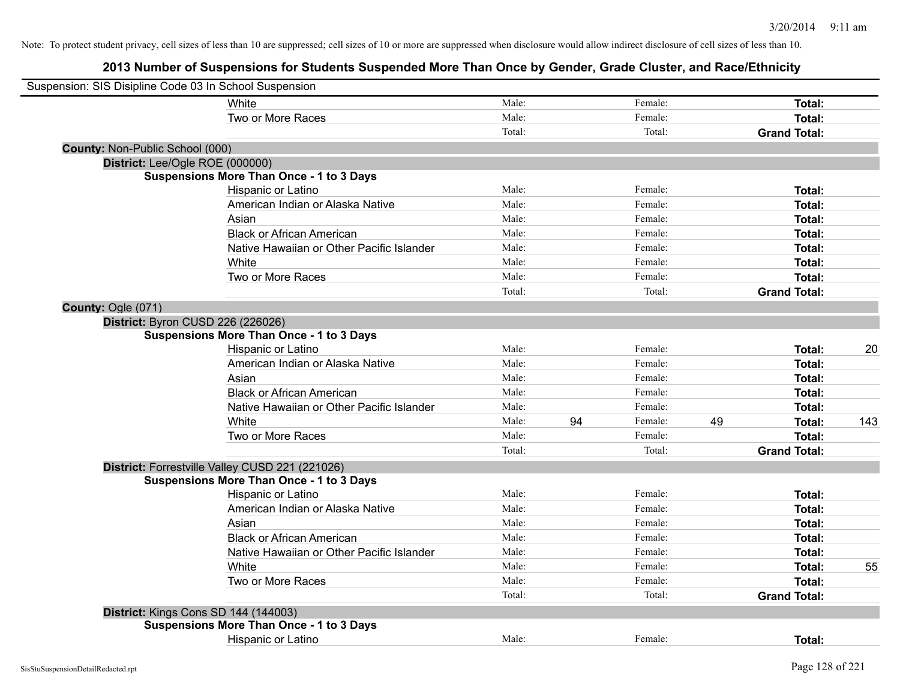Note: To protect student privacy, cell sizes of less than 10 are suppressed; cell sizes of 10 or more are suppressed when disclosure would allow indirect disclosure of cell sizes of less than 10.

# 2013 Number of Suspensions for Students Suspended More Than Once by Gender, Grade Cluster, and Race/Ethnicity

Suspension: SIS Disipline Code 03 In School Suspension

| | | | | | |
|---|---|---|---|---|---|
| White | Male: | | Female: | | **Total:** | |
| Two or More Races | Male: | | Female: | | **Total:** | |
| | Total: | | Total: | | **Grand Total:** | |

**County:** Non-Public School (000)

**District:** Lee/Ogle ROE (000000)

**Suspensions More Than Once - 1 to 3 Days**

| | | | | | | |
|---|---|---|---|---|---|---|
| Hispanic or Latino | Male: | | Female: | | **Total:** | |
| American Indian or Alaska Native | Male: | | Female: | | **Total:** | |
| Asian | Male: | | Female: | | **Total:** | |
| Black or African American | Male: | | Female: | | **Total:** | |
| Native Hawaiian or Other Pacific Islander | Male: | | Female: | | **Total:** | |
| White | Male: | | Female: | | **Total:** | |
| Two or More Races | Male: | | Female: | | **Total:** | |
| | Total: | | Total: | | **Grand Total:** | |

**County:** Ogle (071)

**District:** Byron CUSD 226 (226026)

**Suspensions More Than Once - 1 to 3 Days**

| | | | | | | |
|---|---|---|---|---|---|---|
| Hispanic or Latino | Male: | | Female: | | **Total:** | 20 |
| American Indian or Alaska Native | Male: | | Female: | | **Total:** | |
| Asian | Male: | | Female: | | **Total:** | |
| Black or African American | Male: | | Female: | | **Total:** | |
| Native Hawaiian or Other Pacific Islander | Male: | | Female: | | **Total:** | |
| White | Male: | 94 | Female: | 49 | **Total:** | 143 |
| Two or More Races | Male: | | Female: | | **Total:** | |
| | Total: | | Total: | | **Grand Total:** | |

**District:** Forrestville Valley CUSD 221 (221026)

**Suspensions More Than Once - 1 to 3 Days**

| | | | | | | |
|---|---|---|---|---|---|---|
| Hispanic or Latino | Male: | | Female: | | **Total:** | |
| American Indian or Alaska Native | Male: | | Female: | | **Total:** | |
| Asian | Male: | | Female: | | **Total:** | |
| Black or African American | Male: | | Female: | | **Total:** | |
| Native Hawaiian or Other Pacific Islander | Male: | | Female: | | **Total:** | |
| White | Male: | | Female: | | **Total:** | 55 |
| Two or More Races | Male: | | Female: | | **Total:** | |
| | Total: | | Total: | | **Grand Total:** | |

**District:** Kings Cons SD 144 (144003)

**Suspensions More Than Once - 1 to 3 Days**

| | | | | | | |
|---|---|---|---|---|---|---|
| Hispanic or Latino | Male: | | Female: | | **Total:** | |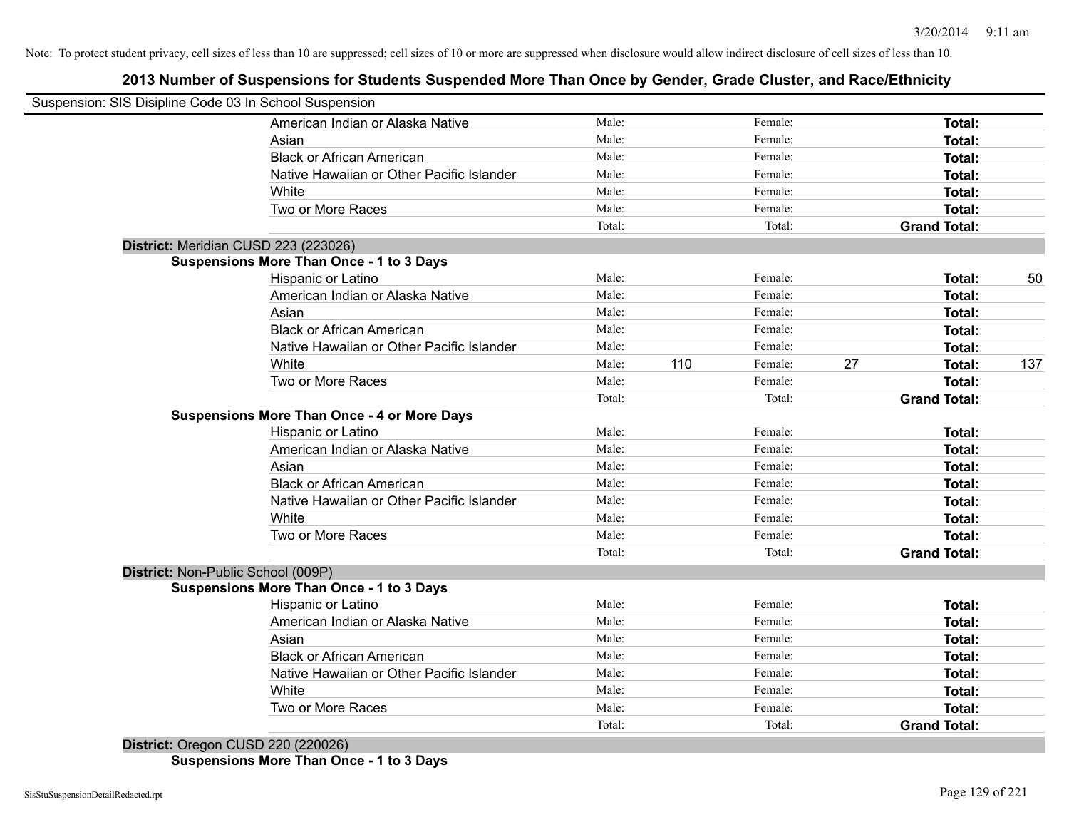Note: To protect student privacy, cell sizes of less than 10 are suppressed; cell sizes of 10 or more are suppressed when disclosure would allow indirect disclosure of cell sizes of less than 10.

## 2013 Number of Suspensions for Students Suspended More Than Once by Gender, Grade Cluster, and Race/Ethnicity

Suspension: SIS Disipline Code 03 In School Suspension

| | Male: | | Female: | | Total: | |
|---|---|---|---|---|---|---|
| American Indian or Alaska Native | Male: | | Female: | | **Total:** | |
| Asian | Male: | | Female: | | **Total:** | |
| Black or African American | Male: | | Female: | | **Total:** | |
| Native Hawaiian or Other Pacific Islander | Male: | | Female: | | **Total:** | |
| White | Male: | | Female: | | **Total:** | |
| Two or More Races | Male: | | Female: | | **Total:** | |
| | Total: | | Total: | | **Grand Total:** | |

**District:** Meridian CUSD 223 (223026)

**Suspensions More Than Once - 1 to 3 Days**

| | | | | | | |
|---|---|---|---|---|---|---|
| Hispanic or Latino | Male: | | Female: | | **Total:** | 50 |
| American Indian or Alaska Native | Male: | | Female: | | **Total:** | |
| Asian | Male: | | Female: | | **Total:** | |
| Black or African American | Male: | | Female: | | **Total:** | |
| Native Hawaiian or Other Pacific Islander | Male: | | Female: | | **Total:** | |
| White | Male: | 110 | Female: | 27 | **Total:** | 137 |
| Two or More Races | Male: | | Female: | | **Total:** | |
| | Total: | | Total: | | **Grand Total:** | |

**Suspensions More Than Once - 4 or More Days**

| | | | | | | |
|---|---|---|---|---|---|---|
| Hispanic or Latino | Male: | | Female: | | **Total:** | |
| American Indian or Alaska Native | Male: | | Female: | | **Total:** | |
| Asian | Male: | | Female: | | **Total:** | |
| Black or African American | Male: | | Female: | | **Total:** | |
| Native Hawaiian or Other Pacific Islander | Male: | | Female: | | **Total:** | |
| White | Male: | | Female: | | **Total:** | |
| Two or More Races | Male: | | Female: | | **Total:** | |
| | Total: | | Total: | | **Grand Total:** | |

**District:** Non-Public School (009P)

**Suspensions More Than Once - 1 to 3 Days**

| | | | | | | |
|---|---|---|---|---|---|---|
| Hispanic or Latino | Male: | | Female: | | **Total:** | |
| American Indian or Alaska Native | Male: | | Female: | | **Total:** | |
| Asian | Male: | | Female: | | **Total:** | |
| Black or African American | Male: | | Female: | | **Total:** | |
| Native Hawaiian or Other Pacific Islander | Male: | | Female: | | **Total:** | |
| White | Male: | | Female: | | **Total:** | |
| Two or More Races | Male: | | Female: | | **Total:** | |
| | Total: | | Total: | | **Grand Total:** | |

**District:** Oregon CUSD 220 (220026)

**Suspensions More Than Once - 1 to 3 Days**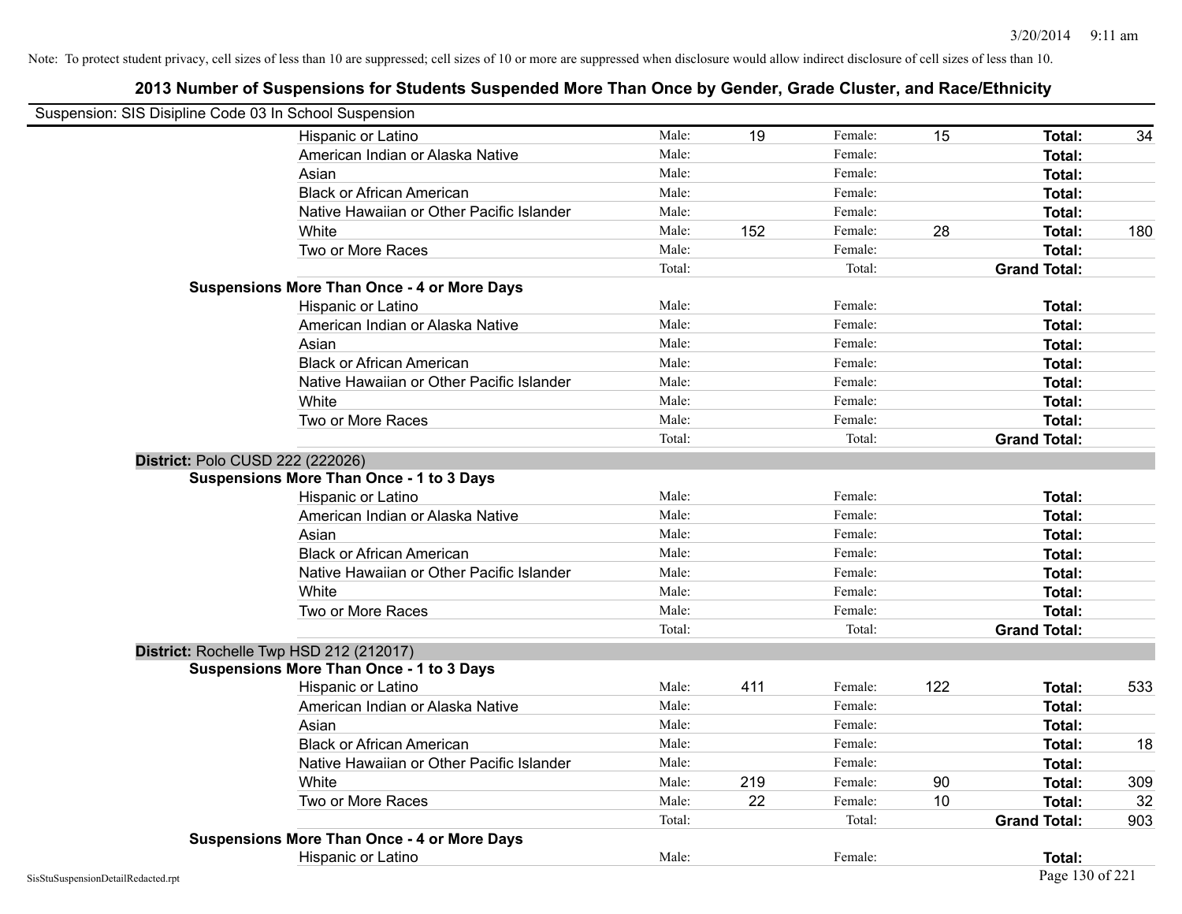Note: To protect student privacy, cell sizes of less than 10 are suppressed; cell sizes of 10 or more are suppressed when disclosure would allow indirect disclosure of cell sizes of less than 10.

## 2013 Number of Suspensions for Students Suspended More Than Once by Gender, Grade Cluster, and Race/Ethnicity

Suspension: SIS Disipline Code 03 In School Suspension

| | | | | | | |
|---|---|---|---|---|---|---|
| Hispanic or Latino | Male: | 19 | Female: | 15 | **Total:** | 34 |
| American Indian or Alaska Native | Male: | | Female: | | **Total:** | |
| Asian | Male: | | Female: | | **Total:** | |
| Black or African American | Male: | | Female: | | **Total:** | |
| Native Hawaiian or Other Pacific Islander | Male: | | Female: | | **Total:** | |
| White | Male: | 152 | Female: | 28 | **Total:** | 180 |
| Two or More Races | Male: | | Female: | | **Total:** | |
| | Total: | | Total: | | **Grand Total:** | |

**Suspensions More Than Once - 4 or More Days**

| | | | | | | |
|---|---|---|---|---|---|---|
| Hispanic or Latino | Male: | | Female: | | **Total:** | |
| American Indian or Alaska Native | Male: | | Female: | | **Total:** | |
| Asian | Male: | | Female: | | **Total:** | |
| Black or African American | Male: | | Female: | | **Total:** | |
| Native Hawaiian or Other Pacific Islander | Male: | | Female: | | **Total:** | |
| White | Male: | | Female: | | **Total:** | |
| Two or More Races | Male: | | Female: | | **Total:** | |
| | Total: | | Total: | | **Grand Total:** | |

**District:** Polo CUSD 222 (222026)

**Suspensions More Than Once - 1 to 3 Days**

| | | | | | | |
|---|---|---|---|---|---|---|
| Hispanic or Latino | Male: | | Female: | | **Total:** | |
| American Indian or Alaska Native | Male: | | Female: | | **Total:** | |
| Asian | Male: | | Female: | | **Total:** | |
| Black or African American | Male: | | Female: | | **Total:** | |
| Native Hawaiian or Other Pacific Islander | Male: | | Female: | | **Total:** | |
| White | Male: | | Female: | | **Total:** | |
| Two or More Races | Male: | | Female: | | **Total:** | |
| | Total: | | Total: | | **Grand Total:** | |

**District:** Rochelle Twp HSD 212 (212017)

**Suspensions More Than Once - 1 to 3 Days**

| | | | | | | |
|---|---|---|---|---|---|---|
| Hispanic or Latino | Male: | 411 | Female: | 122 | **Total:** | 533 |
| American Indian or Alaska Native | Male: | | Female: | | **Total:** | |
| Asian | Male: | | Female: | | **Total:** | |
| Black or African American | Male: | | Female: | | **Total:** | 18 |
| Native Hawaiian or Other Pacific Islander | Male: | | Female: | | **Total:** | |
| White | Male: | 219 | Female: | 90 | **Total:** | 309 |
| Two or More Races | Male: | 22 | Female: | 10 | **Total:** | 32 |
| | Total: | | Total: | | **Grand Total:** | 903 |

**Suspensions More Than Once - 4 or More Days**

| | | | | | | |
|---|---|---|---|---|---|---|
| Hispanic or Latino | Male: | | Female: | | **Total:** | |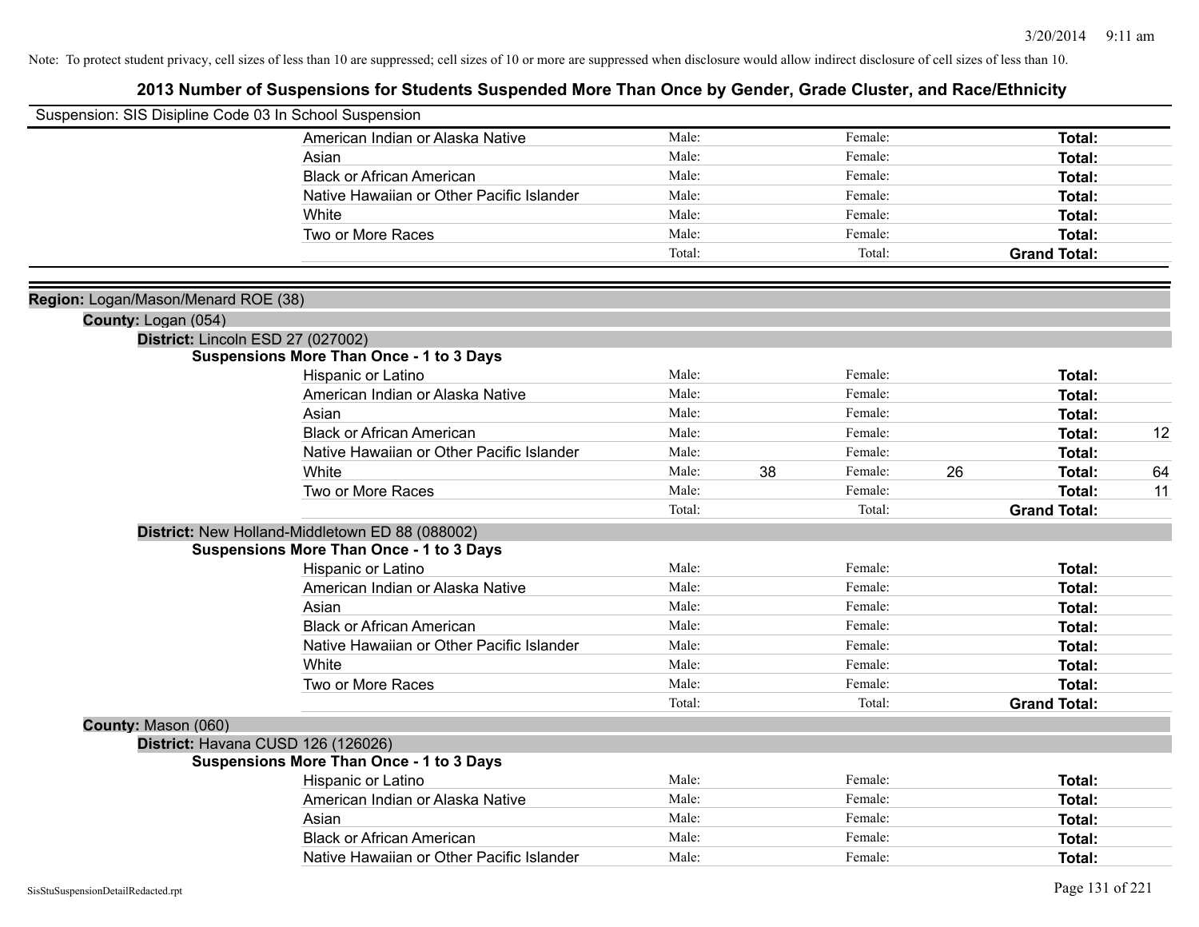Note: To protect student privacy, cell sizes of less than 10 are suppressed; cell sizes of 10 or more are suppressed when disclosure would allow indirect disclosure of cell sizes of less than 10.

# 2013 Number of Suspensions for Students Suspended More Than Once by Gender, Grade Cluster, and Race/Ethnicity

Suspension: SIS Disipline Code 03 In School Suspension

| | | | | | | |
|---|---|---|---|---|---|---|
| American Indian or Alaska Native | Male: | | Female: | | **Total:** | |
| Asian | Male: | | Female: | | **Total:** | |
| Black or African American | Male: | | Female: | | **Total:** | |
| Native Hawaiian or Other Pacific Islander | Male: | | Female: | | **Total:** | |
| White | Male: | | Female: | | **Total:** | |
| Two or More Races | Male: | | Female: | | **Total:** | |
| | Total: | | Total: | | **Grand Total:** | |

**Region:** Logan/Mason/Menard ROE (38)

**County:** Logan (054)

**District:** Lincoln ESD 27 (027002)

**Suspensions More Than Once - 1 to 3 Days**

| | | | | | | |
|---|---|---|---|---|---|---|
| Hispanic or Latino | Male: | | Female: | | **Total:** | |
| American Indian or Alaska Native | Male: | | Female: | | **Total:** | |
| Asian | Male: | | Female: | | **Total:** | |
| Black or African American | Male: | | Female: | | **Total:** | 12 |
| Native Hawaiian or Other Pacific Islander | Male: | | Female: | | **Total:** | |
| White | Male: | 38 | Female: | 26 | **Total:** | 64 |
| Two or More Races | Male: | | Female: | | **Total:** | 11 |
| | Total: | | Total: | | **Grand Total:** | |

**District:** New Holland-Middletown ED 88 (088002)

**Suspensions More Than Once - 1 to 3 Days**

| | | | | | | |
|---|---|---|---|---|---|---|
| Hispanic or Latino | Male: | | Female: | | **Total:** | |
| American Indian or Alaska Native | Male: | | Female: | | **Total:** | |
| Asian | Male: | | Female: | | **Total:** | |
| Black or African American | Male: | | Female: | | **Total:** | |
| Native Hawaiian or Other Pacific Islander | Male: | | Female: | | **Total:** | |
| White | Male: | | Female: | | **Total:** | |
| Two or More Races | Male: | | Female: | | **Total:** | |
| | Total: | | Total: | | **Grand Total:** | |

**County:** Mason (060)

**District:** Havana CUSD 126 (126026)

**Suspensions More Than Once - 1 to 3 Days**

| | | | | | | |
|---|---|---|---|---|---|---|
| Hispanic or Latino | Male: | | Female: | | **Total:** | |
| American Indian or Alaska Native | Male: | | Female: | | **Total:** | |
| Asian | Male: | | Female: | | **Total:** | |
| Black or African American | Male: | | Female: | | **Total:** | |
| Native Hawaiian or Other Pacific Islander | Male: | | Female: | | **Total:** | |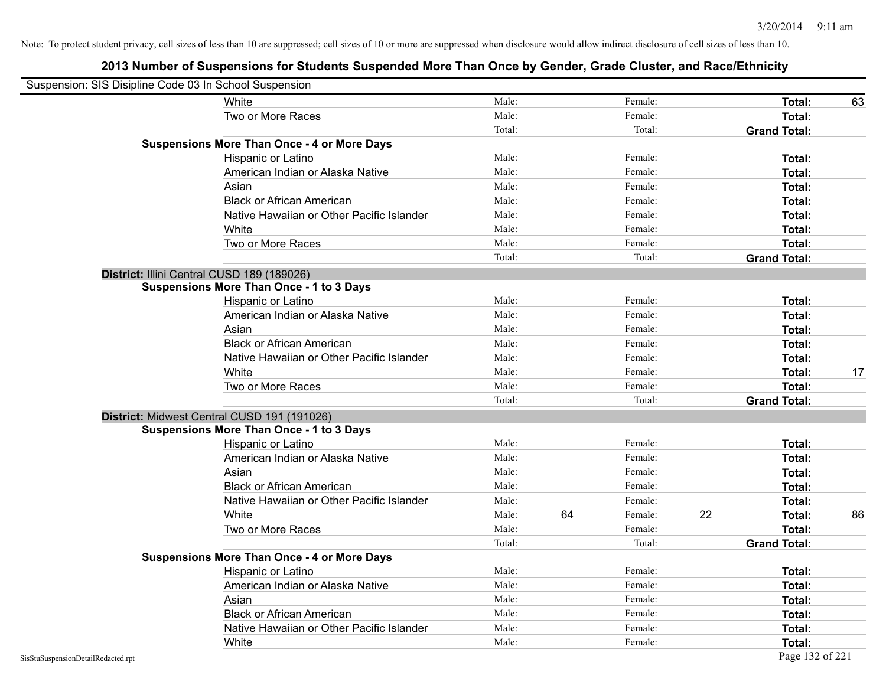Note: To protect student privacy, cell sizes of less than 10 are suppressed; cell sizes of 10 or more are suppressed when disclosure would allow indirect disclosure of cell sizes of less than 10.

## 2013 Number of Suspensions for Students Suspended More Than Once by Gender, Grade Cluster, and Race/Ethnicity

Suspension: SIS Disipline Code 03 In School Suspension

| | | | | | | | |
|---|---|---|---|---|---|---|---|
| White | Male: | | Female: | | **Total:** | 63 |
| Two or More Races | Male: | | Female: | | **Total:** | |
| | Total: | | Total: | | **Grand Total:** | |

**Suspensions More Than Once - 4 or More Days**

| | | | | | | |
|---|---|---|---|---|---|---|
| Hispanic or Latino | Male: | | Female: | | **Total:** | |
| American Indian or Alaska Native | Male: | | Female: | | **Total:** | |
| Asian | Male: | | Female: | | **Total:** | |
| Black or African American | Male: | | Female: | | **Total:** | |
| Native Hawaiian or Other Pacific Islander | Male: | | Female: | | **Total:** | |
| White | Male: | | Female: | | **Total:** | |
| Two or More Races | Male: | | Female: | | **Total:** | |
| | Total: | | Total: | | **Grand Total:** | |

### District: Illini Central CUSD 189 (189026)

**Suspensions More Than Once - 1 to 3 Days**

| | | | | | | |
|---|---|---|---|---|---|---|
| Hispanic or Latino | Male: | | Female: | | **Total:** | |
| American Indian or Alaska Native | Male: | | Female: | | **Total:** | |
| Asian | Male: | | Female: | | **Total:** | |
| Black or African American | Male: | | Female: | | **Total:** | |
| Native Hawaiian or Other Pacific Islander | Male: | | Female: | | **Total:** | |
| White | Male: | | Female: | | **Total:** | 17 |
| Two or More Races | Male: | | Female: | | **Total:** | |
| | Total: | | Total: | | **Grand Total:** | |

### District: Midwest Central CUSD 191 (191026)

**Suspensions More Than Once - 1 to 3 Days**

| | | | | | | |
|---|---|---|---|---|---|---|
| Hispanic or Latino | Male: | | Female: | | **Total:** | |
| American Indian or Alaska Native | Male: | | Female: | | **Total:** | |
| Asian | Male: | | Female: | | **Total:** | |
| Black or African American | Male: | | Female: | | **Total:** | |
| Native Hawaiian or Other Pacific Islander | Male: | | Female: | | **Total:** | |
| White | Male: | 64 | Female: | 22 | **Total:** | 86 |
| Two or More Races | Male: | | Female: | | **Total:** | |
| | Total: | | Total: | | **Grand Total:** | |

**Suspensions More Than Once - 4 or More Days**

| | | | | | | |
|---|---|---|---|---|---|---|
| Hispanic or Latino | Male: | | Female: | | **Total:** | |
| American Indian or Alaska Native | Male: | | Female: | | **Total:** | |
| Asian | Male: | | Female: | | **Total:** | |
| Black or African American | Male: | | Female: | | **Total:** | |
| Native Hawaiian or Other Pacific Islander | Male: | | Female: | | **Total:** | |
| White | Male: | | Female: | | **Total:** | |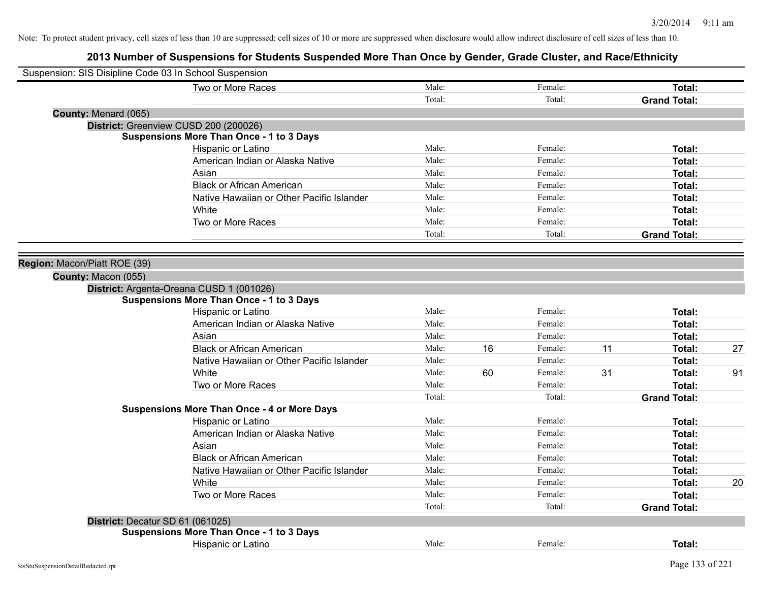Note: To protect student privacy, cell sizes of less than 10 are suppressed; cell sizes of 10 or more are suppressed when disclosure would allow indirect disclosure of cell sizes of less than 10.

# 2013 Number of Suspensions for Students Suspended More Than Once by Gender, Grade Cluster, and Race/Ethnicity

Suspension: SIS Disipline Code 03 In School Suspension

| | | | | | | |
|---|---|---|---|---|---|---|
| Two or More Races | Male: | | Female: | | **Total:** | |
| | Total: | | Total: | | **Grand Total:** | |

**County:** Menard (065)

**District:** Greenview CUSD 200 (200026)

**Suspensions More Than Once - 1 to 3 Days**

| | | | | | | |
|---|---|---|---|---|---|---|
| Hispanic or Latino | Male: | | Female: | | **Total:** | |
| American Indian or Alaska Native | Male: | | Female: | | **Total:** | |
| Asian | Male: | | Female: | | **Total:** | |
| Black or African American | Male: | | Female: | | **Total:** | |
| Native Hawaiian or Other Pacific Islander | Male: | | Female: | | **Total:** | |
| White | Male: | | Female: | | **Total:** | |
| Two or More Races | Male: | | Female: | | **Total:** | |
| | Total: | | Total: | | **Grand Total:** | |

**Region:** Macon/Piatt ROE (39)

**County:** Macon (055)

**District:** Argenta-Oreana CUSD 1 (001026)

**Suspensions More Than Once - 1 to 3 Days**

| | | | | | | |
|---|---|---|---|---|---|---|
| Hispanic or Latino | Male: | | Female: | | **Total:** | |
| American Indian or Alaska Native | Male: | | Female: | | **Total:** | |
| Asian | Male: | | Female: | | **Total:** | |
| Black or African American | Male: | 16 | Female: | 11 | **Total:** | 27 |
| Native Hawaiian or Other Pacific Islander | Male: | | Female: | | **Total:** | |
| White | Male: | 60 | Female: | 31 | **Total:** | 91 |
| Two or More Races | Male: | | Female: | | **Total:** | |
| | Total: | | Total: | | **Grand Total:** | |

**Suspensions More Than Once - 4 or More Days**

| | | | | | | |
|---|---|---|---|---|---|---|
| Hispanic or Latino | Male: | | Female: | | **Total:** | |
| American Indian or Alaska Native | Male: | | Female: | | **Total:** | |
| Asian | Male: | | Female: | | **Total:** | |
| Black or African American | Male: | | Female: | | **Total:** | |
| Native Hawaiian or Other Pacific Islander | Male: | | Female: | | **Total:** | |
| White | Male: | | Female: | | **Total:** | 20 |
| Two or More Races | Male: | | Female: | | **Total:** | |
| | Total: | | Total: | | **Grand Total:** | |

**District:** Decatur SD 61 (061025)

**Suspensions More Than Once - 1 to 3 Days**

| | | | | | | |
|---|---|---|---|---|---|---|
| Hispanic or Latino | Male: | | Female: | | **Total:** | |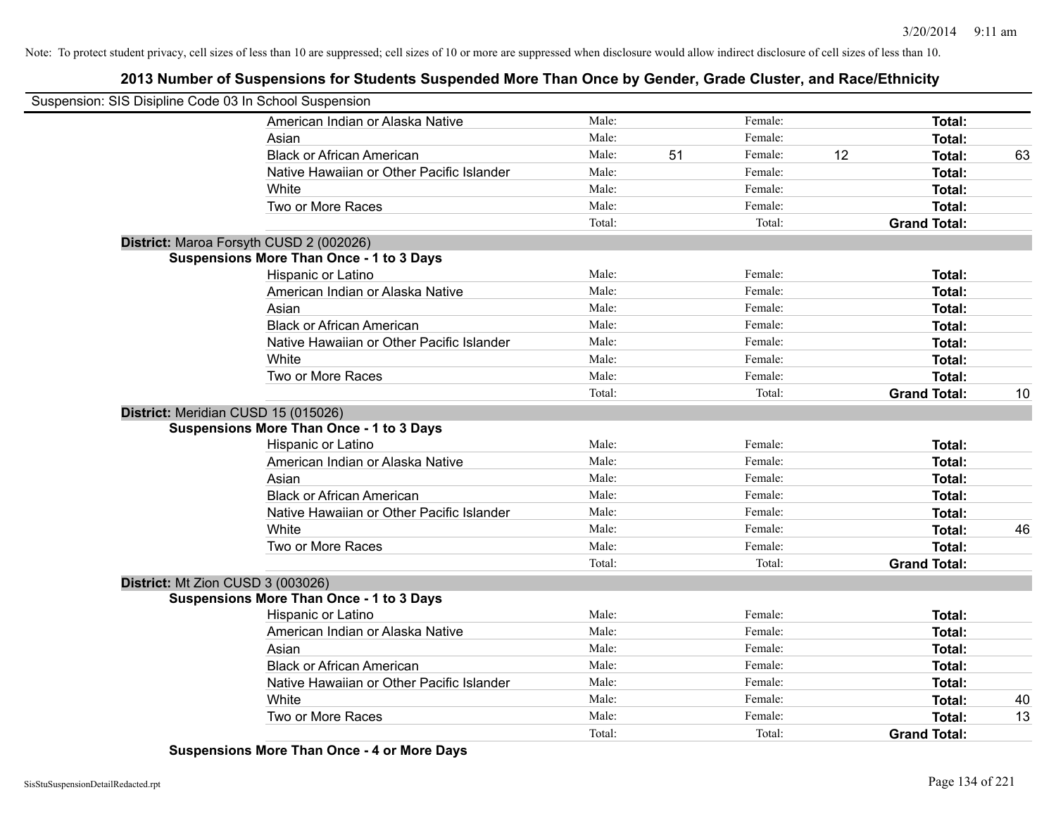Note: To protect student privacy, cell sizes of less than 10 are suppressed; cell sizes of 10 or more are suppressed when disclosure would allow indirect disclosure of cell sizes of less than 10.

## 2013 Number of Suspensions for Students Suspended More Than Once by Gender, Grade Cluster, and Race/Ethnicity

Suspension: SIS Disipline Code 03 In School Suspension

| | Male: | | Female: | | | |
|---|---|---|---|---|---|---|
| American Indian or Alaska Native | Male: | | Female: | | **Total:** | |
| Asian | Male: | | Female: | | **Total:** | |
| Black or African American | Male: | 51 | Female: | 12 | **Total:** | 63 |
| Native Hawaiian or Other Pacific Islander | Male: | | Female: | | **Total:** | |
| White | Male: | | Female: | | **Total:** | |
| Two or More Races | Male: | | Female: | | **Total:** | |
| | Total: | | Total: | | **Grand Total:** | |

**District:** Maroa Forsyth CUSD 2 (002026)

**Suspensions More Than Once - 1 to 3 Days**

| | | | | | | |
|---|---|---|---|---|---|---|
| Hispanic or Latino | Male: | | Female: | | **Total:** | |
| American Indian or Alaska Native | Male: | | Female: | | **Total:** | |
| Asian | Male: | | Female: | | **Total:** | |
| Black or African American | Male: | | Female: | | **Total:** | |
| Native Hawaiian or Other Pacific Islander | Male: | | Female: | | **Total:** | |
| White | Male: | | Female: | | **Total:** | |
| Two or More Races | Male: | | Female: | | **Total:** | |
| | Total: | | Total: | | **Grand Total:** | 10 |

**District:** Meridian CUSD 15 (015026)

**Suspensions More Than Once - 1 to 3 Days**

| | | | | | | |
|---|---|---|---|---|---|---|
| Hispanic or Latino | Male: | | Female: | | **Total:** | |
| American Indian or Alaska Native | Male: | | Female: | | **Total:** | |
| Asian | Male: | | Female: | | **Total:** | |
| Black or African American | Male: | | Female: | | **Total:** | |
| Native Hawaiian or Other Pacific Islander | Male: | | Female: | | **Total:** | |
| White | Male: | | Female: | | **Total:** | 46 |
| Two or More Races | Male: | | Female: | | **Total:** | |
| | Total: | | Total: | | **Grand Total:** | |

**District:** Mt Zion CUSD 3 (003026)

**Suspensions More Than Once - 1 to 3 Days**

| | | | | | | |
|---|---|---|---|---|---|---|
| Hispanic or Latino | Male: | | Female: | | **Total:** | |
| American Indian or Alaska Native | Male: | | Female: | | **Total:** | |
| Asian | Male: | | Female: | | **Total:** | |
| Black or African American | Male: | | Female: | | **Total:** | |
| Native Hawaiian or Other Pacific Islander | Male: | | Female: | | **Total:** | |
| White | Male: | | Female: | | **Total:** | 40 |
| Two or More Races | Male: | | Female: | | **Total:** | 13 |
| | Total: | | Total: | | **Grand Total:** | |

**Suspensions More Than Once - 4 or More Days**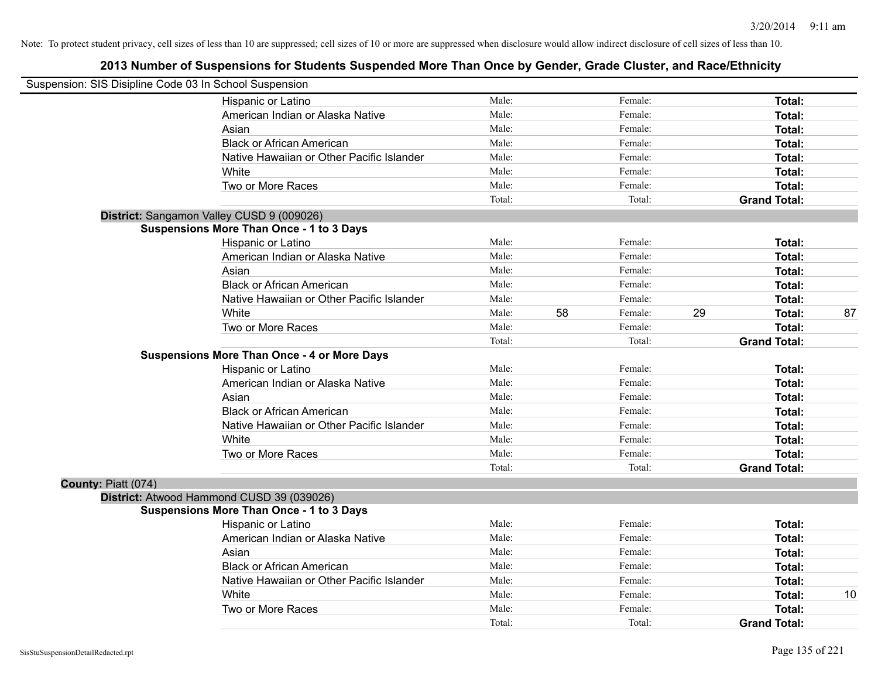Note: To protect student privacy, cell sizes of less than 10 are suppressed; cell sizes of 10 or more are suppressed when disclosure would allow indirect disclosure of cell sizes of less than 10.

# 2013 Number of Suspensions for Students Suspended More Than Once by Gender, Grade Cluster, and Race/Ethnicity

Suspension: SIS Disipline Code 03 In School Suspension

| | Male: | | Female: | | Total: | |
|---|---|---|---|---|---|---|
| Hispanic or Latino | Male: | | Female: | | **Total:** | |
| American Indian or Alaska Native | Male: | | Female: | | **Total:** | |
| Asian | Male: | | Female: | | **Total:** | |
| Black or African American | Male: | | Female: | | **Total:** | |
| Native Hawaiian or Other Pacific Islander | Male: | | Female: | | **Total:** | |
| White | Male: | | Female: | | **Total:** | |
| Two or More Races | Male: | | Female: | | **Total:** | |
| | Total: | | Total: | | **Grand Total:** | |

**District:** Sangamon Valley CUSD 9 (009026)

**Suspensions More Than Once - 1 to 3 Days**

| | | | | | | |
|---|---|---|---|---|---|---|
| Hispanic or Latino | Male: | | Female: | | **Total:** | |
| American Indian or Alaska Native | Male: | | Female: | | **Total:** | |
| Asian | Male: | | Female: | | **Total:** | |
| Black or African American | Male: | | Female: | | **Total:** | |
| Native Hawaiian or Other Pacific Islander | Male: | | Female: | | **Total:** | |
| White | Male: | 58 | Female: | 29 | **Total:** | 87 |
| Two or More Races | Male: | | Female: | | **Total:** | |
| | Total: | | Total: | | **Grand Total:** | |

**Suspensions More Than Once - 4 or More Days**

| | | | | | | |
|---|---|---|---|---|---|---|
| Hispanic or Latino | Male: | | Female: | | **Total:** | |
| American Indian or Alaska Native | Male: | | Female: | | **Total:** | |
| Asian | Male: | | Female: | | **Total:** | |
| Black or African American | Male: | | Female: | | **Total:** | |
| Native Hawaiian or Other Pacific Islander | Male: | | Female: | | **Total:** | |
| White | Male: | | Female: | | **Total:** | |
| Two or More Races | Male: | | Female: | | **Total:** | |
| | Total: | | Total: | | **Grand Total:** | |

**County:** Piatt (074)

**District:** Atwood Hammond CUSD 39 (039026)

**Suspensions More Than Once - 1 to 3 Days**

| | | | | | | |
|---|---|---|---|---|---|---|
| Hispanic or Latino | Male: | | Female: | | **Total:** | |
| American Indian or Alaska Native | Male: | | Female: | | **Total:** | |
| Asian | Male: | | Female: | | **Total:** | |
| Black or African American | Male: | | Female: | | **Total:** | |
| Native Hawaiian or Other Pacific Islander | Male: | | Female: | | **Total:** | |
| White | Male: | | Female: | | **Total:** | 10 |
| Two or More Races | Male: | | Female: | | **Total:** | |
| | Total: | | Total: | | **Grand Total:** | |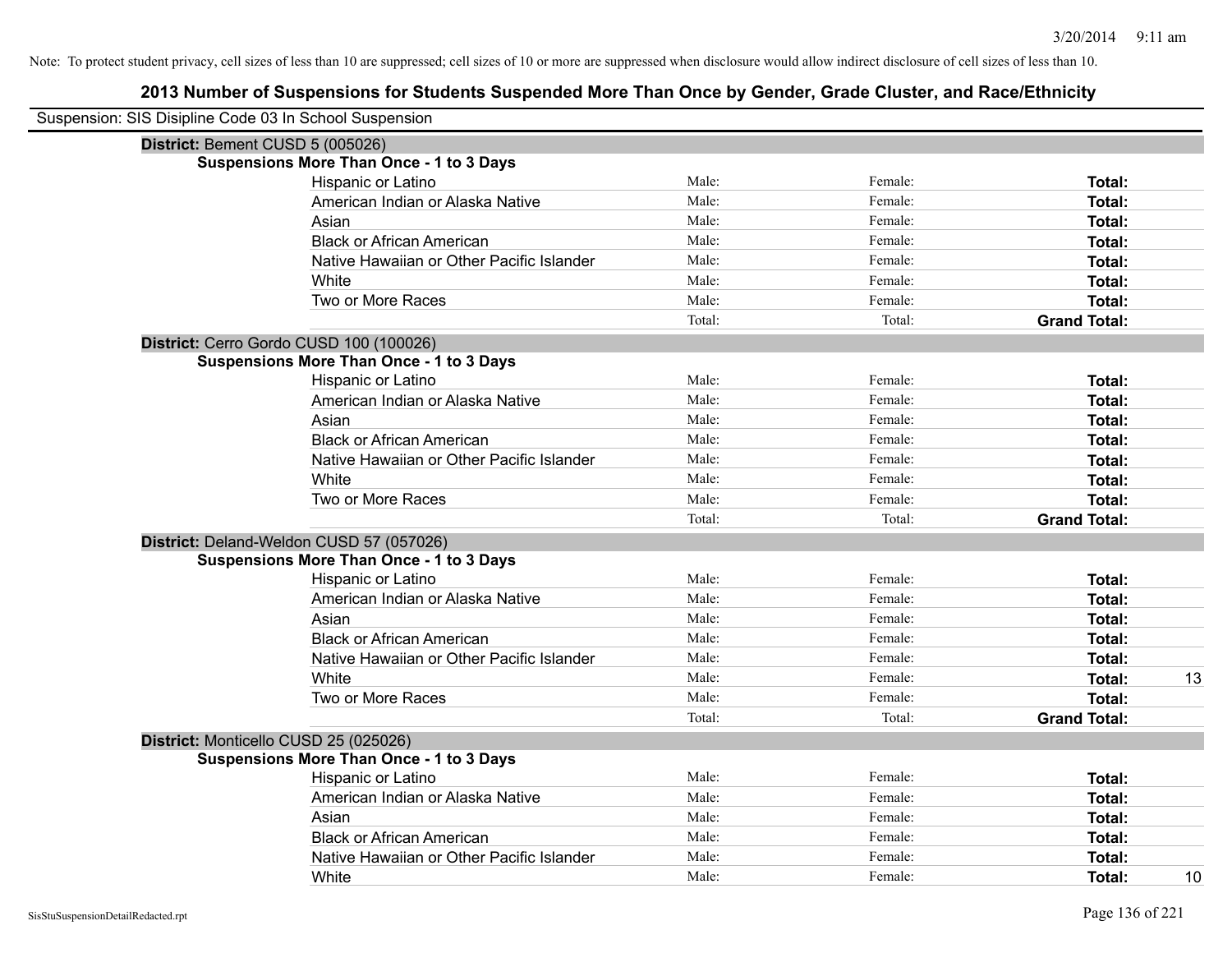Note: To protect student privacy, cell sizes of less than 10 are suppressed; cell sizes of 10 or more are suppressed when disclosure would allow indirect disclosure of cell sizes of less than 10.

## 2013 Number of Suspensions for Students Suspended More Than Once by Gender, Grade Cluster, and Race/Ethnicity

Suspension: SIS Disipline Code 03 In School Suspension

**District:** Bement CUSD 5 (005026)

**Suspensions More Than Once - 1 to 3 Days**

| | | | | |
|---|---|---|---|---|
| Hispanic or Latino | Male: | Female: | **Total:** | |
| American Indian or Alaska Native | Male: | Female: | **Total:** | |
| Asian | Male: | Female: | **Total:** | |
| Black or African American | Male: | Female: | **Total:** | |
| Native Hawaiian or Other Pacific Islander | Male: | Female: | **Total:** | |
| White | Male: | Female: | **Total:** | |
| Two or More Races | Male: | Female: | **Total:** | |
| | Total: | Total: | **Grand Total:** | |

**District:** Cerro Gordo CUSD 100 (100026)

**Suspensions More Than Once - 1 to 3 Days**

| | | | | |
|---|---|---|---|---|
| Hispanic or Latino | Male: | Female: | **Total:** | |
| American Indian or Alaska Native | Male: | Female: | **Total:** | |
| Asian | Male: | Female: | **Total:** | |
| Black or African American | Male: | Female: | **Total:** | |
| Native Hawaiian or Other Pacific Islander | Male: | Female: | **Total:** | |
| White | Male: | Female: | **Total:** | |
| Two or More Races | Male: | Female: | **Total:** | |
| | Total: | Total: | **Grand Total:** | |

**District:** Deland-Weldon CUSD 57 (057026)

**Suspensions More Than Once - 1 to 3 Days**

| | | | | |
|---|---|---|---|---|
| Hispanic or Latino | Male: | Female: | **Total:** | |
| American Indian or Alaska Native | Male: | Female: | **Total:** | |
| Asian | Male: | Female: | **Total:** | |
| Black or African American | Male: | Female: | **Total:** | |
| Native Hawaiian or Other Pacific Islander | Male: | Female: | **Total:** | |
| White | Male: | Female: | **Total:** | 13 |
| Two or More Races | Male: | Female: | **Total:** | |
| | Total: | Total: | **Grand Total:** | |

**District:** Monticello CUSD 25 (025026)

**Suspensions More Than Once - 1 to 3 Days**

| | | | | |
|---|---|---|---|---|
| Hispanic or Latino | Male: | Female: | **Total:** | |
| American Indian or Alaska Native | Male: | Female: | **Total:** | |
| Asian | Male: | Female: | **Total:** | |
| Black or African American | Male: | Female: | **Total:** | |
| Native Hawaiian or Other Pacific Islander | Male: | Female: | **Total:** | |
| White | Male: | Female: | **Total:** | 10 |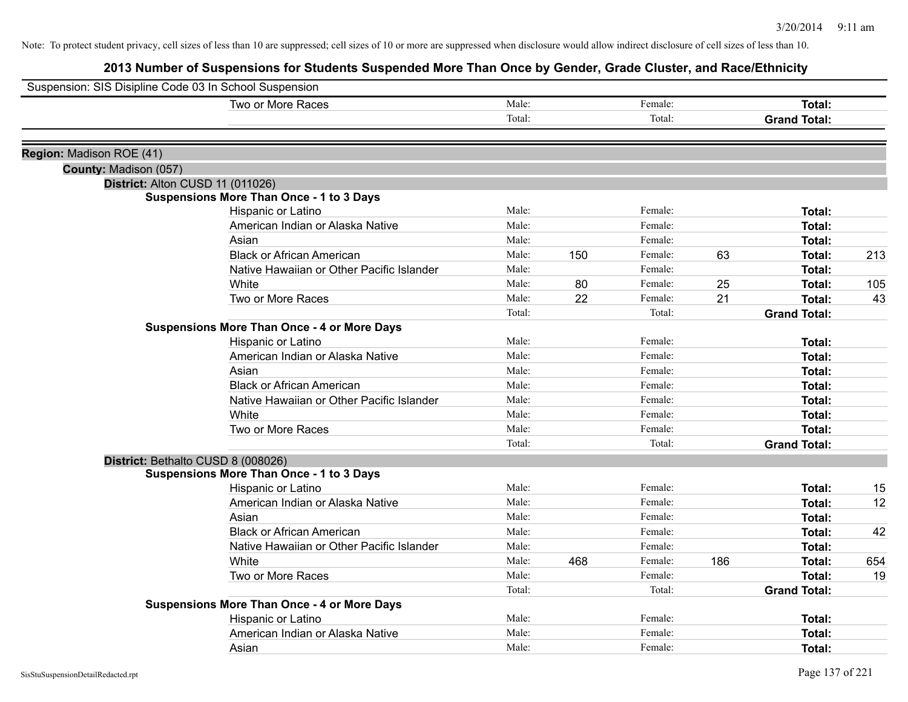Note: To protect student privacy, cell sizes of less than 10 are suppressed; cell sizes of 10 or more are suppressed when disclosure would allow indirect disclosure of cell sizes of less than 10.

# 2013 Number of Suspensions for Students Suspended More Than Once by Gender, Grade Cluster, and Race/Ethnicity

Suspension: SIS Disipline Code 03 In School Suspension

| | | | | | | |
|---|---|---|---|---|---|---|
| Two or More Races | Male: | | Female: | | **Total:** | |
| | Total: | | Total: | | **Grand Total:** | |

**Region:** Madison ROE (41)

**County:** Madison (057)

**District:** Alton CUSD 11 (011026)

**Suspensions More Than Once - 1 to 3 Days**

| | | | | | | |
|---|---|---|---|---|---|---|
| Hispanic or Latino | Male: | | Female: | | **Total:** | |
| American Indian or Alaska Native | Male: | | Female: | | **Total:** | |
| Asian | Male: | | Female: | | **Total:** | |
| Black or African American | Male: | 150 | Female: | 63 | **Total:** | 213 |
| Native Hawaiian or Other Pacific Islander | Male: | | Female: | | **Total:** | |
| White | Male: | 80 | Female: | 25 | **Total:** | 105 |
| Two or More Races | Male: | 22 | Female: | 21 | **Total:** | 43 |
| | Total: | | Total: | | **Grand Total:** | |

**Suspensions More Than Once - 4 or More Days**

| | | | | | | |
|---|---|---|---|---|---|---|
| Hispanic or Latino | Male: | | Female: | | **Total:** | |
| American Indian or Alaska Native | Male: | | Female: | | **Total:** | |
| Asian | Male: | | Female: | | **Total:** | |
| Black or African American | Male: | | Female: | | **Total:** | |
| Native Hawaiian or Other Pacific Islander | Male: | | Female: | | **Total:** | |
| White | Male: | | Female: | | **Total:** | |
| Two or More Races | Male: | | Female: | | **Total:** | |
| | Total: | | Total: | | **Grand Total:** | |

**District:** Bethalto CUSD 8 (008026)

**Suspensions More Than Once - 1 to 3 Days**

| | | | | | | |
|---|---|---|---|---|---|---|
| Hispanic or Latino | Male: | | Female: | | **Total:** | 15 |
| American Indian or Alaska Native | Male: | | Female: | | **Total:** | 12 |
| Asian | Male: | | Female: | | **Total:** | |
| Black or African American | Male: | | Female: | | **Total:** | 42 |
| Native Hawaiian or Other Pacific Islander | Male: | | Female: | | **Total:** | |
| White | Male: | 468 | Female: | 186 | **Total:** | 654 |
| Two or More Races | Male: | | Female: | | **Total:** | 19 |
| | Total: | | Total: | | **Grand Total:** | |

**Suspensions More Than Once - 4 or More Days**

| | | | | | | |
|---|---|---|---|---|---|---|
| Hispanic or Latino | Male: | | Female: | | **Total:** | |
| American Indian or Alaska Native | Male: | | Female: | | **Total:** | |
| Asian | Male: | | Female: | | **Total:** | |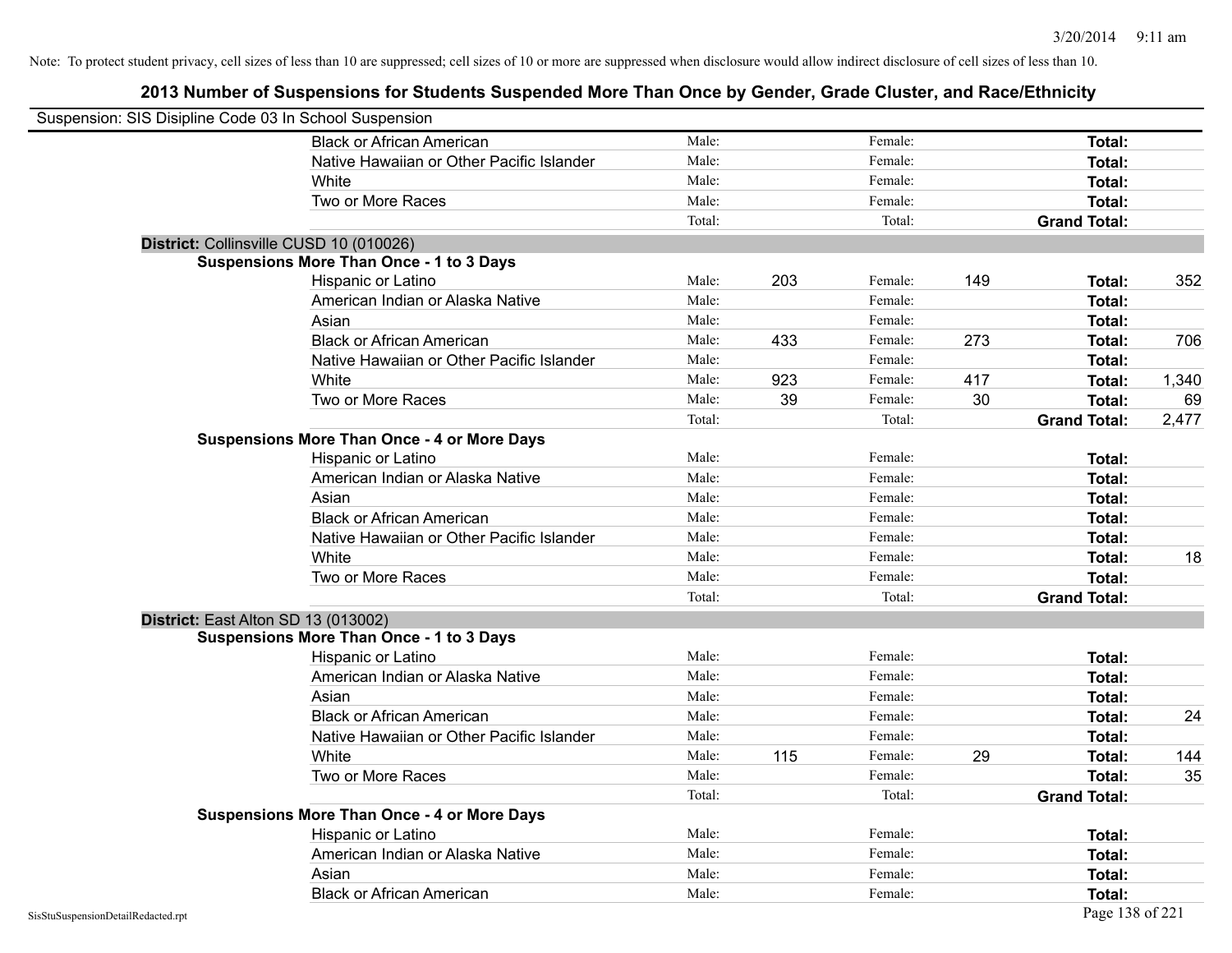Note: To protect student privacy, cell sizes of less than 10 are suppressed; cell sizes of 10 or more are suppressed when disclosure would allow indirect disclosure of cell sizes of less than 10.

# 2013 Number of Suspensions for Students Suspended More Than Once by Gender, Grade Cluster, and Race/Ethnicity

Suspension: SIS Disipline Code 03 In School Suspension

| | | | | | | |
|---|---|---|---|---|---|---|
| Black or African American | Male: | | Female: | | Total: | |
| Native Hawaiian or Other Pacific Islander | Male: | | Female: | | Total: | |
| White | Male: | | Female: | | Total: | |
| Two or More Races | Male: | | Female: | | Total: | |
| | Total: | | Total: | | Grand Total: | |

## District: Collinsville CUSD 10 (010026)

### Suspensions More Than Once - 1 to 3 Days

| | | | | | | |
|---|---|---|---|---|---|---|
| Hispanic or Latino | Male: | 203 | Female: | 149 | Total: | 352 |
| American Indian or Alaska Native | Male: | | Female: | | Total: | |
| Asian | Male: | | Female: | | Total: | |
| Black or African American | Male: | 433 | Female: | 273 | Total: | 706 |
| Native Hawaiian or Other Pacific Islander | Male: | | Female: | | Total: | |
| White | Male: | 923 | Female: | 417 | Total: | 1,340 |
| Two or More Races | Male: | 39 | Female: | 30 | Total: | 69 |
| | Total: | | Total: | | Grand Total: | 2,477 |

### Suspensions More Than Once - 4 or More Days

| | | | | | | |
|---|---|---|---|---|---|---|
| Hispanic or Latino | Male: | | Female: | | Total: | |
| American Indian or Alaska Native | Male: | | Female: | | Total: | |
| Asian | Male: | | Female: | | Total: | |
| Black or African American | Male: | | Female: | | Total: | |
| Native Hawaiian or Other Pacific Islander | Male: | | Female: | | Total: | |
| White | Male: | | Female: | | Total: | 18 |
| Two or More Races | Male: | | Female: | | Total: | |
| | Total: | | Total: | | Grand Total: | |

## District: East Alton SD 13 (013002)

### Suspensions More Than Once - 1 to 3 Days

| | | | | | | |
|---|---|---|---|---|---|---|
| Hispanic or Latino | Male: | | Female: | | Total: | |
| American Indian or Alaska Native | Male: | | Female: | | Total: | |
| Asian | Male: | | Female: | | Total: | |
| Black or African American | Male: | | Female: | | Total: | 24 |
| Native Hawaiian or Other Pacific Islander | Male: | | Female: | | Total: | |
| White | Male: | 115 | Female: | 29 | Total: | 144 |
| Two or More Races | Male: | | Female: | | Total: | 35 |
| | Total: | | Total: | | Grand Total: | |

### Suspensions More Than Once - 4 or More Days

| | | | | | | |
|---|---|---|---|---|---|---|
| Hispanic or Latino | Male: | | Female: | | Total: | |
| American Indian or Alaska Native | Male: | | Female: | | Total: | |
| Asian | Male: | | Female: | | Total: | |
| Black or African American | Male: | | Female: | | Total: | |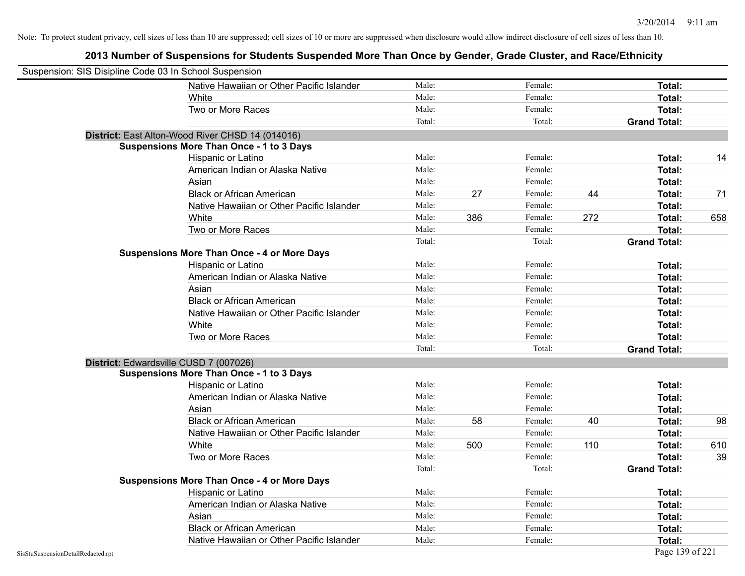Note: To protect student privacy, cell sizes of less than 10 are suppressed; cell sizes of 10 or more are suppressed when disclosure would allow indirect disclosure of cell sizes of less than 10.

## 2013 Number of Suspensions for Students Suspended More Than Once by Gender, Grade Cluster, and Race/Ethnicity

Suspension: SIS Disipline Code 03 In School Suspension

| | | | | | |
|---|---|---|---|---|---|
| Native Hawaiian or Other Pacific Islander | Male: | | Female: | | **Total:** |
| White | Male: | | Female: | | **Total:** |
| Two or More Races | Male: | | Female: | | **Total:** |
| | Total: | | Total: | | **Grand Total:** |

**District:** East Alton-Wood River CHSD 14 (014016)

**Suspensions More Than Once - 1 to 3 Days**

| | | | | | | |
|---|---|---|---|---|---|---|
| Hispanic or Latino | Male: | | Female: | | **Total:** | 14 |
| American Indian or Alaska Native | Male: | | Female: | | **Total:** | |
| Asian | Male: | | Female: | | **Total:** | |
| Black or African American | Male: | 27 | Female: | 44 | **Total:** | 71 |
| Native Hawaiian or Other Pacific Islander | Male: | | Female: | | **Total:** | |
| White | Male: | 386 | Female: | 272 | **Total:** | 658 |
| Two or More Races | Male: | | Female: | | **Total:** | |
| | Total: | | Total: | | **Grand Total:** | |

**Suspensions More Than Once - 4 or More Days**

| | | | | | | |
|---|---|---|---|---|---|---|
| Hispanic or Latino | Male: | | Female: | | **Total:** | |
| American Indian or Alaska Native | Male: | | Female: | | **Total:** | |
| Asian | Male: | | Female: | | **Total:** | |
| Black or African American | Male: | | Female: | | **Total:** | |
| Native Hawaiian or Other Pacific Islander | Male: | | Female: | | **Total:** | |
| White | Male: | | Female: | | **Total:** | |
| Two or More Races | Male: | | Female: | | **Total:** | |
| | Total: | | Total: | | **Grand Total:** | |

**District:** Edwardsville CUSD 7 (007026)

**Suspensions More Than Once - 1 to 3 Days**

| | | | | | | |
|---|---|---|---|---|---|---|
| Hispanic or Latino | Male: | | Female: | | **Total:** | |
| American Indian or Alaska Native | Male: | | Female: | | **Total:** | |
| Asian | Male: | | Female: | | **Total:** | |
| Black or African American | Male: | 58 | Female: | 40 | **Total:** | 98 |
| Native Hawaiian or Other Pacific Islander | Male: | | Female: | | **Total:** | |
| White | Male: | 500 | Female: | 110 | **Total:** | 610 |
| Two or More Races | Male: | | Female: | | **Total:** | 39 |
| | Total: | | Total: | | **Grand Total:** | |

**Suspensions More Than Once - 4 or More Days**

| | | | | | | |
|---|---|---|---|---|---|---|
| Hispanic or Latino | Male: | | Female: | | **Total:** | |
| American Indian or Alaska Native | Male: | | Female: | | **Total:** | |
| Asian | Male: | | Female: | | **Total:** | |
| Black or African American | Male: | | Female: | | **Total:** | |
| Native Hawaiian or Other Pacific Islander | Male: | | Female: | | **Total:** | |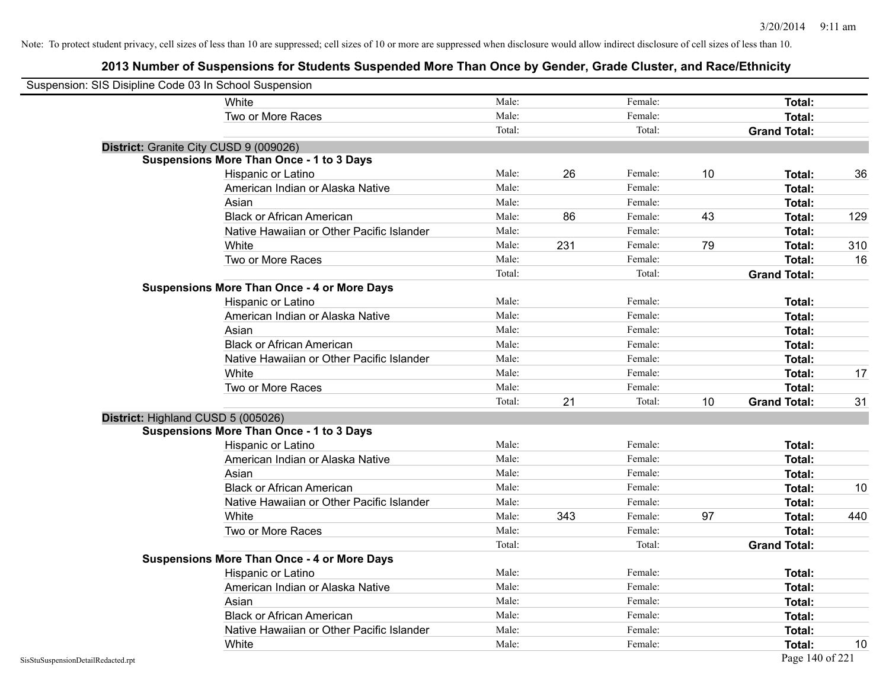Note: To protect student privacy, cell sizes of less than 10 are suppressed; cell sizes of 10 or more are suppressed when disclosure would allow indirect disclosure of cell sizes of less than 10.

# 2013 Number of Suspensions for Students Suspended More Than Once by Gender, Grade Cluster, and Race/Ethnicity

Suspension: SIS Disipline Code 03 In School Suspension

| | | | | | | |
|---|---|---|---|---|---|---|
| White | Male: | | Female: | | **Total:** | |
| Two or More Races | Male: | | Female: | | **Total:** | |
| | Total: | | Total: | | **Grand Total:** | |

**District:** Granite City CUSD 9 (009026)

**Suspensions More Than Once - 1 to 3 Days**

| | | | | | | |
|---|---|---|---|---|---|---|
| Hispanic or Latino | Male: | 26 | Female: | 10 | **Total:** | 36 |
| American Indian or Alaska Native | Male: | | Female: | | **Total:** | |
| Asian | Male: | | Female: | | **Total:** | |
| Black or African American | Male: | 86 | Female: | 43 | **Total:** | 129 |
| Native Hawaiian or Other Pacific Islander | Male: | | Female: | | **Total:** | |
| White | Male: | 231 | Female: | 79 | **Total:** | 310 |
| Two or More Races | Male: | | Female: | | **Total:** | 16 |
| | Total: | | Total: | | **Grand Total:** | |

**Suspensions More Than Once - 4 or More Days**

| | | | | | | |
|---|---|---|---|---|---|---|
| Hispanic or Latino | Male: | | Female: | | **Total:** | |
| American Indian or Alaska Native | Male: | | Female: | | **Total:** | |
| Asian | Male: | | Female: | | **Total:** | |
| Black or African American | Male: | | Female: | | **Total:** | |
| Native Hawaiian or Other Pacific Islander | Male: | | Female: | | **Total:** | |
| White | Male: | | Female: | | **Total:** | 17 |
| Two or More Races | Male: | | Female: | | **Total:** | |
| | Total: | 21 | Total: | 10 | **Grand Total:** | 31 |

**District:** Highland CUSD 5 (005026)

**Suspensions More Than Once - 1 to 3 Days**

| | | | | | | |
|---|---|---|---|---|---|---|
| Hispanic or Latino | Male: | | Female: | | **Total:** | |
| American Indian or Alaska Native | Male: | | Female: | | **Total:** | |
| Asian | Male: | | Female: | | **Total:** | |
| Black or African American | Male: | | Female: | | **Total:** | 10 |
| Native Hawaiian or Other Pacific Islander | Male: | | Female: | | **Total:** | |
| White | Male: | 343 | Female: | 97 | **Total:** | 440 |
| Two or More Races | Male: | | Female: | | **Total:** | |
| | Total: | | Total: | | **Grand Total:** | |

**Suspensions More Than Once - 4 or More Days**

| | | | | | | |
|---|---|---|---|---|---|---|
| Hispanic or Latino | Male: | | Female: | | **Total:** | |
| American Indian or Alaska Native | Male: | | Female: | | **Total:** | |
| Asian | Male: | | Female: | | **Total:** | |
| Black or African American | Male: | | Female: | | **Total:** | |
| Native Hawaiian or Other Pacific Islander | Male: | | Female: | | **Total:** | |
| White | Male: | | Female: | | **Total:** | 10 |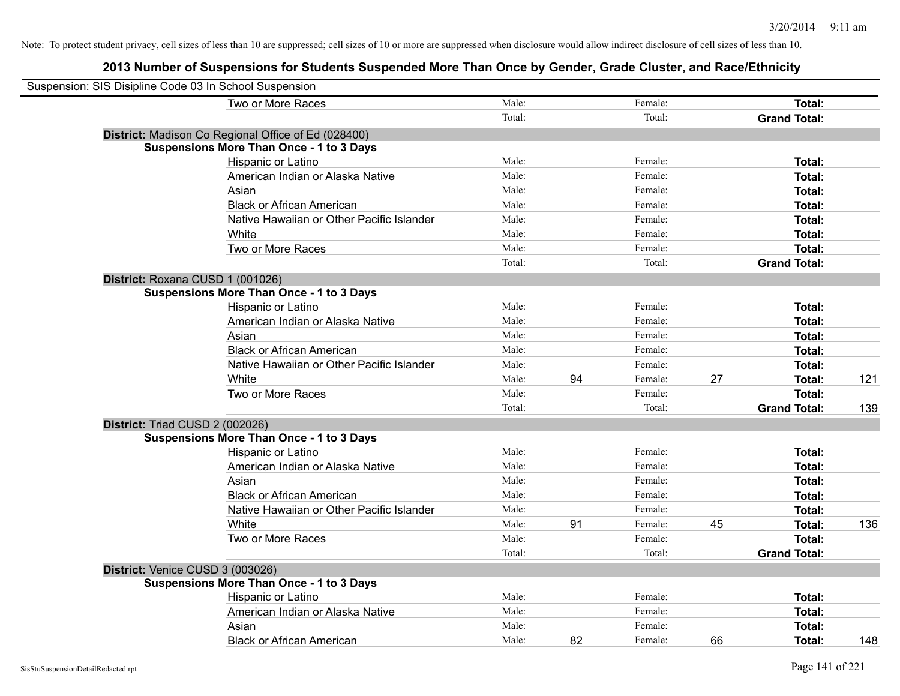Note: To protect student privacy, cell sizes of less than 10 are suppressed; cell sizes of 10 or more are suppressed when disclosure would allow indirect disclosure of cell sizes of less than 10.

## 2013 Number of Suspensions for Students Suspended More Than Once by Gender, Grade Cluster, and Race/Ethnicity

Suspension: SIS Disipline Code 03 In School Suspension

| | | | | | | |
|---|---|---|---|---|---|---|
| Two or More Races | Male: | | Female: | | **Total:** | |
| | Total: | | Total: | | **Grand Total:** | |

**District:** Madison Co Regional Office of Ed (028400)

**Suspensions More Than Once - 1 to 3 Days**

| | | | | | | |
|---|---|---|---|---|---|---|
| Hispanic or Latino | Male: | | Female: | | **Total:** | |
| American Indian or Alaska Native | Male: | | Female: | | **Total:** | |
| Asian | Male: | | Female: | | **Total:** | |
| Black or African American | Male: | | Female: | | **Total:** | |
| Native Hawaiian or Other Pacific Islander | Male: | | Female: | | **Total:** | |
| White | Male: | | Female: | | **Total:** | |
| Two or More Races | Male: | | Female: | | **Total:** | |
| | Total: | | Total: | | **Grand Total:** | |

**District:** Roxana CUSD 1 (001026)

**Suspensions More Than Once - 1 to 3 Days**

| | | | | | | |
|---|---|---|---|---|---|---|
| Hispanic or Latino | Male: | | Female: | | **Total:** | |
| American Indian or Alaska Native | Male: | | Female: | | **Total:** | |
| Asian | Male: | | Female: | | **Total:** | |
| Black or African American | Male: | | Female: | | **Total:** | |
| Native Hawaiian or Other Pacific Islander | Male: | | Female: | | **Total:** | |
| White | Male: | 94 | Female: | 27 | **Total:** | 121 |
| Two or More Races | Male: | | Female: | | **Total:** | |
| | Total: | | Total: | | **Grand Total:** | 139 |

**District:** Triad CUSD 2 (002026)

**Suspensions More Than Once - 1 to 3 Days**

| | | | | | | |
|---|---|---|---|---|---|---|
| Hispanic or Latino | Male: | | Female: | | **Total:** | |
| American Indian or Alaska Native | Male: | | Female: | | **Total:** | |
| Asian | Male: | | Female: | | **Total:** | |
| Black or African American | Male: | | Female: | | **Total:** | |
| Native Hawaiian or Other Pacific Islander | Male: | | Female: | | **Total:** | |
| White | Male: | 91 | Female: | 45 | **Total:** | 136 |
| Two or More Races | Male: | | Female: | | **Total:** | |
| | Total: | | Total: | | **Grand Total:** | |

**District:** Venice CUSD 3 (003026)

**Suspensions More Than Once - 1 to 3 Days**

| | | | | | | |
|---|---|---|---|---|---|---|
| Hispanic or Latino | Male: | | Female: | | **Total:** | |
| American Indian or Alaska Native | Male: | | Female: | | **Total:** | |
| Asian | Male: | | Female: | | **Total:** | |
| Black or African American | Male: | 82 | Female: | 66 | **Total:** | 148 |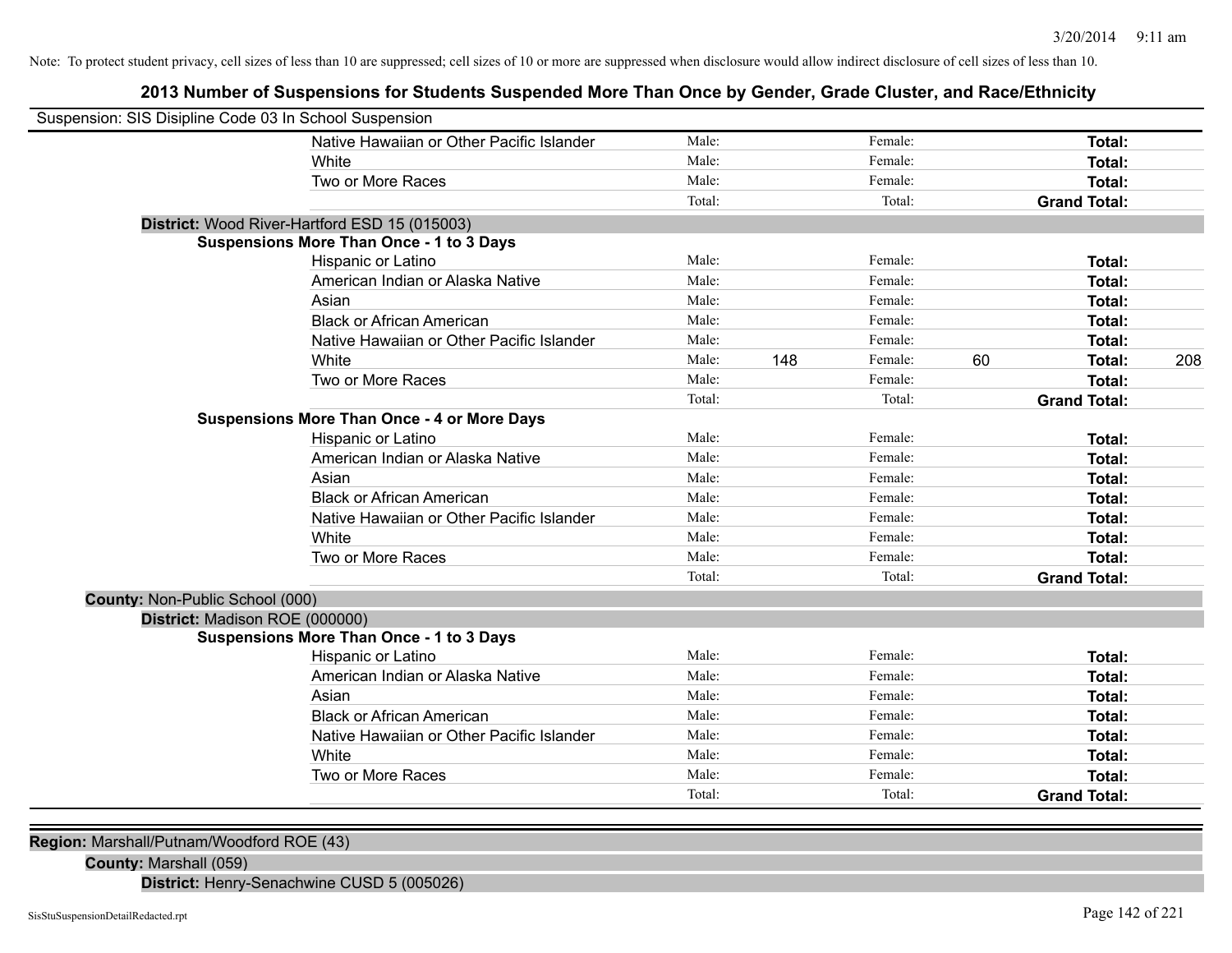Note: To protect student privacy, cell sizes of less than 10 are suppressed; cell sizes of 10 or more are suppressed when disclosure would allow indirect disclosure of cell sizes of less than 10.

# 2013 Number of Suspensions for Students Suspended More Than Once by Gender, Grade Cluster, and Race/Ethnicity

Suspension: SIS Disipline Code 03 In School Suspension

| | | | | | |
|---|---|---|---|---|---|
| Native Hawaiian or Other Pacific Islander | Male: | | Female: | | **Total:** | |
| White | Male: | | Female: | | **Total:** | |
| Two or More Races | Male: | | Female: | | **Total:** | |
| | Total: | | Total: | | **Grand Total:** | |

**District:** Wood River-Hartford ESD 15 (015003)

**Suspensions More Than Once - 1 to 3 Days**

| | | | | | | |
|---|---|---|---|---|---|---|
| Hispanic or Latino | Male: | | Female: | | **Total:** | |
| American Indian or Alaska Native | Male: | | Female: | | **Total:** | |
| Asian | Male: | | Female: | | **Total:** | |
| Black or African American | Male: | | Female: | | **Total:** | |
| Native Hawaiian or Other Pacific Islander | Male: | | Female: | | **Total:** | |
| White | Male: | 148 | Female: | 60 | **Total:** | 208 |
| Two or More Races | Male: | | Female: | | **Total:** | |
| | Total: | | Total: | | **Grand Total:** | |

**Suspensions More Than Once - 4 or More Days**

| | | | | | | |
|---|---|---|---|---|---|---|
| Hispanic or Latino | Male: | | Female: | | **Total:** | |
| American Indian or Alaska Native | Male: | | Female: | | **Total:** | |
| Asian | Male: | | Female: | | **Total:** | |
| Black or African American | Male: | | Female: | | **Total:** | |
| Native Hawaiian or Other Pacific Islander | Male: | | Female: | | **Total:** | |
| White | Male: | | Female: | | **Total:** | |
| Two or More Races | Male: | | Female: | | **Total:** | |
| | Total: | | Total: | | **Grand Total:** | |

**County:** Non-Public School (000)

**District:** Madison ROE (000000)

**Suspensions More Than Once - 1 to 3 Days**

| | | | | | | |
|---|---|---|---|---|---|---|
| Hispanic or Latino | Male: | | Female: | | **Total:** | |
| American Indian or Alaska Native | Male: | | Female: | | **Total:** | |
| Asian | Male: | | Female: | | **Total:** | |
| Black or African American | Male: | | Female: | | **Total:** | |
| Native Hawaiian or Other Pacific Islander | Male: | | Female: | | **Total:** | |
| White | Male: | | Female: | | **Total:** | |
| Two or More Races | Male: | | Female: | | **Total:** | |
| | Total: | | Total: | | **Grand Total:** | |

**Region:** Marshall/Putnam/Woodford ROE (43)

**County:** Marshall (059)

**District:** Henry-Senachwine CUSD 5 (005026)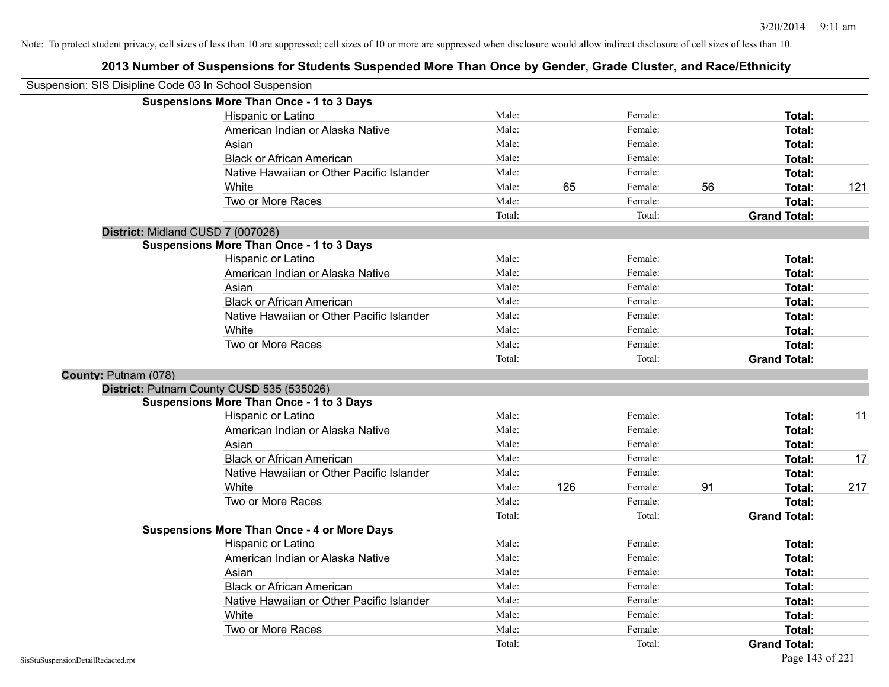Note: To protect student privacy, cell sizes of less than 10 are suppressed; cell sizes of 10 or more are suppressed when disclosure would allow indirect disclosure of cell sizes of less than 10.

## 2013 Number of Suspensions for Students Suspended More Than Once by Gender, Grade Cluster, and Race/Ethnicity

Suspension: SIS Disipline Code 03 In School Suspension

**Suspensions More Than Once - 1 to 3 Days**

| Race/Ethnicity | | | | | | |
|---|---|---|---|---|---|---|
| Hispanic or Latino | Male: | | Female: | | **Total:** | |
| American Indian or Alaska Native | Male: | | Female: | | **Total:** | |
| Asian | Male: | | Female: | | **Total:** | |
| Black or African American | Male: | | Female: | | **Total:** | |
| Native Hawaiian or Other Pacific Islander | Male: | | Female: | | **Total:** | |
| White | Male: | 65 | Female: | 56 | **Total:** | 121 |
| Two or More Races | Male: | | Female: | | **Total:** | |
| | Total: | | Total: | | **Grand Total:** | |

**District:** Midland CUSD 7 (007026)

**Suspensions More Than Once - 1 to 3 Days**

| Race/Ethnicity | | | | | | |
|---|---|---|---|---|---|---|
| Hispanic or Latino | Male: | | Female: | | **Total:** | |
| American Indian or Alaska Native | Male: | | Female: | | **Total:** | |
| Asian | Male: | | Female: | | **Total:** | |
| Black or African American | Male: | | Female: | | **Total:** | |
| Native Hawaiian or Other Pacific Islander | Male: | | Female: | | **Total:** | |
| White | Male: | | Female: | | **Total:** | |
| Two or More Races | Male: | | Female: | | **Total:** | |
| | Total: | | Total: | | **Grand Total:** | |

**County:** Putnam (078)

**District:** Putnam County CUSD 535 (535026)

**Suspensions More Than Once - 1 to 3 Days**

| Race/Ethnicity | | | | | | |
|---|---|---|---|---|---|---|
| Hispanic or Latino | Male: | | Female: | | **Total:** | 11 |
| American Indian or Alaska Native | Male: | | Female: | | **Total:** | |
| Asian | Male: | | Female: | | **Total:** | |
| Black or African American | Male: | | Female: | | **Total:** | 17 |
| Native Hawaiian or Other Pacific Islander | Male: | | Female: | | **Total:** | |
| White | Male: | 126 | Female: | 91 | **Total:** | 217 |
| Two or More Races | Male: | | Female: | | **Total:** | |
| | Total: | | Total: | | **Grand Total:** | |

**Suspensions More Than Once - 4 or More Days**

| Race/Ethnicity | | | | | | |
|---|---|---|---|---|---|---|
| Hispanic or Latino | Male: | | Female: | | **Total:** | |
| American Indian or Alaska Native | Male: | | Female: | | **Total:** | |
| Asian | Male: | | Female: | | **Total:** | |
| Black or African American | Male: | | Female: | | **Total:** | |
| Native Hawaiian or Other Pacific Islander | Male: | | Female: | | **Total:** | |
| White | Male: | | Female: | | **Total:** | |
| Two or More Races | Male: | | Female: | | **Total:** | |
| | Total: | | Total: | | **Grand Total:** | |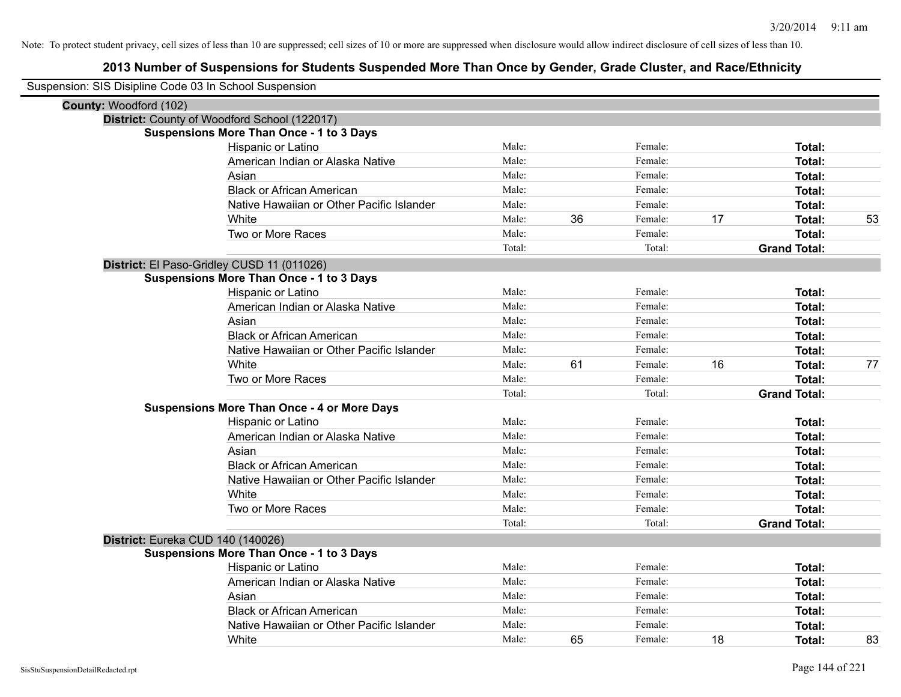Note: To protect student privacy, cell sizes of less than 10 are suppressed; cell sizes of 10 or more are suppressed when disclosure would allow indirect disclosure of cell sizes of less than 10.

# 2013 Number of Suspensions for Students Suspended More Than Once by Gender, Grade Cluster, and Race/Ethnicity

Suspension: SIS Disipline Code 03 In School Suspension

**County:** Woodford (102)

**District:** County of Woodford School (122017)

**Suspensions More Than Once - 1 to 3 Days**

| | | | | | | |
|---|---|---|---|---|---|---|
| Hispanic or Latino | Male: | | Female: | | **Total:** | |
| American Indian or Alaska Native | Male: | | Female: | | **Total:** | |
| Asian | Male: | | Female: | | **Total:** | |
| Black or African American | Male: | | Female: | | **Total:** | |
| Native Hawaiian or Other Pacific Islander | Male: | | Female: | | **Total:** | |
| White | Male: | 36 | Female: | 17 | **Total:** | 53 |
| Two or More Races | Male: | | Female: | | **Total:** | |
| | Total: | | Total: | | **Grand Total:** | |

**District:** El Paso-Gridley CUSD 11 (011026)

**Suspensions More Than Once - 1 to 3 Days**

| | | | | | | |
|---|---|---|---|---|---|---|
| Hispanic or Latino | Male: | | Female: | | **Total:** | |
| American Indian or Alaska Native | Male: | | Female: | | **Total:** | |
| Asian | Male: | | Female: | | **Total:** | |
| Black or African American | Male: | | Female: | | **Total:** | |
| Native Hawaiian or Other Pacific Islander | Male: | | Female: | | **Total:** | |
| White | Male: | 61 | Female: | 16 | **Total:** | 77 |
| Two or More Races | Male: | | Female: | | **Total:** | |
| | Total: | | Total: | | **Grand Total:** | |

**Suspensions More Than Once - 4 or More Days**

| | | | | | | |
|---|---|---|---|---|---|---|
| Hispanic or Latino | Male: | | Female: | | **Total:** | |
| American Indian or Alaska Native | Male: | | Female: | | **Total:** | |
| Asian | Male: | | Female: | | **Total:** | |
| Black or African American | Male: | | Female: | | **Total:** | |
| Native Hawaiian or Other Pacific Islander | Male: | | Female: | | **Total:** | |
| White | Male: | | Female: | | **Total:** | |
| Two or More Races | Male: | | Female: | | **Total:** | |
| | Total: | | Total: | | **Grand Total:** | |

**District:** Eureka CUD 140 (140026)

**Suspensions More Than Once - 1 to 3 Days**

| | | | | | | |
|---|---|---|---|---|---|---|
| Hispanic or Latino | Male: | | Female: | | **Total:** | |
| American Indian or Alaska Native | Male: | | Female: | | **Total:** | |
| Asian | Male: | | Female: | | **Total:** | |
| Black or African American | Male: | | Female: | | **Total:** | |
| Native Hawaiian or Other Pacific Islander | Male: | | Female: | | **Total:** | |
| White | Male: | 65 | Female: | 18 | **Total:** | 83 |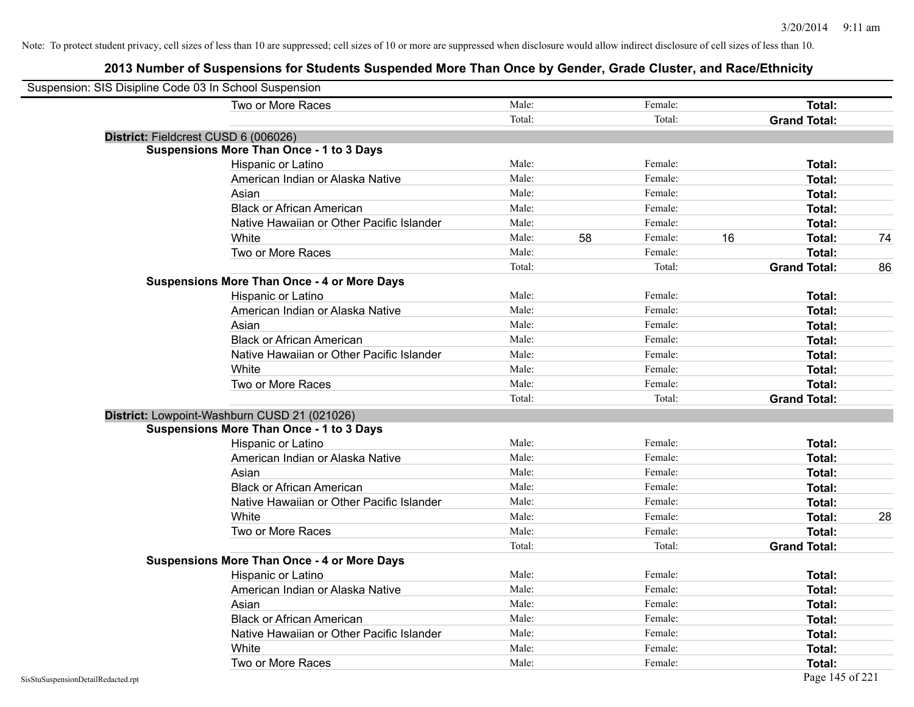Note: To protect student privacy, cell sizes of less than 10 are suppressed; cell sizes of 10 or more are suppressed when disclosure would allow indirect disclosure of cell sizes of less than 10.

## 2013 Number of Suspensions for Students Suspended More Than Once by Gender, Grade Cluster, and Race/Ethnicity

Suspension: SIS Disipline Code 03 In School Suspension

| | | | | | | | |
|---|---|---|---|---|---|---|---|
| Two or More Races | Male: | | Female: | | **Total:** | |
| | Total: | | Total: | | **Grand Total:** | |

**District:** Fieldcrest CUSD 6 (006026)

**Suspensions More Than Once - 1 to 3 Days**

| | | | | | | |
|---|---|---|---|---|---|---|
| Hispanic or Latino | Male: | | Female: | | **Total:** | |
| American Indian or Alaska Native | Male: | | Female: | | **Total:** | |
| Asian | Male: | | Female: | | **Total:** | |
| Black or African American | Male: | | Female: | | **Total:** | |
| Native Hawaiian or Other Pacific Islander | Male: | | Female: | | **Total:** | |
| White | Male: | 58 | Female: | 16 | **Total:** | 74 |
| Two or More Races | Male: | | Female: | | **Total:** | |
| | Total: | | Total: | | **Grand Total:** | 86 |

**Suspensions More Than Once - 4 or More Days**

| | | | | | | |
|---|---|---|---|---|---|---|
| Hispanic or Latino | Male: | | Female: | | **Total:** | |
| American Indian or Alaska Native | Male: | | Female: | | **Total:** | |
| Asian | Male: | | Female: | | **Total:** | |
| Black or African American | Male: | | Female: | | **Total:** | |
| Native Hawaiian or Other Pacific Islander | Male: | | Female: | | **Total:** | |
| White | Male: | | Female: | | **Total:** | |
| Two or More Races | Male: | | Female: | | **Total:** | |
| | Total: | | Total: | | **Grand Total:** | |

**District:** Lowpoint-Washburn CUSD 21 (021026)

**Suspensions More Than Once - 1 to 3 Days**

| | | | | | | |
|---|---|---|---|---|---|---|
| Hispanic or Latino | Male: | | Female: | | **Total:** | |
| American Indian or Alaska Native | Male: | | Female: | | **Total:** | |
| Asian | Male: | | Female: | | **Total:** | |
| Black or African American | Male: | | Female: | | **Total:** | |
| Native Hawaiian or Other Pacific Islander | Male: | | Female: | | **Total:** | |
| White | Male: | | Female: | | **Total:** | 28 |
| Two or More Races | Male: | | Female: | | **Total:** | |
| | Total: | | Total: | | **Grand Total:** | |

**Suspensions More Than Once - 4 or More Days**

| | | | | | | |
|---|---|---|---|---|---|---|
| Hispanic or Latino | Male: | | Female: | | **Total:** | |
| American Indian or Alaska Native | Male: | | Female: | | **Total:** | |
| Asian | Male: | | Female: | | **Total:** | |
| Black or African American | Male: | | Female: | | **Total:** | |
| Native Hawaiian or Other Pacific Islander | Male: | | Female: | | **Total:** | |
| White | Male: | | Female: | | **Total:** | |
| Two or More Races | Male: | | Female: | | **Total:** | |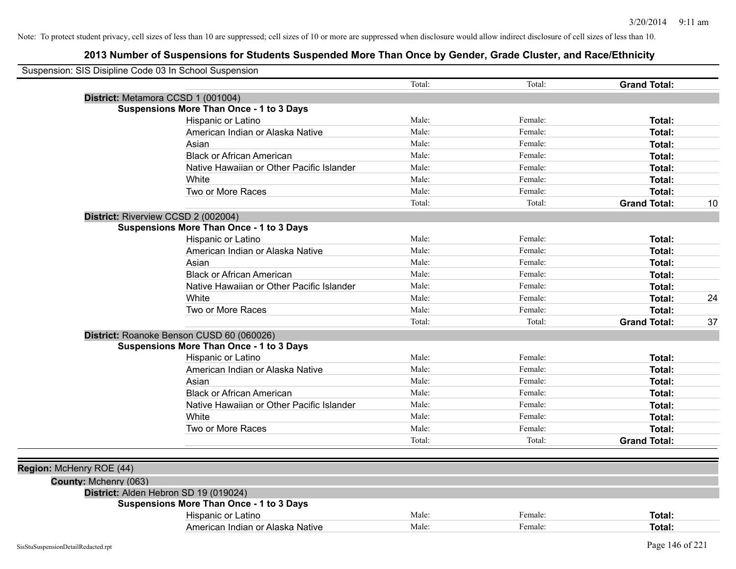Note: To protect student privacy, cell sizes of less than 10 are suppressed; cell sizes of 10 or more are suppressed when disclosure would allow indirect disclosure of cell sizes of less than 10.

## 2013 Number of Suspensions for Students Suspended More Than Once by Gender, Grade Cluster, and Race/Ethnicity

Suspension: SIS Disipline Code 03 In School Suspension

| | | | | | |
|---|---|---|---|---|---|
| | | Total: | Total: | **Grand Total:** | |
| **District:** Metamora CCSD 1 (001004) | | | | | |
| **Suspensions More Than Once - 1 to 3 Days** | | | | | |
| | Hispanic or Latino | Male: | Female: | **Total:** | |
| | American Indian or Alaska Native | Male: | Female: | **Total:** | |
| | Asian | Male: | Female: | **Total:** | |
| | Black or African American | Male: | Female: | **Total:** | |
| | Native Hawaiian or Other Pacific Islander | Male: | Female: | **Total:** | |
| | White | Male: | Female: | **Total:** | |
| | Two or More Races | Male: | Female: | **Total:** | |
| | | Total: | Total: | **Grand Total:** | 10 |
| **District:** Riverview CCSD 2 (002004) | | | | | |
| **Suspensions More Than Once - 1 to 3 Days** | | | | | |
| | Hispanic or Latino | Male: | Female: | **Total:** | |
| | American Indian or Alaska Native | Male: | Female: | **Total:** | |
| | Asian | Male: | Female: | **Total:** | |
| | Black or African American | Male: | Female: | **Total:** | |
| | Native Hawaiian or Other Pacific Islander | Male: | Female: | **Total:** | |
| | White | Male: | Female: | **Total:** | 24 |
| | Two or More Races | Male: | Female: | **Total:** | |
| | | Total: | Total: | **Grand Total:** | 37 |
| **District:** Roanoke Benson CUSD 60 (060026) | | | | | |
| **Suspensions More Than Once - 1 to 3 Days** | | | | | |
| | Hispanic or Latino | Male: | Female: | **Total:** | |
| | American Indian or Alaska Native | Male: | Female: | **Total:** | |
| | Asian | Male: | Female: | **Total:** | |
| | Black or African American | Male: | Female: | **Total:** | |
| | Native Hawaiian or Other Pacific Islander | Male: | Female: | **Total:** | |
| | White | Male: | Female: | **Total:** | |
| | Two or More Races | Male: | Female: | **Total:** | |
| | | Total: | Total: | **Grand Total:** | |

**Region:** McHenry ROE (44)

**County:** Mchenry (063)

| | | | | | |
|---|---|---|---|---|---|
| **District:** Alden Hebron SD 19 (019024) | | | | | |
| **Suspensions More Than Once - 1 to 3 Days** | | | | | |
| | Hispanic or Latino | Male: | Female: | **Total:** | |
| | American Indian or Alaska Native | Male: | Female: | **Total:** | |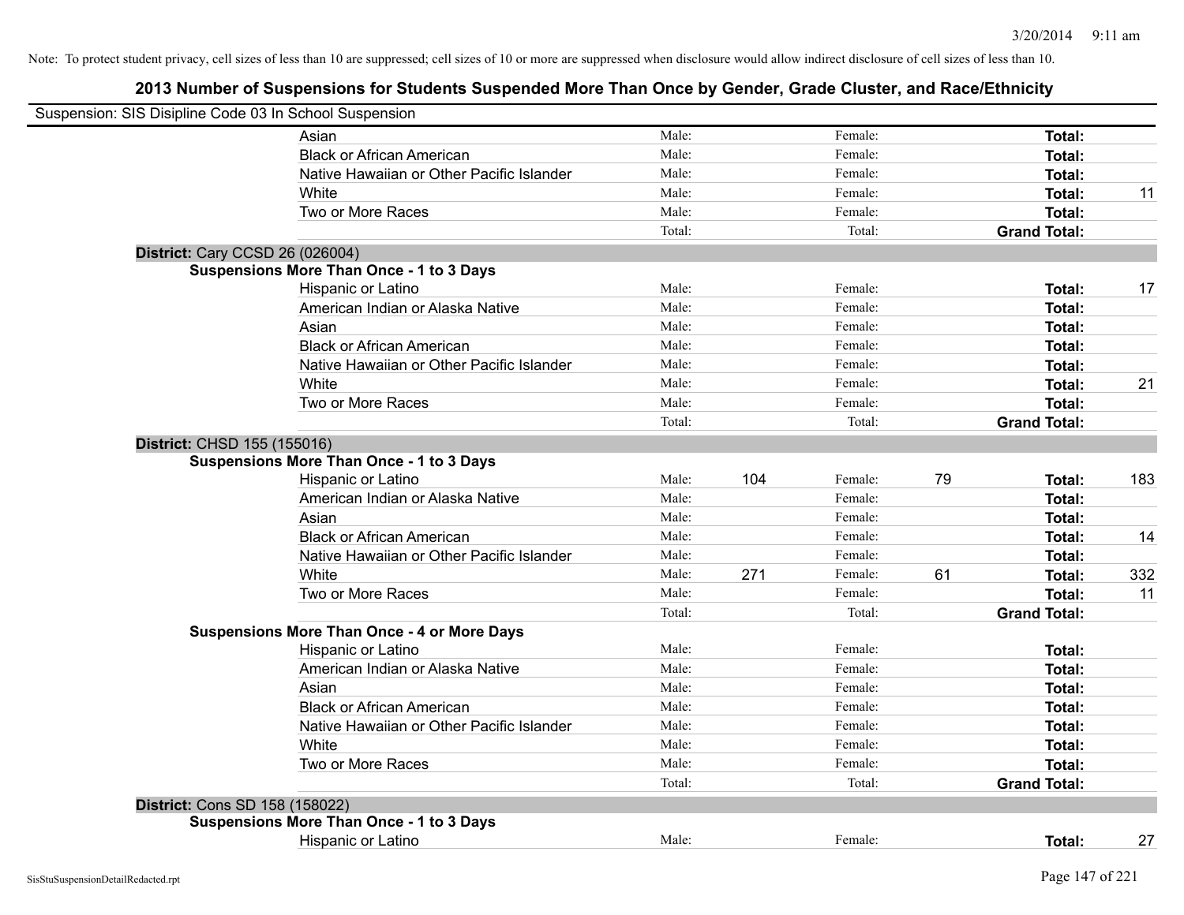Note: To protect student privacy, cell sizes of less than 10 are suppressed; cell sizes of 10 or more are suppressed when disclosure would allow indirect disclosure of cell sizes of less than 10.

## 2013 Number of Suspensions for Students Suspended More Than Once by Gender, Grade Cluster, and Race/Ethnicity

Suspension: SIS Disipline Code 03 In School Suspension

| | | | | | | |
|---|---|---|---|---|---|---|
| Asian | Male: | | Female: | | **Total:** | |
| Black or African American | Male: | | Female: | | **Total:** | |
| Native Hawaiian or Other Pacific Islander | Male: | | Female: | | **Total:** | |
| White | Male: | | Female: | | **Total:** | 11 |
| Two or More Races | Male: | | Female: | | **Total:** | |
| | Total: | | Total: | | **Grand Total:** | |

**District:** Cary CCSD 26 (026004)

**Suspensions More Than Once - 1 to 3 Days**

| | | | | | | |
|---|---|---|---|---|---|---|
| Hispanic or Latino | Male: | | Female: | | **Total:** | 17 |
| American Indian or Alaska Native | Male: | | Female: | | **Total:** | |
| Asian | Male: | | Female: | | **Total:** | |
| Black or African American | Male: | | Female: | | **Total:** | |
| Native Hawaiian or Other Pacific Islander | Male: | | Female: | | **Total:** | |
| White | Male: | | Female: | | **Total:** | 21 |
| Two or More Races | Male: | | Female: | | **Total:** | |
| | Total: | | Total: | | **Grand Total:** | |

**District:** CHSD 155 (155016)

**Suspensions More Than Once - 1 to 3 Days**

| | | | | | | |
|---|---|---|---|---|---|---|
| Hispanic or Latino | Male: | 104 | Female: | 79 | **Total:** | 183 |
| American Indian or Alaska Native | Male: | | Female: | | **Total:** | |
| Asian | Male: | | Female: | | **Total:** | |
| Black or African American | Male: | | Female: | | **Total:** | 14 |
| Native Hawaiian or Other Pacific Islander | Male: | | Female: | | **Total:** | |
| White | Male: | 271 | Female: | 61 | **Total:** | 332 |
| Two or More Races | Male: | | Female: | | **Total:** | 11 |
| | Total: | | Total: | | **Grand Total:** | |

**Suspensions More Than Once - 4 or More Days**

| | | | | | | |
|---|---|---|---|---|---|---|
| Hispanic or Latino | Male: | | Female: | | **Total:** | |
| American Indian or Alaska Native | Male: | | Female: | | **Total:** | |
| Asian | Male: | | Female: | | **Total:** | |
| Black or African American | Male: | | Female: | | **Total:** | |
| Native Hawaiian or Other Pacific Islander | Male: | | Female: | | **Total:** | |
| White | Male: | | Female: | | **Total:** | |
| Two or More Races | Male: | | Female: | | **Total:** | |
| | Total: | | Total: | | **Grand Total:** | |

**District:** Cons SD 158 (158022)

**Suspensions More Than Once - 1 to 3 Days**

| | | | | | | |
|---|---|---|---|---|---|---|
| Hispanic or Latino | Male: | | Female: | | **Total:** | 27 |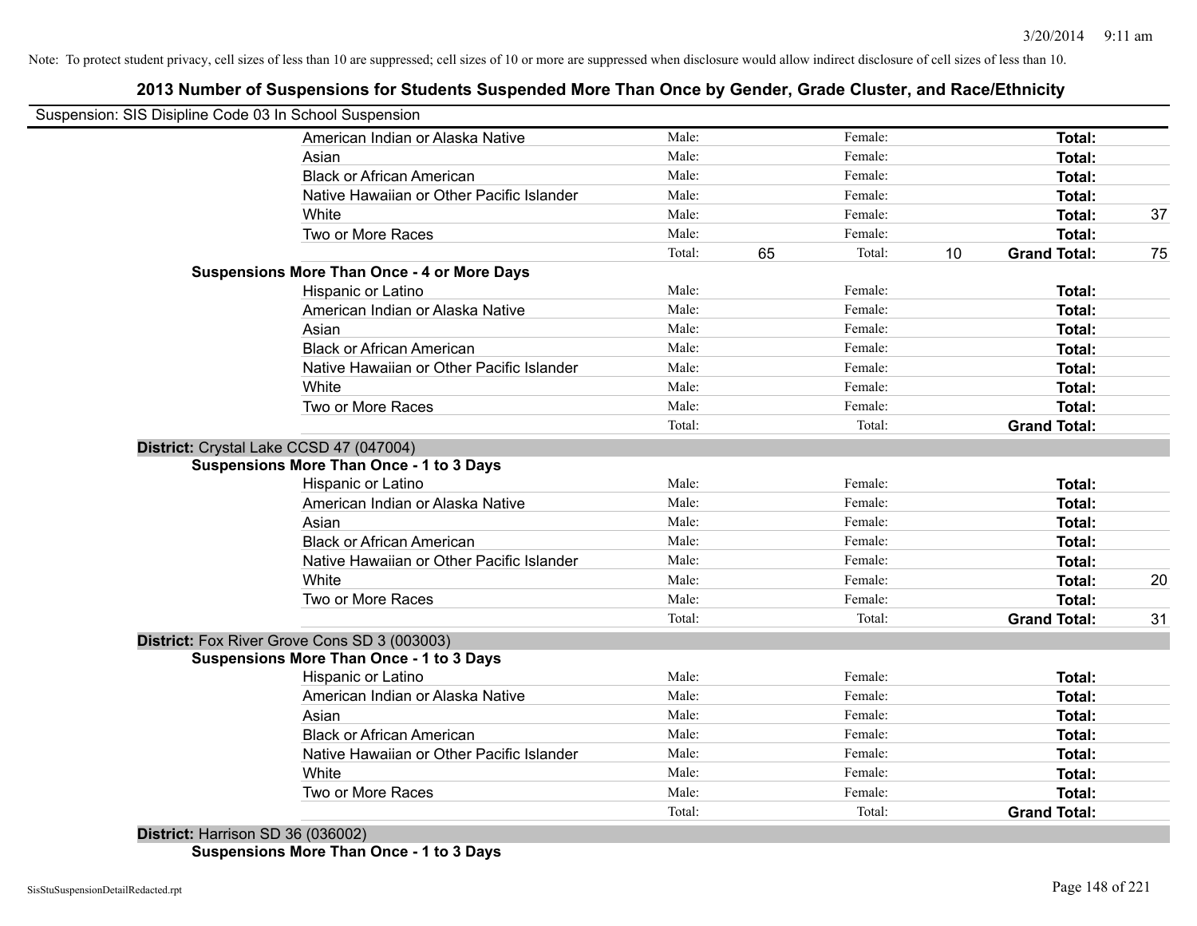Note: To protect student privacy, cell sizes of less than 10 are suppressed; cell sizes of 10 or more are suppressed when disclosure would allow indirect disclosure of cell sizes of less than 10.

## 2013 Number of Suspensions for Students Suspended More Than Once by Gender, Grade Cluster, and Race/Ethnicity

Suspension: SIS Disipline Code 03 In School Suspension

| | | | | | | |
|---|---|---|---|---|---|---|
| American Indian or Alaska Native | Male: | | Female: | | **Total:** | |
| Asian | Male: | | Female: | | **Total:** | |
| Black or African American | Male: | | Female: | | **Total:** | |
| Native Hawaiian or Other Pacific Islander | Male: | | Female: | | **Total:** | |
| White | Male: | | Female: | | **Total:** | 37 |
| Two or More Races | Male: | | Female: | | **Total:** | |
| | Total: | 65 | Total: | 10 | **Grand Total:** | 75 |

**Suspensions More Than Once - 4 or More Days**

| | | | | | | |
|---|---|---|---|---|---|---|
| Hispanic or Latino | Male: | | Female: | | **Total:** | |
| American Indian or Alaska Native | Male: | | Female: | | **Total:** | |
| Asian | Male: | | Female: | | **Total:** | |
| Black or African American | Male: | | Female: | | **Total:** | |
| Native Hawaiian or Other Pacific Islander | Male: | | Female: | | **Total:** | |
| White | Male: | | Female: | | **Total:** | |
| Two or More Races | Male: | | Female: | | **Total:** | |
| | Total: | | Total: | | **Grand Total:** | |

**District:** Crystal Lake CCSD 47 (047004)

**Suspensions More Than Once - 1 to 3 Days**

| | | | | | | |
|---|---|---|---|---|---|---|
| Hispanic or Latino | Male: | | Female: | | **Total:** | |
| American Indian or Alaska Native | Male: | | Female: | | **Total:** | |
| Asian | Male: | | Female: | | **Total:** | |
| Black or African American | Male: | | Female: | | **Total:** | |
| Native Hawaiian or Other Pacific Islander | Male: | | Female: | | **Total:** | |
| White | Male: | | Female: | | **Total:** | 20 |
| Two or More Races | Male: | | Female: | | **Total:** | |
| | Total: | | Total: | | **Grand Total:** | 31 |

**District:** Fox River Grove Cons SD 3 (003003)

**Suspensions More Than Once - 1 to 3 Days**

| | | | | | | |
|---|---|---|---|---|---|---|
| Hispanic or Latino | Male: | | Female: | | **Total:** | |
| American Indian or Alaska Native | Male: | | Female: | | **Total:** | |
| Asian | Male: | | Female: | | **Total:** | |
| Black or African American | Male: | | Female: | | **Total:** | |
| Native Hawaiian or Other Pacific Islander | Male: | | Female: | | **Total:** | |
| White | Male: | | Female: | | **Total:** | |
| Two or More Races | Male: | | Female: | | **Total:** | |
| | Total: | | Total: | | **Grand Total:** | |

**District:** Harrison SD 36 (036002)

**Suspensions More Than Once - 1 to 3 Days**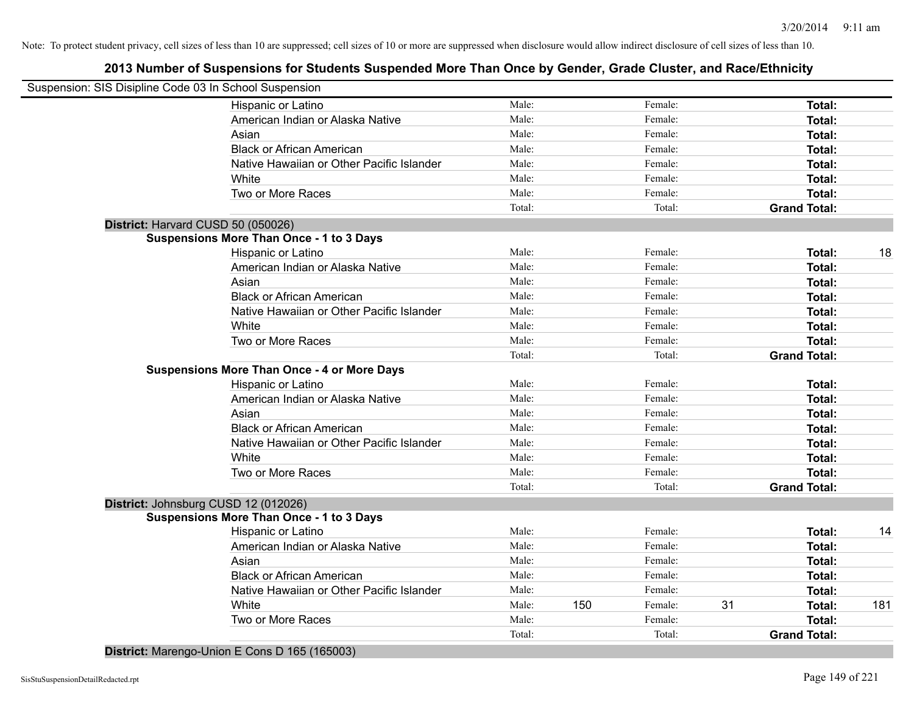Note: To protect student privacy, cell sizes of less than 10 are suppressed; cell sizes of 10 or more are suppressed when disclosure would allow indirect disclosure of cell sizes of less than 10.

## 2013 Number of Suspensions for Students Suspended More Than Once by Gender, Grade Cluster, and Race/Ethnicity

Suspension: SIS Disipline Code 03 In School Suspension

| | | | | | | |
|---|---|---|---|---|---|---|
| Hispanic or Latino | Male: | | Female: | | **Total:** | |
| American Indian or Alaska Native | Male: | | Female: | | **Total:** | |
| Asian | Male: | | Female: | | **Total:** | |
| Black or African American | Male: | | Female: | | **Total:** | |
| Native Hawaiian or Other Pacific Islander | Male: | | Female: | | **Total:** | |
| White | Male: | | Female: | | **Total:** | |
| Two or More Races | Male: | | Female: | | **Total:** | |
| | Total: | | Total: | | **Grand Total:** | |

**District:** Harvard CUSD 50 (050026)

**Suspensions More Than Once - 1 to 3 Days**

| | | | | | | |
|---|---|---|---|---|---|---|
| Hispanic or Latino | Male: | | Female: | | **Total:** | 18 |
| American Indian or Alaska Native | Male: | | Female: | | **Total:** | |
| Asian | Male: | | Female: | | **Total:** | |
| Black or African American | Male: | | Female: | | **Total:** | |
| Native Hawaiian or Other Pacific Islander | Male: | | Female: | | **Total:** | |
| White | Male: | | Female: | | **Total:** | |
| Two or More Races | Male: | | Female: | | **Total:** | |
| | Total: | | Total: | | **Grand Total:** | |

**Suspensions More Than Once - 4 or More Days**

| | | | | | | |
|---|---|---|---|---|---|---|
| Hispanic or Latino | Male: | | Female: | | **Total:** | |
| American Indian or Alaska Native | Male: | | Female: | | **Total:** | |
| Asian | Male: | | Female: | | **Total:** | |
| Black or African American | Male: | | Female: | | **Total:** | |
| Native Hawaiian or Other Pacific Islander | Male: | | Female: | | **Total:** | |
| White | Male: | | Female: | | **Total:** | |
| Two or More Races | Male: | | Female: | | **Total:** | |
| | Total: | | Total: | | **Grand Total:** | |

**District:** Johnsburg CUSD 12 (012026)

**Suspensions More Than Once - 1 to 3 Days**

| | | | | | | |
|---|---|---|---|---|---|---|
| Hispanic or Latino | Male: | | Female: | | **Total:** | 14 |
| American Indian or Alaska Native | Male: | | Female: | | **Total:** | |
| Asian | Male: | | Female: | | **Total:** | |
| Black or African American | Male: | | Female: | | **Total:** | |
| Native Hawaiian or Other Pacific Islander | Male: | | Female: | | **Total:** | |
| White | Male: | 150 | Female: | 31 | **Total:** | 181 |
| Two or More Races | Male: | | Female: | | **Total:** | |
| | Total: | | Total: | | **Grand Total:** | |

**District:** Marengo-Union E Cons D 165 (165003)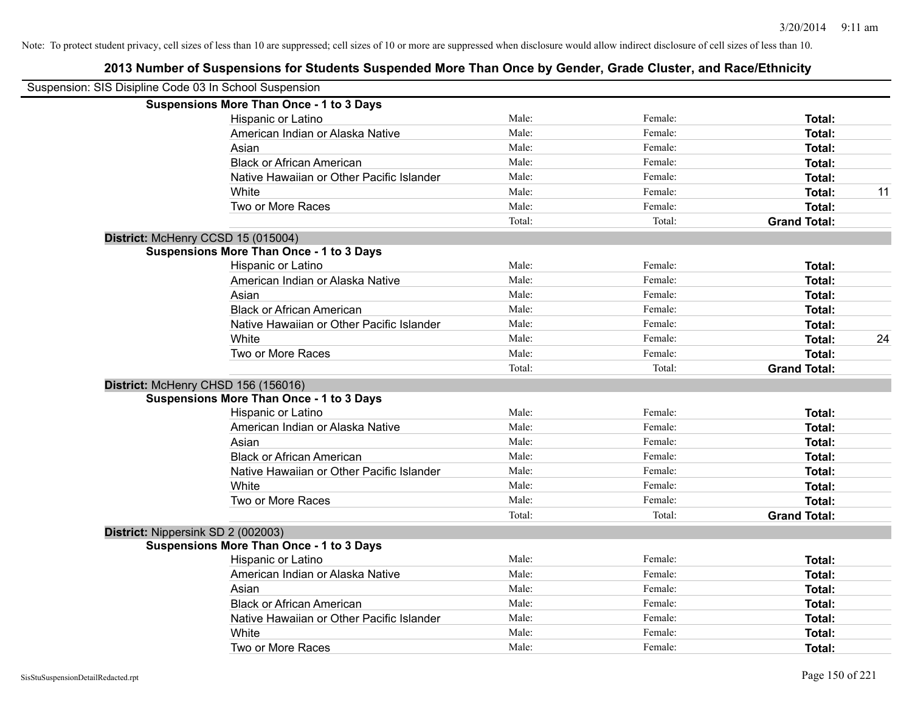Note: To protect student privacy, cell sizes of less than 10 are suppressed; cell sizes of 10 or more are suppressed when disclosure would allow indirect disclosure of cell sizes of less than 10.

# 2013 Number of Suspensions for Students Suspended More Than Once by Gender, Grade Cluster, and Race/Ethnicity

Suspension: SIS Disipline Code 03 In School Suspension

**Suspensions More Than Once - 1 to 3 Days**

| | | | | |
|---|---|---|---|---|
| Hispanic or Latino | Male: | Female: | **Total:** | |
| American Indian or Alaska Native | Male: | Female: | **Total:** | |
| Asian | Male: | Female: | **Total:** | |
| Black or African American | Male: | Female: | **Total:** | |
| Native Hawaiian or Other Pacific Islander | Male: | Female: | **Total:** | |
| White | Male: | Female: | **Total:** | 11 |
| Two or More Races | Male: | Female: | **Total:** | |
| | Total: | Total: | **Grand Total:** | |

**District:** McHenry CCSD 15 (015004)

**Suspensions More Than Once - 1 to 3 Days**

| | | | | |
|---|---|---|---|---|
| Hispanic or Latino | Male: | Female: | **Total:** | |
| American Indian or Alaska Native | Male: | Female: | **Total:** | |
| Asian | Male: | Female: | **Total:** | |
| Black or African American | Male: | Female: | **Total:** | |
| Native Hawaiian or Other Pacific Islander | Male: | Female: | **Total:** | |
| White | Male: | Female: | **Total:** | 24 |
| Two or More Races | Male: | Female: | **Total:** | |
| | Total: | Total: | **Grand Total:** | |

**District:** McHenry CHSD 156 (156016)

**Suspensions More Than Once - 1 to 3 Days**

| | | | | |
|---|---|---|---|---|
| Hispanic or Latino | Male: | Female: | **Total:** | |
| American Indian or Alaska Native | Male: | Female: | **Total:** | |
| Asian | Male: | Female: | **Total:** | |
| Black or African American | Male: | Female: | **Total:** | |
| Native Hawaiian or Other Pacific Islander | Male: | Female: | **Total:** | |
| White | Male: | Female: | **Total:** | |
| Two or More Races | Male: | Female: | **Total:** | |
| | Total: | Total: | **Grand Total:** | |

**District:** Nippersink SD 2 (002003)

**Suspensions More Than Once - 1 to 3 Days**

| | | | | |
|---|---|---|---|---|
| Hispanic or Latino | Male: | Female: | **Total:** | |
| American Indian or Alaska Native | Male: | Female: | **Total:** | |
| Asian | Male: | Female: | **Total:** | |
| Black or African American | Male: | Female: | **Total:** | |
| Native Hawaiian or Other Pacific Islander | Male: | Female: | **Total:** | |
| White | Male: | Female: | **Total:** | |
| Two or More Races | Male: | Female: | **Total:** | |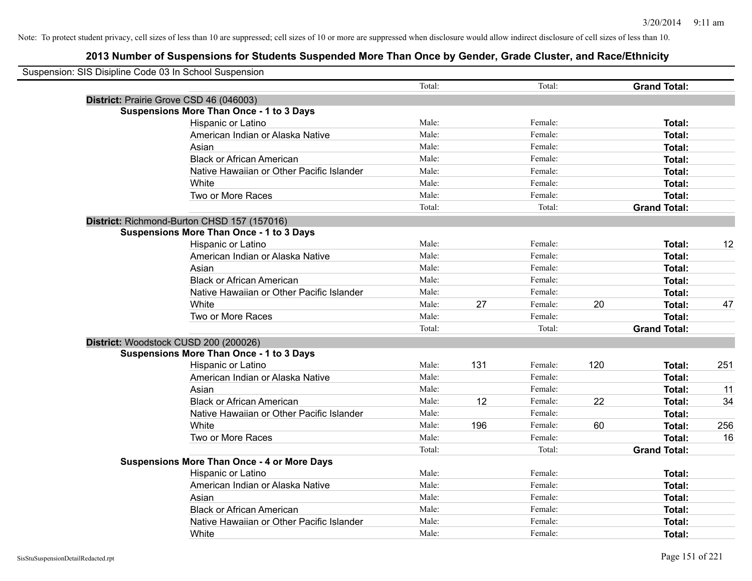Note: To protect student privacy, cell sizes of less than 10 are suppressed; cell sizes of 10 or more are suppressed when disclosure would allow indirect disclosure of cell sizes of less than 10.

## 2013 Number of Suspensions for Students Suspended More Than Once by Gender, Grade Cluster, and Race/Ethnicity

Suspension: SIS Disipline Code 03 In School Suspension

| | | | | | | | |
|---|---|---|---|---|---|---|---|
| | Total: | | Total: | | **Grand Total:** | |
| **District:** Prairie Grove CSD 46 (046003) | | | | | | |
| **Suspensions More Than Once - 1 to 3 Days** | | | | | | |
| Hispanic or Latino | Male: | | Female: | | **Total:** | |
| American Indian or Alaska Native | Male: | | Female: | | **Total:** | |
| Asian | Male: | | Female: | | **Total:** | |
| Black or African American | Male: | | Female: | | **Total:** | |
| Native Hawaiian or Other Pacific Islander | Male: | | Female: | | **Total:** | |
| White | Male: | | Female: | | **Total:** | |
| Two or More Races | Male: | | Female: | | **Total:** | |
| | Total: | | Total: | | **Grand Total:** | |
| **District:** Richmond-Burton CHSD 157 (157016) | | | | | | |
| **Suspensions More Than Once - 1 to 3 Days** | | | | | | |
| Hispanic or Latino | Male: | | Female: | | **Total:** | 12 |
| American Indian or Alaska Native | Male: | | Female: | | **Total:** | |
| Asian | Male: | | Female: | | **Total:** | |
| Black or African American | Male: | | Female: | | **Total:** | |
| Native Hawaiian or Other Pacific Islander | Male: | | Female: | | **Total:** | |
| White | Male: | 27 | Female: | 20 | **Total:** | 47 |
| Two or More Races | Male: | | Female: | | **Total:** | |
| | Total: | | Total: | | **Grand Total:** | |
| **District:** Woodstock CUSD 200 (200026) | | | | | | |
| **Suspensions More Than Once - 1 to 3 Days** | | | | | | |
| Hispanic or Latino | Male: | 131 | Female: | 120 | **Total:** | 251 |
| American Indian or Alaska Native | Male: | | Female: | | **Total:** | |
| Asian | Male: | | Female: | | **Total:** | 11 |
| Black or African American | Male: | 12 | Female: | 22 | **Total:** | 34 |
| Native Hawaiian or Other Pacific Islander | Male: | | Female: | | **Total:** | |
| White | Male: | 196 | Female: | 60 | **Total:** | 256 |
| Two or More Races | Male: | | Female: | | **Total:** | 16 |
| | Total: | | Total: | | **Grand Total:** | |
| **Suspensions More Than Once - 4 or More Days** | | | | | | |
| Hispanic or Latino | Male: | | Female: | | **Total:** | |
| American Indian or Alaska Native | Male: | | Female: | | **Total:** | |
| Asian | Male: | | Female: | | **Total:** | |
| Black or African American | Male: | | Female: | | **Total:** | |
| Native Hawaiian or Other Pacific Islander | Male: | | Female: | | **Total:** | |
| White | Male: | | Female: | | **Total:** | |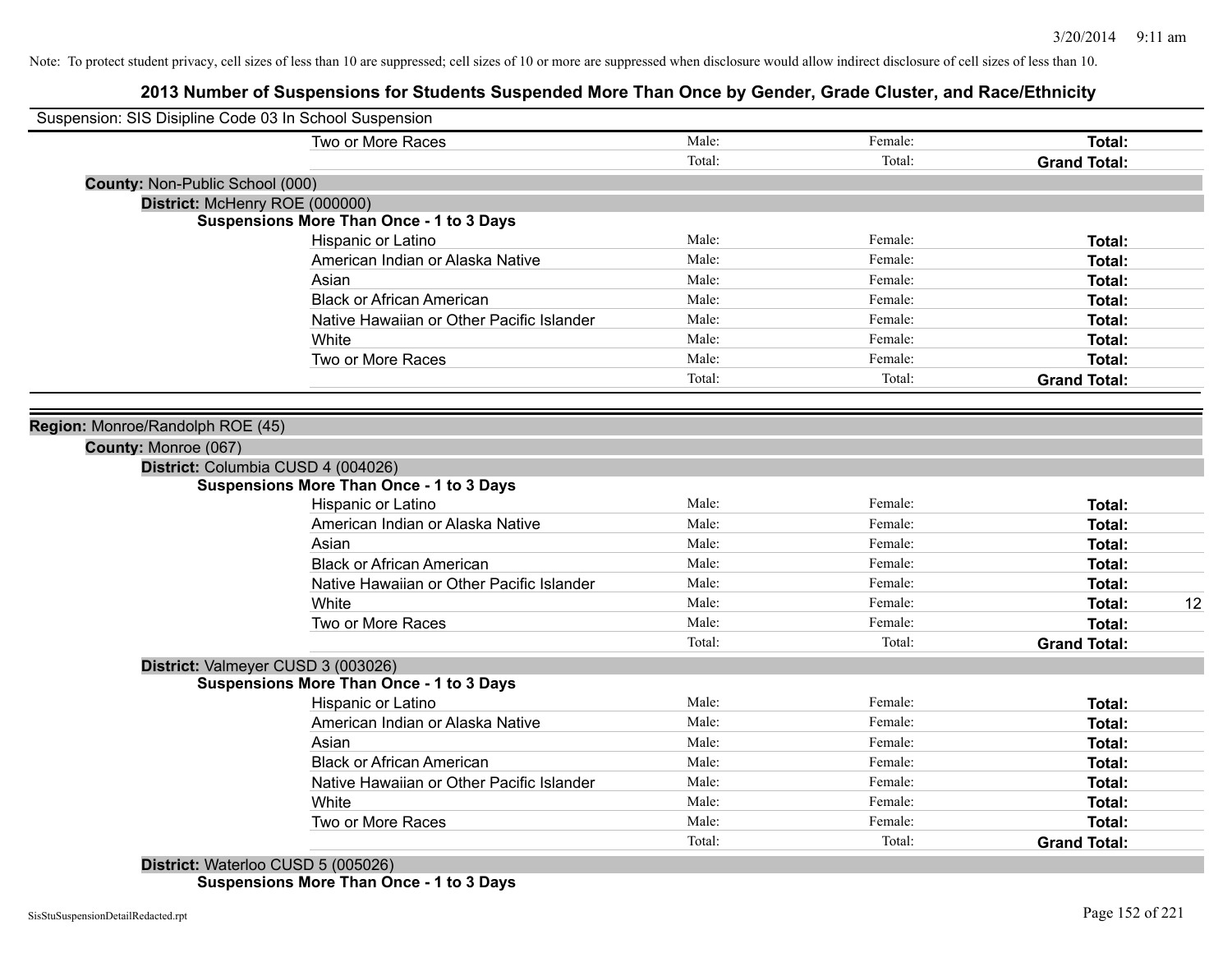Note: To protect student privacy, cell sizes of less than 10 are suppressed; cell sizes of 10 or more are suppressed when disclosure would allow indirect disclosure of cell sizes of less than 10.

## 2013 Number of Suspensions for Students Suspended More Than Once by Gender, Grade Cluster, and Race/Ethnicity

Suspension: SIS Disipline Code 03 In School Suspension

| | | | | |
|---|---|---|---|---|
| Two or More Races | Male: | Female: | **Total:** | |
| | Total: | Total: | **Grand Total:** | |

**County:** Non-Public School (000)

**District:** McHenry ROE (000000)

**Suspensions More Than Once - 1 to 3 Days**

| | | | | |
|---|---|---|---|---|
| Hispanic or Latino | Male: | Female: | **Total:** | |
| American Indian or Alaska Native | Male: | Female: | **Total:** | |
| Asian | Male: | Female: | **Total:** | |
| Black or African American | Male: | Female: | **Total:** | |
| Native Hawaiian or Other Pacific Islander | Male: | Female: | **Total:** | |
| White | Male: | Female: | **Total:** | |
| Two or More Races | Male: | Female: | **Total:** | |
| | Total: | Total: | **Grand Total:** | |

**Region:** Monroe/Randolph ROE (45)

**County:** Monroe (067)

**District:** Columbia CUSD 4 (004026)

**Suspensions More Than Once - 1 to 3 Days**

| | | | | |
|---|---|---|---|---|
| Hispanic or Latino | Male: | Female: | **Total:** | |
| American Indian or Alaska Native | Male: | Female: | **Total:** | |
| Asian | Male: | Female: | **Total:** | |
| Black or African American | Male: | Female: | **Total:** | |
| Native Hawaiian or Other Pacific Islander | Male: | Female: | **Total:** | |
| White | Male: | Female: | **Total:** | 12 |
| Two or More Races | Male: | Female: | **Total:** | |
| | Total: | Total: | **Grand Total:** | |

**District:** Valmeyer CUSD 3 (003026)

**Suspensions More Than Once - 1 to 3 Days**

| | | | | |
|---|---|---|---|---|
| Hispanic or Latino | Male: | Female: | **Total:** | |
| American Indian or Alaska Native | Male: | Female: | **Total:** | |
| Asian | Male: | Female: | **Total:** | |
| Black or African American | Male: | Female: | **Total:** | |
| Native Hawaiian or Other Pacific Islander | Male: | Female: | **Total:** | |
| White | Male: | Female: | **Total:** | |
| Two or More Races | Male: | Female: | **Total:** | |
| | Total: | Total: | **Grand Total:** | |

**District:** Waterloo CUSD 5 (005026)

**Suspensions More Than Once - 1 to 3 Days**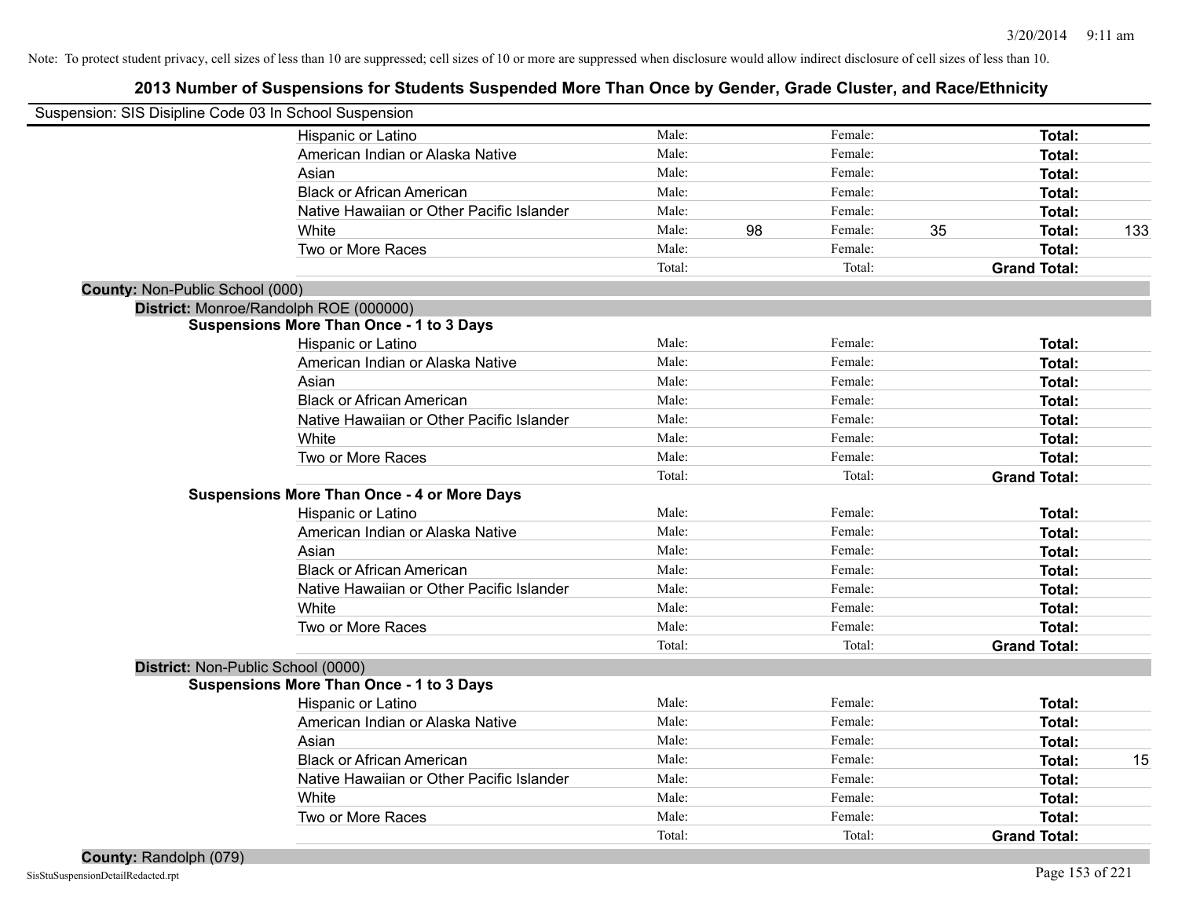Note: To protect student privacy, cell sizes of less than 10 are suppressed; cell sizes of 10 or more are suppressed when disclosure would allow indirect disclosure of cell sizes of less than 10.

# 2013 Number of Suspensions for Students Suspended More Than Once by Gender, Grade Cluster, and Race/Ethnicity

Suspension: SIS Disipline Code 03 In School Suspension

| | | | | | | |
|---|---|---|---|---|---|---|
| Hispanic or Latino | Male: | | Female: | | **Total:** | |
| American Indian or Alaska Native | Male: | | Female: | | **Total:** | |
| Asian | Male: | | Female: | | **Total:** | |
| Black or African American | Male: | | Female: | | **Total:** | |
| Native Hawaiian or Other Pacific Islander | Male: | | Female: | | **Total:** | |
| White | Male: | 98 | Female: | 35 | **Total:** | 133 |
| Two or More Races | Male: | | Female: | | **Total:** | |
| | Total: | | Total: | | **Grand Total:** | |

**County:** Non-Public School (000)

**District:** Monroe/Randolph ROE (000000)

**Suspensions More Than Once - 1 to 3 Days**

| | | | | | | |
|---|---|---|---|---|---|---|
| Hispanic or Latino | Male: | | Female: | | **Total:** | |
| American Indian or Alaska Native | Male: | | Female: | | **Total:** | |
| Asian | Male: | | Female: | | **Total:** | |
| Black or African American | Male: | | Female: | | **Total:** | |
| Native Hawaiian or Other Pacific Islander | Male: | | Female: | | **Total:** | |
| White | Male: | | Female: | | **Total:** | |
| Two or More Races | Male: | | Female: | | **Total:** | |
| | Total: | | Total: | | **Grand Total:** | |

**Suspensions More Than Once - 4 or More Days**

| | | | | | | |
|---|---|---|---|---|---|---|
| Hispanic or Latino | Male: | | Female: | | **Total:** | |
| American Indian or Alaska Native | Male: | | Female: | | **Total:** | |
| Asian | Male: | | Female: | | **Total:** | |
| Black or African American | Male: | | Female: | | **Total:** | |
| Native Hawaiian or Other Pacific Islander | Male: | | Female: | | **Total:** | |
| White | Male: | | Female: | | **Total:** | |
| Two or More Races | Male: | | Female: | | **Total:** | |
| | Total: | | Total: | | **Grand Total:** | |

**District:** Non-Public School (0000)

**Suspensions More Than Once - 1 to 3 Days**

| | | | | | | |
|---|---|---|---|---|---|---|
| Hispanic or Latino | Male: | | Female: | | **Total:** | |
| American Indian or Alaska Native | Male: | | Female: | | **Total:** | |
| Asian | Male: | | Female: | | **Total:** | |
| Black or African American | Male: | | Female: | | **Total:** | 15 |
| Native Hawaiian or Other Pacific Islander | Male: | | Female: | | **Total:** | |
| White | Male: | | Female: | | **Total:** | |
| Two or More Races | Male: | | Female: | | **Total:** | |
| | Total: | | Total: | | **Grand Total:** | |

**County:** Randolph (079)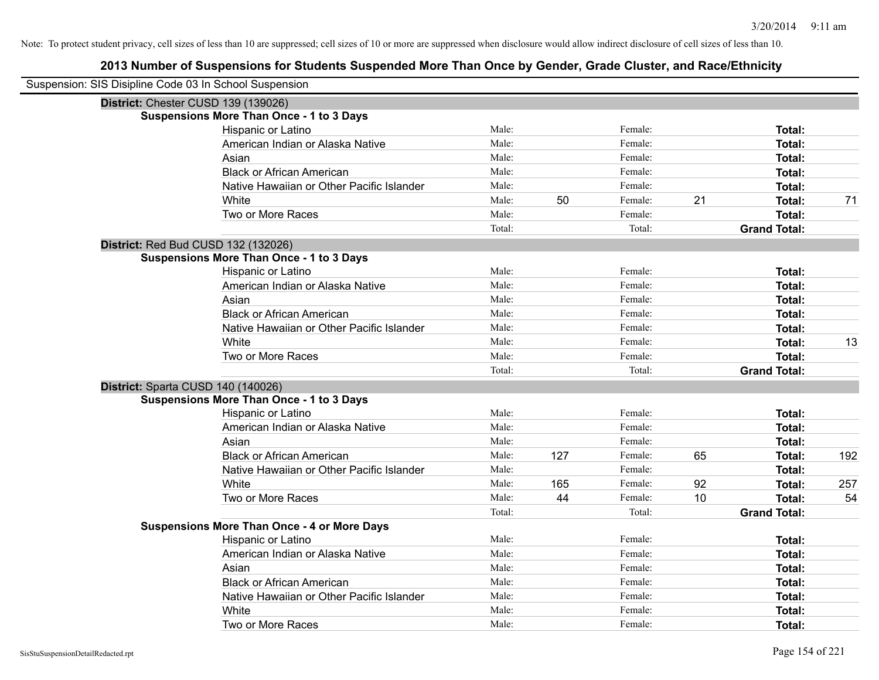Note: To protect student privacy, cell sizes of less than 10 are suppressed; cell sizes of 10 or more are suppressed when disclosure would allow indirect disclosure of cell sizes of less than 10.

# 2013 Number of Suspensions for Students Suspended More Than Once by Gender, Grade Cluster, and Race/Ethnicity

Suspension: SIS Disipline Code 03 In School Suspension

## District: Chester CUSD 139 (139026)

### Suspensions More Than Once - 1 to 3 Days

| Race/Ethnicity | | Male | | Female | | Total |
|---|---|---|---|---|---|---|
| Hispanic or Latino | Male: | | Female: | | **Total:** | |
| American Indian or Alaska Native | Male: | | Female: | | **Total:** | |
| Asian | Male: | | Female: | | **Total:** | |
| Black or African American | Male: | | Female: | | **Total:** | |
| Native Hawaiian or Other Pacific Islander | Male: | | Female: | | **Total:** | |
| White | Male: | 50 | Female: | 21 | **Total:** | 71 |
| Two or More Races | Male: | | Female: | | **Total:** | |
| | Total: | | Total: | | **Grand Total:** | |

## District: Red Bud CUSD 132 (132026)

### Suspensions More Than Once - 1 to 3 Days

| Race/Ethnicity | | Male | | Female | | Total |
|---|---|---|---|---|---|---|
| Hispanic or Latino | Male: | | Female: | | **Total:** | |
| American Indian or Alaska Native | Male: | | Female: | | **Total:** | |
| Asian | Male: | | Female: | | **Total:** | |
| Black or African American | Male: | | Female: | | **Total:** | |
| Native Hawaiian or Other Pacific Islander | Male: | | Female: | | **Total:** | |
| White | Male: | | Female: | | **Total:** | 13 |
| Two or More Races | Male: | | Female: | | **Total:** | |
| | Total: | | Total: | | **Grand Total:** | |

## District: Sparta CUSD 140 (140026)

### Suspensions More Than Once - 1 to 3 Days

| Race/Ethnicity | | Male | | Female | | Total |
|---|---|---|---|---|---|---|
| Hispanic or Latino | Male: | | Female: | | **Total:** | |
| American Indian or Alaska Native | Male: | | Female: | | **Total:** | |
| Asian | Male: | | Female: | | **Total:** | |
| Black or African American | Male: | 127 | Female: | 65 | **Total:** | 192 |
| Native Hawaiian or Other Pacific Islander | Male: | | Female: | | **Total:** | |
| White | Male: | 165 | Female: | 92 | **Total:** | 257 |
| Two or More Races | Male: | 44 | Female: | 10 | **Total:** | 54 |
| | Total: | | Total: | | **Grand Total:** | |

### Suspensions More Than Once - 4 or More Days

| Race/Ethnicity | | Male | | Female | | Total |
|---|---|---|---|---|---|---|
| Hispanic or Latino | Male: | | Female: | | **Total:** | |
| American Indian or Alaska Native | Male: | | Female: | | **Total:** | |
| Asian | Male: | | Female: | | **Total:** | |
| Black or African American | Male: | | Female: | | **Total:** | |
| Native Hawaiian or Other Pacific Islander | Male: | | Female: | | **Total:** | |
| White | Male: | | Female: | | **Total:** | |
| Two or More Races | Male: | | Female: | | **Total:** | |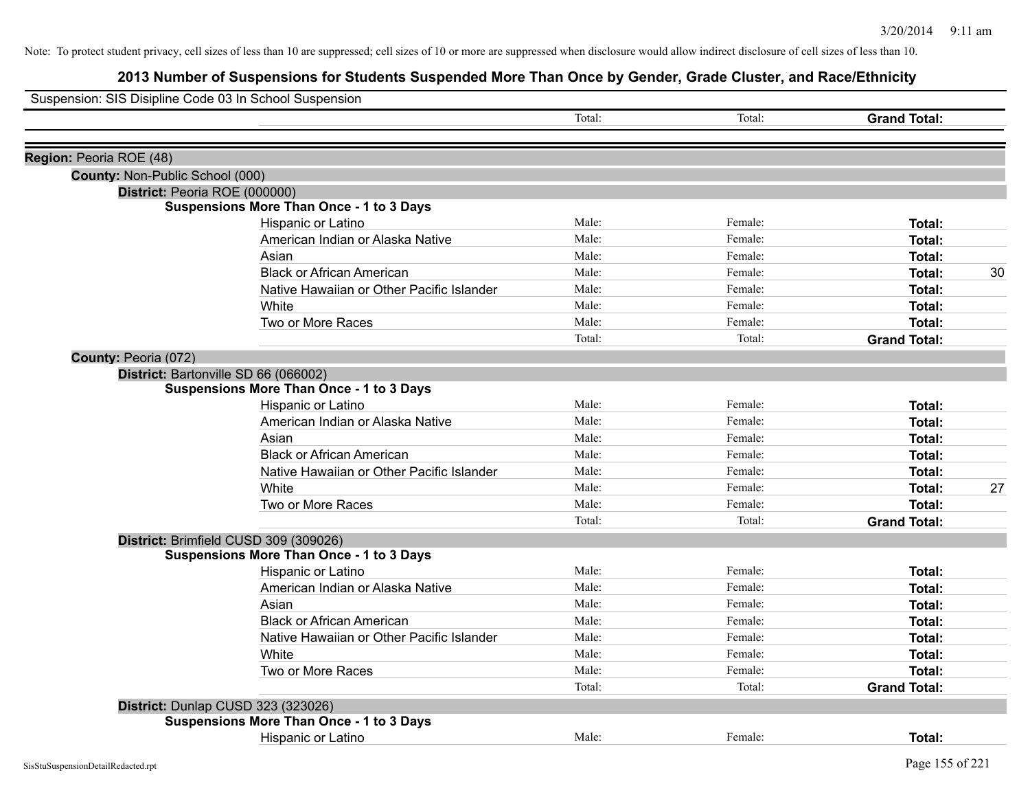Note: To protect student privacy, cell sizes of less than 10 are suppressed; cell sizes of 10 or more are suppressed when disclosure would allow indirect disclosure of cell sizes of less than 10.

# 2013 Number of Suspensions for Students Suspended More Than Once by Gender, Grade Cluster, and Race/Ethnicity

Suspension: SIS Disipline Code 03 In School Suspension

| | | | | |
|---|---|---|---|---|
| | Total: | Total: | **Grand Total:** | |

**Region:** Peoria ROE (48)

**County:** Non-Public School (000)

**District:** Peoria ROE (000000)

**Suspensions More Than Once - 1 to 3 Days**

| | | | | |
|---|---|---|---|---|
| Hispanic or Latino | Male: | Female: | **Total:** | |
| American Indian or Alaska Native | Male: | Female: | **Total:** | |
| Asian | Male: | Female: | **Total:** | |
| Black or African American | Male: | Female: | **Total:** | 30 |
| Native Hawaiian or Other Pacific Islander | Male: | Female: | **Total:** | |
| White | Male: | Female: | **Total:** | |
| Two or More Races | Male: | Female: | **Total:** | |
| | Total: | Total: | **Grand Total:** | |

**County:** Peoria (072)

**District:** Bartonville SD 66 (066002)

**Suspensions More Than Once - 1 to 3 Days**

| | | | | |
|---|---|---|---|---|
| Hispanic or Latino | Male: | Female: | **Total:** | |
| American Indian or Alaska Native | Male: | Female: | **Total:** | |
| Asian | Male: | Female: | **Total:** | |
| Black or African American | Male: | Female: | **Total:** | |
| Native Hawaiian or Other Pacific Islander | Male: | Female: | **Total:** | |
| White | Male: | Female: | **Total:** | 27 |
| Two or More Races | Male: | Female: | **Total:** | |
| | Total: | Total: | **Grand Total:** | |

**District:** Brimfield CUSD 309 (309026)

**Suspensions More Than Once - 1 to 3 Days**

| | | | | |
|---|---|---|---|---|
| Hispanic or Latino | Male: | Female: | **Total:** | |
| American Indian or Alaska Native | Male: | Female: | **Total:** | |
| Asian | Male: | Female: | **Total:** | |
| Black or African American | Male: | Female: | **Total:** | |
| Native Hawaiian or Other Pacific Islander | Male: | Female: | **Total:** | |
| White | Male: | Female: | **Total:** | |
| Two or More Races | Male: | Female: | **Total:** | |
| | Total: | Total: | **Grand Total:** | |

**District:** Dunlap CUSD 323 (323026)

**Suspensions More Than Once - 1 to 3 Days**

| | | | | |
|---|---|---|---|---|
| Hispanic or Latino | Male: | Female: | **Total:** | |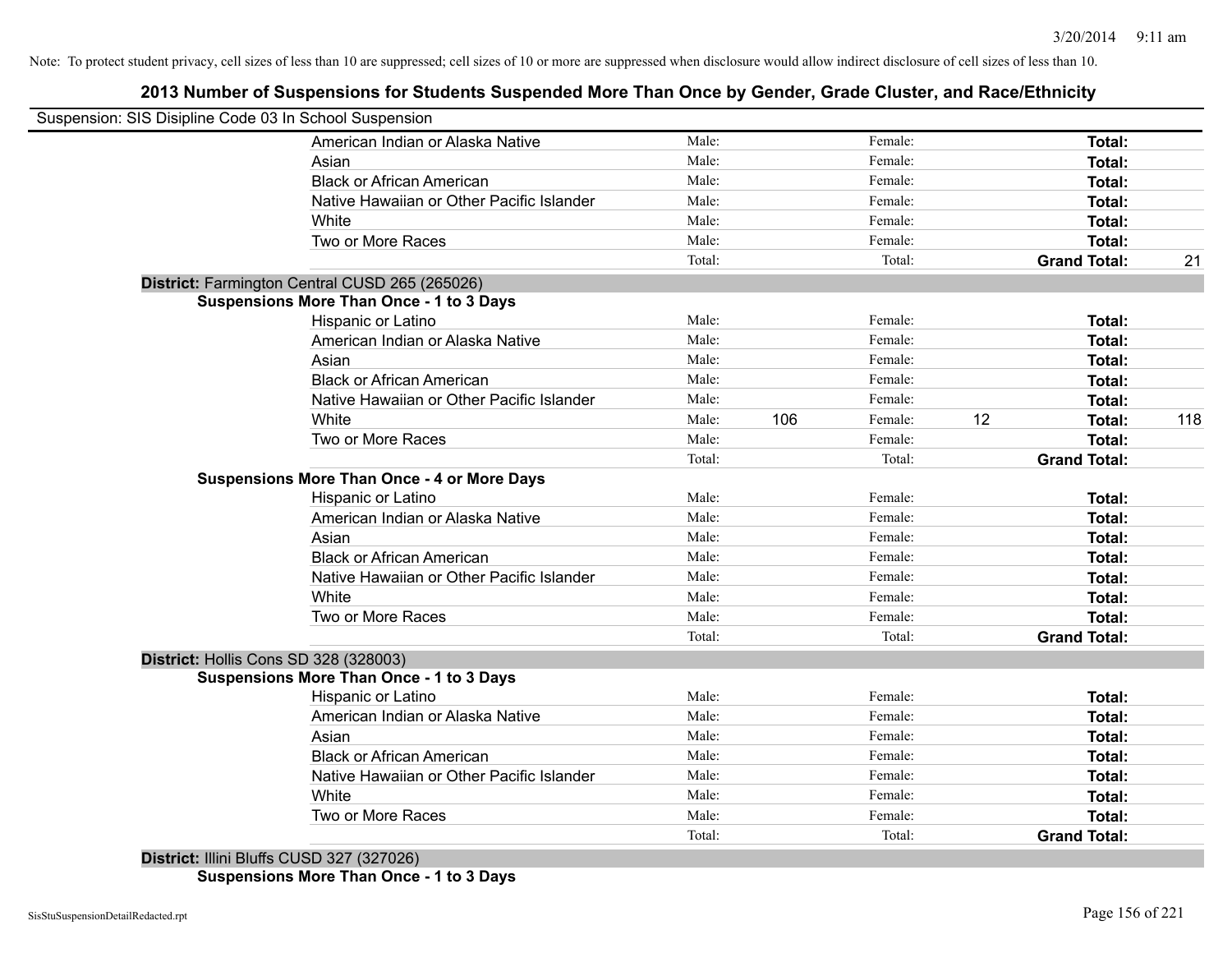Note: To protect student privacy, cell sizes of less than 10 are suppressed; cell sizes of 10 or more are suppressed when disclosure would allow indirect disclosure of cell sizes of less than 10.

## 2013 Number of Suspensions for Students Suspended More Than Once by Gender, Grade Cluster, and Race/Ethnicity

Suspension: SIS Disipline Code 03 In School Suspension

| | | | | | | |
|---|---|---|---|---|---|---|
| American Indian or Alaska Native | Male: | | Female: | | **Total:** | |
| Asian | Male: | | Female: | | **Total:** | |
| Black or African American | Male: | | Female: | | **Total:** | |
| Native Hawaiian or Other Pacific Islander | Male: | | Female: | | **Total:** | |
| White | Male: | | Female: | | **Total:** | |
| Two or More Races | Male: | | Female: | | **Total:** | |
| | Total: | | Total: | | **Grand Total:** | 21 |

**District:** Farmington Central CUSD 265 (265026)

**Suspensions More Than Once - 1 to 3 Days**

| | | | | | | |
|---|---|---|---|---|---|---|
| Hispanic or Latino | Male: | | Female: | | **Total:** | |
| American Indian or Alaska Native | Male: | | Female: | | **Total:** | |
| Asian | Male: | | Female: | | **Total:** | |
| Black or African American | Male: | | Female: | | **Total:** | |
| Native Hawaiian or Other Pacific Islander | Male: | | Female: | | **Total:** | |
| White | Male: | 106 | Female: | 12 | **Total:** | 118 |
| Two or More Races | Male: | | Female: | | **Total:** | |
| | Total: | | Total: | | **Grand Total:** | |

**Suspensions More Than Once - 4 or More Days**

| | | | | | | |
|---|---|---|---|---|---|---|
| Hispanic or Latino | Male: | | Female: | | **Total:** | |
| American Indian or Alaska Native | Male: | | Female: | | **Total:** | |
| Asian | Male: | | Female: | | **Total:** | |
| Black or African American | Male: | | Female: | | **Total:** | |
| Native Hawaiian or Other Pacific Islander | Male: | | Female: | | **Total:** | |
| White | Male: | | Female: | | **Total:** | |
| Two or More Races | Male: | | Female: | | **Total:** | |
| | Total: | | Total: | | **Grand Total:** | |

**District:** Hollis Cons SD 328 (328003)

**Suspensions More Than Once - 1 to 3 Days**

| | | | | | | |
|---|---|---|---|---|---|---|
| Hispanic or Latino | Male: | | Female: | | **Total:** | |
| American Indian or Alaska Native | Male: | | Female: | | **Total:** | |
| Asian | Male: | | Female: | | **Total:** | |
| Black or African American | Male: | | Female: | | **Total:** | |
| Native Hawaiian or Other Pacific Islander | Male: | | Female: | | **Total:** | |
| White | Male: | | Female: | | **Total:** | |
| Two or More Races | Male: | | Female: | | **Total:** | |
| | Total: | | Total: | | **Grand Total:** | |

**District:** Illini Bluffs CUSD 327 (327026)

**Suspensions More Than Once - 1 to 3 Days**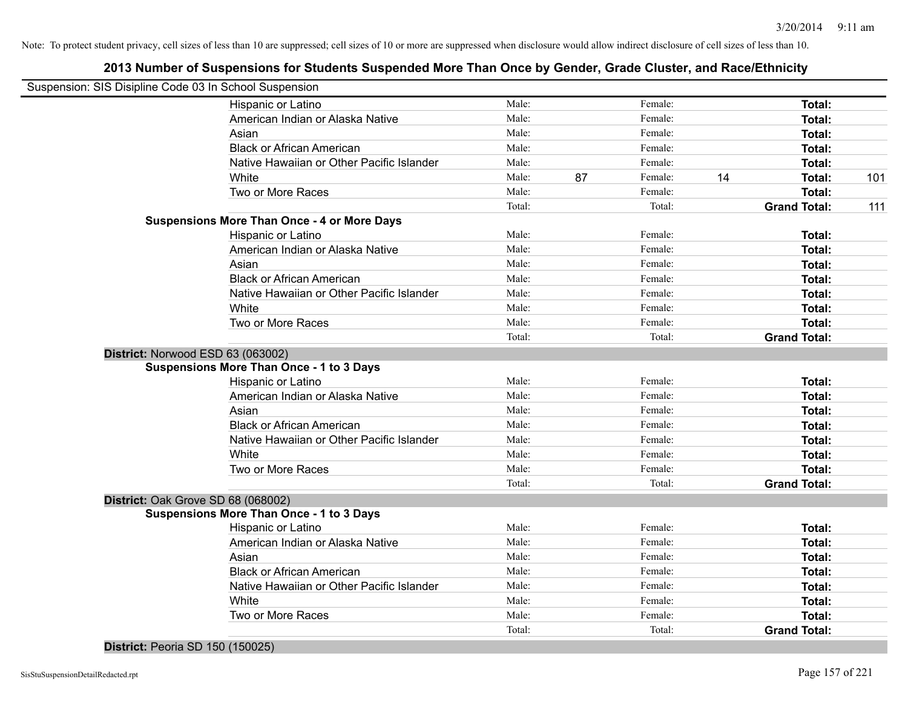Note: To protect student privacy, cell sizes of less than 10 are suppressed; cell sizes of 10 or more are suppressed when disclosure would allow indirect disclosure of cell sizes of less than 10.

## 2013 Number of Suspensions for Students Suspended More Than Once by Gender, Grade Cluster, and Race/Ethnicity

Suspension: SIS Disipline Code 03 In School Suspension

| | | | | | | |
|---|---|---|---|---|---|---|
| Hispanic or Latino | Male: | | Female: | | **Total:** | |
| American Indian or Alaska Native | Male: | | Female: | | **Total:** | |
| Asian | Male: | | Female: | | **Total:** | |
| Black or African American | Male: | | Female: | | **Total:** | |
| Native Hawaiian or Other Pacific Islander | Male: | | Female: | | **Total:** | |
| White | Male: | 87 | Female: | 14 | **Total:** | 101 |
| Two or More Races | Male: | | Female: | | **Total:** | |
| | Total: | | Total: | | **Grand Total:** | 111 |

**Suspensions More Than Once - 4 or More Days**

| | | | | | | |
|---|---|---|---|---|---|---|
| Hispanic or Latino | Male: | | Female: | | **Total:** | |
| American Indian or Alaska Native | Male: | | Female: | | **Total:** | |
| Asian | Male: | | Female: | | **Total:** | |
| Black or African American | Male: | | Female: | | **Total:** | |
| Native Hawaiian or Other Pacific Islander | Male: | | Female: | | **Total:** | |
| White | Male: | | Female: | | **Total:** | |
| Two or More Races | Male: | | Female: | | **Total:** | |
| | Total: | | Total: | | **Grand Total:** | |

**District:** Norwood ESD 63 (063002)

**Suspensions More Than Once - 1 to 3 Days**

| | | | | | | |
|---|---|---|---|---|---|---|
| Hispanic or Latino | Male: | | Female: | | **Total:** | |
| American Indian or Alaska Native | Male: | | Female: | | **Total:** | |
| Asian | Male: | | Female: | | **Total:** | |
| Black or African American | Male: | | Female: | | **Total:** | |
| Native Hawaiian or Other Pacific Islander | Male: | | Female: | | **Total:** | |
| White | Male: | | Female: | | **Total:** | |
| Two or More Races | Male: | | Female: | | **Total:** | |
| | Total: | | Total: | | **Grand Total:** | |

**District:** Oak Grove SD 68 (068002)

**Suspensions More Than Once - 1 to 3 Days**

| | | | | | | |
|---|---|---|---|---|---|---|
| Hispanic or Latino | Male: | | Female: | | **Total:** | |
| American Indian or Alaska Native | Male: | | Female: | | **Total:** | |
| Asian | Male: | | Female: | | **Total:** | |
| Black or African American | Male: | | Female: | | **Total:** | |
| Native Hawaiian or Other Pacific Islander | Male: | | Female: | | **Total:** | |
| White | Male: | | Female: | | **Total:** | |
| Two or More Races | Male: | | Female: | | **Total:** | |
| | Total: | | Total: | | **Grand Total:** | |

**District:** Peoria SD 150 (150025)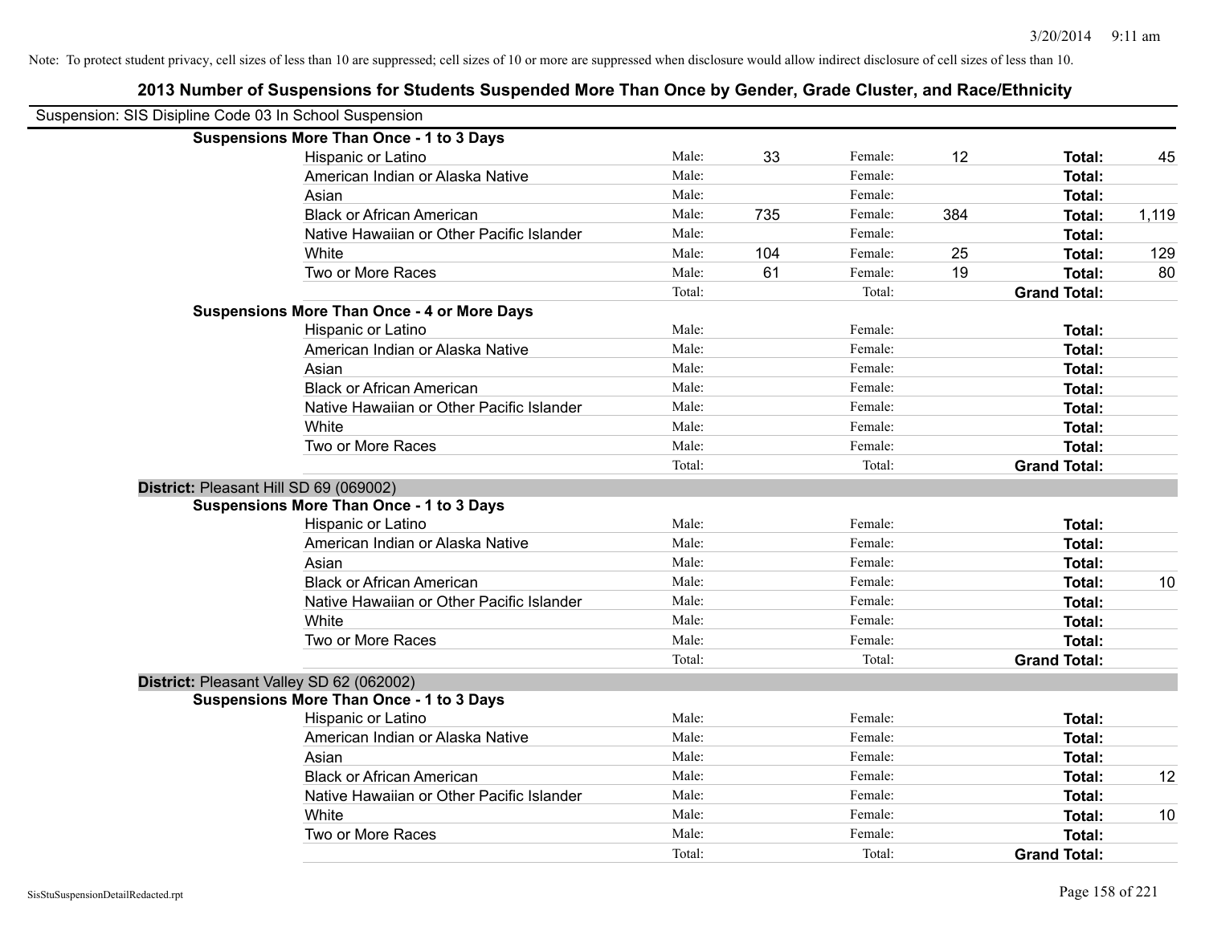Note: To protect student privacy, cell sizes of less than 10 are suppressed; cell sizes of 10 or more are suppressed when disclosure would allow indirect disclosure of cell sizes of less than 10.

## 2013 Number of Suspensions for Students Suspended More Than Once by Gender, Grade Cluster, and Race/Ethnicity

Suspension: SIS Disipline Code 03 In School Suspension

**Suspensions More Than Once - 1 to 3 Days**

| Race/Ethnicity | | Male | | Female | | Total |
|---|---|---|---|---|---|---|
| Hispanic or Latino | Male: | 33 | Female: | 12 | **Total:** | 45 |
| American Indian or Alaska Native | Male: | | Female: | | **Total:** | |
| Asian | Male: | | Female: | | **Total:** | |
| Black or African American | Male: | 735 | Female: | 384 | **Total:** | 1,119 |
| Native Hawaiian or Other Pacific Islander | Male: | | Female: | | **Total:** | |
| White | Male: | 104 | Female: | 25 | **Total:** | 129 |
| Two or More Races | Male: | 61 | Female: | 19 | **Total:** | 80 |
| | Total: | | Total: | | **Grand Total:** | |

**Suspensions More Than Once - 4 or More Days**

| Race/Ethnicity | | Male | | Female | | Total |
|---|---|---|---|---|---|---|
| Hispanic or Latino | Male: | | Female: | | **Total:** | |
| American Indian or Alaska Native | Male: | | Female: | | **Total:** | |
| Asian | Male: | | Female: | | **Total:** | |
| Black or African American | Male: | | Female: | | **Total:** | |
| Native Hawaiian or Other Pacific Islander | Male: | | Female: | | **Total:** | |
| White | Male: | | Female: | | **Total:** | |
| Two or More Races | Male: | | Female: | | **Total:** | |
| | Total: | | Total: | | **Grand Total:** | |

**District:** Pleasant Hill SD 69 (069002)

**Suspensions More Than Once - 1 to 3 Days**

| Race/Ethnicity | | Male | | Female | | Total |
|---|---|---|---|---|---|---|
| Hispanic or Latino | Male: | | Female: | | **Total:** | |
| American Indian or Alaska Native | Male: | | Female: | | **Total:** | |
| Asian | Male: | | Female: | | **Total:** | |
| Black or African American | Male: | | Female: | | **Total:** | 10 |
| Native Hawaiian or Other Pacific Islander | Male: | | Female: | | **Total:** | |
| White | Male: | | Female: | | **Total:** | |
| Two or More Races | Male: | | Female: | | **Total:** | |
| | Total: | | Total: | | **Grand Total:** | |

**District:** Pleasant Valley SD 62 (062002)

**Suspensions More Than Once - 1 to 3 Days**

| Race/Ethnicity | | Male | | Female | | Total |
|---|---|---|---|---|---|---|
| Hispanic or Latino | Male: | | Female: | | **Total:** | |
| American Indian or Alaska Native | Male: | | Female: | | **Total:** | |
| Asian | Male: | | Female: | | **Total:** | |
| Black or African American | Male: | | Female: | | **Total:** | 12 |
| Native Hawaiian or Other Pacific Islander | Male: | | Female: | | **Total:** | |
| White | Male: | | Female: | | **Total:** | 10 |
| Two or More Races | Male: | | Female: | | **Total:** | |
| | Total: | | Total: | | **Grand Total:** | |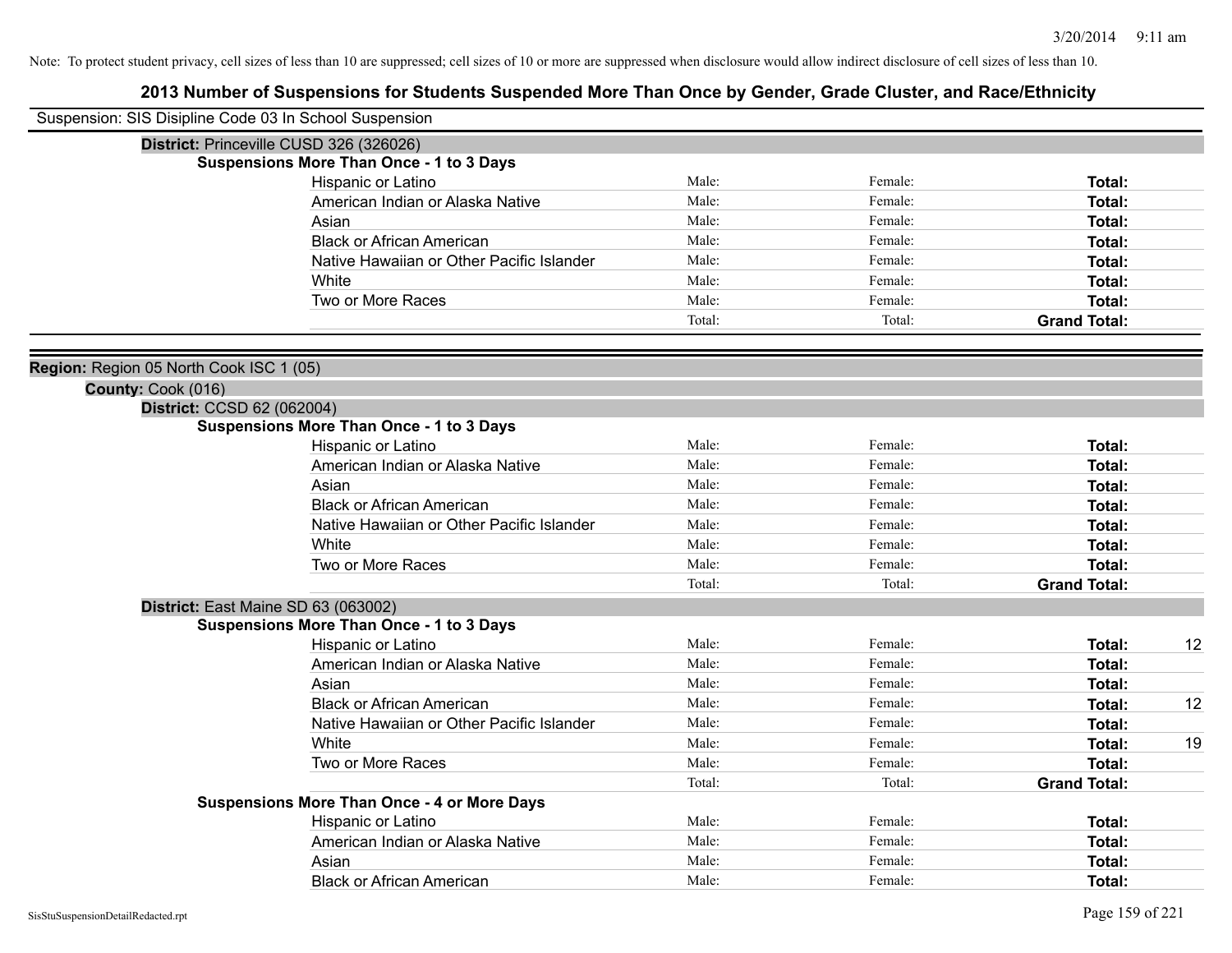Note: To protect student privacy, cell sizes of less than 10 are suppressed; cell sizes of 10 or more are suppressed when disclosure would allow indirect disclosure of cell sizes of less than 10.

# 2013 Number of Suspensions for Students Suspended More Than Once by Gender, Grade Cluster, and Race/Ethnicity

Suspension: SIS Disipline Code 03 In School Suspension

**District:** Princeville CUSD 326 (326026)

**Suspensions More Than Once - 1 to 3 Days**

| | | | | |
|---|---|---|---|---|
| Hispanic or Latino | Male: | Female: | **Total:** | |
| American Indian or Alaska Native | Male: | Female: | **Total:** | |
| Asian | Male: | Female: | **Total:** | |
| Black or African American | Male: | Female: | **Total:** | |
| Native Hawaiian or Other Pacific Islander | Male: | Female: | **Total:** | |
| White | Male: | Female: | **Total:** | |
| Two or More Races | Male: | Female: | **Total:** | |
| | Total: | Total: | **Grand Total:** | |

**Region:** Region 05 North Cook ISC 1 (05)

**County:** Cook (016)

**District:** CCSD 62 (062004)

**Suspensions More Than Once - 1 to 3 Days**

| | | | | |
|---|---|---|---|---|
| Hispanic or Latino | Male: | Female: | **Total:** | |
| American Indian or Alaska Native | Male: | Female: | **Total:** | |
| Asian | Male: | Female: | **Total:** | |
| Black or African American | Male: | Female: | **Total:** | |
| Native Hawaiian or Other Pacific Islander | Male: | Female: | **Total:** | |
| White | Male: | Female: | **Total:** | |
| Two or More Races | Male: | Female: | **Total:** | |
| | Total: | Total: | **Grand Total:** | |

**District:** East Maine SD 63 (063002)

**Suspensions More Than Once - 1 to 3 Days**

| | | | | |
|---|---|---|---|---|
| Hispanic or Latino | Male: | Female: | **Total:** | 12 |
| American Indian or Alaska Native | Male: | Female: | **Total:** | |
| Asian | Male: | Female: | **Total:** | |
| Black or African American | Male: | Female: | **Total:** | 12 |
| Native Hawaiian or Other Pacific Islander | Male: | Female: | **Total:** | |
| White | Male: | Female: | **Total:** | 19 |
| Two or More Races | Male: | Female: | **Total:** | |
| | Total: | Total: | **Grand Total:** | |

**Suspensions More Than Once - 4 or More Days**

| | | | | |
|---|---|---|---|---|
| Hispanic or Latino | Male: | Female: | **Total:** | |
| American Indian or Alaska Native | Male: | Female: | **Total:** | |
| Asian | Male: | Female: | **Total:** | |
| Black or African American | Male: | Female: | **Total:** | |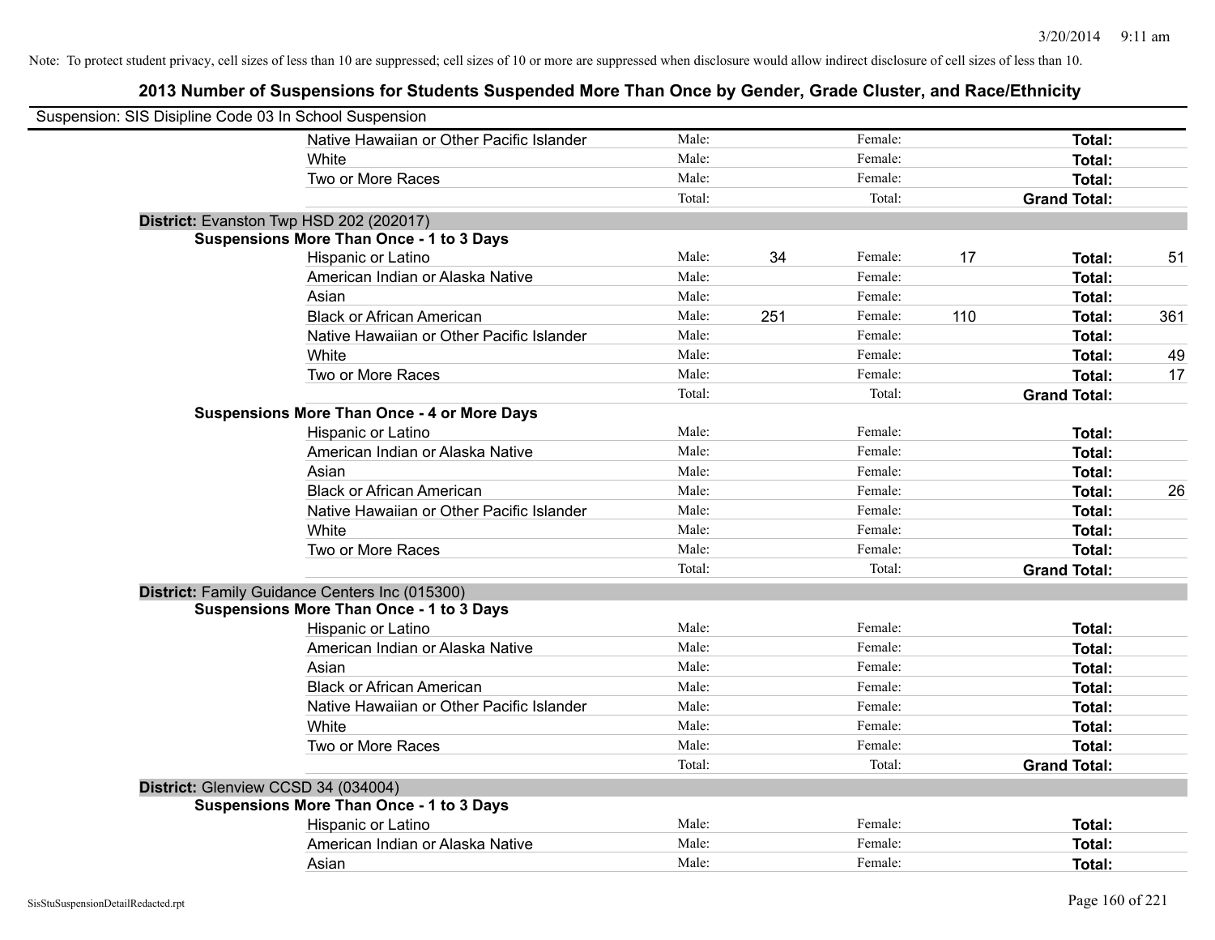Note: To protect student privacy, cell sizes of less than 10 are suppressed; cell sizes of 10 or more are suppressed when disclosure would allow indirect disclosure of cell sizes of less than 10.

## 2013 Number of Suspensions for Students Suspended More Than Once by Gender, Grade Cluster, and Race/Ethnicity

Suspension: SIS Disipline Code 03 In School Suspension

| | | | | | | |
|---|---|---|---|---|---|---|
| Native Hawaiian or Other Pacific Islander | Male: | | Female: | | **Total:** | |
| White | Male: | | Female: | | **Total:** | |
| Two or More Races | Male: | | Female: | | **Total:** | |
| | Total: | | Total: | | **Grand Total:** | |

**District:** Evanston Twp HSD 202 (202017)

**Suspensions More Than Once - 1 to 3 Days**

| | | | | | | |
|---|---|---|---|---|---|---|
| Hispanic or Latino | Male: | 34 | Female: | 17 | **Total:** | 51 |
| American Indian or Alaska Native | Male: | | Female: | | **Total:** | |
| Asian | Male: | | Female: | | **Total:** | |
| Black or African American | Male: | 251 | Female: | 110 | **Total:** | 361 |
| Native Hawaiian or Other Pacific Islander | Male: | | Female: | | **Total:** | |
| White | Male: | | Female: | | **Total:** | 49 |
| Two or More Races | Male: | | Female: | | **Total:** | 17 |
| | Total: | | Total: | | **Grand Total:** | |

**Suspensions More Than Once - 4 or More Days**

| | | | | | | |
|---|---|---|---|---|---|---|
| Hispanic or Latino | Male: | | Female: | | **Total:** | |
| American Indian or Alaska Native | Male: | | Female: | | **Total:** | |
| Asian | Male: | | Female: | | **Total:** | |
| Black or African American | Male: | | Female: | | **Total:** | 26 |
| Native Hawaiian or Other Pacific Islander | Male: | | Female: | | **Total:** | |
| White | Male: | | Female: | | **Total:** | |
| Two or More Races | Male: | | Female: | | **Total:** | |
| | Total: | | Total: | | **Grand Total:** | |

**District:** Family Guidance Centers Inc (015300)

**Suspensions More Than Once - 1 to 3 Days**

| | | | | | | |
|---|---|---|---|---|---|---|
| Hispanic or Latino | Male: | | Female: | | **Total:** | |
| American Indian or Alaska Native | Male: | | Female: | | **Total:** | |
| Asian | Male: | | Female: | | **Total:** | |
| Black or African American | Male: | | Female: | | **Total:** | |
| Native Hawaiian or Other Pacific Islander | Male: | | Female: | | **Total:** | |
| White | Male: | | Female: | | **Total:** | |
| Two or More Races | Male: | | Female: | | **Total:** | |
| | Total: | | Total: | | **Grand Total:** | |

**District:** Glenview CCSD 34 (034004)

**Suspensions More Than Once - 1 to 3 Days**

| | | | | | | |
|---|---|---|---|---|---|---|
| Hispanic or Latino | Male: | | Female: | | **Total:** | |
| American Indian or Alaska Native | Male: | | Female: | | **Total:** | |
| Asian | Male: | | Female: | | **Total:** | |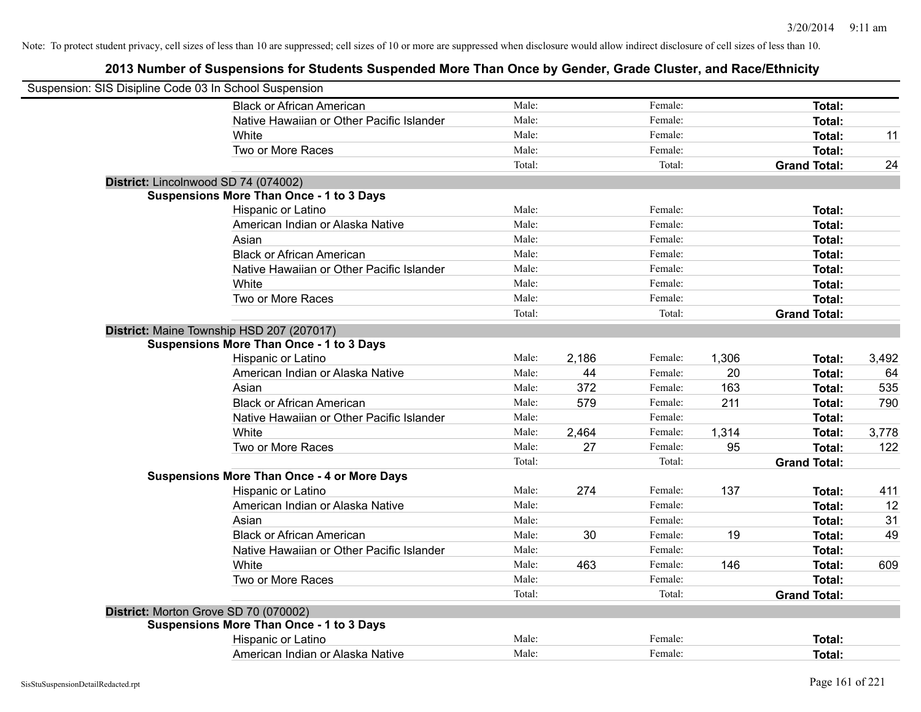Note: To protect student privacy, cell sizes of less than 10 are suppressed; cell sizes of 10 or more are suppressed when disclosure would allow indirect disclosure of cell sizes of less than 10.

## 2013 Number of Suspensions for Students Suspended More Than Once by Gender, Grade Cluster, and Race/Ethnicity

Suspension: SIS Disipline Code 03 In School Suspension

| | | | | | | | |
|---|---|---|---|---|---|---|---|
| Black or African American | Male: | | Female: | | **Total:** | |
| Native Hawaiian or Other Pacific Islander | Male: | | Female: | | **Total:** | |
| White | Male: | | Female: | | **Total:** | 11 |
| Two or More Races | Male: | | Female: | | **Total:** | |
| | Total: | | Total: | | **Grand Total:** | 24 |

**District:** Lincolnwood SD 74 (074002)

**Suspensions More Than Once - 1 to 3 Days**

| | | | | | | |
|---|---|---|---|---|---|---|
| Hispanic or Latino | Male: | | Female: | | **Total:** | |
| American Indian or Alaska Native | Male: | | Female: | | **Total:** | |
| Asian | Male: | | Female: | | **Total:** | |
| Black or African American | Male: | | Female: | | **Total:** | |
| Native Hawaiian or Other Pacific Islander | Male: | | Female: | | **Total:** | |
| White | Male: | | Female: | | **Total:** | |
| Two or More Races | Male: | | Female: | | **Total:** | |
| | Total: | | Total: | | **Grand Total:** | |

**District:** Maine Township HSD 207 (207017)

**Suspensions More Than Once - 1 to 3 Days**

| | | | | | | |
|---|---|---|---|---|---|---|
| Hispanic or Latino | Male: | 2,186 | Female: | 1,306 | **Total:** | 3,492 |
| American Indian or Alaska Native | Male: | 44 | Female: | 20 | **Total:** | 64 |
| Asian | Male: | 372 | Female: | 163 | **Total:** | 535 |
| Black or African American | Male: | 579 | Female: | 211 | **Total:** | 790 |
| Native Hawaiian or Other Pacific Islander | Male: | | Female: | | **Total:** | |
| White | Male: | 2,464 | Female: | 1,314 | **Total:** | 3,778 |
| Two or More Races | Male: | 27 | Female: | 95 | **Total:** | 122 |
| | Total: | | Total: | | **Grand Total:** | |

**Suspensions More Than Once - 4 or More Days**

| | | | | | | |
|---|---|---|---|---|---|---|
| Hispanic or Latino | Male: | 274 | Female: | 137 | **Total:** | 411 |
| American Indian or Alaska Native | Male: | | Female: | | **Total:** | 12 |
| Asian | Male: | | Female: | | **Total:** | 31 |
| Black or African American | Male: | 30 | Female: | 19 | **Total:** | 49 |
| Native Hawaiian or Other Pacific Islander | Male: | | Female: | | **Total:** | |
| White | Male: | 463 | Female: | 146 | **Total:** | 609 |
| Two or More Races | Male: | | Female: | | **Total:** | |
| | Total: | | Total: | | **Grand Total:** | |

**District:** Morton Grove SD 70 (070002)

**Suspensions More Than Once - 1 to 3 Days**

| | | | | | | |
|---|---|---|---|---|---|---|
| Hispanic or Latino | Male: | | Female: | | **Total:** | |
| American Indian or Alaska Native | Male: | | Female: | | **Total:** | |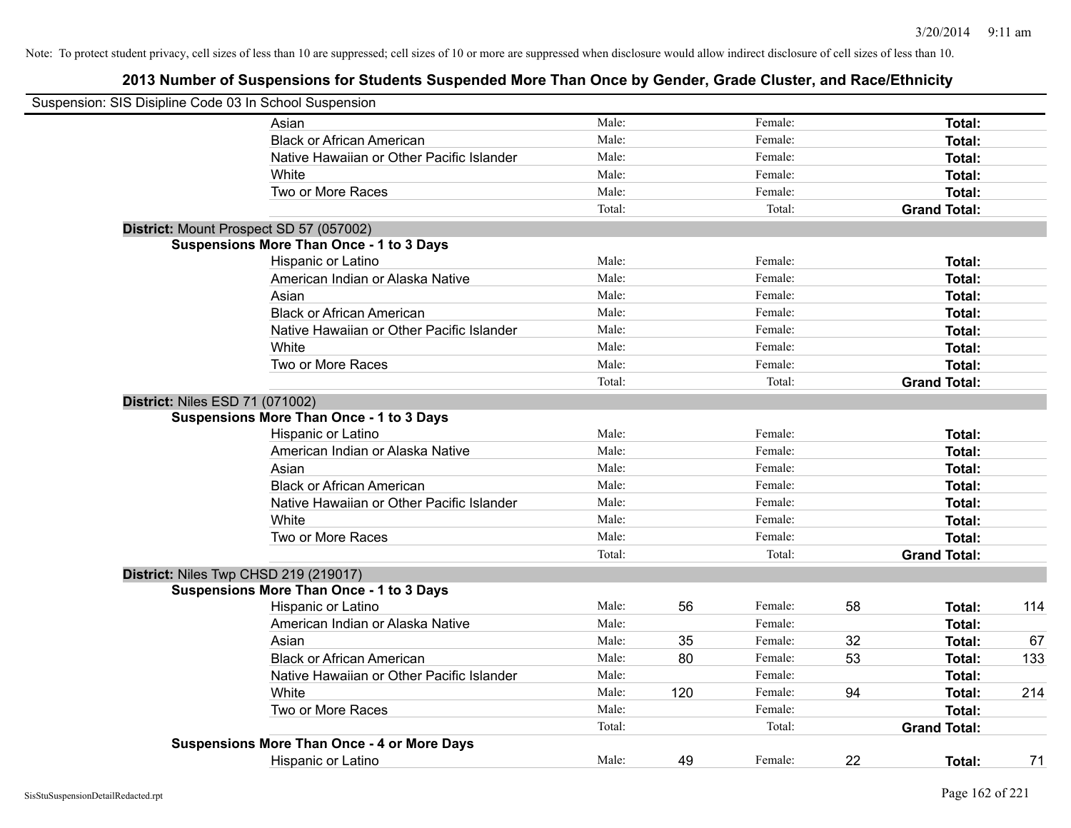Note: To protect student privacy, cell sizes of less than 10 are suppressed; cell sizes of 10 or more are suppressed when disclosure would allow indirect disclosure of cell sizes of less than 10.

## 2013 Number of Suspensions for Students Suspended More Than Once by Gender, Grade Cluster, and Race/Ethnicity

Suspension: SIS Disipline Code 03 In School Suspension

| | | | | | | |
|---|---|---|---|---|---|---|
| Asian | Male: | | Female: | | **Total:** | |
| Black or African American | Male: | | Female: | | **Total:** | |
| Native Hawaiian or Other Pacific Islander | Male: | | Female: | | **Total:** | |
| White | Male: | | Female: | | **Total:** | |
| Two or More Races | Male: | | Female: | | **Total:** | |
| | Total: | | Total: | | **Grand Total:** | |

**District:** Mount Prospect SD 57 (057002)

**Suspensions More Than Once - 1 to 3 Days**

| | | | | | | |
|---|---|---|---|---|---|---|
| Hispanic or Latino | Male: | | Female: | | **Total:** | |
| American Indian or Alaska Native | Male: | | Female: | | **Total:** | |
| Asian | Male: | | Female: | | **Total:** | |
| Black or African American | Male: | | Female: | | **Total:** | |
| Native Hawaiian or Other Pacific Islander | Male: | | Female: | | **Total:** | |
| White | Male: | | Female: | | **Total:** | |
| Two or More Races | Male: | | Female: | | **Total:** | |
| | Total: | | Total: | | **Grand Total:** | |

**District:** Niles ESD 71 (071002)

**Suspensions More Than Once - 1 to 3 Days**

| | | | | | | |
|---|---|---|---|---|---|---|
| Hispanic or Latino | Male: | | Female: | | **Total:** | |
| American Indian or Alaska Native | Male: | | Female: | | **Total:** | |
| Asian | Male: | | Female: | | **Total:** | |
| Black or African American | Male: | | Female: | | **Total:** | |
| Native Hawaiian or Other Pacific Islander | Male: | | Female: | | **Total:** | |
| White | Male: | | Female: | | **Total:** | |
| Two or More Races | Male: | | Female: | | **Total:** | |
| | Total: | | Total: | | **Grand Total:** | |

**District:** Niles Twp CHSD 219 (219017)

**Suspensions More Than Once - 1 to 3 Days**

| | | | | | | |
|---|---|---|---|---|---|---|
| Hispanic or Latino | Male: | 56 | Female: | 58 | **Total:** | 114 |
| American Indian or Alaska Native | Male: | | Female: | | **Total:** | |
| Asian | Male: | 35 | Female: | 32 | **Total:** | 67 |
| Black or African American | Male: | 80 | Female: | 53 | **Total:** | 133 |
| Native Hawaiian or Other Pacific Islander | Male: | | Female: | | **Total:** | |
| White | Male: | 120 | Female: | 94 | **Total:** | 214 |
| Two or More Races | Male: | | Female: | | **Total:** | |
| | Total: | | Total: | | **Grand Total:** | |

**Suspensions More Than Once - 4 or More Days**

| | | | | | | |
|---|---|---|---|---|---|---|
| Hispanic or Latino | Male: | 49 | Female: | 22 | **Total:** | 71 |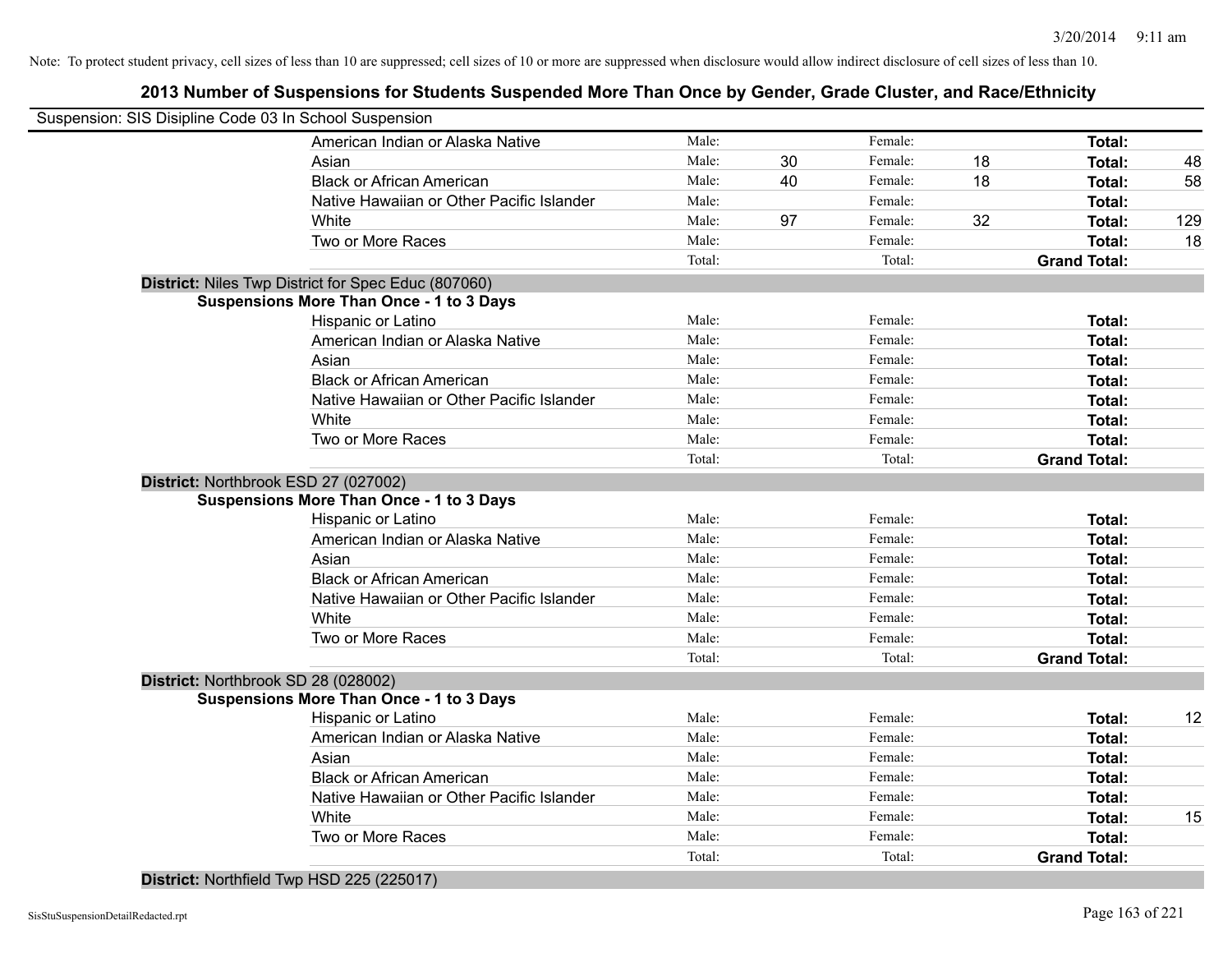Note: To protect student privacy, cell sizes of less than 10 are suppressed; cell sizes of 10 or more are suppressed when disclosure would allow indirect disclosure of cell sizes of less than 10.

## 2013 Number of Suspensions for Students Suspended More Than Once by Gender, Grade Cluster, and Race/Ethnicity

Suspension: SIS Disipline Code 03 In School Suspension

| Race/Ethnicity | Male: | | Female: | | Total: | |
|---|---|---|---|---|---|---|
| American Indian or Alaska Native | Male: | | Female: | | **Total:** | |
| Asian | Male: | 30 | Female: | 18 | **Total:** | 48 |
| Black or African American | Male: | 40 | Female: | 18 | **Total:** | 58 |
| Native Hawaiian or Other Pacific Islander | Male: | | Female: | | **Total:** | |
| White | Male: | 97 | Female: | 32 | **Total:** | 129 |
| Two or More Races | Male: | | Female: | | **Total:** | 18 |
| | Total: | | Total: | | **Grand Total:** | |

**District:** Niles Twp District for Spec Educ (807060)

**Suspensions More Than Once - 1 to 3 Days**

| Race/Ethnicity | Male: | | Female: | | Total: | |
|---|---|---|---|---|---|---|
| Hispanic or Latino | Male: | | Female: | | **Total:** | |
| American Indian or Alaska Native | Male: | | Female: | | **Total:** | |
| Asian | Male: | | Female: | | **Total:** | |
| Black or African American | Male: | | Female: | | **Total:** | |
| Native Hawaiian or Other Pacific Islander | Male: | | Female: | | **Total:** | |
| White | Male: | | Female: | | **Total:** | |
| Two or More Races | Male: | | Female: | | **Total:** | |
| | Total: | | Total: | | **Grand Total:** | |

**District:** Northbrook ESD 27 (027002)

**Suspensions More Than Once - 1 to 3 Days**

| Race/Ethnicity | Male: | | Female: | | Total: | |
|---|---|---|---|---|---|---|
| Hispanic or Latino | Male: | | Female: | | **Total:** | |
| American Indian or Alaska Native | Male: | | Female: | | **Total:** | |
| Asian | Male: | | Female: | | **Total:** | |
| Black or African American | Male: | | Female: | | **Total:** | |
| Native Hawaiian or Other Pacific Islander | Male: | | Female: | | **Total:** | |
| White | Male: | | Female: | | **Total:** | |
| Two or More Races | Male: | | Female: | | **Total:** | |
| | Total: | | Total: | | **Grand Total:** | |

**District:** Northbrook SD 28 (028002)

**Suspensions More Than Once - 1 to 3 Days**

| Race/Ethnicity | Male: | | Female: | | Total: | |
|---|---|---|---|---|---|---|
| Hispanic or Latino | Male: | | Female: | | **Total:** | 12 |
| American Indian or Alaska Native | Male: | | Female: | | **Total:** | |
| Asian | Male: | | Female: | | **Total:** | |
| Black or African American | Male: | | Female: | | **Total:** | |
| Native Hawaiian or Other Pacific Islander | Male: | | Female: | | **Total:** | |
| White | Male: | | Female: | | **Total:** | 15 |
| Two or More Races | Male: | | Female: | | **Total:** | |
| | Total: | | Total: | | **Grand Total:** | |

**District:** Northfield Twp HSD 225 (225017)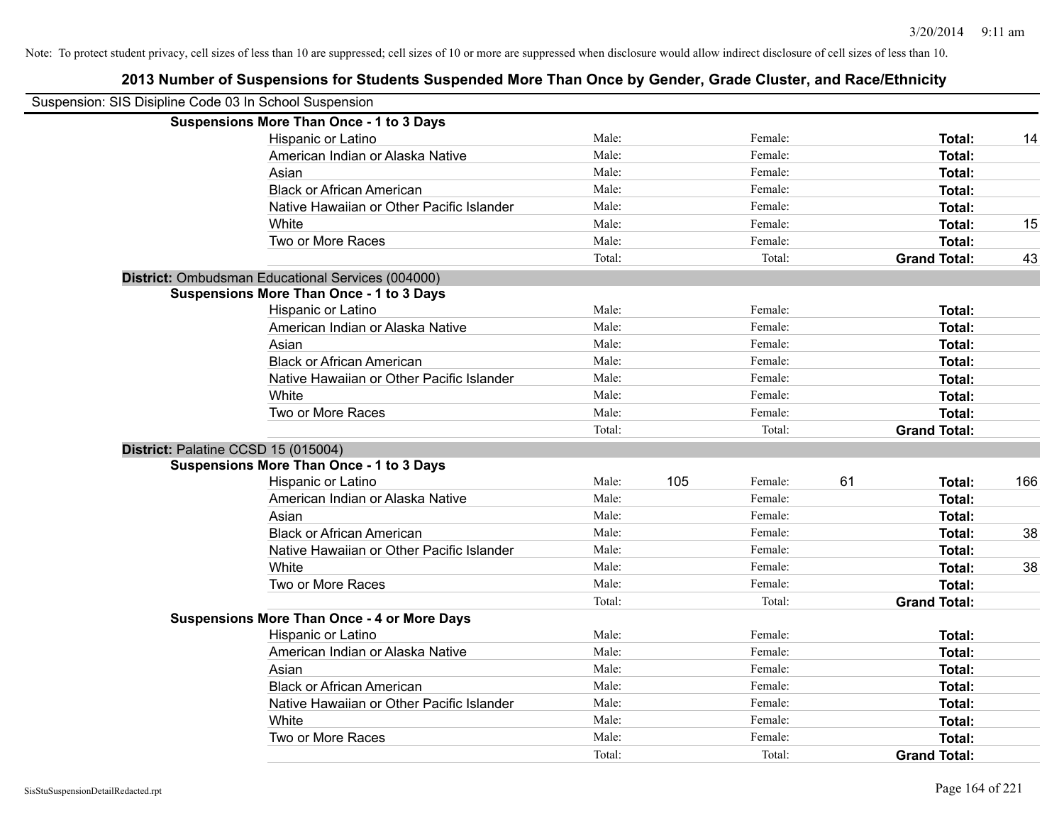Note: To protect student privacy, cell sizes of less than 10 are suppressed; cell sizes of 10 or more are suppressed when disclosure would allow indirect disclosure of cell sizes of less than 10.

# 2013 Number of Suspensions for Students Suspended More Than Once by Gender, Grade Cluster, and Race/Ethnicity

Suspension: SIS Disipline Code 03 In School Suspension

**Suspensions More Than Once - 1 to 3 Days**

| | | | | | | |
|---|---|---|---|---|---|---|
| Hispanic or Latino | Male: | | Female: | | **Total:** | 14 |
| American Indian or Alaska Native | Male: | | Female: | | **Total:** | |
| Asian | Male: | | Female: | | **Total:** | |
| Black or African American | Male: | | Female: | | **Total:** | |
| Native Hawaiian or Other Pacific Islander | Male: | | Female: | | **Total:** | |
| White | Male: | | Female: | | **Total:** | 15 |
| Two or More Races | Male: | | Female: | | **Total:** | |
| | Total: | | Total: | | **Grand Total:** | 43 |

**District:** Ombudsman Educational Services (004000)

**Suspensions More Than Once - 1 to 3 Days**

| | | | | | | |
|---|---|---|---|---|---|---|
| Hispanic or Latino | Male: | | Female: | | **Total:** | |
| American Indian or Alaska Native | Male: | | Female: | | **Total:** | |
| Asian | Male: | | Female: | | **Total:** | |
| Black or African American | Male: | | Female: | | **Total:** | |
| Native Hawaiian or Other Pacific Islander | Male: | | Female: | | **Total:** | |
| White | Male: | | Female: | | **Total:** | |
| Two or More Races | Male: | | Female: | | **Total:** | |
| | Total: | | Total: | | **Grand Total:** | |

**District:** Palatine CCSD 15 (015004)

**Suspensions More Than Once - 1 to 3 Days**

| | | | | | | |
|---|---|---|---|---|---|---|
| Hispanic or Latino | Male: | 105 | Female: | 61 | **Total:** | 166 |
| American Indian or Alaska Native | Male: | | Female: | | **Total:** | |
| Asian | Male: | | Female: | | **Total:** | |
| Black or African American | Male: | | Female: | | **Total:** | 38 |
| Native Hawaiian or Other Pacific Islander | Male: | | Female: | | **Total:** | |
| White | Male: | | Female: | | **Total:** | 38 |
| Two or More Races | Male: | | Female: | | **Total:** | |
| | Total: | | Total: | | **Grand Total:** | |

**Suspensions More Than Once - 4 or More Days**

| | | | | | | |
|---|---|---|---|---|---|---|
| Hispanic or Latino | Male: | | Female: | | **Total:** | |
| American Indian or Alaska Native | Male: | | Female: | | **Total:** | |
| Asian | Male: | | Female: | | **Total:** | |
| Black or African American | Male: | | Female: | | **Total:** | |
| Native Hawaiian or Other Pacific Islander | Male: | | Female: | | **Total:** | |
| White | Male: | | Female: | | **Total:** | |
| Two or More Races | Male: | | Female: | | **Total:** | |
| | Total: | | Total: | | **Grand Total:** | |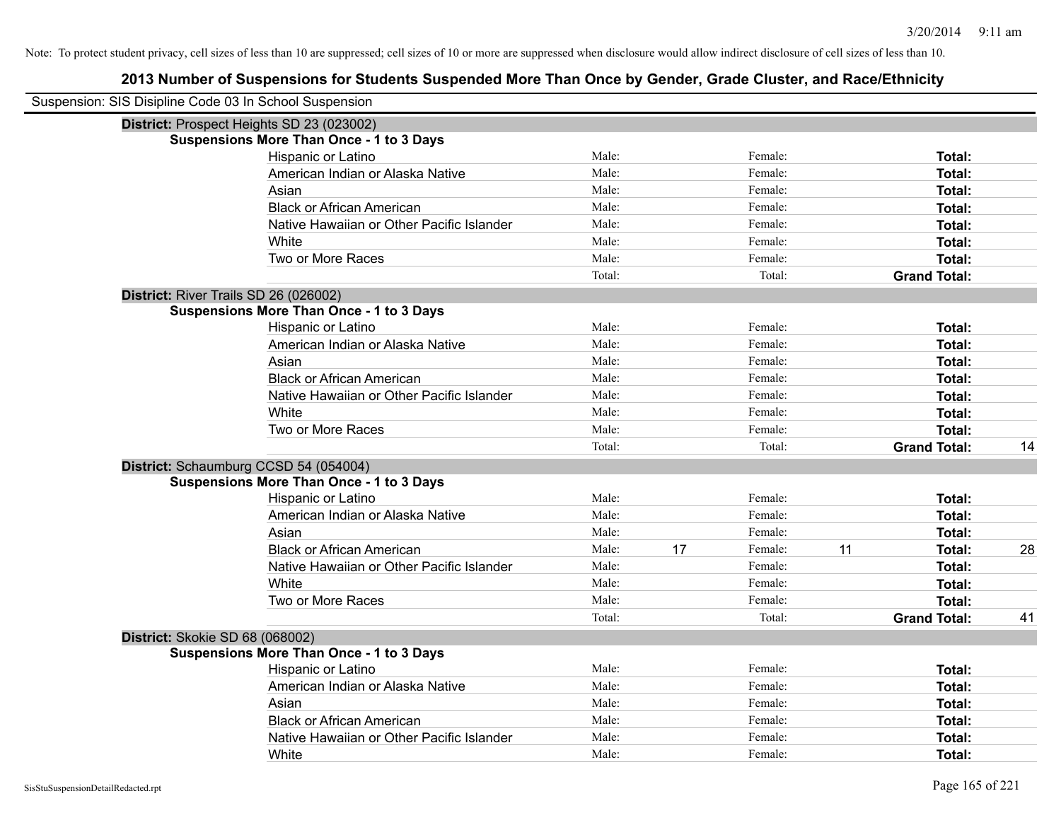Note: To protect student privacy, cell sizes of less than 10 are suppressed; cell sizes of 10 or more are suppressed when disclosure would allow indirect disclosure of cell sizes of less than 10.

## 2013 Number of Suspensions for Students Suspended More Than Once by Gender, Grade Cluster, and Race/Ethnicity

Suspension: SIS Disipline Code 03 In School Suspension

**District:** Prospect Heights SD 23 (023002)

**Suspensions More Than Once - 1 to 3 Days**

| Race/Ethnicity | Male: | | Female: | | Total: | |
|---|---|---|---|---|---|---|
| Hispanic or Latino | Male: | | Female: | | **Total:** | |
| American Indian or Alaska Native | Male: | | Female: | | **Total:** | |
| Asian | Male: | | Female: | | **Total:** | |
| Black or African American | Male: | | Female: | | **Total:** | |
| Native Hawaiian or Other Pacific Islander | Male: | | Female: | | **Total:** | |
| White | Male: | | Female: | | **Total:** | |
| Two or More Races | Male: | | Female: | | **Total:** | |
| | Total: | | Total: | | **Grand Total:** | |

**District:** River Trails SD 26 (026002)

**Suspensions More Than Once - 1 to 3 Days**

| Race/Ethnicity | Male: | | Female: | | Total: | |
|---|---|---|---|---|---|---|
| Hispanic or Latino | Male: | | Female: | | **Total:** | |
| American Indian or Alaska Native | Male: | | Female: | | **Total:** | |
| Asian | Male: | | Female: | | **Total:** | |
| Black or African American | Male: | | Female: | | **Total:** | |
| Native Hawaiian or Other Pacific Islander | Male: | | Female: | | **Total:** | |
| White | Male: | | Female: | | **Total:** | |
| Two or More Races | Male: | | Female: | | **Total:** | |
| | Total: | | Total: | | **Grand Total:** | 14 |

**District:** Schaumburg CCSD 54 (054004)

**Suspensions More Than Once - 1 to 3 Days**

| Race/Ethnicity | Male: | | Female: | | Total: | |
|---|---|---|---|---|---|---|
| Hispanic or Latino | Male: | | Female: | | **Total:** | |
| American Indian or Alaska Native | Male: | | Female: | | **Total:** | |
| Asian | Male: | | Female: | | **Total:** | |
| Black or African American | Male: | 17 | Female: | 11 | **Total:** | 28 |
| Native Hawaiian or Other Pacific Islander | Male: | | Female: | | **Total:** | |
| White | Male: | | Female: | | **Total:** | |
| Two or More Races | Male: | | Female: | | **Total:** | |
| | Total: | | Total: | | **Grand Total:** | 41 |

**District:** Skokie SD 68 (068002)

**Suspensions More Than Once - 1 to 3 Days**

| Race/Ethnicity | Male: | | Female: | | Total: | |
|---|---|---|---|---|---|---|
| Hispanic or Latino | Male: | | Female: | | **Total:** | |
| American Indian or Alaska Native | Male: | | Female: | | **Total:** | |
| Asian | Male: | | Female: | | **Total:** | |
| Black or African American | Male: | | Female: | | **Total:** | |
| Native Hawaiian or Other Pacific Islander | Male: | | Female: | | **Total:** | |
| White | Male: | | Female: | | **Total:** | |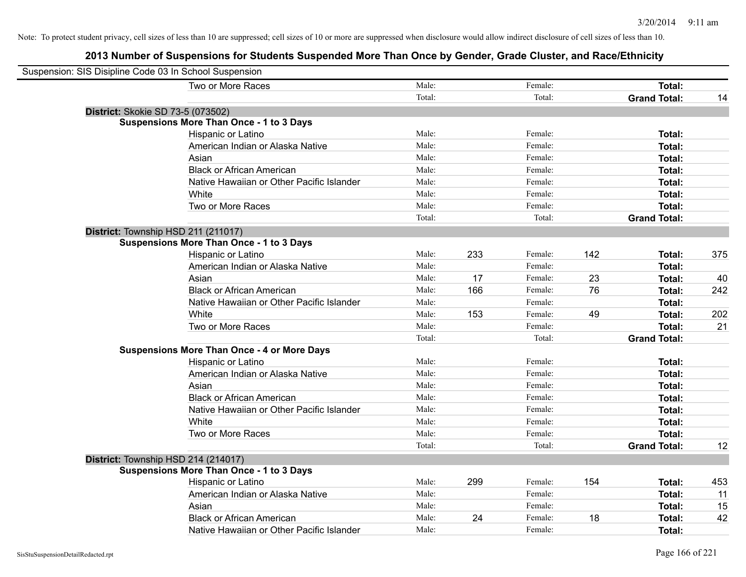Note: To protect student privacy, cell sizes of less than 10 are suppressed; cell sizes of 10 or more are suppressed when disclosure would allow indirect disclosure of cell sizes of less than 10.

## 2013 Number of Suspensions for Students Suspended More Than Once by Gender, Grade Cluster, and Race/Ethnicity

Suspension: SIS Disipline Code 03 In School Suspension

| | | | | | | | |
|---|---|---|---|---|---|---|---|
| Two or More Races | Male: | | Female: | | **Total:** | |
| | Total: | | Total: | | **Grand Total:** | 14 |

**District:** Skokie SD 73-5 (073502)

**Suspensions More Than Once - 1 to 3 Days**

| | | | | | | |
|---|---|---|---|---|---|---|
| Hispanic or Latino | Male: | | Female: | | **Total:** | |
| American Indian or Alaska Native | Male: | | Female: | | **Total:** | |
| Asian | Male: | | Female: | | **Total:** | |
| Black or African American | Male: | | Female: | | **Total:** | |
| Native Hawaiian or Other Pacific Islander | Male: | | Female: | | **Total:** | |
| White | Male: | | Female: | | **Total:** | |
| Two or More Races | Male: | | Female: | | **Total:** | |
| | Total: | | Total: | | **Grand Total:** | |

**District:** Township HSD 211 (211017)

**Suspensions More Than Once - 1 to 3 Days**

| | | | | | | |
|---|---|---|---|---|---|---|
| Hispanic or Latino | Male: | 233 | Female: | 142 | **Total:** | 375 |
| American Indian or Alaska Native | Male: | | Female: | | **Total:** | |
| Asian | Male: | 17 | Female: | 23 | **Total:** | 40 |
| Black or African American | Male: | 166 | Female: | 76 | **Total:** | 242 |
| Native Hawaiian or Other Pacific Islander | Male: | | Female: | | **Total:** | |
| White | Male: | 153 | Female: | 49 | **Total:** | 202 |
| Two or More Races | Male: | | Female: | | **Total:** | 21 |
| | Total: | | Total: | | **Grand Total:** | |

**Suspensions More Than Once - 4 or More Days**

| | | | | | | |
|---|---|---|---|---|---|---|
| Hispanic or Latino | Male: | | Female: | | **Total:** | |
| American Indian or Alaska Native | Male: | | Female: | | **Total:** | |
| Asian | Male: | | Female: | | **Total:** | |
| Black or African American | Male: | | Female: | | **Total:** | |
| Native Hawaiian or Other Pacific Islander | Male: | | Female: | | **Total:** | |
| White | Male: | | Female: | | **Total:** | |
| Two or More Races | Male: | | Female: | | **Total:** | |
| | Total: | | Total: | | **Grand Total:** | 12 |

**District:** Township HSD 214 (214017)

**Suspensions More Than Once - 1 to 3 Days**

| | | | | | | |
|---|---|---|---|---|---|---|
| Hispanic or Latino | Male: | 299 | Female: | 154 | **Total:** | 453 |
| American Indian or Alaska Native | Male: | | Female: | | **Total:** | 11 |
| Asian | Male: | | Female: | | **Total:** | 15 |
| Black or African American | Male: | 24 | Female: | 18 | **Total:** | 42 |
| Native Hawaiian or Other Pacific Islander | Male: | | Female: | | **Total:** | |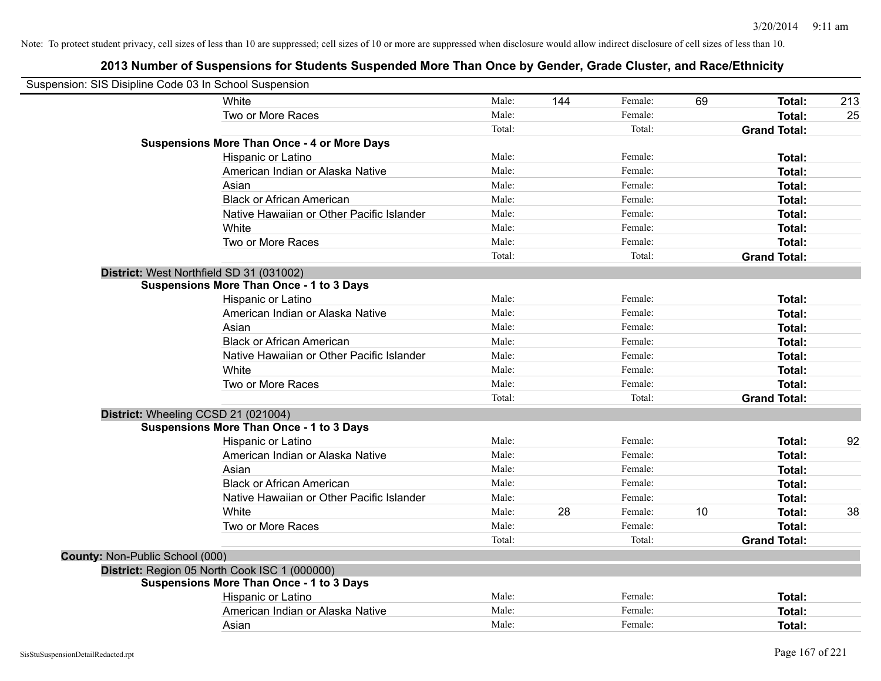Note: To protect student privacy, cell sizes of less than 10 are suppressed; cell sizes of 10 or more are suppressed when disclosure would allow indirect disclosure of cell sizes of less than 10.

# 2013 Number of Suspensions for Students Suspended More Than Once by Gender, Grade Cluster, and Race/Ethnicity

Suspension: SIS Disipline Code 03 In School Suspension

| | | | | | | |
|---|---|---|---|---|---|---|
| White | Male: | 144 | Female: | 69 | **Total:** | 213 |
| Two or More Races | Male: | | Female: | | **Total:** | 25 |
| | Total: | | Total: | | **Grand Total:** | |

**Suspensions More Than Once - 4 or More Days**

| | | | | | | |
|---|---|---|---|---|---|---|
| Hispanic or Latino | Male: | | Female: | | **Total:** | |
| American Indian or Alaska Native | Male: | | Female: | | **Total:** | |
| Asian | Male: | | Female: | | **Total:** | |
| Black or African American | Male: | | Female: | | **Total:** | |
| Native Hawaiian or Other Pacific Islander | Male: | | Female: | | **Total:** | |
| White | Male: | | Female: | | **Total:** | |
| Two or More Races | Male: | | Female: | | **Total:** | |
| | Total: | | Total: | | **Grand Total:** | |

**District:** West Northfield SD 31 (031002)

**Suspensions More Than Once - 1 to 3 Days**

| | | | | | | |
|---|---|---|---|---|---|---|
| Hispanic or Latino | Male: | | Female: | | **Total:** | |
| American Indian or Alaska Native | Male: | | Female: | | **Total:** | |
| Asian | Male: | | Female: | | **Total:** | |
| Black or African American | Male: | | Female: | | **Total:** | |
| Native Hawaiian or Other Pacific Islander | Male: | | Female: | | **Total:** | |
| White | Male: | | Female: | | **Total:** | |
| Two or More Races | Male: | | Female: | | **Total:** | |
| | Total: | | Total: | | **Grand Total:** | |

**District:** Wheeling CCSD 21 (021004)

**Suspensions More Than Once - 1 to 3 Days**

| | | | | | | |
|---|---|---|---|---|---|---|
| Hispanic or Latino | Male: | | Female: | | **Total:** | 92 |
| American Indian or Alaska Native | Male: | | Female: | | **Total:** | |
| Asian | Male: | | Female: | | **Total:** | |
| Black or African American | Male: | | Female: | | **Total:** | |
| Native Hawaiian or Other Pacific Islander | Male: | | Female: | | **Total:** | |
| White | Male: | 28 | Female: | 10 | **Total:** | 38 |
| Two or More Races | Male: | | Female: | | **Total:** | |
| | Total: | | Total: | | **Grand Total:** | |

**County:** Non-Public School (000)

**District:** Region 05 North Cook ISC 1 (000000)

**Suspensions More Than Once - 1 to 3 Days**

| | | | | | | |
|---|---|---|---|---|---|---|
| Hispanic or Latino | Male: | | Female: | | **Total:** | |
| American Indian or Alaska Native | Male: | | Female: | | **Total:** | |
| Asian | Male: | | Female: | | **Total:** | |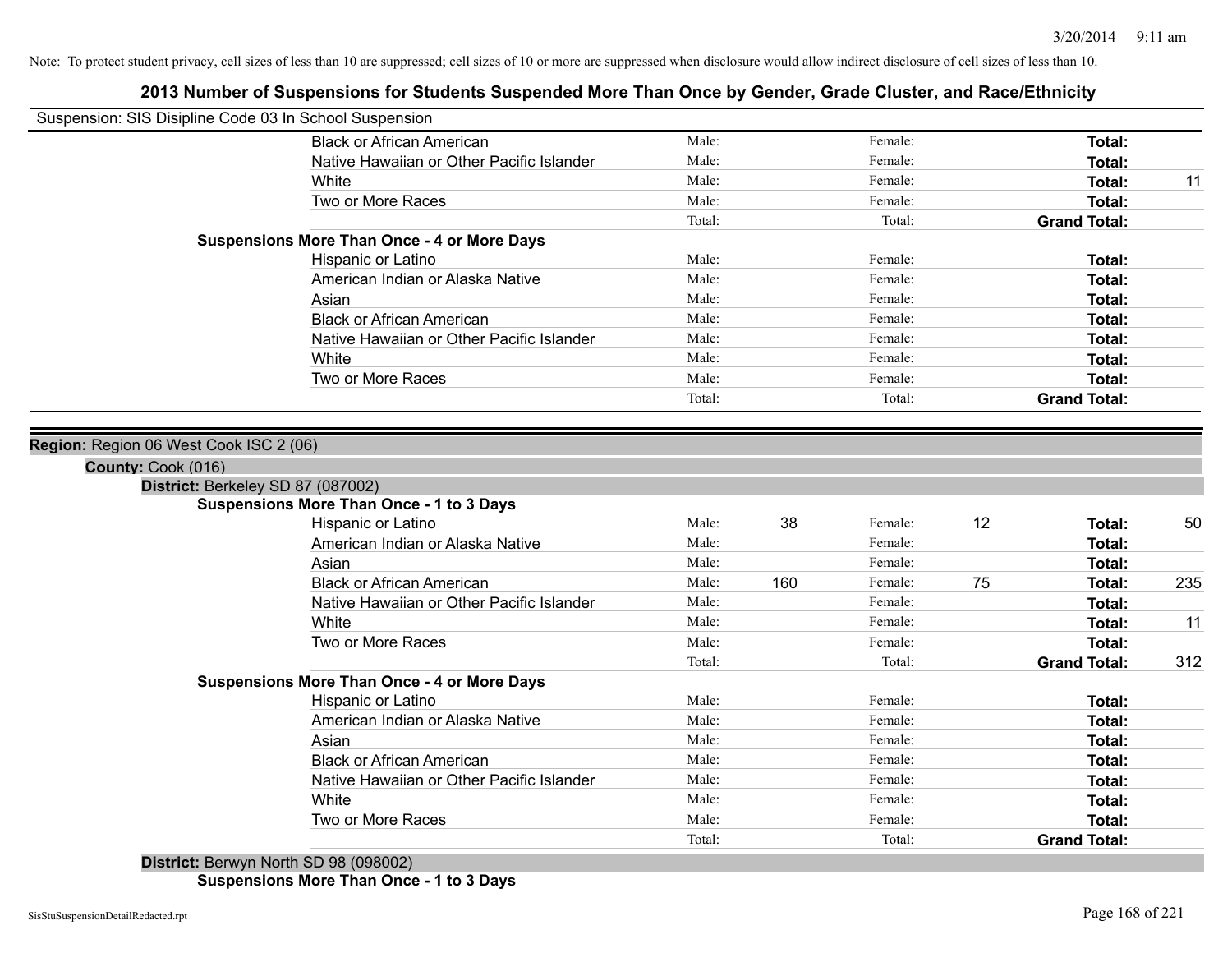Note: To protect student privacy, cell sizes of less than 10 are suppressed; cell sizes of 10 or more are suppressed when disclosure would allow indirect disclosure of cell sizes of less than 10.

## 2013 Number of Suspensions for Students Suspended More Than Once by Gender, Grade Cluster, and Race/Ethnicity

Suspension: SIS Disipline Code 03 In School Suspension

| | Male: | | Female: | | | |
|---|---|---|---|---|---|---|
| Black or African American | Male: | | Female: | | Total: | |
| Native Hawaiian or Other Pacific Islander | Male: | | Female: | | Total: | |
| White | Male: | | Female: | | Total: | 11 |
| Two or More Races | Male: | | Female: | | Total: | |
| | Total: | | Total: | | Grand Total: | |

**Suspensions More Than Once - 4 or More Days**

| | | | | | | |
|---|---|---|---|---|---|---|
| Hispanic or Latino | Male: | | Female: | | Total: | |
| American Indian or Alaska Native | Male: | | Female: | | Total: | |
| Asian | Male: | | Female: | | Total: | |
| Black or African American | Male: | | Female: | | Total: | |
| Native Hawaiian or Other Pacific Islander | Male: | | Female: | | Total: | |
| White | Male: | | Female: | | Total: | |
| Two or More Races | Male: | | Female: | | Total: | |
| | Total: | | Total: | | Grand Total: | |

**Region:** Region 06 West Cook ISC 2 (06)

**County:** Cook (016)

**District:** Berkeley SD 87 (087002)

**Suspensions More Than Once - 1 to 3 Days**

| | | | | | | |
|---|---|---|---|---|---|---|
| Hispanic or Latino | Male: | 38 | Female: | 12 | Total: | 50 |
| American Indian or Alaska Native | Male: | | Female: | | Total: | |
| Asian | Male: | | Female: | | Total: | |
| Black or African American | Male: | 160 | Female: | 75 | Total: | 235 |
| Native Hawaiian or Other Pacific Islander | Male: | | Female: | | Total: | |
| White | Male: | | Female: | | Total: | 11 |
| Two or More Races | Male: | | Female: | | Total: | |
| | Total: | | Total: | | Grand Total: | 312 |

**Suspensions More Than Once - 4 or More Days**

| | | | | | | |
|---|---|---|---|---|---|---|
| Hispanic or Latino | Male: | | Female: | | Total: | |
| American Indian or Alaska Native | Male: | | Female: | | Total: | |
| Asian | Male: | | Female: | | Total: | |
| Black or African American | Male: | | Female: | | Total: | |
| Native Hawaiian or Other Pacific Islander | Male: | | Female: | | Total: | |
| White | Male: | | Female: | | Total: | |
| Two or More Races | Male: | | Female: | | Total: | |
| | Total: | | Total: | | Grand Total: | |

**District:** Berwyn North SD 98 (098002)

**Suspensions More Than Once - 1 to 3 Days**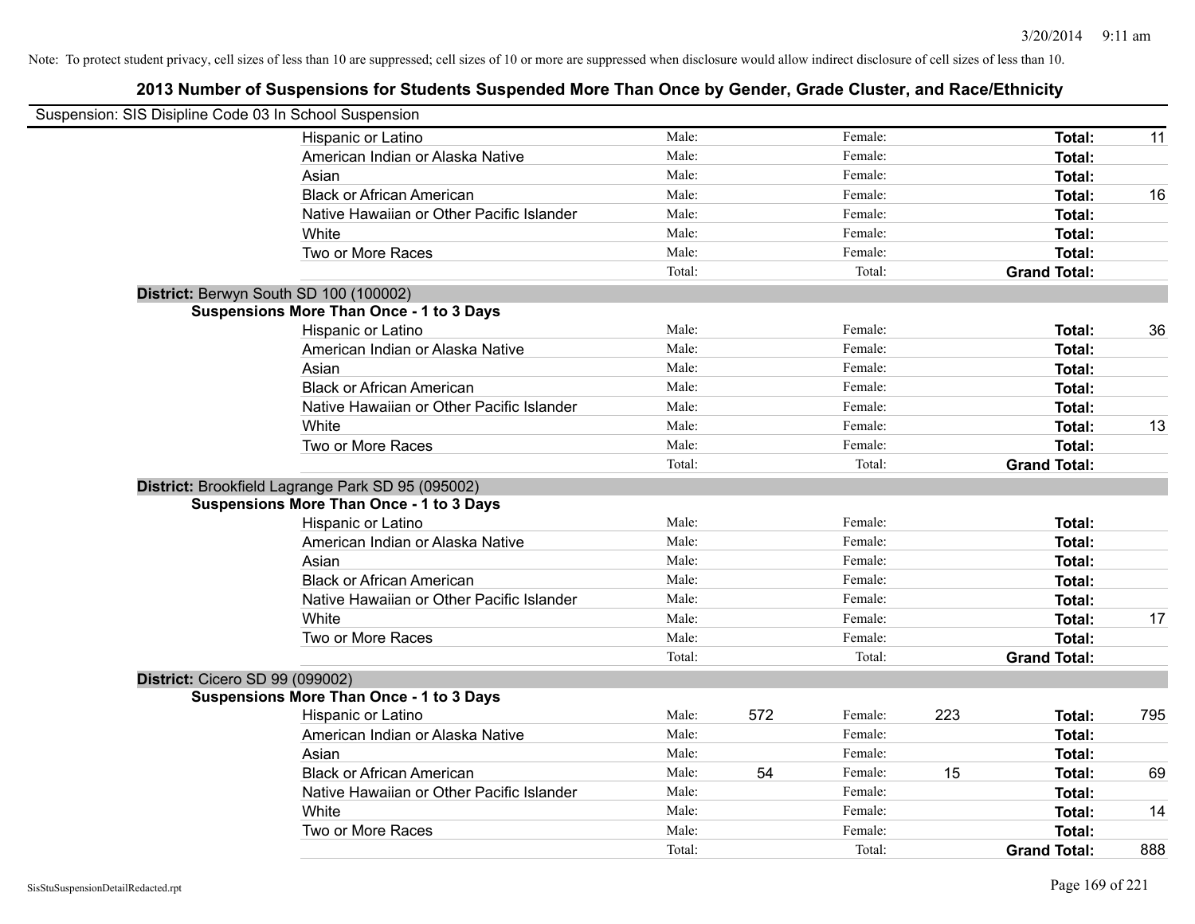Note: To protect student privacy, cell sizes of less than 10 are suppressed; cell sizes of 10 or more are suppressed when disclosure would allow indirect disclosure of cell sizes of less than 10.

## 2013 Number of Suspensions for Students Suspended More Than Once by Gender, Grade Cluster, and Race/Ethnicity

Suspension: SIS Disipline Code 03 In School Suspension

| | | | | | | |
|---|---|---|---|---|---|---|
| Hispanic or Latino | Male: | | Female: | | **Total:** | 11 |
| American Indian or Alaska Native | Male: | | Female: | | **Total:** | |
| Asian | Male: | | Female: | | **Total:** | |
| Black or African American | Male: | | Female: | | **Total:** | 16 |
| Native Hawaiian or Other Pacific Islander | Male: | | Female: | | **Total:** | |
| White | Male: | | Female: | | **Total:** | |
| Two or More Races | Male: | | Female: | | **Total:** | |
| | Total: | | Total: | | **Grand Total:** | |

**District:** Berwyn South SD 100 (100002)

**Suspensions More Than Once - 1 to 3 Days**

| | | | | | | |
|---|---|---|---|---|---|---|
| Hispanic or Latino | Male: | | Female: | | **Total:** | 36 |
| American Indian or Alaska Native | Male: | | Female: | | **Total:** | |
| Asian | Male: | | Female: | | **Total:** | |
| Black or African American | Male: | | Female: | | **Total:** | |
| Native Hawaiian or Other Pacific Islander | Male: | | Female: | | **Total:** | |
| White | Male: | | Female: | | **Total:** | 13 |
| Two or More Races | Male: | | Female: | | **Total:** | |
| | Total: | | Total: | | **Grand Total:** | |

**District:** Brookfield Lagrange Park SD 95 (095002)

**Suspensions More Than Once - 1 to 3 Days**

| | | | | | | |
|---|---|---|---|---|---|---|
| Hispanic or Latino | Male: | | Female: | | **Total:** | |
| American Indian or Alaska Native | Male: | | Female: | | **Total:** | |
| Asian | Male: | | Female: | | **Total:** | |
| Black or African American | Male: | | Female: | | **Total:** | |
| Native Hawaiian or Other Pacific Islander | Male: | | Female: | | **Total:** | |
| White | Male: | | Female: | | **Total:** | 17 |
| Two or More Races | Male: | | Female: | | **Total:** | |
| | Total: | | Total: | | **Grand Total:** | |

**District:** Cicero SD 99 (099002)

**Suspensions More Than Once - 1 to 3 Days**

| | | | | | | |
|---|---|---|---|---|---|---|
| Hispanic or Latino | Male: | 572 | Female: | 223 | **Total:** | 795 |
| American Indian or Alaska Native | Male: | | Female: | | **Total:** | |
| Asian | Male: | | Female: | | **Total:** | |
| Black or African American | Male: | 54 | Female: | 15 | **Total:** | 69 |
| Native Hawaiian or Other Pacific Islander | Male: | | Female: | | **Total:** | |
| White | Male: | | Female: | | **Total:** | 14 |
| Two or More Races | Male: | | Female: | | **Total:** | |
| | Total: | | Total: | | **Grand Total:** | 888 |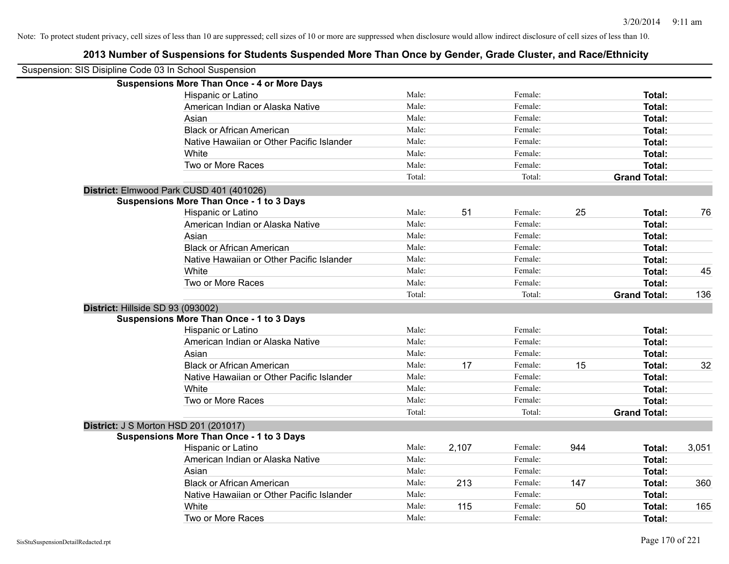Note: To protect student privacy, cell sizes of less than 10 are suppressed; cell sizes of 10 or more are suppressed when disclosure would allow indirect disclosure of cell sizes of less than 10.

## 2013 Number of Suspensions for Students Suspended More Than Once by Gender, Grade Cluster, and Race/Ethnicity

Suspension: SIS Disipline Code 03 In School Suspension

**Suspensions More Than Once - 4 or More Days**

| | | | | | | |
|---|---|---|---|---|---|---|
| Hispanic or Latino | Male: | | Female: | | **Total:** | |
| American Indian or Alaska Native | Male: | | Female: | | **Total:** | |
| Asian | Male: | | Female: | | **Total:** | |
| Black or African American | Male: | | Female: | | **Total:** | |
| Native Hawaiian or Other Pacific Islander | Male: | | Female: | | **Total:** | |
| White | Male: | | Female: | | **Total:** | |
| Two or More Races | Male: | | Female: | | **Total:** | |
| | Total: | | Total: | | **Grand Total:** | |

**District:** Elmwood Park CUSD 401 (401026)

**Suspensions More Than Once - 1 to 3 Days**

| | | | | | | |
|---|---|---|---|---|---|---|
| Hispanic or Latino | Male: | 51 | Female: | 25 | **Total:** | 76 |
| American Indian or Alaska Native | Male: | | Female: | | **Total:** | |
| Asian | Male: | | Female: | | **Total:** | |
| Black or African American | Male: | | Female: | | **Total:** | |
| Native Hawaiian or Other Pacific Islander | Male: | | Female: | | **Total:** | |
| White | Male: | | Female: | | **Total:** | 45 |
| Two or More Races | Male: | | Female: | | **Total:** | |
| | Total: | | Total: | | **Grand Total:** | 136 |

**District:** Hillside SD 93 (093002)

**Suspensions More Than Once - 1 to 3 Days**

| | | | | | | |
|---|---|---|---|---|---|---|
| Hispanic or Latino | Male: | | Female: | | **Total:** | |
| American Indian or Alaska Native | Male: | | Female: | | **Total:** | |
| Asian | Male: | | Female: | | **Total:** | |
| Black or African American | Male: | 17 | Female: | 15 | **Total:** | 32 |
| Native Hawaiian or Other Pacific Islander | Male: | | Female: | | **Total:** | |
| White | Male: | | Female: | | **Total:** | |
| Two or More Races | Male: | | Female: | | **Total:** | |
| | Total: | | Total: | | **Grand Total:** | |

**District:** J S Morton HSD 201 (201017)

**Suspensions More Than Once - 1 to 3 Days**

| | | | | | | |
|---|---|---|---|---|---|---|
| Hispanic or Latino | Male: | 2,107 | Female: | 944 | **Total:** | 3,051 |
| American Indian or Alaska Native | Male: | | Female: | | **Total:** | |
| Asian | Male: | | Female: | | **Total:** | |
| Black or African American | Male: | 213 | Female: | 147 | **Total:** | 360 |
| Native Hawaiian or Other Pacific Islander | Male: | | Female: | | **Total:** | |
| White | Male: | 115 | Female: | 50 | **Total:** | 165 |
| Two or More Races | Male: | | Female: | | **Total:** | |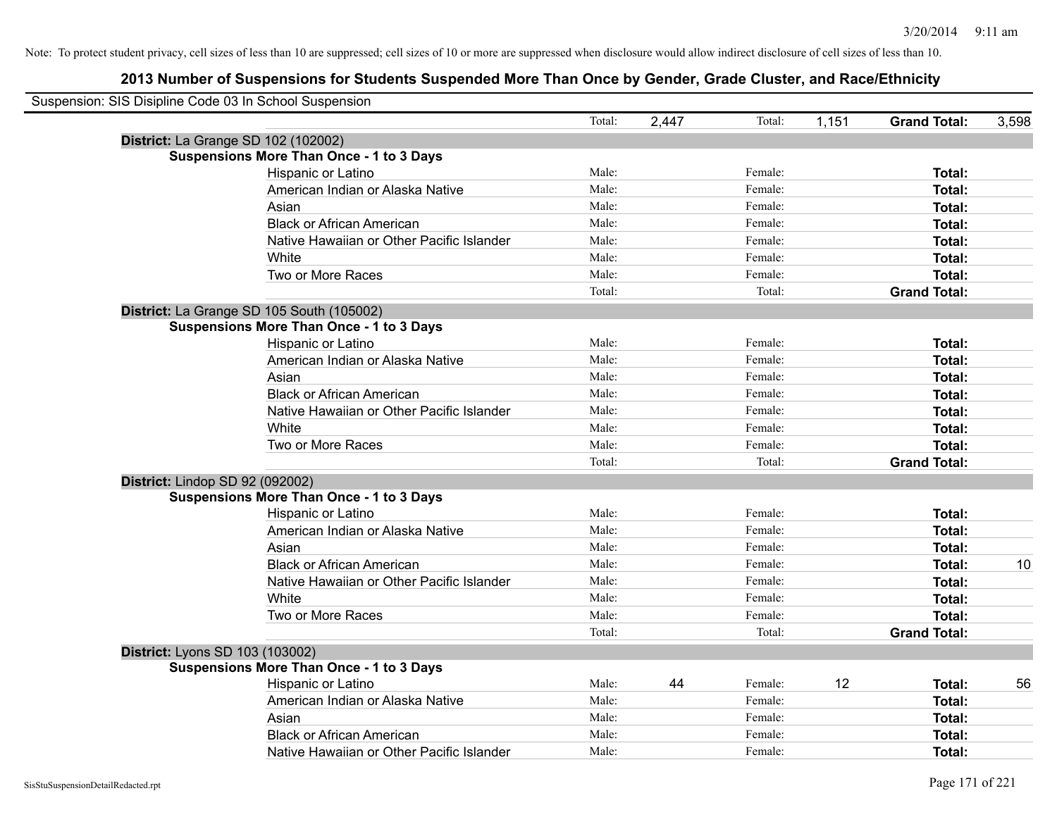Note: To protect student privacy, cell sizes of less than 10 are suppressed; cell sizes of 10 or more are suppressed when disclosure would allow indirect disclosure of cell sizes of less than 10.

## 2013 Number of Suspensions for Students Suspended More Than Once by Gender, Grade Cluster, and Race/Ethnicity

Suspension: SIS Disipline Code 03 In School Suspension

| | | | | | | |
|---|---|---|---|---|---|---|
| | Total: | 2,447 | Total: | 1,151 | **Grand Total:** | 3,598 |

**District:** La Grange SD 102 (102002)

**Suspensions More Than Once - 1 to 3 Days**

| | | | | | | |
|---|---|---|---|---|---|---|
| Hispanic or Latino | Male: | | Female: | | **Total:** | |
| American Indian or Alaska Native | Male: | | Female: | | **Total:** | |
| Asian | Male: | | Female: | | **Total:** | |
| Black or African American | Male: | | Female: | | **Total:** | |
| Native Hawaiian or Other Pacific Islander | Male: | | Female: | | **Total:** | |
| White | Male: | | Female: | | **Total:** | |
| Two or More Races | Male: | | Female: | | **Total:** | |
| | Total: | | Total: | | **Grand Total:** | |

**District:** La Grange SD 105 South (105002)

**Suspensions More Than Once - 1 to 3 Days**

| | | | | | | |
|---|---|---|---|---|---|---|
| Hispanic or Latino | Male: | | Female: | | **Total:** | |
| American Indian or Alaska Native | Male: | | Female: | | **Total:** | |
| Asian | Male: | | Female: | | **Total:** | |
| Black or African American | Male: | | Female: | | **Total:** | |
| Native Hawaiian or Other Pacific Islander | Male: | | Female: | | **Total:** | |
| White | Male: | | Female: | | **Total:** | |
| Two or More Races | Male: | | Female: | | **Total:** | |
| | Total: | | Total: | | **Grand Total:** | |

**District:** Lindop SD 92 (092002)

**Suspensions More Than Once - 1 to 3 Days**

| | | | | | | |
|---|---|---|---|---|---|---|
| Hispanic or Latino | Male: | | Female: | | **Total:** | |
| American Indian or Alaska Native | Male: | | Female: | | **Total:** | |
| Asian | Male: | | Female: | | **Total:** | |
| Black or African American | Male: | | Female: | | **Total:** | 10 |
| Native Hawaiian or Other Pacific Islander | Male: | | Female: | | **Total:** | |
| White | Male: | | Female: | | **Total:** | |
| Two or More Races | Male: | | Female: | | **Total:** | |
| | Total: | | Total: | | **Grand Total:** | |

**District:** Lyons SD 103 (103002)

**Suspensions More Than Once - 1 to 3 Days**

| | | | | | | |
|---|---|---|---|---|---|---|
| Hispanic or Latino | Male: | 44 | Female: | 12 | **Total:** | 56 |
| American Indian or Alaska Native | Male: | | Female: | | **Total:** | |
| Asian | Male: | | Female: | | **Total:** | |
| Black or African American | Male: | | Female: | | **Total:** | |
| Native Hawaiian or Other Pacific Islander | Male: | | Female: | | **Total:** | |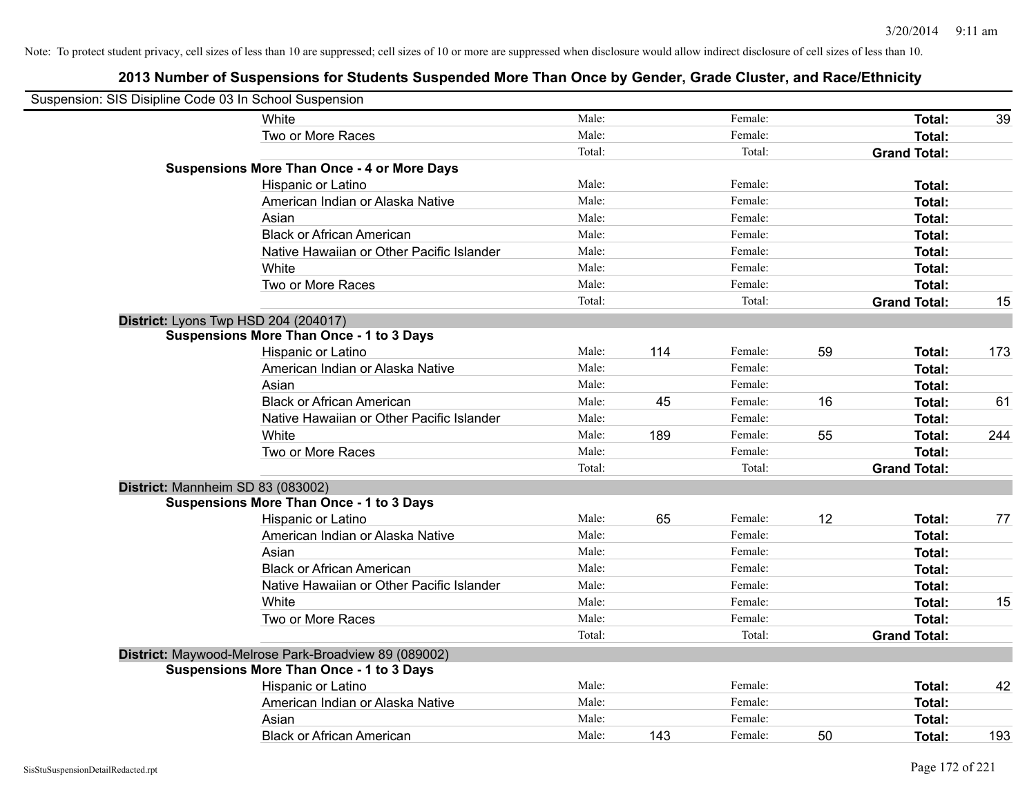Note: To protect student privacy, cell sizes of less than 10 are suppressed; cell sizes of 10 or more are suppressed when disclosure would allow indirect disclosure of cell sizes of less than 10.

## 2013 Number of Suspensions for Students Suspended More Than Once by Gender, Grade Cluster, and Race/Ethnicity

Suspension: SIS Disipline Code 03 In School Suspension

| | | | | | | |
|---|---|---|---|---|---|---|
| White | Male: | | Female: | | **Total:** | 39 |
| Two or More Races | Male: | | Female: | | **Total:** | |
| | Total: | | Total: | | **Grand Total:** | |
| **Suspensions More Than Once - 4 or More Days** | | | | | | |
| Hispanic or Latino | Male: | | Female: | | **Total:** | |
| American Indian or Alaska Native | Male: | | Female: | | **Total:** | |
| Asian | Male: | | Female: | | **Total:** | |
| Black or African American | Male: | | Female: | | **Total:** | |
| Native Hawaiian or Other Pacific Islander | Male: | | Female: | | **Total:** | |
| White | Male: | | Female: | | **Total:** | |
| Two or More Races | Male: | | Female: | | **Total:** | |
| | Total: | | Total: | | **Grand Total:** | 15 |

**District:** Lyons Twp HSD 204 (204017)

**Suspensions More Than Once - 1 to 3 Days**

| | | | | | | |
|---|---|---|---|---|---|---|
| Hispanic or Latino | Male: | 114 | Female: | 59 | **Total:** | 173 |
| American Indian or Alaska Native | Male: | | Female: | | **Total:** | |
| Asian | Male: | | Female: | | **Total:** | |
| Black or African American | Male: | 45 | Female: | 16 | **Total:** | 61 |
| Native Hawaiian or Other Pacific Islander | Male: | | Female: | | **Total:** | |
| White | Male: | 189 | Female: | 55 | **Total:** | 244 |
| Two or More Races | Male: | | Female: | | **Total:** | |
| | Total: | | Total: | | **Grand Total:** | |

**District:** Mannheim SD 83 (083002)

**Suspensions More Than Once - 1 to 3 Days**

| | | | | | | |
|---|---|---|---|---|---|---|
| Hispanic or Latino | Male: | 65 | Female: | 12 | **Total:** | 77 |
| American Indian or Alaska Native | Male: | | Female: | | **Total:** | |
| Asian | Male: | | Female: | | **Total:** | |
| Black or African American | Male: | | Female: | | **Total:** | |
| Native Hawaiian or Other Pacific Islander | Male: | | Female: | | **Total:** | |
| White | Male: | | Female: | | **Total:** | 15 |
| Two or More Races | Male: | | Female: | | **Total:** | |
| | Total: | | Total: | | **Grand Total:** | |

**District:** Maywood-Melrose Park-Broadview 89 (089002)

**Suspensions More Than Once - 1 to 3 Days**

| | | | | | | |
|---|---|---|---|---|---|---|
| Hispanic or Latino | Male: | | Female: | | **Total:** | 42 |
| American Indian or Alaska Native | Male: | | Female: | | **Total:** | |
| Asian | Male: | | Female: | | **Total:** | |
| Black or African American | Male: | 143 | Female: | 50 | **Total:** | 193 |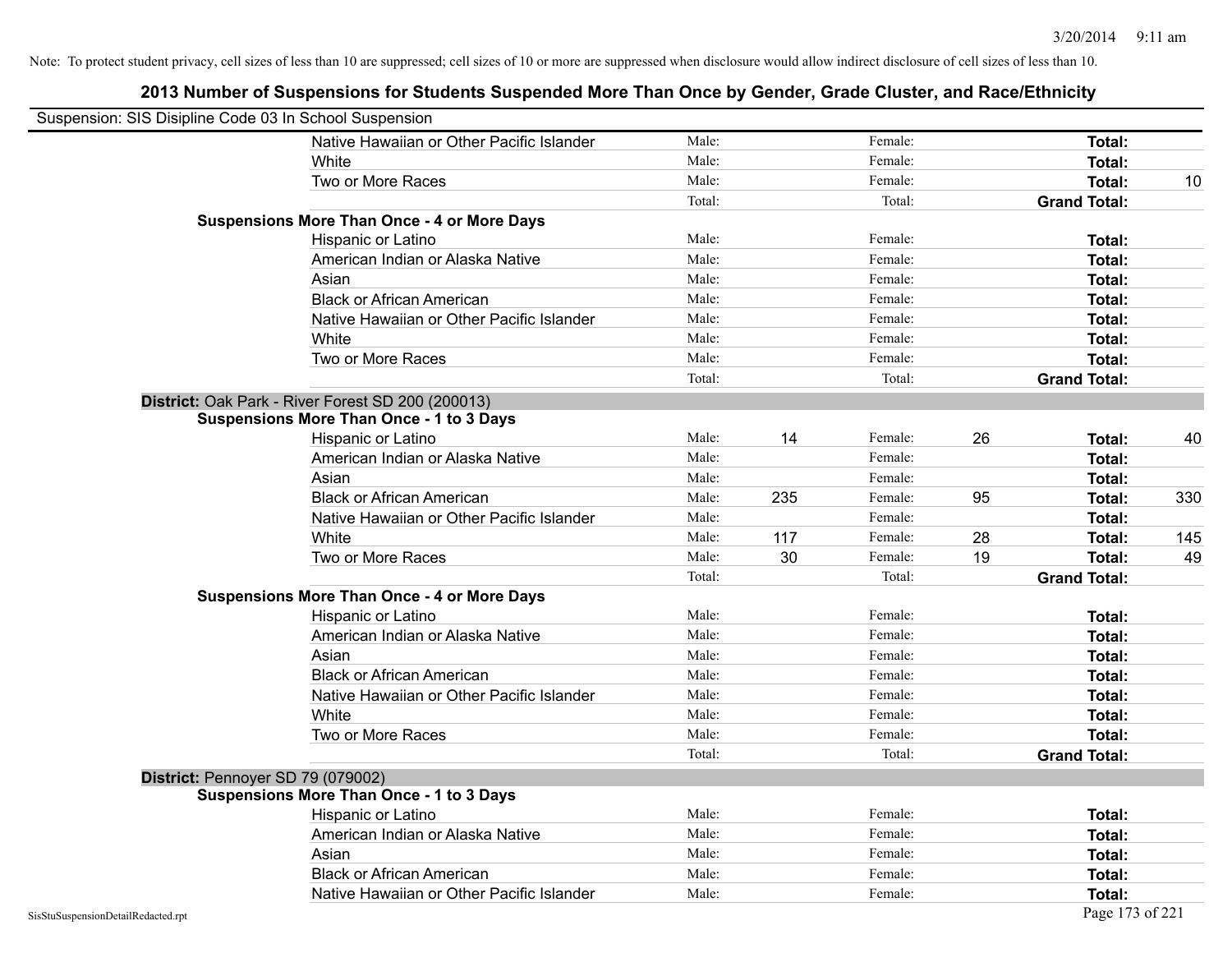Note: To protect student privacy, cell sizes of less than 10 are suppressed; cell sizes of 10 or more are suppressed when disclosure would allow indirect disclosure of cell sizes of less than 10.

## 2013 Number of Suspensions for Students Suspended More Than Once by Gender, Grade Cluster, and Race/Ethnicity

Suspension: SIS Disipline Code 03 In School Suspension

| | | | | | | |
|---|---|---|---|---|---|---|
| Native Hawaiian or Other Pacific Islander | Male: | | Female: | | **Total:** | |
| White | Male: | | Female: | | **Total:** | |
| Two or More Races | Male: | | Female: | | **Total:** | 10 |
| | Total: | | Total: | | **Grand Total:** | |
| **Suspensions More Than Once - 4 or More Days** | | | | | | |
| Hispanic or Latino | Male: | | Female: | | **Total:** | |
| American Indian or Alaska Native | Male: | | Female: | | **Total:** | |
| Asian | Male: | | Female: | | **Total:** | |
| Black or African American | Male: | | Female: | | **Total:** | |
| Native Hawaiian or Other Pacific Islander | Male: | | Female: | | **Total:** | |
| White | Male: | | Female: | | **Total:** | |
| Two or More Races | Male: | | Female: | | **Total:** | |
| | Total: | | Total: | | **Grand Total:** | |

**District:** Oak Park - River Forest SD 200 (200013)

| | | | | | | |
|---|---|---|---|---|---|---|
| **Suspensions More Than Once - 1 to 3 Days** | | | | | | |
| Hispanic or Latino | Male: | 14 | Female: | 26 | **Total:** | 40 |
| American Indian or Alaska Native | Male: | | Female: | | **Total:** | |
| Asian | Male: | | Female: | | **Total:** | |
| Black or African American | Male: | 235 | Female: | 95 | **Total:** | 330 |
| Native Hawaiian or Other Pacific Islander | Male: | | Female: | | **Total:** | |
| White | Male: | 117 | Female: | 28 | **Total:** | 145 |
| Two or More Races | Male: | 30 | Female: | 19 | **Total:** | 49 |
| | Total: | | Total: | | **Grand Total:** | |
| **Suspensions More Than Once - 4 or More Days** | | | | | | |
| Hispanic or Latino | Male: | | Female: | | **Total:** | |
| American Indian or Alaska Native | Male: | | Female: | | **Total:** | |
| Asian | Male: | | Female: | | **Total:** | |
| Black or African American | Male: | | Female: | | **Total:** | |
| Native Hawaiian or Other Pacific Islander | Male: | | Female: | | **Total:** | |
| White | Male: | | Female: | | **Total:** | |
| Two or More Races | Male: | | Female: | | **Total:** | |
| | Total: | | Total: | | **Grand Total:** | |

**District:** Pennoyer SD 79 (079002)

| | | | | | | |
|---|---|---|---|---|---|---|
| **Suspensions More Than Once - 1 to 3 Days** | | | | | | |
| Hispanic or Latino | Male: | | Female: | | **Total:** | |
| American Indian or Alaska Native | Male: | | Female: | | **Total:** | |
| Asian | Male: | | Female: | | **Total:** | |
| Black or African American | Male: | | Female: | | **Total:** | |
| Native Hawaiian or Other Pacific Islander | Male: | | Female: | | **Total:** | |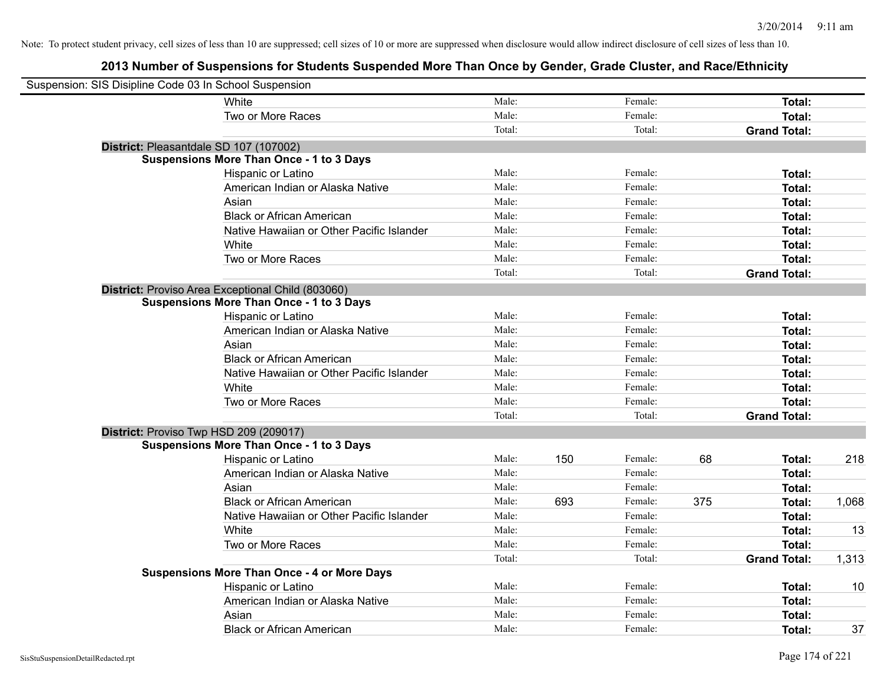Note: To protect student privacy, cell sizes of less than 10 are suppressed; cell sizes of 10 or more are suppressed when disclosure would allow indirect disclosure of cell sizes of less than 10.

## 2013 Number of Suspensions for Students Suspended More Than Once by Gender, Grade Cluster, and Race/Ethnicity

Suspension: SIS Disipline Code 03 In School Suspension

| | Male: | | Female: | | Total: | |
|---|---|---|---|---|---|---|
| White | Male: | | Female: | | **Total:** | |
| Two or More Races | Male: | | Female: | | **Total:** | |
| | Total: | | Total: | | **Grand Total:** | |

**District:** Pleasantdale SD 107 (107002)

**Suspensions More Than Once - 1 to 3 Days**

| | | | | | | |
|---|---|---|---|---|---|---|
| Hispanic or Latino | Male: | | Female: | | **Total:** | |
| American Indian or Alaska Native | Male: | | Female: | | **Total:** | |
| Asian | Male: | | Female: | | **Total:** | |
| Black or African American | Male: | | Female: | | **Total:** | |
| Native Hawaiian or Other Pacific Islander | Male: | | Female: | | **Total:** | |
| White | Male: | | Female: | | **Total:** | |
| Two or More Races | Male: | | Female: | | **Total:** | |
| | Total: | | Total: | | **Grand Total:** | |

**District:** Proviso Area Exceptional Child (803060)

**Suspensions More Than Once - 1 to 3 Days**

| | | | | | | |
|---|---|---|---|---|---|---|
| Hispanic or Latino | Male: | | Female: | | **Total:** | |
| American Indian or Alaska Native | Male: | | Female: | | **Total:** | |
| Asian | Male: | | Female: | | **Total:** | |
| Black or African American | Male: | | Female: | | **Total:** | |
| Native Hawaiian or Other Pacific Islander | Male: | | Female: | | **Total:** | |
| White | Male: | | Female: | | **Total:** | |
| Two or More Races | Male: | | Female: | | **Total:** | |
| | Total: | | Total: | | **Grand Total:** | |

**District:** Proviso Twp HSD 209 (209017)

**Suspensions More Than Once - 1 to 3 Days**

| | | | | | | |
|---|---|---|---|---|---|---|
| Hispanic or Latino | Male: | 150 | Female: | 68 | **Total:** | 218 |
| American Indian or Alaska Native | Male: | | Female: | | **Total:** | |
| Asian | Male: | | Female: | | **Total:** | |
| Black or African American | Male: | 693 | Female: | 375 | **Total:** | 1,068 |
| Native Hawaiian or Other Pacific Islander | Male: | | Female: | | **Total:** | |
| White | Male: | | Female: | | **Total:** | 13 |
| Two or More Races | Male: | | Female: | | **Total:** | |
| | Total: | | Total: | | **Grand Total:** | 1,313 |

**Suspensions More Than Once - 4 or More Days**

| | | | | | | |
|---|---|---|---|---|---|---|
| Hispanic or Latino | Male: | | Female: | | **Total:** | 10 |
| American Indian or Alaska Native | Male: | | Female: | | **Total:** | |
| Asian | Male: | | Female: | | **Total:** | |
| Black or African American | Male: | | Female: | | **Total:** | 37 |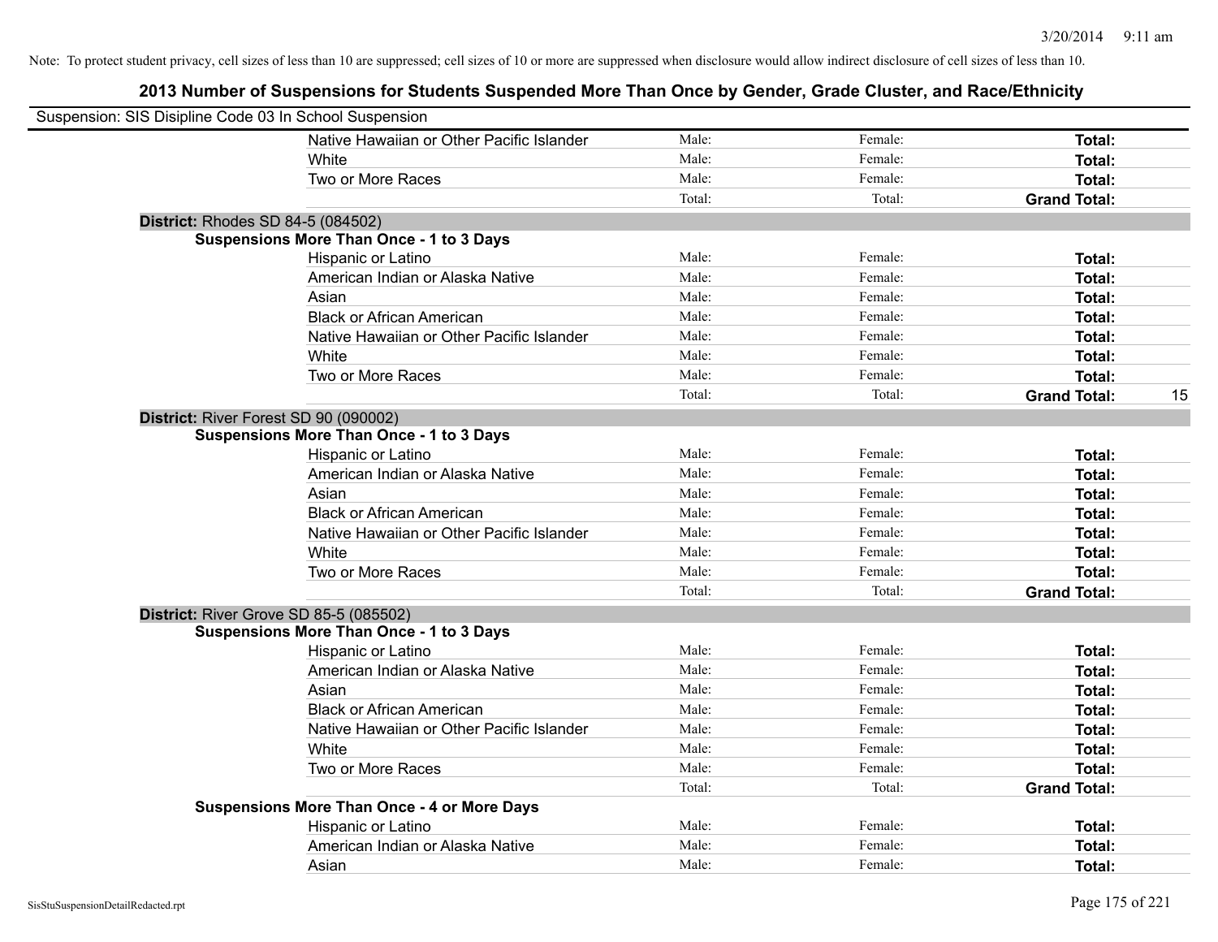Note: To protect student privacy, cell sizes of less than 10 are suppressed; cell sizes of 10 or more are suppressed when disclosure would allow indirect disclosure of cell sizes of less than 10.

# 2013 Number of Suspensions for Students Suspended More Than Once by Gender, Grade Cluster, and Race/Ethnicity

Suspension: SIS Disipline Code 03 In School Suspension

| | | | | |
|---|---|---|---|---|
| Native Hawaiian or Other Pacific Islander | Male: | Female: | **Total:** | |
| White | Male: | Female: | **Total:** | |
| Two or More Races | Male: | Female: | **Total:** | |
| | Total: | Total: | **Grand Total:** | |

**District:** Rhodes SD 84-5 (084502)

**Suspensions More Than Once - 1 to 3 Days**

| | | | | |
|---|---|---|---|---|
| Hispanic or Latino | Male: | Female: | **Total:** | |
| American Indian or Alaska Native | Male: | Female: | **Total:** | |
| Asian | Male: | Female: | **Total:** | |
| Black or African American | Male: | Female: | **Total:** | |
| Native Hawaiian or Other Pacific Islander | Male: | Female: | **Total:** | |
| White | Male: | Female: | **Total:** | |
| Two or More Races | Male: | Female: | **Total:** | |
| | Total: | Total: | **Grand Total:** | 15 |

**District:** River Forest SD 90 (090002)

**Suspensions More Than Once - 1 to 3 Days**

| | | | | |
|---|---|---|---|---|
| Hispanic or Latino | Male: | Female: | **Total:** | |
| American Indian or Alaska Native | Male: | Female: | **Total:** | |
| Asian | Male: | Female: | **Total:** | |
| Black or African American | Male: | Female: | **Total:** | |
| Native Hawaiian or Other Pacific Islander | Male: | Female: | **Total:** | |
| White | Male: | Female: | **Total:** | |
| Two or More Races | Male: | Female: | **Total:** | |
| | Total: | Total: | **Grand Total:** | |

**District:** River Grove SD 85-5 (085502)

**Suspensions More Than Once - 1 to 3 Days**

| | | | | |
|---|---|---|---|---|
| Hispanic or Latino | Male: | Female: | **Total:** | |
| American Indian or Alaska Native | Male: | Female: | **Total:** | |
| Asian | Male: | Female: | **Total:** | |
| Black or African American | Male: | Female: | **Total:** | |
| Native Hawaiian or Other Pacific Islander | Male: | Female: | **Total:** | |
| White | Male: | Female: | **Total:** | |
| Two or More Races | Male: | Female: | **Total:** | |
| | Total: | Total: | **Grand Total:** | |

**Suspensions More Than Once - 4 or More Days**

| | | | | |
|---|---|---|---|---|
| Hispanic or Latino | Male: | Female: | **Total:** | |
| American Indian or Alaska Native | Male: | Female: | **Total:** | |
| Asian | Male: | Female: | **Total:** | |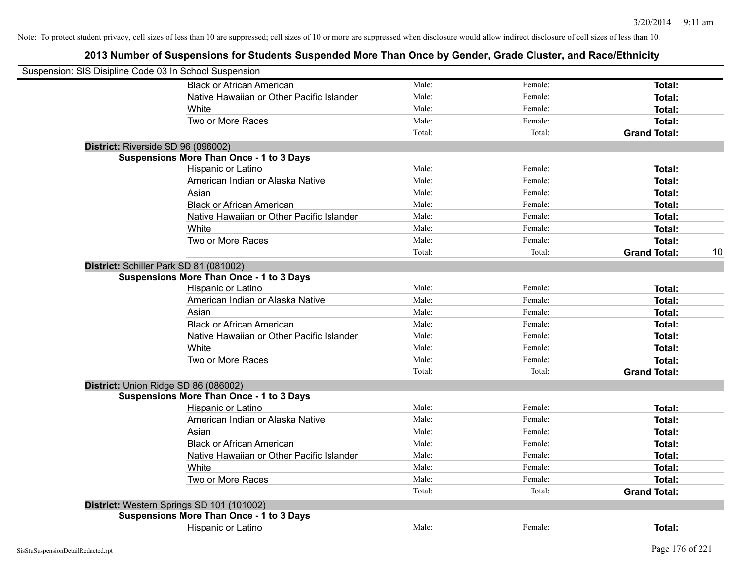Note: To protect student privacy, cell sizes of less than 10 are suppressed; cell sizes of 10 or more are suppressed when disclosure would allow indirect disclosure of cell sizes of less than 10.

## 2013 Number of Suspensions for Students Suspended More Than Once by Gender, Grade Cluster, and Race/Ethnicity

Suspension: SIS Disipline Code 03 In School Suspension

| | | | | |
|---|---|---|---|---|
| Black or African American | Male: | Female: | **Total:** | |
| Native Hawaiian or Other Pacific Islander | Male: | Female: | **Total:** | |
| White | Male: | Female: | **Total:** | |
| Two or More Races | Male: | Female: | **Total:** | |
| | Total: | Total: | **Grand Total:** | |

**District:** Riverside SD 96 (096002)

**Suspensions More Than Once - 1 to 3 Days**

| | | | | |
|---|---|---|---|---|
| Hispanic or Latino | Male: | Female: | **Total:** | |
| American Indian or Alaska Native | Male: | Female: | **Total:** | |
| Asian | Male: | Female: | **Total:** | |
| Black or African American | Male: | Female: | **Total:** | |
| Native Hawaiian or Other Pacific Islander | Male: | Female: | **Total:** | |
| White | Male: | Female: | **Total:** | |
| Two or More Races | Male: | Female: | **Total:** | |
| | Total: | Total: | **Grand Total:** | 10 |

**District:** Schiller Park SD 81 (081002)

**Suspensions More Than Once - 1 to 3 Days**

| | | | | |
|---|---|---|---|---|
| Hispanic or Latino | Male: | Female: | **Total:** | |
| American Indian or Alaska Native | Male: | Female: | **Total:** | |
| Asian | Male: | Female: | **Total:** | |
| Black or African American | Male: | Female: | **Total:** | |
| Native Hawaiian or Other Pacific Islander | Male: | Female: | **Total:** | |
| White | Male: | Female: | **Total:** | |
| Two or More Races | Male: | Female: | **Total:** | |
| | Total: | Total: | **Grand Total:** | |

**District:** Union Ridge SD 86 (086002)

**Suspensions More Than Once - 1 to 3 Days**

| | | | | |
|---|---|---|---|---|
| Hispanic or Latino | Male: | Female: | **Total:** | |
| American Indian or Alaska Native | Male: | Female: | **Total:** | |
| Asian | Male: | Female: | **Total:** | |
| Black or African American | Male: | Female: | **Total:** | |
| Native Hawaiian or Other Pacific Islander | Male: | Female: | **Total:** | |
| White | Male: | Female: | **Total:** | |
| Two or More Races | Male: | Female: | **Total:** | |
| | Total: | Total: | **Grand Total:** | |

**District:** Western Springs SD 101 (101002)

**Suspensions More Than Once - 1 to 3 Days**

| | | | | |
|---|---|---|---|---|
| Hispanic or Latino | Male: | Female: | **Total:** | |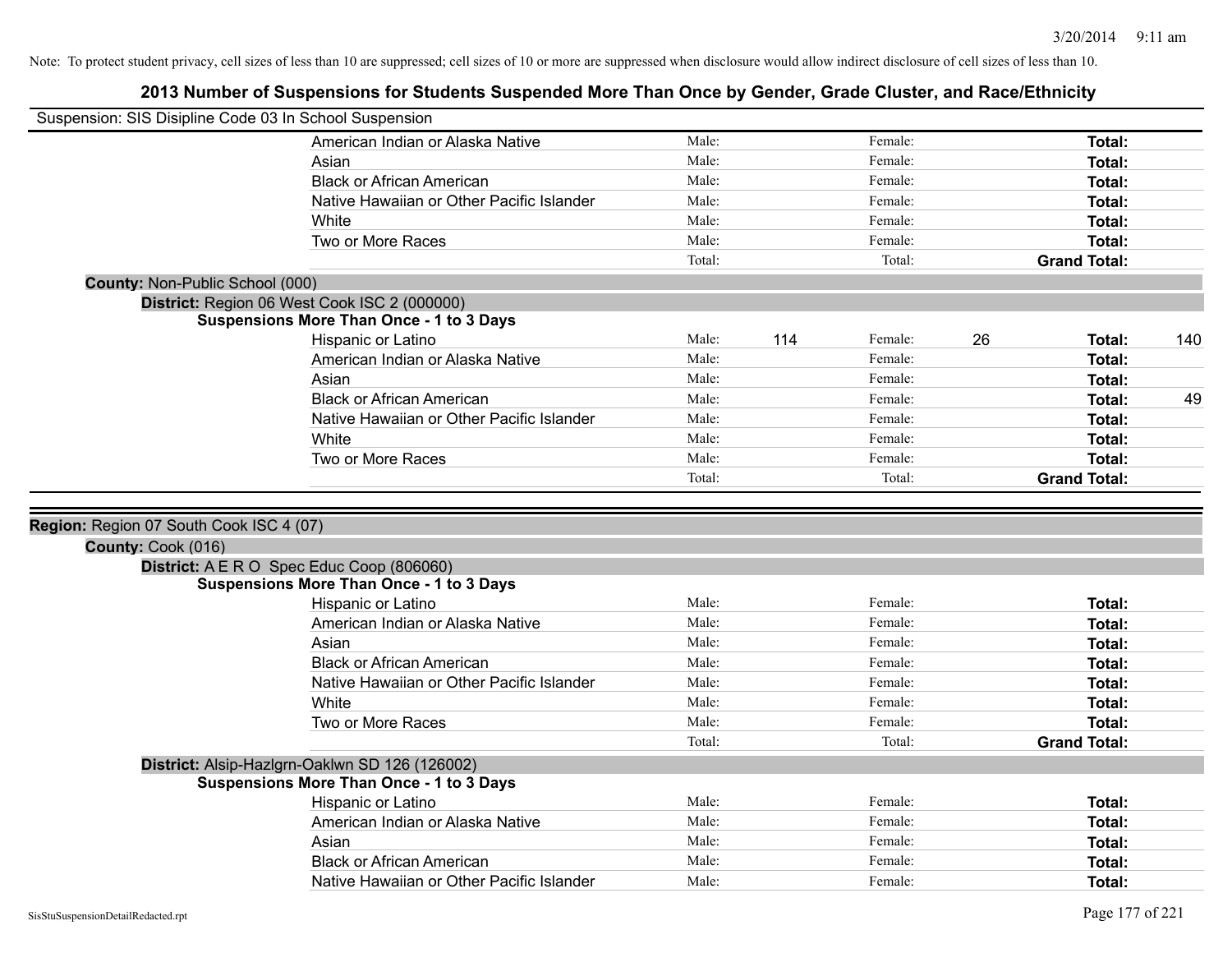Note: To protect student privacy, cell sizes of less than 10 are suppressed; cell sizes of 10 or more are suppressed when disclosure would allow indirect disclosure of cell sizes of less than 10.

## 2013 Number of Suspensions for Students Suspended More Than Once by Gender, Grade Cluster, and Race/Ethnicity

Suspension: SIS Disipline Code 03 In School Suspension

| | Male: | | Female: | | Total: | |
|---|---|---|---|---|---|---|
| American Indian or Alaska Native | Male: | | Female: | | **Total:** | |
| Asian | Male: | | Female: | | **Total:** | |
| Black or African American | Male: | | Female: | | **Total:** | |
| Native Hawaiian or Other Pacific Islander | Male: | | Female: | | **Total:** | |
| White | Male: | | Female: | | **Total:** | |
| Two or More Races | Male: | | Female: | | **Total:** | |
| | Total: | | Total: | | **Grand Total:** | |

**County:** Non-Public School (000)

**District:** Region 06 West Cook ISC 2 (000000)

**Suspensions More Than Once - 1 to 3 Days**

| | Male: | | Female: | | Total: | |
|---|---|---|---|---|---|---|
| Hispanic or Latino | Male: | 114 | Female: | 26 | **Total:** | 140 |
| American Indian or Alaska Native | Male: | | Female: | | **Total:** | |
| Asian | Male: | | Female: | | **Total:** | |
| Black or African American | Male: | | Female: | | **Total:** | 49 |
| Native Hawaiian or Other Pacific Islander | Male: | | Female: | | **Total:** | |
| White | Male: | | Female: | | **Total:** | |
| Two or More Races | Male: | | Female: | | **Total:** | |
| | Total: | | Total: | | **Grand Total:** | |

**Region:** Region 07 South Cook ISC 4 (07)

**County:** Cook (016)

**District:** A E R O Spec Educ Coop (806060)

**Suspensions More Than Once - 1 to 3 Days**

| | Male: | | Female: | | Total: | |
|---|---|---|---|---|---|---|
| Hispanic or Latino | Male: | | Female: | | **Total:** | |
| American Indian or Alaska Native | Male: | | Female: | | **Total:** | |
| Asian | Male: | | Female: | | **Total:** | |
| Black or African American | Male: | | Female: | | **Total:** | |
| Native Hawaiian or Other Pacific Islander | Male: | | Female: | | **Total:** | |
| White | Male: | | Female: | | **Total:** | |
| Two or More Races | Male: | | Female: | | **Total:** | |
| | Total: | | Total: | | **Grand Total:** | |

**District:** Alsip-Hazlgrn-Oaklwn SD 126 (126002)

**Suspensions More Than Once - 1 to 3 Days**

| | Male: | | Female: | | Total: | |
|---|---|---|---|---|---|---|
| Hispanic or Latino | Male: | | Female: | | **Total:** | |
| American Indian or Alaska Native | Male: | | Female: | | **Total:** | |
| Asian | Male: | | Female: | | **Total:** | |
| Black or African American | Male: | | Female: | | **Total:** | |
| Native Hawaiian or Other Pacific Islander | Male: | | Female: | | **Total:** | |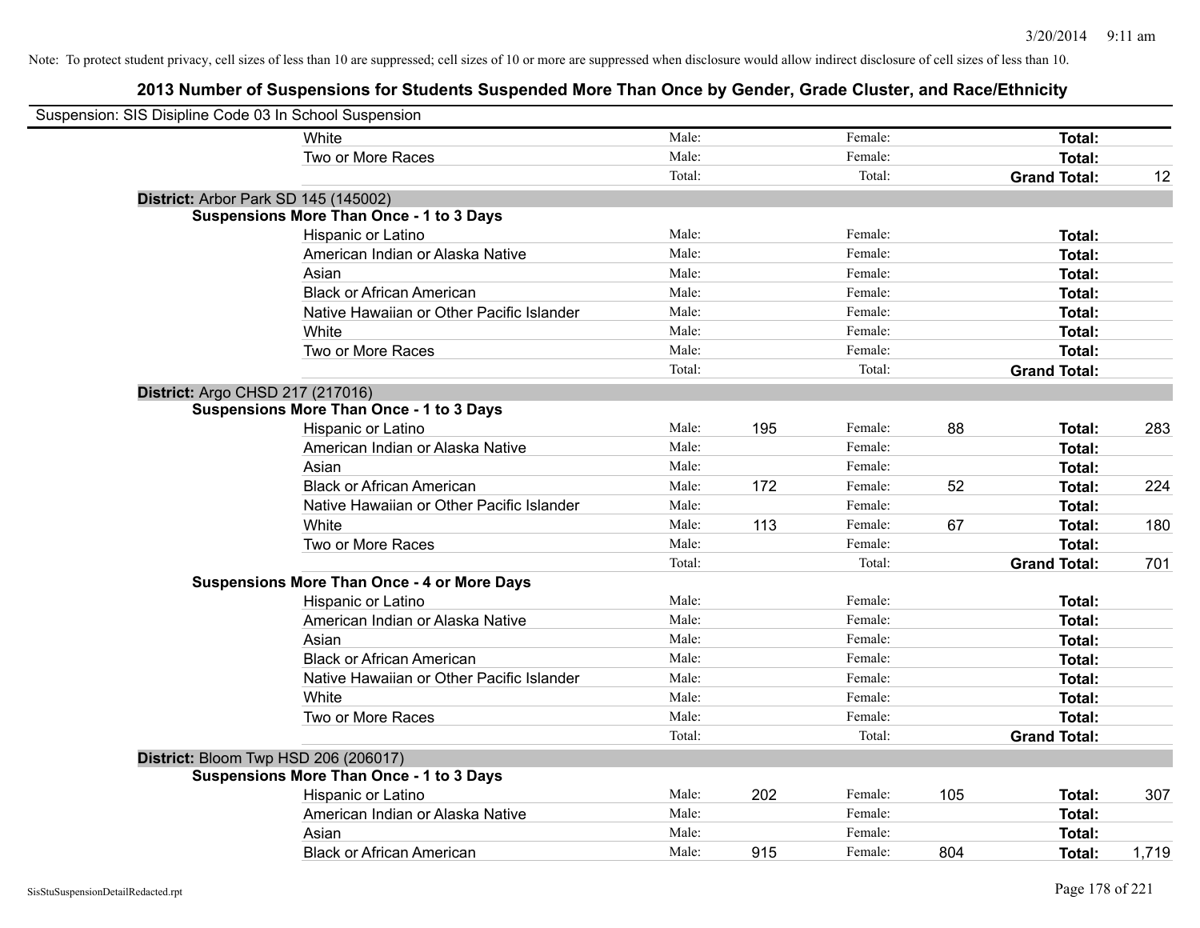Note: To protect student privacy, cell sizes of less than 10 are suppressed; cell sizes of 10 or more are suppressed when disclosure would allow indirect disclosure of cell sizes of less than 10.

# 2013 Number of Suspensions for Students Suspended More Than Once by Gender, Grade Cluster, and Race/Ethnicity

Suspension: SIS Disipline Code 03 In School Suspension

| | | | | | | |
|---|---|---|---|---|---|---|
| White | Male: | | Female: | | **Total:** | |
| Two or More Races | Male: | | Female: | | **Total:** | |
| | Total: | | Total: | | **Grand Total:** | 12 |

**District:** Arbor Park SD 145 (145002)

**Suspensions More Than Once - 1 to 3 Days**

| | | | | | | |
|---|---|---|---|---|---|---|
| Hispanic or Latino | Male: | | Female: | | **Total:** | |
| American Indian or Alaska Native | Male: | | Female: | | **Total:** | |
| Asian | Male: | | Female: | | **Total:** | |
| Black or African American | Male: | | Female: | | **Total:** | |
| Native Hawaiian or Other Pacific Islander | Male: | | Female: | | **Total:** | |
| White | Male: | | Female: | | **Total:** | |
| Two or More Races | Male: | | Female: | | **Total:** | |
| | Total: | | Total: | | **Grand Total:** | |

**District:** Argo CHSD 217 (217016)

**Suspensions More Than Once - 1 to 3 Days**

| | | | | | | |
|---|---|---|---|---|---|---|
| Hispanic or Latino | Male: | 195 | Female: | 88 | **Total:** | 283 |
| American Indian or Alaska Native | Male: | | Female: | | **Total:** | |
| Asian | Male: | | Female: | | **Total:** | |
| Black or African American | Male: | 172 | Female: | 52 | **Total:** | 224 |
| Native Hawaiian or Other Pacific Islander | Male: | | Female: | | **Total:** | |
| White | Male: | 113 | Female: | 67 | **Total:** | 180 |
| Two or More Races | Male: | | Female: | | **Total:** | |
| | Total: | | Total: | | **Grand Total:** | 701 |

**Suspensions More Than Once - 4 or More Days**

| | | | | | | |
|---|---|---|---|---|---|---|
| Hispanic or Latino | Male: | | Female: | | **Total:** | |
| American Indian or Alaska Native | Male: | | Female: | | **Total:** | |
| Asian | Male: | | Female: | | **Total:** | |
| Black or African American | Male: | | Female: | | **Total:** | |
| Native Hawaiian or Other Pacific Islander | Male: | | Female: | | **Total:** | |
| White | Male: | | Female: | | **Total:** | |
| Two or More Races | Male: | | Female: | | **Total:** | |
| | Total: | | Total: | | **Grand Total:** | |

**District:** Bloom Twp HSD 206 (206017)

**Suspensions More Than Once - 1 to 3 Days**

| | | | | | | |
|---|---|---|---|---|---|---|
| Hispanic or Latino | Male: | 202 | Female: | 105 | **Total:** | 307 |
| American Indian or Alaska Native | Male: | | Female: | | **Total:** | |
| Asian | Male: | | Female: | | **Total:** | |
| Black or African American | Male: | 915 | Female: | 804 | **Total:** | 1,719 |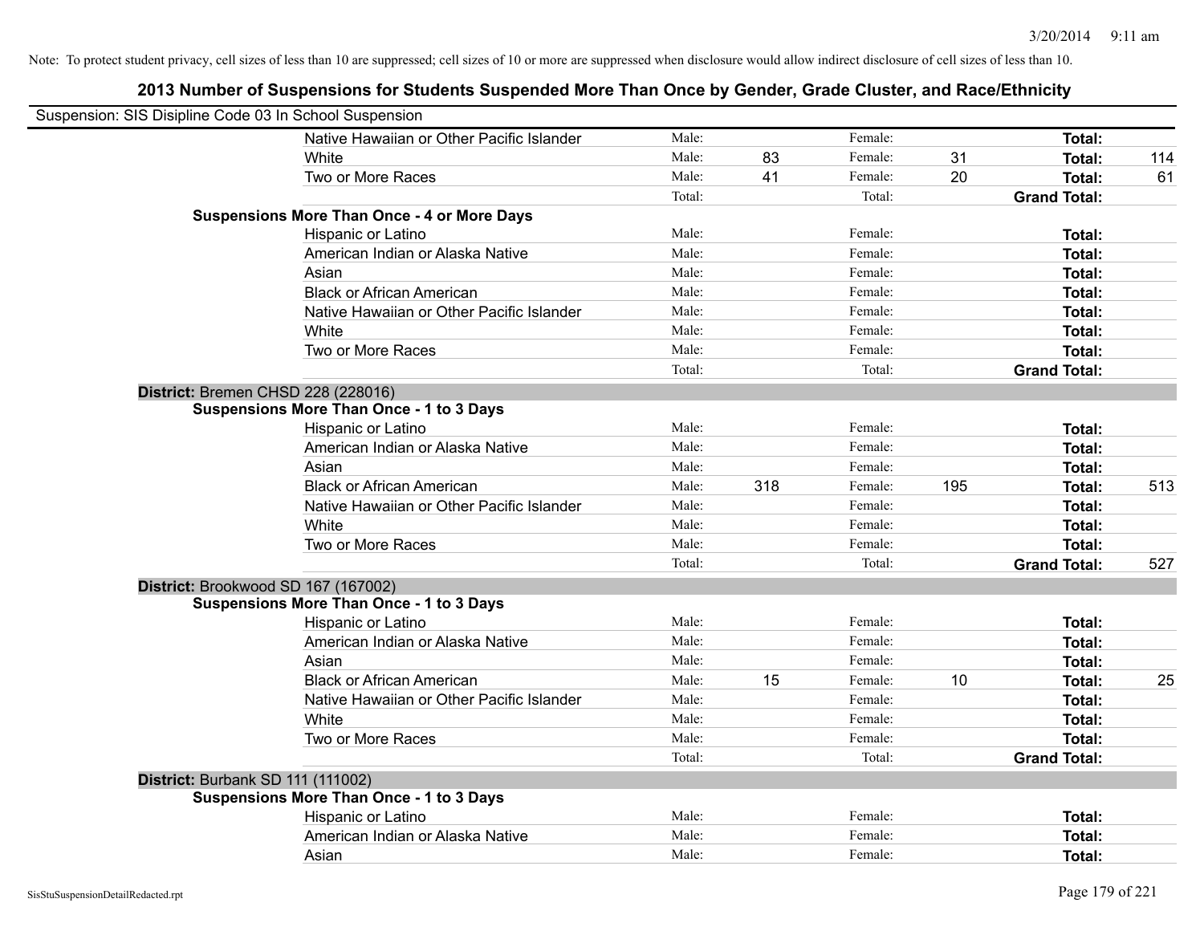Note: To protect student privacy, cell sizes of less than 10 are suppressed; cell sizes of 10 or more are suppressed when disclosure would allow indirect disclosure of cell sizes of less than 10.

## 2013 Number of Suspensions for Students Suspended More Than Once by Gender, Grade Cluster, and Race/Ethnicity

Suspension: SIS Disipline Code 03 In School Suspension

| | | | | | | | |
|---|---|---|---|---|---|---|---|
| Native Hawaiian or Other Pacific Islander | Male: | | Female: | | **Total:** | |
| White | Male: | 83 | Female: | 31 | **Total:** | 114 |
| Two or More Races | Male: | 41 | Female: | 20 | **Total:** | 61 |
| | Total: | | Total: | | **Grand Total:** | |

**Suspensions More Than Once - 4 or More Days**

| | | | | | | |
|---|---|---|---|---|---|---|
| Hispanic or Latino | Male: | | Female: | | **Total:** | |
| American Indian or Alaska Native | Male: | | Female: | | **Total:** | |
| Asian | Male: | | Female: | | **Total:** | |
| Black or African American | Male: | | Female: | | **Total:** | |
| Native Hawaiian or Other Pacific Islander | Male: | | Female: | | **Total:** | |
| White | Male: | | Female: | | **Total:** | |
| Two or More Races | Male: | | Female: | | **Total:** | |
| | Total: | | Total: | | **Grand Total:** | |

**District:** Bremen CHSD 228 (228016)

**Suspensions More Than Once - 1 to 3 Days**

| | | | | | | |
|---|---|---|---|---|---|---|
| Hispanic or Latino | Male: | | Female: | | **Total:** | |
| American Indian or Alaska Native | Male: | | Female: | | **Total:** | |
| Asian | Male: | | Female: | | **Total:** | |
| Black or African American | Male: | 318 | Female: | 195 | **Total:** | 513 |
| Native Hawaiian or Other Pacific Islander | Male: | | Female: | | **Total:** | |
| White | Male: | | Female: | | **Total:** | |
| Two or More Races | Male: | | Female: | | **Total:** | |
| | Total: | | Total: | | **Grand Total:** | 527 |

**District:** Brookwood SD 167 (167002)

**Suspensions More Than Once - 1 to 3 Days**

| | | | | | | |
|---|---|---|---|---|---|---|
| Hispanic or Latino | Male: | | Female: | | **Total:** | |
| American Indian or Alaska Native | Male: | | Female: | | **Total:** | |
| Asian | Male: | | Female: | | **Total:** | |
| Black or African American | Male: | 15 | Female: | 10 | **Total:** | 25 |
| Native Hawaiian or Other Pacific Islander | Male: | | Female: | | **Total:** | |
| White | Male: | | Female: | | **Total:** | |
| Two or More Races | Male: | | Female: | | **Total:** | |
| | Total: | | Total: | | **Grand Total:** | |

**District:** Burbank SD 111 (111002)

**Suspensions More Than Once - 1 to 3 Days**

| | | | | | | |
|---|---|---|---|---|---|---|
| Hispanic or Latino | Male: | | Female: | | **Total:** | |
| American Indian or Alaska Native | Male: | | Female: | | **Total:** | |
| Asian | Male: | | Female: | | **Total:** | |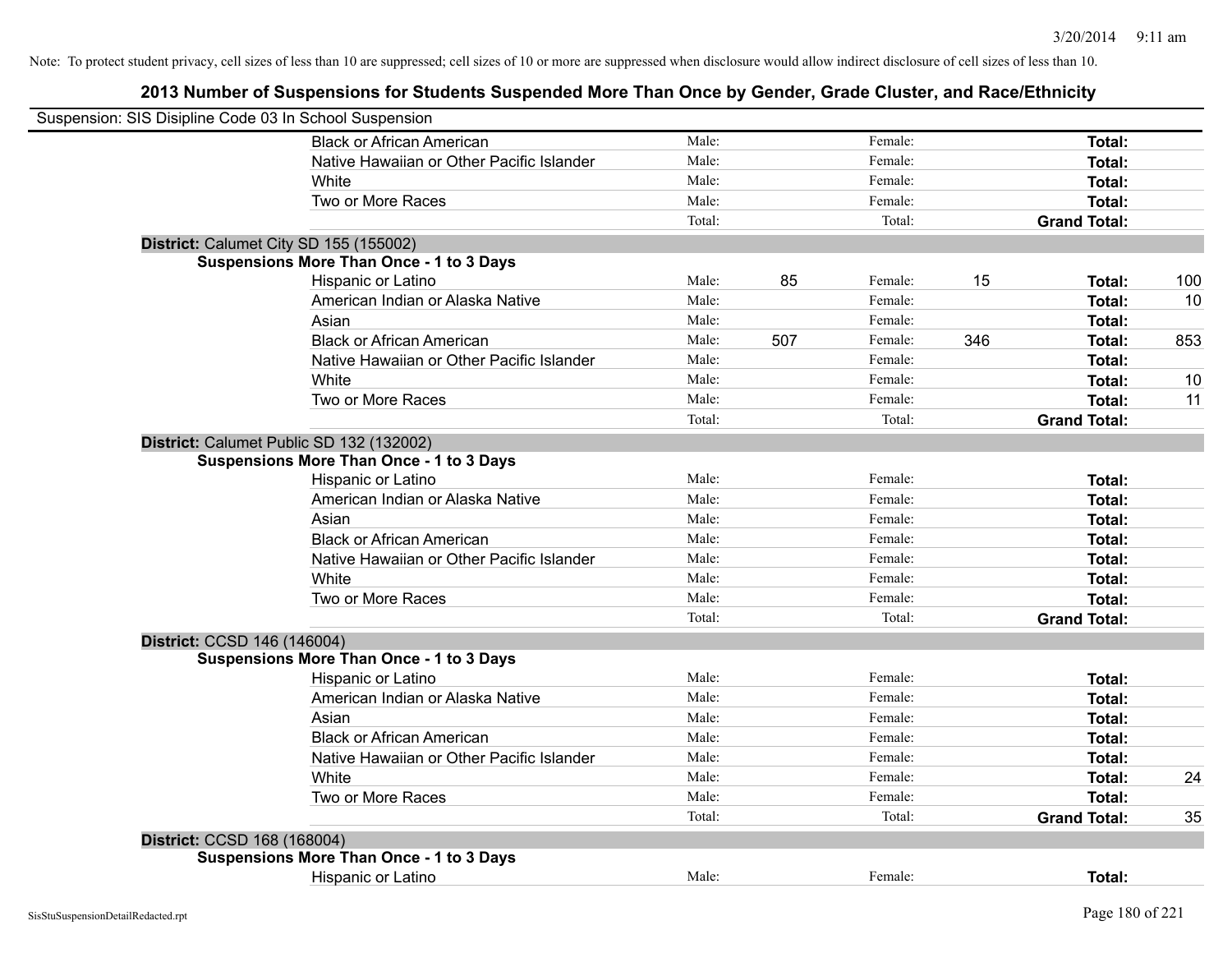Note: To protect student privacy, cell sizes of less than 10 are suppressed; cell sizes of 10 or more are suppressed when disclosure would allow indirect disclosure of cell sizes of less than 10.

## 2013 Number of Suspensions for Students Suspended More Than Once by Gender, Grade Cluster, and Race/Ethnicity

Suspension: SIS Disipline Code 03 In School Suspension

| | | | | | | |
|---|---|---|---|---|---|---|
| Black or African American | Male: | | Female: | | **Total:** | |
| Native Hawaiian or Other Pacific Islander | Male: | | Female: | | **Total:** | |
| White | Male: | | Female: | | **Total:** | |
| Two or More Races | Male: | | Female: | | **Total:** | |
| | Total: | | Total: | | **Grand Total:** | |

**District:** Calumet City SD 155 (155002)

**Suspensions More Than Once - 1 to 3 Days**

| | | | | | | |
|---|---|---|---|---|---|---|
| Hispanic or Latino | Male: | 85 | Female: | 15 | **Total:** | 100 |
| American Indian or Alaska Native | Male: | | Female: | | **Total:** | 10 |
| Asian | Male: | | Female: | | **Total:** | |
| Black or African American | Male: | 507 | Female: | 346 | **Total:** | 853 |
| Native Hawaiian or Other Pacific Islander | Male: | | Female: | | **Total:** | |
| White | Male: | | Female: | | **Total:** | 10 |
| Two or More Races | Male: | | Female: | | **Total:** | 11 |
| | Total: | | Total: | | **Grand Total:** | |

**District:** Calumet Public SD 132 (132002)

**Suspensions More Than Once - 1 to 3 Days**

| | | | | | | |
|---|---|---|---|---|---|---|
| Hispanic or Latino | Male: | | Female: | | **Total:** | |
| American Indian or Alaska Native | Male: | | Female: | | **Total:** | |
| Asian | Male: | | Female: | | **Total:** | |
| Black or African American | Male: | | Female: | | **Total:** | |
| Native Hawaiian or Other Pacific Islander | Male: | | Female: | | **Total:** | |
| White | Male: | | Female: | | **Total:** | |
| Two or More Races | Male: | | Female: | | **Total:** | |
| | Total: | | Total: | | **Grand Total:** | |

**District:** CCSD 146 (146004)

**Suspensions More Than Once - 1 to 3 Days**

| | | | | | | |
|---|---|---|---|---|---|---|
| Hispanic or Latino | Male: | | Female: | | **Total:** | |
| American Indian or Alaska Native | Male: | | Female: | | **Total:** | |
| Asian | Male: | | Female: | | **Total:** | |
| Black or African American | Male: | | Female: | | **Total:** | |
| Native Hawaiian or Other Pacific Islander | Male: | | Female: | | **Total:** | |
| White | Male: | | Female: | | **Total:** | 24 |
| Two or More Races | Male: | | Female: | | **Total:** | |
| | Total: | | Total: | | **Grand Total:** | 35 |

**District:** CCSD 168 (168004)

**Suspensions More Than Once - 1 to 3 Days**

| | | | | | | |
|---|---|---|---|---|---|---|
| Hispanic or Latino | Male: | | Female: | | **Total:** | |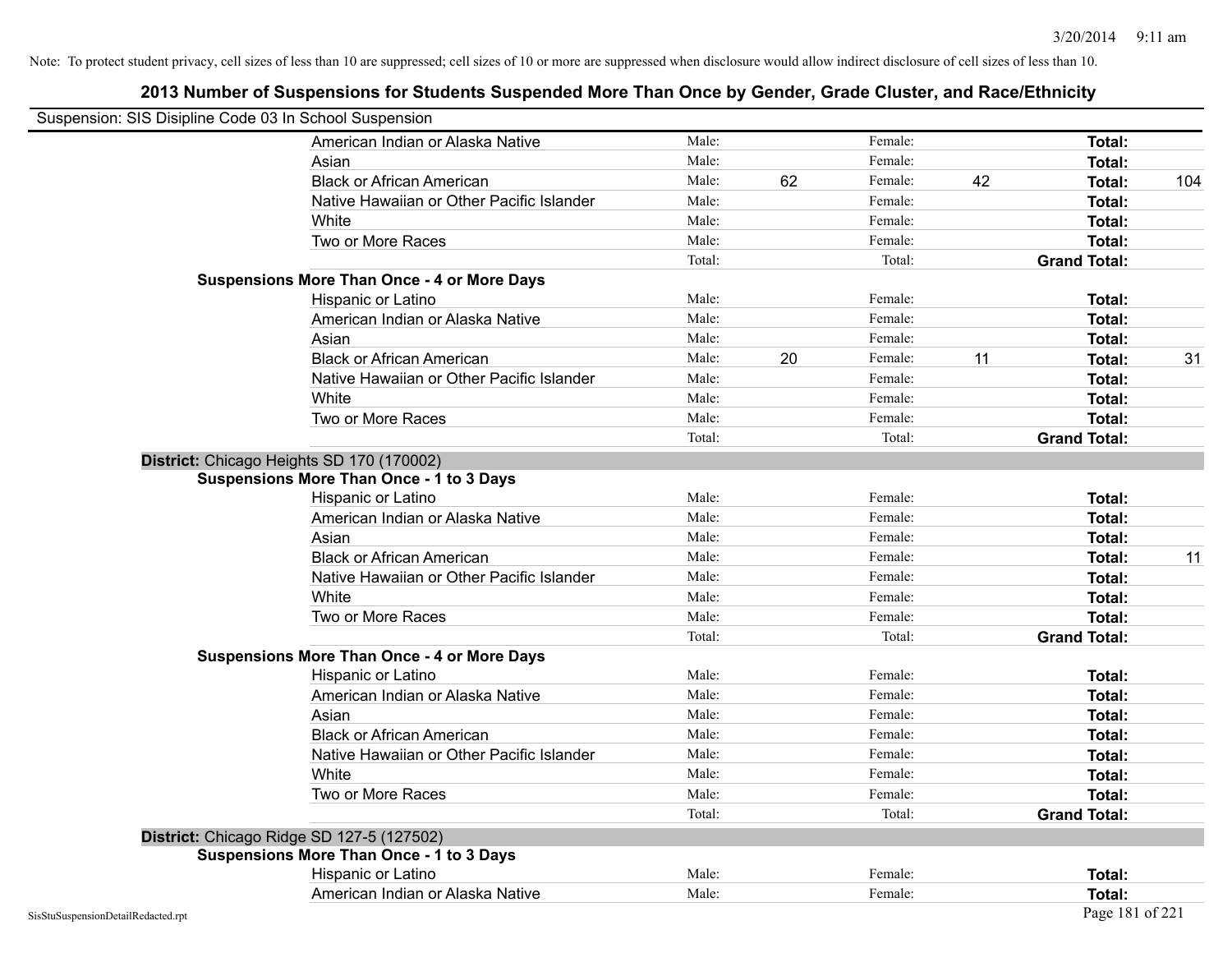Note: To protect student privacy, cell sizes of less than 10 are suppressed; cell sizes of 10 or more are suppressed when disclosure would allow indirect disclosure of cell sizes of less than 10.

## 2013 Number of Suspensions for Students Suspended More Than Once by Gender, Grade Cluster, and Race/Ethnicity

Suspension: SIS Disipline Code 03 In School Suspension

| | | | | | | | |
|---|---|---|---|---|---|---|---|
| American Indian or Alaska Native | Male: | | Female: | | **Total:** | |
| Asian | Male: | | Female: | | **Total:** | |
| Black or African American | Male: | 62 | Female: | 42 | **Total:** | 104 |
| Native Hawaiian or Other Pacific Islander | Male: | | Female: | | **Total:** | |
| White | Male: | | Female: | | **Total:** | |
| Two or More Races | Male: | | Female: | | **Total:** | |
| | Total: | | Total: | | **Grand Total:** | |

**Suspensions More Than Once - 4 or More Days**

| | | | | | | |
|---|---|---|---|---|---|---|
| Hispanic or Latino | Male: | | Female: | | **Total:** | |
| American Indian or Alaska Native | Male: | | Female: | | **Total:** | |
| Asian | Male: | | Female: | | **Total:** | |
| Black or African American | Male: | 20 | Female: | 11 | **Total:** | 31 |
| Native Hawaiian or Other Pacific Islander | Male: | | Female: | | **Total:** | |
| White | Male: | | Female: | | **Total:** | |
| Two or More Races | Male: | | Female: | | **Total:** | |
| | Total: | | Total: | | **Grand Total:** | |

**District:** Chicago Heights SD 170 (170002)

**Suspensions More Than Once - 1 to 3 Days**

| | | | | | | |
|---|---|---|---|---|---|---|
| Hispanic or Latino | Male: | | Female: | | **Total:** | |
| American Indian or Alaska Native | Male: | | Female: | | **Total:** | |
| Asian | Male: | | Female: | | **Total:** | |
| Black or African American | Male: | | Female: | | **Total:** | 11 |
| Native Hawaiian or Other Pacific Islander | Male: | | Female: | | **Total:** | |
| White | Male: | | Female: | | **Total:** | |
| Two or More Races | Male: | | Female: | | **Total:** | |
| | Total: | | Total: | | **Grand Total:** | |

**Suspensions More Than Once - 4 or More Days**

| | | | | | | |
|---|---|---|---|---|---|---|
| Hispanic or Latino | Male: | | Female: | | **Total:** | |
| American Indian or Alaska Native | Male: | | Female: | | **Total:** | |
| Asian | Male: | | Female: | | **Total:** | |
| Black or African American | Male: | | Female: | | **Total:** | |
| Native Hawaiian or Other Pacific Islander | Male: | | Female: | | **Total:** | |
| White | Male: | | Female: | | **Total:** | |
| Two or More Races | Male: | | Female: | | **Total:** | |
| | Total: | | Total: | | **Grand Total:** | |

**District:** Chicago Ridge SD 127-5 (127502)

**Suspensions More Than Once - 1 to 3 Days**

| | | | | | | |
|---|---|---|---|---|---|---|
| Hispanic or Latino | Male: | | Female: | | **Total:** | |
| American Indian or Alaska Native | Male: | | Female: | | **Total:** | |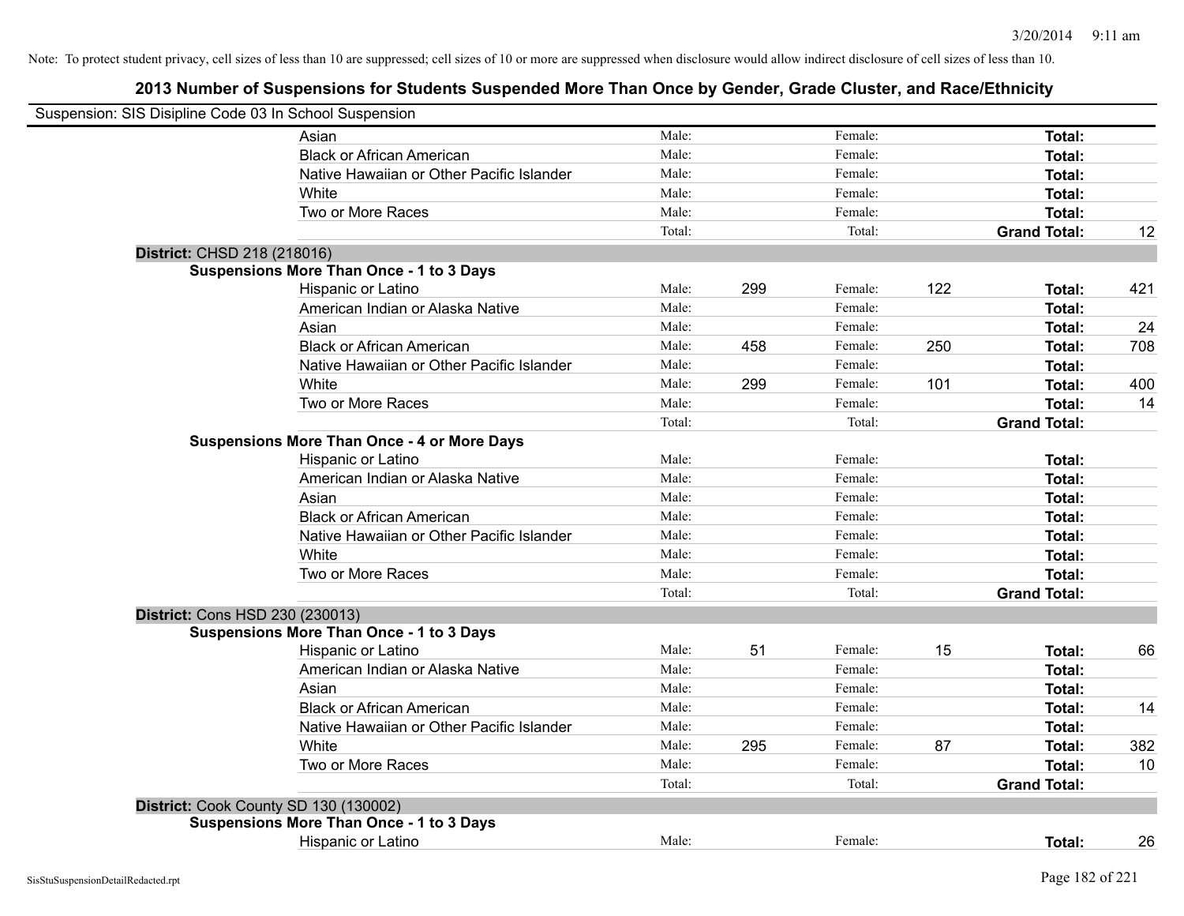Note: To protect student privacy, cell sizes of less than 10 are suppressed; cell sizes of 10 or more are suppressed when disclosure would allow indirect disclosure of cell sizes of less than 10.

## 2013 Number of Suspensions for Students Suspended More Than Once by Gender, Grade Cluster, and Race/Ethnicity

Suspension: SIS Disipline Code 03 In School Suspension

| | | | | | | |
|---|---|---|---|---|---|---|
| Asian | Male: | | Female: | | **Total:** | |
| Black or African American | Male: | | Female: | | **Total:** | |
| Native Hawaiian or Other Pacific Islander | Male: | | Female: | | **Total:** | |
| White | Male: | | Female: | | **Total:** | |
| Two or More Races | Male: | | Female: | | **Total:** | |
| | Total: | | Total: | | **Grand Total:** | 12 |

**District:** CHSD 218 (218016)

**Suspensions More Than Once - 1 to 3 Days**

| | | | | | | |
|---|---|---|---|---|---|---|
| Hispanic or Latino | Male: | 299 | Female: | 122 | **Total:** | 421 |
| American Indian or Alaska Native | Male: | | Female: | | **Total:** | |
| Asian | Male: | | Female: | | **Total:** | 24 |
| Black or African American | Male: | 458 | Female: | 250 | **Total:** | 708 |
| Native Hawaiian or Other Pacific Islander | Male: | | Female: | | **Total:** | |
| White | Male: | 299 | Female: | 101 | **Total:** | 400 |
| Two or More Races | Male: | | Female: | | **Total:** | 14 |
| | Total: | | Total: | | **Grand Total:** | |

**Suspensions More Than Once - 4 or More Days**

| | | | | | | |
|---|---|---|---|---|---|---|
| Hispanic or Latino | Male: | | Female: | | **Total:** | |
| American Indian or Alaska Native | Male: | | Female: | | **Total:** | |
| Asian | Male: | | Female: | | **Total:** | |
| Black or African American | Male: | | Female: | | **Total:** | |
| Native Hawaiian or Other Pacific Islander | Male: | | Female: | | **Total:** | |
| White | Male: | | Female: | | **Total:** | |
| Two or More Races | Male: | | Female: | | **Total:** | |
| | Total: | | Total: | | **Grand Total:** | |

**District:** Cons HSD 230 (230013)

**Suspensions More Than Once - 1 to 3 Days**

| | | | | | | |
|---|---|---|---|---|---|---|
| Hispanic or Latino | Male: | 51 | Female: | 15 | **Total:** | 66 |
| American Indian or Alaska Native | Male: | | Female: | | **Total:** | |
| Asian | Male: | | Female: | | **Total:** | |
| Black or African American | Male: | | Female: | | **Total:** | 14 |
| Native Hawaiian or Other Pacific Islander | Male: | | Female: | | **Total:** | |
| White | Male: | 295 | Female: | 87 | **Total:** | 382 |
| Two or More Races | Male: | | Female: | | **Total:** | 10 |
| | Total: | | Total: | | **Grand Total:** | |

**District:** Cook County SD 130 (130002)

**Suspensions More Than Once - 1 to 3 Days**

| | | | | | | |
|---|---|---|---|---|---|---|
| Hispanic or Latino | Male: | | Female: | | **Total:** | 26 |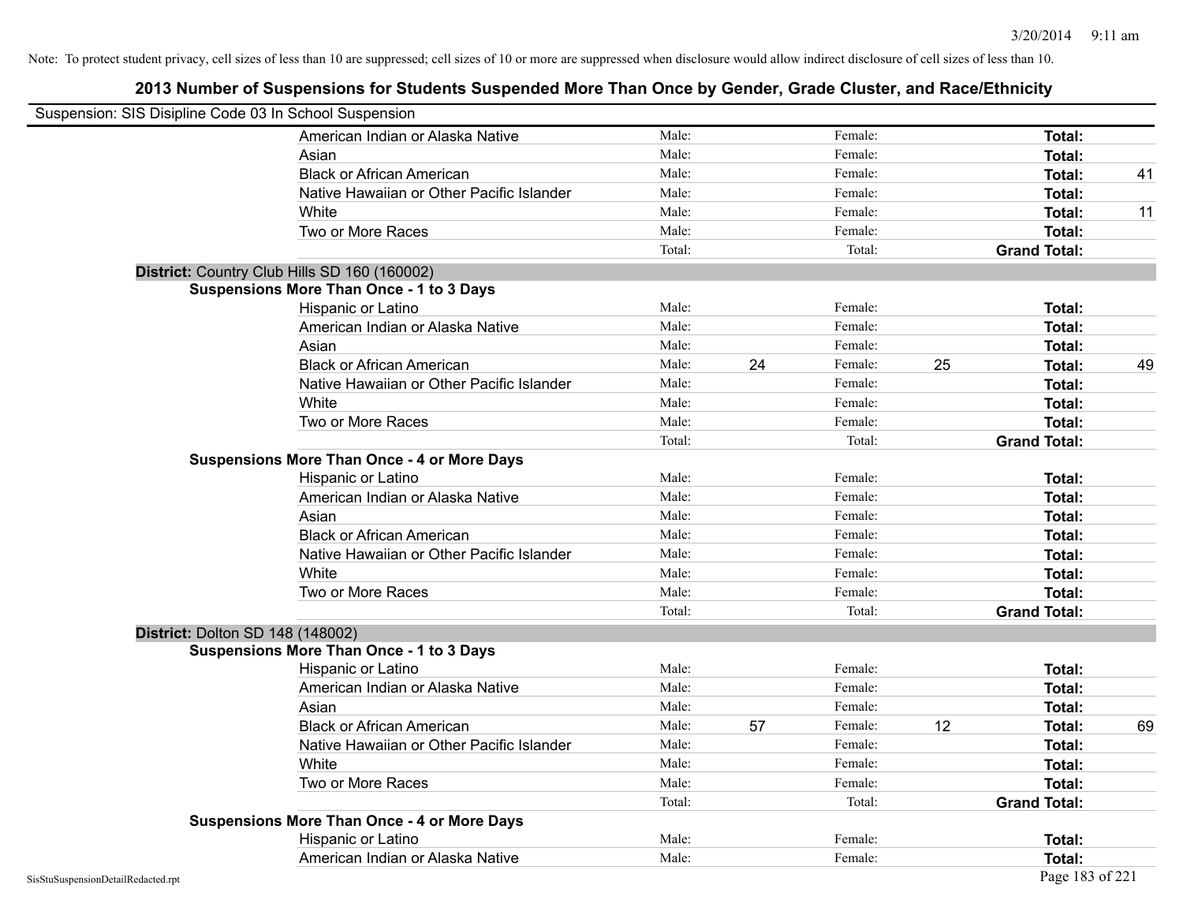Note: To protect student privacy, cell sizes of less than 10 are suppressed; cell sizes of 10 or more are suppressed when disclosure would allow indirect disclosure of cell sizes of less than 10.

# 2013 Number of Suspensions for Students Suspended More Than Once by Gender, Grade Cluster, and Race/Ethnicity

Suspension: SIS Disipline Code 03 In School Suspension

| | Male: | | Female: | | Total: | |
|---|---|---|---|---|---|---|
| American Indian or Alaska Native | Male: | | Female: | | **Total:** | |
| Asian | Male: | | Female: | | **Total:** | |
| Black or African American | Male: | | Female: | | **Total:** | 41 |
| Native Hawaiian or Other Pacific Islander | Male: | | Female: | | **Total:** | |
| White | Male: | | Female: | | **Total:** | 11 |
| Two or More Races | Male: | | Female: | | **Total:** | |
| | Total: | | Total: | | **Grand Total:** | |

**District:** Country Club Hills SD 160 (160002)

**Suspensions More Than Once - 1 to 3 Days**

| | Male: | | Female: | | Total: | |
|---|---|---|---|---|---|---|
| Hispanic or Latino | Male: | | Female: | | **Total:** | |
| American Indian or Alaska Native | Male: | | Female: | | **Total:** | |
| Asian | Male: | | Female: | | **Total:** | |
| Black or African American | Male: | 24 | Female: | 25 | **Total:** | 49 |
| Native Hawaiian or Other Pacific Islander | Male: | | Female: | | **Total:** | |
| White | Male: | | Female: | | **Total:** | |
| Two or More Races | Male: | | Female: | | **Total:** | |
| | Total: | | Total: | | **Grand Total:** | |

**Suspensions More Than Once - 4 or More Days**

| | Male: | | Female: | | Total: | |
|---|---|---|---|---|---|---|
| Hispanic or Latino | Male: | | Female: | | **Total:** | |
| American Indian or Alaska Native | Male: | | Female: | | **Total:** | |
| Asian | Male: | | Female: | | **Total:** | |
| Black or African American | Male: | | Female: | | **Total:** | |
| Native Hawaiian or Other Pacific Islander | Male: | | Female: | | **Total:** | |
| White | Male: | | Female: | | **Total:** | |
| Two or More Races | Male: | | Female: | | **Total:** | |
| | Total: | | Total: | | **Grand Total:** | |

**District:** Dolton SD 148 (148002)

**Suspensions More Than Once - 1 to 3 Days**

| | Male: | | Female: | | Total: | |
|---|---|---|---|---|---|---|
| Hispanic or Latino | Male: | | Female: | | **Total:** | |
| American Indian or Alaska Native | Male: | | Female: | | **Total:** | |
| Asian | Male: | | Female: | | **Total:** | |
| Black or African American | Male: | 57 | Female: | 12 | **Total:** | 69 |
| Native Hawaiian or Other Pacific Islander | Male: | | Female: | | **Total:** | |
| White | Male: | | Female: | | **Total:** | |
| Two or More Races | Male: | | Female: | | **Total:** | |
| | Total: | | Total: | | **Grand Total:** | |

**Suspensions More Than Once - 4 or More Days**

| | Male: | | Female: | | Total: | |
|---|---|---|---|---|---|---|
| Hispanic or Latino | Male: | | Female: | | **Total:** | |
| American Indian or Alaska Native | Male: | | Female: | | **Total:** | |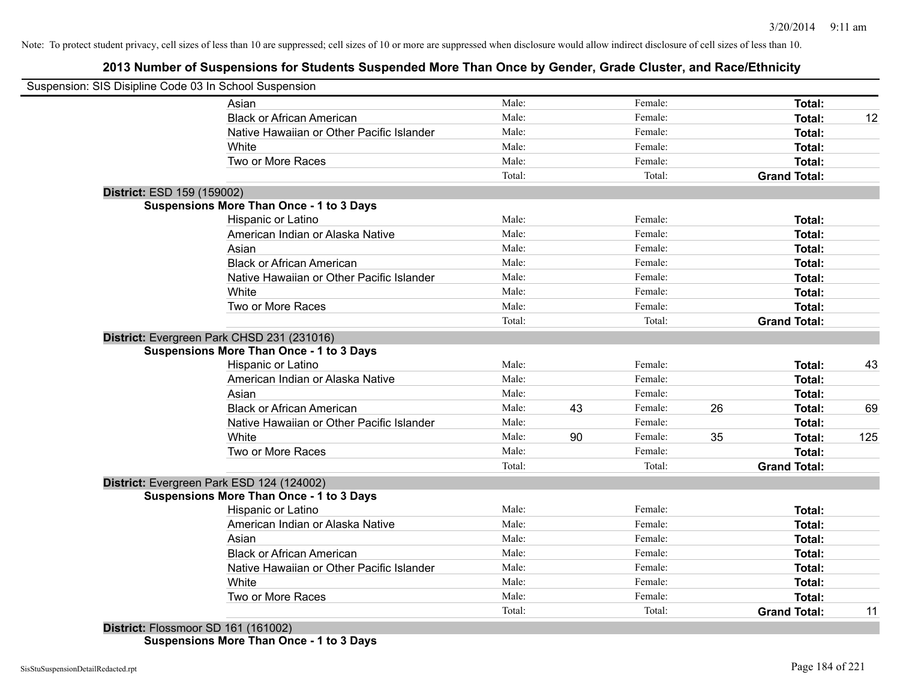Note: To protect student privacy, cell sizes of less than 10 are suppressed; cell sizes of 10 or more are suppressed when disclosure would allow indirect disclosure of cell sizes of less than 10.

## 2013 Number of Suspensions for Students Suspended More Than Once by Gender, Grade Cluster, and Race/Ethnicity

Suspension: SIS Disipline Code 03 In School Suspension

| | | | | | | |
|---|---|---|---|---|---|---|
| Asian | Male: | | Female: | | **Total:** | |
| Black or African American | Male: | | Female: | | **Total:** | 12 |
| Native Hawaiian or Other Pacific Islander | Male: | | Female: | | **Total:** | |
| White | Male: | | Female: | | **Total:** | |
| Two or More Races | Male: | | Female: | | **Total:** | |
| | Total: | | Total: | | **Grand Total:** | |

**District:** ESD 159 (159002)

**Suspensions More Than Once - 1 to 3 Days**

| | | | | | | |
|---|---|---|---|---|---|---|
| Hispanic or Latino | Male: | | Female: | | **Total:** | |
| American Indian or Alaska Native | Male: | | Female: | | **Total:** | |
| Asian | Male: | | Female: | | **Total:** | |
| Black or African American | Male: | | Female: | | **Total:** | |
| Native Hawaiian or Other Pacific Islander | Male: | | Female: | | **Total:** | |
| White | Male: | | Female: | | **Total:** | |
| Two or More Races | Male: | | Female: | | **Total:** | |
| | Total: | | Total: | | **Grand Total:** | |

**District:** Evergreen Park CHSD 231 (231016)

**Suspensions More Than Once - 1 to 3 Days**

| | | | | | | |
|---|---|---|---|---|---|---|
| Hispanic or Latino | Male: | | Female: | | **Total:** | 43 |
| American Indian or Alaska Native | Male: | | Female: | | **Total:** | |
| Asian | Male: | | Female: | | **Total:** | |
| Black or African American | Male: | 43 | Female: | 26 | **Total:** | 69 |
| Native Hawaiian or Other Pacific Islander | Male: | | Female: | | **Total:** | |
| White | Male: | 90 | Female: | 35 | **Total:** | 125 |
| Two or More Races | Male: | | Female: | | **Total:** | |
| | Total: | | Total: | | **Grand Total:** | |

**District:** Evergreen Park ESD 124 (124002)

**Suspensions More Than Once - 1 to 3 Days**

| | | | | | | |
|---|---|---|---|---|---|---|
| Hispanic or Latino | Male: | | Female: | | **Total:** | |
| American Indian or Alaska Native | Male: | | Female: | | **Total:** | |
| Asian | Male: | | Female: | | **Total:** | |
| Black or African American | Male: | | Female: | | **Total:** | |
| Native Hawaiian or Other Pacific Islander | Male: | | Female: | | **Total:** | |
| White | Male: | | Female: | | **Total:** | |
| Two or More Races | Male: | | Female: | | **Total:** | |
| | Total: | | Total: | | **Grand Total:** | 11 |

**District:** Flossmoor SD 161 (161002)

**Suspensions More Than Once - 1 to 3 Days**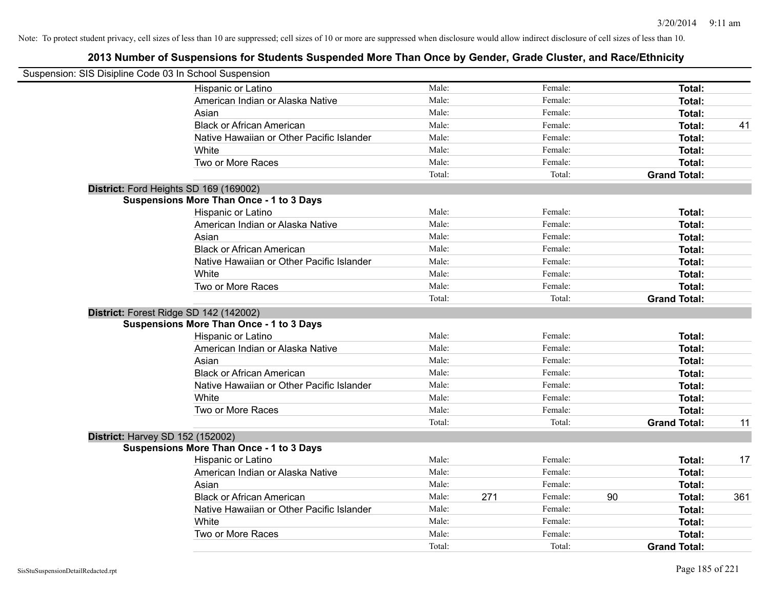Note: To protect student privacy, cell sizes of less than 10 are suppressed; cell sizes of 10 or more are suppressed when disclosure would allow indirect disclosure of cell sizes of less than 10.

## 2013 Number of Suspensions for Students Suspended More Than Once by Gender, Grade Cluster, and Race/Ethnicity

Suspension: SIS Disipline Code 03 In School Suspension

| | Male: | | Female: | | Total: | |
|---|---|---|---|---|---|---|
| Hispanic or Latino | Male: | | Female: | | **Total:** | |
| American Indian or Alaska Native | Male: | | Female: | | **Total:** | |
| Asian | Male: | | Female: | | **Total:** | |
| Black or African American | Male: | | Female: | | **Total:** | 41 |
| Native Hawaiian or Other Pacific Islander | Male: | | Female: | | **Total:** | |
| White | Male: | | Female: | | **Total:** | |
| Two or More Races | Male: | | Female: | | **Total:** | |
| | Total: | | Total: | | **Grand Total:** | |

**District:** Ford Heights SD 169 (169002)

**Suspensions More Than Once - 1 to 3 Days**

| | Male: | | Female: | | Total: | |
|---|---|---|---|---|---|---|
| Hispanic or Latino | Male: | | Female: | | **Total:** | |
| American Indian or Alaska Native | Male: | | Female: | | **Total:** | |
| Asian | Male: | | Female: | | **Total:** | |
| Black or African American | Male: | | Female: | | **Total:** | |
| Native Hawaiian or Other Pacific Islander | Male: | | Female: | | **Total:** | |
| White | Male: | | Female: | | **Total:** | |
| Two or More Races | Male: | | Female: | | **Total:** | |
| | Total: | | Total: | | **Grand Total:** | |

**District:** Forest Ridge SD 142 (142002)

**Suspensions More Than Once - 1 to 3 Days**

| | Male: | | Female: | | Total: | |
|---|---|---|---|---|---|---|
| Hispanic or Latino | Male: | | Female: | | **Total:** | |
| American Indian or Alaska Native | Male: | | Female: | | **Total:** | |
| Asian | Male: | | Female: | | **Total:** | |
| Black or African American | Male: | | Female: | | **Total:** | |
| Native Hawaiian or Other Pacific Islander | Male: | | Female: | | **Total:** | |
| White | Male: | | Female: | | **Total:** | |
| Two or More Races | Male: | | Female: | | **Total:** | |
| | Total: | | Total: | | **Grand Total:** | 11 |

**District:** Harvey SD 152 (152002)

**Suspensions More Than Once - 1 to 3 Days**

| | Male: | | Female: | | Total: | |
|---|---|---|---|---|---|---|
| Hispanic or Latino | Male: | | Female: | | **Total:** | 17 |
| American Indian or Alaska Native | Male: | | Female: | | **Total:** | |
| Asian | Male: | | Female: | | **Total:** | |
| Black or African American | Male: | 271 | Female: | 90 | **Total:** | 361 |
| Native Hawaiian or Other Pacific Islander | Male: | | Female: | | **Total:** | |
| White | Male: | | Female: | | **Total:** | |
| Two or More Races | Male: | | Female: | | **Total:** | |
| | Total: | | Total: | | **Grand Total:** | |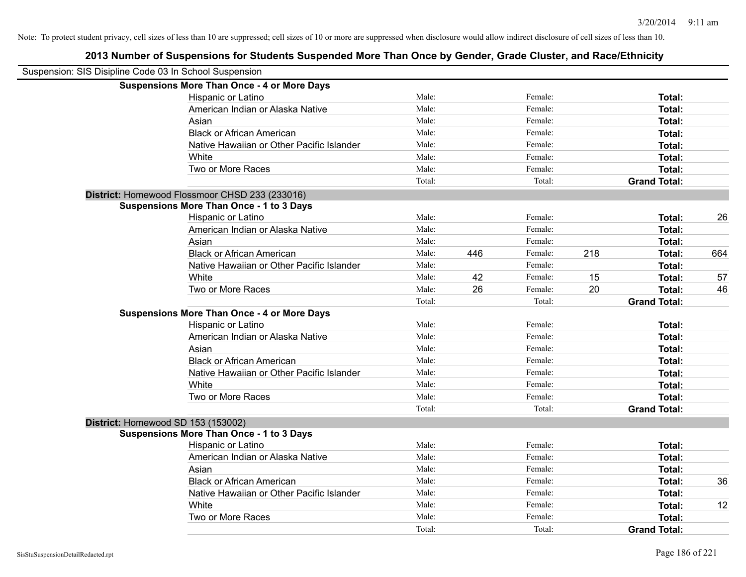Note: To protect student privacy, cell sizes of less than 10 are suppressed; cell sizes of 10 or more are suppressed when disclosure would allow indirect disclosure of cell sizes of less than 10.

## 2013 Number of Suspensions for Students Suspended More Than Once by Gender, Grade Cluster, and Race/Ethnicity

Suspension: SIS Disipline Code 03 In School Suspension

**Suspensions More Than Once - 4 or More Days**

| | | | | | | |
|---|---|---|---|---|---|---|
| Hispanic or Latino | Male: | | Female: | | **Total:** | |
| American Indian or Alaska Native | Male: | | Female: | | **Total:** | |
| Asian | Male: | | Female: | | **Total:** | |
| Black or African American | Male: | | Female: | | **Total:** | |
| Native Hawaiian or Other Pacific Islander | Male: | | Female: | | **Total:** | |
| White | Male: | | Female: | | **Total:** | |
| Two or More Races | Male: | | Female: | | **Total:** | |
| | Total: | | Total: | | **Grand Total:** | |

**District:** Homewood Flossmoor CHSD 233 (233016)

**Suspensions More Than Once - 1 to 3 Days**

| | | | | | | |
|---|---|---|---|---|---|---|
| Hispanic or Latino | Male: | | Female: | | **Total:** | 26 |
| American Indian or Alaska Native | Male: | | Female: | | **Total:** | |
| Asian | Male: | | Female: | | **Total:** | |
| Black or African American | Male: | 446 | Female: | 218 | **Total:** | 664 |
| Native Hawaiian or Other Pacific Islander | Male: | | Female: | | **Total:** | |
| White | Male: | 42 | Female: | 15 | **Total:** | 57 |
| Two or More Races | Male: | 26 | Female: | 20 | **Total:** | 46 |
| | Total: | | Total: | | **Grand Total:** | |

**Suspensions More Than Once - 4 or More Days**

| | | | | | | |
|---|---|---|---|---|---|---|
| Hispanic or Latino | Male: | | Female: | | **Total:** | |
| American Indian or Alaska Native | Male: | | Female: | | **Total:** | |
| Asian | Male: | | Female: | | **Total:** | |
| Black or African American | Male: | | Female: | | **Total:** | |
| Native Hawaiian or Other Pacific Islander | Male: | | Female: | | **Total:** | |
| White | Male: | | Female: | | **Total:** | |
| Two or More Races | Male: | | Female: | | **Total:** | |
| | Total: | | Total: | | **Grand Total:** | |

**District:** Homewood SD 153 (153002)

**Suspensions More Than Once - 1 to 3 Days**

| | | | | | | |
|---|---|---|---|---|---|---|
| Hispanic or Latino | Male: | | Female: | | **Total:** | |
| American Indian or Alaska Native | Male: | | Female: | | **Total:** | |
| Asian | Male: | | Female: | | **Total:** | |
| Black or African American | Male: | | Female: | | **Total:** | 36 |
| Native Hawaiian or Other Pacific Islander | Male: | | Female: | | **Total:** | |
| White | Male: | | Female: | | **Total:** | 12 |
| Two or More Races | Male: | | Female: | | **Total:** | |
| | Total: | | Total: | | **Grand Total:** | |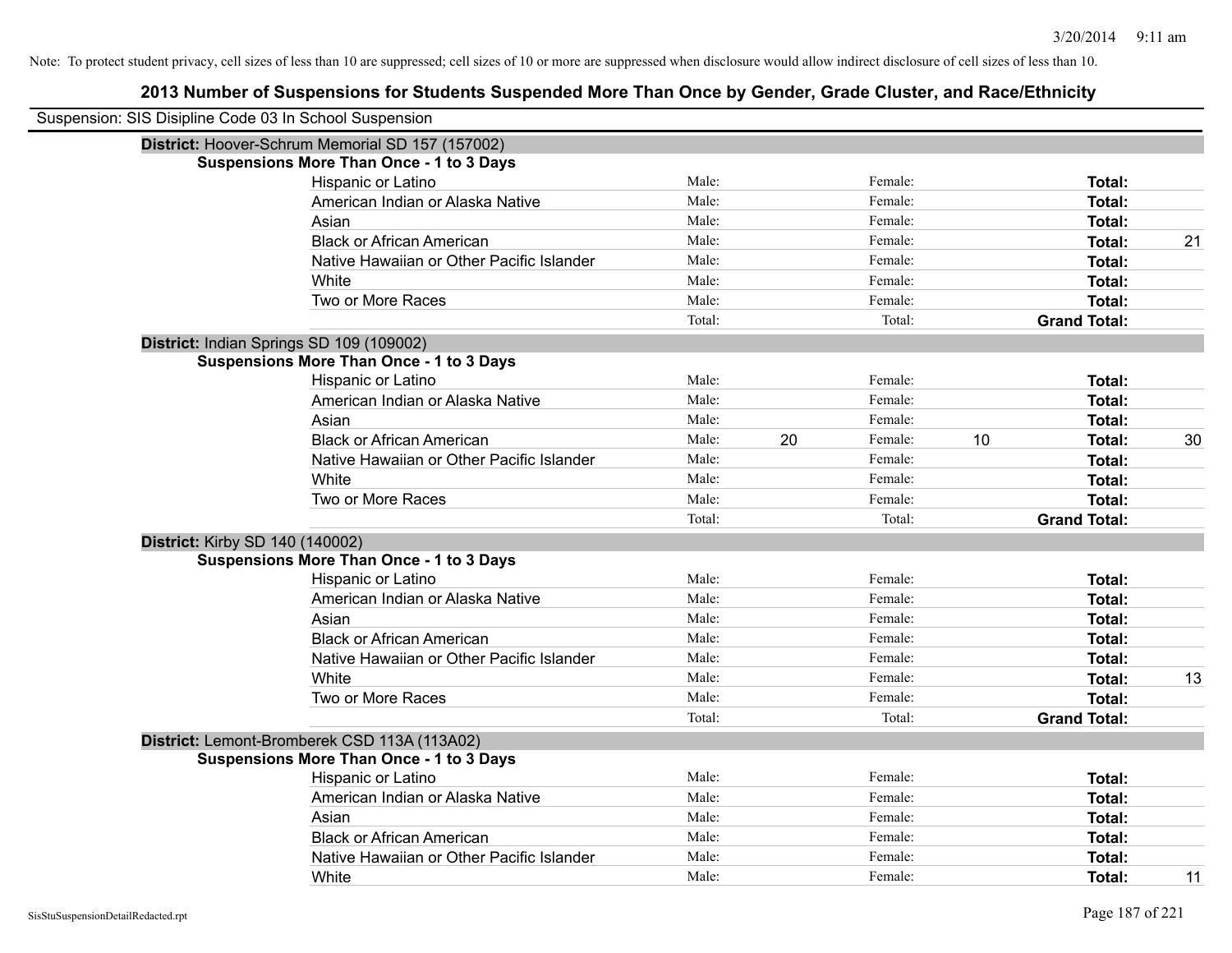Note: To protect student privacy, cell sizes of less than 10 are suppressed; cell sizes of 10 or more are suppressed when disclosure would allow indirect disclosure of cell sizes of less than 10.

# 2013 Number of Suspensions for Students Suspended More Than Once by Gender, Grade Cluster, and Race/Ethnicity

Suspension: SIS Disipline Code 03 In School Suspension

**District:** Hoover-Schrum Memorial SD 157 (157002)

**Suspensions More Than Once - 1 to 3 Days**

| Race/Ethnicity | | | | | | |
|---|---|---|---|---|---|---|
| Hispanic or Latino | Male: | | Female: | | **Total:** | |
| American Indian or Alaska Native | Male: | | Female: | | **Total:** | |
| Asian | Male: | | Female: | | **Total:** | |
| Black or African American | Male: | | Female: | | **Total:** | 21 |
| Native Hawaiian or Other Pacific Islander | Male: | | Female: | | **Total:** | |
| White | Male: | | Female: | | **Total:** | |
| Two or More Races | Male: | | Female: | | **Total:** | |
| | Total: | | Total: | | **Grand Total:** | |

**District:** Indian Springs SD 109 (109002)

**Suspensions More Than Once - 1 to 3 Days**

| Race/Ethnicity | | | | | | |
|---|---|---|---|---|---|---|
| Hispanic or Latino | Male: | | Female: | | **Total:** | |
| American Indian or Alaska Native | Male: | | Female: | | **Total:** | |
| Asian | Male: | | Female: | | **Total:** | |
| Black or African American | Male: | 20 | Female: | 10 | **Total:** | 30 |
| Native Hawaiian or Other Pacific Islander | Male: | | Female: | | **Total:** | |
| White | Male: | | Female: | | **Total:** | |
| Two or More Races | Male: | | Female: | | **Total:** | |
| | Total: | | Total: | | **Grand Total:** | |

**District:** Kirby SD 140 (140002)

**Suspensions More Than Once - 1 to 3 Days**

| Race/Ethnicity | | | | | | |
|---|---|---|---|---|---|---|
| Hispanic or Latino | Male: | | Female: | | **Total:** | |
| American Indian or Alaska Native | Male: | | Female: | | **Total:** | |
| Asian | Male: | | Female: | | **Total:** | |
| Black or African American | Male: | | Female: | | **Total:** | |
| Native Hawaiian or Other Pacific Islander | Male: | | Female: | | **Total:** | |
| White | Male: | | Female: | | **Total:** | 13 |
| Two or More Races | Male: | | Female: | | **Total:** | |
| | Total: | | Total: | | **Grand Total:** | |

**District:** Lemont-Bromberek CSD 113A (113A02)

**Suspensions More Than Once - 1 to 3 Days**

| Race/Ethnicity | | | | | | |
|---|---|---|---|---|---|---|
| Hispanic or Latino | Male: | | Female: | | **Total:** | |
| American Indian or Alaska Native | Male: | | Female: | | **Total:** | |
| Asian | Male: | | Female: | | **Total:** | |
| Black or African American | Male: | | Female: | | **Total:** | |
| Native Hawaiian or Other Pacific Islander | Male: | | Female: | | **Total:** | |
| White | Male: | | Female: | | **Total:** | 11 |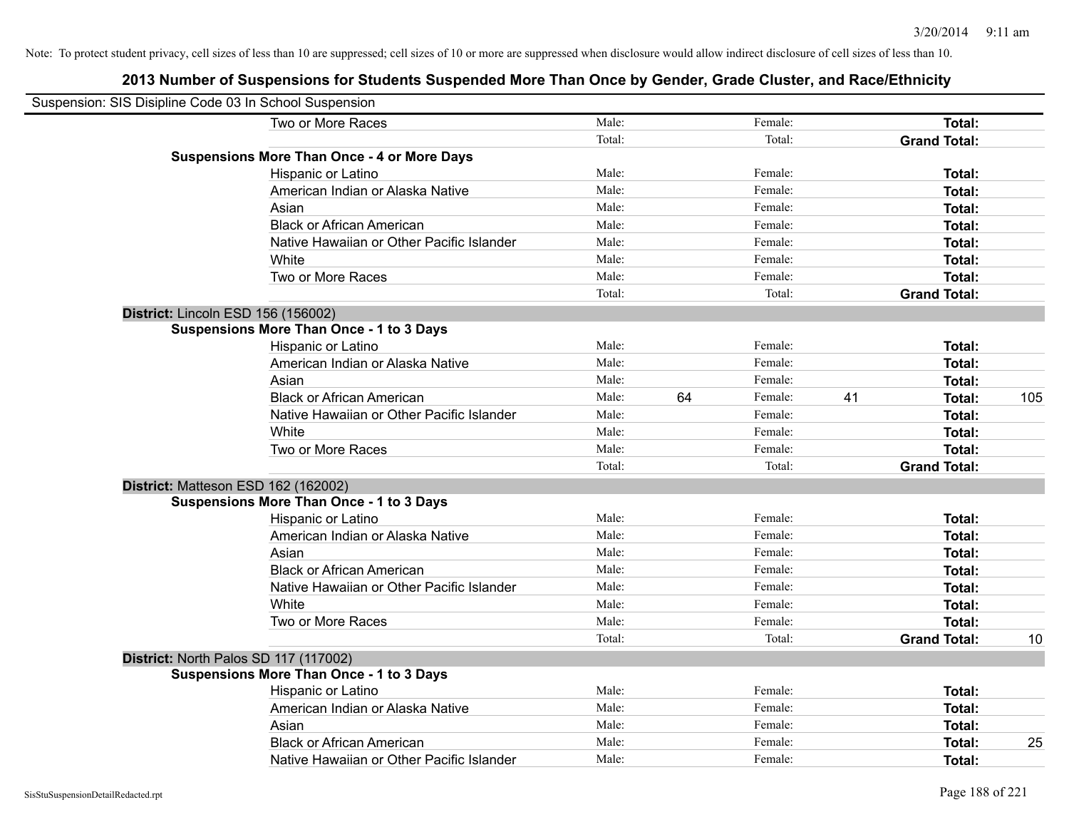Note: To protect student privacy, cell sizes of less than 10 are suppressed; cell sizes of 10 or more are suppressed when disclosure would allow indirect disclosure of cell sizes of less than 10.

## 2013 Number of Suspensions for Students Suspended More Than Once by Gender, Grade Cluster, and Race/Ethnicity

Suspension: SIS Disipline Code 03 In School Suspension

| | | | | | | |
|---|---|---|---|---|---|---|
| Two or More Races | Male: | | Female: | | **Total:** | |
| | Total: | | Total: | | **Grand Total:** | |
| **Suspensions More Than Once - 4 or More Days** | | | | | | |
| Hispanic or Latino | Male: | | Female: | | **Total:** | |
| American Indian or Alaska Native | Male: | | Female: | | **Total:** | |
| Asian | Male: | | Female: | | **Total:** | |
| Black or African American | Male: | | Female: | | **Total:** | |
| Native Hawaiian or Other Pacific Islander | Male: | | Female: | | **Total:** | |
| White | Male: | | Female: | | **Total:** | |
| Two or More Races | Male: | | Female: | | **Total:** | |
| | Total: | | Total: | | **Grand Total:** | |
| **District: Lincoln ESD 156 (156002)** | | | | | | |
| **Suspensions More Than Once - 1 to 3 Days** | | | | | | |
| Hispanic or Latino | Male: | | Female: | | **Total:** | |
| American Indian or Alaska Native | Male: | | Female: | | **Total:** | |
| Asian | Male: | | Female: | | **Total:** | |
| Black or African American | Male: | 64 | Female: | 41 | **Total:** | 105 |
| Native Hawaiian or Other Pacific Islander | Male: | | Female: | | **Total:** | |
| White | Male: | | Female: | | **Total:** | |
| Two or More Races | Male: | | Female: | | **Total:** | |
| | Total: | | Total: | | **Grand Total:** | |
| **District: Matteson ESD 162 (162002)** | | | | | | |
| **Suspensions More Than Once - 1 to 3 Days** | | | | | | |
| Hispanic or Latino | Male: | | Female: | | **Total:** | |
| American Indian or Alaska Native | Male: | | Female: | | **Total:** | |
| Asian | Male: | | Female: | | **Total:** | |
| Black or African American | Male: | | Female: | | **Total:** | |
| Native Hawaiian or Other Pacific Islander | Male: | | Female: | | **Total:** | |
| White | Male: | | Female: | | **Total:** | |
| Two or More Races | Male: | | Female: | | **Total:** | |
| | Total: | | Total: | | **Grand Total:** | 10 |
| **District: North Palos SD 117 (117002)** | | | | | | |
| **Suspensions More Than Once - 1 to 3 Days** | | | | | | |
| Hispanic or Latino | Male: | | Female: | | **Total:** | |
| American Indian or Alaska Native | Male: | | Female: | | **Total:** | |
| Asian | Male: | | Female: | | **Total:** | |
| Black or African American | Male: | | Female: | | **Total:** | 25 |
| Native Hawaiian or Other Pacific Islander | Male: | | Female: | | **Total:** | |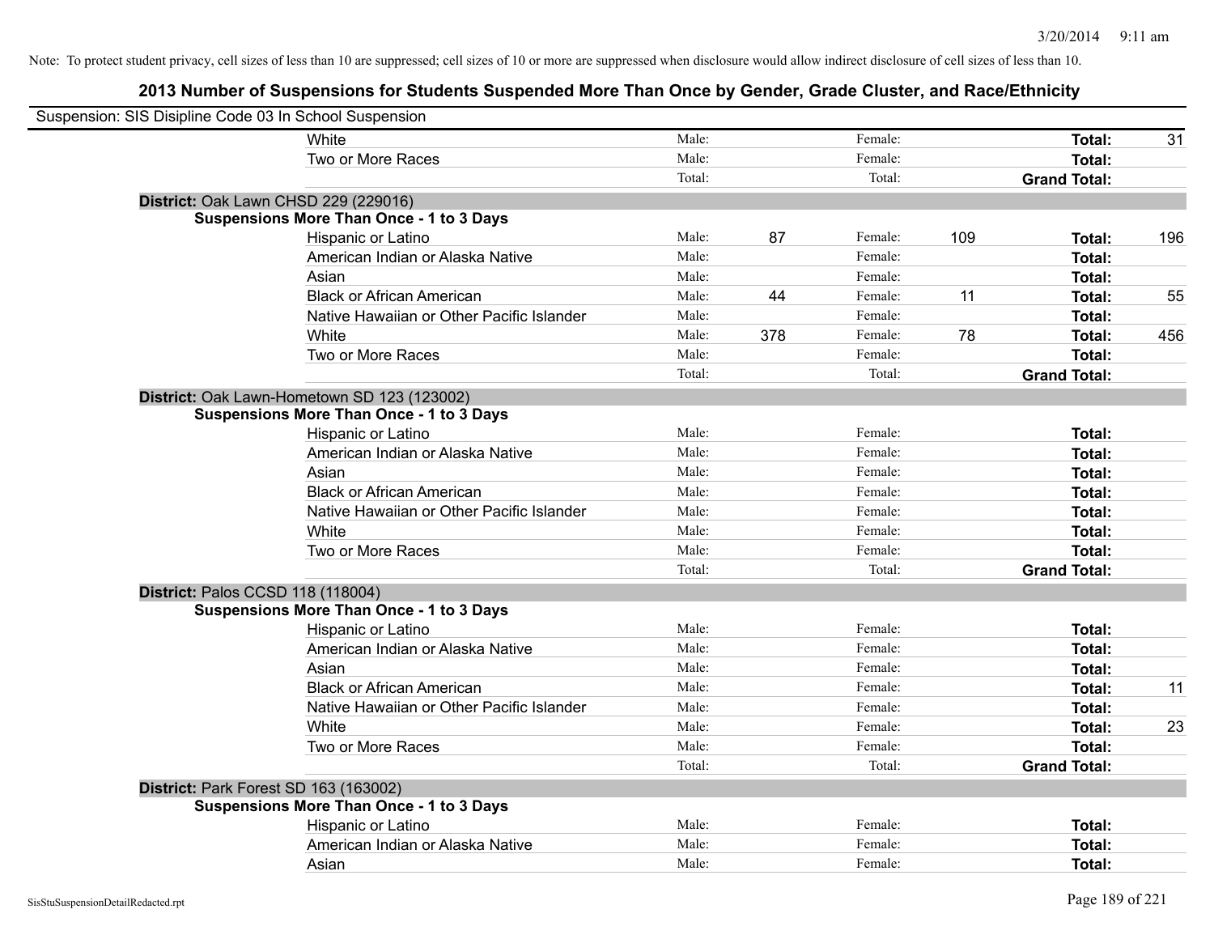Note: To protect student privacy, cell sizes of less than 10 are suppressed; cell sizes of 10 or more are suppressed when disclosure would allow indirect disclosure of cell sizes of less than 10.

## 2013 Number of Suspensions for Students Suspended More Than Once by Gender, Grade Cluster, and Race/Ethnicity

Suspension: SIS Disipline Code 03 In School Suspension

| | | | | | | |
|---|---|---|---|---|---|---|
| White | Male: | | Female: | | **Total:** | 31 |
| Two or More Races | Male: | | Female: | | **Total:** | |
| | Total: | | Total: | | **Grand Total:** | |

**District:** Oak Lawn CHSD 229 (229016)

**Suspensions More Than Once - 1 to 3 Days**

| | | | | | | |
|---|---|---|---|---|---|---|
| Hispanic or Latino | Male: | 87 | Female: | 109 | **Total:** | 196 |
| American Indian or Alaska Native | Male: | | Female: | | **Total:** | |
| Asian | Male: | | Female: | | **Total:** | |
| Black or African American | Male: | 44 | Female: | 11 | **Total:** | 55 |
| Native Hawaiian or Other Pacific Islander | Male: | | Female: | | **Total:** | |
| White | Male: | 378 | Female: | 78 | **Total:** | 456 |
| Two or More Races | Male: | | Female: | | **Total:** | |
| | Total: | | Total: | | **Grand Total:** | |

**District:** Oak Lawn-Hometown SD 123 (123002)

**Suspensions More Than Once - 1 to 3 Days**

| | | | | | | |
|---|---|---|---|---|---|---|
| Hispanic or Latino | Male: | | Female: | | **Total:** | |
| American Indian or Alaska Native | Male: | | Female: | | **Total:** | |
| Asian | Male: | | Female: | | **Total:** | |
| Black or African American | Male: | | Female: | | **Total:** | |
| Native Hawaiian or Other Pacific Islander | Male: | | Female: | | **Total:** | |
| White | Male: | | Female: | | **Total:** | |
| Two or More Races | Male: | | Female: | | **Total:** | |
| | Total: | | Total: | | **Grand Total:** | |

**District:** Palos CCSD 118 (118004)

**Suspensions More Than Once - 1 to 3 Days**

| | | | | | | |
|---|---|---|---|---|---|---|
| Hispanic or Latino | Male: | | Female: | | **Total:** | |
| American Indian or Alaska Native | Male: | | Female: | | **Total:** | |
| Asian | Male: | | Female: | | **Total:** | |
| Black or African American | Male: | | Female: | | **Total:** | 11 |
| Native Hawaiian or Other Pacific Islander | Male: | | Female: | | **Total:** | |
| White | Male: | | Female: | | **Total:** | 23 |
| Two or More Races | Male: | | Female: | | **Total:** | |
| | Total: | | Total: | | **Grand Total:** | |

**District:** Park Forest SD 163 (163002)

**Suspensions More Than Once - 1 to 3 Days**

| | | | | | | |
|---|---|---|---|---|---|---|
| Hispanic or Latino | Male: | | Female: | | **Total:** | |
| American Indian or Alaska Native | Male: | | Female: | | **Total:** | |
| Asian | Male: | | Female: | | **Total:** | |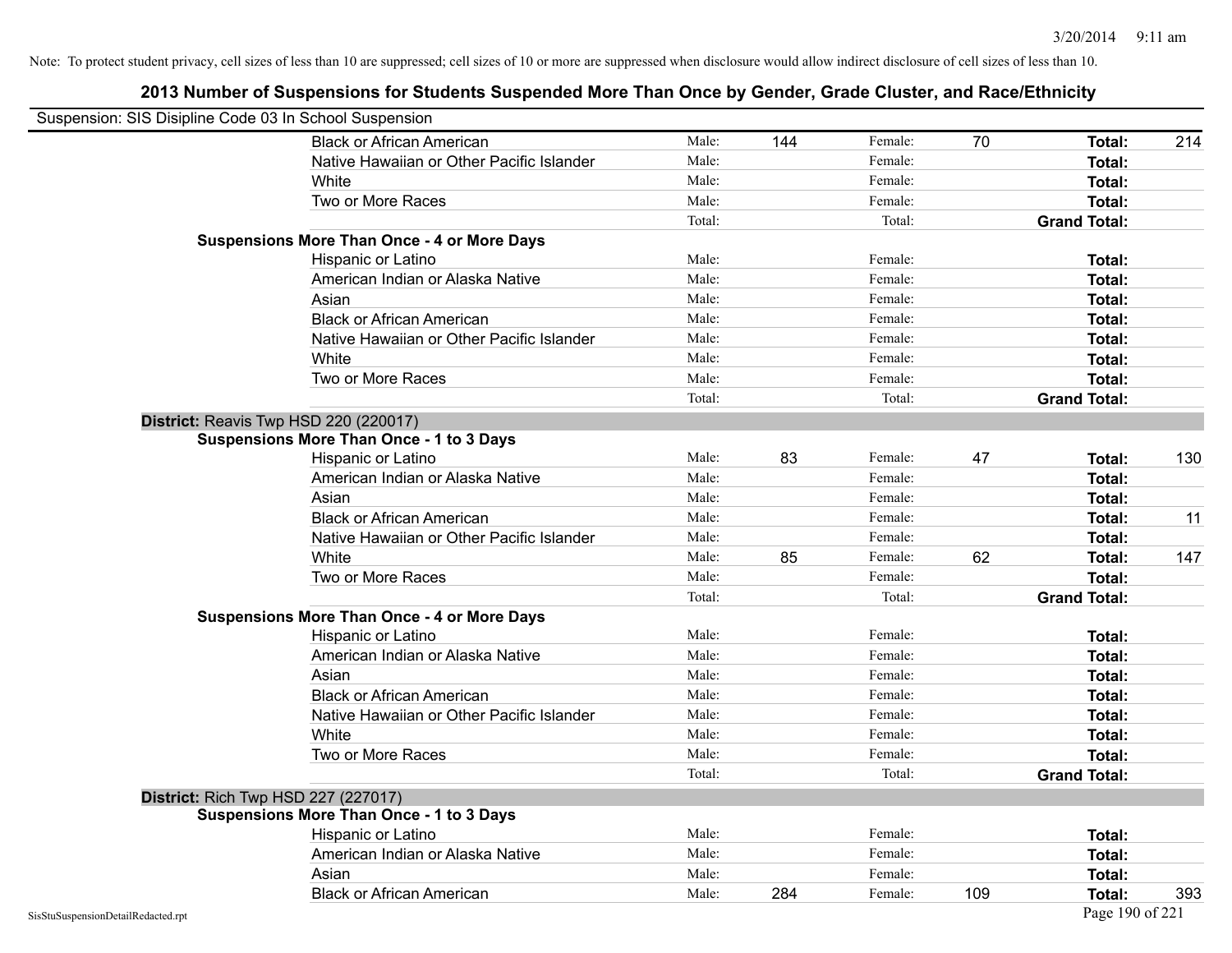Note: To protect student privacy, cell sizes of less than 10 are suppressed; cell sizes of 10 or more are suppressed when disclosure would allow indirect disclosure of cell sizes of less than 10.

# 2013 Number of Suspensions for Students Suspended More Than Once by Gender, Grade Cluster, and Race/Ethnicity

Suspension: SIS Disipline Code 03 In School Suspension

| | | | | | | |
|---|---|---|---|---|---|---|
| Black or African American | Male: | 144 | Female: | 70 | **Total:** | 214 |
| Native Hawaiian or Other Pacific Islander | Male: | | Female: | | **Total:** | |
| White | Male: | | Female: | | **Total:** | |
| Two or More Races | Male: | | Female: | | **Total:** | |
| | Total: | | Total: | | **Grand Total:** | |

**Suspensions More Than Once - 4 or More Days**

| | | | | | | |
|---|---|---|---|---|---|---|
| Hispanic or Latino | Male: | | Female: | | **Total:** | |
| American Indian or Alaska Native | Male: | | Female: | | **Total:** | |
| Asian | Male: | | Female: | | **Total:** | |
| Black or African American | Male: | | Female: | | **Total:** | |
| Native Hawaiian or Other Pacific Islander | Male: | | Female: | | **Total:** | |
| White | Male: | | Female: | | **Total:** | |
| Two or More Races | Male: | | Female: | | **Total:** | |
| | Total: | | Total: | | **Grand Total:** | |

## District: Reavis Twp HSD 220 (220017)

**Suspensions More Than Once - 1 to 3 Days**

| | | | | | | |
|---|---|---|---|---|---|---|
| Hispanic or Latino | Male: | 83 | Female: | 47 | **Total:** | 130 |
| American Indian or Alaska Native | Male: | | Female: | | **Total:** | |
| Asian | Male: | | Female: | | **Total:** | |
| Black or African American | Male: | | Female: | | **Total:** | 11 |
| Native Hawaiian or Other Pacific Islander | Male: | | Female: | | **Total:** | |
| White | Male: | 85 | Female: | 62 | **Total:** | 147 |
| Two or More Races | Male: | | Female: | | **Total:** | |
| | Total: | | Total: | | **Grand Total:** | |

**Suspensions More Than Once - 4 or More Days**

| | | | | | | |
|---|---|---|---|---|---|---|
| Hispanic or Latino | Male: | | Female: | | **Total:** | |
| American Indian or Alaska Native | Male: | | Female: | | **Total:** | |
| Asian | Male: | | Female: | | **Total:** | |
| Black or African American | Male: | | Female: | | **Total:** | |
| Native Hawaiian or Other Pacific Islander | Male: | | Female: | | **Total:** | |
| White | Male: | | Female: | | **Total:** | |
| Two or More Races | Male: | | Female: | | **Total:** | |
| | Total: | | Total: | | **Grand Total:** | |

## District: Rich Twp HSD 227 (227017)

**Suspensions More Than Once - 1 to 3 Days**

| | | | | | | |
|---|---|---|---|---|---|---|
| Hispanic or Latino | Male: | | Female: | | **Total:** | |
| American Indian or Alaska Native | Male: | | Female: | | **Total:** | |
| Asian | Male: | | Female: | | **Total:** | |
| Black or African American | Male: | 284 | Female: | 109 | **Total:** | 393 |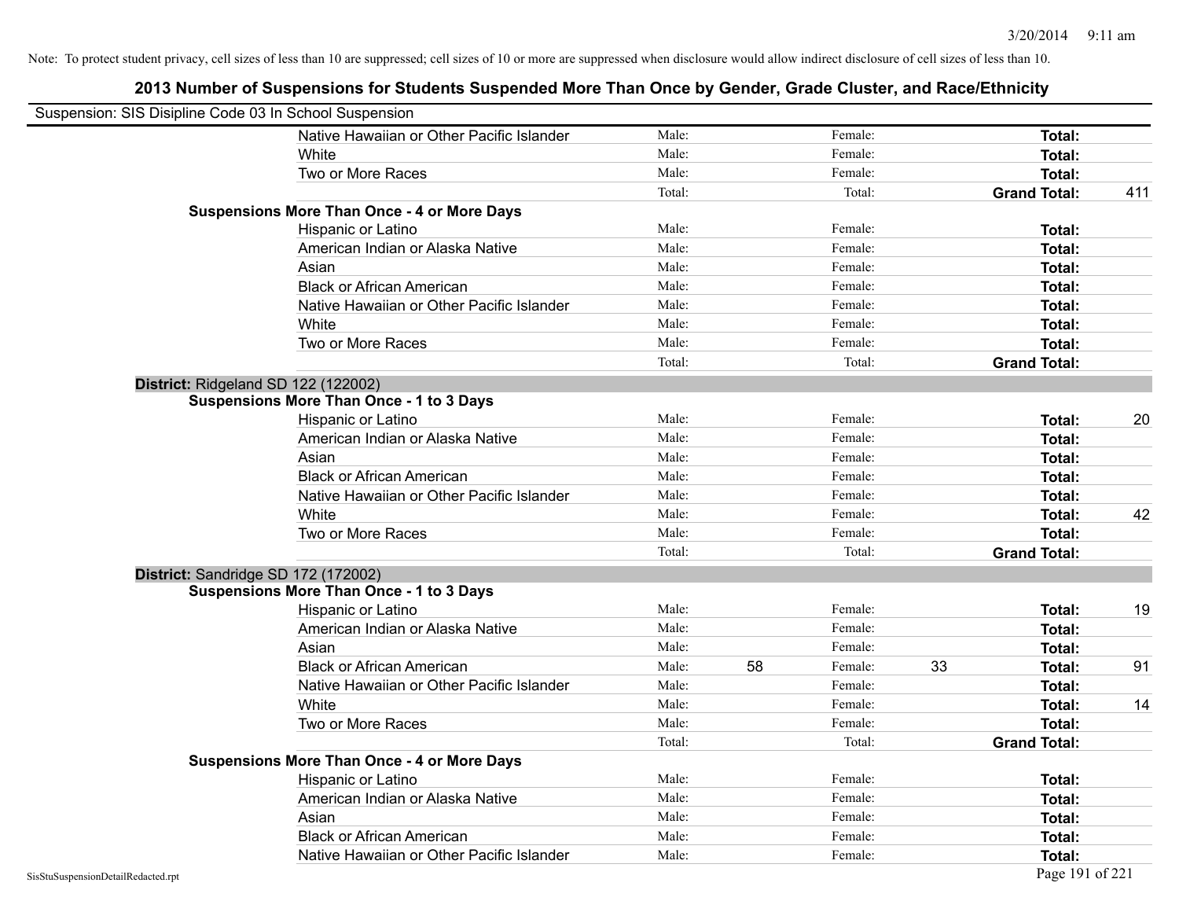Note: To protect student privacy, cell sizes of less than 10 are suppressed; cell sizes of 10 or more are suppressed when disclosure would allow indirect disclosure of cell sizes of less than 10.

# 2013 Number of Suspensions for Students Suspended More Than Once by Gender, Grade Cluster, and Race/Ethnicity

Suspension: SIS Disipline Code 03 In School Suspension

| | | | | | | | |
|---|---|---|---|---|---|---|---|
| Native Hawaiian or Other Pacific Islander | Male: | | Female: | | **Total:** | |
| White | Male: | | Female: | | **Total:** | |
| Two or More Races | Male: | | Female: | | **Total:** | |
| | Total: | | Total: | | **Grand Total:** | 411 |
| **Suspensions More Than Once - 4 or More Days** | | | | | | |
| Hispanic or Latino | Male: | | Female: | | **Total:** | |
| American Indian or Alaska Native | Male: | | Female: | | **Total:** | |
| Asian | Male: | | Female: | | **Total:** | |
| Black or African American | Male: | | Female: | | **Total:** | |
| Native Hawaiian or Other Pacific Islander | Male: | | Female: | | **Total:** | |
| White | Male: | | Female: | | **Total:** | |
| Two or More Races | Male: | | Female: | | **Total:** | |
| | Total: | | Total: | | **Grand Total:** | |

**District:** Ridgeland SD 122 (122002)

| | | | | | | |
|---|---|---|---|---|---|---|
| **Suspensions More Than Once - 1 to 3 Days** | | | | | | |
| Hispanic or Latino | Male: | | Female: | | **Total:** | 20 |
| American Indian or Alaska Native | Male: | | Female: | | **Total:** | |
| Asian | Male: | | Female: | | **Total:** | |
| Black or African American | Male: | | Female: | | **Total:** | |
| Native Hawaiian or Other Pacific Islander | Male: | | Female: | | **Total:** | |
| White | Male: | | Female: | | **Total:** | 42 |
| Two or More Races | Male: | | Female: | | **Total:** | |
| | Total: | | Total: | | **Grand Total:** | |

**District:** Sandridge SD 172 (172002)

| | | | | | | |
|---|---|---|---|---|---|---|
| **Suspensions More Than Once - 1 to 3 Days** | | | | | | |
| Hispanic or Latino | Male: | | Female: | | **Total:** | 19 |
| American Indian or Alaska Native | Male: | | Female: | | **Total:** | |
| Asian | Male: | | Female: | | **Total:** | |
| Black or African American | Male: | 58 | Female: | 33 | **Total:** | 91 |
| Native Hawaiian or Other Pacific Islander | Male: | | Female: | | **Total:** | |
| White | Male: | | Female: | | **Total:** | 14 |
| Two or More Races | Male: | | Female: | | **Total:** | |
| | Total: | | Total: | | **Grand Total:** | |
| **Suspensions More Than Once - 4 or More Days** | | | | | | |
| Hispanic or Latino | Male: | | Female: | | **Total:** | |
| American Indian or Alaska Native | Male: | | Female: | | **Total:** | |
| Asian | Male: | | Female: | | **Total:** | |
| Black or African American | Male: | | Female: | | **Total:** | |
| Native Hawaiian or Other Pacific Islander | Male: | | Female: | | **Total:** | |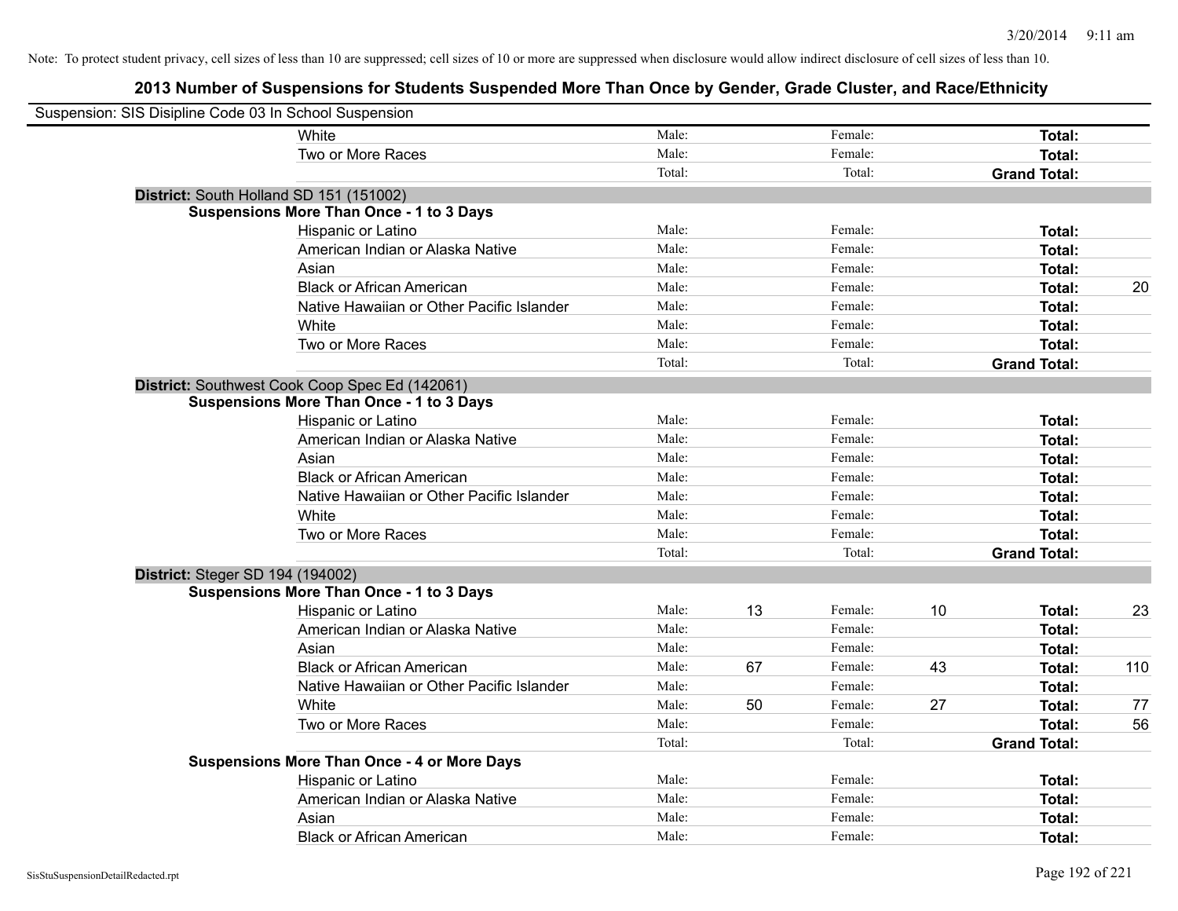Note: To protect student privacy, cell sizes of less than 10 are suppressed; cell sizes of 10 or more are suppressed when disclosure would allow indirect disclosure of cell sizes of less than 10.

# 2013 Number of Suspensions for Students Suspended More Than Once by Gender, Grade Cluster, and Race/Ethnicity

Suspension: SIS Disipline Code 03 In School Suspension

| | | | | | | |
|---|---|---|---|---|---|---|
| White | Male: | | Female: | | **Total:** | |
| Two or More Races | Male: | | Female: | | **Total:** | |
| | Total: | | Total: | | **Grand Total:** | |

**District:** South Holland SD 151 (151002)

**Suspensions More Than Once - 1 to 3 Days**

| | | | | | | |
|---|---|---|---|---|---|---|
| Hispanic or Latino | Male: | | Female: | | **Total:** | |
| American Indian or Alaska Native | Male: | | Female: | | **Total:** | |
| Asian | Male: | | Female: | | **Total:** | |
| Black or African American | Male: | | Female: | | **Total:** | 20 |
| Native Hawaiian or Other Pacific Islander | Male: | | Female: | | **Total:** | |
| White | Male: | | Female: | | **Total:** | |
| Two or More Races | Male: | | Female: | | **Total:** | |
| | Total: | | Total: | | **Grand Total:** | |

**District:** Southwest Cook Coop Spec Ed (142061)

**Suspensions More Than Once - 1 to 3 Days**

| | | | | | | |
|---|---|---|---|---|---|---|
| Hispanic or Latino | Male: | | Female: | | **Total:** | |
| American Indian or Alaska Native | Male: | | Female: | | **Total:** | |
| Asian | Male: | | Female: | | **Total:** | |
| Black or African American | Male: | | Female: | | **Total:** | |
| Native Hawaiian or Other Pacific Islander | Male: | | Female: | | **Total:** | |
| White | Male: | | Female: | | **Total:** | |
| Two or More Races | Male: | | Female: | | **Total:** | |
| | Total: | | Total: | | **Grand Total:** | |

**District:** Steger SD 194 (194002)

**Suspensions More Than Once - 1 to 3 Days**

| | | | | | | |
|---|---|---|---|---|---|---|
| Hispanic or Latino | Male: | 13 | Female: | 10 | **Total:** | 23 |
| American Indian or Alaska Native | Male: | | Female: | | **Total:** | |
| Asian | Male: | | Female: | | **Total:** | |
| Black or African American | Male: | 67 | Female: | 43 | **Total:** | 110 |
| Native Hawaiian or Other Pacific Islander | Male: | | Female: | | **Total:** | |
| White | Male: | 50 | Female: | 27 | **Total:** | 77 |
| Two or More Races | Male: | | Female: | | **Total:** | 56 |
| | Total: | | Total: | | **Grand Total:** | |

**Suspensions More Than Once - 4 or More Days**

| | | | | | | |
|---|---|---|---|---|---|---|
| Hispanic or Latino | Male: | | Female: | | **Total:** | |
| American Indian or Alaska Native | Male: | | Female: | | **Total:** | |
| Asian | Male: | | Female: | | **Total:** | |
| Black or African American | Male: | | Female: | | **Total:** | |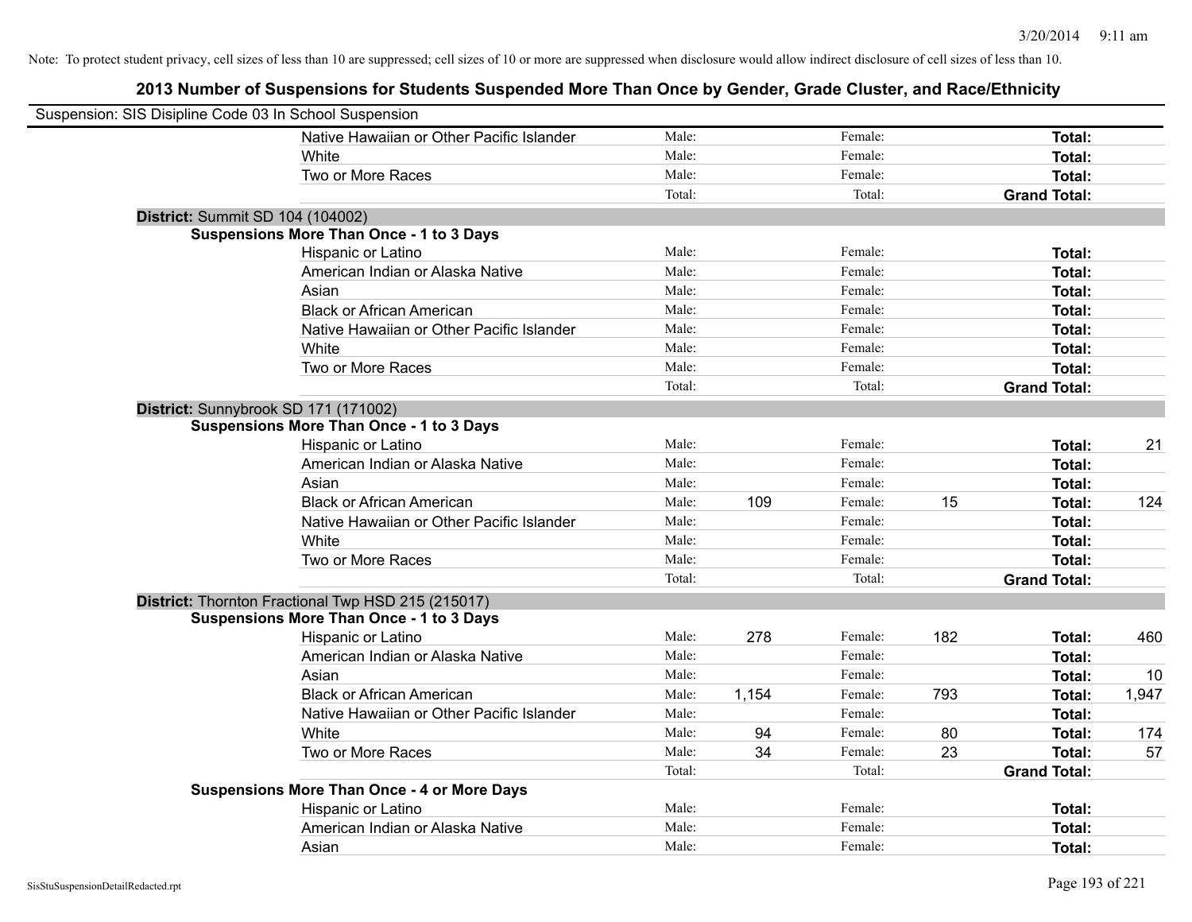Note: To protect student privacy, cell sizes of less than 10 are suppressed; cell sizes of 10 or more are suppressed when disclosure would allow indirect disclosure of cell sizes of less than 10.

## 2013 Number of Suspensions for Students Suspended More Than Once by Gender, Grade Cluster, and Race/Ethnicity

Suspension: SIS Disipline Code 03 In School Suspension

| | | | | | | |
|---|---|---|---|---|---|---|
| Native Hawaiian or Other Pacific Islander | Male: | | Female: | | **Total:** | |
| White | Male: | | Female: | | **Total:** | |
| Two or More Races | Male: | | Female: | | **Total:** | |
| | Total: | | Total: | | **Grand Total:** | |

**District:** Summit SD 104 (104002)

**Suspensions More Than Once - 1 to 3 Days**

| | | | | | | |
|---|---|---|---|---|---|---|
| Hispanic or Latino | Male: | | Female: | | **Total:** | |
| American Indian or Alaska Native | Male: | | Female: | | **Total:** | |
| Asian | Male: | | Female: | | **Total:** | |
| Black or African American | Male: | | Female: | | **Total:** | |
| Native Hawaiian or Other Pacific Islander | Male: | | Female: | | **Total:** | |
| White | Male: | | Female: | | **Total:** | |
| Two or More Races | Male: | | Female: | | **Total:** | |
| | Total: | | Total: | | **Grand Total:** | |

**District:** Sunnybrook SD 171 (171002)

**Suspensions More Than Once - 1 to 3 Days**

| | | | | | | |
|---|---|---|---|---|---|---|
| Hispanic or Latino | Male: | | Female: | | **Total:** | 21 |
| American Indian or Alaska Native | Male: | | Female: | | **Total:** | |
| Asian | Male: | | Female: | | **Total:** | |
| Black or African American | Male: | 109 | Female: | 15 | **Total:** | 124 |
| Native Hawaiian or Other Pacific Islander | Male: | | Female: | | **Total:** | |
| White | Male: | | Female: | | **Total:** | |
| Two or More Races | Male: | | Female: | | **Total:** | |
| | Total: | | Total: | | **Grand Total:** | |

**District:** Thornton Fractional Twp HSD 215 (215017)

**Suspensions More Than Once - 1 to 3 Days**

| | | | | | | |
|---|---|---|---|---|---|---|
| Hispanic or Latino | Male: | 278 | Female: | 182 | **Total:** | 460 |
| American Indian or Alaska Native | Male: | | Female: | | **Total:** | |
| Asian | Male: | | Female: | | **Total:** | 10 |
| Black or African American | Male: | 1,154 | Female: | 793 | **Total:** | 1,947 |
| Native Hawaiian or Other Pacific Islander | Male: | | Female: | | **Total:** | |
| White | Male: | 94 | Female: | 80 | **Total:** | 174 |
| Two or More Races | Male: | 34 | Female: | 23 | **Total:** | 57 |
| | Total: | | Total: | | **Grand Total:** | |

**Suspensions More Than Once - 4 or More Days**

| | | | | | | |
|---|---|---|---|---|---|---|
| Hispanic or Latino | Male: | | Female: | | **Total:** | |
| American Indian or Alaska Native | Male: | | Female: | | **Total:** | |
| Asian | Male: | | Female: | | **Total:** | |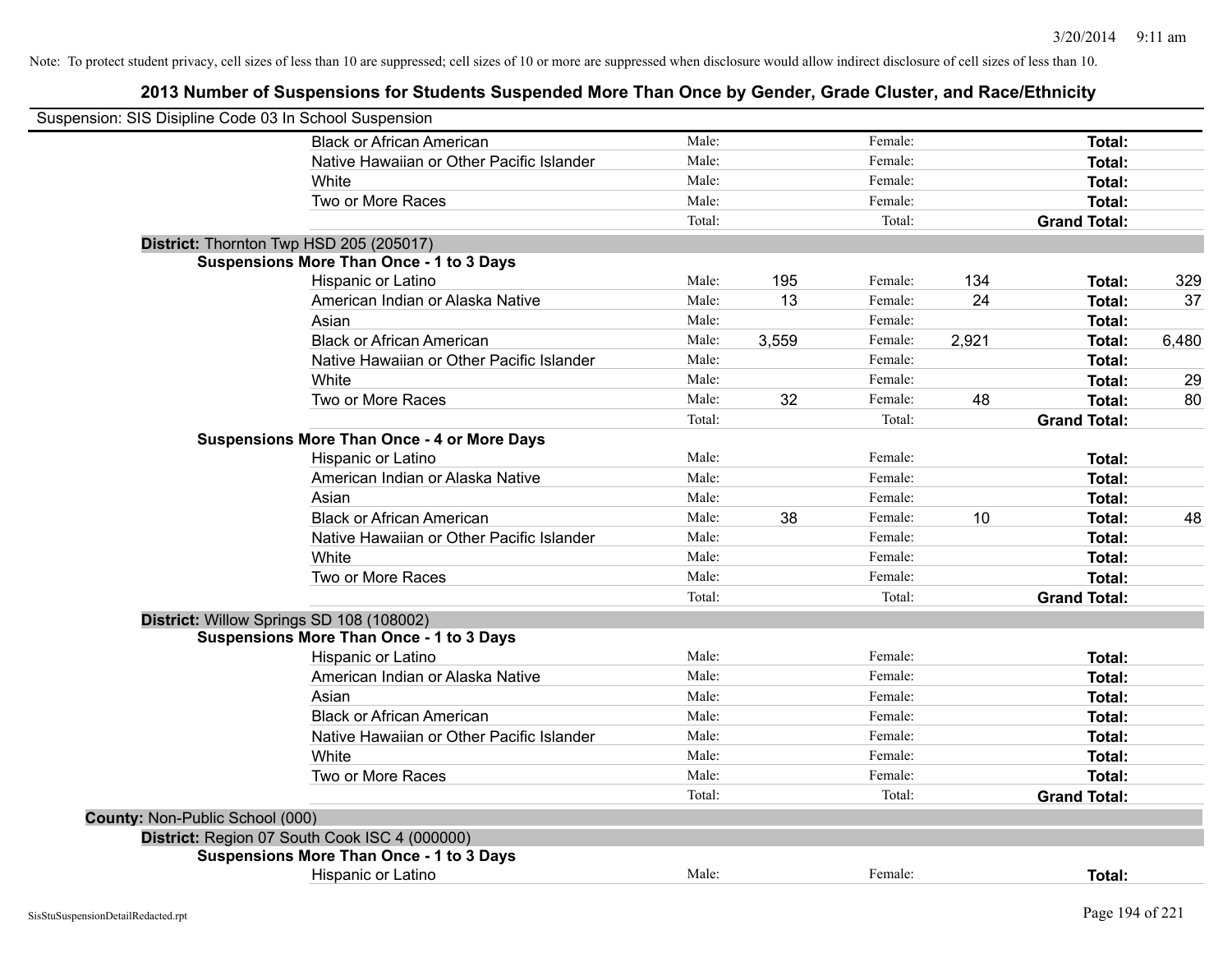Note: To protect student privacy, cell sizes of less than 10 are suppressed; cell sizes of 10 or more are suppressed when disclosure would allow indirect disclosure of cell sizes of less than 10.

## 2013 Number of Suspensions for Students Suspended More Than Once by Gender, Grade Cluster, and Race/Ethnicity

Suspension: SIS Disipline Code 03 In School Suspension

| | | | | | | |
|---|---|---|---|---|---|---|
| Black or African American | Male: | | Female: | | **Total:** | |
| Native Hawaiian or Other Pacific Islander | Male: | | Female: | | **Total:** | |
| White | Male: | | Female: | | **Total:** | |
| Two or More Races | Male: | | Female: | | **Total:** | |
| | Total: | | Total: | | **Grand Total:** | |

**District:** Thornton Twp HSD 205 (205017)

**Suspensions More Than Once - 1 to 3 Days**

| | | | | | | |
|---|---|---|---|---|---|---|
| Hispanic or Latino | Male: | 195 | Female: | 134 | **Total:** | 329 |
| American Indian or Alaska Native | Male: | 13 | Female: | 24 | **Total:** | 37 |
| Asian | Male: | | Female: | | **Total:** | |
| Black or African American | Male: | 3,559 | Female: | 2,921 | **Total:** | 6,480 |
| Native Hawaiian or Other Pacific Islander | Male: | | Female: | | **Total:** | |
| White | Male: | | Female: | | **Total:** | 29 |
| Two or More Races | Male: | 32 | Female: | 48 | **Total:** | 80 |
| | Total: | | Total: | | **Grand Total:** | |

**Suspensions More Than Once - 4 or More Days**

| | | | | | | |
|---|---|---|---|---|---|---|
| Hispanic or Latino | Male: | | Female: | | **Total:** | |
| American Indian or Alaska Native | Male: | | Female: | | **Total:** | |
| Asian | Male: | | Female: | | **Total:** | |
| Black or African American | Male: | 38 | Female: | 10 | **Total:** | 48 |
| Native Hawaiian or Other Pacific Islander | Male: | | Female: | | **Total:** | |
| White | Male: | | Female: | | **Total:** | |
| Two or More Races | Male: | | Female: | | **Total:** | |
| | Total: | | Total: | | **Grand Total:** | |

**District:** Willow Springs SD 108 (108002)

**Suspensions More Than Once - 1 to 3 Days**

| | | | | | | |
|---|---|---|---|---|---|---|
| Hispanic or Latino | Male: | | Female: | | **Total:** | |
| American Indian or Alaska Native | Male: | | Female: | | **Total:** | |
| Asian | Male: | | Female: | | **Total:** | |
| Black or African American | Male: | | Female: | | **Total:** | |
| Native Hawaiian or Other Pacific Islander | Male: | | Female: | | **Total:** | |
| White | Male: | | Female: | | **Total:** | |
| Two or More Races | Male: | | Female: | | **Total:** | |
| | Total: | | Total: | | **Grand Total:** | |

**County:** Non-Public School (000)

**District:** Region 07 South Cook ISC 4 (000000)

**Suspensions More Than Once - 1 to 3 Days**

| | | | | | | |
|---|---|---|---|---|---|---|
| Hispanic or Latino | Male: | | Female: | | **Total:** | |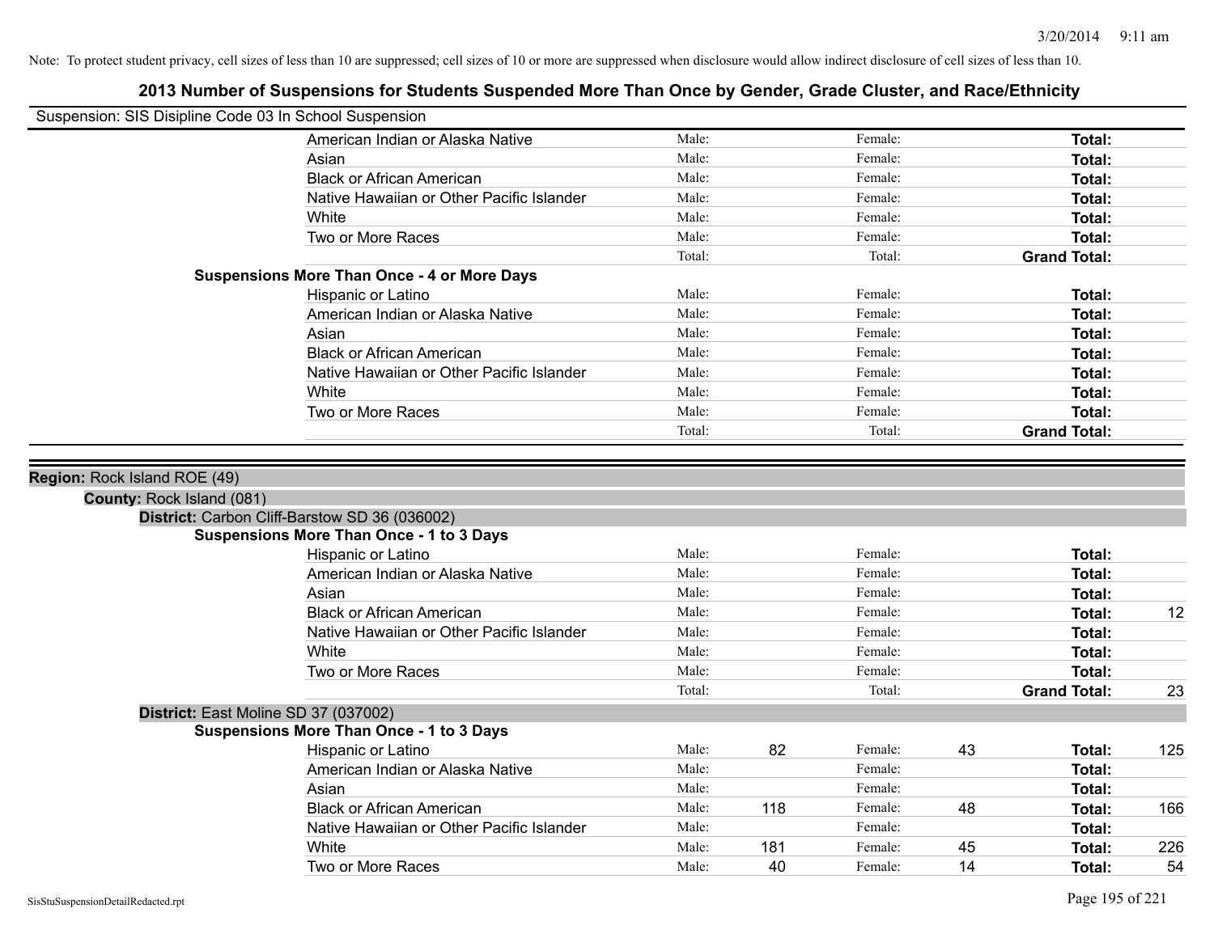Note: To protect student privacy, cell sizes of less than 10 are suppressed; cell sizes of 10 or more are suppressed when disclosure would allow indirect disclosure of cell sizes of less than 10.

## 2013 Number of Suspensions for Students Suspended More Than Once by Gender, Grade Cluster, and Race/Ethnicity

Suspension: SIS Disipline Code 03 In School Suspension

| Race/Ethnicity | | Male | | Female | | Total |
|---|---|---|---|---|---|---|
| American Indian or Alaska Native | Male: | | Female: | | **Total:** | |
| Asian | Male: | | Female: | | **Total:** | |
| Black or African American | Male: | | Female: | | **Total:** | |
| Native Hawaiian or Other Pacific Islander | Male: | | Female: | | **Total:** | |
| White | Male: | | Female: | | **Total:** | |
| Two or More Races | Male: | | Female: | | **Total:** | |
| | Total: | | Total: | | **Grand Total:** | |

**Suspensions More Than Once - 4 or More Days**

| Race/Ethnicity | | Male | | Female | | Total |
|---|---|---|---|---|---|---|
| Hispanic or Latino | Male: | | Female: | | **Total:** | |
| American Indian or Alaska Native | Male: | | Female: | | **Total:** | |
| Asian | Male: | | Female: | | **Total:** | |
| Black or African American | Male: | | Female: | | **Total:** | |
| Native Hawaiian or Other Pacific Islander | Male: | | Female: | | **Total:** | |
| White | Male: | | Female: | | **Total:** | |
| Two or More Races | Male: | | Female: | | **Total:** | |
| | Total: | | Total: | | **Grand Total:** | |

**Region:** Rock Island ROE (49)

**County:** Rock Island (081)

**District:** Carbon Cliff-Barstow SD 36 (036002)

**Suspensions More Than Once - 1 to 3 Days**

| Race/Ethnicity | | Male | | Female | | Total |
|---|---|---|---|---|---|---|
| Hispanic or Latino | Male: | | Female: | | **Total:** | |
| American Indian or Alaska Native | Male: | | Female: | | **Total:** | |
| Asian | Male: | | Female: | | **Total:** | |
| Black or African American | Male: | | Female: | | **Total:** | 12 |
| Native Hawaiian or Other Pacific Islander | Male: | | Female: | | **Total:** | |
| White | Male: | | Female: | | **Total:** | |
| Two or More Races | Male: | | Female: | | **Total:** | |
| | Total: | | Total: | | **Grand Total:** | 23 |

**District:** East Moline SD 37 (037002)

**Suspensions More Than Once - 1 to 3 Days**

| Race/Ethnicity | | Male | | Female | | Total |
|---|---|---|---|---|---|---|
| Hispanic or Latino | Male: | 82 | Female: | 43 | **Total:** | 125 |
| American Indian or Alaska Native | Male: | | Female: | | **Total:** | |
| Asian | Male: | | Female: | | **Total:** | |
| Black or African American | Male: | 118 | Female: | 48 | **Total:** | 166 |
| Native Hawaiian or Other Pacific Islander | Male: | | Female: | | **Total:** | |
| White | Male: | 181 | Female: | 45 | **Total:** | 226 |
| Two or More Races | Male: | 40 | Female: | 14 | **Total:** | 54 |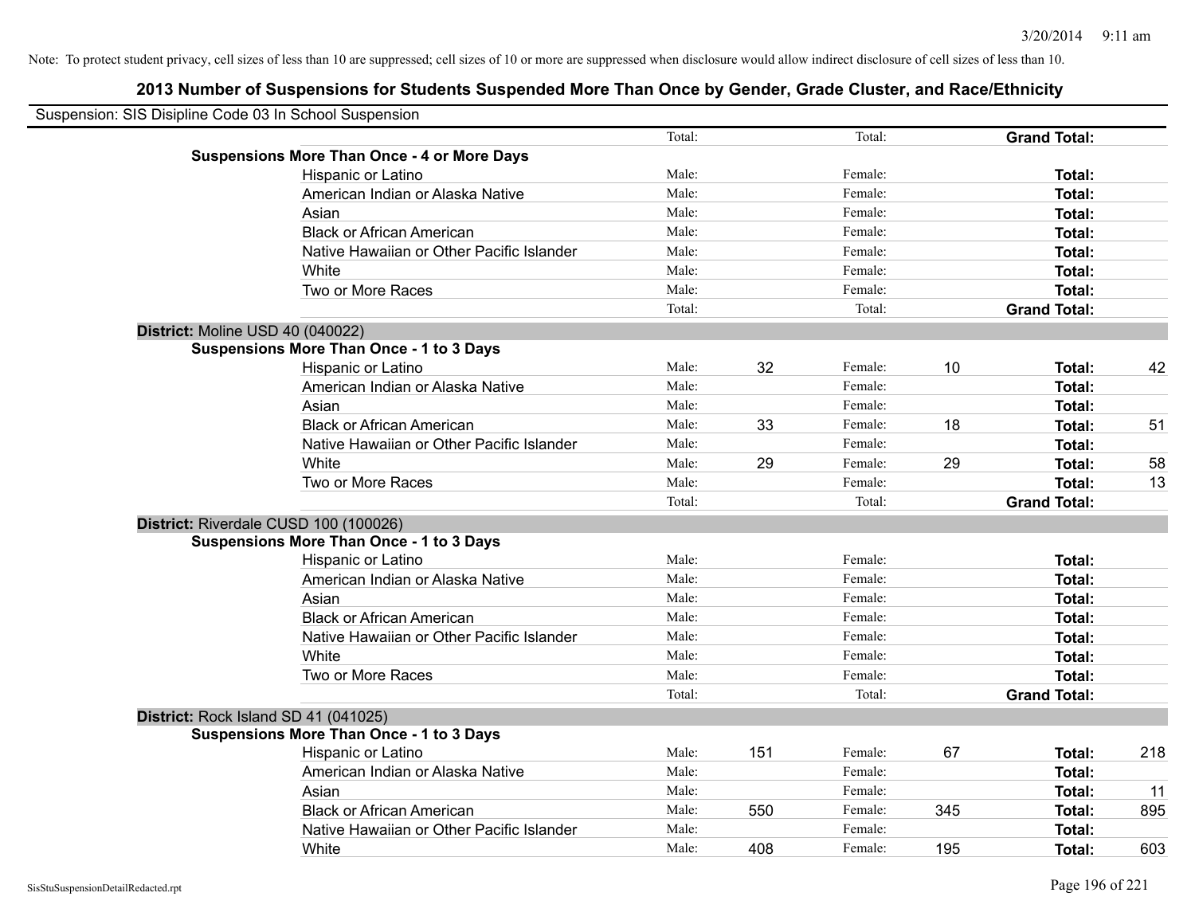Note: To protect student privacy, cell sizes of less than 10 are suppressed; cell sizes of 10 or more are suppressed when disclosure would allow indirect disclosure of cell sizes of less than 10.

## 2013 Number of Suspensions for Students Suspended More Than Once by Gender, Grade Cluster, and Race/Ethnicity

Suspension: SIS Disipline Code 03 In School Suspension

| | | | | | | |
|---|---|---|---|---|---|---|
| | Total: | | Total: | | **Grand Total:** | |
| **Suspensions More Than Once - 4 or More Days** | | | | | | |
| Hispanic or Latino | Male: | | Female: | | **Total:** | |
| American Indian or Alaska Native | Male: | | Female: | | **Total:** | |
| Asian | Male: | | Female: | | **Total:** | |
| Black or African American | Male: | | Female: | | **Total:** | |
| Native Hawaiian or Other Pacific Islander | Male: | | Female: | | **Total:** | |
| White | Male: | | Female: | | **Total:** | |
| Two or More Races | Male: | | Female: | | **Total:** | |
| | Total: | | Total: | | **Grand Total:** | |

**District:** Moline USD 40 (040022)

| | | | | | | |
|---|---|---|---|---|---|---|
| **Suspensions More Than Once - 1 to 3 Days** | | | | | | |
| Hispanic or Latino | Male: | 32 | Female: | 10 | **Total:** | 42 |
| American Indian or Alaska Native | Male: | | Female: | | **Total:** | |
| Asian | Male: | | Female: | | **Total:** | |
| Black or African American | Male: | 33 | Female: | 18 | **Total:** | 51 |
| Native Hawaiian or Other Pacific Islander | Male: | | Female: | | **Total:** | |
| White | Male: | 29 | Female: | 29 | **Total:** | 58 |
| Two or More Races | Male: | | Female: | | **Total:** | 13 |
| | Total: | | Total: | | **Grand Total:** | |

**District:** Riverdale CUSD 100 (100026)

| | | | | | | |
|---|---|---|---|---|---|---|
| **Suspensions More Than Once - 1 to 3 Days** | | | | | | |
| Hispanic or Latino | Male: | | Female: | | **Total:** | |
| American Indian or Alaska Native | Male: | | Female: | | **Total:** | |
| Asian | Male: | | Female: | | **Total:** | |
| Black or African American | Male: | | Female: | | **Total:** | |
| Native Hawaiian or Other Pacific Islander | Male: | | Female: | | **Total:** | |
| White | Male: | | Female: | | **Total:** | |
| Two or More Races | Male: | | Female: | | **Total:** | |
| | Total: | | Total: | | **Grand Total:** | |

**District:** Rock Island SD 41 (041025)

| | | | | | | |
|---|---|---|---|---|---|---|
| **Suspensions More Than Once - 1 to 3 Days** | | | | | | |
| Hispanic or Latino | Male: | 151 | Female: | 67 | **Total:** | 218 |
| American Indian or Alaska Native | Male: | | Female: | | **Total:** | |
| Asian | Male: | | Female: | | **Total:** | 11 |
| Black or African American | Male: | 550 | Female: | 345 | **Total:** | 895 |
| Native Hawaiian or Other Pacific Islander | Male: | | Female: | | **Total:** | |
| White | Male: | 408 | Female: | 195 | **Total:** | 603 |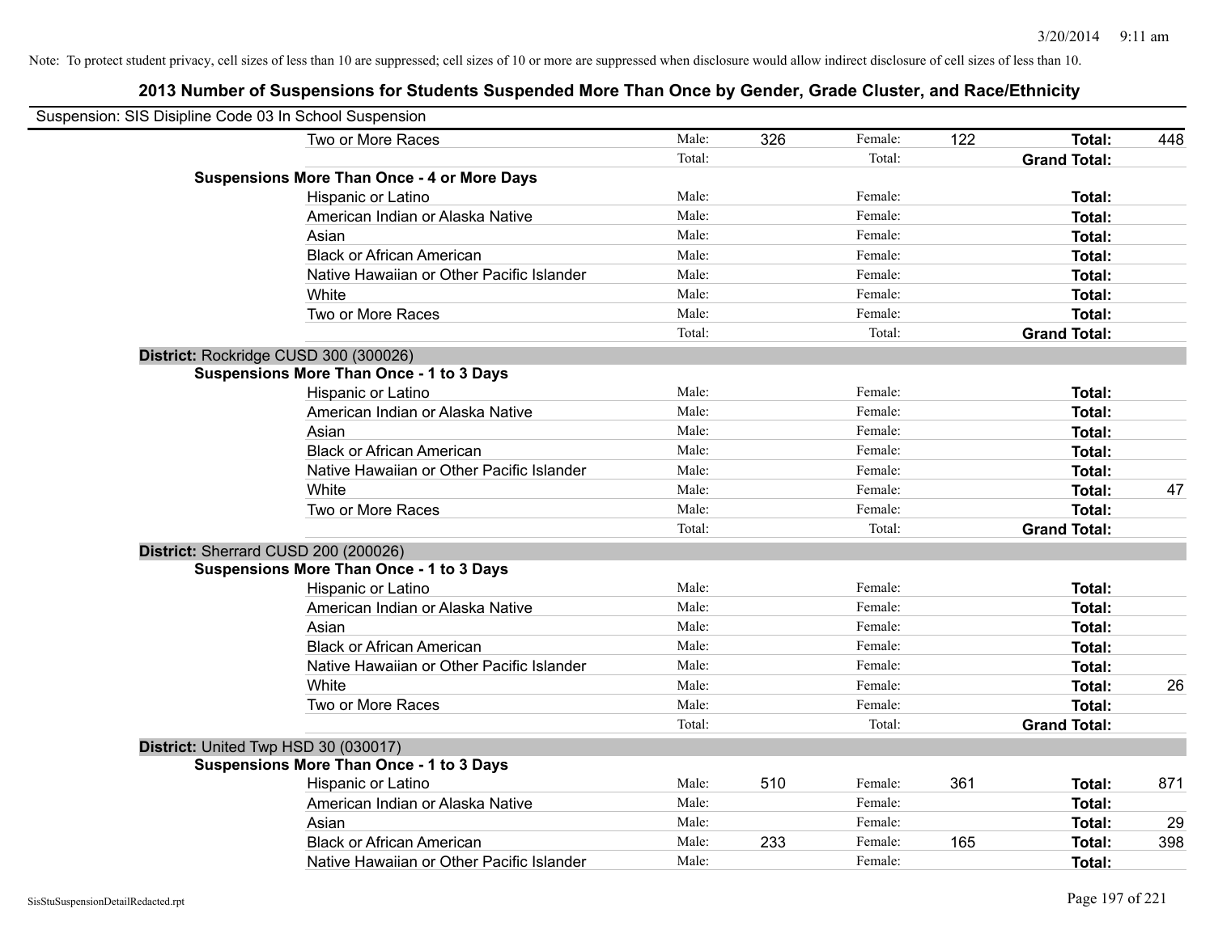Note: To protect student privacy, cell sizes of less than 10 are suppressed; cell sizes of 10 or more are suppressed when disclosure would allow indirect disclosure of cell sizes of less than 10.

## 2013 Number of Suspensions for Students Suspended More Than Once by Gender, Grade Cluster, and Race/Ethnicity

Suspension: SIS Disipline Code 03 In School Suspension

| | | | | | | |
|---|---|---|---|---|---|---|
| Two or More Races | Male: | 326 | Female: | 122 | **Total:** | 448 |
| | Total: | | Total: | | **Grand Total:** | |
| **Suspensions More Than Once - 4 or More Days** | | | | | | |
| Hispanic or Latino | Male: | | Female: | | **Total:** | |
| American Indian or Alaska Native | Male: | | Female: | | **Total:** | |
| Asian | Male: | | Female: | | **Total:** | |
| Black or African American | Male: | | Female: | | **Total:** | |
| Native Hawaiian or Other Pacific Islander | Male: | | Female: | | **Total:** | |
| White | Male: | | Female: | | **Total:** | |
| Two or More Races | Male: | | Female: | | **Total:** | |
| | Total: | | Total: | | **Grand Total:** | |
| **District:** Rockridge CUSD 300 (300026) | | | | | | |
| **Suspensions More Than Once - 1 to 3 Days** | | | | | | |
| Hispanic or Latino | Male: | | Female: | | **Total:** | |
| American Indian or Alaska Native | Male: | | Female: | | **Total:** | |
| Asian | Male: | | Female: | | **Total:** | |
| Black or African American | Male: | | Female: | | **Total:** | |
| Native Hawaiian or Other Pacific Islander | Male: | | Female: | | **Total:** | |
| White | Male: | | Female: | | **Total:** | 47 |
| Two or More Races | Male: | | Female: | | **Total:** | |
| | Total: | | Total: | | **Grand Total:** | |
| **District:** Sherrard CUSD 200 (200026) | | | | | | |
| **Suspensions More Than Once - 1 to 3 Days** | | | | | | |
| Hispanic or Latino | Male: | | Female: | | **Total:** | |
| American Indian or Alaska Native | Male: | | Female: | | **Total:** | |
| Asian | Male: | | Female: | | **Total:** | |
| Black or African American | Male: | | Female: | | **Total:** | |
| Native Hawaiian or Other Pacific Islander | Male: | | Female: | | **Total:** | |
| White | Male: | | Female: | | **Total:** | 26 |
| Two or More Races | Male: | | Female: | | **Total:** | |
| | Total: | | Total: | | **Grand Total:** | |
| **District:** United Twp HSD 30 (030017) | | | | | | |
| **Suspensions More Than Once - 1 to 3 Days** | | | | | | |
| Hispanic or Latino | Male: | 510 | Female: | 361 | **Total:** | 871 |
| American Indian or Alaska Native | Male: | | Female: | | **Total:** | |
| Asian | Male: | | Female: | | **Total:** | 29 |
| Black or African American | Male: | 233 | Female: | 165 | **Total:** | 398 |
| Native Hawaiian or Other Pacific Islander | Male: | | Female: | | **Total:** | |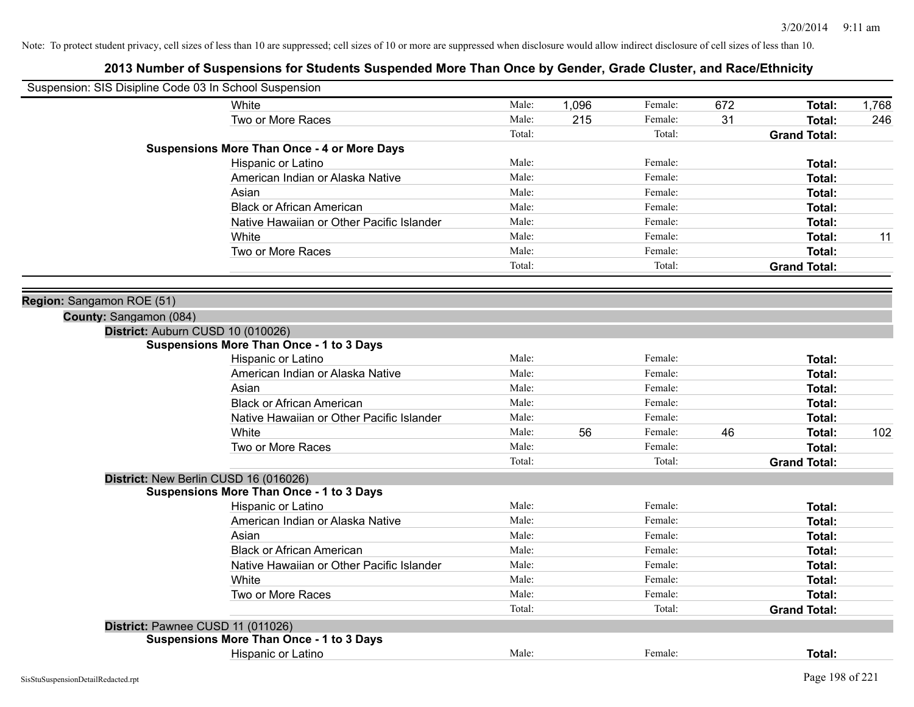Note: To protect student privacy, cell sizes of less than 10 are suppressed; cell sizes of 10 or more are suppressed when disclosure would allow indirect disclosure of cell sizes of less than 10.

## 2013 Number of Suspensions for Students Suspended More Than Once by Gender, Grade Cluster, and Race/Ethnicity

Suspension: SIS Disipline Code 03 In School Suspension

| | | | | | | |
|---|---|---|---|---|---|---|
| White | Male: | 1,096 | Female: | 672 | **Total:** | 1,768 |
| Two or More Races | Male: | 215 | Female: | 31 | **Total:** | 246 |
| | Total: | | Total: | | **Grand Total:** | |

**Suspensions More Than Once - 4 or More Days**

| | | | | | | |
|---|---|---|---|---|---|---|
| Hispanic or Latino | Male: | | Female: | | **Total:** | |
| American Indian or Alaska Native | Male: | | Female: | | **Total:** | |
| Asian | Male: | | Female: | | **Total:** | |
| Black or African American | Male: | | Female: | | **Total:** | |
| Native Hawaiian or Other Pacific Islander | Male: | | Female: | | **Total:** | |
| White | Male: | | Female: | | **Total:** | 11 |
| Two or More Races | Male: | | Female: | | **Total:** | |
| | Total: | | Total: | | **Grand Total:** | |

**Region:** Sangamon ROE (51)

**County:** Sangamon (084)

**District:** Auburn CUSD 10 (010026)

**Suspensions More Than Once - 1 to 3 Days**

| | | | | | | |
|---|---|---|---|---|---|---|
| Hispanic or Latino | Male: | | Female: | | **Total:** | |
| American Indian or Alaska Native | Male: | | Female: | | **Total:** | |
| Asian | Male: | | Female: | | **Total:** | |
| Black or African American | Male: | | Female: | | **Total:** | |
| Native Hawaiian or Other Pacific Islander | Male: | | Female: | | **Total:** | |
| White | Male: | 56 | Female: | 46 | **Total:** | 102 |
| Two or More Races | Male: | | Female: | | **Total:** | |
| | Total: | | Total: | | **Grand Total:** | |

**District:** New Berlin CUSD 16 (016026)

**Suspensions More Than Once - 1 to 3 Days**

| | | | | | | |
|---|---|---|---|---|---|---|
| Hispanic or Latino | Male: | | Female: | | **Total:** | |
| American Indian or Alaska Native | Male: | | Female: | | **Total:** | |
| Asian | Male: | | Female: | | **Total:** | |
| Black or African American | Male: | | Female: | | **Total:** | |
| Native Hawaiian or Other Pacific Islander | Male: | | Female: | | **Total:** | |
| White | Male: | | Female: | | **Total:** | |
| Two or More Races | Male: | | Female: | | **Total:** | |
| | Total: | | Total: | | **Grand Total:** | |

**District:** Pawnee CUSD 11 (011026)

**Suspensions More Than Once - 1 to 3 Days**

| | | | | | | |
|---|---|---|---|---|---|---|
| Hispanic or Latino | Male: | | Female: | | **Total:** | |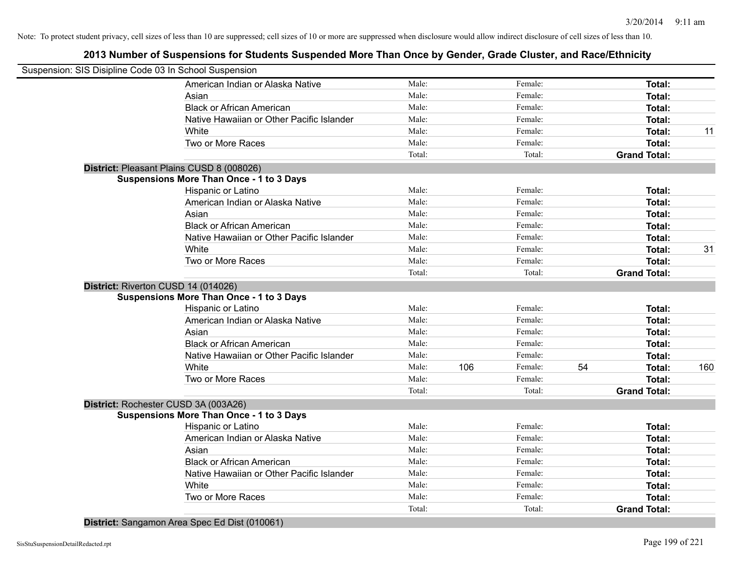Note: To protect student privacy, cell sizes of less than 10 are suppressed; cell sizes of 10 or more are suppressed when disclosure would allow indirect disclosure of cell sizes of less than 10.

## 2013 Number of Suspensions for Students Suspended More Than Once by Gender, Grade Cluster, and Race/Ethnicity

Suspension: SIS Disipline Code 03 In School Suspension

| | Male: | | Female: | | Total: | |
|---|---|---|---|---|---|---|
| American Indian or Alaska Native | Male: | | Female: | | **Total:** | |
| Asian | Male: | | Female: | | **Total:** | |
| Black or African American | Male: | | Female: | | **Total:** | |
| Native Hawaiian or Other Pacific Islander | Male: | | Female: | | **Total:** | |
| White | Male: | | Female: | | **Total:** | 11 |
| Two or More Races | Male: | | Female: | | **Total:** | |
| | Total: | | Total: | | **Grand Total:** | |

**District:** Pleasant Plains CUSD 8 (008026)

**Suspensions More Than Once - 1 to 3 Days**

| | | | | | | |
|---|---|---|---|---|---|---|
| Hispanic or Latino | Male: | | Female: | | **Total:** | |
| American Indian or Alaska Native | Male: | | Female: | | **Total:** | |
| Asian | Male: | | Female: | | **Total:** | |
| Black or African American | Male: | | Female: | | **Total:** | |
| Native Hawaiian or Other Pacific Islander | Male: | | Female: | | **Total:** | |
| White | Male: | | Female: | | **Total:** | 31 |
| Two or More Races | Male: | | Female: | | **Total:** | |
| | Total: | | Total: | | **Grand Total:** | |

**District:** Riverton CUSD 14 (014026)

**Suspensions More Than Once - 1 to 3 Days**

| | | | | | | |
|---|---|---|---|---|---|---|
| Hispanic or Latino | Male: | | Female: | | **Total:** | |
| American Indian or Alaska Native | Male: | | Female: | | **Total:** | |
| Asian | Male: | | Female: | | **Total:** | |
| Black or African American | Male: | | Female: | | **Total:** | |
| Native Hawaiian or Other Pacific Islander | Male: | | Female: | | **Total:** | |
| White | Male: | 106 | Female: | 54 | **Total:** | 160 |
| Two or More Races | Male: | | Female: | | **Total:** | |
| | Total: | | Total: | | **Grand Total:** | |

**District:** Rochester CUSD 3A (003A26)

**Suspensions More Than Once - 1 to 3 Days**

| | | | | | | |
|---|---|---|---|---|---|---|
| Hispanic or Latino | Male: | | Female: | | **Total:** | |
| American Indian or Alaska Native | Male: | | Female: | | **Total:** | |
| Asian | Male: | | Female: | | **Total:** | |
| Black or African American | Male: | | Female: | | **Total:** | |
| Native Hawaiian or Other Pacific Islander | Male: | | Female: | | **Total:** | |
| White | Male: | | Female: | | **Total:** | |
| Two or More Races | Male: | | Female: | | **Total:** | |
| | Total: | | Total: | | **Grand Total:** | |

**District:** Sangamon Area Spec Ed Dist (010061)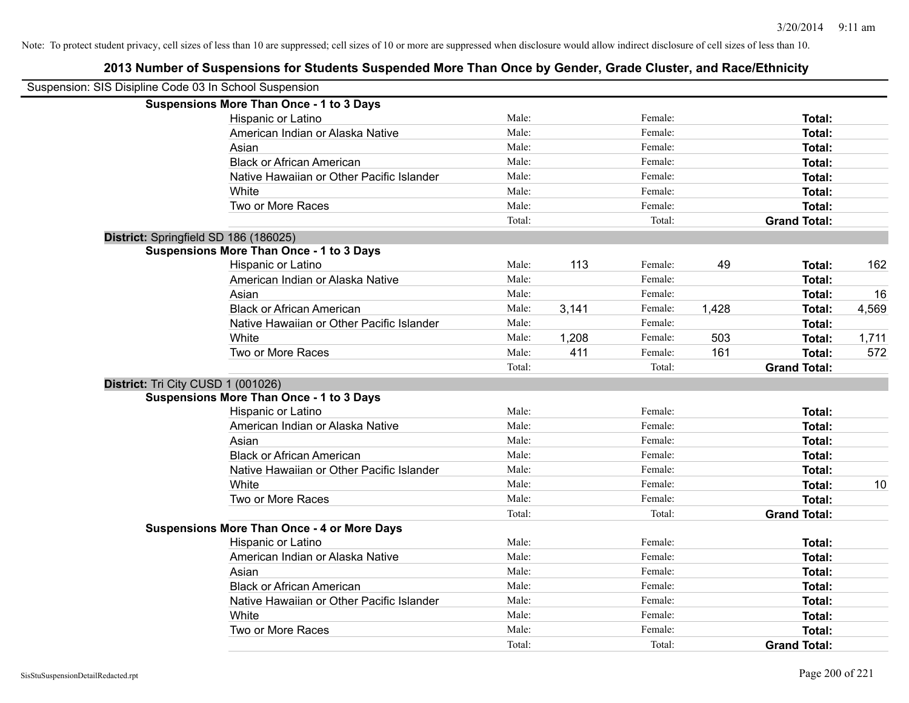Note: To protect student privacy, cell sizes of less than 10 are suppressed; cell sizes of 10 or more are suppressed when disclosure would allow indirect disclosure of cell sizes of less than 10.

## 2013 Number of Suspensions for Students Suspended More Than Once by Gender, Grade Cluster, and Race/Ethnicity

Suspension: SIS Disipline Code 03 In School Suspension

**Suspensions More Than Once - 1 to 3 Days**

| | | | | | | |
|---|---|---|---|---|---|---|
| Hispanic or Latino | Male: | | Female: | | **Total:** | |
| American Indian or Alaska Native | Male: | | Female: | | **Total:** | |
| Asian | Male: | | Female: | | **Total:** | |
| Black or African American | Male: | | Female: | | **Total:** | |
| Native Hawaiian or Other Pacific Islander | Male: | | Female: | | **Total:** | |
| White | Male: | | Female: | | **Total:** | |
| Two or More Races | Male: | | Female: | | **Total:** | |
| | Total: | | Total: | | **Grand Total:** | |

**District:** Springfield SD 186 (186025)

**Suspensions More Than Once - 1 to 3 Days**

| | | | | | | |
|---|---|---|---|---|---|---|
| Hispanic or Latino | Male: | 113 | Female: | 49 | **Total:** | 162 |
| American Indian or Alaska Native | Male: | | Female: | | **Total:** | |
| Asian | Male: | | Female: | | **Total:** | 16 |
| Black or African American | Male: | 3,141 | Female: | 1,428 | **Total:** | 4,569 |
| Native Hawaiian or Other Pacific Islander | Male: | | Female: | | **Total:** | |
| White | Male: | 1,208 | Female: | 503 | **Total:** | 1,711 |
| Two or More Races | Male: | 411 | Female: | 161 | **Total:** | 572 |
| | Total: | | Total: | | **Grand Total:** | |

**District:** Tri City CUSD 1 (001026)

**Suspensions More Than Once - 1 to 3 Days**

| | | | | | | |
|---|---|---|---|---|---|---|
| Hispanic or Latino | Male: | | Female: | | **Total:** | |
| American Indian or Alaska Native | Male: | | Female: | | **Total:** | |
| Asian | Male: | | Female: | | **Total:** | |
| Black or African American | Male: | | Female: | | **Total:** | |
| Native Hawaiian or Other Pacific Islander | Male: | | Female: | | **Total:** | |
| White | Male: | | Female: | | **Total:** | 10 |
| Two or More Races | Male: | | Female: | | **Total:** | |
| | Total: | | Total: | | **Grand Total:** | |

**Suspensions More Than Once - 4 or More Days**

| | | | | | | |
|---|---|---|---|---|---|---|
| Hispanic or Latino | Male: | | Female: | | **Total:** | |
| American Indian or Alaska Native | Male: | | Female: | | **Total:** | |
| Asian | Male: | | Female: | | **Total:** | |
| Black or African American | Male: | | Female: | | **Total:** | |
| Native Hawaiian or Other Pacific Islander | Male: | | Female: | | **Total:** | |
| White | Male: | | Female: | | **Total:** | |
| Two or More Races | Male: | | Female: | | **Total:** | |
| | Total: | | Total: | | **Grand Total:** | |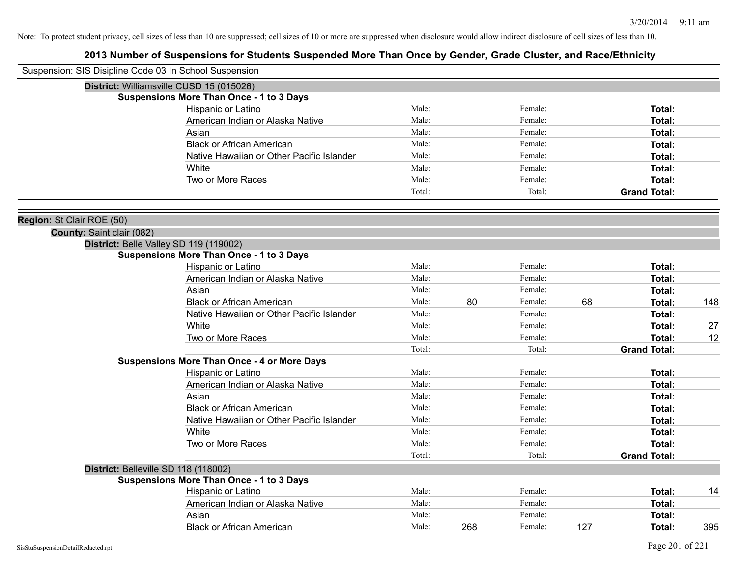Note: To protect student privacy, cell sizes of less than 10 are suppressed; cell sizes of 10 or more are suppressed when disclosure would allow indirect disclosure of cell sizes of less than 10.

# 2013 Number of Suspensions for Students Suspended More Than Once by Gender, Grade Cluster, and Race/Ethnicity

Suspension: SIS Disipline Code 03 In School Suspension

**District:** Williamsville CUSD 15 (015026)

**Suspensions More Than Once - 1 to 3 Days**

| Race/Ethnicity | Male: | | Female: | | Total: | |
|---|---|---|---|---|---|---|
| Hispanic or Latino | Male: | | Female: | | **Total:** | |
| American Indian or Alaska Native | Male: | | Female: | | **Total:** | |
| Asian | Male: | | Female: | | **Total:** | |
| Black or African American | Male: | | Female: | | **Total:** | |
| Native Hawaiian or Other Pacific Islander | Male: | | Female: | | **Total:** | |
| White | Male: | | Female: | | **Total:** | |
| Two or More Races | Male: | | Female: | | **Total:** | |
| | Total: | | Total: | | **Grand Total:** | |

**Region:** St Clair ROE (50)

**County:** Saint clair (082)

**District:** Belle Valley SD 119 (119002)

**Suspensions More Than Once - 1 to 3 Days**

| Race/Ethnicity | Male: | | Female: | | Total: | |
|---|---|---|---|---|---|---|
| Hispanic or Latino | Male: | | Female: | | **Total:** | |
| American Indian or Alaska Native | Male: | | Female: | | **Total:** | |
| Asian | Male: | | Female: | | **Total:** | |
| Black or African American | Male: | 80 | Female: | 68 | **Total:** | 148 |
| Native Hawaiian or Other Pacific Islander | Male: | | Female: | | **Total:** | |
| White | Male: | | Female: | | **Total:** | 27 |
| Two or More Races | Male: | | Female: | | **Total:** | 12 |
| | Total: | | Total: | | **Grand Total:** | |

**Suspensions More Than Once - 4 or More Days**

| Race/Ethnicity | Male: | | Female: | | Total: | |
|---|---|---|---|---|---|---|
| Hispanic or Latino | Male: | | Female: | | **Total:** | |
| American Indian or Alaska Native | Male: | | Female: | | **Total:** | |
| Asian | Male: | | Female: | | **Total:** | |
| Black or African American | Male: | | Female: | | **Total:** | |
| Native Hawaiian or Other Pacific Islander | Male: | | Female: | | **Total:** | |
| White | Male: | | Female: | | **Total:** | |
| Two or More Races | Male: | | Female: | | **Total:** | |
| | Total: | | Total: | | **Grand Total:** | |

**District:** Belleville SD 118 (118002)

**Suspensions More Than Once - 1 to 3 Days**

| Race/Ethnicity | Male: | | Female: | | Total: | |
|---|---|---|---|---|---|---|
| Hispanic or Latino | Male: | | Female: | | **Total:** | 14 |
| American Indian or Alaska Native | Male: | | Female: | | **Total:** | |
| Asian | Male: | | Female: | | **Total:** | |
| Black or African American | Male: | 268 | Female: | 127 | **Total:** | 395 |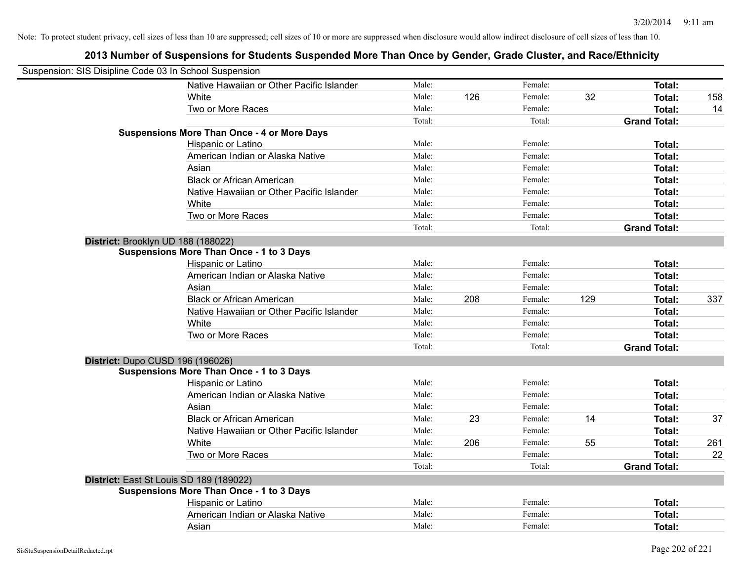Note: To protect student privacy, cell sizes of less than 10 are suppressed; cell sizes of 10 or more are suppressed when disclosure would allow indirect disclosure of cell sizes of less than 10.

## 2013 Number of Suspensions for Students Suspended More Than Once by Gender, Grade Cluster, and Race/Ethnicity

Suspension: SIS Disipline Code 03 In School Suspension

| | | | | | | |
|---|---|---|---|---|---|---|
| Native Hawaiian or Other Pacific Islander | Male: | | Female: | | **Total:** | |
| White | Male: | 126 | Female: | 32 | **Total:** | 158 |
| Two or More Races | Male: | | Female: | | **Total:** | 14 |
| | Total: | | Total: | | **Grand Total:** | |

**Suspensions More Than Once - 4 or More Days**

| | | | | | | |
|---|---|---|---|---|---|---|
| Hispanic or Latino | Male: | | Female: | | **Total:** | |
| American Indian or Alaska Native | Male: | | Female: | | **Total:** | |
| Asian | Male: | | Female: | | **Total:** | |
| Black or African American | Male: | | Female: | | **Total:** | |
| Native Hawaiian or Other Pacific Islander | Male: | | Female: | | **Total:** | |
| White | Male: | | Female: | | **Total:** | |
| Two or More Races | Male: | | Female: | | **Total:** | |
| | Total: | | Total: | | **Grand Total:** | |

**District:** Brooklyn UD 188 (188022)

**Suspensions More Than Once - 1 to 3 Days**

| | | | | | | |
|---|---|---|---|---|---|---|
| Hispanic or Latino | Male: | | Female: | | **Total:** | |
| American Indian or Alaska Native | Male: | | Female: | | **Total:** | |
| Asian | Male: | | Female: | | **Total:** | |
| Black or African American | Male: | 208 | Female: | 129 | **Total:** | 337 |
| Native Hawaiian or Other Pacific Islander | Male: | | Female: | | **Total:** | |
| White | Male: | | Female: | | **Total:** | |
| Two or More Races | Male: | | Female: | | **Total:** | |
| | Total: | | Total: | | **Grand Total:** | |

**District:** Dupo CUSD 196 (196026)

**Suspensions More Than Once - 1 to 3 Days**

| | | | | | | |
|---|---|---|---|---|---|---|
| Hispanic or Latino | Male: | | Female: | | **Total:** | |
| American Indian or Alaska Native | Male: | | Female: | | **Total:** | |
| Asian | Male: | | Female: | | **Total:** | |
| Black or African American | Male: | 23 | Female: | 14 | **Total:** | 37 |
| Native Hawaiian or Other Pacific Islander | Male: | | Female: | | **Total:** | |
| White | Male: | 206 | Female: | 55 | **Total:** | 261 |
| Two or More Races | Male: | | Female: | | **Total:** | 22 |
| | Total: | | Total: | | **Grand Total:** | |

**District:** East St Louis SD 189 (189022)

**Suspensions More Than Once - 1 to 3 Days**

| | | | | | | |
|---|---|---|---|---|---|---|
| Hispanic or Latino | Male: | | Female: | | **Total:** | |
| American Indian or Alaska Native | Male: | | Female: | | **Total:** | |
| Asian | Male: | | Female: | | **Total:** | |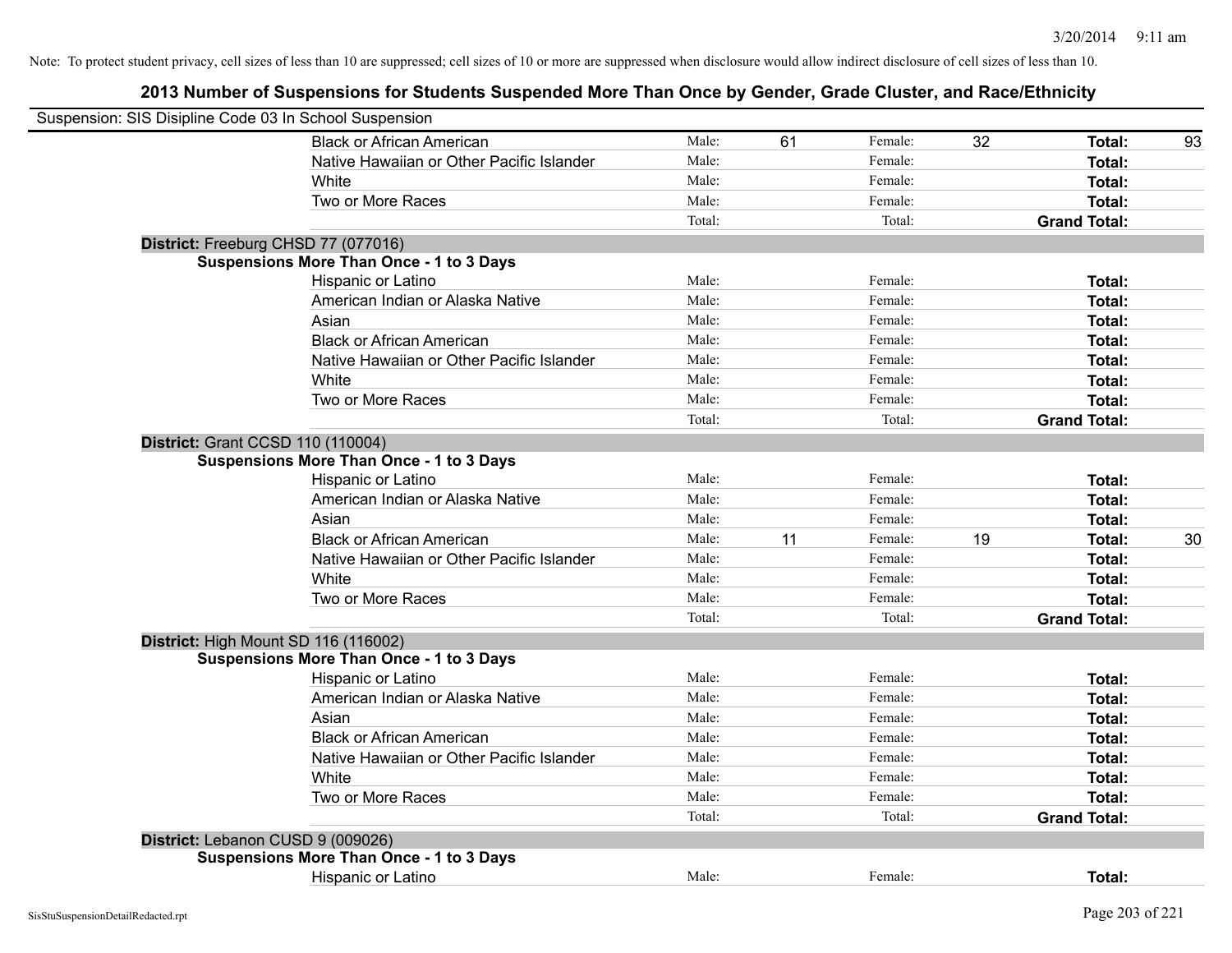Note: To protect student privacy, cell sizes of less than 10 are suppressed; cell sizes of 10 or more are suppressed when disclosure would allow indirect disclosure of cell sizes of less than 10.

## 2013 Number of Suspensions for Students Suspended More Than Once by Gender, Grade Cluster, and Race/Ethnicity

Suspension: SIS Disipline Code 03 In School Suspension

| | | | | | | | |
|---|---|---|---|---|---|---|---|
| Black or African American | Male: | 61 | Female: | 32 | **Total:** | 93 |
| Native Hawaiian or Other Pacific Islander | Male: | | Female: | | **Total:** | |
| White | Male: | | Female: | | **Total:** | |
| Two or More Races | Male: | | Female: | | **Total:** | |
| | Total: | | Total: | | **Grand Total:** | |

**District:** Freeburg CHSD 77 (077016)

**Suspensions More Than Once - 1 to 3 Days**

| | | | | | | |
|---|---|---|---|---|---|---|
| Hispanic or Latino | Male: | | Female: | | **Total:** | |
| American Indian or Alaska Native | Male: | | Female: | | **Total:** | |
| Asian | Male: | | Female: | | **Total:** | |
| Black or African American | Male: | | Female: | | **Total:** | |
| Native Hawaiian or Other Pacific Islander | Male: | | Female: | | **Total:** | |
| White | Male: | | Female: | | **Total:** | |
| Two or More Races | Male: | | Female: | | **Total:** | |
| | Total: | | Total: | | **Grand Total:** | |

**District:** Grant CCSD 110 (110004)

**Suspensions More Than Once - 1 to 3 Days**

| | | | | | | |
|---|---|---|---|---|---|---|
| Hispanic or Latino | Male: | | Female: | | **Total:** | |
| American Indian or Alaska Native | Male: | | Female: | | **Total:** | |
| Asian | Male: | | Female: | | **Total:** | |
| Black or African American | Male: | 11 | Female: | 19 | **Total:** | 30 |
| Native Hawaiian or Other Pacific Islander | Male: | | Female: | | **Total:** | |
| White | Male: | | Female: | | **Total:** | |
| Two or More Races | Male: | | Female: | | **Total:** | |
| | Total: | | Total: | | **Grand Total:** | |

**District:** High Mount SD 116 (116002)

**Suspensions More Than Once - 1 to 3 Days**

| | | | | | | |
|---|---|---|---|---|---|---|
| Hispanic or Latino | Male: | | Female: | | **Total:** | |
| American Indian or Alaska Native | Male: | | Female: | | **Total:** | |
| Asian | Male: | | Female: | | **Total:** | |
| Black or African American | Male: | | Female: | | **Total:** | |
| Native Hawaiian or Other Pacific Islander | Male: | | Female: | | **Total:** | |
| White | Male: | | Female: | | **Total:** | |
| Two or More Races | Male: | | Female: | | **Total:** | |
| | Total: | | Total: | | **Grand Total:** | |

**District:** Lebanon CUSD 9 (009026)

**Suspensions More Than Once - 1 to 3 Days**

| | | | | | | |
|---|---|---|---|---|---|---|
| Hispanic or Latino | Male: | | Female: | | **Total:** | |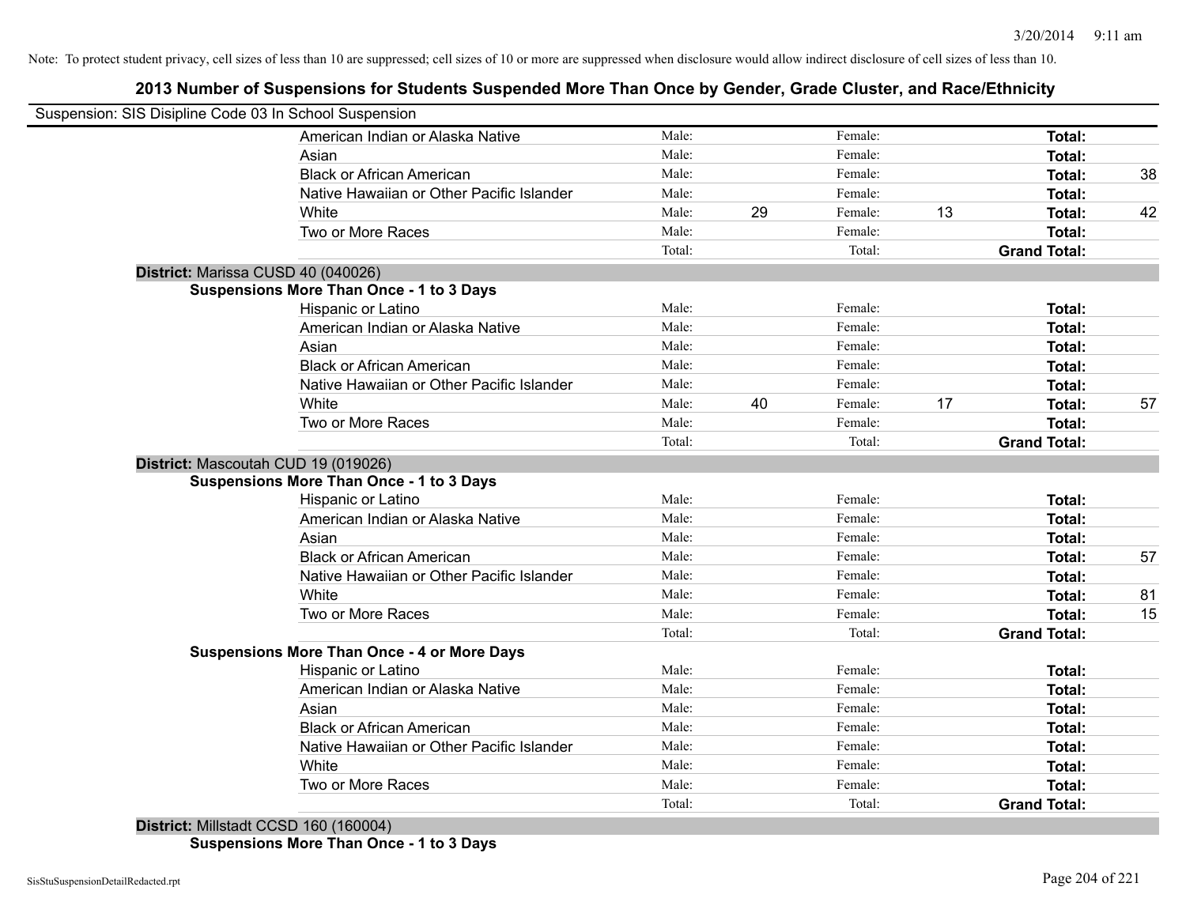Note: To protect student privacy, cell sizes of less than 10 are suppressed; cell sizes of 10 or more are suppressed when disclosure would allow indirect disclosure of cell sizes of less than 10.

# 2013 Number of Suspensions for Students Suspended More Than Once by Gender, Grade Cluster, and Race/Ethnicity

Suspension: SIS Disipline Code 03 In School Suspension

| | | | | | | |
|---|---|---|---|---|---|---|
| American Indian or Alaska Native | Male: | | Female: | | **Total:** | |
| Asian | Male: | | Female: | | **Total:** | |
| Black or African American | Male: | | Female: | | **Total:** | 38 |
| Native Hawaiian or Other Pacific Islander | Male: | | Female: | | **Total:** | |
| White | Male: | 29 | Female: | 13 | **Total:** | 42 |
| Two or More Races | Male: | | Female: | | **Total:** | |
| | Total: | | Total: | | **Grand Total:** | |

**District:** Marissa CUSD 40 (040026)

**Suspensions More Than Once - 1 to 3 Days**

| | | | | | | |
|---|---|---|---|---|---|---|
| Hispanic or Latino | Male: | | Female: | | **Total:** | |
| American Indian or Alaska Native | Male: | | Female: | | **Total:** | |
| Asian | Male: | | Female: | | **Total:** | |
| Black or African American | Male: | | Female: | | **Total:** | |
| Native Hawaiian or Other Pacific Islander | Male: | | Female: | | **Total:** | |
| White | Male: | 40 | Female: | 17 | **Total:** | 57 |
| Two or More Races | Male: | | Female: | | **Total:** | |
| | Total: | | Total: | | **Grand Total:** | |

**District:** Mascoutah CUD 19 (019026)

**Suspensions More Than Once - 1 to 3 Days**

| | | | | | | |
|---|---|---|---|---|---|---|
| Hispanic or Latino | Male: | | Female: | | **Total:** | |
| American Indian or Alaska Native | Male: | | Female: | | **Total:** | |
| Asian | Male: | | Female: | | **Total:** | |
| Black or African American | Male: | | Female: | | **Total:** | 57 |
| Native Hawaiian or Other Pacific Islander | Male: | | Female: | | **Total:** | |
| White | Male: | | Female: | | **Total:** | 81 |
| Two or More Races | Male: | | Female: | | **Total:** | 15 |
| | Total: | | Total: | | **Grand Total:** | |

**Suspensions More Than Once - 4 or More Days**

| | | | | | | |
|---|---|---|---|---|---|---|
| Hispanic or Latino | Male: | | Female: | | **Total:** | |
| American Indian or Alaska Native | Male: | | Female: | | **Total:** | |
| Asian | Male: | | Female: | | **Total:** | |
| Black or African American | Male: | | Female: | | **Total:** | |
| Native Hawaiian or Other Pacific Islander | Male: | | Female: | | **Total:** | |
| White | Male: | | Female: | | **Total:** | |
| Two or More Races | Male: | | Female: | | **Total:** | |
| | Total: | | Total: | | **Grand Total:** | |

**District:** Millstadt CCSD 160 (160004)

**Suspensions More Than Once - 1 to 3 Days**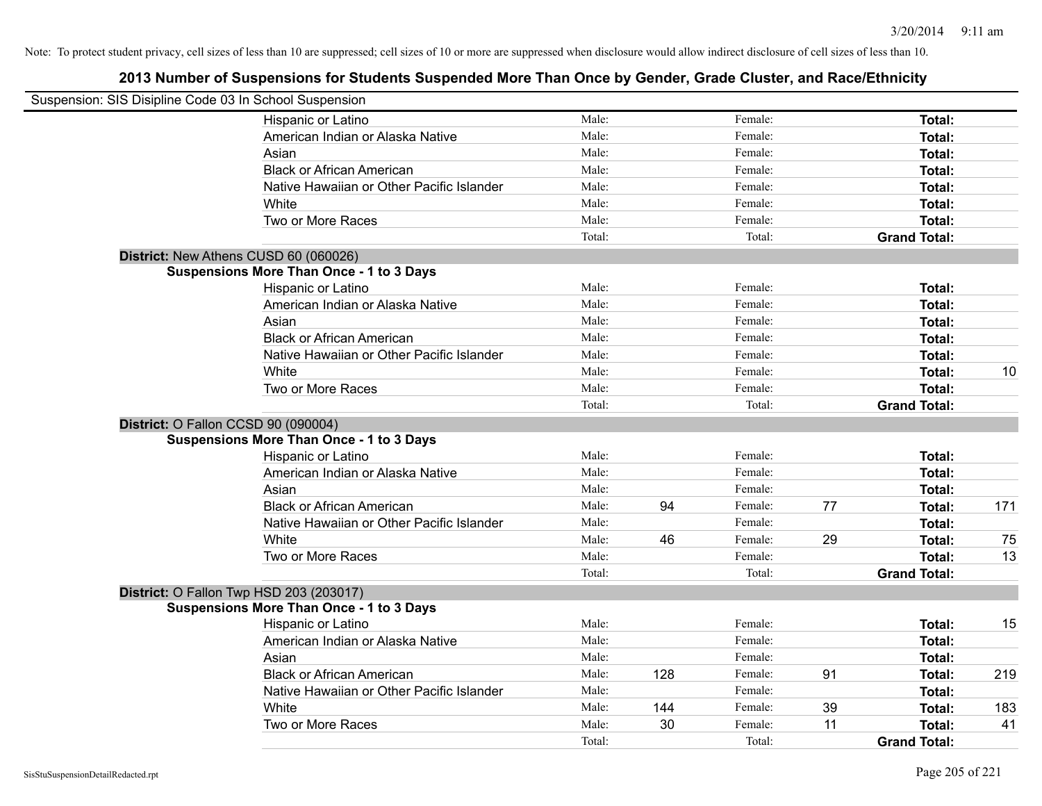Note: To protect student privacy, cell sizes of less than 10 are suppressed; cell sizes of 10 or more are suppressed when disclosure would allow indirect disclosure of cell sizes of less than 10.

## 2013 Number of Suspensions for Students Suspended More Than Once by Gender, Grade Cluster, and Race/Ethnicity

Suspension: SIS Disipline Code 03 In School Suspension

| | | | | | | |
|---|---|---|---|---|---|---|
| Hispanic or Latino | Male: | | Female: | | **Total:** | |
| American Indian or Alaska Native | Male: | | Female: | | **Total:** | |
| Asian | Male: | | Female: | | **Total:** | |
| Black or African American | Male: | | Female: | | **Total:** | |
| Native Hawaiian or Other Pacific Islander | Male: | | Female: | | **Total:** | |
| White | Male: | | Female: | | **Total:** | |
| Two or More Races | Male: | | Female: | | **Total:** | |
| | Total: | | Total: | | **Grand Total:** | |

**District:** New Athens CUSD 60 (060026)

**Suspensions More Than Once - 1 to 3 Days**

| | | | | | | |
|---|---|---|---|---|---|---|
| Hispanic or Latino | Male: | | Female: | | **Total:** | |
| American Indian or Alaska Native | Male: | | Female: | | **Total:** | |
| Asian | Male: | | Female: | | **Total:** | |
| Black or African American | Male: | | Female: | | **Total:** | |
| Native Hawaiian or Other Pacific Islander | Male: | | Female: | | **Total:** | |
| White | Male: | | Female: | | **Total:** | 10 |
| Two or More Races | Male: | | Female: | | **Total:** | |
| | Total: | | Total: | | **Grand Total:** | |

**District:** O Fallon CCSD 90 (090004)

**Suspensions More Than Once - 1 to 3 Days**

| | | | | | | |
|---|---|---|---|---|---|---|
| Hispanic or Latino | Male: | | Female: | | **Total:** | |
| American Indian or Alaska Native | Male: | | Female: | | **Total:** | |
| Asian | Male: | | Female: | | **Total:** | |
| Black or African American | Male: | 94 | Female: | 77 | **Total:** | 171 |
| Native Hawaiian or Other Pacific Islander | Male: | | Female: | | **Total:** | |
| White | Male: | 46 | Female: | 29 | **Total:** | 75 |
| Two or More Races | Male: | | Female: | | **Total:** | 13 |
| | Total: | | Total: | | **Grand Total:** | |

**District:** O Fallon Twp HSD 203 (203017)

**Suspensions More Than Once - 1 to 3 Days**

| | | | | | | |
|---|---|---|---|---|---|---|
| Hispanic or Latino | Male: | | Female: | | **Total:** | 15 |
| American Indian or Alaska Native | Male: | | Female: | | **Total:** | |
| Asian | Male: | | Female: | | **Total:** | |
| Black or African American | Male: | 128 | Female: | 91 | **Total:** | 219 |
| Native Hawaiian or Other Pacific Islander | Male: | | Female: | | **Total:** | |
| White | Male: | 144 | Female: | 39 | **Total:** | 183 |
| Two or More Races | Male: | 30 | Female: | 11 | **Total:** | 41 |
| | Total: | | Total: | | **Grand Total:** | |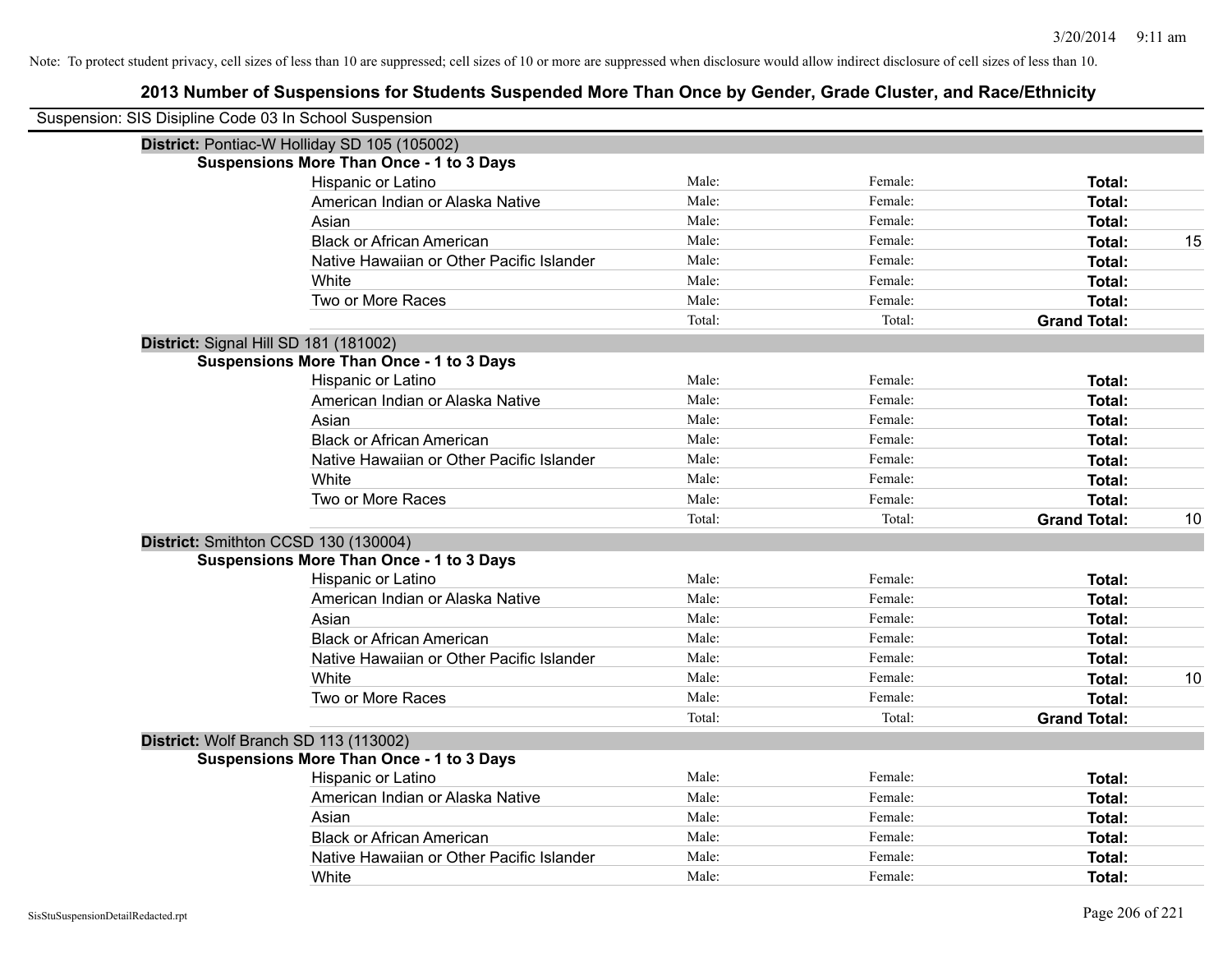Note: To protect student privacy, cell sizes of less than 10 are suppressed; cell sizes of 10 or more are suppressed when disclosure would allow indirect disclosure of cell sizes of less than 10.

## 2013 Number of Suspensions for Students Suspended More Than Once by Gender, Grade Cluster, and Race/Ethnicity

Suspension: SIS Disipline Code 03 In School Suspension

**District:** Pontiac-W Holliday SD 105 (105002)

**Suspensions More Than Once - 1 to 3 Days**

| Race/Ethnicity | Male | Female | Total | |
|---|---|---|---|---|
| Hispanic or Latino | Male: | Female: | **Total:** | |
| American Indian or Alaska Native | Male: | Female: | **Total:** | |
| Asian | Male: | Female: | **Total:** | |
| Black or African American | Male: | Female: | **Total:** | 15 |
| Native Hawaiian or Other Pacific Islander | Male: | Female: | **Total:** | |
| White | Male: | Female: | **Total:** | |
| Two or More Races | Male: | Female: | **Total:** | |
| | Total: | Total: | **Grand Total:** | |

**District:** Signal Hill SD 181 (181002)

**Suspensions More Than Once - 1 to 3 Days**

| Race/Ethnicity | Male | Female | Total | |
|---|---|---|---|---|
| Hispanic or Latino | Male: | Female: | **Total:** | |
| American Indian or Alaska Native | Male: | Female: | **Total:** | |
| Asian | Male: | Female: | **Total:** | |
| Black or African American | Male: | Female: | **Total:** | |
| Native Hawaiian or Other Pacific Islander | Male: | Female: | **Total:** | |
| White | Male: | Female: | **Total:** | |
| Two or More Races | Male: | Female: | **Total:** | |
| | Total: | Total: | **Grand Total:** | 10 |

**District:** Smithton CCSD 130 (130004)

**Suspensions More Than Once - 1 to 3 Days**

| Race/Ethnicity | Male | Female | Total | |
|---|---|---|---|---|
| Hispanic or Latino | Male: | Female: | **Total:** | |
| American Indian or Alaska Native | Male: | Female: | **Total:** | |
| Asian | Male: | Female: | **Total:** | |
| Black or African American | Male: | Female: | **Total:** | |
| Native Hawaiian or Other Pacific Islander | Male: | Female: | **Total:** | |
| White | Male: | Female: | **Total:** | 10 |
| Two or More Races | Male: | Female: | **Total:** | |
| | Total: | Total: | **Grand Total:** | |

**District:** Wolf Branch SD 113 (113002)

**Suspensions More Than Once - 1 to 3 Days**

| Race/Ethnicity | Male | Female | Total | |
|---|---|---|---|---|
| Hispanic or Latino | Male: | Female: | **Total:** | |
| American Indian or Alaska Native | Male: | Female: | **Total:** | |
| Asian | Male: | Female: | **Total:** | |
| Black or African American | Male: | Female: | **Total:** | |
| Native Hawaiian or Other Pacific Islander | Male: | Female: | **Total:** | |
| White | Male: | Female: | **Total:** | |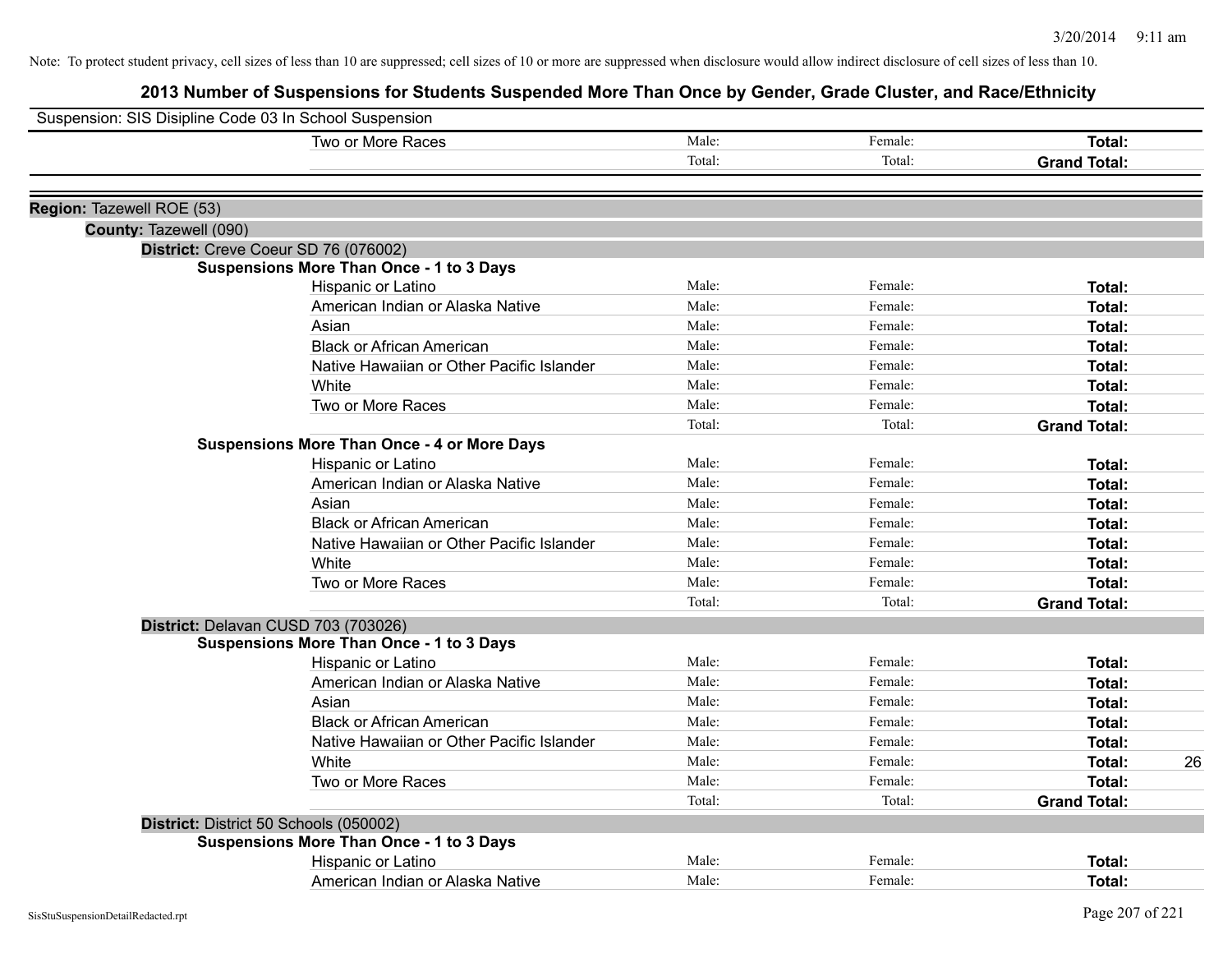Note: To protect student privacy, cell sizes of less than 10 are suppressed; cell sizes of 10 or more are suppressed when disclosure would allow indirect disclosure of cell sizes of less than 10.

# 2013 Number of Suspensions for Students Suspended More Than Once by Gender, Grade Cluster, and Race/Ethnicity

Suspension: SIS Disipline Code 03 In School Suspension

| | Male: | Female: | Total: | |
|---|---|---|---|---|
| Two or More Races | Male: | Female: | **Total:** | |
| | Total: | Total: | **Grand Total:** | |

**Region:** Tazewell ROE (53)

**County:** Tazewell (090)

**District:** Creve Coeur SD 76 (076002)

**Suspensions More Than Once - 1 to 3 Days**

| | | | | |
|---|---|---|---|---|
| Hispanic or Latino | Male: | Female: | **Total:** | |
| American Indian or Alaska Native | Male: | Female: | **Total:** | |
| Asian | Male: | Female: | **Total:** | |
| Black or African American | Male: | Female: | **Total:** | |
| Native Hawaiian or Other Pacific Islander | Male: | Female: | **Total:** | |
| White | Male: | Female: | **Total:** | |
| Two or More Races | Male: | Female: | **Total:** | |
| | Total: | Total: | **Grand Total:** | |

**Suspensions More Than Once - 4 or More Days**

| | | | | |
|---|---|---|---|---|
| Hispanic or Latino | Male: | Female: | **Total:** | |
| American Indian or Alaska Native | Male: | Female: | **Total:** | |
| Asian | Male: | Female: | **Total:** | |
| Black or African American | Male: | Female: | **Total:** | |
| Native Hawaiian or Other Pacific Islander | Male: | Female: | **Total:** | |
| White | Male: | Female: | **Total:** | |
| Two or More Races | Male: | Female: | **Total:** | |
| | Total: | Total: | **Grand Total:** | |

**District:** Delavan CUSD 703 (703026)

**Suspensions More Than Once - 1 to 3 Days**

| | | | | |
|---|---|---|---|---|
| Hispanic or Latino | Male: | Female: | **Total:** | |
| American Indian or Alaska Native | Male: | Female: | **Total:** | |
| Asian | Male: | Female: | **Total:** | |
| Black or African American | Male: | Female: | **Total:** | |
| Native Hawaiian or Other Pacific Islander | Male: | Female: | **Total:** | |
| White | Male: | Female: | **Total:** | 26 |
| Two or More Races | Male: | Female: | **Total:** | |
| | Total: | Total: | **Grand Total:** | |

**District:** District 50 Schools (050002)

**Suspensions More Than Once - 1 to 3 Days**

| | | | | |
|---|---|---|---|---|
| Hispanic or Latino | Male: | Female: | **Total:** | |
| American Indian or Alaska Native | Male: | Female: | **Total:** | |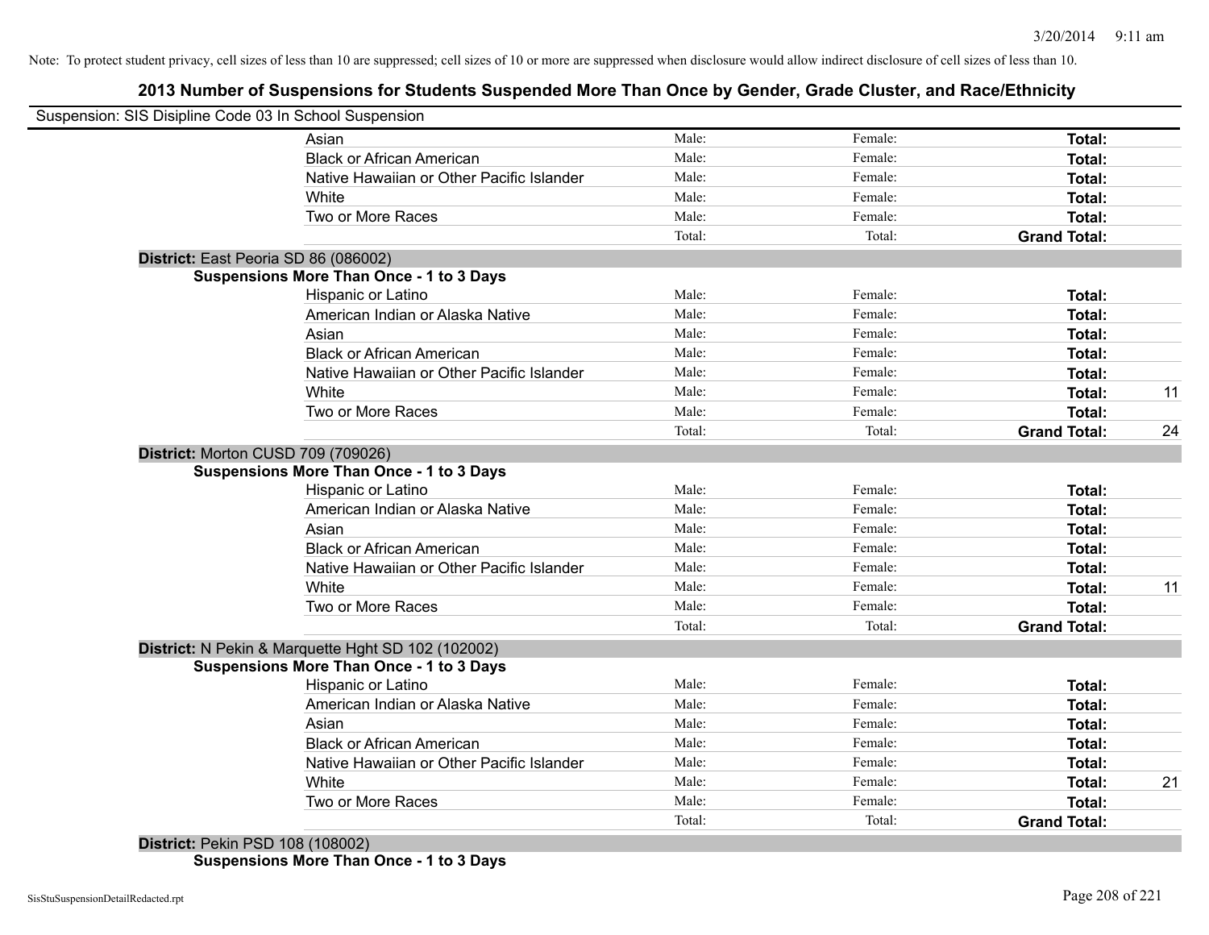Note: To protect student privacy, cell sizes of less than 10 are suppressed; cell sizes of 10 or more are suppressed when disclosure would allow indirect disclosure of cell sizes of less than 10.

## 2013 Number of Suspensions for Students Suspended More Than Once by Gender, Grade Cluster, and Race/Ethnicity

Suspension: SIS Disipline Code 03 In School Suspension

| | | | | |
|---|---|---|---|---|
| Asian | Male: | Female: | **Total:** | |
| Black or African American | Male: | Female: | **Total:** | |
| Native Hawaiian or Other Pacific Islander | Male: | Female: | **Total:** | |
| White | Male: | Female: | **Total:** | |
| Two or More Races | Male: | Female: | **Total:** | |
| | Total: | Total: | **Grand Total:** | |

**District:** East Peoria SD 86 (086002)

**Suspensions More Than Once - 1 to 3 Days**

| | | | | |
|---|---|---|---|---|
| Hispanic or Latino | Male: | Female: | **Total:** | |
| American Indian or Alaska Native | Male: | Female: | **Total:** | |
| Asian | Male: | Female: | **Total:** | |
| Black or African American | Male: | Female: | **Total:** | |
| Native Hawaiian or Other Pacific Islander | Male: | Female: | **Total:** | |
| White | Male: | Female: | **Total:** | 11 |
| Two or More Races | Male: | Female: | **Total:** | |
| | Total: | Total: | **Grand Total:** | 24 |

**District:** Morton CUSD 709 (709026)

**Suspensions More Than Once - 1 to 3 Days**

| | | | | |
|---|---|---|---|---|
| Hispanic or Latino | Male: | Female: | **Total:** | |
| American Indian or Alaska Native | Male: | Female: | **Total:** | |
| Asian | Male: | Female: | **Total:** | |
| Black or African American | Male: | Female: | **Total:** | |
| Native Hawaiian or Other Pacific Islander | Male: | Female: | **Total:** | |
| White | Male: | Female: | **Total:** | 11 |
| Two or More Races | Male: | Female: | **Total:** | |
| | Total: | Total: | **Grand Total:** | |

**District:** N Pekin & Marquette Hght SD 102 (102002)

**Suspensions More Than Once - 1 to 3 Days**

| | | | | |
|---|---|---|---|---|
| Hispanic or Latino | Male: | Female: | **Total:** | |
| American Indian or Alaska Native | Male: | Female: | **Total:** | |
| Asian | Male: | Female: | **Total:** | |
| Black or African American | Male: | Female: | **Total:** | |
| Native Hawaiian or Other Pacific Islander | Male: | Female: | **Total:** | |
| White | Male: | Female: | **Total:** | 21 |
| Two or More Races | Male: | Female: | **Total:** | |
| | Total: | Total: | **Grand Total:** | |

**District:** Pekin PSD 108 (108002)

**Suspensions More Than Once - 1 to 3 Days**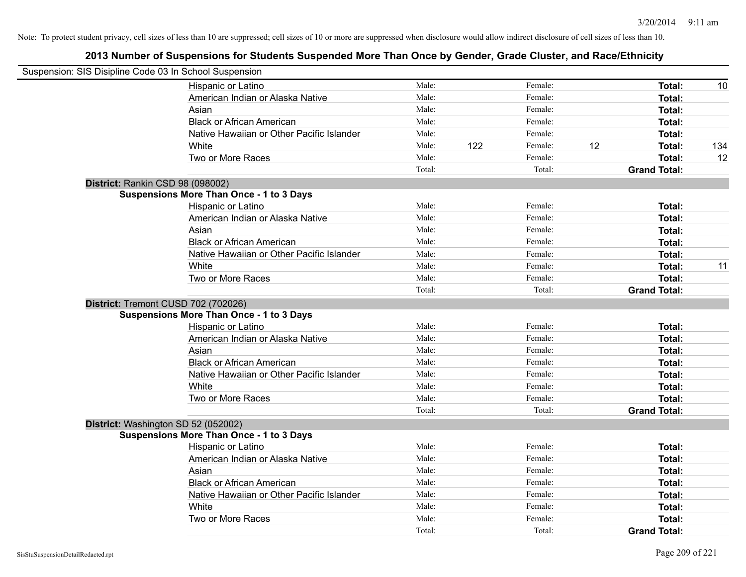Note: To protect student privacy, cell sizes of less than 10 are suppressed; cell sizes of 10 or more are suppressed when disclosure would allow indirect disclosure of cell sizes of less than 10.

## 2013 Number of Suspensions for Students Suspended More Than Once by Gender, Grade Cluster, and Race/Ethnicity

Suspension: SIS Disipline Code 03 In School Suspension

| | | | | | | |
|---|---|---|---|---|---|---|
| Hispanic or Latino | Male: | | Female: | | **Total:** | 10 |
| American Indian or Alaska Native | Male: | | Female: | | **Total:** | |
| Asian | Male: | | Female: | | **Total:** | |
| Black or African American | Male: | | Female: | | **Total:** | |
| Native Hawaiian or Other Pacific Islander | Male: | | Female: | | **Total:** | |
| White | Male: | 122 | Female: | 12 | **Total:** | 134 |
| Two or More Races | Male: | | Female: | | **Total:** | 12 |
| | Total: | | Total: | | **Grand Total:** | |

**District:** Rankin CSD 98 (098002)

**Suspensions More Than Once - 1 to 3 Days**

| | | | | | | |
|---|---|---|---|---|---|---|
| Hispanic or Latino | Male: | | Female: | | **Total:** | |
| American Indian or Alaska Native | Male: | | Female: | | **Total:** | |
| Asian | Male: | | Female: | | **Total:** | |
| Black or African American | Male: | | Female: | | **Total:** | |
| Native Hawaiian or Other Pacific Islander | Male: | | Female: | | **Total:** | |
| White | Male: | | Female: | | **Total:** | 11 |
| Two or More Races | Male: | | Female: | | **Total:** | |
| | Total: | | Total: | | **Grand Total:** | |

**District:** Tremont CUSD 702 (702026)

**Suspensions More Than Once - 1 to 3 Days**

| | | | | | | |
|---|---|---|---|---|---|---|
| Hispanic or Latino | Male: | | Female: | | **Total:** | |
| American Indian or Alaska Native | Male: | | Female: | | **Total:** | |
| Asian | Male: | | Female: | | **Total:** | |
| Black or African American | Male: | | Female: | | **Total:** | |
| Native Hawaiian or Other Pacific Islander | Male: | | Female: | | **Total:** | |
| White | Male: | | Female: | | **Total:** | |
| Two or More Races | Male: | | Female: | | **Total:** | |
| | Total: | | Total: | | **Grand Total:** | |

**District:** Washington SD 52 (052002)

**Suspensions More Than Once - 1 to 3 Days**

| | | | | | | |
|---|---|---|---|---|---|---|
| Hispanic or Latino | Male: | | Female: | | **Total:** | |
| American Indian or Alaska Native | Male: | | Female: | | **Total:** | |
| Asian | Male: | | Female: | | **Total:** | |
| Black or African American | Male: | | Female: | | **Total:** | |
| Native Hawaiian or Other Pacific Islander | Male: | | Female: | | **Total:** | |
| White | Male: | | Female: | | **Total:** | |
| Two or More Races | Male: | | Female: | | **Total:** | |
| | Total: | | Total: | | **Grand Total:** | |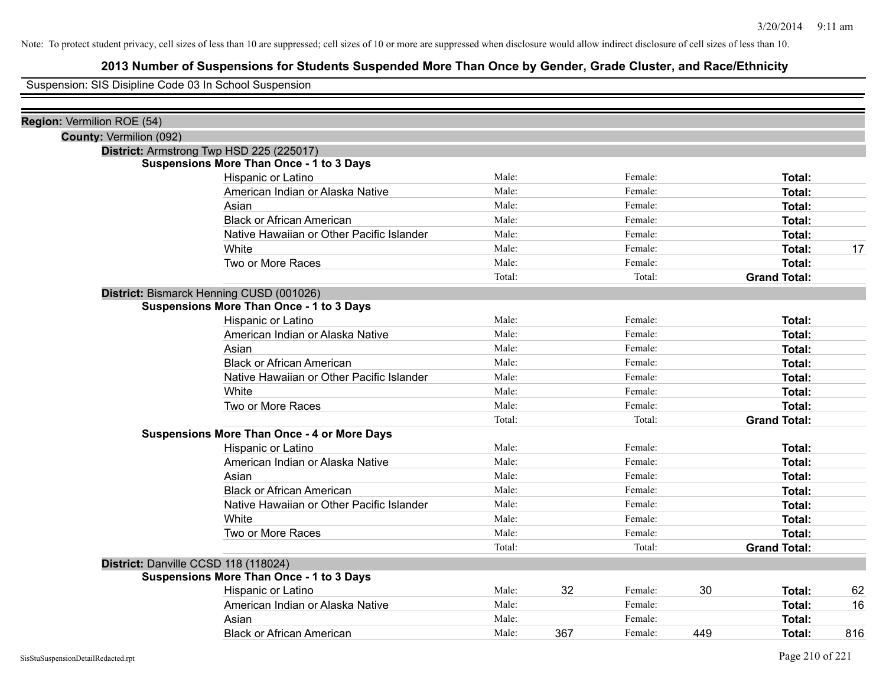Note: To protect student privacy, cell sizes of less than 10 are suppressed; cell sizes of 10 or more are suppressed when disclosure would allow indirect disclosure of cell sizes of less than 10.

# 2013 Number of Suspensions for Students Suspended More Than Once by Gender, Grade Cluster, and Race/Ethnicity

Suspension: SIS Disipline Code 03 In School Suspension

**Region:** Vermilion ROE (54)

**County:** Vermilion (092)

**District:** Armstrong Twp HSD 225 (225017)

**Suspensions More Than Once - 1 to 3 Days**

| | | | | | | |
|---|---|---|---|---|---|---|
| Hispanic or Latino | Male: | | Female: | | **Total:** | |
| American Indian or Alaska Native | Male: | | Female: | | **Total:** | |
| Asian | Male: | | Female: | | **Total:** | |
| Black or African American | Male: | | Female: | | **Total:** | |
| Native Hawaiian or Other Pacific Islander | Male: | | Female: | | **Total:** | |
| White | Male: | | Female: | | **Total:** | 17 |
| Two or More Races | Male: | | Female: | | **Total:** | |
| | Total: | | Total: | | **Grand Total:** | |

**District:** Bismarck Henning CUSD (001026)

**Suspensions More Than Once - 1 to 3 Days**

| | | | | | | |
|---|---|---|---|---|---|---|
| Hispanic or Latino | Male: | | Female: | | **Total:** | |
| American Indian or Alaska Native | Male: | | Female: | | **Total:** | |
| Asian | Male: | | Female: | | **Total:** | |
| Black or African American | Male: | | Female: | | **Total:** | |
| Native Hawaiian or Other Pacific Islander | Male: | | Female: | | **Total:** | |
| White | Male: | | Female: | | **Total:** | |
| Two or More Races | Male: | | Female: | | **Total:** | |
| | Total: | | Total: | | **Grand Total:** | |

**Suspensions More Than Once - 4 or More Days**

| | | | | | | |
|---|---|---|---|---|---|---|
| Hispanic or Latino | Male: | | Female: | | **Total:** | |
| American Indian or Alaska Native | Male: | | Female: | | **Total:** | |
| Asian | Male: | | Female: | | **Total:** | |
| Black or African American | Male: | | Female: | | **Total:** | |
| Native Hawaiian or Other Pacific Islander | Male: | | Female: | | **Total:** | |
| White | Male: | | Female: | | **Total:** | |
| Two or More Races | Male: | | Female: | | **Total:** | |
| | Total: | | Total: | | **Grand Total:** | |

**District:** Danville CCSD 118 (118024)

**Suspensions More Than Once - 1 to 3 Days**

| | | | | | | |
|---|---|---|---|---|---|---|
| Hispanic or Latino | Male: | 32 | Female: | 30 | **Total:** | 62 |
| American Indian or Alaska Native | Male: | | Female: | | **Total:** | 16 |
| Asian | Male: | | Female: | | **Total:** | |
| Black or African American | Male: | 367 | Female: | 449 | **Total:** | 816 |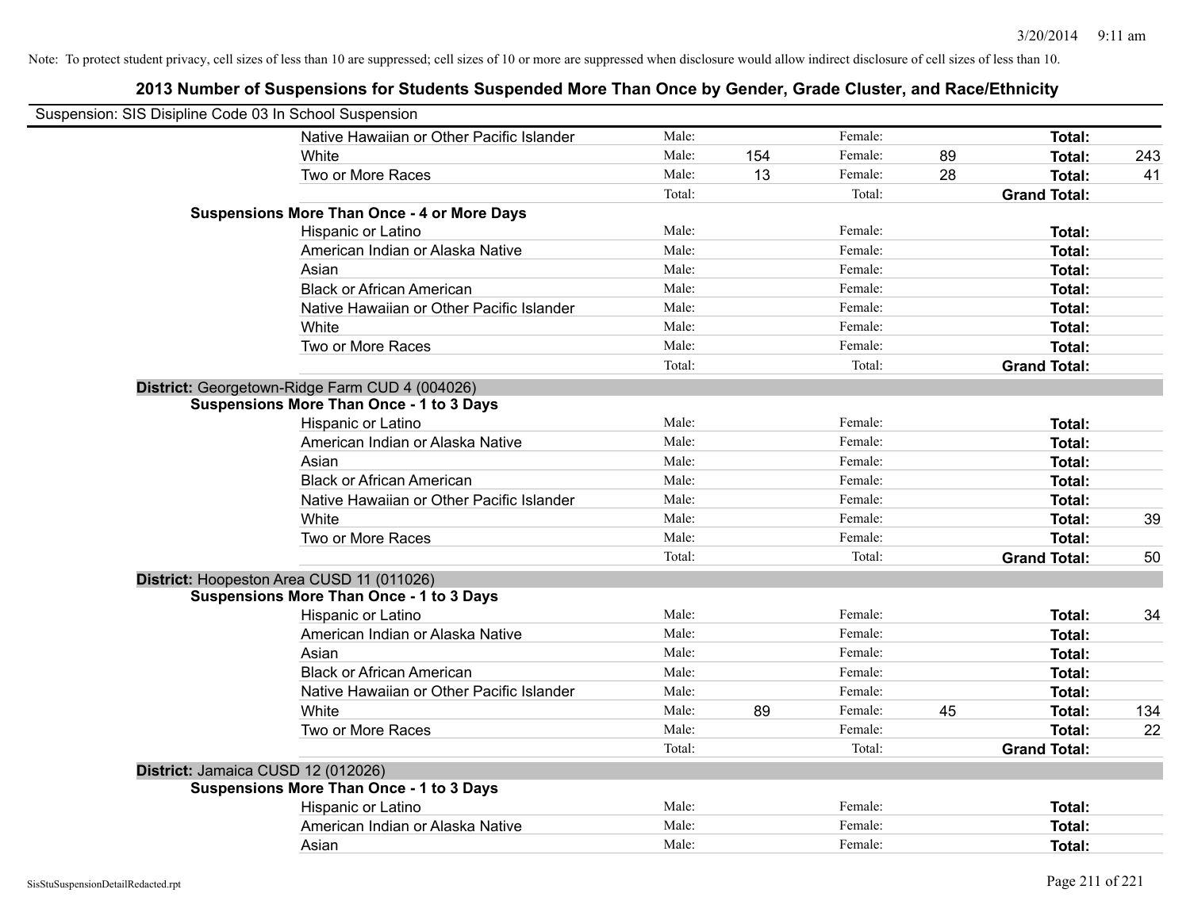Note: To protect student privacy, cell sizes of less than 10 are suppressed; cell sizes of 10 or more are suppressed when disclosure would allow indirect disclosure of cell sizes of less than 10.

## 2013 Number of Suspensions for Students Suspended More Than Once by Gender, Grade Cluster, and Race/Ethnicity

Suspension: SIS Disipline Code 03 In School Suspension

| | | | | | | |
|---|---|---|---|---|---|---|
| Native Hawaiian or Other Pacific Islander | Male: | | Female: | | **Total:** | |
| White | Male: | 154 | Female: | 89 | **Total:** | 243 |
| Two or More Races | Male: | 13 | Female: | 28 | **Total:** | 41 |
| | Total: | | Total: | | **Grand Total:** | |
| **Suspensions More Than Once - 4 or More Days** | | | | | | |
| Hispanic or Latino | Male: | | Female: | | **Total:** | |
| American Indian or Alaska Native | Male: | | Female: | | **Total:** | |
| Asian | Male: | | Female: | | **Total:** | |
| Black or African American | Male: | | Female: | | **Total:** | |
| Native Hawaiian or Other Pacific Islander | Male: | | Female: | | **Total:** | |
| White | Male: | | Female: | | **Total:** | |
| Two or More Races | Male: | | Female: | | **Total:** | |
| | Total: | | Total: | | **Grand Total:** | |

**District:** Georgetown-Ridge Farm CUD 4 (004026)

| | | | | | | |
|---|---|---|---|---|---|---|
| **Suspensions More Than Once - 1 to 3 Days** | | | | | | |
| Hispanic or Latino | Male: | | Female: | | **Total:** | |
| American Indian or Alaska Native | Male: | | Female: | | **Total:** | |
| Asian | Male: | | Female: | | **Total:** | |
| Black or African American | Male: | | Female: | | **Total:** | |
| Native Hawaiian or Other Pacific Islander | Male: | | Female: | | **Total:** | |
| White | Male: | | Female: | | **Total:** | 39 |
| Two or More Races | Male: | | Female: | | **Total:** | |
| | Total: | | Total: | | **Grand Total:** | 50 |

**District:** Hoopeston Area CUSD 11 (011026)

| | | | | | | |
|---|---|---|---|---|---|---|
| **Suspensions More Than Once - 1 to 3 Days** | | | | | | |
| Hispanic or Latino | Male: | | Female: | | **Total:** | 34 |
| American Indian or Alaska Native | Male: | | Female: | | **Total:** | |
| Asian | Male: | | Female: | | **Total:** | |
| Black or African American | Male: | | Female: | | **Total:** | |
| Native Hawaiian or Other Pacific Islander | Male: | | Female: | | **Total:** | |
| White | Male: | 89 | Female: | 45 | **Total:** | 134 |
| Two or More Races | Male: | | Female: | | **Total:** | 22 |
| | Total: | | Total: | | **Grand Total:** | |

**District:** Jamaica CUSD 12 (012026)

| | | | | | | |
|---|---|---|---|---|---|---|
| **Suspensions More Than Once - 1 to 3 Days** | | | | | | |
| Hispanic or Latino | Male: | | Female: | | **Total:** | |
| American Indian or Alaska Native | Male: | | Female: | | **Total:** | |
| Asian | Male: | | Female: | | **Total:** | |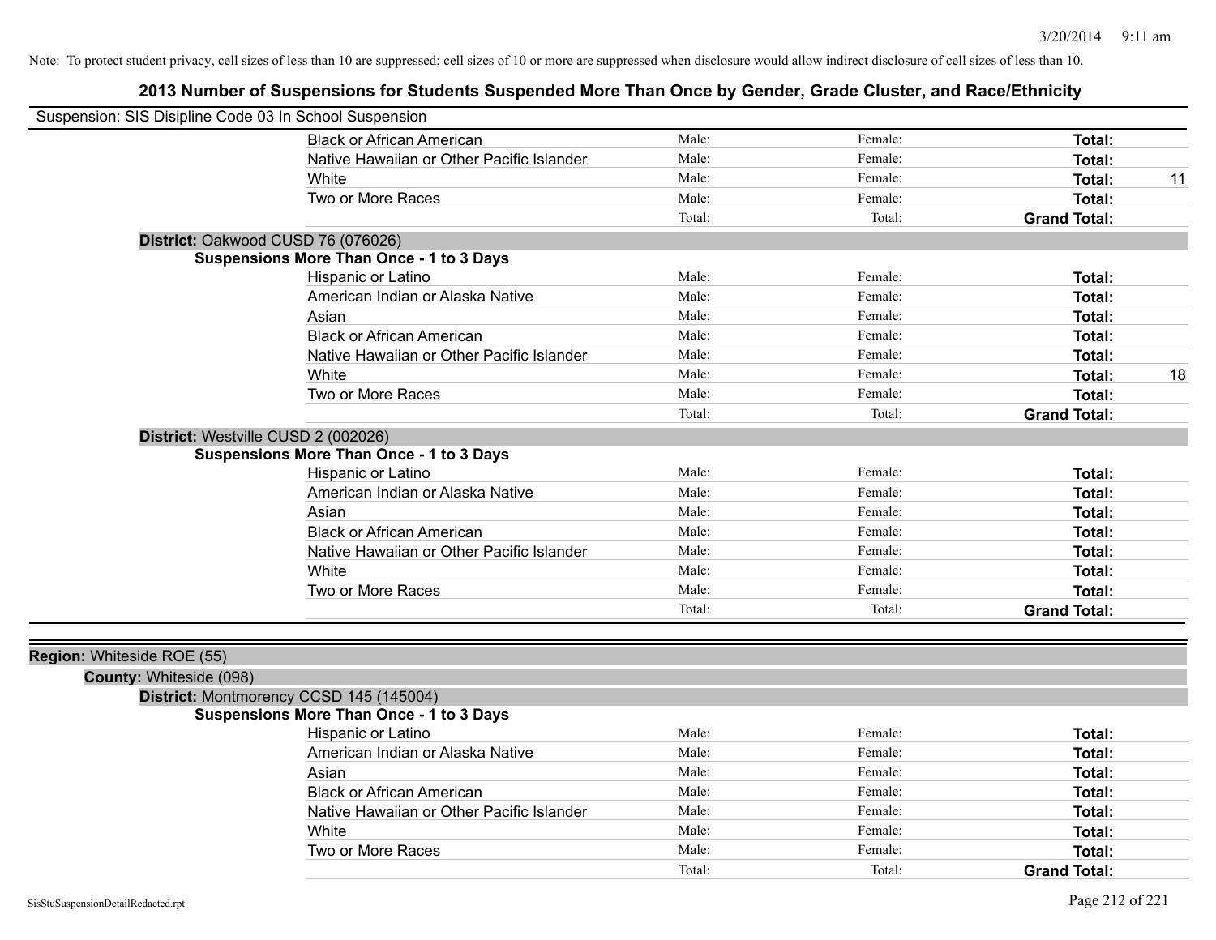Note: To protect student privacy, cell sizes of less than 10 are suppressed; cell sizes of 10 or more are suppressed when disclosure would allow indirect disclosure of cell sizes of less than 10.

# 2013 Number of Suspensions for Students Suspended More Than Once by Gender, Grade Cluster, and Race/Ethnicity

Suspension: SIS Disipline Code 03 In School Suspension

| | | | | |
|---|---|---|---|---|
| Black or African American | Male: | Female: | **Total:** | |
| Native Hawaiian or Other Pacific Islander | Male: | Female: | **Total:** | |
| White | Male: | Female: | **Total:** | 11 |
| Two or More Races | Male: | Female: | **Total:** | |
| | Total: | Total: | **Grand Total:** | |

**District:** Oakwood CUSD 76 (076026)

**Suspensions More Than Once - 1 to 3 Days**

| | | | | |
|---|---|---|---|---|
| Hispanic or Latino | Male: | Female: | **Total:** | |
| American Indian or Alaska Native | Male: | Female: | **Total:** | |
| Asian | Male: | Female: | **Total:** | |
| Black or African American | Male: | Female: | **Total:** | |
| Native Hawaiian or Other Pacific Islander | Male: | Female: | **Total:** | |
| White | Male: | Female: | **Total:** | 18 |
| Two or More Races | Male: | Female: | **Total:** | |
| | Total: | Total: | **Grand Total:** | |

**District:** Westville CUSD 2 (002026)

**Suspensions More Than Once - 1 to 3 Days**

| | | | | |
|---|---|---|---|---|
| Hispanic or Latino | Male: | Female: | **Total:** | |
| American Indian or Alaska Native | Male: | Female: | **Total:** | |
| Asian | Male: | Female: | **Total:** | |
| Black or African American | Male: | Female: | **Total:** | |
| Native Hawaiian or Other Pacific Islander | Male: | Female: | **Total:** | |
| White | Male: | Female: | **Total:** | |
| Two or More Races | Male: | Female: | **Total:** | |
| | Total: | Total: | **Grand Total:** | |

**Region:** Whiteside ROE (55)

**County:** Whiteside (098)

**District:** Montmorency CCSD 145 (145004)

**Suspensions More Than Once - 1 to 3 Days**

| | | | | |
|---|---|---|---|---|
| Hispanic or Latino | Male: | Female: | **Total:** | |
| American Indian or Alaska Native | Male: | Female: | **Total:** | |
| Asian | Male: | Female: | **Total:** | |
| Black or African American | Male: | Female: | **Total:** | |
| Native Hawaiian or Other Pacific Islander | Male: | Female: | **Total:** | |
| White | Male: | Female: | **Total:** | |
| Two or More Races | Male: | Female: | **Total:** | |
| | Total: | Total: | **Grand Total:** | |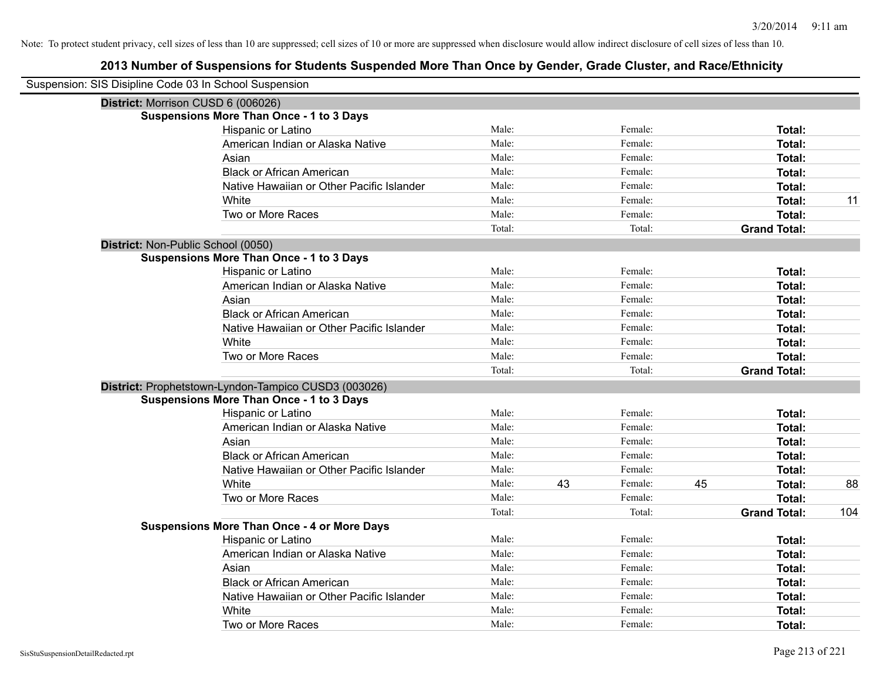Note: To protect student privacy, cell sizes of less than 10 are suppressed; cell sizes of 10 or more are suppressed when disclosure would allow indirect disclosure of cell sizes of less than 10.

# 2013 Number of Suspensions for Students Suspended More Than Once by Gender, Grade Cluster, and Race/Ethnicity

Suspension: SIS Disipline Code 03 In School Suspension

## District: Morrison CUSD 6 (006026)

### Suspensions More Than Once - 1 to 3 Days

| Race/Ethnicity | | Male | | Female | | Total |
|---|---|---|---|---|---|---|
| Hispanic or Latino | Male: | | Female: | | **Total:** | |
| American Indian or Alaska Native | Male: | | Female: | | **Total:** | |
| Asian | Male: | | Female: | | **Total:** | |
| Black or African American | Male: | | Female: | | **Total:** | |
| Native Hawaiian or Other Pacific Islander | Male: | | Female: | | **Total:** | |
| White | Male: | | Female: | | **Total:** | 11 |
| Two or More Races | Male: | | Female: | | **Total:** | |
| | Total: | | Total: | | **Grand Total:** | |

## District: Non-Public School (0050)

### Suspensions More Than Once - 1 to 3 Days

| Race/Ethnicity | | Male | | Female | | Total |
|---|---|---|---|---|---|---|
| Hispanic or Latino | Male: | | Female: | | **Total:** | |
| American Indian or Alaska Native | Male: | | Female: | | **Total:** | |
| Asian | Male: | | Female: | | **Total:** | |
| Black or African American | Male: | | Female: | | **Total:** | |
| Native Hawaiian or Other Pacific Islander | Male: | | Female: | | **Total:** | |
| White | Male: | | Female: | | **Total:** | |
| Two or More Races | Male: | | Female: | | **Total:** | |
| | Total: | | Total: | | **Grand Total:** | |

## District: Prophetstown-Lyndon-Tampico CUSD3 (003026)

### Suspensions More Than Once - 1 to 3 Days

| Race/Ethnicity | | Male | | Female | | Total |
|---|---|---|---|---|---|---|
| Hispanic or Latino | Male: | | Female: | | **Total:** | |
| American Indian or Alaska Native | Male: | | Female: | | **Total:** | |
| Asian | Male: | | Female: | | **Total:** | |
| Black or African American | Male: | | Female: | | **Total:** | |
| Native Hawaiian or Other Pacific Islander | Male: | | Female: | | **Total:** | |
| White | Male: | 43 | Female: | 45 | **Total:** | 88 |
| Two or More Races | Male: | | Female: | | **Total:** | |
| | Total: | | Total: | | **Grand Total:** | 104 |

### Suspensions More Than Once - 4 or More Days

| Race/Ethnicity | | Male | | Female | | Total |
|---|---|---|---|---|---|---|
| Hispanic or Latino | Male: | | Female: | | **Total:** | |
| American Indian or Alaska Native | Male: | | Female: | | **Total:** | |
| Asian | Male: | | Female: | | **Total:** | |
| Black or African American | Male: | | Female: | | **Total:** | |
| Native Hawaiian or Other Pacific Islander | Male: | | Female: | | **Total:** | |
| White | Male: | | Female: | | **Total:** | |
| Two or More Races | Male: | | Female: | | **Total:** | |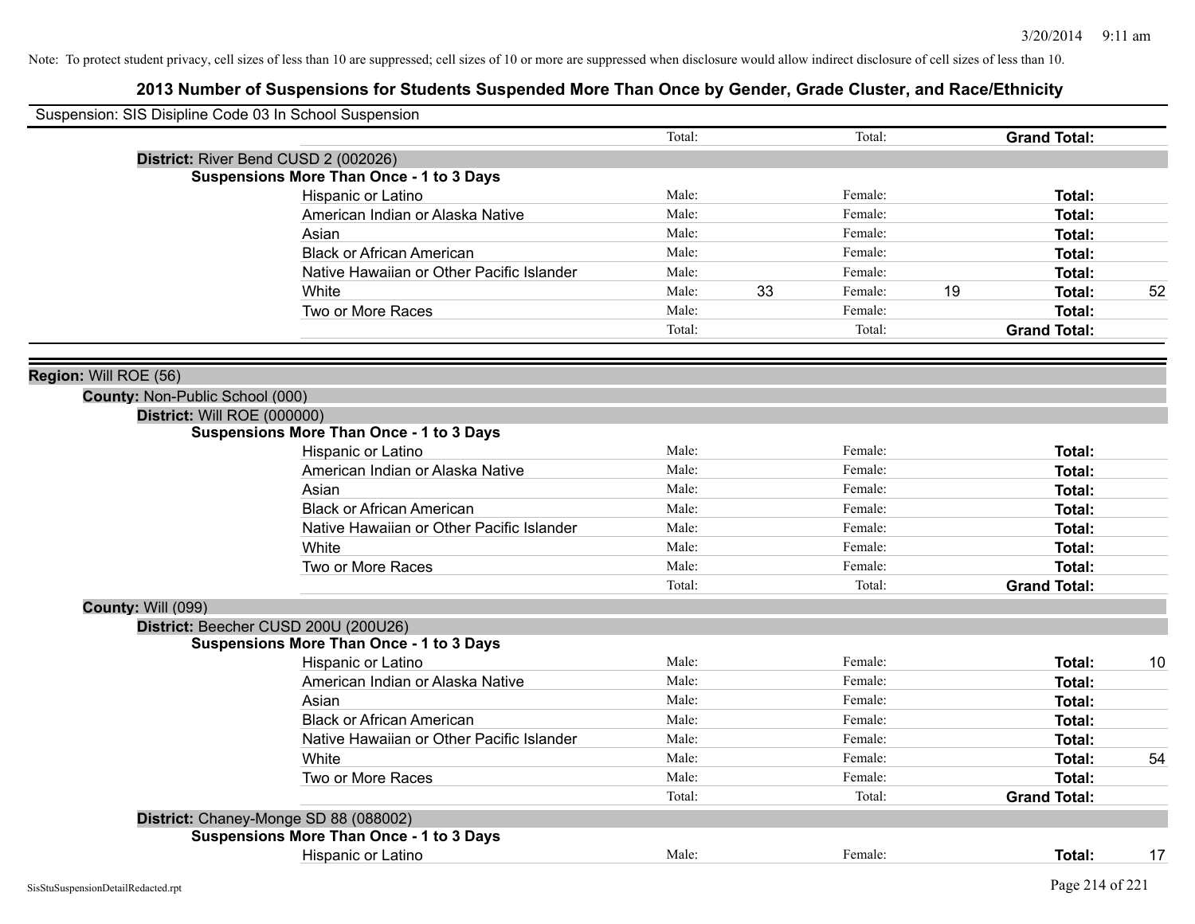Note: To protect student privacy, cell sizes of less than 10 are suppressed; cell sizes of 10 or more are suppressed when disclosure would allow indirect disclosure of cell sizes of less than 10.

## 2013 Number of Suspensions for Students Suspended More Than Once by Gender, Grade Cluster, and Race/Ethnicity

Suspension: SIS Disipline Code 03 In School Suspension

| | | | | | |
|---|---|---|---|---|---|
| | Total: | | Total: | | **Grand Total:** |

**District:** River Bend CUSD 2 (002026)

**Suspensions More Than Once - 1 to 3 Days**

| Race/Ethnicity | | | | | | |
|---|---|---|---|---|---|---|
| Hispanic or Latino | Male: | | Female: | | **Total:** | |
| American Indian or Alaska Native | Male: | | Female: | | **Total:** | |
| Asian | Male: | | Female: | | **Total:** | |
| Black or African American | Male: | | Female: | | **Total:** | |
| Native Hawaiian or Other Pacific Islander | Male: | | Female: | | **Total:** | |
| White | Male: | 33 | Female: | 19 | **Total:** | 52 |
| Two or More Races | Male: | | Female: | | **Total:** | |
| | Total: | | Total: | | **Grand Total:** | |

**Region:** Will ROE (56)

**County:** Non-Public School (000)

**District:** Will ROE (000000)

**Suspensions More Than Once - 1 to 3 Days**

| Race/Ethnicity | | | | | | |
|---|---|---|---|---|---|---|
| Hispanic or Latino | Male: | | Female: | | **Total:** | |
| American Indian or Alaska Native | Male: | | Female: | | **Total:** | |
| Asian | Male: | | Female: | | **Total:** | |
| Black or African American | Male: | | Female: | | **Total:** | |
| Native Hawaiian or Other Pacific Islander | Male: | | Female: | | **Total:** | |
| White | Male: | | Female: | | **Total:** | |
| Two or More Races | Male: | | Female: | | **Total:** | |
| | Total: | | Total: | | **Grand Total:** | |

**County:** Will (099)

**District:** Beecher CUSD 200U (200U26)

**Suspensions More Than Once - 1 to 3 Days**

| Race/Ethnicity | | | | | | |
|---|---|---|---|---|---|---|
| Hispanic or Latino | Male: | | Female: | | **Total:** | 10 |
| American Indian or Alaska Native | Male: | | Female: | | **Total:** | |
| Asian | Male: | | Female: | | **Total:** | |
| Black or African American | Male: | | Female: | | **Total:** | |
| Native Hawaiian or Other Pacific Islander | Male: | | Female: | | **Total:** | |
| White | Male: | | Female: | | **Total:** | 54 |
| Two or More Races | Male: | | Female: | | **Total:** | |
| | Total: | | Total: | | **Grand Total:** | |

**District:** Chaney-Monge SD 88 (088002)

**Suspensions More Than Once - 1 to 3 Days**

| Race/Ethnicity | | | | | | |
|---|---|---|---|---|---|---|
| Hispanic or Latino | Male: | | Female: | | **Total:** | 17 |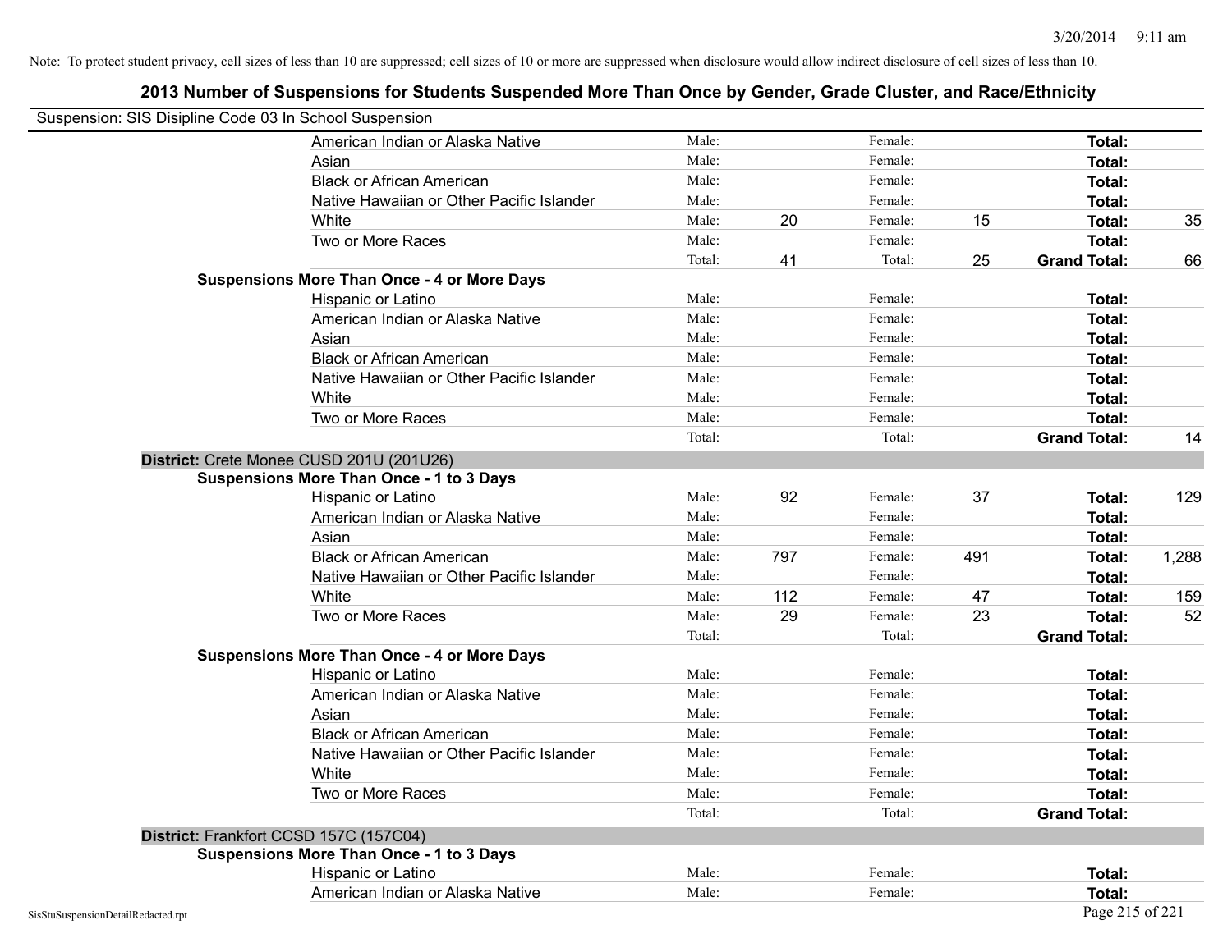Note: To protect student privacy, cell sizes of less than 10 are suppressed; cell sizes of 10 or more are suppressed when disclosure would allow indirect disclosure of cell sizes of less than 10.

## 2013 Number of Suspensions for Students Suspended More Than Once by Gender, Grade Cluster, and Race/Ethnicity

Suspension: SIS Disipline Code 03 In School Suspension

| | | | | | | |
|---|---|---|---|---|---|---|
| American Indian or Alaska Native | Male: | | Female: | | **Total:** | |
| Asian | Male: | | Female: | | **Total:** | |
| Black or African American | Male: | | Female: | | **Total:** | |
| Native Hawaiian or Other Pacific Islander | Male: | | Female: | | **Total:** | |
| White | Male: | 20 | Female: | 15 | **Total:** | 35 |
| Two or More Races | Male: | | Female: | | **Total:** | |
| | Total: | 41 | Total: | 25 | **Grand Total:** | 66 |

**Suspensions More Than Once - 4 or More Days**

| | | | | | | |
|---|---|---|---|---|---|---|
| Hispanic or Latino | Male: | | Female: | | **Total:** | |
| American Indian or Alaska Native | Male: | | Female: | | **Total:** | |
| Asian | Male: | | Female: | | **Total:** | |
| Black or African American | Male: | | Female: | | **Total:** | |
| Native Hawaiian or Other Pacific Islander | Male: | | Female: | | **Total:** | |
| White | Male: | | Female: | | **Total:** | |
| Two or More Races | Male: | | Female: | | **Total:** | |
| | Total: | | Total: | | **Grand Total:** | 14 |

**District:** Crete Monee CUSD 201U (201U26)

**Suspensions More Than Once - 1 to 3 Days**

| | | | | | | |
|---|---|---|---|---|---|---|
| Hispanic or Latino | Male: | 92 | Female: | 37 | **Total:** | 129 |
| American Indian or Alaska Native | Male: | | Female: | | **Total:** | |
| Asian | Male: | | Female: | | **Total:** | |
| Black or African American | Male: | 797 | Female: | 491 | **Total:** | 1,288 |
| Native Hawaiian or Other Pacific Islander | Male: | | Female: | | **Total:** | |
| White | Male: | 112 | Female: | 47 | **Total:** | 159 |
| Two or More Races | Male: | 29 | Female: | 23 | **Total:** | 52 |
| | Total: | | Total: | | **Grand Total:** | |

**Suspensions More Than Once - 4 or More Days**

| | | | | | | |
|---|---|---|---|---|---|---|
| Hispanic or Latino | Male: | | Female: | | **Total:** | |
| American Indian or Alaska Native | Male: | | Female: | | **Total:** | |
| Asian | Male: | | Female: | | **Total:** | |
| Black or African American | Male: | | Female: | | **Total:** | |
| Native Hawaiian or Other Pacific Islander | Male: | | Female: | | **Total:** | |
| White | Male: | | Female: | | **Total:** | |
| Two or More Races | Male: | | Female: | | **Total:** | |
| | Total: | | Total: | | **Grand Total:** | |

**District:** Frankfort CCSD 157C (157C04)

**Suspensions More Than Once - 1 to 3 Days**

| | | | | | | |
|---|---|---|---|---|---|---|
| Hispanic or Latino | Male: | | Female: | | **Total:** | |
| American Indian or Alaska Native | Male: | | Female: | | **Total:** | |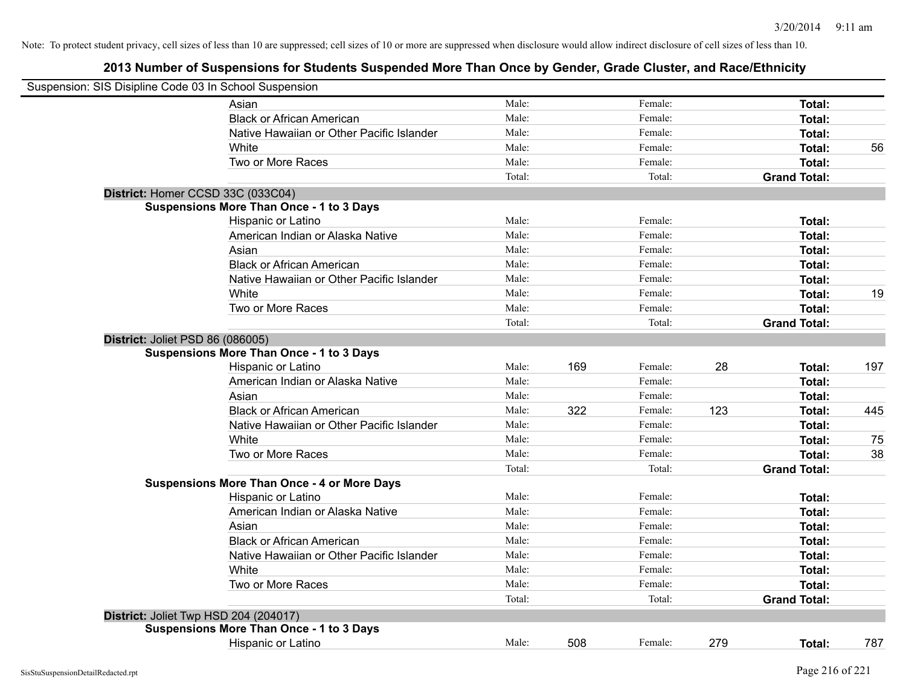Note: To protect student privacy, cell sizes of less than 10 are suppressed; cell sizes of 10 or more are suppressed when disclosure would allow indirect disclosure of cell sizes of less than 10.

## 2013 Number of Suspensions for Students Suspended More Than Once by Gender, Grade Cluster, and Race/Ethnicity

Suspension: SIS Disipline Code 03 In School Suspension

| | | | | | | |
|---|---|---|---|---|---|---|
| Asian | Male: | | Female: | | **Total:** | |
| Black or African American | Male: | | Female: | | **Total:** | |
| Native Hawaiian or Other Pacific Islander | Male: | | Female: | | **Total:** | |
| White | Male: | | Female: | | **Total:** | 56 |
| Two or More Races | Male: | | Female: | | **Total:** | |
| | Total: | | Total: | | **Grand Total:** | |

**District:** Homer CCSD 33C (033C04)

**Suspensions More Than Once - 1 to 3 Days**

| | | | | | | |
|---|---|---|---|---|---|---|
| Hispanic or Latino | Male: | | Female: | | **Total:** | |
| American Indian or Alaska Native | Male: | | Female: | | **Total:** | |
| Asian | Male: | | Female: | | **Total:** | |
| Black or African American | Male: | | Female: | | **Total:** | |
| Native Hawaiian or Other Pacific Islander | Male: | | Female: | | **Total:** | |
| White | Male: | | Female: | | **Total:** | 19 |
| Two or More Races | Male: | | Female: | | **Total:** | |
| | Total: | | Total: | | **Grand Total:** | |

**District:** Joliet PSD 86 (086005)

**Suspensions More Than Once - 1 to 3 Days**

| | | | | | | |
|---|---|---|---|---|---|---|
| Hispanic or Latino | Male: | 169 | Female: | 28 | **Total:** | 197 |
| American Indian or Alaska Native | Male: | | Female: | | **Total:** | |
| Asian | Male: | | Female: | | **Total:** | |
| Black or African American | Male: | 322 | Female: | 123 | **Total:** | 445 |
| Native Hawaiian or Other Pacific Islander | Male: | | Female: | | **Total:** | |
| White | Male: | | Female: | | **Total:** | 75 |
| Two or More Races | Male: | | Female: | | **Total:** | 38 |
| | Total: | | Total: | | **Grand Total:** | |

**Suspensions More Than Once - 4 or More Days**

| | | | | | | |
|---|---|---|---|---|---|---|
| Hispanic or Latino | Male: | | Female: | | **Total:** | |
| American Indian or Alaska Native | Male: | | Female: | | **Total:** | |
| Asian | Male: | | Female: | | **Total:** | |
| Black or African American | Male: | | Female: | | **Total:** | |
| Native Hawaiian or Other Pacific Islander | Male: | | Female: | | **Total:** | |
| White | Male: | | Female: | | **Total:** | |
| Two or More Races | Male: | | Female: | | **Total:** | |
| | Total: | | Total: | | **Grand Total:** | |

**District:** Joliet Twp HSD 204 (204017)

**Suspensions More Than Once - 1 to 3 Days**

| | | | | | | |
|---|---|---|---|---|---|---|
| Hispanic or Latino | Male: | 508 | Female: | 279 | **Total:** | 787 |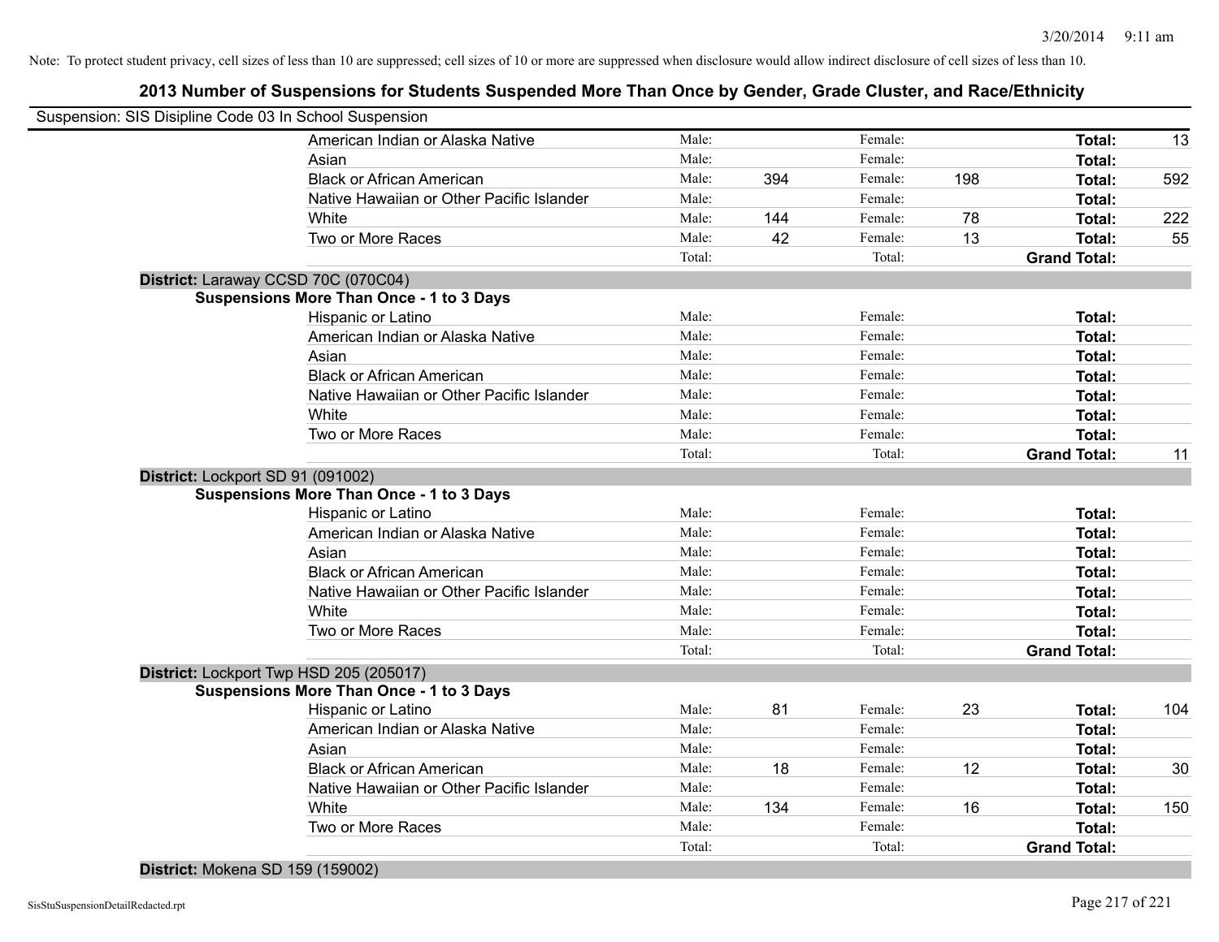Note: To protect student privacy, cell sizes of less than 10 are suppressed; cell sizes of 10 or more are suppressed when disclosure would allow indirect disclosure of cell sizes of less than 10.

# 2013 Number of Suspensions for Students Suspended More Than Once by Gender, Grade Cluster, and Race/Ethnicity

Suspension: SIS Disipline Code 03 In School Suspension

| | Male: | | Female: | | Total: | |
|---|---|---|---|---|---|---|
| American Indian or Alaska Native | Male: | | Female: | | **Total:** | 13 |
| Asian | Male: | | Female: | | **Total:** | |
| Black or African American | Male: | 394 | Female: | 198 | **Total:** | 592 |
| Native Hawaiian or Other Pacific Islander | Male: | | Female: | | **Total:** | |
| White | Male: | 144 | Female: | 78 | **Total:** | 222 |
| Two or More Races | Male: | 42 | Female: | 13 | **Total:** | 55 |
| | Total: | | Total: | | **Grand Total:** | |

**District:** Laraway CCSD 70C (070C04)

**Suspensions More Than Once - 1 to 3 Days**

| | Male: | | Female: | | Total: | |
|---|---|---|---|---|---|---|
| Hispanic or Latino | Male: | | Female: | | **Total:** | |
| American Indian or Alaska Native | Male: | | Female: | | **Total:** | |
| Asian | Male: | | Female: | | **Total:** | |
| Black or African American | Male: | | Female: | | **Total:** | |
| Native Hawaiian or Other Pacific Islander | Male: | | Female: | | **Total:** | |
| White | Male: | | Female: | | **Total:** | |
| Two or More Races | Male: | | Female: | | **Total:** | |
| | Total: | | Total: | | **Grand Total:** | 11 |

**District:** Lockport SD 91 (091002)

**Suspensions More Than Once - 1 to 3 Days**

| | Male: | | Female: | | Total: | |
|---|---|---|---|---|---|---|
| Hispanic or Latino | Male: | | Female: | | **Total:** | |
| American Indian or Alaska Native | Male: | | Female: | | **Total:** | |
| Asian | Male: | | Female: | | **Total:** | |
| Black or African American | Male: | | Female: | | **Total:** | |
| Native Hawaiian or Other Pacific Islander | Male: | | Female: | | **Total:** | |
| White | Male: | | Female: | | **Total:** | |
| Two or More Races | Male: | | Female: | | **Total:** | |
| | Total: | | Total: | | **Grand Total:** | |

**District:** Lockport Twp HSD 205 (205017)

**Suspensions More Than Once - 1 to 3 Days**

| | Male: | | Female: | | Total: | |
|---|---|---|---|---|---|---|
| Hispanic or Latino | Male: | 81 | Female: | 23 | **Total:** | 104 |
| American Indian or Alaska Native | Male: | | Female: | | **Total:** | |
| Asian | Male: | | Female: | | **Total:** | |
| Black or African American | Male: | 18 | Female: | 12 | **Total:** | 30 |
| Native Hawaiian or Other Pacific Islander | Male: | | Female: | | **Total:** | |
| White | Male: | 134 | Female: | 16 | **Total:** | 150 |
| Two or More Races | Male: | | Female: | | **Total:** | |
| | Total: | | Total: | | **Grand Total:** | |

**District:** Mokena SD 159 (159002)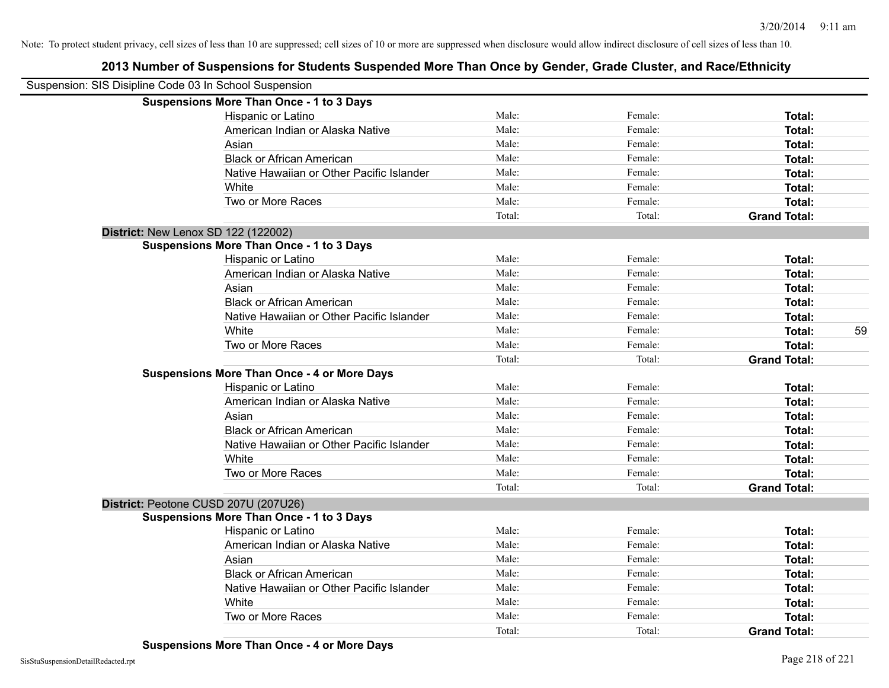Note: To protect student privacy, cell sizes of less than 10 are suppressed; cell sizes of 10 or more are suppressed when disclosure would allow indirect disclosure of cell sizes of less than 10.

# 2013 Number of Suspensions for Students Suspended More Than Once by Gender, Grade Cluster, and Race/Ethnicity

Suspension: SIS Disipline Code 03 In School Suspension

**Suspensions More Than Once - 1 to 3 Days**

| | | | | |
|---|---|---|---|---|
| Hispanic or Latino | Male: | Female: | **Total:** | |
| American Indian or Alaska Native | Male: | Female: | **Total:** | |
| Asian | Male: | Female: | **Total:** | |
| Black or African American | Male: | Female: | **Total:** | |
| Native Hawaiian or Other Pacific Islander | Male: | Female: | **Total:** | |
| White | Male: | Female: | **Total:** | |
| Two or More Races | Male: | Female: | **Total:** | |
| | Total: | Total: | **Grand Total:** | |

## District: New Lenox SD 122 (122002)

**Suspensions More Than Once - 1 to 3 Days**

| | | | | |
|---|---|---|---|---|
| Hispanic or Latino | Male: | Female: | **Total:** | |
| American Indian or Alaska Native | Male: | Female: | **Total:** | |
| Asian | Male: | Female: | **Total:** | |
| Black or African American | Male: | Female: | **Total:** | |
| Native Hawaiian or Other Pacific Islander | Male: | Female: | **Total:** | |
| White | Male: | Female: | **Total:** | 59 |
| Two or More Races | Male: | Female: | **Total:** | |
| | Total: | Total: | **Grand Total:** | |

**Suspensions More Than Once - 4 or More Days**

| | | | | |
|---|---|---|---|---|
| Hispanic or Latino | Male: | Female: | **Total:** | |
| American Indian or Alaska Native | Male: | Female: | **Total:** | |
| Asian | Male: | Female: | **Total:** | |
| Black or African American | Male: | Female: | **Total:** | |
| Native Hawaiian or Other Pacific Islander | Male: | Female: | **Total:** | |
| White | Male: | Female: | **Total:** | |
| Two or More Races | Male: | Female: | **Total:** | |
| | Total: | Total: | **Grand Total:** | |

## District: Peotone CUSD 207U (207U26)

**Suspensions More Than Once - 1 to 3 Days**

| | | | | |
|---|---|---|---|---|
| Hispanic or Latino | Male: | Female: | **Total:** | |
| American Indian or Alaska Native | Male: | Female: | **Total:** | |
| Asian | Male: | Female: | **Total:** | |
| Black or African American | Male: | Female: | **Total:** | |
| Native Hawaiian or Other Pacific Islander | Male: | Female: | **Total:** | |
| White | Male: | Female: | **Total:** | |
| Two or More Races | Male: | Female: | **Total:** | |
| | Total: | Total: | **Grand Total:** | |

**Suspensions More Than Once - 4 or More Days**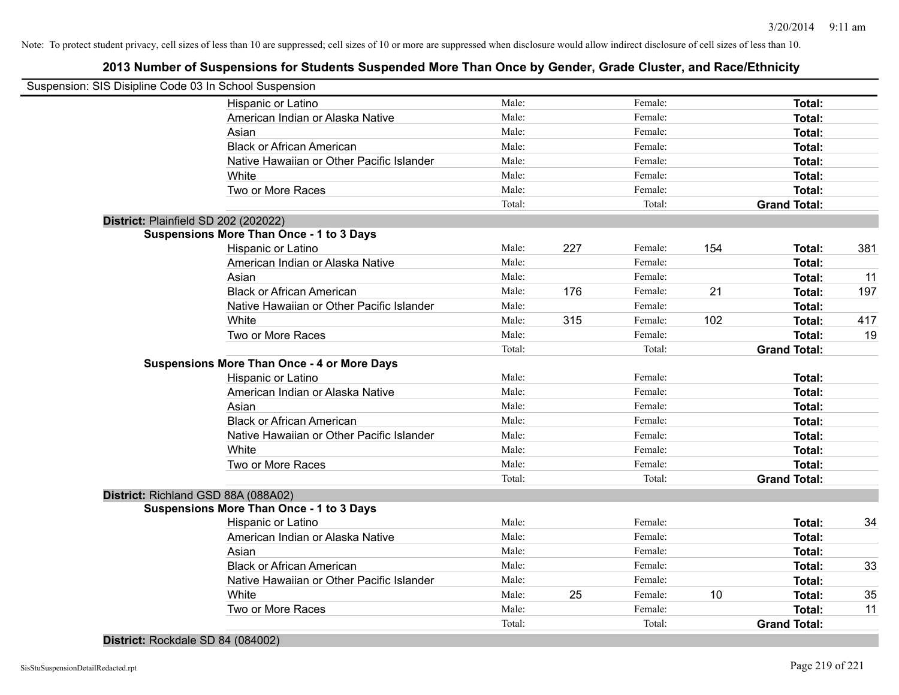Note: To protect student privacy, cell sizes of less than 10 are suppressed; cell sizes of 10 or more are suppressed when disclosure would allow indirect disclosure of cell sizes of less than 10.

## 2013 Number of Suspensions for Students Suspended More Than Once by Gender, Grade Cluster, and Race/Ethnicity

Suspension: SIS Disipline Code 03 In School Suspension

| | | | | | | |
|---|---|---|---|---|---|---|
| Hispanic or Latino | Male: | | Female: | | **Total:** | |
| American Indian or Alaska Native | Male: | | Female: | | **Total:** | |
| Asian | Male: | | Female: | | **Total:** | |
| Black or African American | Male: | | Female: | | **Total:** | |
| Native Hawaiian or Other Pacific Islander | Male: | | Female: | | **Total:** | |
| White | Male: | | Female: | | **Total:** | |
| Two or More Races | Male: | | Female: | | **Total:** | |
| | Total: | | Total: | | **Grand Total:** | |

**District:** Plainfield SD 202 (202022)

**Suspensions More Than Once - 1 to 3 Days**

| | | | | | | |
|---|---|---|---|---|---|---|
| Hispanic or Latino | Male: | 227 | Female: | 154 | **Total:** | 381 |
| American Indian or Alaska Native | Male: | | Female: | | **Total:** | |
| Asian | Male: | | Female: | | **Total:** | 11 |
| Black or African American | Male: | 176 | Female: | 21 | **Total:** | 197 |
| Native Hawaiian or Other Pacific Islander | Male: | | Female: | | **Total:** | |
| White | Male: | 315 | Female: | 102 | **Total:** | 417 |
| Two or More Races | Male: | | Female: | | **Total:** | 19 |
| | Total: | | Total: | | **Grand Total:** | |

**Suspensions More Than Once - 4 or More Days**

| | | | | | | |
|---|---|---|---|---|---|---|
| Hispanic or Latino | Male: | | Female: | | **Total:** | |
| American Indian or Alaska Native | Male: | | Female: | | **Total:** | |
| Asian | Male: | | Female: | | **Total:** | |
| Black or African American | Male: | | Female: | | **Total:** | |
| Native Hawaiian or Other Pacific Islander | Male: | | Female: | | **Total:** | |
| White | Male: | | Female: | | **Total:** | |
| Two or More Races | Male: | | Female: | | **Total:** | |
| | Total: | | Total: | | **Grand Total:** | |

**District:** Richland GSD 88A (088A02)

**Suspensions More Than Once - 1 to 3 Days**

| | | | | | | |
|---|---|---|---|---|---|---|
| Hispanic or Latino | Male: | | Female: | | **Total:** | 34 |
| American Indian or Alaska Native | Male: | | Female: | | **Total:** | |
| Asian | Male: | | Female: | | **Total:** | |
| Black or African American | Male: | | Female: | | **Total:** | 33 |
| Native Hawaiian or Other Pacific Islander | Male: | | Female: | | **Total:** | |
| White | Male: | 25 | Female: | 10 | **Total:** | 35 |
| Two or More Races | Male: | | Female: | | **Total:** | 11 |
| | Total: | | Total: | | **Grand Total:** | |

**District:** Rockdale SD 84 (084002)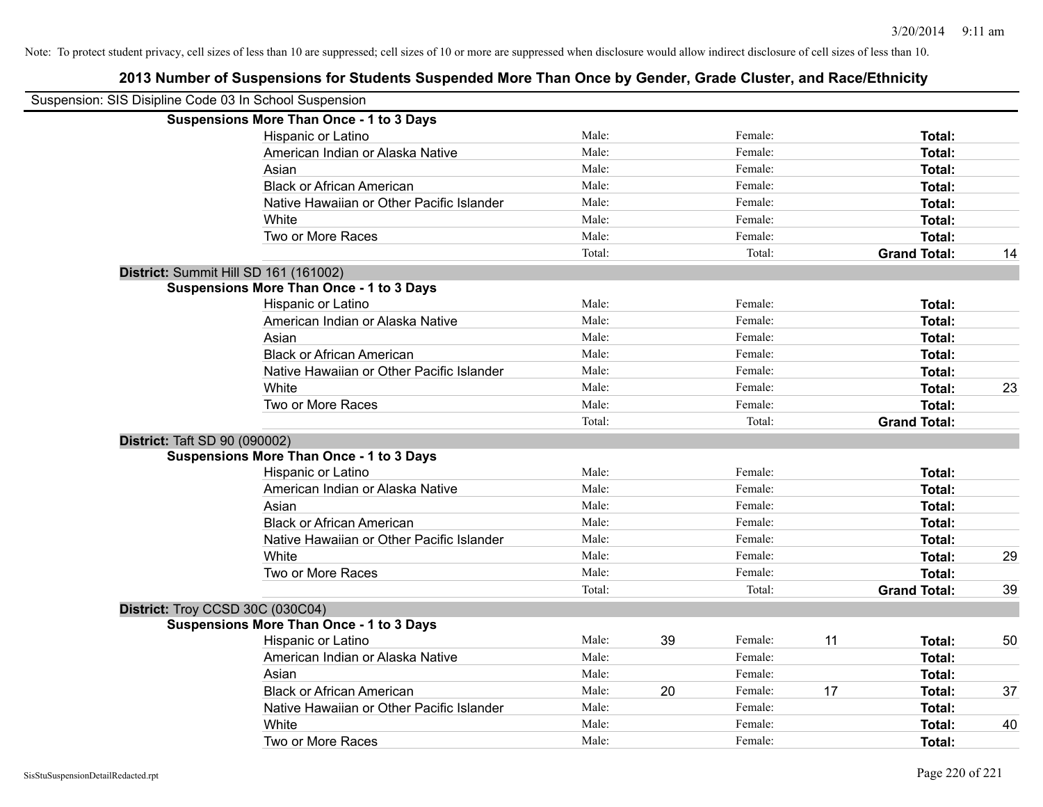Note: To protect student privacy, cell sizes of less than 10 are suppressed; cell sizes of 10 or more are suppressed when disclosure would allow indirect disclosure of cell sizes of less than 10.

## 2013 Number of Suspensions for Students Suspended More Than Once by Gender, Grade Cluster, and Race/Ethnicity

Suspension: SIS Disipline Code 03 In School Suspension

**Suspensions More Than Once - 1 to 3 Days**

| Race/Ethnicity | Male: | | Female: | | Total: | |
|---|---|---|---|---|---|---|
| Hispanic or Latino | Male: | | Female: | | **Total:** | |
| American Indian or Alaska Native | Male: | | Female: | | **Total:** | |
| Asian | Male: | | Female: | | **Total:** | |
| Black or African American | Male: | | Female: | | **Total:** | |
| Native Hawaiian or Other Pacific Islander | Male: | | Female: | | **Total:** | |
| White | Male: | | Female: | | **Total:** | |
| Two or More Races | Male: | | Female: | | **Total:** | |
| | Total: | | Total: | | **Grand Total:** | 14 |

**District:** Summit Hill SD 161 (161002)

**Suspensions More Than Once - 1 to 3 Days**

| Race/Ethnicity | Male: | | Female: | | Total: | |
|---|---|---|---|---|---|---|
| Hispanic or Latino | Male: | | Female: | | **Total:** | |
| American Indian or Alaska Native | Male: | | Female: | | **Total:** | |
| Asian | Male: | | Female: | | **Total:** | |
| Black or African American | Male: | | Female: | | **Total:** | |
| Native Hawaiian or Other Pacific Islander | Male: | | Female: | | **Total:** | |
| White | Male: | | Female: | | **Total:** | 23 |
| Two or More Races | Male: | | Female: | | **Total:** | |
| | Total: | | Total: | | **Grand Total:** | |

**District:** Taft SD 90 (090002)

**Suspensions More Than Once - 1 to 3 Days**

| Race/Ethnicity | Male: | | Female: | | Total: | |
|---|---|---|---|---|---|---|
| Hispanic or Latino | Male: | | Female: | | **Total:** | |
| American Indian or Alaska Native | Male: | | Female: | | **Total:** | |
| Asian | Male: | | Female: | | **Total:** | |
| Black or African American | Male: | | Female: | | **Total:** | |
| Native Hawaiian or Other Pacific Islander | Male: | | Female: | | **Total:** | |
| White | Male: | | Female: | | **Total:** | 29 |
| Two or More Races | Male: | | Female: | | **Total:** | |
| | Total: | | Total: | | **Grand Total:** | 39 |

**District:** Troy CCSD 30C (030C04)

**Suspensions More Than Once - 1 to 3 Days**

| Race/Ethnicity | Male: | | Female: | | Total: | |
|---|---|---|---|---|---|---|
| Hispanic or Latino | Male: | 39 | Female: | 11 | **Total:** | 50 |
| American Indian or Alaska Native | Male: | | Female: | | **Total:** | |
| Asian | Male: | | Female: | | **Total:** | |
| Black or African American | Male: | 20 | Female: | 17 | **Total:** | 37 |
| Native Hawaiian or Other Pacific Islander | Male: | | Female: | | **Total:** | |
| White | Male: | | Female: | | **Total:** | 40 |
| Two or More Races | Male: | | Female: | | **Total:** | |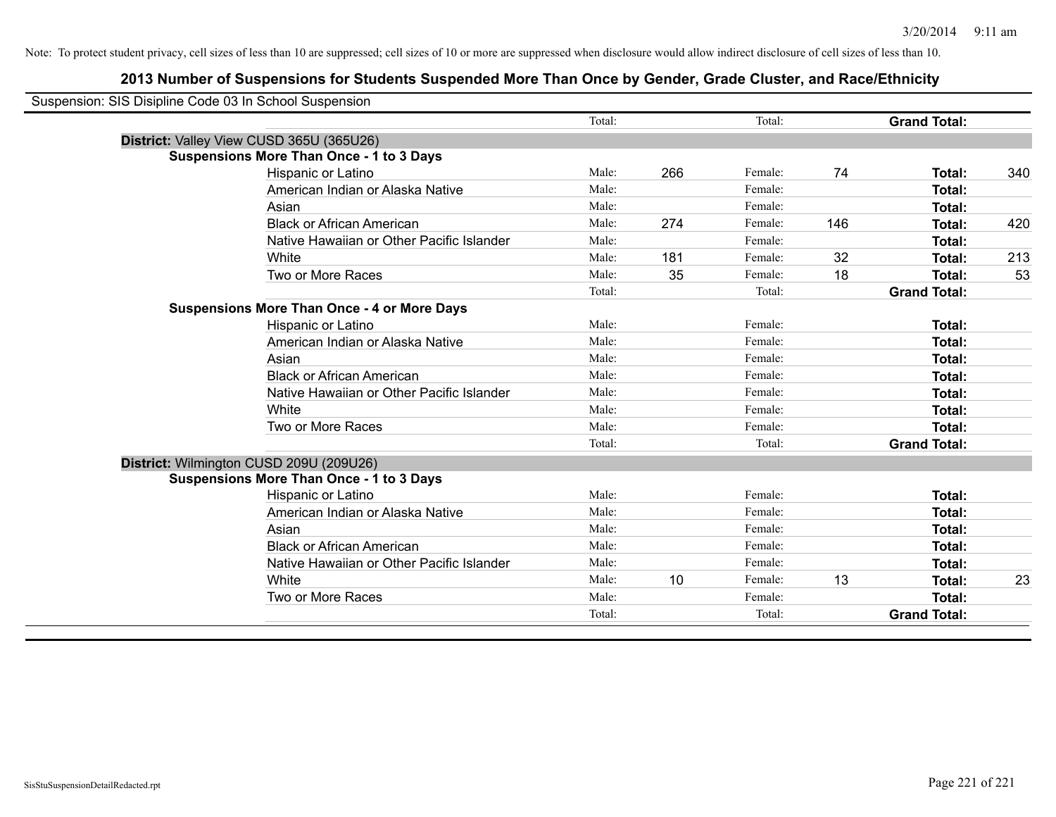Note: To protect student privacy, cell sizes of less than 10 are suppressed; cell sizes of 10 or more are suppressed when disclosure would allow indirect disclosure of cell sizes of less than 10.

## 2013 Number of Suspensions for Students Suspended More Than Once by Gender, Grade Cluster, and Race/Ethnicity

Suspension: SIS Disipline Code 03 In School Suspension

| | | | | | | | |
|---|---|---|---|---|---|---|---|
| | Total: | | Total: | | **Grand Total:** | | |
| **District:** Valley View CUSD 365U (365U26) | | | | | | | |
| **Suspensions More Than Once - 1 to 3 Days** | | | | | | | |
| Hispanic or Latino | Male: | 266 | Female: | 74 | **Total:** | 340 |
| American Indian or Alaska Native | Male: | | Female: | | **Total:** | |
| Asian | Male: | | Female: | | **Total:** | |
| Black or African American | Male: | 274 | Female: | 146 | **Total:** | 420 |
| Native Hawaiian or Other Pacific Islander | Male: | | Female: | | **Total:** | |
| White | Male: | 181 | Female: | 32 | **Total:** | 213 |
| Two or More Races | Male: | 35 | Female: | 18 | **Total:** | 53 |
| | Total: | | Total: | | **Grand Total:** | |
| **Suspensions More Than Once - 4 or More Days** | | | | | | |
| Hispanic or Latino | Male: | | Female: | | **Total:** | |
| American Indian or Alaska Native | Male: | | Female: | | **Total:** | |
| Asian | Male: | | Female: | | **Total:** | |
| Black or African American | Male: | | Female: | | **Total:** | |
| Native Hawaiian or Other Pacific Islander | Male: | | Female: | | **Total:** | |
| White | Male: | | Female: | | **Total:** | |
| Two or More Races | Male: | | Female: | | **Total:** | |
| | Total: | | Total: | | **Grand Total:** | |
| **District:** Wilmington CUSD 209U (209U26) | | | | | | |
| **Suspensions More Than Once - 1 to 3 Days** | | | | | | |
| Hispanic or Latino | Male: | | Female: | | **Total:** | |
| American Indian or Alaska Native | Male: | | Female: | | **Total:** | |
| Asian | Male: | | Female: | | **Total:** | |
| Black or African American | Male: | | Female: | | **Total:** | |
| Native Hawaiian or Other Pacific Islander | Male: | | Female: | | **Total:** | |
| White | Male: | 10 | Female: | 13 | **Total:** | 23 |
| Two or More Races | Male: | | Female: | | **Total:** | |
| | Total: | | Total: | | **Grand Total:** | |